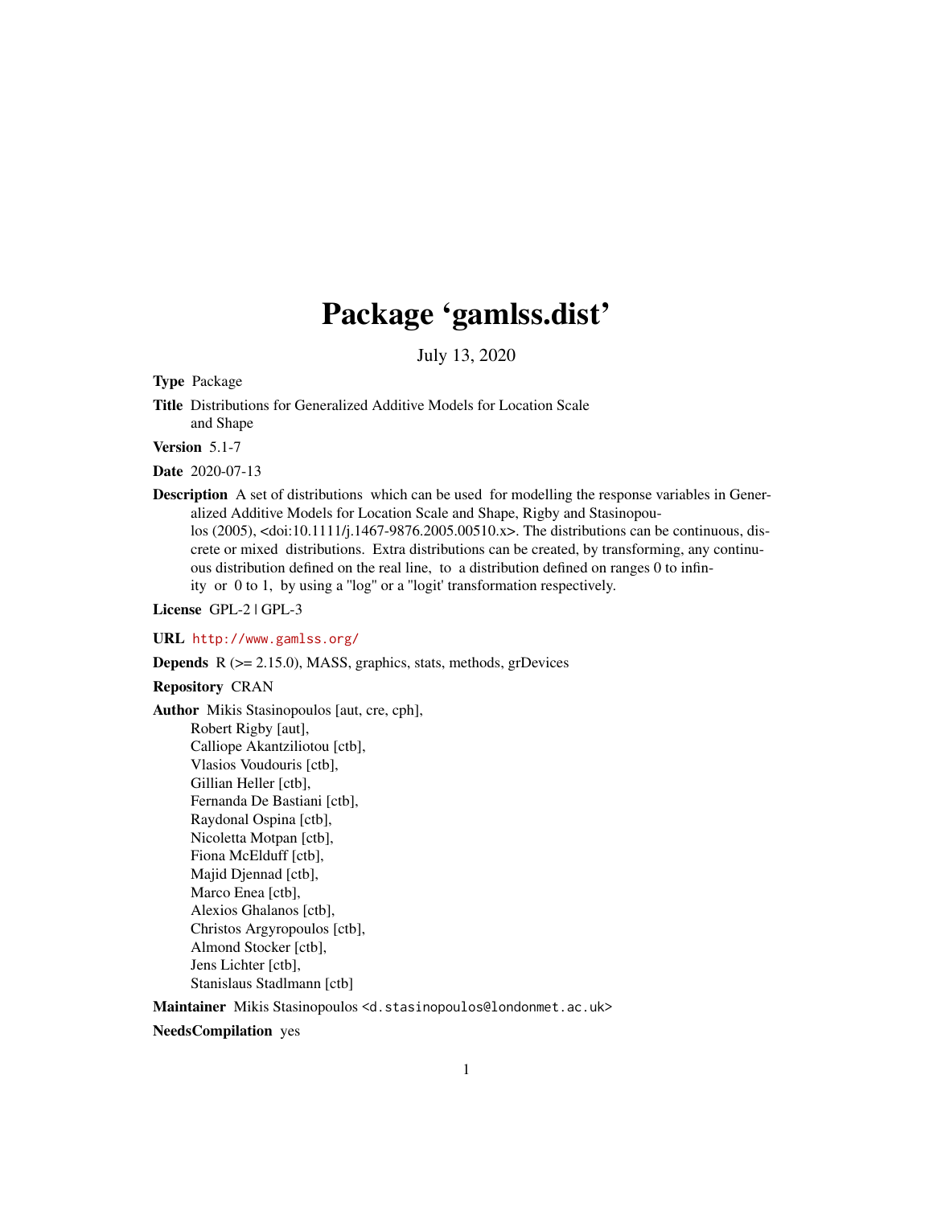# Package 'gamlss.dist'

July 13, 2020

**Type** Package

**Title** Distributions for Generalized Additive Models for Location Scale and Shape

**Version** 5.1-7

**Date** 2020-07-13

**Description** A set of distributions which can be used for modelling the response variables in Generalized Additive Models for Location Scale and Shape, Rigby and Stasinopoulos (2005), <doi:10.1111/j.1467-9876.2005.00510.x>. The distributions can be continuous, discrete or mixed distributions. Extra distributions can be created, by transforming, any continuous distribution defined on the real line, to a distribution defined on ranges 0 to infinity or 0 to 1, by using a "log" or a "logit' transformation respectively.

**License** GPL-2 | GPL-3

**URL** http://www.gamlss.org/

**Depends** R (>= 2.15.0), MASS, graphics, stats, methods, grDevices

**Repository** CRAN

**Author** Mikis Stasinopoulos [aut, cre, cph],
Robert Rigby [aut],
Calliope Akantziliotou [ctb],
Vlasios Voudouris [ctb],
Gillian Heller [ctb],
Fernanda De Bastiani [ctb],
Raydonal Ospina [ctb],
Nicoletta Motpan [ctb],
Fiona McElduff [ctb],
Majid Djennad [ctb],
Marco Enea [ctb],
Alexios Ghalanos [ctb],
Christos Argyropoulos [ctb],
Almond Stocker [ctb],
Jens Lichter [ctb],
Stanislaus Stadlmann [ctb]

**Maintainer** Mikis Stasinopoulos <d.stasinopoulos@londonmet.ac.uk>

**NeedsCompilation** yes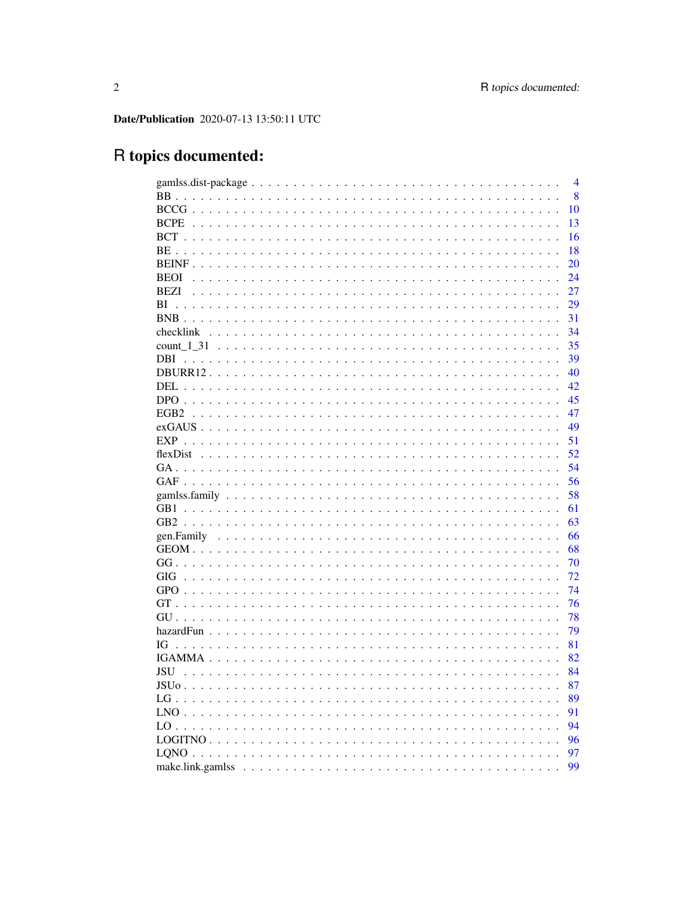**Date/Publication** 2020-07-13 13:50:11 UTC

# R topics documented:

gamlss.dist-package . . . . . . . . . . . . . . . . . . . . . . . . . . . . . . . . . . . 4
BB . . . . . . . . . . . . . . . . . . . . . . . . . . . . . . . . . . . . . . . . . . . . 8
BCCG . . . . . . . . . . . . . . . . . . . . . . . . . . . . . . . . . . . . . . . . . . 10
BCPE . . . . . . . . . . . . . . . . . . . . . . . . . . . . . . . . . . . . . . . . . . 13
BCT . . . . . . . . . . . . . . . . . . . . . . . . . . . . . . . . . . . . . . . . . . . 16
BE . . . . . . . . . . . . . . . . . . . . . . . . . . . . . . . . . . . . . . . . . . . . 18
BEINF . . . . . . . . . . . . . . . . . . . . . . . . . . . . . . . . . . . . . . . . . . 20
BEOI . . . . . . . . . . . . . . . . . . . . . . . . . . . . . . . . . . . . . . . . . . . 24
BEZI . . . . . . . . . . . . . . . . . . . . . . . . . . . . . . . . . . . . . . . . . . . 27
BI . . . . . . . . . . . . . . . . . . . . . . . . . . . . . . . . . . . . . . . . . . . . 29
BNB . . . . . . . . . . . . . . . . . . . . . . . . . . . . . . . . . . . . . . . . . . . 31
checklink . . . . . . . . . . . . . . . . . . . . . . . . . . . . . . . . . . . . . . . . 34
count_1_31 . . . . . . . . . . . . . . . . . . . . . . . . . . . . . . . . . . . . . . . 35
DBI . . . . . . . . . . . . . . . . . . . . . . . . . . . . . . . . . . . . . . . . . . . 39
DBURR12 . . . . . . . . . . . . . . . . . . . . . . . . . . . . . . . . . . . . . . . . 40
DEL . . . . . . . . . . . . . . . . . . . . . . . . . . . . . . . . . . . . . . . . . . . 42
DPO . . . . . . . . . . . . . . . . . . . . . . . . . . . . . . . . . . . . . . . . . . . 45
EGB2 . . . . . . . . . . . . . . . . . . . . . . . . . . . . . . . . . . . . . . . . . . . 47
exGAUS . . . . . . . . . . . . . . . . . . . . . . . . . . . . . . . . . . . . . . . . . 49
EXP . . . . . . . . . . . . . . . . . . . . . . . . . . . . . . . . . . . . . . . . . . . 51
flexDist . . . . . . . . . . . . . . . . . . . . . . . . . . . . . . . . . . . . . . . . . 52
GA . . . . . . . . . . . . . . . . . . . . . . . . . . . . . . . . . . . . . . . . . . . . 54
GAF . . . . . . . . . . . . . . . . . . . . . . . . . . . . . . . . . . . . . . . . . . . 56
gamlss.family . . . . . . . . . . . . . . . . . . . . . . . . . . . . . . . . . . . . . . 58
GB1 . . . . . . . . . . . . . . . . . . . . . . . . . . . . . . . . . . . . . . . . . . . 61
GB2 . . . . . . . . . . . . . . . . . . . . . . . . . . . . . . . . . . . . . . . . . . . 63
gen.Family . . . . . . . . . . . . . . . . . . . . . . . . . . . . . . . . . . . . . . . 66
GEOM . . . . . . . . . . . . . . . . . . . . . . . . . . . . . . . . . . . . . . . . . . 68
GG . . . . . . . . . . . . . . . . . . . . . . . . . . . . . . . . . . . . . . . . . . . . 70
GIG . . . . . . . . . . . . . . . . . . . . . . . . . . . . . . . . . . . . . . . . . . . 72
GPO . . . . . . . . . . . . . . . . . . . . . . . . . . . . . . . . . . . . . . . . . . . 74
GT . . . . . . . . . . . . . . . . . . . . . . . . . . . . . . . . . . . . . . . . . . . . 76
GU . . . . . . . . . . . . . . . . . . . . . . . . . . . . . . . . . . . . . . . . . . . . 78
hazardFun . . . . . . . . . . . . . . . . . . . . . . . . . . . . . . . . . . . . . . . . 79
IG . . . . . . . . . . . . . . . . . . . . . . . . . . . . . . . . . . . . . . . . . . . . 81
IGAMMA . . . . . . . . . . . . . . . . . . . . . . . . . . . . . . . . . . . . . . . . . 82
JSU . . . . . . . . . . . . . . . . . . . . . . . . . . . . . . . . . . . . . . . . . . . 84
JSUo . . . . . . . . . . . . . . . . . . . . . . . . . . . . . . . . . . . . . . . . . . . 87
LG . . . . . . . . . . . . . . . . . . . . . . . . . . . . . . . . . . . . . . . . . . . . 89
LNO . . . . . . . . . . . . . . . . . . . . . . . . . . . . . . . . . . . . . . . . . . . 91
LO . . . . . . . . . . . . . . . . . . . . . . . . . . . . . . . . . . . . . . . . . . . . 94
LOGITNO . . . . . . . . . . . . . . . . . . . . . . . . . . . . . . . . . . . . . . . . 96
LQNO . . . . . . . . . . . . . . . . . . . . . . . . . . . . . . . . . . . . . . . . . . . 97
make.link.gamlss . . . . . . . . . . . . . . . . . . . . . . . . . . . . . . . . . . . . 99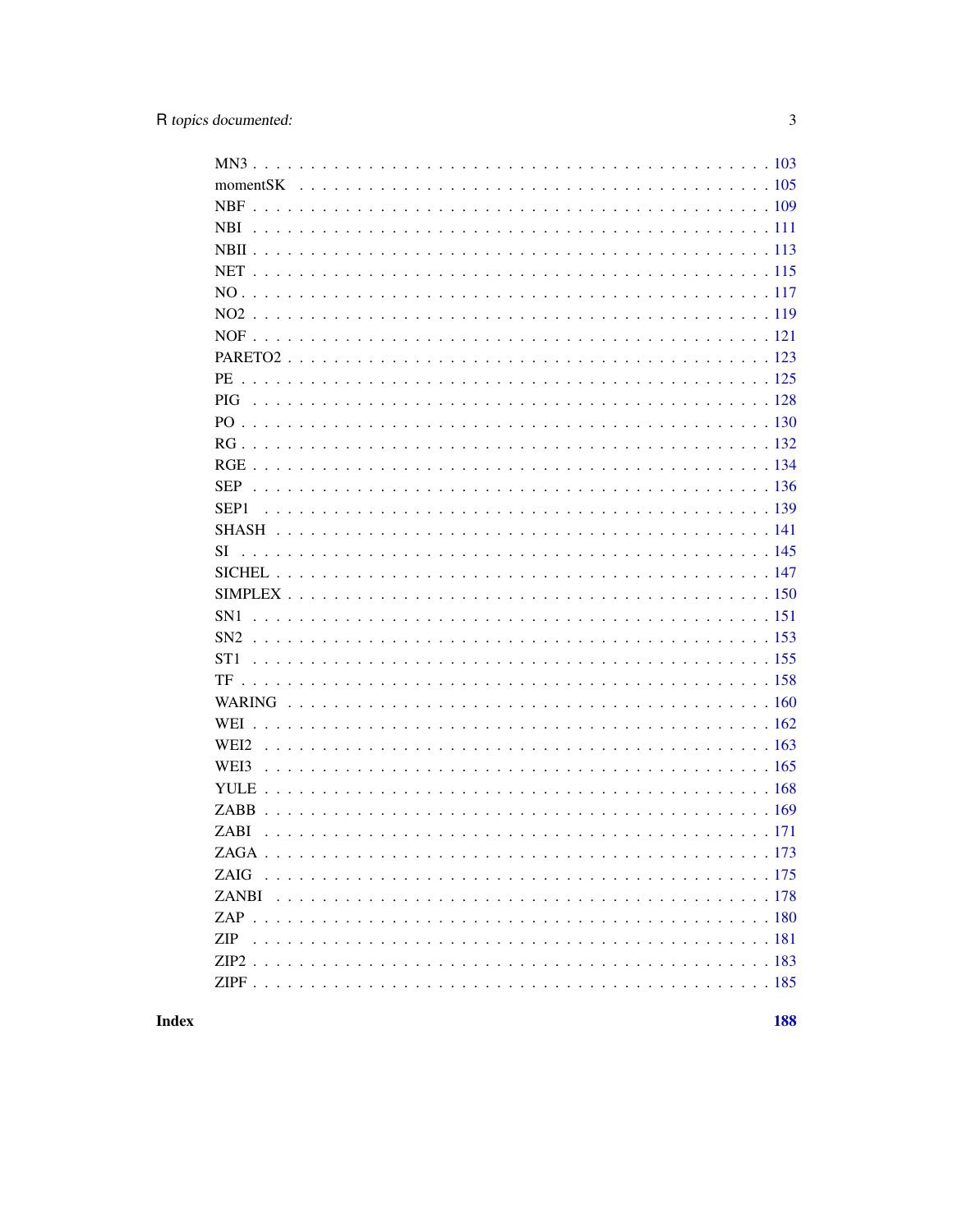MN3 . . . . . . . . . . . . . . . . . . . . . . . . . . . . . . . . . . . . . . . . 103
momentSK . . . . . . . . . . . . . . . . . . . . . . . . . . . . . . . . . . . . . . 105
NBF . . . . . . . . . . . . . . . . . . . . . . . . . . . . . . . . . . . . . . . . 109
NBI . . . . . . . . . . . . . . . . . . . . . . . . . . . . . . . . . . . . . . . . 111
NBII . . . . . . . . . . . . . . . . . . . . . . . . . . . . . . . . . . . . . . . 113
NET . . . . . . . . . . . . . . . . . . . . . . . . . . . . . . . . . . . . . . . . 115
NO . . . . . . . . . . . . . . . . . . . . . . . . . . . . . . . . . . . . . . . . 117
NO2 . . . . . . . . . . . . . . . . . . . . . . . . . . . . . . . . . . . . . . . . 119
NOF . . . . . . . . . . . . . . . . . . . . . . . . . . . . . . . . . . . . . . . . 121
PARETO2 . . . . . . . . . . . . . . . . . . . . . . . . . . . . . . . . . . . . . 123
PE . . . . . . . . . . . . . . . . . . . . . . . . . . . . . . . . . . . . . . . . 125
PIG . . . . . . . . . . . . . . . . . . . . . . . . . . . . . . . . . . . . . . . . 128
PO . . . . . . . . . . . . . . . . . . . . . . . . . . . . . . . . . . . . . . . . 130
RG . . . . . . . . . . . . . . . . . . . . . . . . . . . . . . . . . . . . . . . . 132
RGE . . . . . . . . . . . . . . . . . . . . . . . . . . . . . . . . . . . . . . . . 134
SEP . . . . . . . . . . . . . . . . . . . . . . . . . . . . . . . . . . . . . . . . 136
SEP1 . . . . . . . . . . . . . . . . . . . . . . . . . . . . . . . . . . . . . . . 139
SHASH . . . . . . . . . . . . . . . . . . . . . . . . . . . . . . . . . . . . . . 141
SI . . . . . . . . . . . . . . . . . . . . . . . . . . . . . . . . . . . . . . . . 145
SICHEL . . . . . . . . . . . . . . . . . . . . . . . . . . . . . . . . . . . . . . 147
SIMPLEX . . . . . . . . . . . . . . . . . . . . . . . . . . . . . . . . . . . . . 150
SN1 . . . . . . . . . . . . . . . . . . . . . . . . . . . . . . . . . . . . . . . . 151
SN2 . . . . . . . . . . . . . . . . . . . . . . . . . . . . . . . . . . . . . . . . 153
ST1 . . . . . . . . . . . . . . . . . . . . . . . . . . . . . . . . . . . . . . . . 155
TF . . . . . . . . . . . . . . . . . . . . . . . . . . . . . . . . . . . . . . . . 158
WARING . . . . . . . . . . . . . . . . . . . . . . . . . . . . . . . . . . . . . . 160
WEI . . . . . . . . . . . . . . . . . . . . . . . . . . . . . . . . . . . . . . . . 162
WEI2 . . . . . . . . . . . . . . . . . . . . . . . . . . . . . . . . . . . . . . . 163
WEI3 . . . . . . . . . . . . . . . . . . . . . . . . . . . . . . . . . . . . . . . 165
YULE . . . . . . . . . . . . . . . . . . . . . . . . . . . . . . . . . . . . . . . 168
ZABB . . . . . . . . . . . . . . . . . . . . . . . . . . . . . . . . . . . . . . . 169
ZABI . . . . . . . . . . . . . . . . . . . . . . . . . . . . . . . . . . . . . . . 171
ZAGA . . . . . . . . . . . . . . . . . . . . . . . . . . . . . . . . . . . . . . . 173
ZAIG . . . . . . . . . . . . . . . . . . . . . . . . . . . . . . . . . . . . . . . 175
ZANBI . . . . . . . . . . . . . . . . . . . . . . . . . . . . . . . . . . . . . . 178
ZAP . . . . . . . . . . . . . . . . . . . . . . . . . . . . . . . . . . . . . . . . 180
ZIP . . . . . . . . . . . . . . . . . . . . . . . . . . . . . . . . . . . . . . . . 181
ZIP2 . . . . . . . . . . . . . . . . . . . . . . . . . . . . . . . . . . . . . . . 183
ZIPF . . . . . . . . . . . . . . . . . . . . . . . . . . . . . . . . . . . . . . . 185

**Index** **188**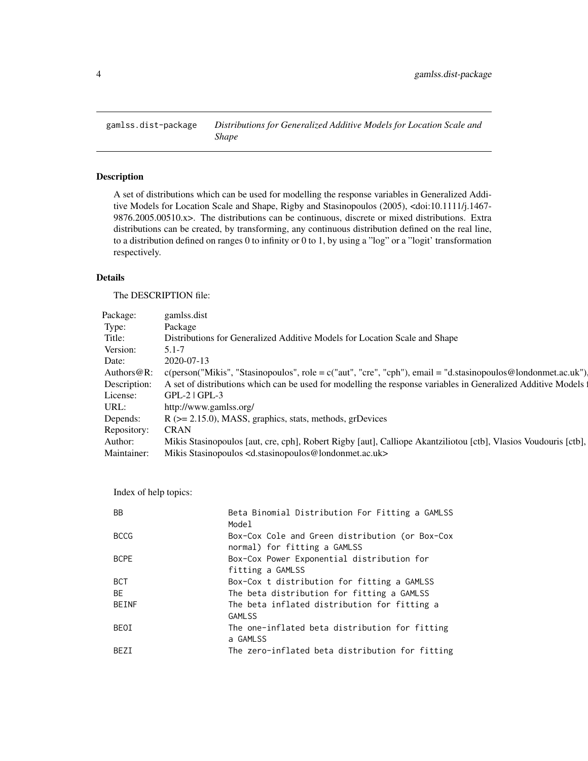`gamlss.dist-package` *Distributions for Generalized Additive Models for Location Scale and Shape*

### Description

A set of distributions which can be used for modelling the response variables in Generalized Additive Models for Location Scale and Shape, Rigby and Stasinopoulos (2005), <doi:10.1111/j.1467-9876.2005.00510.x>. The distributions can be continuous, discrete or mixed distributions. Extra distributions can be created, by transforming, any continuous distribution defined on the real line, to a distribution defined on ranges 0 to infinity or 0 to 1, by using a "log" or a "logit' transformation respectively.

### Details

The DESCRIPTION file:

| | |
|---|---|
| Package: | gamlss.dist |
| Type: | Package |
| Title: | Distributions for Generalized Additive Models for Location Scale and Shape |
| Version: | 5.1-7 |
| Date: | 2020-07-13 |
| Authors@R: | c(person("Mikis", "Stasinopoulos", role = c("aut", "cre", "cph"), email = "d.stasinopoulos@londonmet.ac.uk"). |
| Description: | A set of distributions which can be used for modelling the response variables in Generalized Additive Models f |
| License: | GPL-2 \| GPL-3 |
| URL: | http://www.gamlss.org/ |
| Depends: | R (>= 2.15.0), MASS, graphics, stats, methods, grDevices |
| Repository: | CRAN |
| Author: | Mikis Stasinopoulos [aut, cre, cph], Robert Rigby [aut], Calliope Akantziliotou [ctb], Vlasios Voudouris [ctb], |
| Maintainer: | Mikis Stasinopoulos <d.stasinopoulos@londonmet.ac.uk> |

Index of help topics:

```
BB                      Beta Binomial Distribution For Fitting a GAMLSS
                        Model
BCCG                    Box-Cox Cole and Green distribution (or Box-Cox
                        normal) for fitting a GAMLSS
BCPE                    Box-Cox Power Exponential distribution for
                        fitting a GAMLSS
BCT                     Box-Cox t distribution for fitting a GAMLSS
BE                      The beta distribution for fitting a GAMLSS
BEINF                   The beta inflated distribution for fitting a
                        GAMLSS
BEOI                    The one-inflated beta distribution for fitting
                        a GAMLSS
BEZI                    The zero-inflated beta distribution for fitting
```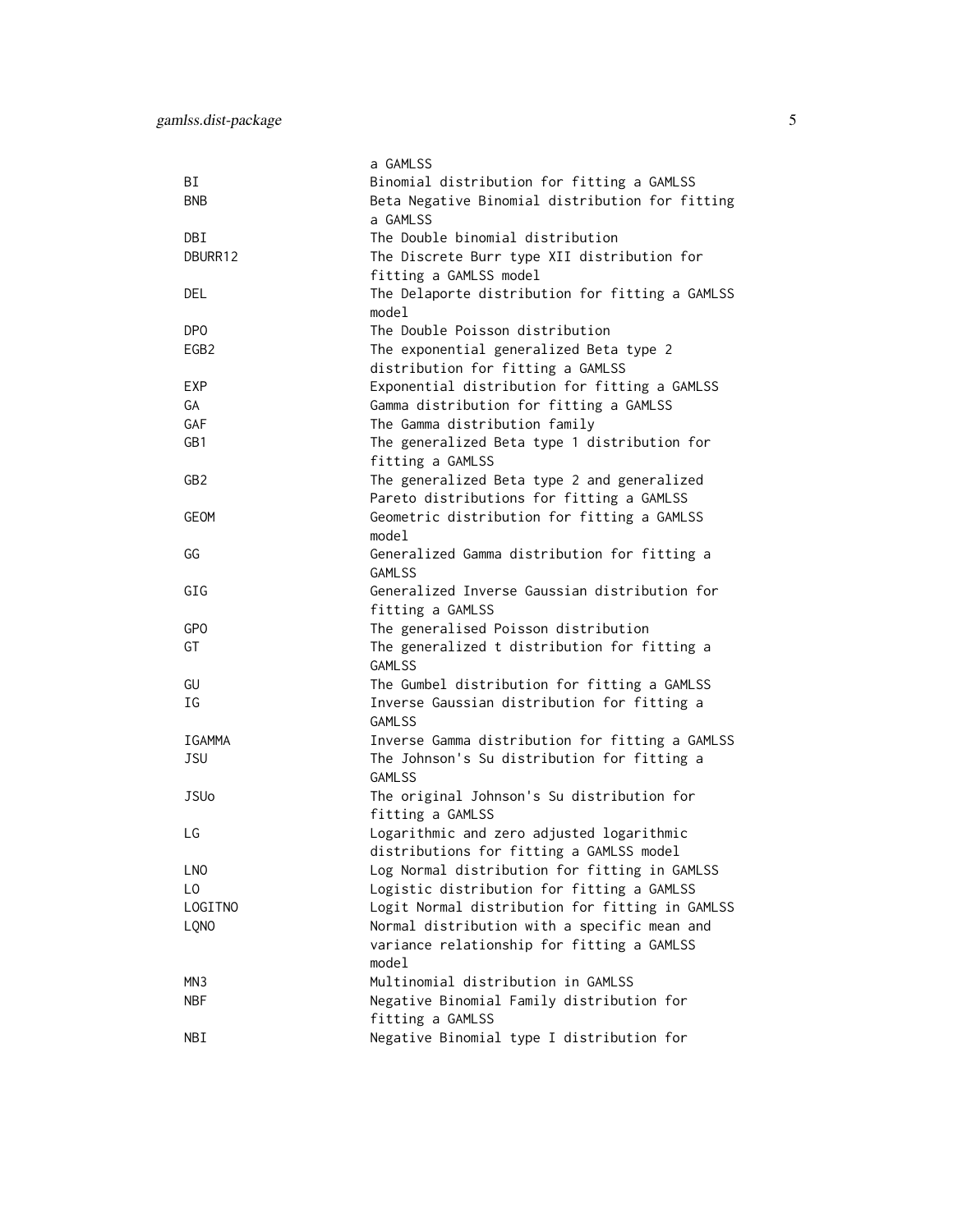| | |
|---|---|
| | a GAMLSS |
| BI | Binomial distribution for fitting a GAMLSS |
| BNB | Beta Negative Binomial distribution for fitting a GAMLSS |
| DBI | The Double binomial distribution |
| DBURR12 | The Discrete Burr type XII distribution for fitting a GAMLSS model |
| DEL | The Delaporte distribution for fitting a GAMLSS model |
| DPO | The Double Poisson distribution |
| EGB2 | The exponential generalized Beta type 2 distribution for fitting a GAMLSS |
| EXP | Exponential distribution for fitting a GAMLSS |
| GA | Gamma distribution for fitting a GAMLSS |
| GAF | The Gamma distribution family |
| GB1 | The generalized Beta type 1 distribution for fitting a GAMLSS |
| GB2 | The generalized Beta type 2 and generalized Pareto distributions for fitting a GAMLSS |
| GEOM | Geometric distribution for fitting a GAMLSS model |
| GG | Generalized Gamma distribution for fitting a GAMLSS |
| GIG | Generalized Inverse Gaussian distribution for fitting a GAMLSS |
| GPO | The generalised Poisson distribution |
| GT | The generalized t distribution for fitting a GAMLSS |
| GU | The Gumbel distribution for fitting a GAMLSS |
| IG | Inverse Gaussian distribution for fitting a GAMLSS |
| IGAMMA | Inverse Gamma distribution for fitting a GAMLSS |
| JSU | The Johnson's Su distribution for fitting a GAMLSS |
| JSUo | The original Johnson's Su distribution for fitting a GAMLSS |
| LG | Logarithmic and zero adjusted logarithmic distributions for fitting a GAMLSS model |
| LNO | Log Normal distribution for fitting in GAMLSS |
| LO | Logistic distribution for fitting a GAMLSS |
| LOGITNO | Logit Normal distribution for fitting in GAMLSS |
| LQNO | Normal distribution with a specific mean and variance relationship for fitting a GAMLSS model |
| MN3 | Multinomial distribution in GAMLSS |
| NBF | Negative Binomial Family distribution for fitting a GAMLSS |
| NBI | Negative Binomial type I distribution for |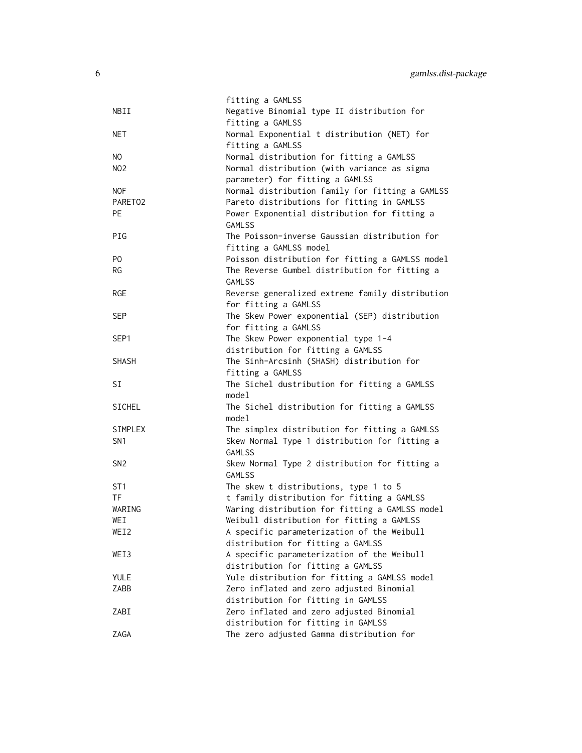| | |
|---|---|
| | fitting a GAMLSS |
| NBII | Negative Binomial type II distribution for fitting a GAMLSS |
| NET | Normal Exponential t distribution (NET) for fitting a GAMLSS |
| NO | Normal distribution for fitting a GAMLSS |
| NO2 | Normal distribution (with variance as sigma parameter) for fitting a GAMLSS |
| NOF | Normal distribution family for fitting a GAMLSS |
| PARETO2 | Pareto distributions for fitting in GAMLSS |
| PE | Power Exponential distribution for fitting a GAMLSS |
| PIG | The Poisson-inverse Gaussian distribution for fitting a GAMLSS model |
| PO | Poisson distribution for fitting a GAMLSS model |
| RG | The Reverse Gumbel distribution for fitting a GAMLSS |
| RGE | Reverse generalized extreme family distribution for fitting a GAMLSS |
| SEP | The Skew Power exponential (SEP) distribution for fitting a GAMLSS |
| SEP1 | The Skew Power exponential type 1-4 distribution for fitting a GAMLSS |
| SHASH | The Sinh-Arcsinh (SHASH) distribution for fitting a GAMLSS |
| SI | The Sichel dustribution for fitting a GAMLSS model |
| SICHEL | The Sichel distribution for fitting a GAMLSS model |
| SIMPLEX | The simplex distribution for fitting a GAMLSS |
| SN1 | Skew Normal Type 1 distribution for fitting a GAMLSS |
| SN2 | Skew Normal Type 2 distribution for fitting a GAMLSS |
| ST1 | The skew t distributions, type 1 to 5 |
| TF | t family distribution for fitting a GAMLSS |
| WARING | Waring distribution for fitting a GAMLSS model |
| WEI | Weibull distribution for fitting a GAMLSS |
| WEI2 | A specific parameterization of the Weibull distribution for fitting a GAMLSS |
| WEI3 | A specific parameterization of the Weibull distribution for fitting a GAMLSS |
| YULE | Yule distribution for fitting a GAMLSS model |
| ZABB | Zero inflated and zero adjusted Binomial distribution for fitting in GAMLSS |
| ZABI | Zero inflated and zero adjusted Binomial distribution for fitting in GAMLSS |
| ZAGA | The zero adjusted Gamma distribution for |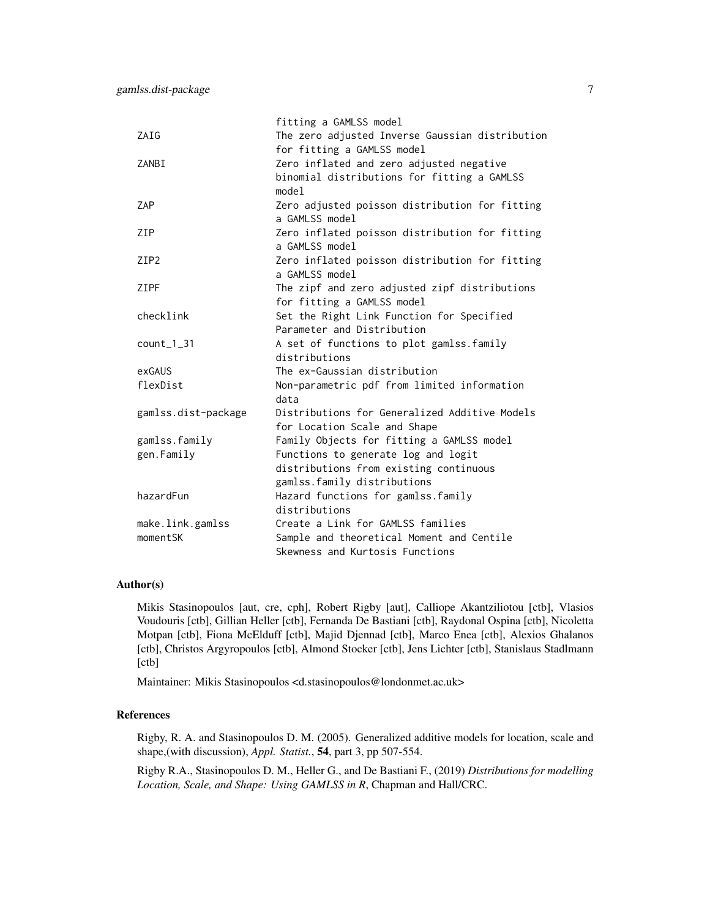| | |
|---|---|
| | fitting a GAMLSS model |
| ZAIG | The zero adjusted Inverse Gaussian distribution for fitting a GAMLSS model |
| ZANBI | Zero inflated and zero adjusted negative binomial distributions for fitting a GAMLSS model |
| ZAP | Zero adjusted poisson distribution for fitting a GAMLSS model |
| ZIP | Zero inflated poisson distribution for fitting a GAMLSS model |
| ZIP2 | Zero inflated poisson distribution for fitting a GAMLSS model |
| ZIPF | The zipf and zero adjusted zipf distributions for fitting a GAMLSS model |
| checklink | Set the Right Link Function for Specified Parameter and Distribution |
| count_1_31 | A set of functions to plot gamlss.family distributions |
| exGAUS | The ex-Gaussian distribution |
| flexDist | Non-parametric pdf from limited information data |
| gamlss.dist-package | Distributions for Generalized Additive Models for Location Scale and Shape |
| gamlss.family | Family Objects for fitting a GAMLSS model |
| gen.Family | Functions to generate log and logit distributions from existing continuous gamlss.family distributions |
| hazardFun | Hazard functions for gamlss.family distributions |
| make.link.gamlss | Create a Link for GAMLSS families |
| momentSK | Sample and theoretical Moment and Centile Skewness and Kurtosis Functions |

## Author(s)

Mikis Stasinopoulos [aut, cre, cph], Robert Rigby [aut], Calliope Akantziliotou [ctb], Vlasios Voudouris [ctb], Gillian Heller [ctb], Fernanda De Bastiani [ctb], Raydonal Ospina [ctb], Nicoletta Motpan [ctb], Fiona McElduff [ctb], Majid Djennad [ctb], Marco Enea [ctb], Alexios Ghalanos [ctb], Christos Argyropoulos [ctb], Almond Stocker [ctb], Jens Lichter [ctb], Stanislaus Stadlmann [ctb]

Maintainer: Mikis Stasinopoulos <d.stasinopoulos@londonmet.ac.uk>

## References

Rigby, R. A. and Stasinopoulos D. M. (2005). Generalized additive models for location, scale and shape,(with discussion), *Appl. Statist.*, **54**, part 3, pp 507-554.

Rigby R.A., Stasinopoulos D. M., Heller G., and De Bastiani F., (2019) *Distributions for modelling Location, Scale, and Shape: Using GAMLSS in R*, Chapman and Hall/CRC.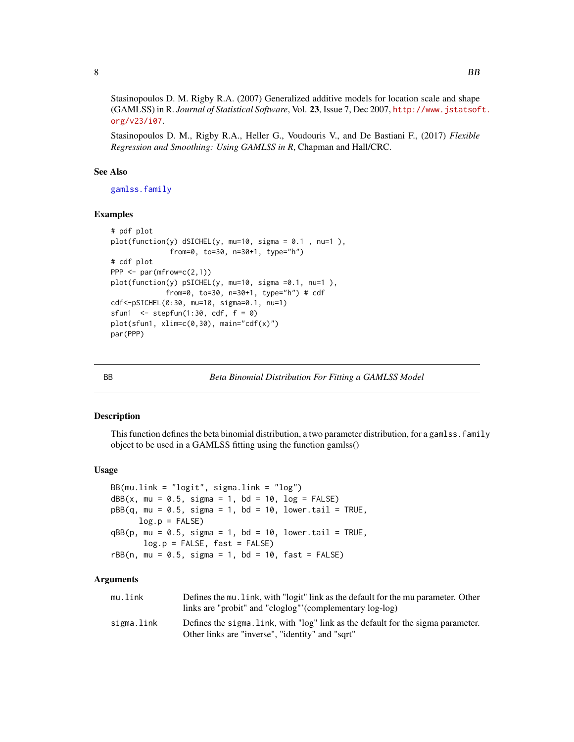Stasinopoulos D. M. Rigby R.A. (2007) Generalized additive models for location scale and shape (GAMLSS) in R. *Journal of Statistical Software*, Vol. **23**, Issue 7, Dec 2007, http://www.jstatsoft.org/v23/i07.

Stasinopoulos D. M., Rigby R.A., Heller G., Voudouris V., and De Bastiani F., (2017) *Flexible Regression and Smoothing: Using GAMLSS in R*, Chapman and Hall/CRC.

### See Also

gamlss.family

### Examples

```
# pdf plot
plot(function(y) dSICHEL(y, mu=10, sigma = 0.1 , nu=1 ),
              from=0, to=30, n=30+1, type="h")
# cdf plot
PPP <- par(mfrow=c(2,1))
plot(function(y) pSICHEL(y, mu=10, sigma =0.1, nu=1 ),
             from=0, to=30, n=30+1, type="h") # cdf
cdf<-pSICHEL(0:30, mu=10, sigma=0.1, nu=1)
sfun1  <- stepfun(1:30, cdf, f = 0)
plot(sfun1, xlim=c(0,30), main="cdf(x)")
par(PPP)
```

## BB — *Beta Binomial Distribution For Fitting a GAMLSS Model*

### Description

This function defines the beta binomial distribution, a two parameter distribution, for a `gamlss.family` object to be used in a GAMLSS fitting using the function gamlss()

### Usage

```
BB(mu.link = "logit", sigma.link = "log")
dBB(x, mu = 0.5, sigma = 1, bd = 10, log = FALSE)
pBB(q, mu = 0.5, sigma = 1, bd = 10, lower.tail = TRUE,
      log.p = FALSE)
qBB(p, mu = 0.5, sigma = 1, bd = 10, lower.tail = TRUE,
       log.p = FALSE, fast = FALSE)
rBB(n, mu = 0.5, sigma = 1, bd = 10, fast = FALSE)
```

### Arguments

| | |
|---|---|
| mu.link | Defines the mu.link, with "logit" link as the default for the mu parameter. Other links are "probit" and "cloglog"'(complementary log-log) |
| sigma.link | Defines the sigma.link, with "log" link as the default for the sigma parameter. Other links are "inverse", "identity" and "sqrt" |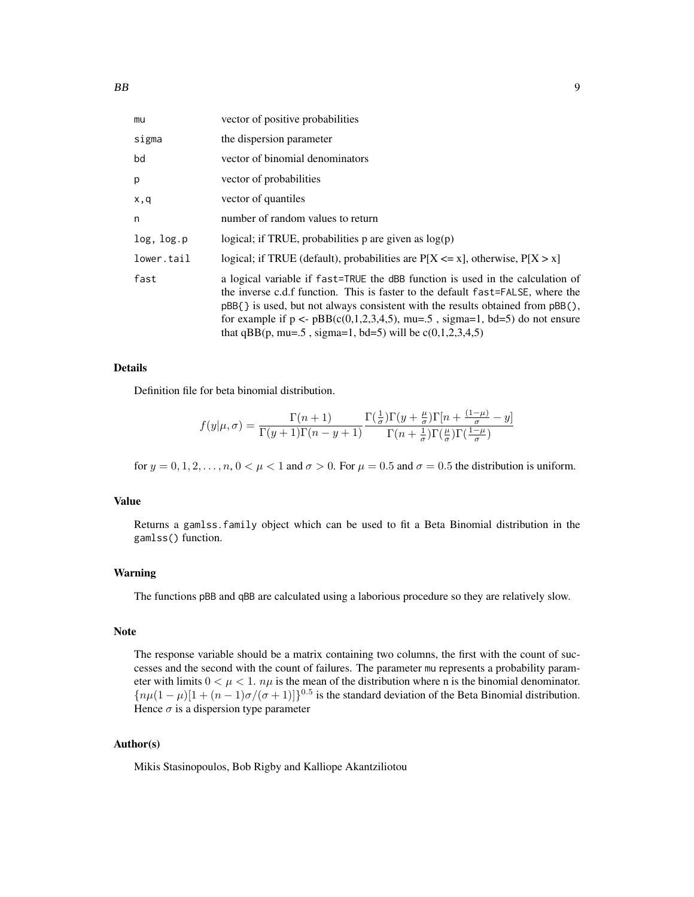| | |
|---|---|
| `mu` | vector of positive probabilities |
| `sigma` | the dispersion parameter |
| `bd` | vector of binomial denominators |
| `p` | vector of probabilities |
| `x,q` | vector of quantiles |
| `n` | number of random values to return |
| `log, log.p` | logical; if TRUE, probabilities p are given as log(p) |
| `lower.tail` | logical; if TRUE (default), probabilities are P[X <= x], otherwise, P[X > x] |
| `fast` | a logical variable if `fast=TRUE` the `dBB` function is used in the calculation of the inverse c.d.f function. This is faster to the default `fast=FALSE`, where the `pBB{}` is used, but not always consistent with the results obtained from `pBB()`, for example if p <- pBB(c(0,1,2,3,4,5), mu=.5 , sigma=1, bd=5) do not ensure that qBB(p, mu=.5 , sigma=1, bd=5) will be c(0,1,2,3,4,5) |

## Details

Definition file for beta binomial distribution.

$$f(y|\mu,\sigma) = \frac{\Gamma(n+1)}{\Gamma(y+1)\Gamma(n-y+1)} \frac{\Gamma(\frac{1}{\sigma})\Gamma(y+\frac{\mu}{\sigma})\Gamma[n+\frac{(1-\mu)}{\sigma}-y]}{\Gamma(n+\frac{1}{\sigma})\Gamma(\frac{\mu}{\sigma})\Gamma(\frac{1-\mu}{\sigma})}$$

for $y = 0, 1, 2, \ldots, n$, $0 < \mu < 1$ and $\sigma > 0$. For $\mu = 0.5$ and $\sigma = 0.5$ the distribution is uniform.

## Value

Returns a `gamlss.family` object which can be used to fit a Beta Binomial distribution in the `gamlss()` function.

## Warning

The functions `pBB` and `qBB` are calculated using a laborious procedure so they are relatively slow.

## Note

The response variable should be a matrix containing two columns, the first with the count of successes and the second with the count of failures. The parameter `mu` represents a probability parameter with limits $0 < \mu < 1$. $n\mu$ is the mean of the distribution where n is the binomial denominator. $\{n\mu(1-\mu)[1+(n-1)\sigma/(\sigma+1)]\}^{0.5}$ is the standard deviation of the Beta Binomial distribution. Hence $\sigma$ is a dispersion type parameter

## Author(s)

Mikis Stasinopoulos, Bob Rigby and Kalliope Akantziliotou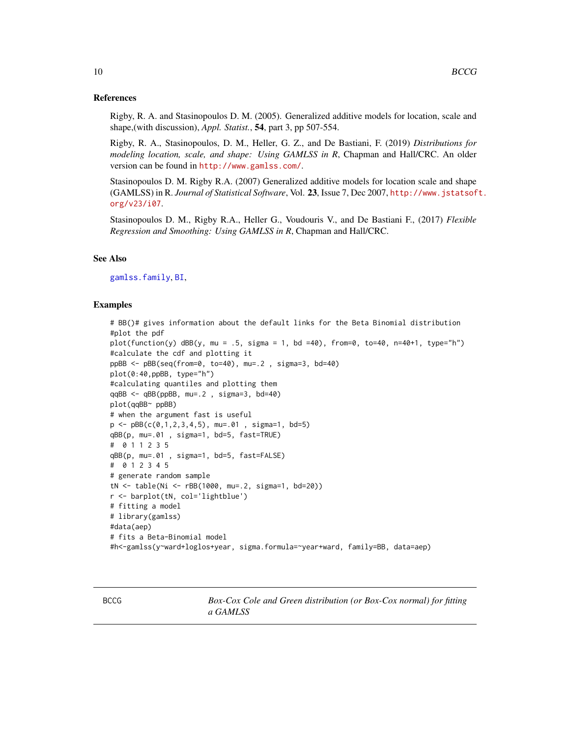## References

Rigby, R. A. and Stasinopoulos D. M. (2005). Generalized additive models for location, scale and shape,(with discussion), *Appl. Statist.*, **54**, part 3, pp 507-554.

Rigby, R. A., Stasinopoulos, D. M., Heller, G. Z., and De Bastiani, F. (2019) *Distributions for modeling location, scale, and shape: Using GAMLSS in R*, Chapman and Hall/CRC. An older version can be found in http://www.gamlss.com/.

Stasinopoulos D. M. Rigby R.A. (2007) Generalized additive models for location scale and shape (GAMLSS) in R. *Journal of Statistical Software*, Vol. **23**, Issue 7, Dec 2007, http://www.jstatsoft.org/v23/i07.

Stasinopoulos D. M., Rigby R.A., Heller G., Voudouris V., and De Bastiani F., (2017) *Flexible Regression and Smoothing: Using GAMLSS in R*, Chapman and Hall/CRC.

## See Also

gamlss.family, BI,

## Examples

```
# BB()# gives information about the default links for the Beta Binomial distribution
#plot the pdf
plot(function(y) dBB(y, mu = .5, sigma = 1, bd =40), from=0, to=40, n=40+1, type="h")
#calculate the cdf and plotting it
ppBB <- pBB(seq(from=0, to=40), mu=.2 , sigma=3, bd=40)
plot(0:40,ppBB, type="h")
#calculating quantiles and plotting them
qqBB <- qBB(ppBB, mu=.2 , sigma=3, bd=40)
plot(qqBB~ ppBB)
# when the argument fast is useful
p <- pBB(c(0,1,2,3,4,5), mu=.01 , sigma=1, bd=5)
qBB(p, mu=.01 , sigma=1, bd=5, fast=TRUE)
#  0 1 1 2 3 5
qBB(p, mu=.01 , sigma=1, bd=5, fast=FALSE)
#  0 1 2 3 4 5
# generate random sample
tN <- table(Ni <- rBB(1000, mu=.2, sigma=1, bd=20))
r <- barplot(tN, col='lightblue')
# fitting a model
# library(gamlss)
#data(aep)
# fits a Beta-Binomial model
#h<-gamlss(y~ward+loglos+year, sigma.formula=~year+ward, family=BB, data=aep)
```

---

BCCG — *Box-Cox Cole and Green distribution (or Box-Cox normal) for fitting a GAMLSS*

---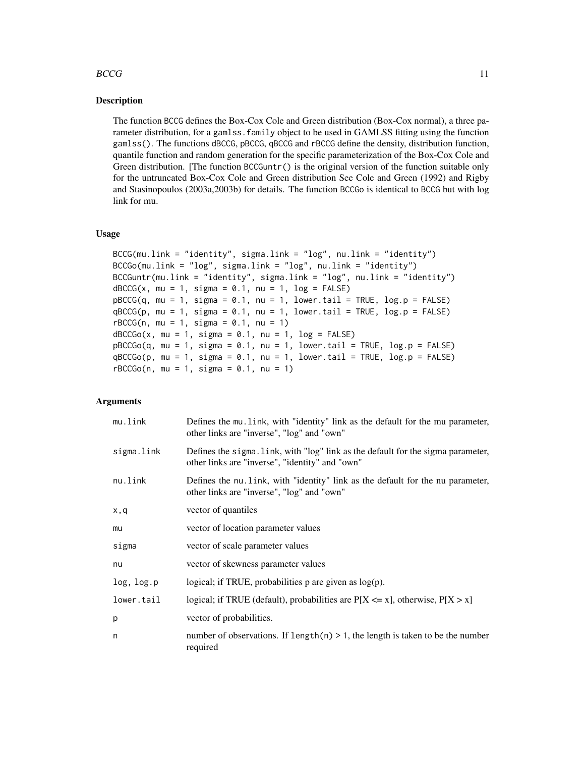## Description

The function `BCCG` defines the Box-Cox Cole and Green distribution (Box-Cox normal), a three parameter distribution, for a `gamlss.family` object to be used in GAMLSS fitting using the function `gamlss()`. The functions `dBCCG`, `pBCCG`, `qBCCG` and `rBCCG` define the density, distribution function, quantile function and random generation for the specific parameterization of the Box-Cox Cole and Green distribution. [The function `BCCGuntr()` is the original version of the function suitable only for the untruncated Box-Cox Cole and Green distribution See Cole and Green (1992) and Rigby and Stasinopoulos (2003a,2003b) for details. The function `BCCGo` is identical to `BCCG` but with log link for mu.

## Usage

```
BCCG(mu.link = "identity", sigma.link = "log", nu.link = "identity")
BCCGo(mu.link = "log", sigma.link = "log", nu.link = "identity")
BCCGuntr(mu.link = "identity", sigma.link = "log", nu.link = "identity")
dBCCG(x, mu = 1, sigma = 0.1, nu = 1, log = FALSE)
pBCCG(q, mu = 1, sigma = 0.1, nu = 1, lower.tail = TRUE, log.p = FALSE)
qBCCG(p, mu = 1, sigma = 0.1, nu = 1, lower.tail = TRUE, log.p = FALSE)
rBCCG(n, mu = 1, sigma = 0.1, nu = 1)
dBCCGo(x, mu = 1, sigma = 0.1, nu = 1, log = FALSE)
pBCCGo(q, mu = 1, sigma = 0.1, nu = 1, lower.tail = TRUE, log.p = FALSE)
qBCCGo(p, mu = 1, sigma = 0.1, nu = 1, lower.tail = TRUE, log.p = FALSE)
rBCCGo(n, mu = 1, sigma = 0.1, nu = 1)
```

## Arguments

| | |
|---|---|
| `mu.link` | Defines the `mu.link`, with "identity" link as the default for the mu parameter, other links are "inverse", "log" and "own" |
| `sigma.link` | Defines the `sigma.link`, with "log" link as the default for the sigma parameter, other links are "inverse", "identity" and "own" |
| `nu.link` | Defines the `nu.link`, with "identity" link as the default for the nu parameter, other links are "inverse", "log" and "own" |
| `x,q` | vector of quantiles |
| `mu` | vector of location parameter values |
| `sigma` | vector of scale parameter values |
| `nu` | vector of skewness parameter values |
| `log, log.p` | logical; if TRUE, probabilities p are given as log(p). |
| `lower.tail` | logical; if TRUE (default), probabilities are P[X <= x], otherwise, P[X > x] |
| `p` | vector of probabilities. |
| `n` | number of observations. If `length(n) > 1`, the length is taken to be the number required |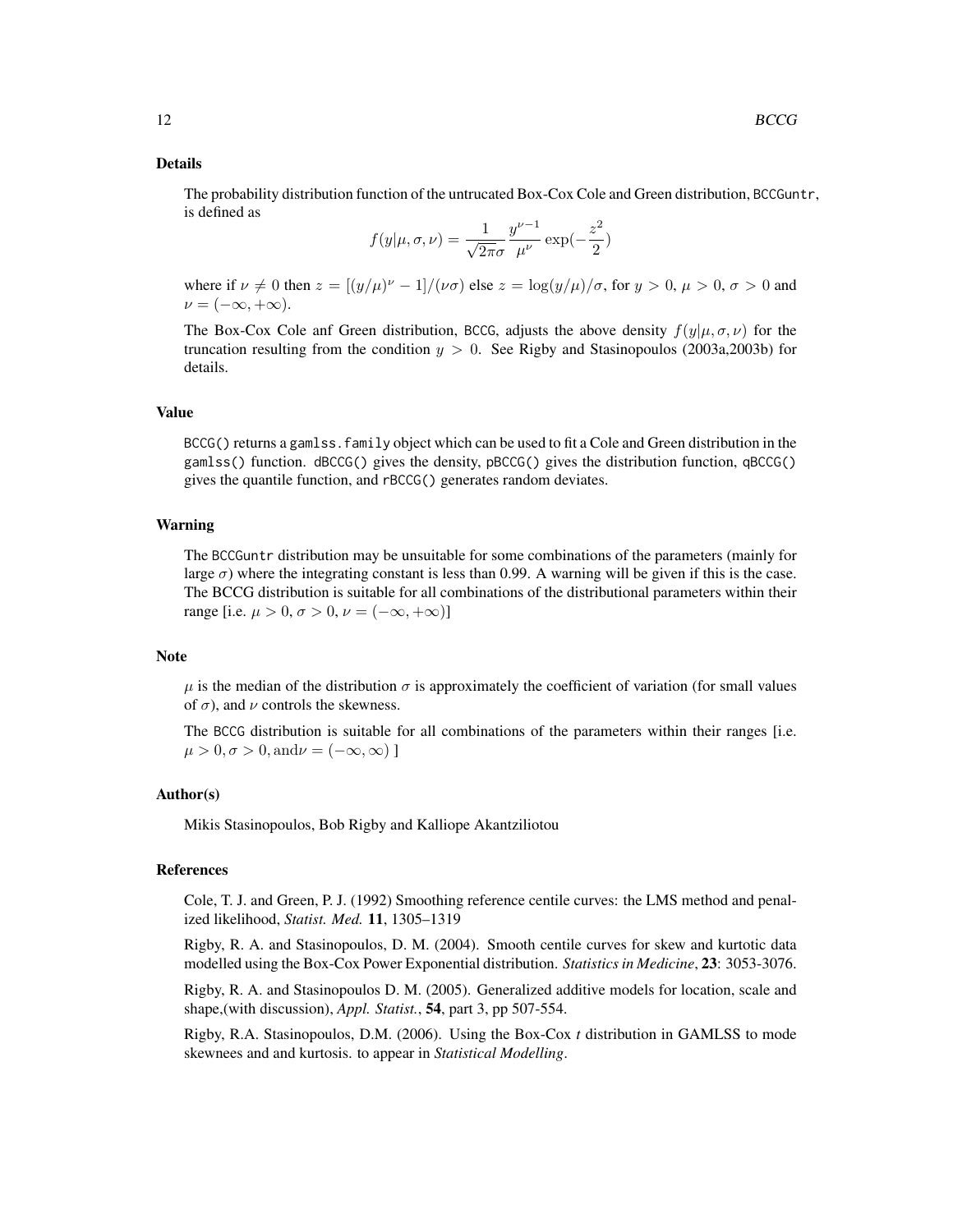## Details

The probability distribution function of the untrucated Box-Cox Cole and Green distribution, `BCCGuntr`, is defined as

$$f(y|\mu,\sigma,\nu) = \frac{1}{\sqrt{2\pi}\sigma}\frac{y^{\nu-1}}{\mu^{\nu}}\exp(-\frac{z^2}{2})$$

where if $\nu \neq 0$ then $z = [(y/\mu)^{\nu} - 1]/(\nu\sigma)$ else $z = \log(y/\mu)/\sigma$, for $y > 0$, $\mu > 0$, $\sigma > 0$ and $\nu = (-\infty, +\infty)$.

The Box-Cox Cole anf Green distribution, `BCCG`, adjusts the above density $f(y|\mu,\sigma,\nu)$ for the truncation resulting from the condition $y > 0$. See Rigby and Stasinopoulos (2003a,2003b) for details.

## Value

`BCCG()` returns a `gamlss.family` object which can be used to fit a Cole and Green distribution in the `gamlss()` function. `dBCCG()` gives the density, `pBCCG()` gives the distribution function, `qBCCG()` gives the quantile function, and `rBCCG()` generates random deviates.

## Warning

The `BCCGuntr` distribution may be unsuitable for some combinations of the parameters (mainly for large $\sigma$) where the integrating constant is less than 0.99. A warning will be given if this is the case. The BCCG distribution is suitable for all combinations of the distributional parameters within their range [i.e. $\mu > 0$, $\sigma > 0$, $\nu = (-\infty, +\infty)$]

## Note

$\mu$ is the median of the distribution $\sigma$ is approximately the coefficient of variation (for small values of $\sigma$), and $\nu$ controls the skewness.

The `BCCG` distribution is suitable for all combinations of the parameters within their ranges [i.e. $\mu > 0, \sigma > 0, \text{and}\nu = (-\infty, \infty)$ ]

## Author(s)

Mikis Stasinopoulos, Bob Rigby and Kalliope Akantziliotou

## References

Cole, T. J. and Green, P. J. (1992) Smoothing reference centile curves: the LMS method and penalized likelihood, *Statist. Med.* **11**, 1305–1319

Rigby, R. A. and Stasinopoulos, D. M. (2004). Smooth centile curves for skew and kurtotic data modelled using the Box-Cox Power Exponential distribution. *Statistics in Medicine*, **23**: 3053-3076.

Rigby, R. A. and Stasinopoulos D. M. (2005). Generalized additive models for location, scale and shape,(with discussion), *Appl. Statist.*, **54**, part 3, pp 507-554.

Rigby, R.A. Stasinopoulos, D.M. (2006). Using the Box-Cox *t* distribution in GAMLSS to mode skewnees and and kurtosis. to appear in *Statistical Modelling*.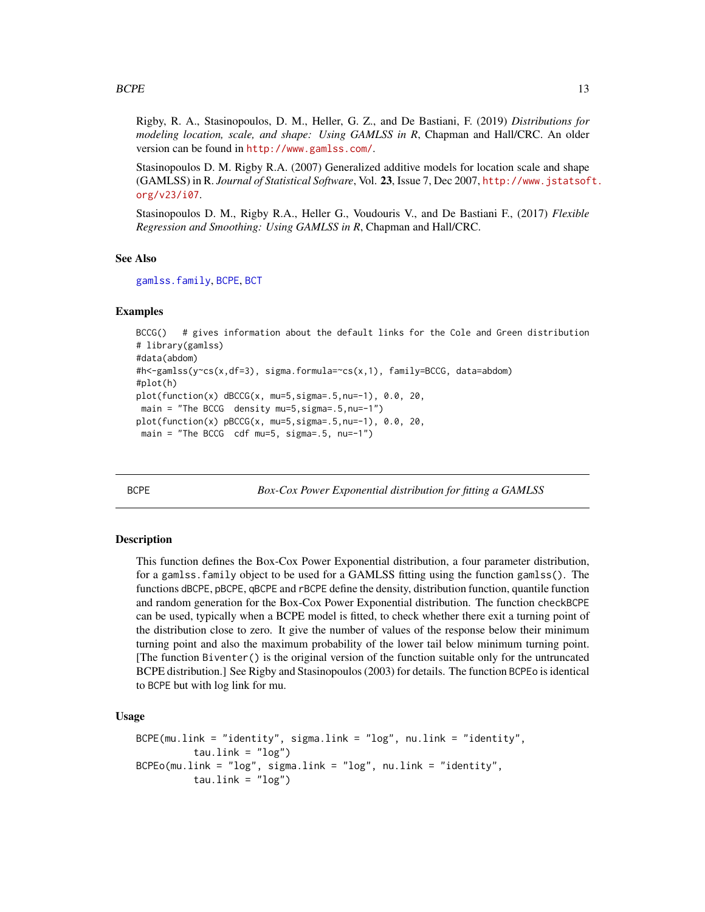Rigby, R. A., Stasinopoulos, D. M., Heller, G. Z., and De Bastiani, F. (2019) *Distributions for modeling location, scale, and shape: Using GAMLSS in R*, Chapman and Hall/CRC. An older version can be found in http://www.gamlss.com/.

Stasinopoulos D. M. Rigby R.A. (2007) Generalized additive models for location scale and shape (GAMLSS) in R. *Journal of Statistical Software*, Vol. **23**, Issue 7, Dec 2007, http://www.jstatsoft.org/v23/i07.

Stasinopoulos D. M., Rigby R.A., Heller G., Voudouris V., and De Bastiani F., (2017) *Flexible Regression and Smoothing: Using GAMLSS in R*, Chapman and Hall/CRC.

### See Also

gamlss.family, BCPE, BCT

### Examples

```
BCCG()   # gives information about the default links for the Cole and Green distribution
# library(gamlss)
#data(abdom)
#h<-gamlss(y~cs(x,df=3), sigma.formula=~cs(x,1), family=BCCG, data=abdom)
#plot(h)
plot(function(x) dBCCG(x, mu=5,sigma=.5,nu=-1), 0.0, 20,
 main = "The BCCG  density mu=5,sigma=.5,nu=-1")
plot(function(x) pBCCG(x, mu=5,sigma=.5,nu=-1), 0.0, 20,
 main = "The BCCG  cdf mu=5, sigma=.5, nu=-1")
```

---

## BCPE — *Box-Cox Power Exponential distribution for fitting a GAMLSS*

### Description

This function defines the Box-Cox Power Exponential distribution, a four parameter distribution, for a `gamlss.family` object to be used for a GAMLSS fitting using the function `gamlss()`. The functions `dBCPE`, `pBCPE`, `qBCPE` and `rBCPE` define the density, distribution function, quantile function and random generation for the Box-Cox Power Exponential distribution. The function `checkBCPE` can be used, typically when a BCPE model is fitted, to check whether there exit a turning point of the distribution close to zero. It give the number of values of the response below their minimum turning point and also the maximum probability of the lower tail below minimum turning point. [The function `Biventer()` is the original version of the function suitable only for the untruncated BCPE distribution.] See Rigby and Stasinopoulos (2003) for details. The function `BCPEo` is identical to `BCPE` but with log link for mu.

### Usage

```
BCPE(mu.link = "identity", sigma.link = "log", nu.link = "identity",
          tau.link = "log")
BCPEo(mu.link = "log", sigma.link = "log", nu.link = "identity",
          tau.link = "log")
```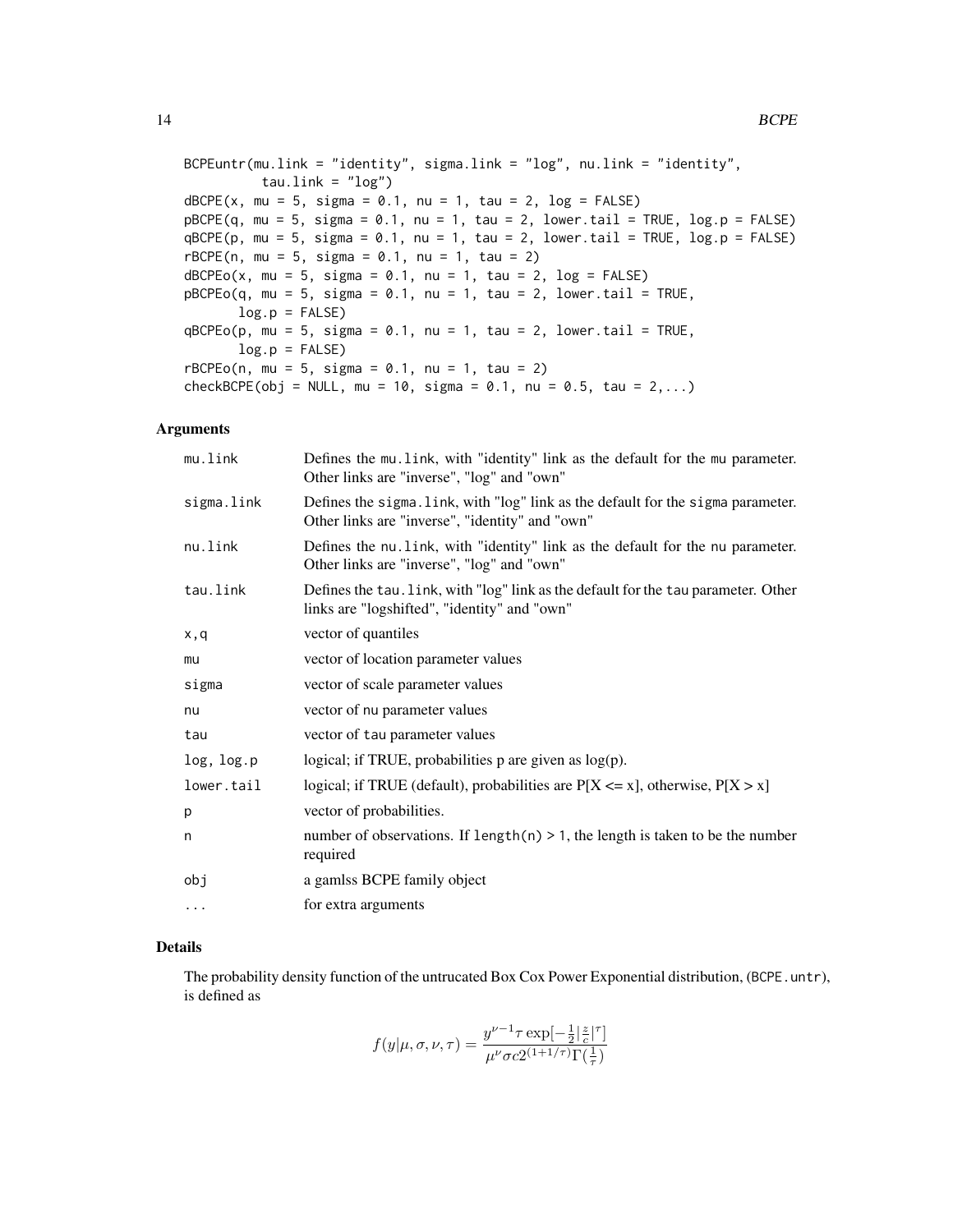```
BCPEuntr(mu.link = "identity", sigma.link = "log", nu.link = "identity",
         tau.link = "log")
dBCPE(x, mu = 5, sigma = 0.1, nu = 1, tau = 2, log = FALSE)
pBCPE(q, mu = 5, sigma = 0.1, nu = 1, tau = 2, lower.tail = TRUE, log.p = FALSE)
qBCPE(p, mu = 5, sigma = 0.1, nu = 1, tau = 2, lower.tail = TRUE, log.p = FALSE)
rBCPE(n, mu = 5, sigma = 0.1, nu = 1, tau = 2)
dBCPEo(x, mu = 5, sigma = 0.1, nu = 1, tau = 2, log = FALSE)
pBCPEo(q, mu = 5, sigma = 0.1, nu = 1, tau = 2, lower.tail = TRUE,
       log.p = FALSE)
qBCPEo(p, mu = 5, sigma = 0.1, nu = 1, tau = 2, lower.tail = TRUE,
       log.p = FALSE)
rBCPEo(n, mu = 5, sigma = 0.1, nu = 1, tau = 2)
checkBCPE(obj = NULL, mu = 10, sigma = 0.1, nu = 0.5, tau = 2,...)
```

## Arguments

| | |
|---|---|
| mu.link | Defines the mu.link, with "identity" link as the default for the mu parameter. Other links are "inverse", "log" and "own" |
| sigma.link | Defines the sigma.link, with "log" link as the default for the sigma parameter. Other links are "inverse", "identity" and "own" |
| nu.link | Defines the nu.link, with "identity" link as the default for the nu parameter. Other links are "inverse", "log" and "own" |
| tau.link | Defines the tau.link, with "log" link as the default for the tau parameter. Other links are "logshifted", "identity" and "own" |
| x,q | vector of quantiles |
| mu | vector of location parameter values |
| sigma | vector of scale parameter values |
| nu | vector of nu parameter values |
| tau | vector of tau parameter values |
| log, log.p | logical; if TRUE, probabilities p are given as log(p). |
| lower.tail | logical; if TRUE (default), probabilities are P[X <= x], otherwise, P[X > x] |
| p | vector of probabilities. |
| n | number of observations. If length(n) > 1, the length is taken to be the number required |
| obj | a gamlss BCPE family object |
| ... | for extra arguments |

## Details

The probability density function of the untrucated Box Cox Power Exponential distribution, (BCPE.untr), is defined as

$$f(y|\mu,\sigma,\nu,\tau) = \frac{y^{\nu-1}\tau\exp[-\frac{1}{2}|\frac{z}{c}|^{\tau}]}{\mu^{\nu}\sigma c 2^{(1+1/\tau)}\Gamma(\frac{1}{\tau})}$$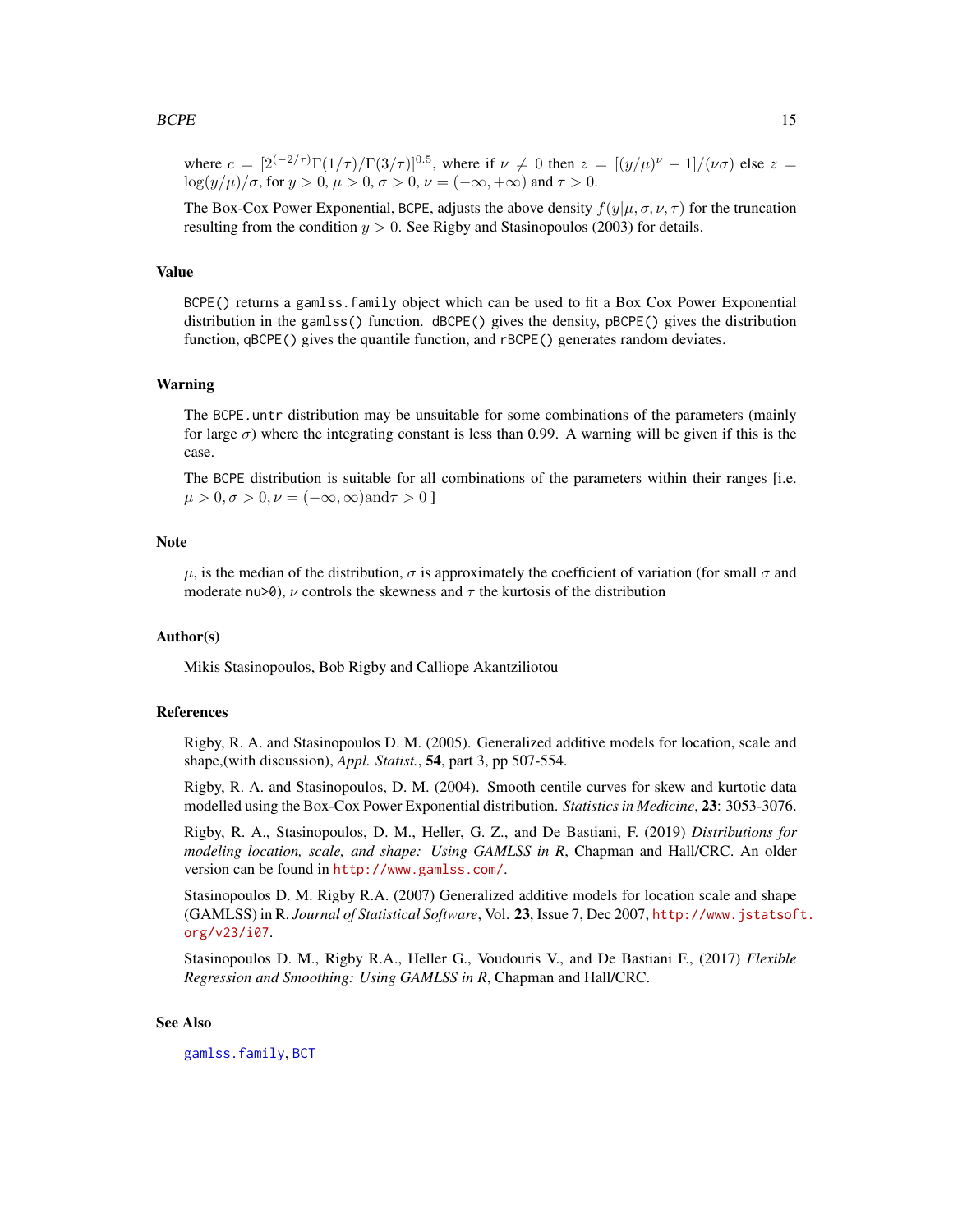where $c = [2^{(-2/\tau)}\Gamma(1/\tau)/\Gamma(3/\tau)]^{0.5}$, where if $\nu \neq 0$ then $z = [(y/\mu)^{\nu} - 1]/(\nu\sigma)$ else $z = \log(y/\mu)/\sigma$, for $y > 0$, $\mu > 0$, $\sigma > 0$, $\nu = (-\infty, +\infty)$ and $\tau > 0$.

The Box-Cox Power Exponential, `BCPE`, adjusts the above density $f(y|\mu, \sigma, \nu, \tau)$ for the truncation resulting from the condition $y > 0$. See Rigby and Stasinopoulos (2003) for details.

## Value

`BCPE()` returns a `gamlss.family` object which can be used to fit a Box Cox Power Exponential distribution in the `gamlss()` function. `dBCPE()` gives the density, `pBCPE()` gives the distribution function, `qBCPE()` gives the quantile function, and `rBCPE()` generates random deviates.

## Warning

The `BCPE.untr` distribution may be unsuitable for some combinations of the parameters (mainly for large $\sigma$) where the integrating constant is less than 0.99. A warning will be given if this is the case.

The `BCPE` distribution is suitable for all combinations of the parameters within their ranges [i.e. $\mu > 0, \sigma > 0, \nu = (-\infty, \infty) \text{and} \tau > 0$ ]

## Note

$\mu$, is the median of the distribution, $\sigma$ is approximately the coefficient of variation (for small $\sigma$ and moderate `nu>0`), $\nu$ controls the skewness and $\tau$ the kurtosis of the distribution

## Author(s)

Mikis Stasinopoulos, Bob Rigby and Calliope Akantziliotou

## References

Rigby, R. A. and Stasinopoulos D. M. (2005). Generalized additive models for location, scale and shape,(with discussion), *Appl. Statist.*, **54**, part 3, pp 507-554.

Rigby, R. A. and Stasinopoulos, D. M. (2004). Smooth centile curves for skew and kurtotic data modelled using the Box-Cox Power Exponential distribution. *Statistics in Medicine*, **23**: 3053-3076.

Rigby, R. A., Stasinopoulos, D. M., Heller, G. Z., and De Bastiani, F. (2019) *Distributions for modeling location, scale, and shape: Using GAMLSS in R*, Chapman and Hall/CRC. An older version can be found in http://www.gamlss.com/.

Stasinopoulos D. M. Rigby R.A. (2007) Generalized additive models for location scale and shape (GAMLSS) in R. *Journal of Statistical Software*, Vol. **23**, Issue 7, Dec 2007, http://www.jstatsoft.org/v23/i07.

Stasinopoulos D. M., Rigby R.A., Heller G., Voudouris V., and De Bastiani F., (2017) *Flexible Regression and Smoothing: Using GAMLSS in R*, Chapman and Hall/CRC.

## See Also

`gamlss.family`, `BCT`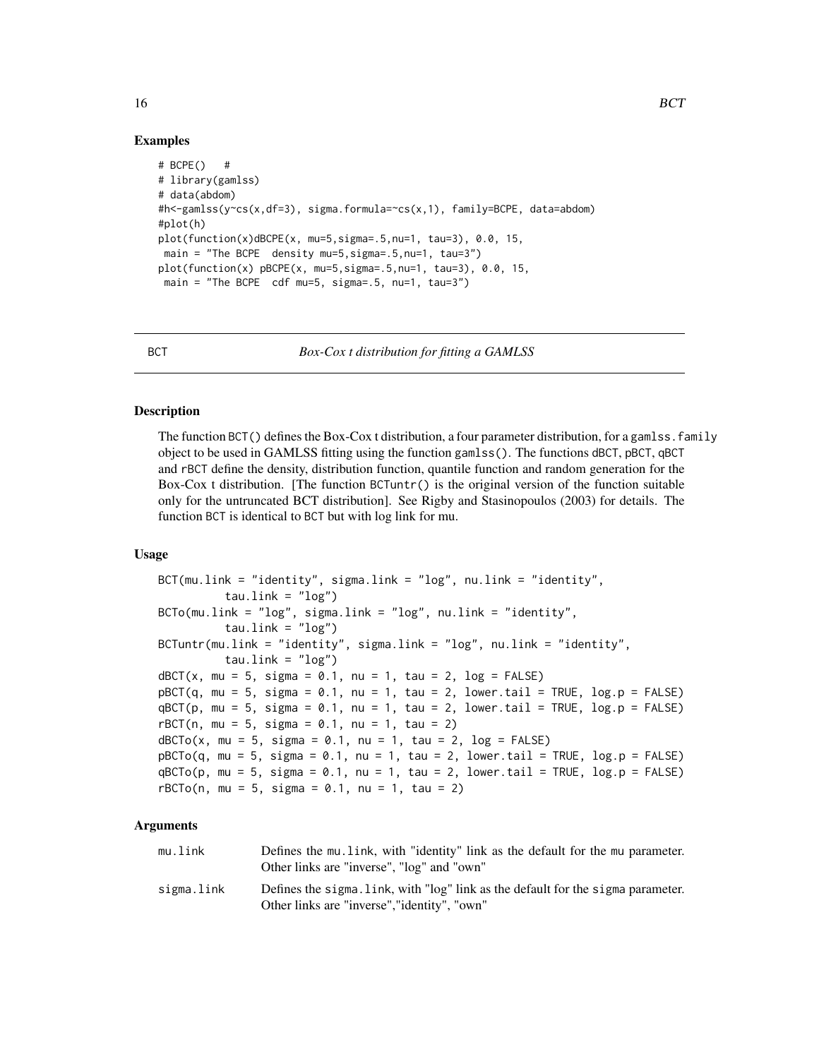### Examples

```
# BCPE()   #
# library(gamlss)
# data(abdom)
#h<-gamlss(y~cs(x,df=3), sigma.formula=~cs(x,1), family=BCPE, data=abdom)
#plot(h)
plot(function(x)dBCPE(x, mu=5,sigma=.5,nu=1, tau=3), 0.0, 15,
 main = "The BCPE  density mu=5,sigma=.5,nu=1, tau=3")
plot(function(x) pBCPE(x, mu=5,sigma=.5,nu=1, tau=3), 0.0, 15,
 main = "The BCPE  cdf mu=5, sigma=.5, nu=1, tau=3")
```

---

## BCT — *Box-Cox t distribution for fitting a GAMLSS*

---

### Description

The function BCT() defines the Box-Cox t distribution, a four parameter distribution, for a gamlss.family object to be used in GAMLSS fitting using the function gamlss(). The functions dBCT, pBCT, qBCT and rBCT define the density, distribution function, quantile function and random generation for the Box-Cox t distribution. [The function BCTuntr() is the original version of the function suitable only for the untruncated BCT distribution]. See Rigby and Stasinopoulos (2003) for details. The function BCT is identical to BCT but with log link for mu.

### Usage

```
BCT(mu.link = "identity", sigma.link = "log", nu.link = "identity",
         tau.link = "log")
BCTo(mu.link = "log", sigma.link = "log", nu.link = "identity",
         tau.link = "log")
BCTuntr(mu.link = "identity", sigma.link = "log", nu.link = "identity",
         tau.link = "log")
dBCT(x, mu = 5, sigma = 0.1, nu = 1, tau = 2, log = FALSE)
pBCT(q, mu = 5, sigma = 0.1, nu = 1, tau = 2, lower.tail = TRUE, log.p = FALSE)
qBCT(p, mu = 5, sigma = 0.1, nu = 1, tau = 2, lower.tail = TRUE, log.p = FALSE)
rBCT(n, mu = 5, sigma = 0.1, nu = 1, tau = 2)
dBCTo(x, mu = 5, sigma = 0.1, nu = 1, tau = 2, log = FALSE)
pBCTo(q, mu = 5, sigma = 0.1, nu = 1, tau = 2, lower.tail = TRUE, log.p = FALSE)
qBCTo(p, mu = 5, sigma = 0.1, nu = 1, tau = 2, lower.tail = TRUE, log.p = FALSE)
rBCTo(n, mu = 5, sigma = 0.1, nu = 1, tau = 2)
```

### Arguments

| | |
|---|---|
| mu.link | Defines the mu.link, with "identity" link as the default for the mu parameter. Other links are "inverse", "log" and "own" |
| sigma.link | Defines the sigma.link, with "log" link as the default for the sigma parameter. Other links are "inverse","identity", "own" |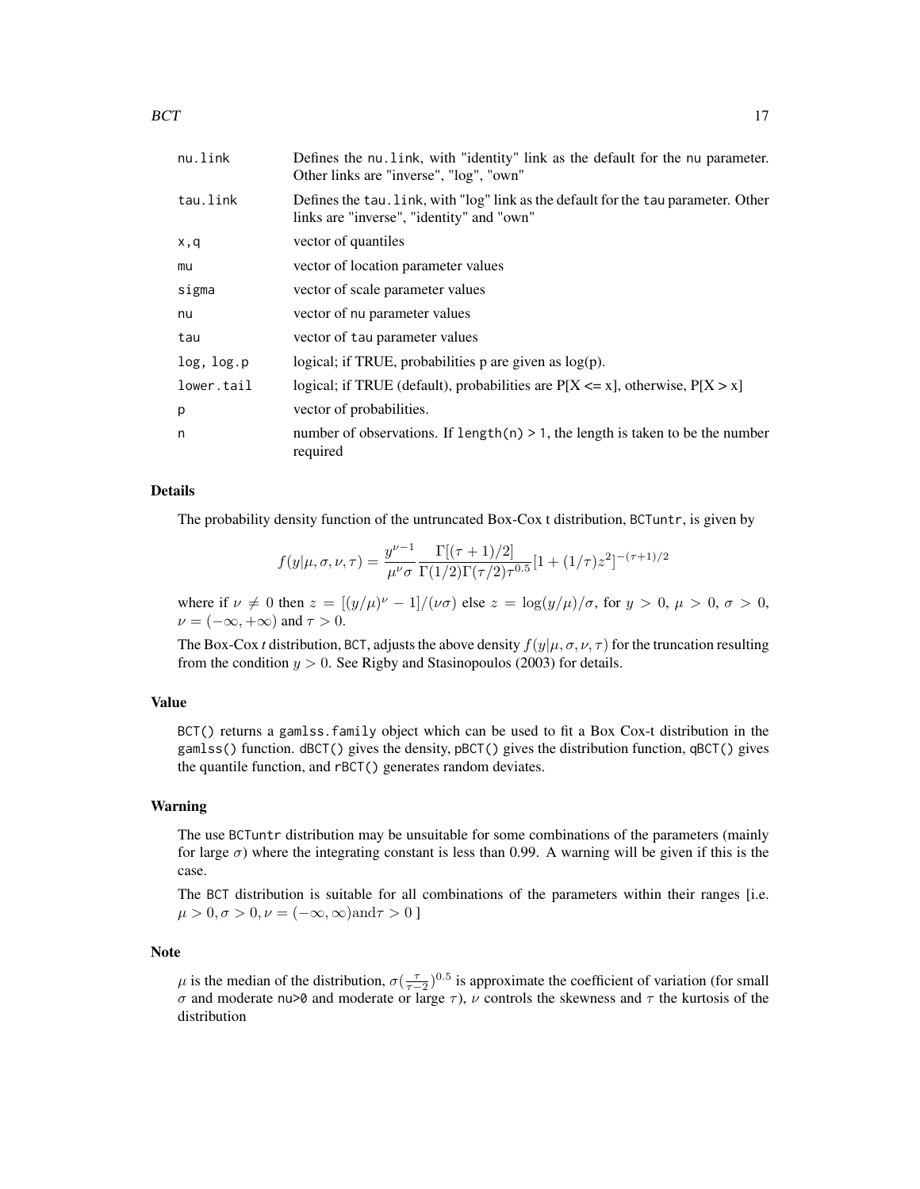| | |
|---|---|
| nu.link | Defines the nu.link, with "identity" link as the default for the nu parameter. Other links are "inverse", "log", "own" |
| tau.link | Defines the tau.link, with "log" link as the default for the tau parameter. Other links are "inverse", "identity" and "own" |
| x,q | vector of quantiles |
| mu | vector of location parameter values |
| sigma | vector of scale parameter values |
| nu | vector of nu parameter values |
| tau | vector of tau parameter values |
| log, log.p | logical; if TRUE, probabilities p are given as log(p). |
| lower.tail | logical; if TRUE (default), probabilities are P[X <= x], otherwise, P[X > x] |
| p | vector of probabilities. |
| n | number of observations. If length(n) > 1, the length is taken to be the number required |

## Details

The probability density function of the untruncated Box-Cox t distribution, BCTuntr, is given by

$$f(y|\mu,\sigma,\nu,\tau) = \frac{y^{\nu-1}}{\mu^{\nu}\sigma}\frac{\Gamma[(\tau+1)/2]}{\Gamma(1/2)\Gamma(\tau/2)\tau^{0.5}}[1+(1/\tau)z^2]^{-(\tau+1)/2}$$

where if $\nu \neq 0$ then $z = [(y/\mu)^{\nu} - 1]/(\nu\sigma)$ else $z = \log(y/\mu)/\sigma$, for $y > 0$, $\mu > 0$, $\sigma > 0$, $\nu = (-\infty, +\infty)$ and $\tau > 0$.

The Box-Cox *t* distribution, BCT, adjusts the above density $f(y|\mu,\sigma,\nu,\tau)$ for the truncation resulting from the condition $y > 0$. See Rigby and Stasinopoulos (2003) for details.

## Value

BCT() returns a gamlss.family object which can be used to fit a Box Cox-t distribution in the gamlss() function. dBCT() gives the density, pBCT() gives the distribution function, qBCT() gives the quantile function, and rBCT() generates random deviates.

## Warning

The use BCTuntr distribution may be unsuitable for some combinations of the parameters (mainly for large $\sigma$) where the integrating constant is less than 0.99. A warning will be given if this is the case.

The BCT distribution is suitable for all combinations of the parameters within their ranges [i.e. $\mu > 0, \sigma > 0, \nu = (-\infty, \infty) \text{and} \tau > 0$ ]

## Note

$\mu$ is the median of the distribution, $\sigma(\frac{\tau}{\tau-2})^{0.5}$ is approximate the coefficient of variation (for small $\sigma$ and moderate nu>0 and moderate or large $\tau$), $\nu$ controls the skewness and $\tau$ the kurtosis of the distribution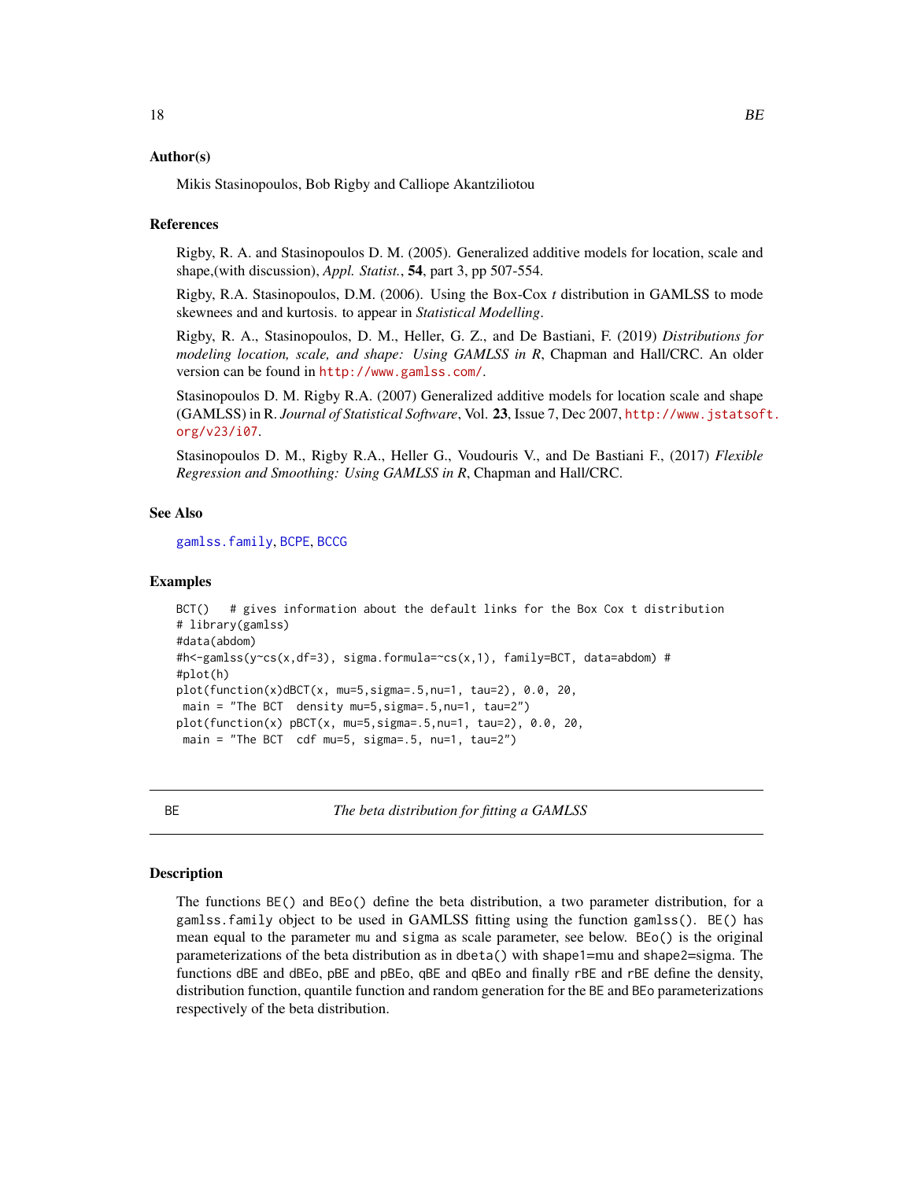### Author(s)

Mikis Stasinopoulos, Bob Rigby and Calliope Akantziliotou

### References

Rigby, R. A. and Stasinopoulos D. M. (2005). Generalized additive models for location, scale and shape,(with discussion), *Appl. Statist.*, **54**, part 3, pp 507-554.

Rigby, R.A. Stasinopoulos, D.M. (2006). Using the Box-Cox *t* distribution in GAMLSS to mode skewnees and and kurtosis. to appear in *Statistical Modelling*.

Rigby, R. A., Stasinopoulos, D. M., Heller, G. Z., and De Bastiani, F. (2019) *Distributions for modeling location, scale, and shape: Using GAMLSS in R*, Chapman and Hall/CRC. An older version can be found in http://www.gamlss.com/.

Stasinopoulos D. M. Rigby R.A. (2007) Generalized additive models for location scale and shape (GAMLSS) in R. *Journal of Statistical Software*, Vol. **23**, Issue 7, Dec 2007, http://www.jstatsoft.org/v23/i07.

Stasinopoulos D. M., Rigby R.A., Heller G., Voudouris V., and De Bastiani F., (2017) *Flexible Regression and Smoothing: Using GAMLSS in R*, Chapman and Hall/CRC.

### See Also

gamlss.family, BCPE, BCCG

### Examples

```
BCT()   # gives information about the default links for the Box Cox t distribution
# library(gamlss)
#data(abdom)
#h<-gamlss(y~cs(x,df=3), sigma.formula=~cs(x,1), family=BCT, data=abdom) #
#plot(h)
plot(function(x)dBCT(x, mu=5,sigma=.5,nu=1, tau=2), 0.0, 20,
 main = "The BCT  density mu=5,sigma=.5,nu=1, tau=2")
plot(function(x) pBCT(x, mu=5,sigma=.5,nu=1, tau=2), 0.0, 20,
 main = "The BCT  cdf mu=5, sigma=.5, nu=1, tau=2")
```

---

## BE — *The beta distribution for fitting a GAMLSS*

---

### Description

The functions `BE()` and `BEo()` define the beta distribution, a two parameter distribution, for a `gamlss.family` object to be used in GAMLSS fitting using the function `gamlss()`. `BE()` has mean equal to the parameter `mu` and `sigma` as scale parameter, see below. `BEo()` is the original parameterizations of the beta distribution as in `dbeta()` with `shape1=mu` and `shape2=sigma`. The functions `dBE` and `dBEo`, `pBE` and `pBEo`, `qBE` and `qBEo` and finally `rBE` and `rBE` define the density, distribution function, quantile function and random generation for the `BE` and `BEo` parameterizations respectively of the beta distribution.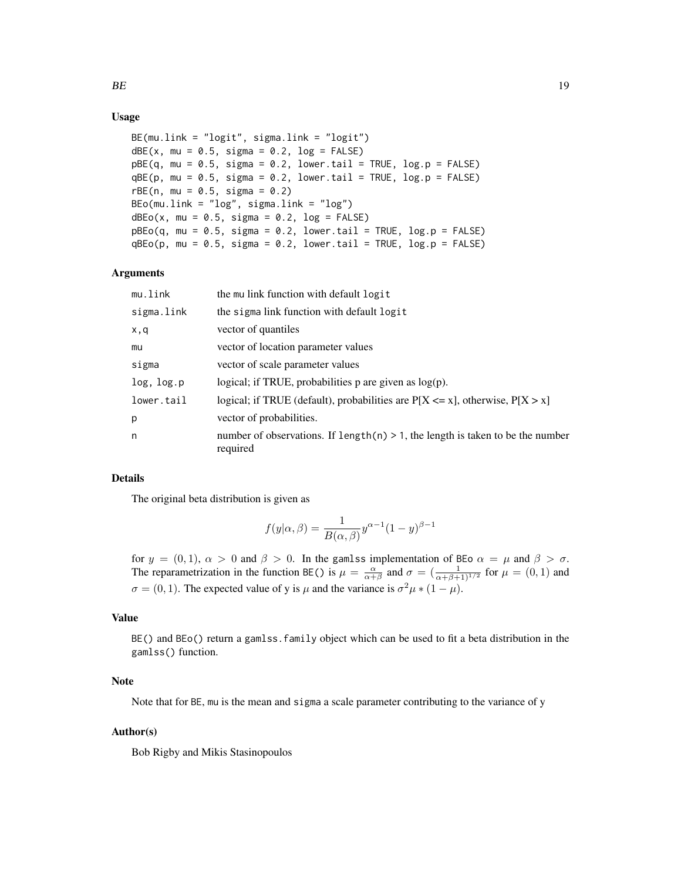## Usage

```
BE(mu.link = "logit", sigma.link = "logit")
dBE(x, mu = 0.5, sigma = 0.2, log = FALSE)
pBE(q, mu = 0.5, sigma = 0.2, lower.tail = TRUE, log.p = FALSE)
qBE(p, mu = 0.5, sigma = 0.2, lower.tail = TRUE, log.p = FALSE)
rBE(n, mu = 0.5, sigma = 0.2)
BEo(mu.link = "log", sigma.link = "log")
dBEo(x, mu = 0.5, sigma = 0.2, log = FALSE)
pBEo(q, mu = 0.5, sigma = 0.2, lower.tail = TRUE, log.p = FALSE)
qBEo(p, mu = 0.5, sigma = 0.2, lower.tail = TRUE, log.p = FALSE)
```

## Arguments

| | |
|---|---|
| mu.link | the mu link function with default logit |
| sigma.link | the sigma link function with default logit |
| x,q | vector of quantiles |
| mu | vector of location parameter values |
| sigma | vector of scale parameter values |
| log, log.p | logical; if TRUE, probabilities p are given as log(p). |
| lower.tail | logical; if TRUE (default), probabilities are P[X <= x], otherwise, P[X > x] |
| p | vector of probabilities. |
| n | number of observations. If length(n) > 1, the length is taken to be the number required |

## Details

The original beta distribution is given as

$$f(y|\alpha, \beta) = \frac{1}{B(\alpha, \beta)} y^{\alpha-1}(1-y)^{\beta-1}$$

for $y = (0, 1)$, $\alpha > 0$ and $\beta > 0$. In the gamlss implementation of BEo $\alpha = \mu$ and $\beta > \sigma$. The reparametrization in the function BE() is $\mu = \frac{\alpha}{\alpha+\beta}$ and $\sigma = (\frac{1}{\alpha+\beta+1)^{1/2}}$ for $\mu = (0, 1)$ and $\sigma = (0, 1)$. The expected value of y is $\mu$ and the variance is $\sigma^2\mu * (1-\mu)$.

## Value

BE() and BEo() return a gamlss.family object which can be used to fit a beta distribution in the gamlss() function.

## Note

Note that for BE, mu is the mean and sigma a scale parameter contributing to the variance of y

## Author(s)

Bob Rigby and Mikis Stasinopoulos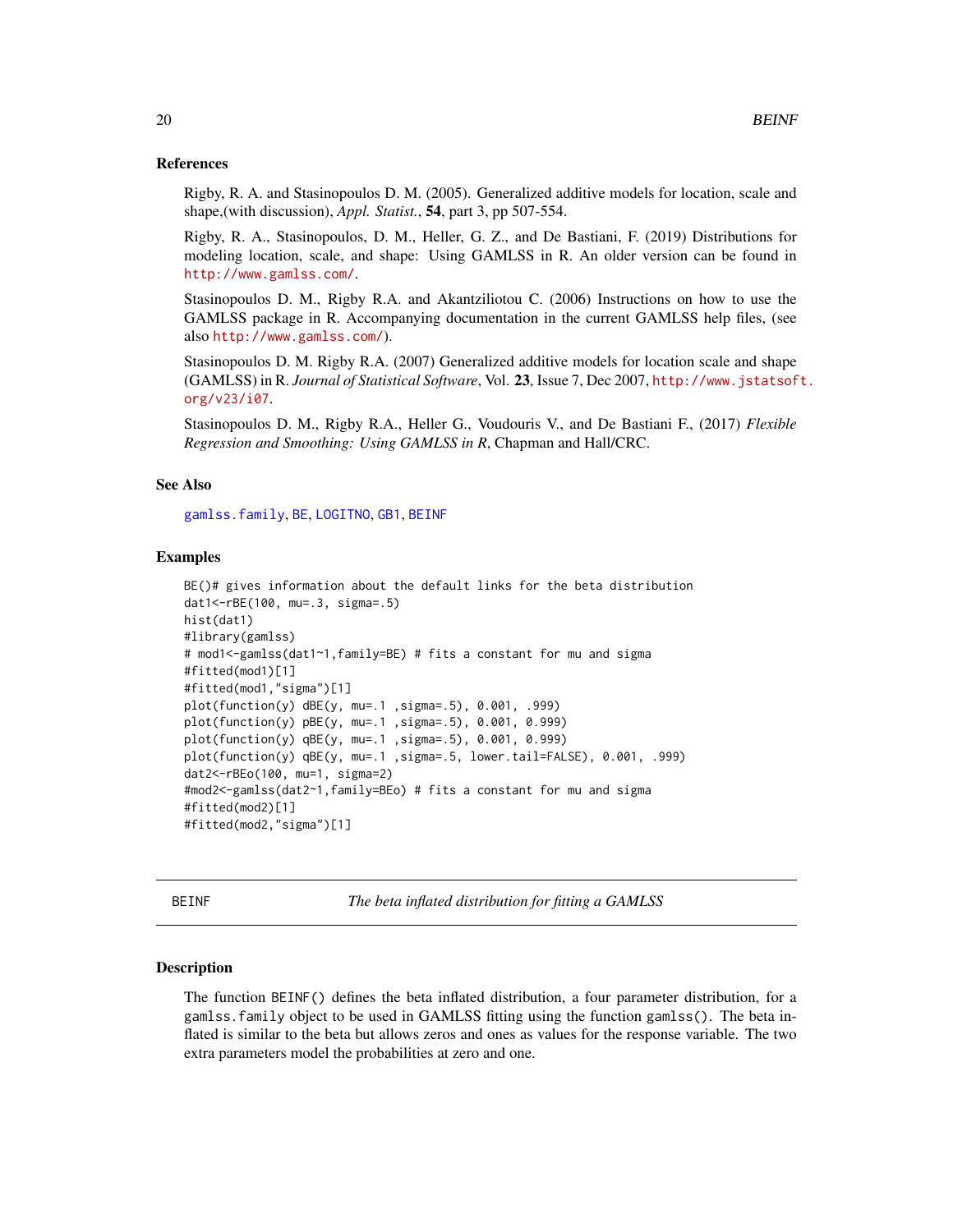### References

Rigby, R. A. and Stasinopoulos D. M. (2005). Generalized additive models for location, scale and shape,(with discussion), *Appl. Statist.*, **54**, part 3, pp 507-554.

Rigby, R. A., Stasinopoulos, D. M., Heller, G. Z., and De Bastiani, F. (2019) Distributions for modeling location, scale, and shape: Using GAMLSS in R. An older version can be found in http://www.gamlss.com/.

Stasinopoulos D. M., Rigby R.A. and Akantziliotou C. (2006) Instructions on how to use the GAMLSS package in R. Accompanying documentation in the current GAMLSS help files, (see also http://www.gamlss.com/).

Stasinopoulos D. M. Rigby R.A. (2007) Generalized additive models for location scale and shape (GAMLSS) in R. *Journal of Statistical Software*, Vol. **23**, Issue 7, Dec 2007, http://www.jstatsoft.org/v23/i07.

Stasinopoulos D. M., Rigby R.A., Heller G., Voudouris V., and De Bastiani F., (2017) *Flexible Regression and Smoothing: Using GAMLSS in R*, Chapman and Hall/CRC.

### See Also

gamlss.family, BE, LOGITNO, GB1, BEINF

### Examples

```
BE()# gives information about the default links for the beta distribution
dat1<-rBE(100, mu=.3, sigma=.5)
hist(dat1)
#library(gamlss)
# mod1<-gamlss(dat1~1,family=BE) # fits a constant for mu and sigma
#fitted(mod1)[1]
#fitted(mod1,"sigma")[1]
plot(function(y) dBE(y, mu=.1 ,sigma=.5), 0.001, .999)
plot(function(y) pBE(y, mu=.1 ,sigma=.5), 0.001, 0.999)
plot(function(y) qBE(y, mu=.1 ,sigma=.5), 0.001, 0.999)
plot(function(y) qBE(y, mu=.1 ,sigma=.5, lower.tail=FALSE), 0.001, .999)
dat2<-rBEo(100, mu=1, sigma=2)
#mod2<-gamlss(dat2~1,family=BEo) # fits a constant for mu and sigma
#fitted(mod2)[1]
#fitted(mod2,"sigma")[1]
```

---

## BEINF — *The beta inflated distribution for fitting a GAMLSS*

### Description

The function BEINF() defines the beta inflated distribution, a four parameter distribution, for a gamlss.family object to be used in GAMLSS fitting using the function gamlss(). The beta inflated is similar to the beta but allows zeros and ones as values for the response variable. The two extra parameters model the probabilities at zero and one.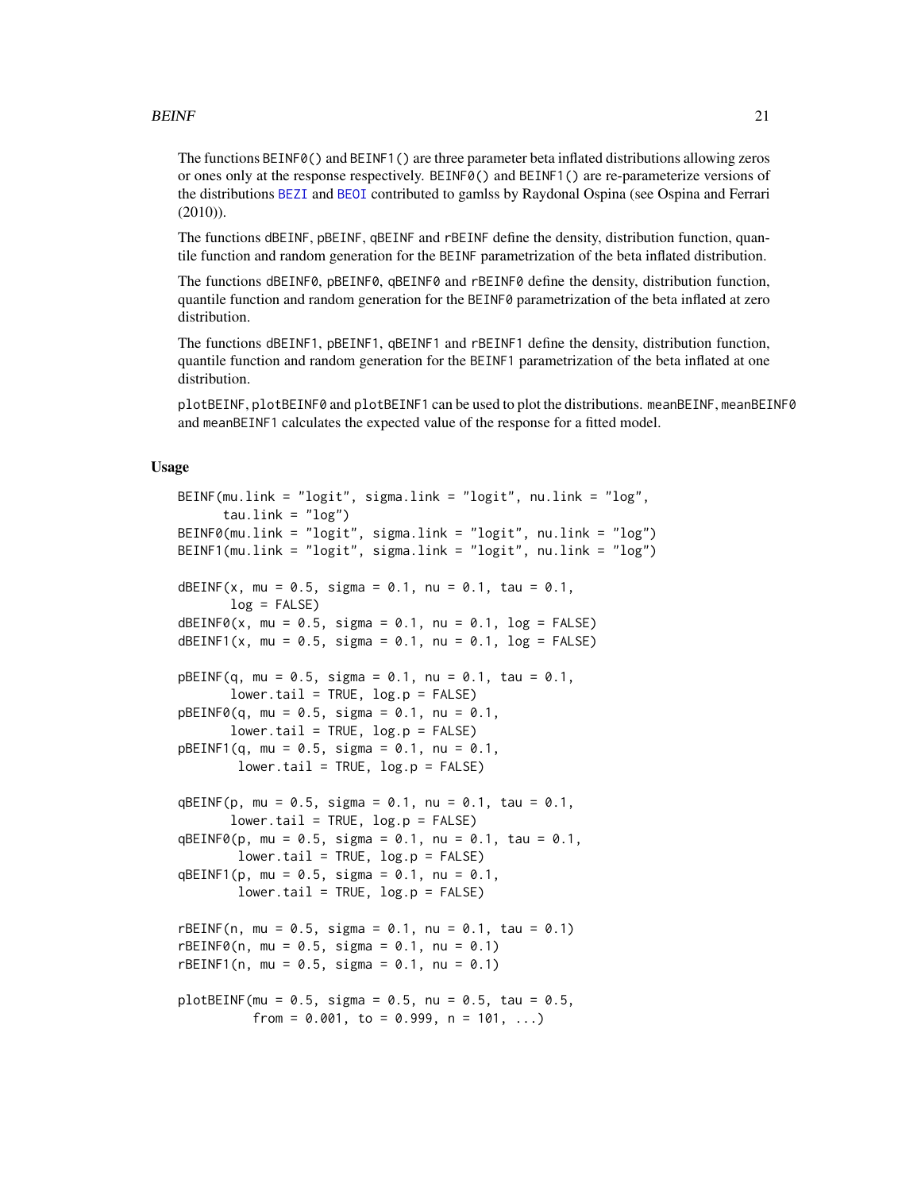The functions BEINF0() and BEINF1() are three parameter beta inflated distributions allowing zeros or ones only at the response respectively. BEINF0() and BEINF1() are re-parameterize versions of the distributions BEZI and BEOI contributed to gamlss by Raydonal Ospina (see Ospina and Ferrari (2010)).

The functions dBEINF, pBEINF, qBEINF and rBEINF define the density, distribution function, quantile function and random generation for the BEINF parametrization of the beta inflated distribution.

The functions dBEINF0, pBEINF0, qBEINF0 and rBEINF0 define the density, distribution function, quantile function and random generation for the BEINF0 parametrization of the beta inflated at zero distribution.

The functions dBEINF1, pBEINF1, qBEINF1 and rBEINF1 define the density, distribution function, quantile function and random generation for the BEINF1 parametrization of the beta inflated at one distribution.

plotBEINF, plotBEINF0 and plotBEINF1 can be used to plot the distributions. meanBEINF, meanBEINF0 and meanBEINF1 calculates the expected value of the response for a fitted model.

## Usage

```
BEINF(mu.link = "logit", sigma.link = "logit", nu.link = "log",
      tau.link = "log")
BEINF0(mu.link = "logit", sigma.link = "logit", nu.link = "log")
BEINF1(mu.link = "logit", sigma.link = "logit", nu.link = "log")

dBEINF(x, mu = 0.5, sigma = 0.1, nu = 0.1, tau = 0.1,
       log = FALSE)
dBEINF0(x, mu = 0.5, sigma = 0.1, nu = 0.1, log = FALSE)
dBEINF1(x, mu = 0.5, sigma = 0.1, nu = 0.1, log = FALSE)

pBEINF(q, mu = 0.5, sigma = 0.1, nu = 0.1, tau = 0.1,
       lower.tail = TRUE, log.p = FALSE)
pBEINF0(q, mu = 0.5, sigma = 0.1, nu = 0.1,
       lower.tail = TRUE, log.p = FALSE)
pBEINF1(q, mu = 0.5, sigma = 0.1, nu = 0.1,
        lower.tail = TRUE, log.p = FALSE)

qBEINF(p, mu = 0.5, sigma = 0.1, nu = 0.1, tau = 0.1,
       lower.tail = TRUE, log.p = FALSE)
qBEINF0(p, mu = 0.5, sigma = 0.1, nu = 0.1, tau = 0.1,
        lower.tail = TRUE, log.p = FALSE)
qBEINF1(p, mu = 0.5, sigma = 0.1, nu = 0.1,
        lower.tail = TRUE, log.p = FALSE)

rBEINF(n, mu = 0.5, sigma = 0.1, nu = 0.1, tau = 0.1)
rBEINF0(n, mu = 0.5, sigma = 0.1, nu = 0.1)
rBEINF1(n, mu = 0.5, sigma = 0.1, nu = 0.1)

plotBEINF(mu = 0.5, sigma = 0.5, nu = 0.5, tau = 0.5,
          from = 0.001, to = 0.999, n = 101, ...)
```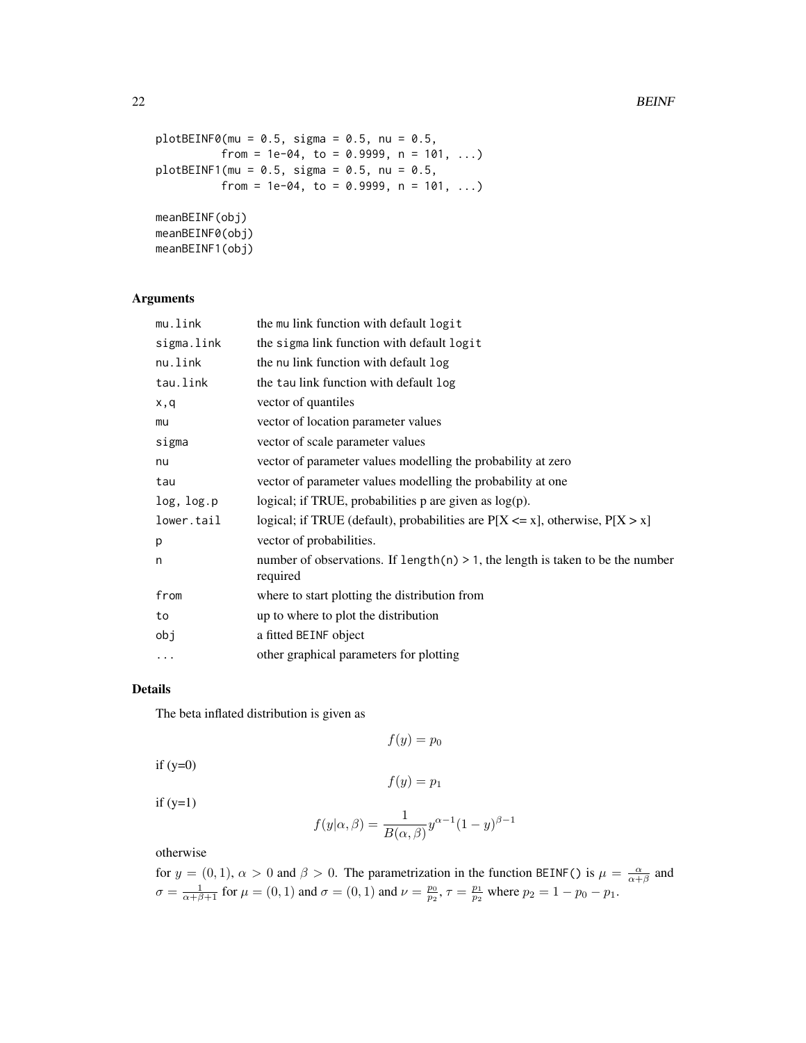```
plotBEINF0(mu = 0.5, sigma = 0.5, nu = 0.5,
          from = 1e-04, to = 0.9999, n = 101, ...)
plotBEINF1(mu = 0.5, sigma = 0.5, nu = 0.5,
          from = 1e-04, to = 0.9999, n = 101, ...)

meanBEINF(obj)
meanBEINF0(obj)
meanBEINF1(obj)
```

## Arguments

| | |
|---|---|
| `mu.link` | the `mu` link function with default `logit` |
| `sigma.link` | the `sigma` link function with default `logit` |
| `nu.link` | the `nu` link function with default `log` |
| `tau.link` | the `tau` link function with default `log` |
| `x,q` | vector of quantiles |
| `mu` | vector of location parameter values |
| `sigma` | vector of scale parameter values |
| `nu` | vector of parameter values modelling the probability at zero |
| `tau` | vector of parameter values modelling the probability at one |
| `log, log.p` | logical; if TRUE, probabilities p are given as log(p). |
| `lower.tail` | logical; if TRUE (default), probabilities are P[X <= x], otherwise, P[X > x] |
| `p` | vector of probabilities. |
| `n` | number of observations. If `length(n) > 1`, the length is taken to be the number required |
| `from` | where to start plotting the distribution from |
| `to` | up to where to plot the distribution |
| `obj` | a fitted `BEINF` object |
| `...` | other graphical parameters for plotting |

## Details

The beta inflated distribution is given as

$$f(y) = p_0$$

if (y=0)

$$f(y) = p_1$$

if (y=1)

$$f(y|\alpha, \beta) = \frac{1}{B(\alpha, \beta)} y^{\alpha-1}(1-y)^{\beta-1}$$

otherwise

for $y = (0, 1)$, $\alpha > 0$ and $\beta > 0$. The parametrization in the function `BEINF()` is $\mu = \frac{\alpha}{\alpha+\beta}$ and $\sigma = \frac{1}{\alpha+\beta+1}$ for $\mu = (0, 1)$ and $\sigma = (0, 1)$ and $\nu = \frac{p_0}{p_2}$, $\tau = \frac{p_1}{p_2}$ where $p_2 = 1 - p_0 - p_1$.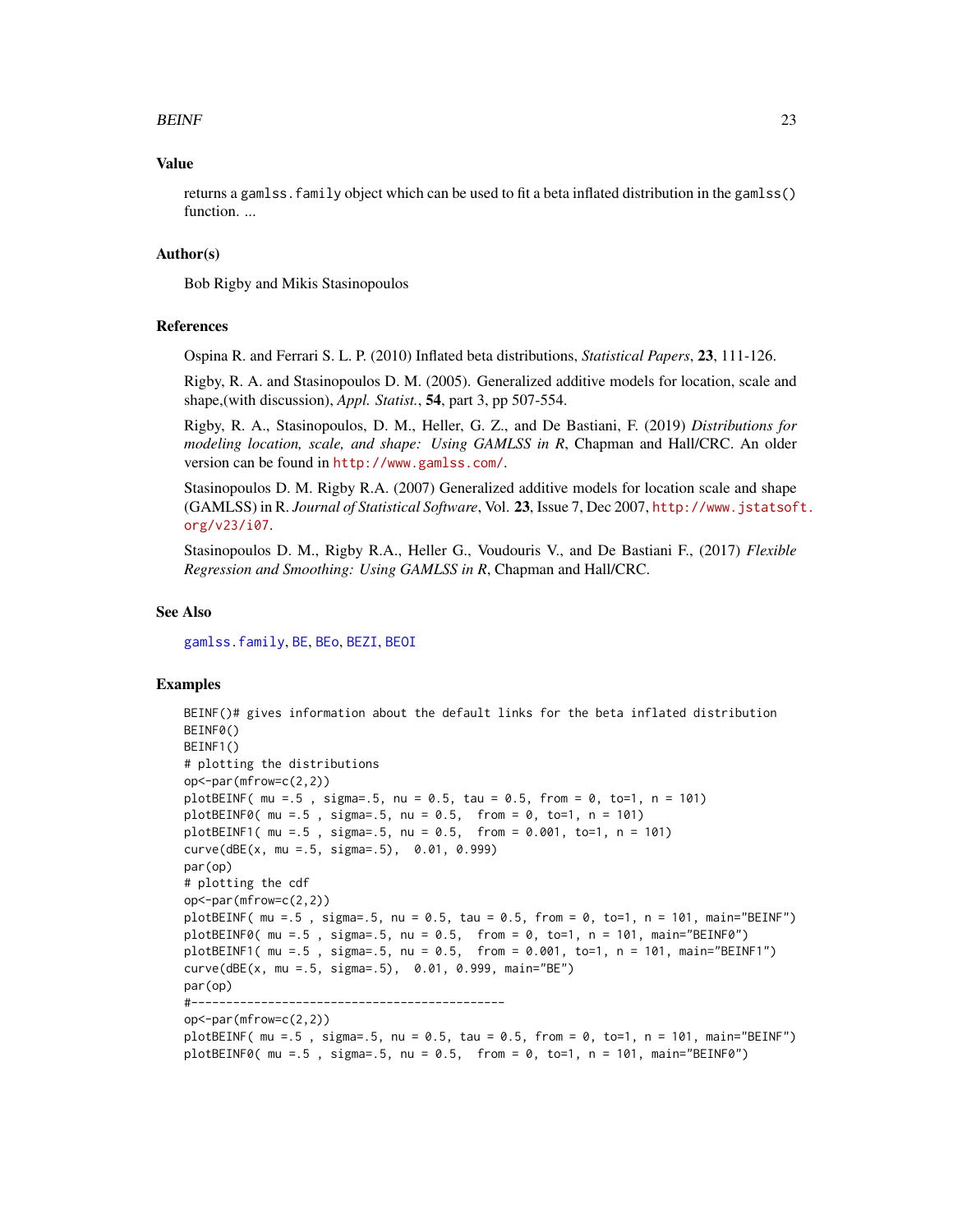### Value

returns a `gamlss.family` object which can be used to fit a beta inflated distribution in the `gamlss()` function. ...

### Author(s)

Bob Rigby and Mikis Stasinopoulos

### References

Ospina R. and Ferrari S. L. P. (2010) Inflated beta distributions, *Statistical Papers*, **23**, 111-126.

Rigby, R. A. and Stasinopoulos D. M. (2005). Generalized additive models for location, scale and shape,(with discussion), *Appl. Statist.*, **54**, part 3, pp 507-554.

Rigby, R. A., Stasinopoulos, D. M., Heller, G. Z., and De Bastiani, F. (2019) *Distributions for modeling location, scale, and shape: Using GAMLSS in R*, Chapman and Hall/CRC. An older version can be found in http://www.gamlss.com/.

Stasinopoulos D. M. Rigby R.A. (2007) Generalized additive models for location scale and shape (GAMLSS) in R. *Journal of Statistical Software*, Vol. **23**, Issue 7, Dec 2007, http://www.jstatsoft.org/v23/i07.

Stasinopoulos D. M., Rigby R.A., Heller G., Voudouris V., and De Bastiani F., (2017) *Flexible Regression and Smoothing: Using GAMLSS in R*, Chapman and Hall/CRC.

### See Also

gamlss.family, BE, BEo, BEZI, BEOI

### Examples

```
BEINF()# gives information about the default links for the beta inflated distribution
BEINF0()
BEINF1()
# plotting the distributions
op<-par(mfrow=c(2,2))
plotBEINF( mu =.5 , sigma=.5, nu = 0.5, tau = 0.5, from = 0, to=1, n = 101)
plotBEINF0( mu =.5 , sigma=.5, nu = 0.5,  from = 0, to=1, n = 101)
plotBEINF1( mu =.5 , sigma=.5, nu = 0.5,  from = 0.001, to=1, n = 101)
curve(dBE(x, mu =.5, sigma=.5),  0.01, 0.999)
par(op)
# plotting the cdf
op<-par(mfrow=c(2,2))
plotBEINF( mu =.5 , sigma=.5, nu = 0.5, tau = 0.5, from = 0, to=1, n = 101, main="BEINF")
plotBEINF0( mu =.5 , sigma=.5, nu = 0.5,  from = 0, to=1, n = 101, main="BEINF0")
plotBEINF1( mu =.5 , sigma=.5, nu = 0.5,  from = 0.001, to=1, n = 101, main="BEINF1")
curve(dBE(x, mu =.5, sigma=.5),  0.01, 0.999, main="BE")
par(op)
#---------------------------------------------
op<-par(mfrow=c(2,2))
plotBEINF( mu =.5 , sigma=.5, nu = 0.5, tau = 0.5, from = 0, to=1, n = 101, main="BEINF")
plotBEINF0( mu =.5 , sigma=.5, nu = 0.5,  from = 0, to=1, n = 101, main="BEINF0")
```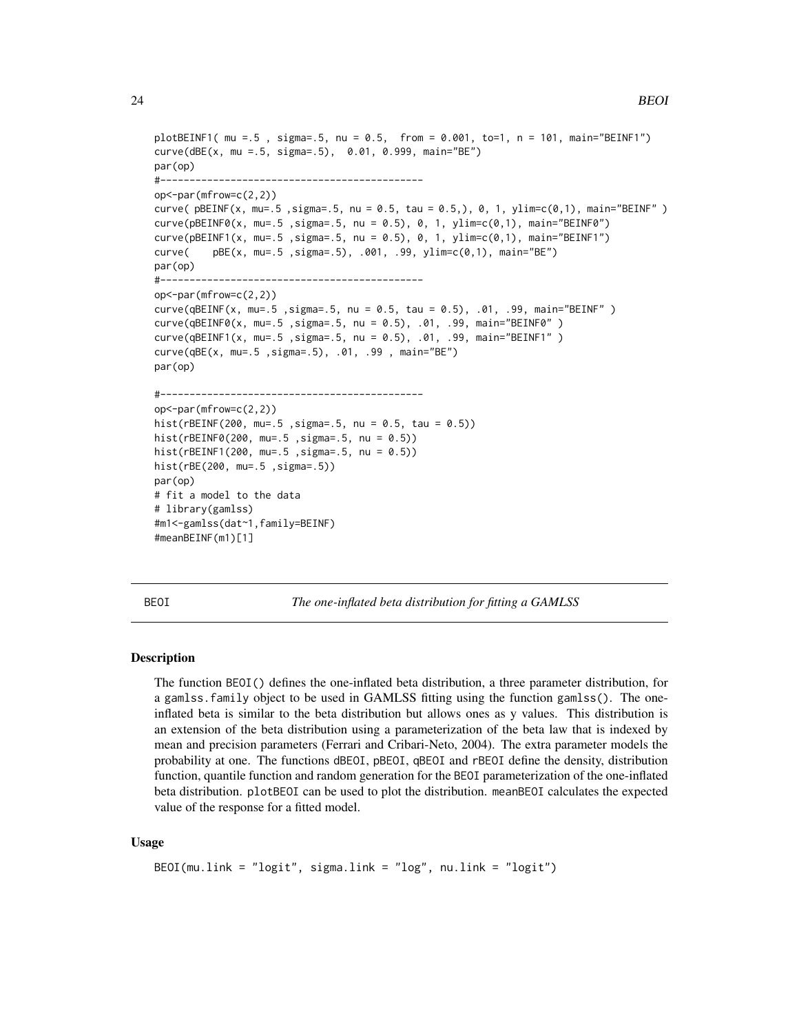```
plotBEINF1( mu =.5 , sigma=.5, nu = 0.5,  from = 0.001, to=1, n = 101, main="BEINF1")
curve(dBE(x, mu =.5, sigma=.5),  0.01, 0.999, main="BE")
par(op)
#---------------------------------------------
op<-par(mfrow=c(2,2))
curve( pBEINF(x, mu=.5 ,sigma=.5, nu = 0.5, tau = 0.5,), 0, 1, ylim=c(0,1), main="BEINF" )
curve(pBEINF0(x, mu=.5 ,sigma=.5, nu = 0.5), 0, 1, ylim=c(0,1), main="BEINF0")
curve(pBEINF1(x, mu=.5 ,sigma=.5, nu = 0.5), 0, 1, ylim=c(0,1), main="BEINF1")
curve(    pBE(x, mu=.5 ,sigma=.5), .001, .99, ylim=c(0,1), main="BE")
par(op)
#---------------------------------------------
op<-par(mfrow=c(2,2))
curve(qBEINF(x, mu=.5 ,sigma=.5, nu = 0.5, tau = 0.5), .01, .99, main="BEINF" )
curve(qBEINF0(x, mu=.5 ,sigma=.5, nu = 0.5), .01, .99, main="BEINF0" )
curve(qBEINF1(x, mu=.5 ,sigma=.5, nu = 0.5), .01, .99, main="BEINF1" )
curve(qBE(x, mu=.5 ,sigma=.5), .01, .99 , main="BE")
par(op)

#---------------------------------------------
op<-par(mfrow=c(2,2))
hist(rBEINF(200, mu=.5 ,sigma=.5, nu = 0.5, tau = 0.5))
hist(rBEINF0(200, mu=.5 ,sigma=.5, nu = 0.5))
hist(rBEINF1(200, mu=.5 ,sigma=.5, nu = 0.5))
hist(rBE(200, mu=.5 ,sigma=.5))
par(op)
# fit a model to the data
# library(gamlss)
#m1<-gamlss(dat~1,family=BEINF)
#meanBEINF(m1)[1]
```

---

## BEOI — *The one-inflated beta distribution for fitting a GAMLSS*

### Description

The function BEOI() defines the one-inflated beta distribution, a three parameter distribution, for a gamlss.family object to be used in GAMLSS fitting using the function gamlss(). The one-inflated beta is similar to the beta distribution but allows ones as y values. This distribution is an extension of the beta distribution using a parameterization of the beta law that is indexed by mean and precision parameters (Ferrari and Cribari-Neto, 2004). The extra parameter models the probability at one. The functions dBEOI, pBEOI, qBEOI and rBEOI define the density, distribution function, quantile function and random generation for the BEOI parameterization of the one-inflated beta distribution. plotBEOI can be used to plot the distribution. meanBEOI calculates the expected value of the response for a fitted model.

### Usage

```
BEOI(mu.link = "logit", sigma.link = "log", nu.link = "logit")
```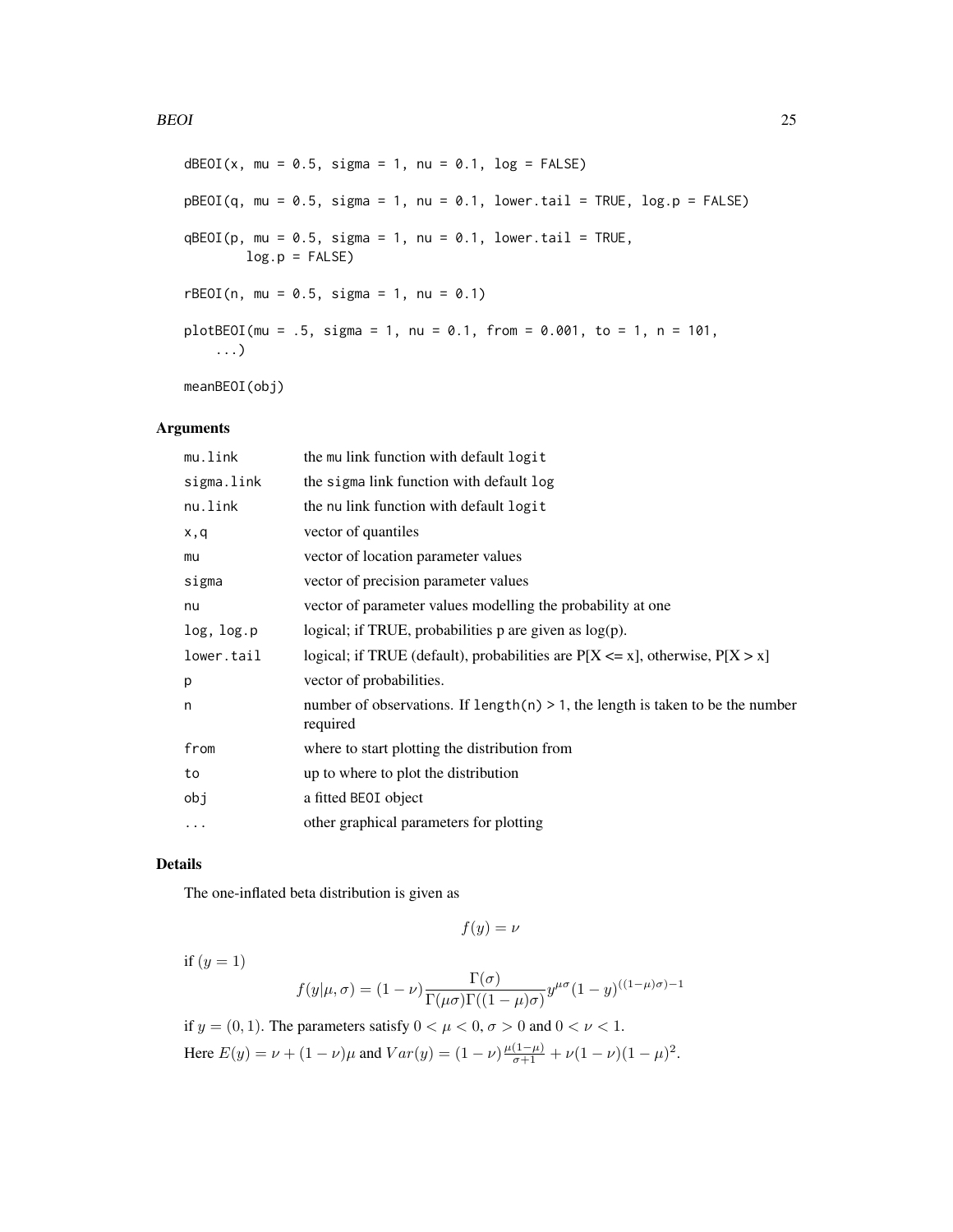```
dBEOI(x, mu = 0.5, sigma = 1, nu = 0.1, log = FALSE)

pBEOI(q, mu = 0.5, sigma = 1, nu = 0.1, lower.tail = TRUE, log.p = FALSE)

qBEOI(p, mu = 0.5, sigma = 1, nu = 0.1, lower.tail = TRUE,
        log.p = FALSE)

rBEOI(n, mu = 0.5, sigma = 1, nu = 0.1)

plotBEOI(mu = .5, sigma = 1, nu = 0.1, from = 0.001, to = 1, n = 101,
    ...)

meanBEOI(obj)
```

## Arguments

| | |
|---|---|
| mu.link | the mu link function with default logit |
| sigma.link | the sigma link function with default log |
| nu.link | the nu link function with default logit |
| x,q | vector of quantiles |
| mu | vector of location parameter values |
| sigma | vector of precision parameter values |
| nu | vector of parameter values modelling the probability at one |
| log, log.p | logical; if TRUE, probabilities p are given as log(p). |
| lower.tail | logical; if TRUE (default), probabilities are P[X <= x], otherwise, P[X > x] |
| p | vector of probabilities. |
| n | number of observations. If length(n) > 1, the length is taken to be the number required |
| from | where to start plotting the distribution from |
| to | up to where to plot the distribution |
| obj | a fitted BEOI object |
| ... | other graphical parameters for plotting |

## Details

The one-inflated beta distribution is given as

$$f(y) = \nu$$

if $(y = 1)$

$$f(y|\mu,\sigma) = (1-\nu)\frac{\Gamma(\sigma)}{\Gamma(\mu\sigma)\Gamma((1-\mu)\sigma)} y^{\mu\sigma}(1-y)^{((1-\mu)\sigma)-1}$$

if $y = (0, 1)$. The parameters satisfy $0 < \mu < 0$, $\sigma > 0$ and $0 < \nu < 1$.

Here $E(y) = \nu + (1-\nu)\mu$ and $Var(y) = (1-\nu)\frac{\mu(1-\mu)}{\sigma+1} + \nu(1-\nu)(1-\mu)^2$.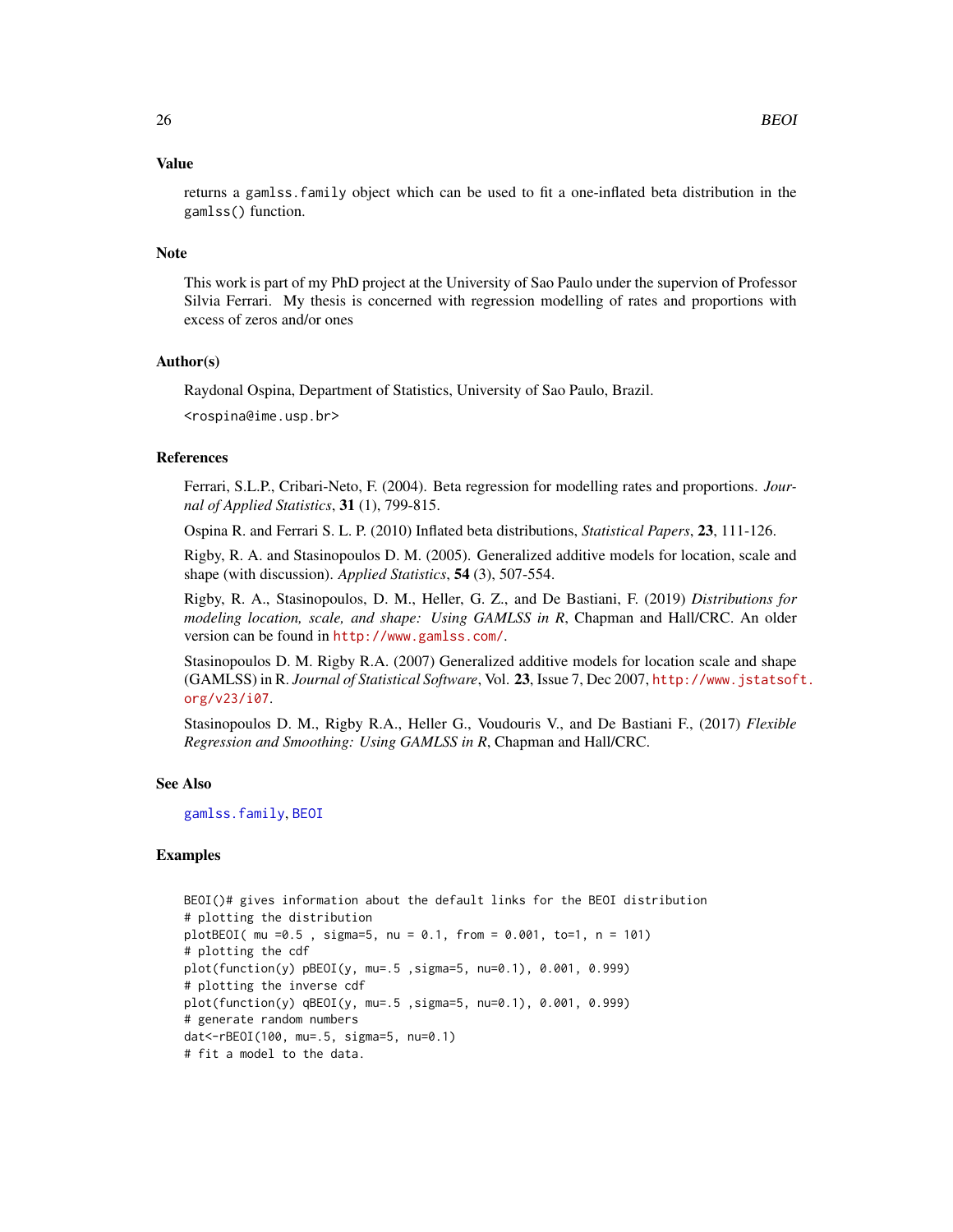## Value

returns a `gamlss.family` object which can be used to fit a one-inflated beta distribution in the `gamlss()` function.

## Note

This work is part of my PhD project at the University of Sao Paulo under the supervion of Professor Silvia Ferrari. My thesis is concerned with regression modelling of rates and proportions with excess of zeros and/or ones

## Author(s)

Raydonal Ospina, Department of Statistics, University of Sao Paulo, Brazil.

<rospina@ime.usp.br>

## References

Ferrari, S.L.P., Cribari-Neto, F. (2004). Beta regression for modelling rates and proportions. *Journal of Applied Statistics*, **31** (1), 799-815.

Ospina R. and Ferrari S. L. P. (2010) Inflated beta distributions, *Statistical Papers*, **23**, 111-126.

Rigby, R. A. and Stasinopoulos D. M. (2005). Generalized additive models for location, scale and shape (with discussion). *Applied Statistics*, **54** (3), 507-554.

Rigby, R. A., Stasinopoulos, D. M., Heller, G. Z., and De Bastiani, F. (2019) *Distributions for modeling location, scale, and shape: Using GAMLSS in R*, Chapman and Hall/CRC. An older version can be found in http://www.gamlss.com/.

Stasinopoulos D. M. Rigby R.A. (2007) Generalized additive models for location scale and shape (GAMLSS) in R. *Journal of Statistical Software*, Vol. **23**, Issue 7, Dec 2007, http://www.jstatsoft.org/v23/i07.

Stasinopoulos D. M., Rigby R.A., Heller G., Voudouris V., and De Bastiani F., (2017) *Flexible Regression and Smoothing: Using GAMLSS in R*, Chapman and Hall/CRC.

## See Also

gamlss.family, BEOI

## Examples

```
BEOI()# gives information about the default links for the BEOI distribution
# plotting the distribution
plotBEOI( mu =0.5 , sigma=5, nu = 0.1, from = 0.001, to=1, n = 101)
# plotting the cdf
plot(function(y) pBEOI(y, mu=.5 ,sigma=5, nu=0.1), 0.001, 0.999)
# plotting the inverse cdf
plot(function(y) qBEOI(y, mu=.5 ,sigma=5, nu=0.1), 0.001, 0.999)
# generate random numbers
dat<-rBEOI(100, mu=.5, sigma=5, nu=0.1)
# fit a model to the data.
```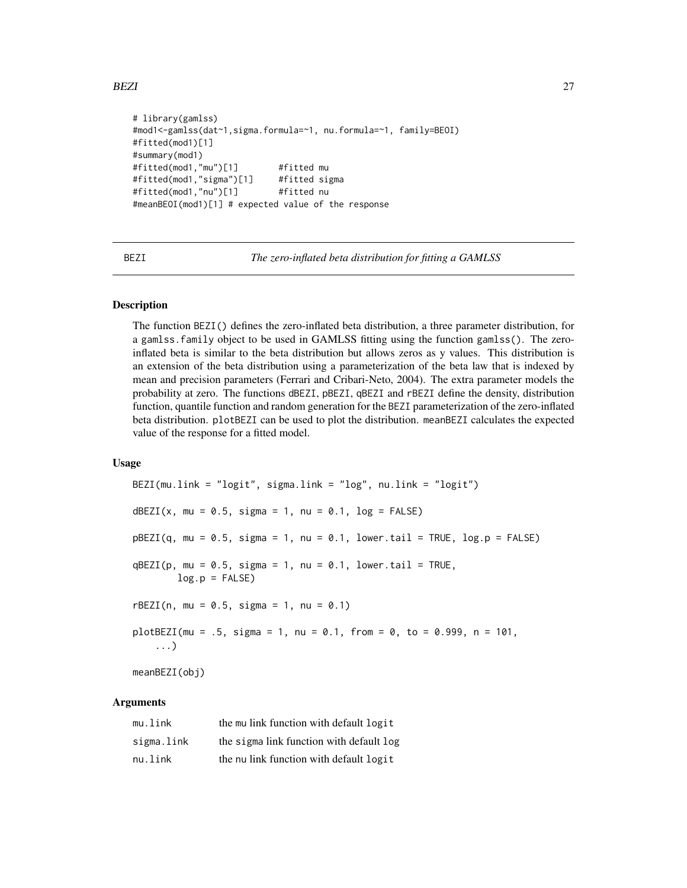```
# library(gamlss)
#mod1<-gamlss(dat~1,sigma.formula=~1, nu.formula=~1, family=BEOI)
#fitted(mod1)[1]
#summary(mod1)
#fitted(mod1,"mu")[1]        #fitted mu
#fitted(mod1,"sigma")[1]     #fitted sigma
#fitted(mod1,"nu")[1]        #fitted nu
#meanBEOI(mod1)[1] # expected value of the response
```

---

BEZI *The zero-inflated beta distribution for fitting a GAMLSS*

---

## Description

The function BEZI() defines the zero-inflated beta distribution, a three parameter distribution, for a gamlss.family object to be used in GAMLSS fitting using the function gamlss(). The zero-inflated beta is similar to the beta distribution but allows zeros as y values. This distribution is an extension of the beta distribution using a parameterization of the beta law that is indexed by mean and precision parameters (Ferrari and Cribari-Neto, 2004). The extra parameter models the probability at zero. The functions dBEZI, pBEZI, qBEZI and rBEZI define the density, distribution function, quantile function and random generation for the BEZI parameterization of the zero-inflated beta distribution. plotBEZI can be used to plot the distribution. meanBEZI calculates the expected value of the response for a fitted model.

## Usage

```
BEZI(mu.link = "logit", sigma.link = "log", nu.link = "logit")

dBEZI(x, mu = 0.5, sigma = 1, nu = 0.1, log = FALSE)

pBEZI(q, mu = 0.5, sigma = 1, nu = 0.1, lower.tail = TRUE, log.p = FALSE)

qBEZI(p, mu = 0.5, sigma = 1, nu = 0.1, lower.tail = TRUE,
        log.p = FALSE)

rBEZI(n, mu = 0.5, sigma = 1, nu = 0.1)

plotBEZI(mu = .5, sigma = 1, nu = 0.1, from = 0, to = 0.999, n = 101,
    ...)

meanBEZI(obj)
```

## Arguments

| | |
|---|---|
| mu.link | the mu link function with default logit |
| sigma.link | the sigma link function with default log |
| nu.link | the nu link function with default logit |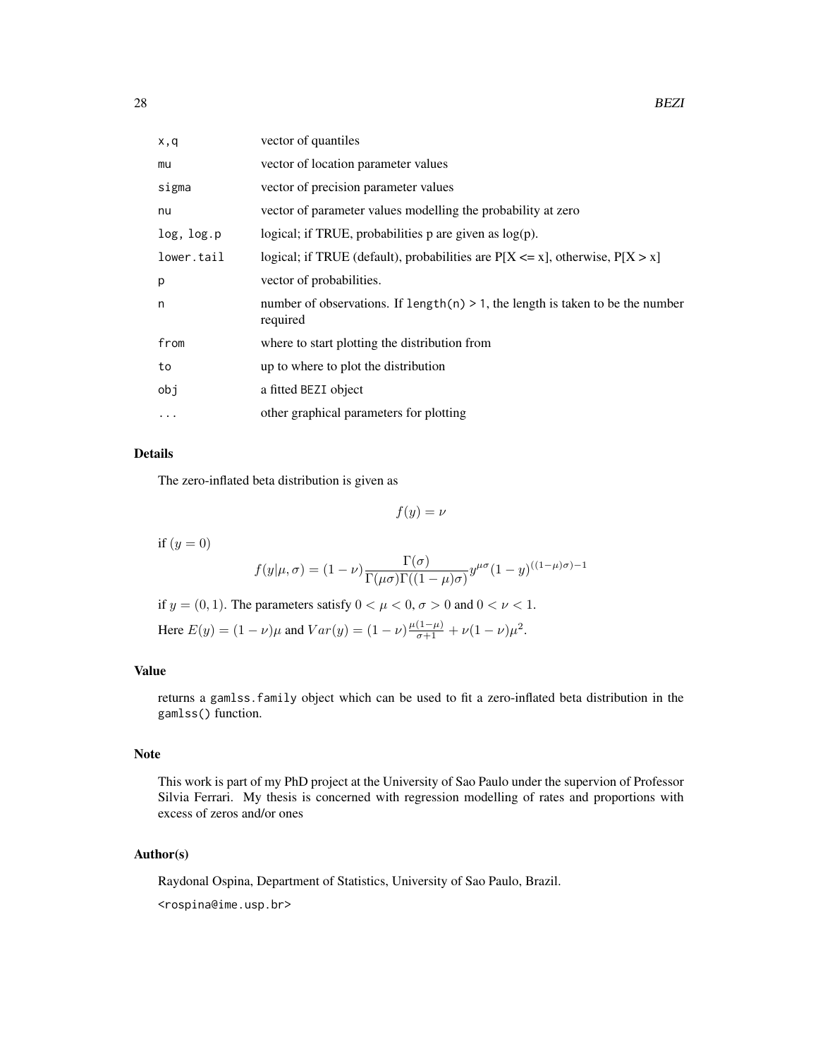| | |
|---|---|
| x,q | vector of quantiles |
| mu | vector of location parameter values |
| sigma | vector of precision parameter values |
| nu | vector of parameter values modelling the probability at zero |
| log, log.p | logical; if TRUE, probabilities p are given as log(p). |
| lower.tail | logical; if TRUE (default), probabilities are P[X <= x], otherwise, P[X > x] |
| p | vector of probabilities. |
| n | number of observations. If length(n) > 1, the length is taken to be the number required |
| from | where to start plotting the distribution from |
| to | up to where to plot the distribution |
| obj | a fitted BEZI object |
| ... | other graphical parameters for plotting |

## Details

The zero-inflated beta distribution is given as

$$f(y) = \nu$$

if $(y = 0)$

$$f(y|\mu, \sigma) = (1-\nu)\frac{\Gamma(\sigma)}{\Gamma(\mu\sigma)\Gamma((1-\mu)\sigma)}y^{\mu\sigma}(1-y)^{((1-\mu)\sigma)-1}$$

if $y = (0, 1)$. The parameters satisfy $0 < \mu < 0$, $\sigma > 0$ and $0 < \nu < 1$.

Here $E(y) = (1-\nu)\mu$ and $Var(y) = (1-\nu)\frac{\mu(1-\mu)}{\sigma+1} + \nu(1-\nu)\mu^2$.

## Value

returns a gamlss.family object which can be used to fit a zero-inflated beta distribution in the gamlss() function.

## Note

This work is part of my PhD project at the University of Sao Paulo under the supervion of Professor Silvia Ferrari. My thesis is concerned with regression modelling of rates and proportions with excess of zeros and/or ones

## Author(s)

Raydonal Ospina, Department of Statistics, University of Sao Paulo, Brazil.

<rospina@ime.usp.br>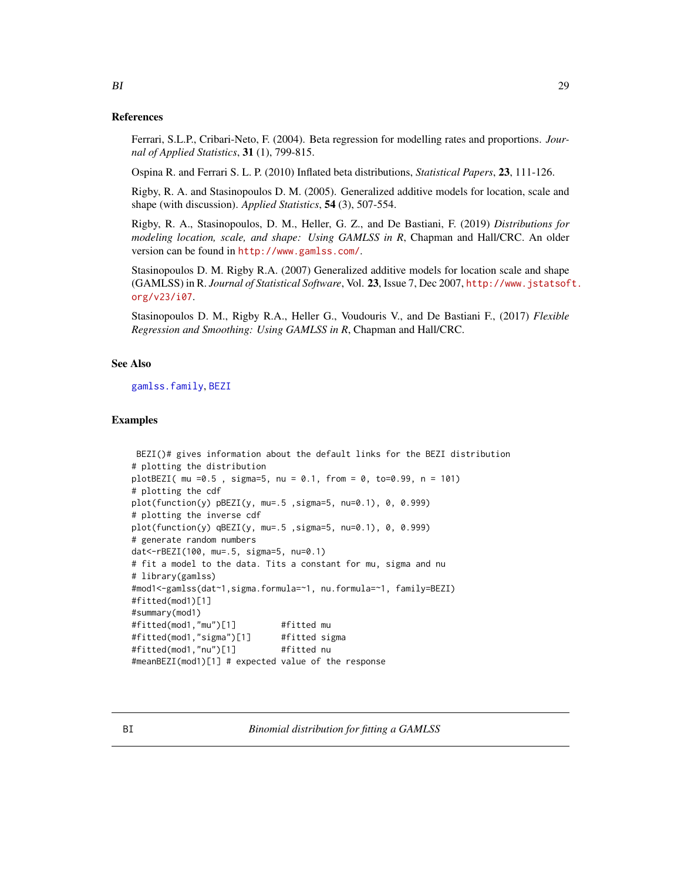### References

Ferrari, S.L.P., Cribari-Neto, F. (2004). Beta regression for modelling rates and proportions. *Journal of Applied Statistics*, **31** (1), 799-815.

Ospina R. and Ferrari S. L. P. (2010) Inflated beta distributions, *Statistical Papers*, **23**, 111-126.

Rigby, R. A. and Stasinopoulos D. M. (2005). Generalized additive models for location, scale and shape (with discussion). *Applied Statistics*, **54** (3), 507-554.

Rigby, R. A., Stasinopoulos, D. M., Heller, G. Z., and De Bastiani, F. (2019) *Distributions for modeling location, scale, and shape: Using GAMLSS in R*, Chapman and Hall/CRC. An older version can be found in http://www.gamlss.com/.

Stasinopoulos D. M. Rigby R.A. (2007) Generalized additive models for location scale and shape (GAMLSS) in R. *Journal of Statistical Software*, Vol. **23**, Issue 7, Dec 2007, http://www.jstatsoft.org/v23/i07.

Stasinopoulos D. M., Rigby R.A., Heller G., Voudouris V., and De Bastiani F., (2017) *Flexible Regression and Smoothing: Using GAMLSS in R*, Chapman and Hall/CRC.

### See Also

gamlss.family, BEZI

### Examples

```
 BEZI()# gives information about the default links for the BEZI distribution
# plotting the distribution
plotBEZI( mu =0.5 , sigma=5, nu = 0.1, from = 0, to=0.99, n = 101)
# plotting the cdf
plot(function(y) pBEZI(y, mu=.5 ,sigma=5, nu=0.1), 0, 0.999)
# plotting the inverse cdf
plot(function(y) qBEZI(y, mu=.5 ,sigma=5, nu=0.1), 0, 0.999)
# generate random numbers
dat<-rBEZI(100, mu=.5, sigma=5, nu=0.1)
# fit a model to the data. Tits a constant for mu, sigma and nu
# library(gamlss)
#mod1<-gamlss(dat~1,sigma.formula=~1, nu.formula=~1, family=BEZI)
#fitted(mod1)[1]
#summary(mod1)
#fitted(mod1,"mu")[1]         #fitted mu
#fitted(mod1,"sigma")[1]      #fitted sigma
#fitted(mod1,"nu")[1]         #fitted nu
#meanBEZI(mod1)[1] # expected value of the response
```

---

BI    *Binomial distribution for fitting a GAMLSS*

---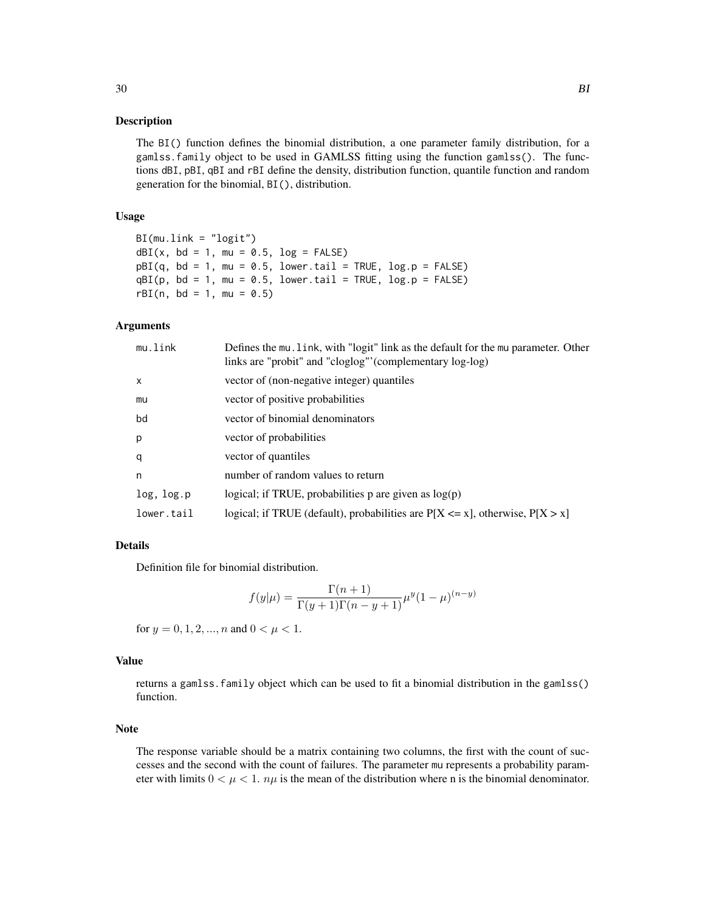### Description

The `BI()` function defines the binomial distribution, a one parameter family distribution, for a `gamlss.family` object to be used in GAMLSS fitting using the function `gamlss()`. The functions `dBI`, `pBI`, `qBI` and `rBI` define the density, distribution function, quantile function and random generation for the binomial, `BI()`, distribution.

### Usage

```
BI(mu.link = "logit")
dBI(x, bd = 1, mu = 0.5, log = FALSE)
pBI(q, bd = 1, mu = 0.5, lower.tail = TRUE, log.p = FALSE)
qBI(p, bd = 1, mu = 0.5, lower.tail = TRUE, log.p = FALSE)
rBI(n, bd = 1, mu = 0.5)
```

### Arguments

| | |
|---|---|
| `mu.link` | Defines the `mu.link`, with "logit" link as the default for the `mu` parameter. Other links are "probit" and "cloglog"'(complementary log-log) |
| `x` | vector of (non-negative integer) quantiles |
| `mu` | vector of positive probabilities |
| `bd` | vector of binomial denominators |
| `p` | vector of probabilities |
| `q` | vector of quantiles |
| `n` | number of random values to return |
| `log, log.p` | logical; if TRUE, probabilities p are given as log(p) |
| `lower.tail` | logical; if TRUE (default), probabilities are P[X <= x], otherwise, P[X > x] |

### Details

Definition file for binomial distribution.

$$f(y|\mu) = \frac{\Gamma(n+1)}{\Gamma(y+1)\Gamma(n-y+1)}\mu^y(1-\mu)^{(n-y)}$$

for $y = 0, 1, 2, ..., n$ and $0 < \mu < 1$.

### Value

returns a `gamlss.family` object which can be used to fit a binomial distribution in the `gamlss()` function.

### Note

The response variable should be a matrix containing two columns, the first with the count of successes and the second with the count of failures. The parameter `mu` represents a probability parameter with limits $0 < \mu < 1$. $n\mu$ is the mean of the distribution where n is the binomial denominator.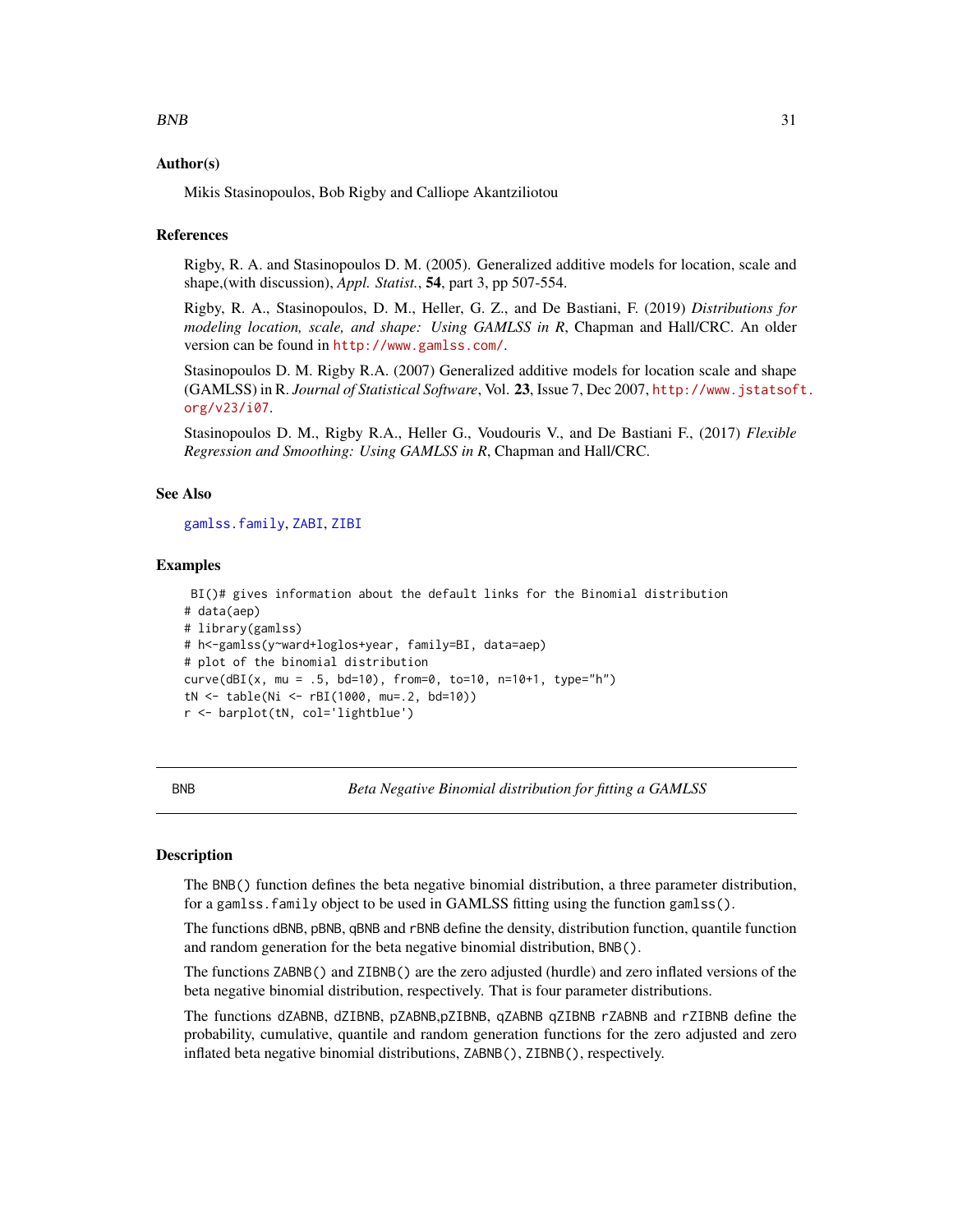### Author(s)

Mikis Stasinopoulos, Bob Rigby and Calliope Akantziliotou

### References

Rigby, R. A. and Stasinopoulos D. M. (2005). Generalized additive models for location, scale and shape,(with discussion), *Appl. Statist.*, **54**, part 3, pp 507-554.

Rigby, R. A., Stasinopoulos, D. M., Heller, G. Z., and De Bastiani, F. (2019) *Distributions for modeling location, scale, and shape: Using GAMLSS in R*, Chapman and Hall/CRC. An older version can be found in http://www.gamlss.com/.

Stasinopoulos D. M. Rigby R.A. (2007) Generalized additive models for location scale and shape (GAMLSS) in R. *Journal of Statistical Software*, Vol. **23**, Issue 7, Dec 2007, http://www.jstatsoft.org/v23/i07.

Stasinopoulos D. M., Rigby R.A., Heller G., Voudouris V., and De Bastiani F., (2017) *Flexible Regression and Smoothing: Using GAMLSS in R*, Chapman and Hall/CRC.

### See Also

gamlss.family, ZABI, ZIBI

### Examples

```
BI()# gives information about the default links for the Binomial distribution
# data(aep)
# library(gamlss)
# h<-gamlss(y~ward+loglos+year, family=BI, data=aep)
# plot of the binomial distribution
curve(dBI(x, mu = .5, bd=10), from=0, to=10, n=10+1, type="h")
tN <- table(Ni <- rBI(1000, mu=.2, bd=10))
r <- barplot(tN, col='lightblue')
```

---

## BNB — *Beta Negative Binomial distribution for fitting a GAMLSS*

### Description

The BNB() function defines the beta negative binomial distribution, a three parameter distribution, for a gamlss.family object to be used in GAMLSS fitting using the function gamlss().

The functions dBNB, pBNB, qBNB and rBNB define the density, distribution function, quantile function and random generation for the beta negative binomial distribution, BNB().

The functions ZABNB() and ZIBNB() are the zero adjusted (hurdle) and zero inflated versions of the beta negative binomial distribution, respectively. That is four parameter distributions.

The functions dZABNB, dZIBNB, pZABNB,pZIBNB, qZABNB qZIBNB rZABNB and rZIBNB define the probability, cumulative, quantile and random generation functions for the zero adjusted and zero inflated beta negative binomial distributions, ZABNB(), ZIBNB(), respectively.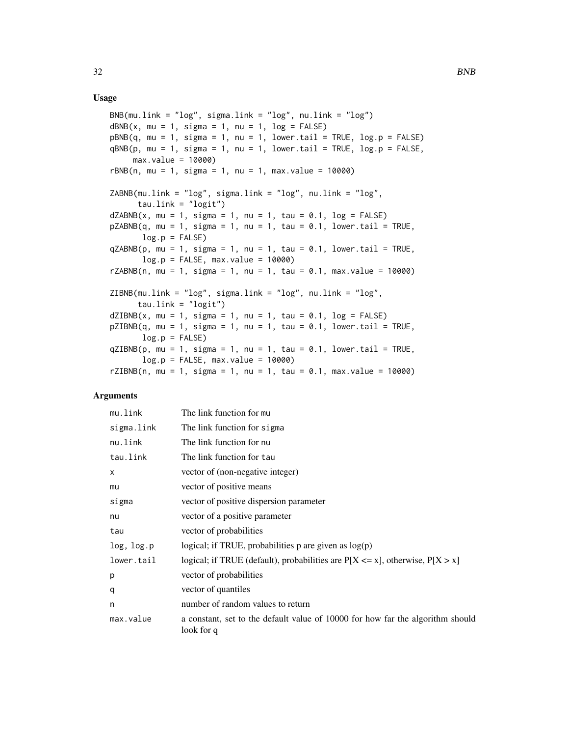## Usage

```
BNB(mu.link = "log", sigma.link = "log", nu.link = "log")
dBNB(x, mu = 1, sigma = 1, nu = 1, log = FALSE)
pBNB(q, mu = 1, sigma = 1, nu = 1, lower.tail = TRUE, log.p = FALSE)
qBNB(p, mu = 1, sigma = 1, nu = 1, lower.tail = TRUE, log.p = FALSE,
     max.value = 10000)
rBNB(n, mu = 1, sigma = 1, nu = 1, max.value = 10000)

ZABNB(mu.link = "log", sigma.link = "log", nu.link = "log",
      tau.link = "logit")
dZABNB(x, mu = 1, sigma = 1, nu = 1, tau = 0.1, log = FALSE)
pZABNB(q, mu = 1, sigma = 1, nu = 1, tau = 0.1, lower.tail = TRUE,
       log.p = FALSE)
qZABNB(p, mu = 1, sigma = 1, nu = 1, tau = 0.1, lower.tail = TRUE,
       log.p = FALSE, max.value = 10000)
rZABNB(n, mu = 1, sigma = 1, nu = 1, tau = 0.1, max.value = 10000)

ZIBNB(mu.link = "log", sigma.link = "log", nu.link = "log",
      tau.link = "logit")
dZIBNB(x, mu = 1, sigma = 1, nu = 1, tau = 0.1, log = FALSE)
pZIBNB(q, mu = 1, sigma = 1, nu = 1, tau = 0.1, lower.tail = TRUE,
       log.p = FALSE)
qZIBNB(p, mu = 1, sigma = 1, nu = 1, tau = 0.1, lower.tail = TRUE,
       log.p = FALSE, max.value = 10000)
rZIBNB(n, mu = 1, sigma = 1, nu = 1, tau = 0.1, max.value = 10000)
```

## Arguments

| | |
|---|---|
| mu.link | The link function for mu |
| sigma.link | The link function for sigma |
| nu.link | The link function for nu |
| tau.link | The link function for tau |
| x | vector of (non-negative integer) |
| mu | vector of positive means |
| sigma | vector of positive dispersion parameter |
| nu | vector of a positive parameter |
| tau | vector of probabilities |
| log, log.p | logical; if TRUE, probabilities p are given as log(p) |
| lower.tail | logical; if TRUE (default), probabilities are P[X <= x], otherwise, P[X > x] |
| p | vector of probabilities |
| q | vector of quantiles |
| n | number of random values to return |
| max.value | a constant, set to the default value of 10000 for how far the algorithm should look for q |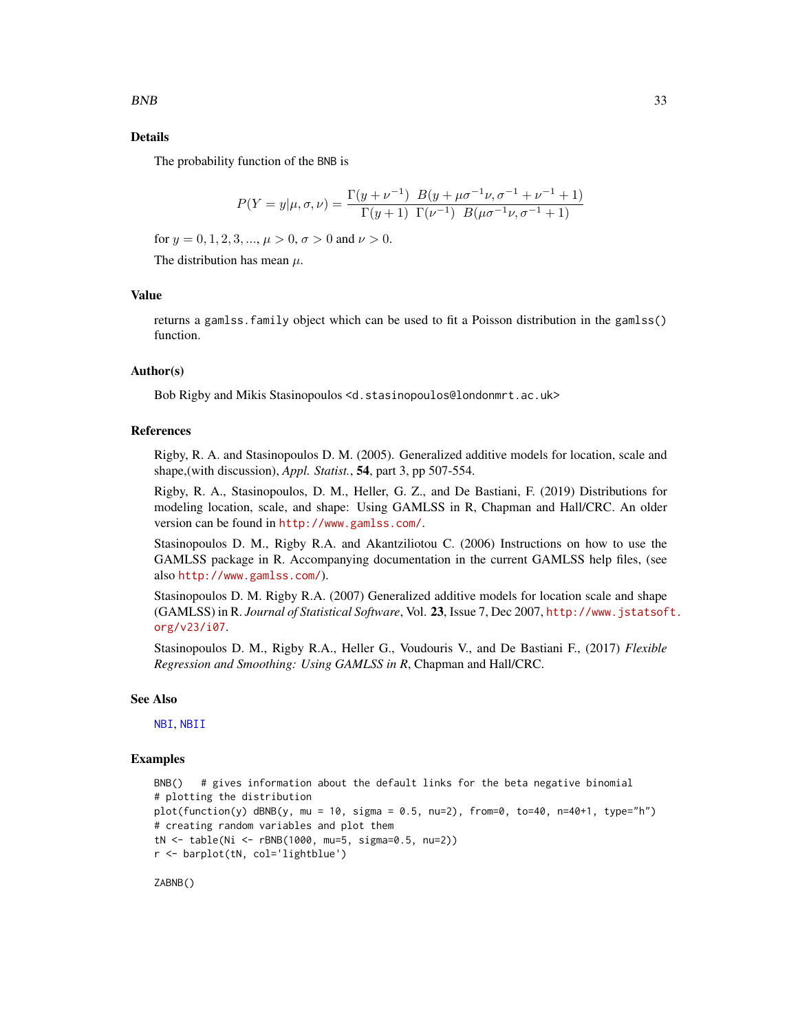## Details

The probability function of the BNB is

$$P(Y = y|\mu, \sigma, \nu) = \frac{\Gamma(y + \nu^{-1})}{\Gamma(y + 1)} \frac{B(y + \mu\sigma^{-1}\nu, \sigma^{-1} + \nu^{-1} + 1)}{\Gamma(\nu^{-1}) \quad B(\mu\sigma^{-1}\nu, \sigma^{-1} + 1)}$$

for $y = 0, 1, 2, 3, ..., \mu > 0$, $\sigma > 0$ and $\nu > 0$.

The distribution has mean $\mu$.

## Value

returns a `gamlss.family` object which can be used to fit a Poisson distribution in the `gamlss()` function.

## Author(s)

Bob Rigby and Mikis Stasinopoulos <d.stasinopoulos@londonmrt.ac.uk>

## References

Rigby, R. A. and Stasinopoulos D. M. (2005). Generalized additive models for location, scale and shape,(with discussion), *Appl. Statist.*, **54**, part 3, pp 507-554.

Rigby, R. A., Stasinopoulos, D. M., Heller, G. Z., and De Bastiani, F. (2019) Distributions for modeling location, scale, and shape: Using GAMLSS in R, Chapman and Hall/CRC. An older version can be found in http://www.gamlss.com/.

Stasinopoulos D. M., Rigby R.A. and Akantziliotou C. (2006) Instructions on how to use the GAMLSS package in R. Accompanying documentation in the current GAMLSS help files, (see also http://www.gamlss.com/).

Stasinopoulos D. M. Rigby R.A. (2007) Generalized additive models for location scale and shape (GAMLSS) in R. *Journal of Statistical Software*, Vol. **23**, Issue 7, Dec 2007, http://www.jstatsoft.org/v23/i07.

Stasinopoulos D. M., Rigby R.A., Heller G., Voudouris V., and De Bastiani F., (2017) *Flexible Regression and Smoothing: Using GAMLSS in R*, Chapman and Hall/CRC.

## See Also

NBI, NBII

## Examples

```
BNB()   # gives information about the default links for the beta negative binomial
# plotting the distribution
plot(function(y) dBNB(y, mu = 10, sigma = 0.5, nu=2), from=0, to=40, n=40+1, type="h")
# creating random variables and plot them
tN <- table(Ni <- rBNB(1000, mu=5, sigma=0.5, nu=2))
r <- barplot(tN, col='lightblue')

ZABNB()
```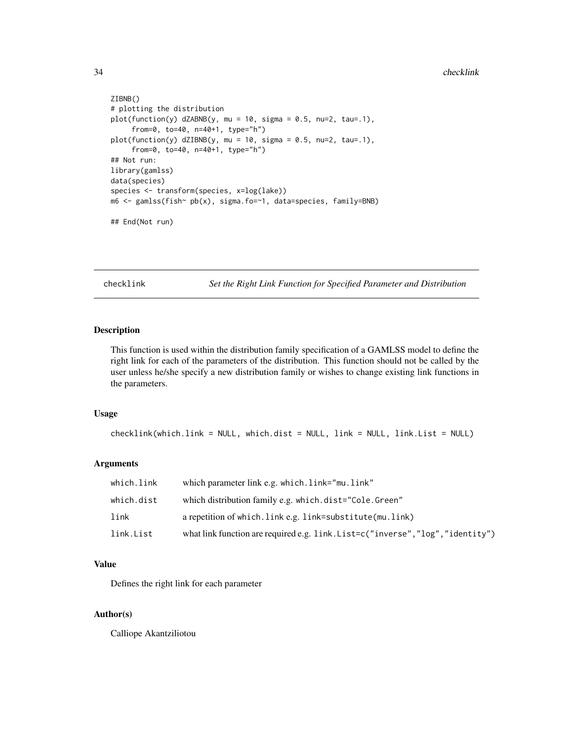```
ZIBNB()
# plotting the distribution
plot(function(y) dZABNB(y, mu = 10, sigma = 0.5, nu=2, tau=.1),
     from=0, to=40, n=40+1, type="h")
plot(function(y) dZIBNB(y, mu = 10, sigma = 0.5, nu=2, tau=.1),
     from=0, to=40, n=40+1, type="h")
## Not run:
library(gamlss)
data(species)
species <- transform(species, x=log(lake))
m6 <- gamlss(fish~ pb(x), sigma.fo=~1, data=species, family=BNB)

## End(Not run)
```

---

## checklink — *Set the Right Link Function for Specified Parameter and Distribution*

### Description

This function is used within the distribution family specification of a GAMLSS model to define the right link for each of the parameters of the distribution. This function should not be called by the user unless he/she specify a new distribution family or wishes to change existing link functions in the parameters.

### Usage

```
checklink(which.link = NULL, which.dist = NULL, link = NULL, link.List = NULL)
```

### Arguments

| | |
|---|---|
| `which.link` | which parameter link e.g. `which.link="mu.link"` |
| `which.dist` | which distribution family e.g. `which.dist="Cole.Green"` |
| `link` | a repetition of `which.link` e.g. `link=substitute(mu.link)` |
| `link.List` | what link function are required e.g. `link.List=c("inverse","log","identity")` |

### Value

Defines the right link for each parameter

### Author(s)

Calliope Akantziliotou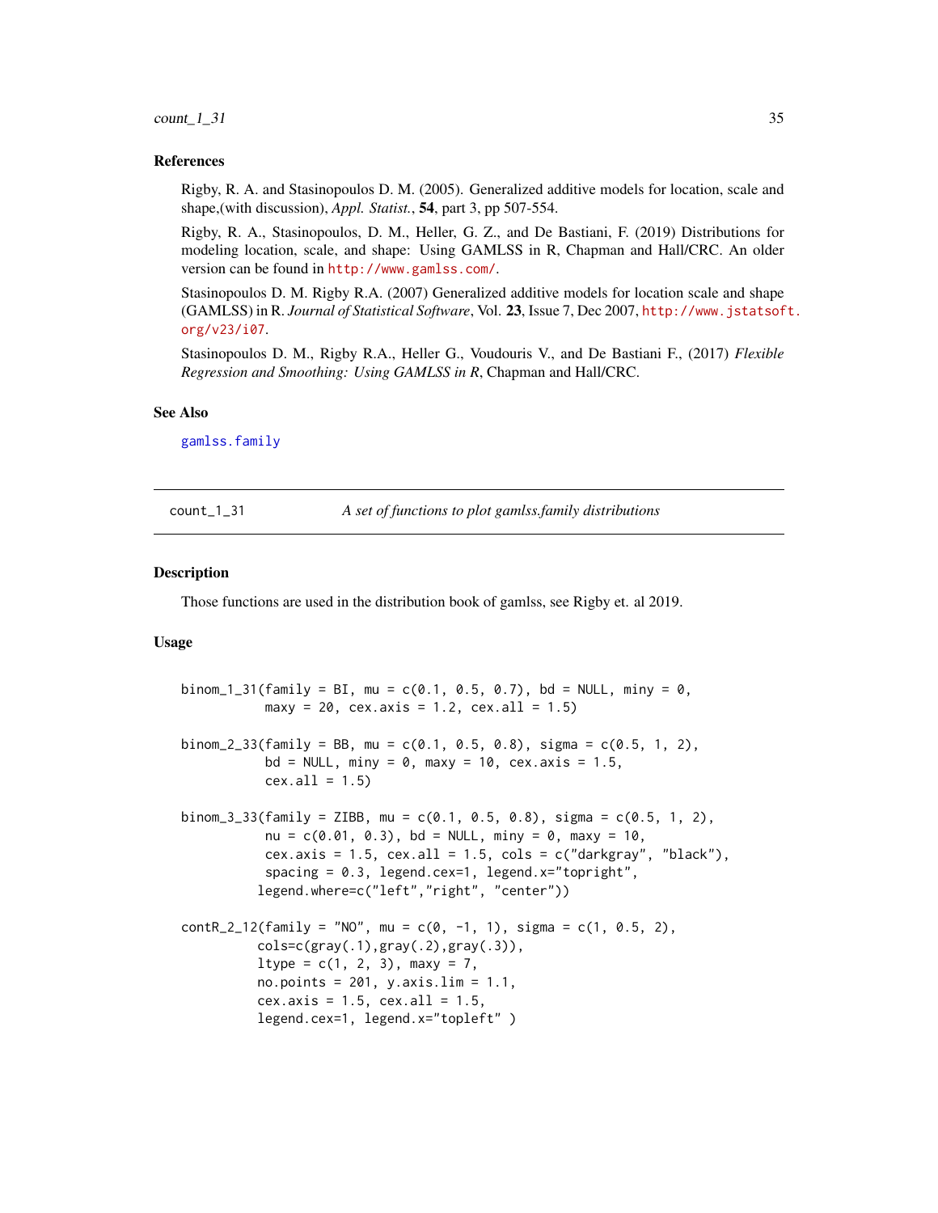### References

Rigby, R. A. and Stasinopoulos D. M. (2005). Generalized additive models for location, scale and shape,(with discussion), *Appl. Statist.*, **54**, part 3, pp 507-554.

Rigby, R. A., Stasinopoulos, D. M., Heller, G. Z., and De Bastiani, F. (2019) Distributions for modeling location, scale, and shape: Using GAMLSS in R, Chapman and Hall/CRC. An older version can be found in http://www.gamlss.com/.

Stasinopoulos D. M. Rigby R.A. (2007) Generalized additive models for location scale and shape (GAMLSS) in R. *Journal of Statistical Software*, Vol. **23**, Issue 7, Dec 2007, http://www.jstatsoft.org/v23/i07.

Stasinopoulos D. M., Rigby R.A., Heller G., Voudouris V., and De Bastiani F., (2017) *Flexible Regression and Smoothing: Using GAMLSS in R*, Chapman and Hall/CRC.

### See Also

gamlss.family

---

## count_1_31 — *A set of functions to plot gamlss.family distributions*

### Description

Those functions are used in the distribution book of gamlss, see Rigby et. al 2019.

### Usage

```
binom_1_31(family = BI, mu = c(0.1, 0.5, 0.7), bd = NULL, miny = 0,
           maxy = 20, cex.axis = 1.2, cex.all = 1.5)

binom_2_33(family = BB, mu = c(0.1, 0.5, 0.8), sigma = c(0.5, 1, 2),
           bd = NULL, miny = 0, maxy = 10, cex.axis = 1.5,
           cex.all = 1.5)

binom_3_33(family = ZIBB, mu = c(0.1, 0.5, 0.8), sigma = c(0.5, 1, 2),
           nu = c(0.01, 0.3), bd = NULL, miny = 0, maxy = 10,
           cex.axis = 1.5, cex.all = 1.5, cols = c("darkgray", "black"),
           spacing = 0.3, legend.cex=1, legend.x="topright",
          legend.where=c("left","right", "center"))

contR_2_12(family = "NO", mu = c(0, -1, 1), sigma = c(1, 0.5, 2),
          cols=c(gray(.1),gray(.2),gray(.3)),
          ltype = c(1, 2, 3), maxy = 7,
          no.points = 201, y.axis.lim = 1.1,
          cex.axis = 1.5, cex.all = 1.5,
          legend.cex=1, legend.x="topleft" )
```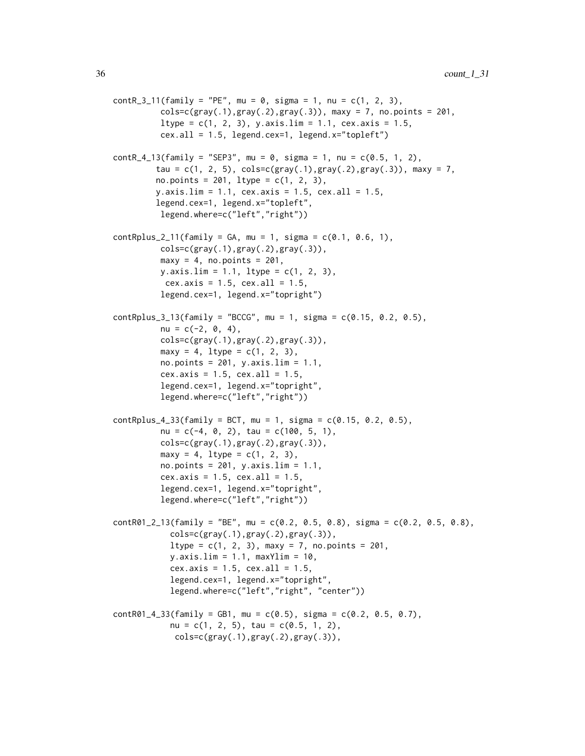```
contR_3_11(family = "PE", mu = 0, sigma = 1, nu = c(1, 2, 3),
          cols=c(gray(.1),gray(.2),gray(.3)), maxy = 7, no.points = 201,
          ltype = c(1, 2, 3), y.axis.lim = 1.1, cex.axis = 1.5,
          cex.all = 1.5, legend.cex=1, legend.x="topleft")

contR_4_13(family = "SEP3", mu = 0, sigma = 1, nu = c(0.5, 1, 2),
         tau = c(1, 2, 5), cols=c(gray(.1),gray(.2),gray(.3)), maxy = 7,
         no.points = 201, ltype = c(1, 2, 3),
         y.axis.lim = 1.1, cex.axis = 1.5, cex.all = 1.5,
         legend.cex=1, legend.x="topleft",
          legend.where=c("left","right"))

contRplus_2_11(family = GA, mu = 1, sigma = c(0.1, 0.6, 1),
          cols=c(gray(.1),gray(.2),gray(.3)),
          maxy = 4, no.points = 201,
          y.axis.lim = 1.1, ltype = c(1, 2, 3),
           cex.axis = 1.5, cex.all = 1.5,
          legend.cex=1, legend.x="topright")

contRplus_3_13(family = "BCCG", mu = 1, sigma = c(0.15, 0.2, 0.5),
          nu = c(-2, 0, 4),
          cols=c(gray(.1),gray(.2),gray(.3)),
          maxy = 4, ltype = c(1, 2, 3),
          no.points = 201, y.axis.lim = 1.1,
          cex.axis = 1.5, cex.all = 1.5,
          legend.cex=1, legend.x="topright",
          legend.where=c("left","right"))

contRplus_4_33(family = BCT, mu = 1, sigma = c(0.15, 0.2, 0.5),
          nu = c(-4, 0, 2), tau = c(100, 5, 1),
          cols=c(gray(.1),gray(.2),gray(.3)),
          maxy = 4, ltype = c(1, 2, 3),
          no.points = 201, y.axis.lim = 1.1,
          cex.axis = 1.5, cex.all = 1.5,
          legend.cex=1, legend.x="topright",
          legend.where=c("left","right"))

contR01_2_13(family = "BE", mu = c(0.2, 0.5, 0.8), sigma = c(0.2, 0.5, 0.8),
            cols=c(gray(.1),gray(.2),gray(.3)),
            ltype = c(1, 2, 3), maxy = 7, no.points = 201,
            y.axis.lim = 1.1, maxYlim = 10,
            cex.axis = 1.5, cex.all = 1.5,
            legend.cex=1, legend.x="topright",
            legend.where=c("left","right", "center"))

contR01_4_33(family = GB1, mu = c(0.5), sigma = c(0.2, 0.5, 0.7),
            nu = c(1, 2, 5), tau = c(0.5, 1, 2),
             cols=c(gray(.1),gray(.2),gray(.3)),
```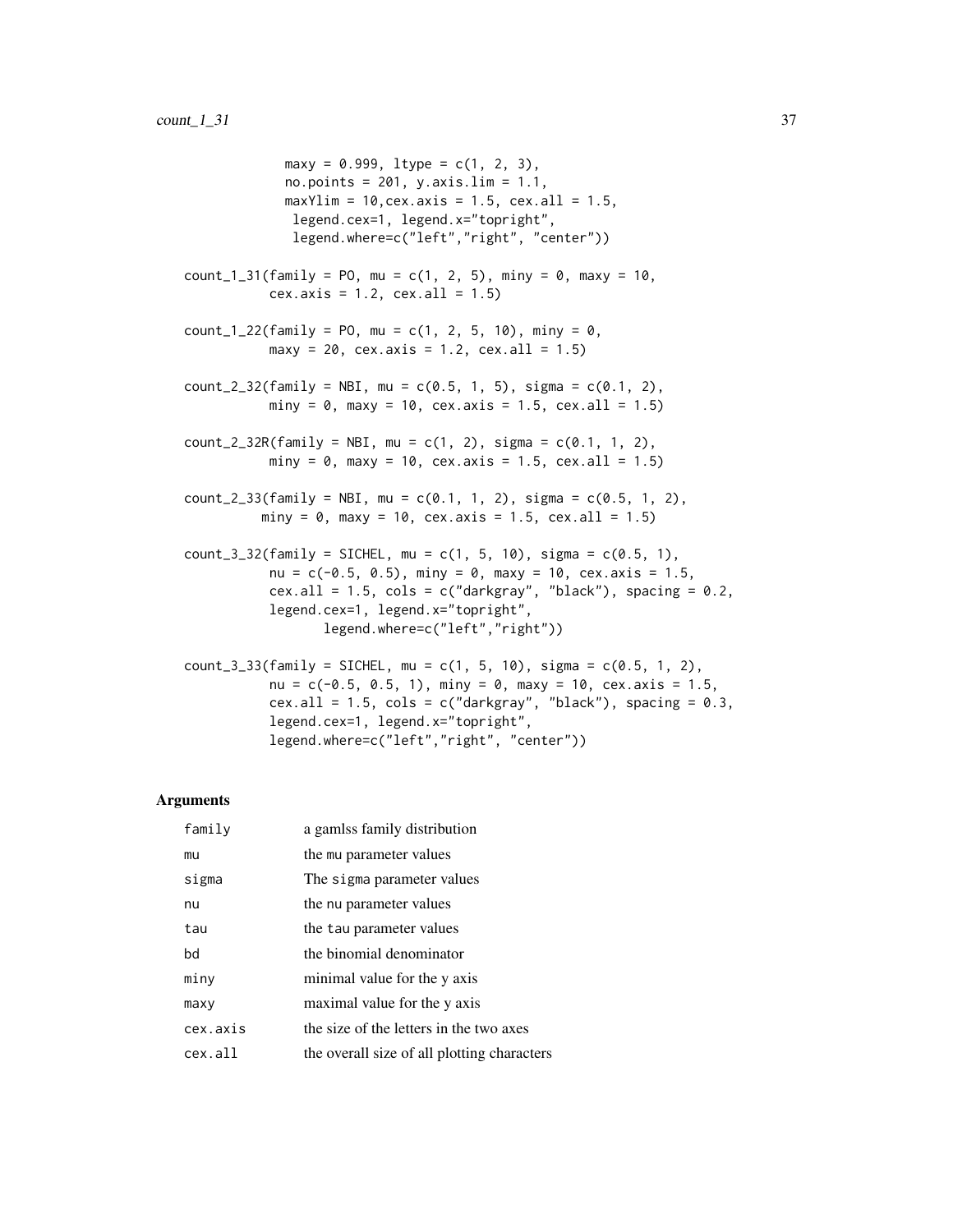```
              maxy = 0.999, ltype = c(1, 2, 3),
              no.points = 201, y.axis.lim = 1.1,
              maxYlim = 10,cex.axis = 1.5, cex.all = 1.5,
               legend.cex=1, legend.x="topright",
               legend.where=c("left","right", "center"))

count_1_31(family = PO, mu = c(1, 2, 5), miny = 0, maxy = 10,
           cex.axis = 1.2, cex.all = 1.5)

count_1_22(family = PO, mu = c(1, 2, 5, 10), miny = 0,
           maxy = 20, cex.axis = 1.2, cex.all = 1.5)

count_2_32(family = NBI, mu = c(0.5, 1, 5), sigma = c(0.1, 2),
           miny = 0, maxy = 10, cex.axis = 1.5, cex.all = 1.5)

count_2_32R(family = NBI, mu = c(1, 2), sigma = c(0.1, 1, 2),
           miny = 0, maxy = 10, cex.axis = 1.5, cex.all = 1.5)

count_2_33(family = NBI, mu = c(0.1, 1, 2), sigma = c(0.5, 1, 2),
          miny = 0, maxy = 10, cex.axis = 1.5, cex.all = 1.5)

count_3_32(family = SICHEL, mu = c(1, 5, 10), sigma = c(0.5, 1),
           nu = c(-0.5, 0.5), miny = 0, maxy = 10, cex.axis = 1.5,
           cex.all = 1.5, cols = c("darkgray", "black"), spacing = 0.2,
           legend.cex=1, legend.x="topright",
                  legend.where=c("left","right"))

count_3_33(family = SICHEL, mu = c(1, 5, 10), sigma = c(0.5, 1, 2),
           nu = c(-0.5, 0.5, 1), miny = 0, maxy = 10, cex.axis = 1.5,
           cex.all = 1.5, cols = c("darkgray", "black"), spacing = 0.3,
           legend.cex=1, legend.x="topright",
           legend.where=c("left","right", "center"))
```

## Arguments

| | |
|---|---|
| `family` | a gamlss family distribution |
| `mu` | the `mu` parameter values |
| `sigma` | The `sigma` parameter values |
| `nu` | the `nu` parameter values |
| `tau` | the `tau` parameter values |
| `bd` | the binomial denominator |
| `miny` | minimal value for the y axis |
| `maxy` | maximal value for the y axis |
| `cex.axis` | the size of the letters in the two axes |
| `cex.all` | the overall size of all plotting characters |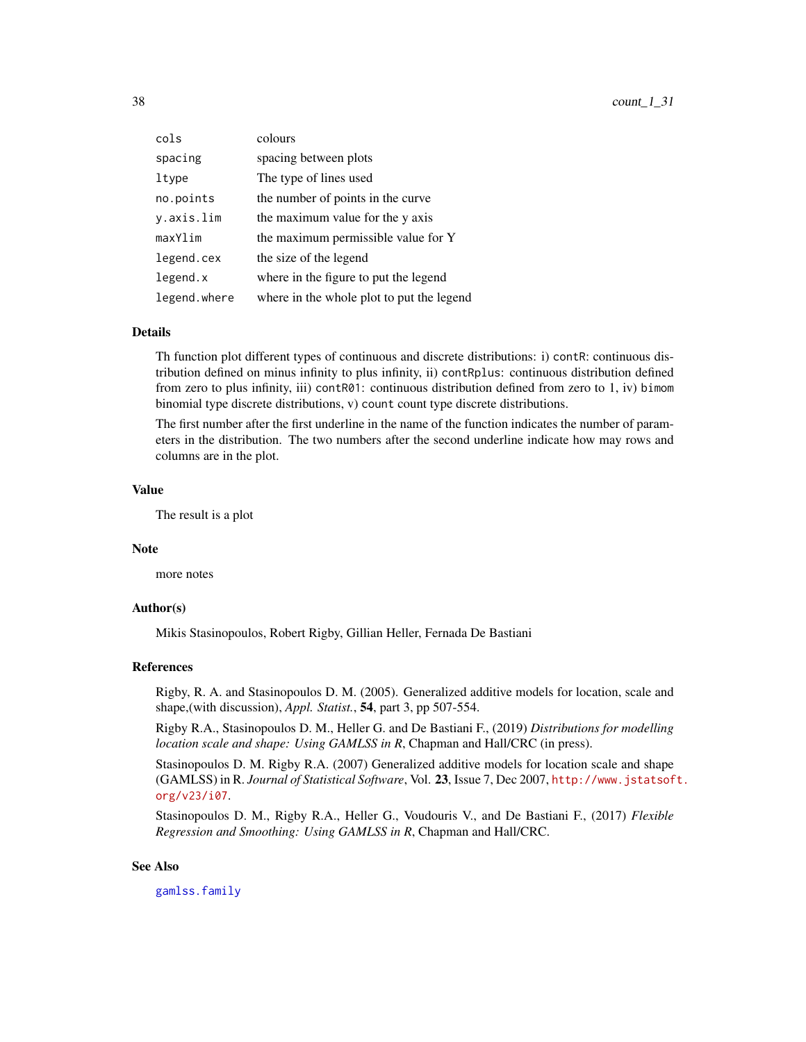| | |
|---|---|
| `cols` | colours |
| `spacing` | spacing between plots |
| `ltype` | The type of lines used |
| `no.points` | the number of points in the curve |
| `y.axis.lim` | the maximum value for the y axis |
| `maxYlim` | the maximum permissible value for Y |
| `legend.cex` | the size of the legend |
| `legend.x` | where in the figure to put the legend |
| `legend.where` | where in the whole plot to put the legend |

## Details

Th function plot different types of continuous and discrete distributions: i) `contR`: continuous distribution defined on minus infinity to plus infinity, ii) `contRplus`: continuous distribution defined from zero to plus infinity, iii) `contR01`: continuous distribution defined from zero to 1, iv) `bimom` binomial type discrete distributions, v) `count` count type discrete distributions.

The first number after the first underline in the name of the function indicates the number of parameters in the distribution. The two numbers after the second underline indicate how may rows and columns are in the plot.

## Value

The result is a plot

## Note

more notes

## Author(s)

Mikis Stasinopoulos, Robert Rigby, Gillian Heller, Fernada De Bastiani

## References

Rigby, R. A. and Stasinopoulos D. M. (2005). Generalized additive models for location, scale and shape,(with discussion), *Appl. Statist.*, **54**, part 3, pp 507-554.

Rigby R.A., Stasinopoulos D. M., Heller G. and De Bastiani F., (2019) *Distributions for modelling location scale and shape: Using GAMLSS in R*, Chapman and Hall/CRC (in press).

Stasinopoulos D. M. Rigby R.A. (2007) Generalized additive models for location scale and shape (GAMLSS) in R. *Journal of Statistical Software*, Vol. **23**, Issue 7, Dec 2007, http://www.jstatsoft.org/v23/i07.

Stasinopoulos D. M., Rigby R.A., Heller G., Voudouris V., and De Bastiani F., (2017) *Flexible Regression and Smoothing: Using GAMLSS in R*, Chapman and Hall/CRC.

## See Also

`gamlss.family`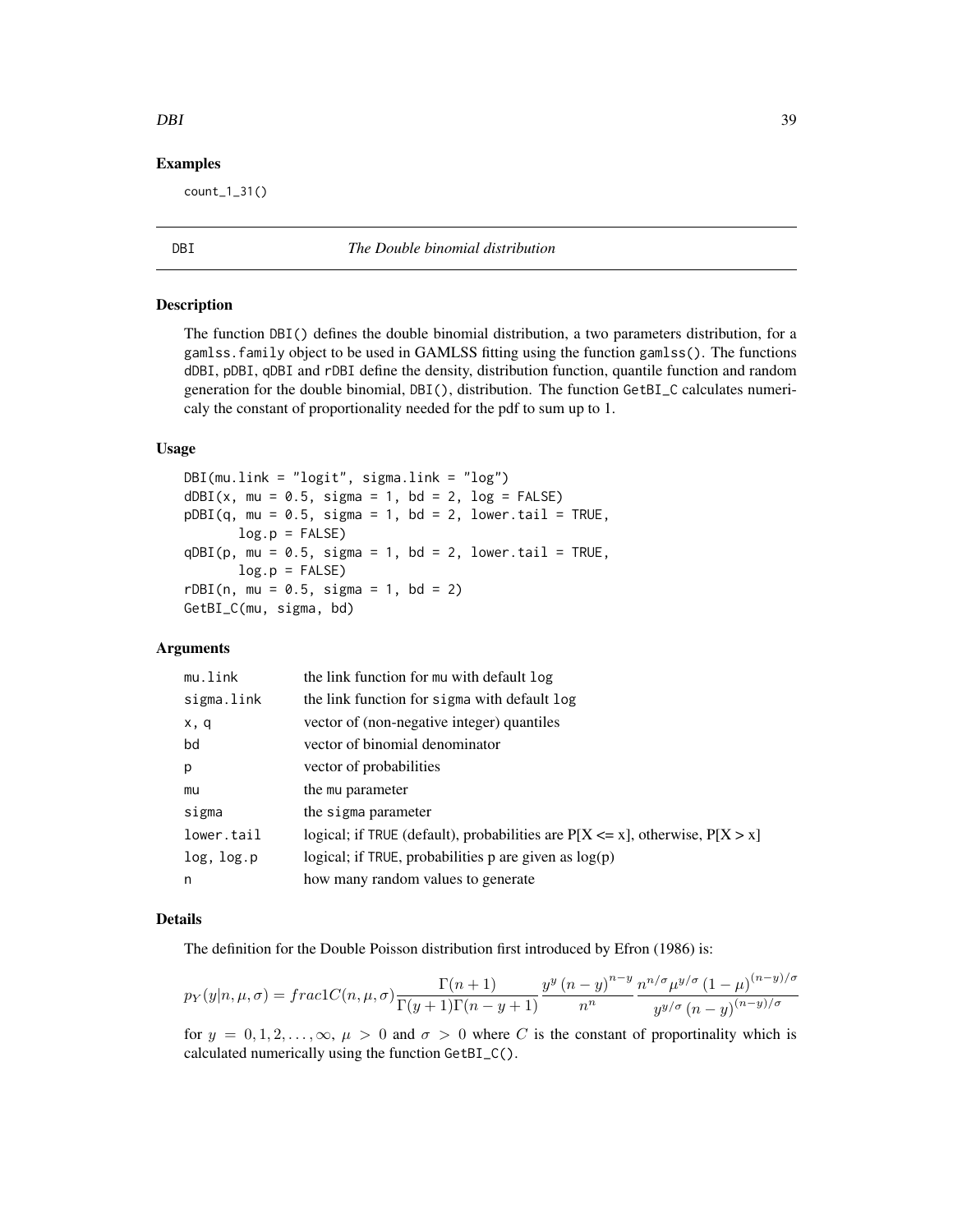## Examples

```
count_1_31()
```

---

DBI *The Double binomial distribution*

---

### Description

The function DBI() defines the double binomial distribution, a two parameters distribution, for a gamlss.family object to be used in GAMLSS fitting using the function gamlss(). The functions dDBI, pDBI, qDBI and rDBI define the density, distribution function, quantile function and random generation for the double binomial, DBI(), distribution. The function GetBI_C calculates numericaly the constant of proportionality needed for the pdf to sum up to 1.

### Usage

```
DBI(mu.link = "logit", sigma.link = "log")
dDBI(x, mu = 0.5, sigma = 1, bd = 2, log = FALSE)
pDBI(q, mu = 0.5, sigma = 1, bd = 2, lower.tail = TRUE,
       log.p = FALSE)
qDBI(p, mu = 0.5, sigma = 1, bd = 2, lower.tail = TRUE,
       log.p = FALSE)
rDBI(n, mu = 0.5, sigma = 1, bd = 2)
GetBI_C(mu, sigma, bd)
```

### Arguments

| | |
|---|---|
| mu.link | the link function for mu with default log |
| sigma.link | the link function for sigma with default log |
| x, q | vector of (non-negative integer) quantiles |
| bd | vector of binomial denominator |
| p | vector of probabilities |
| mu | the mu parameter |
| sigma | the sigma parameter |
| lower.tail | logical; if TRUE (default), probabilities are P[X <= x], otherwise, P[X > x] |
| log, log.p | logical; if TRUE, probabilities p are given as log(p) |
| n | how many random values to generate |

### Details

The definition for the Double Poisson distribution first introduced by Efron (1986) is:

$$p_Y(y|n, \mu, \sigma) = frac1C(n, \mu, \sigma) \frac{\Gamma(n+1)}{\Gamma(y+1)\Gamma(n-y+1)} \frac{y^y \left(n-y\right)^{n-y}}{n^n} \frac{n^{n/\sigma} \mu^{y/\sigma} \left(1-\mu\right)^{(n-y)/\sigma}}{y^{y/\sigma} \left(n-y\right)^{(n-y)/\sigma}}$$

for $y = 0, 1, 2, \ldots, \infty$, $\mu > 0$ and $\sigma > 0$ where $C$ is the constant of proportinality which is calculated numerically using the function GetBI_C().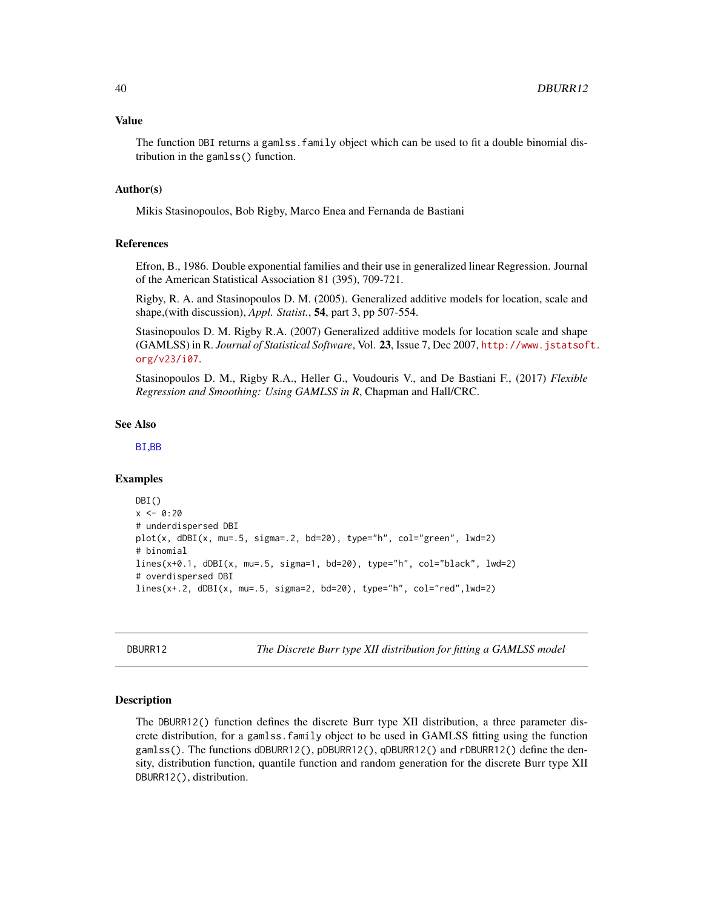### Value

The function DBI returns a `gamlss.family` object which can be used to fit a double binomial distribution in the `gamlss()` function.

### Author(s)

Mikis Stasinopoulos, Bob Rigby, Marco Enea and Fernanda de Bastiani

### References

Efron, B., 1986. Double exponential families and their use in generalized linear Regression. Journal of the American Statistical Association 81 (395), 709-721.

Rigby, R. A. and Stasinopoulos D. M. (2005). Generalized additive models for location, scale and shape,(with discussion), *Appl. Statist.*, **54**, part 3, pp 507-554.

Stasinopoulos D. M. Rigby R.A. (2007) Generalized additive models for location scale and shape (GAMLSS) in R. *Journal of Statistical Software*, Vol. **23**, Issue 7, Dec 2007, http://www.jstatsoft.org/v23/i07.

Stasinopoulos D. M., Rigby R.A., Heller G., Voudouris V., and De Bastiani F., (2017) *Flexible Regression and Smoothing: Using GAMLSS in R*, Chapman and Hall/CRC.

### See Also

BI,BB

### Examples

```
DBI()
x <- 0:20
# underdispersed DBI
plot(x, dDBI(x, mu=.5, sigma=.2, bd=20), type="h", col="green", lwd=2)
# binomial
lines(x+0.1, dDBI(x, mu=.5, sigma=1, bd=20), type="h", col="black", lwd=2)
# overdispersed DBI
lines(x+.2, dDBI(x, mu=.5, sigma=2, bd=20), type="h", col="red",lwd=2)
```

---

## DBURR12 — *The Discrete Burr type XII distribution for fitting a GAMLSS model*

### Description

The `DBURR12()` function defines the discrete Burr type XII distribution, a three parameter discrete distribution, for a `gamlss.family` object to be used in GAMLSS fitting using the function `gamlss()`. The functions `dDBURR12()`, `pDBURR12()`, `qDBURR12()` and `rDBURR12()` define the density, distribution function, quantile function and random generation for the discrete Burr type XII `DBURR12()`, distribution.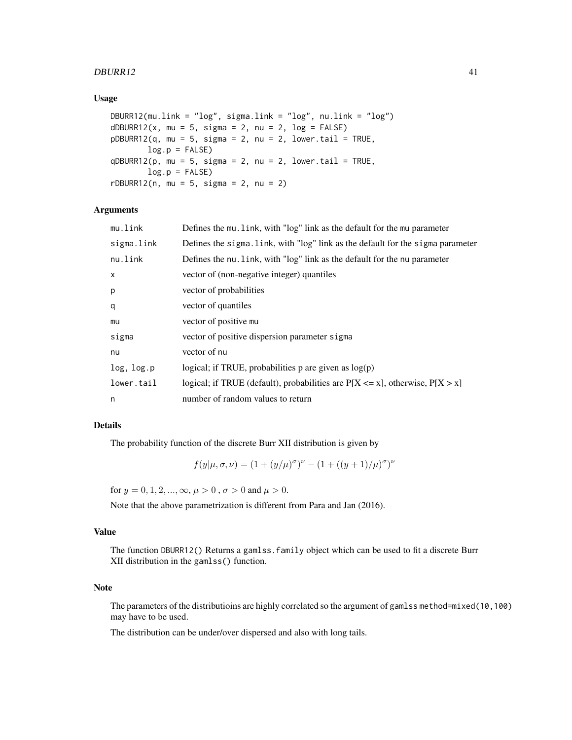## Usage

```
DBURR12(mu.link = "log", sigma.link = "log", nu.link = "log")
dDBURR12(x, mu = 5, sigma = 2, nu = 2, log = FALSE)
pDBURR12(q, mu = 5, sigma = 2, nu = 2, lower.tail = TRUE,
        log.p = FALSE)
qDBURR12(p, mu = 5, sigma = 2, nu = 2, lower.tail = TRUE,
        log.p = FALSE)
rDBURR12(n, mu = 5, sigma = 2, nu = 2)
```

## Arguments

| | |
|---|---|
| mu.link | Defines the mu.link, with "log" link as the default for the mu parameter |
| sigma.link | Defines the sigma.link, with "log" link as the default for the sigma parameter |
| nu.link | Defines the nu.link, with "log" link as the default for the nu parameter |
| x | vector of (non-negative integer) quantiles |
| p | vector of probabilities |
| q | vector of quantiles |
| mu | vector of positive mu |
| sigma | vector of positive dispersion parameter sigma |
| nu | vector of nu |
| log, log.p | logical; if TRUE, probabilities p are given as log(p) |
| lower.tail | logical; if TRUE (default), probabilities are P[X <= x], otherwise, P[X > x] |
| n | number of random values to return |

## Details

The probability function of the discrete Burr XII distribution is given by

$$f(y|\mu, \sigma, \nu) = (1 + (y/\mu)^{\sigma})^{\nu} - (1 + ((y+1)/\mu)^{\sigma})^{\nu}$$

for $y = 0, 1, 2, ..., \infty$, $\mu > 0$ , $\sigma > 0$ and $\mu > 0$.

Note that the above parametrization is different from Para and Jan (2016).

## Value

The function DBURR12() Returns a gamlss.family object which can be used to fit a discrete Burr XII distribution in the gamlss() function.

## Note

The parameters of the distributioins are highly correlated so the argument of gamlss method=mixed(10,100) may have to be used.

The distribution can be under/over dispersed and also with long tails.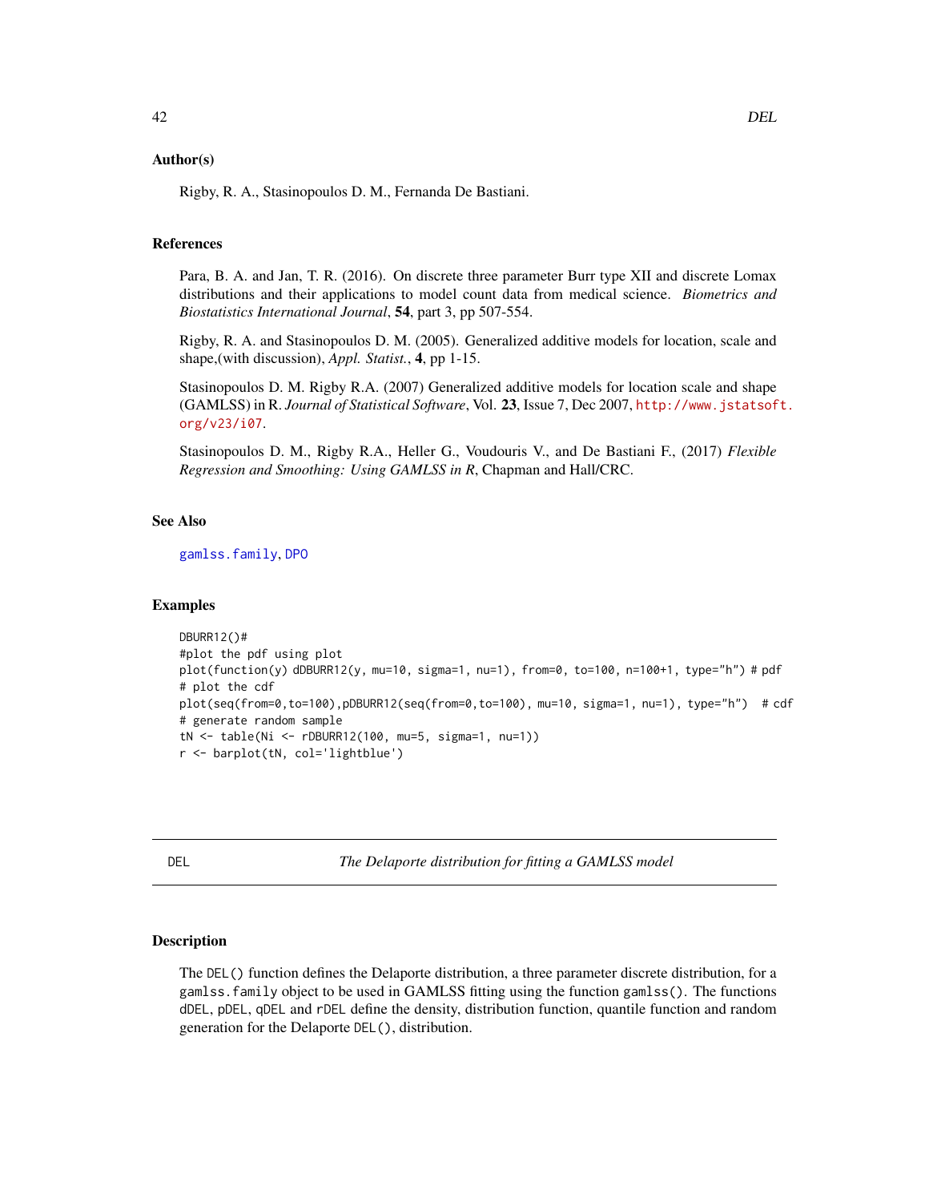### Author(s)

Rigby, R. A., Stasinopoulos D. M., Fernanda De Bastiani.

### References

Para, B. A. and Jan, T. R. (2016). On discrete three parameter Burr type XII and discrete Lomax distributions and their applications to model count data from medical science. *Biometrics and Biostatistics International Journal*, **54**, part 3, pp 507-554.

Rigby, R. A. and Stasinopoulos D. M. (2005). Generalized additive models for location, scale and shape,(with discussion), *Appl. Statist.*, **4**, pp 1-15.

Stasinopoulos D. M. Rigby R.A. (2007) Generalized additive models for location scale and shape (GAMLSS) in R. *Journal of Statistical Software*, Vol. **23**, Issue 7, Dec 2007, http://www.jstatsoft.org/v23/i07.

Stasinopoulos D. M., Rigby R.A., Heller G., Voudouris V., and De Bastiani F., (2017) *Flexible Regression and Smoothing: Using GAMLSS in R*, Chapman and Hall/CRC.

### See Also

gamlss.family, DPO

### Examples

```
DBURR12()#
#plot the pdf using plot
plot(function(y) dDBURR12(y, mu=10, sigma=1, nu=1), from=0, to=100, n=100+1, type="h") # pdf
# plot the cdf
plot(seq(from=0,to=100),pDBURR12(seq(from=0,to=100), mu=10, sigma=1, nu=1), type="h")  # cdf
# generate random sample
tN <- table(Ni <- rDBURR12(100, mu=5, sigma=1, nu=1))
r <- barplot(tN, col='lightblue')
```

---

## DEL — *The Delaporte distribution for fitting a GAMLSS model*

### Description

The DEL() function defines the Delaporte distribution, a three parameter discrete distribution, for a gamlss.family object to be used in GAMLSS fitting using the function gamlss(). The functions dDEL, pDEL, qDEL and rDEL define the density, distribution function, quantile function and random generation for the Delaporte DEL(), distribution.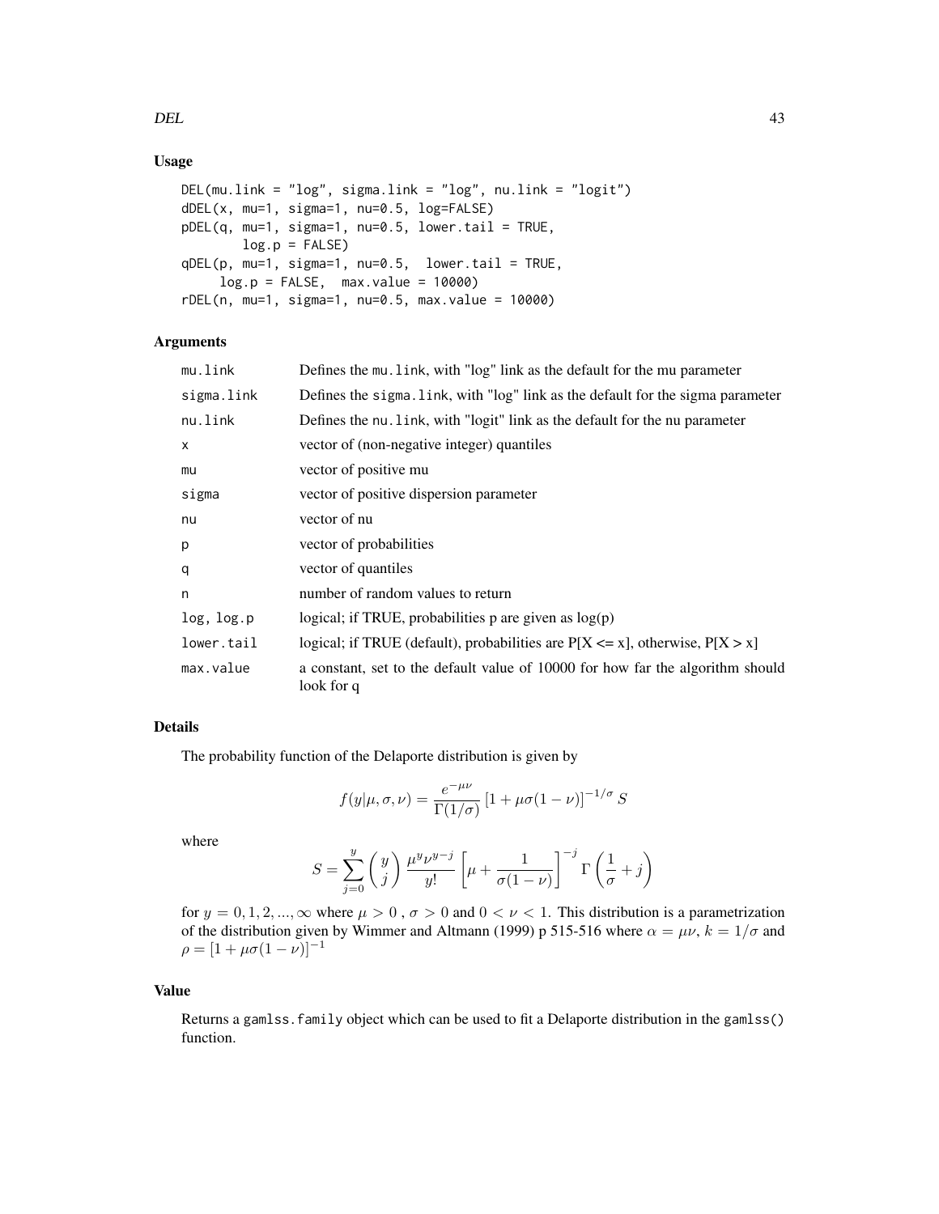## Usage

```
DEL(mu.link = "log", sigma.link = "log", nu.link = "logit")
dDEL(x, mu=1, sigma=1, nu=0.5, log=FALSE)
pDEL(q, mu=1, sigma=1, nu=0.5, lower.tail = TRUE,
        log.p = FALSE)
qDEL(p, mu=1, sigma=1, nu=0.5,  lower.tail = TRUE,
     log.p = FALSE,  max.value = 10000)
rDEL(n, mu=1, sigma=1, nu=0.5, max.value = 10000)
```

## Arguments

| | |
|---|---|
| mu.link | Defines the mu.link, with "log" link as the default for the mu parameter |
| sigma.link | Defines the sigma.link, with "log" link as the default for the sigma parameter |
| nu.link | Defines the nu.link, with "logit" link as the default for the nu parameter |
| x | vector of (non-negative integer) quantiles |
| mu | vector of positive mu |
| sigma | vector of positive dispersion parameter |
| nu | vector of nu |
| p | vector of probabilities |
| q | vector of quantiles |
| n | number of random values to return |
| log, log.p | logical; if TRUE, probabilities p are given as log(p) |
| lower.tail | logical; if TRUE (default), probabilities are P[X <= x], otherwise, P[X > x] |
| max.value | a constant, set to the default value of 10000 for how far the algorithm should look for q |

## Details

The probability function of the Delaporte distribution is given by

$$f(y|\mu, \sigma, \nu) = \frac{e^{-\mu\nu}}{\Gamma(1/\sigma)} \left[1 + \mu\sigma(1-\nu)\right]^{-1/\sigma} S$$

where

$$S = \sum_{j=0}^{y} \binom{y}{j} \frac{\mu^y \nu^{y-j}}{y!} \left[\mu + \frac{1}{\sigma(1-\nu)}\right]^{-j} \Gamma\left(\frac{1}{\sigma} + j\right)$$

for $y = 0, 1, 2, ..., \infty$ where $\mu > 0$ , $\sigma > 0$ and $0 < \nu < 1$. This distribution is a parametrization of the distribution given by Wimmer and Altmann (1999) p 515-516 where $\alpha = \mu\nu$, $k = 1/\sigma$ and $\rho = [1 + \mu\sigma(1-\nu)]^{-1}$

## Value

Returns a gamlss.family object which can be used to fit a Delaporte distribution in the gamlss() function.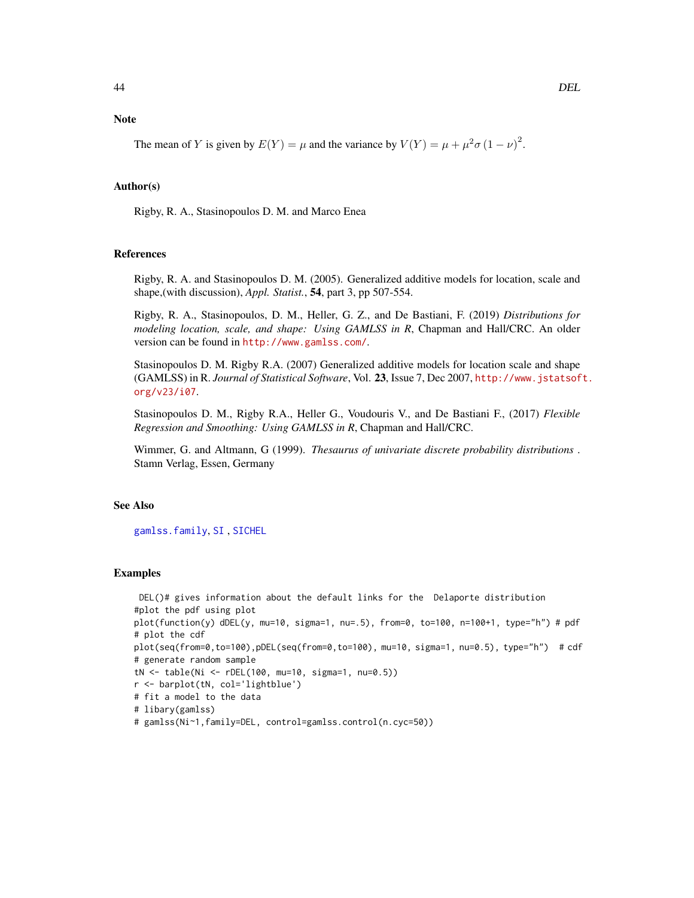## Note

The mean of $Y$ is given by $E(Y) = \mu$ and the variance by $V(Y) = \mu + \mu^2 \sigma (1 - \nu)^2$.

## Author(s)

Rigby, R. A., Stasinopoulos D. M. and Marco Enea

## References

Rigby, R. A. and Stasinopoulos D. M. (2005). Generalized additive models for location, scale and shape,(with discussion), *Appl. Statist.*, **54**, part 3, pp 507-554.

Rigby, R. A., Stasinopoulos, D. M., Heller, G. Z., and De Bastiani, F. (2019) *Distributions for modeling location, scale, and shape: Using GAMLSS in R*, Chapman and Hall/CRC. An older version can be found in http://www.gamlss.com/.

Stasinopoulos D. M. Rigby R.A. (2007) Generalized additive models for location scale and shape (GAMLSS) in R. *Journal of Statistical Software*, Vol. **23**, Issue 7, Dec 2007, http://www.jstatsoft.org/v23/i07.

Stasinopoulos D. M., Rigby R.A., Heller G., Voudouris V., and De Bastiani F., (2017) *Flexible Regression and Smoothing: Using GAMLSS in R*, Chapman and Hall/CRC.

Wimmer, G. and Altmann, G (1999). *Thesaurus of univariate discrete probability distributions* . Stamn Verlag, Essen, Germany

## See Also

gamlss.family, SI , SICHEL

## Examples

```
 DEL()# gives information about the default links for the  Delaporte distribution
#plot the pdf using plot
plot(function(y) dDEL(y, mu=10, sigma=1, nu=.5), from=0, to=100, n=100+1, type="h") # pdf
# plot the cdf
plot(seq(from=0,to=100),pDEL(seq(from=0,to=100), mu=10, sigma=1, nu=0.5), type="h")  # cdf
# generate random sample
tN <- table(Ni <- rDEL(100, mu=10, sigma=1, nu=0.5))
r <- barplot(tN, col='lightblue')
# fit a model to the data
# libary(gamlss)
# gamlss(Ni~1,family=DEL, control=gamlss.control(n.cyc=50))
```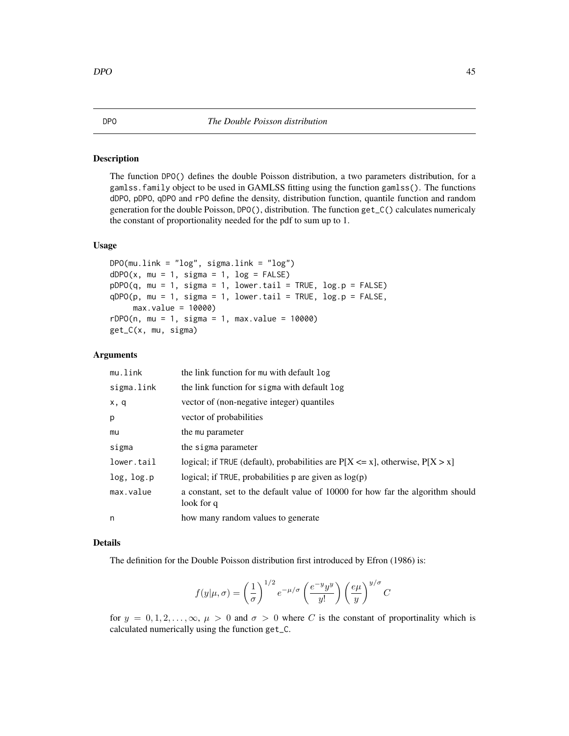DPO *The Double Poisson distribution*

## Description

The function DPO() defines the double Poisson distribution, a two parameters distribution, for a gamlss.family object to be used in GAMLSS fitting using the function gamlss(). The functions dDPO, pDPO, qDPO and rPO define the density, distribution function, quantile function and random generation for the double Poisson, DPO(), distribution. The function get_C() calculates numericaly the constant of proportionality needed for the pdf to sum up to 1.

## Usage

```
DPO(mu.link = "log", sigma.link = "log")
dDPO(x, mu = 1, sigma = 1, log = FALSE)
pDPO(q, mu = 1, sigma = 1, lower.tail = TRUE, log.p = FALSE)
qDPO(p, mu = 1, sigma = 1, lower.tail = TRUE, log.p = FALSE,
     max.value = 10000)
rDPO(n, mu = 1, sigma = 1, max.value = 10000)
get_C(x, mu, sigma)
```

## Arguments

| | |
|---|---|
| mu.link | the link function for mu with default log |
| sigma.link | the link function for sigma with default log |
| x, q | vector of (non-negative integer) quantiles |
| p | vector of probabilities |
| mu | the mu parameter |
| sigma | the sigma parameter |
| lower.tail | logical; if TRUE (default), probabilities are P[X <= x], otherwise, P[X > x] |
| log, log.p | logical; if TRUE, probabilities p are given as log(p) |
| max.value | a constant, set to the default value of 10000 for how far the algorithm should look for q |
| n | how many random values to generate |

## Details

The definition for the Double Poisson distribution first introduced by Efron (1986) is:

$$f(y|\mu,\sigma) = \left(\frac{1}{\sigma}\right)^{1/2} e^{-\mu/\sigma} \left(\frac{e^{-y} y^y}{y!}\right) \left(\frac{e\mu}{y}\right)^{y/\sigma} C$$

for $y = 0, 1, 2, \ldots, \infty$, $\mu > 0$ and $\sigma > 0$ where $C$ is the constant of proportinality which is calculated numerically using the function get_C.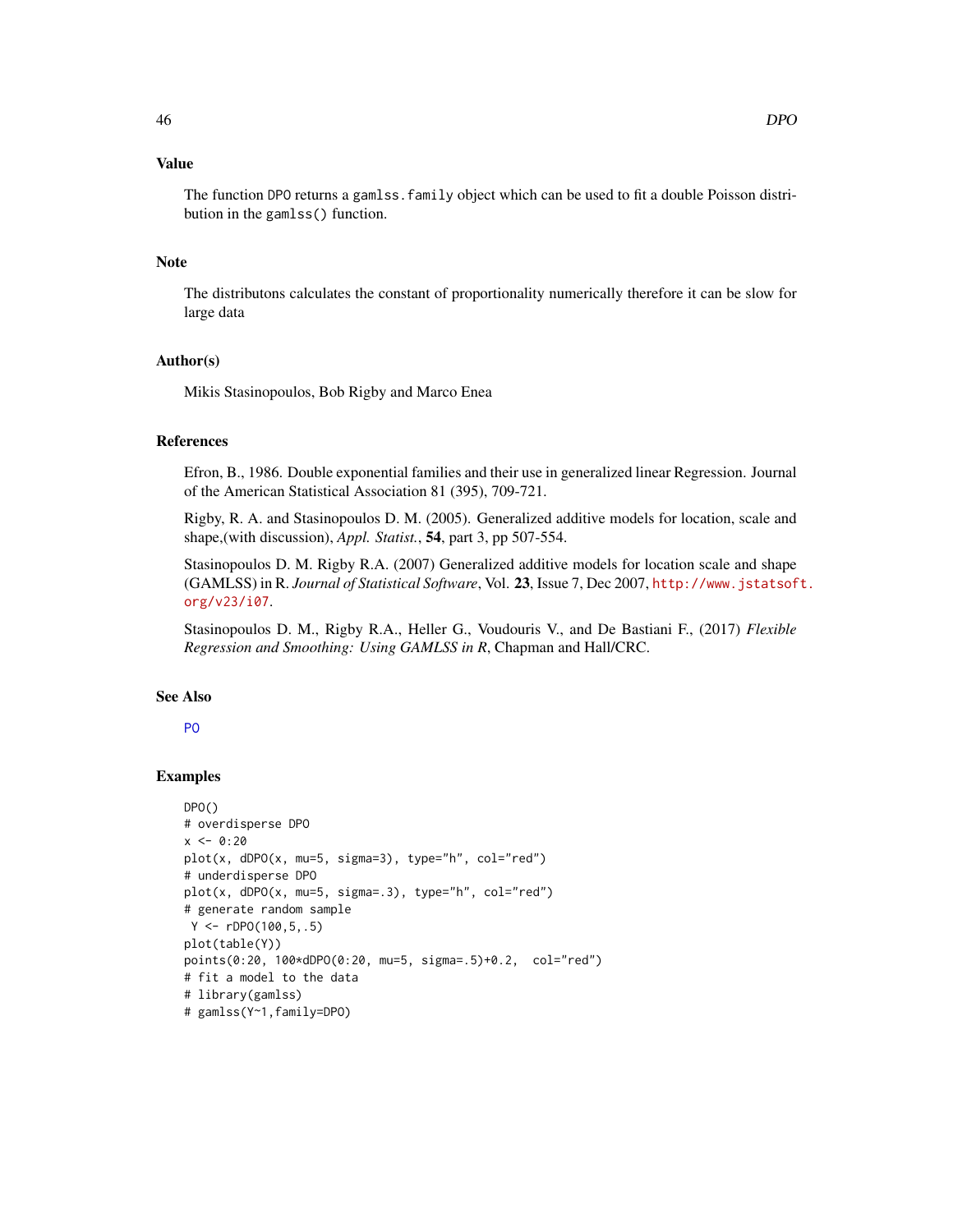## Value

The function DPO returns a gamlss.family object which can be used to fit a double Poisson distribution in the gamlss() function.

## Note

The distributons calculates the constant of proportionality numerically therefore it can be slow for large data

## Author(s)

Mikis Stasinopoulos, Bob Rigby and Marco Enea

## References

Efron, B., 1986. Double exponential families and their use in generalized linear Regression. Journal of the American Statistical Association 81 (395), 709-721.

Rigby, R. A. and Stasinopoulos D. M. (2005). Generalized additive models for location, scale and shape,(with discussion), *Appl. Statist.*, **54**, part 3, pp 507-554.

Stasinopoulos D. M. Rigby R.A. (2007) Generalized additive models for location scale and shape (GAMLSS) in R. *Journal of Statistical Software*, Vol. **23**, Issue 7, Dec 2007, http://www.jstatsoft.org/v23/i07.

Stasinopoulos D. M., Rigby R.A., Heller G., Voudouris V., and De Bastiani F., (2017) *Flexible Regression and Smoothing: Using GAMLSS in R*, Chapman and Hall/CRC.

## See Also

PO

## Examples

```
DPO()
# overdisperse DPO
x <- 0:20
plot(x, dDPO(x, mu=5, sigma=3), type="h", col="red")
# underdisperse DPO
plot(x, dDPO(x, mu=5, sigma=.3), type="h", col="red")
# generate random sample
 Y <- rDPO(100,5,.5)
plot(table(Y))
points(0:20, 100*dDPO(0:20, mu=5, sigma=.5)+0.2,  col="red")
# fit a model to the data
# library(gamlss)
# gamlss(Y~1,family=DPO)
```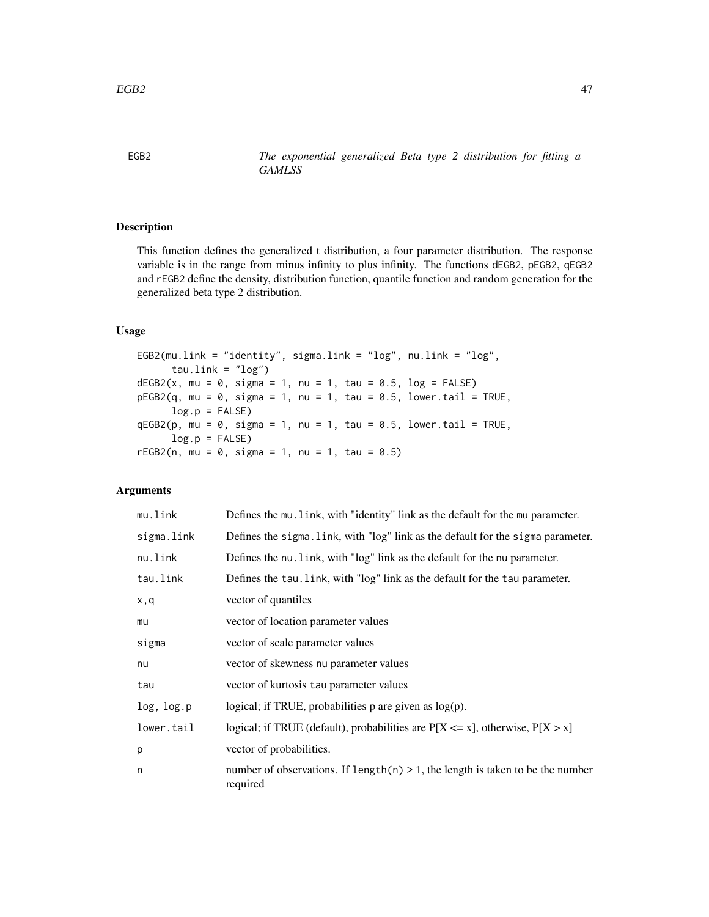# EGB2 — *The exponential generalized Beta type 2 distribution for fitting a GAMLSS*

## Description

This function defines the generalized t distribution, a four parameter distribution. The response variable is in the range from minus infinity to plus infinity. The functions dEGB2, pEGB2, qEGB2 and rEGB2 define the density, distribution function, quantile function and random generation for the generalized beta type 2 distribution.

## Usage

```
EGB2(mu.link = "identity", sigma.link = "log", nu.link = "log",
      tau.link = "log")
dEGB2(x, mu = 0, sigma = 1, nu = 1, tau = 0.5, log = FALSE)
pEGB2(q, mu = 0, sigma = 1, nu = 1, tau = 0.5, lower.tail = TRUE,
      log.p = FALSE)
qEGB2(p, mu = 0, sigma = 1, nu = 1, tau = 0.5, lower.tail = TRUE,
      log.p = FALSE)
rEGB2(n, mu = 0, sigma = 1, nu = 1, tau = 0.5)
```

## Arguments

| | |
|---|---|
| mu.link | Defines the mu.link, with "identity" link as the default for the mu parameter. |
| sigma.link | Defines the sigma.link, with "log" link as the default for the sigma parameter. |
| nu.link | Defines the nu.link, with "log" link as the default for the nu parameter. |
| tau.link | Defines the tau.link, with "log" link as the default for the tau parameter. |
| x,q | vector of quantiles |
| mu | vector of location parameter values |
| sigma | vector of scale parameter values |
| nu | vector of skewness nu parameter values |
| tau | vector of kurtosis tau parameter values |
| log, log.p | logical; if TRUE, probabilities p are given as log(p). |
| lower.tail | logical; if TRUE (default), probabilities are P[X <= x], otherwise, P[X > x] |
| p | vector of probabilities. |
| n | number of observations. If length(n) > 1, the length is taken to be the number required |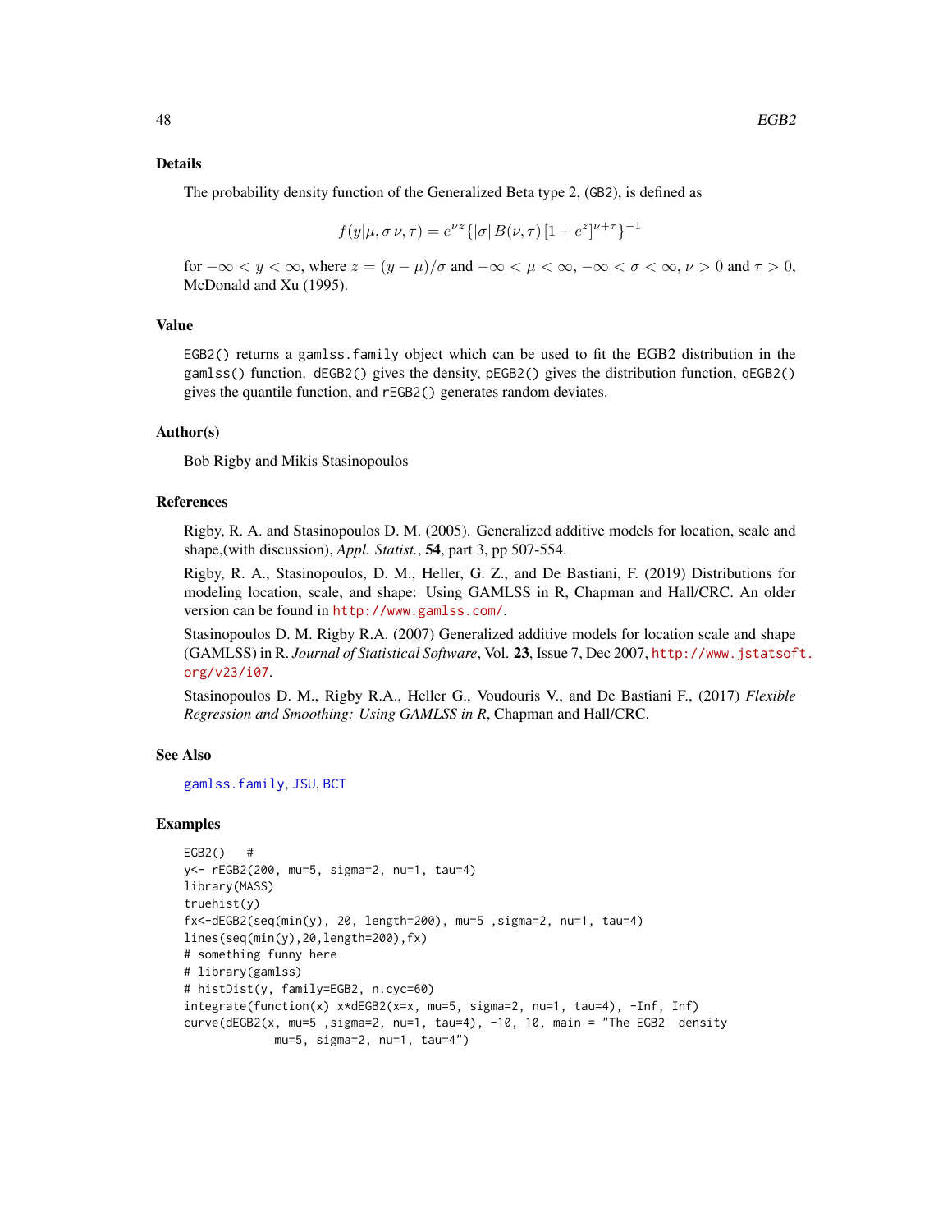## Details

The probability density function of the Generalized Beta type 2, (GB2), is defined as

$$f(y|\mu, \sigma\, \nu, \tau) = e^{\nu z} \{|\sigma|\, B(\nu, \tau)\, [1 + e^{z}]^{\nu+\tau}\}^{-1}$$

for $-\infty < y < \infty$, where $z = (y - \mu)/\sigma$ and $-\infty < \mu < \infty$, $-\infty < \sigma < \infty$, $\nu > 0$ and $\tau > 0$, McDonald and Xu (1995).

## Value

EGB2() returns a gamlss.family object which can be used to fit the EGB2 distribution in the gamlss() function. dEGB2() gives the density, pEGB2() gives the distribution function, qEGB2() gives the quantile function, and rEGB2() generates random deviates.

## Author(s)

Bob Rigby and Mikis Stasinopoulos

## References

Rigby, R. A. and Stasinopoulos D. M. (2005). Generalized additive models for location, scale and shape,(with discussion), *Appl. Statist.*, **54**, part 3, pp 507-554.

Rigby, R. A., Stasinopoulos, D. M., Heller, G. Z., and De Bastiani, F. (2019) Distributions for modeling location, scale, and shape: Using GAMLSS in R, Chapman and Hall/CRC. An older version can be found in http://www.gamlss.com/.

Stasinopoulos D. M. Rigby R.A. (2007) Generalized additive models for location scale and shape (GAMLSS) in R. *Journal of Statistical Software*, Vol. **23**, Issue 7, Dec 2007, http://www.jstatsoft.org/v23/i07.

Stasinopoulos D. M., Rigby R.A., Heller G., Voudouris V., and De Bastiani F., (2017) *Flexible Regression and Smoothing: Using GAMLSS in R*, Chapman and Hall/CRC.

## See Also

gamlss.family, JSU, BCT

## Examples

```
EGB2()   #
y<- rEGB2(200, mu=5, sigma=2, nu=1, tau=4)
library(MASS)
truehist(y)
fx<-dEGB2(seq(min(y), 20, length=200), mu=5 ,sigma=2, nu=1, tau=4)
lines(seq(min(y),20,length=200),fx)
# something funny here
# library(gamlss)
# histDist(y, family=EGB2, n.cyc=60)
integrate(function(x) x*dEGB2(x=x, mu=5, sigma=2, nu=1, tau=4), -Inf, Inf)
curve(dEGB2(x, mu=5 ,sigma=2, nu=1, tau=4), -10, 10, main = "The EGB2  density
             mu=5, sigma=2, nu=1, tau=4")
```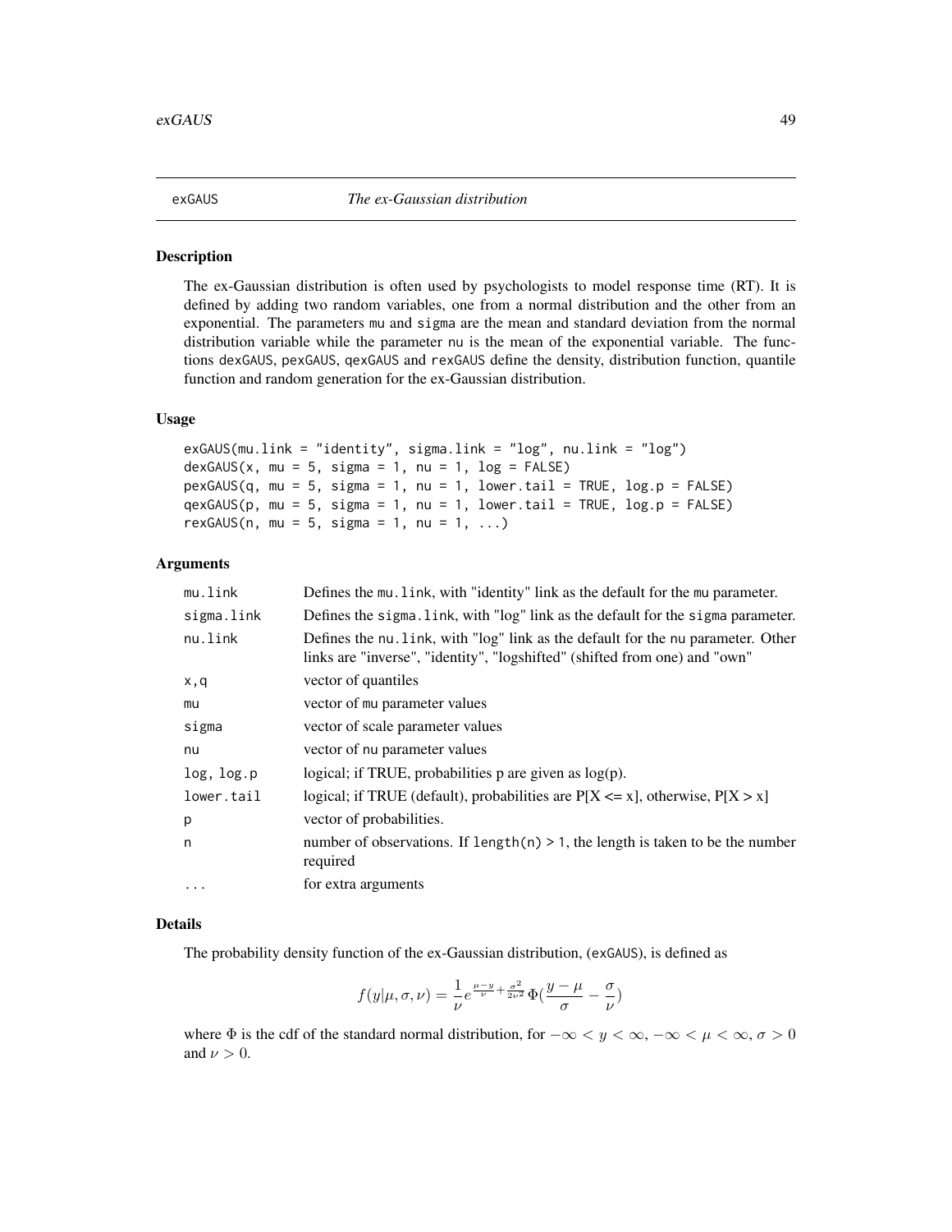# exGAUS *The ex-Gaussian distribution*

## Description

The ex-Gaussian distribution is often used by psychologists to model response time (RT). It is defined by adding two random variables, one from a normal distribution and the other from an exponential. The parameters mu and sigma are the mean and standard deviation from the normal distribution variable while the parameter nu is the mean of the exponential variable. The functions dexGAUS, pexGAUS, qexGAUS and rexGAUS define the density, distribution function, quantile function and random generation for the ex-Gaussian distribution.

## Usage

```
exGAUS(mu.link = "identity", sigma.link = "log", nu.link = "log")
dexGAUS(x, mu = 5, sigma = 1, nu = 1, log = FALSE)
pexGAUS(q, mu = 5, sigma = 1, nu = 1, lower.tail = TRUE, log.p = FALSE)
qexGAUS(p, mu = 5, sigma = 1, nu = 1, lower.tail = TRUE, log.p = FALSE)
rexGAUS(n, mu = 5, sigma = 1, nu = 1, ...)
```

## Arguments

| | |
|---|---|
| mu.link | Defines the mu.link, with "identity" link as the default for the mu parameter. |
| sigma.link | Defines the sigma.link, with "log" link as the default for the sigma parameter. |
| nu.link | Defines the nu.link, with "log" link as the default for the nu parameter. Other links are "inverse", "identity", "logshifted" (shifted from one) and "own" |
| x,q | vector of quantiles |
| mu | vector of mu parameter values |
| sigma | vector of scale parameter values |
| nu | vector of nu parameter values |
| log, log.p | logical; if TRUE, probabilities p are given as log(p). |
| lower.tail | logical; if TRUE (default), probabilities are P[X <= x], otherwise, P[X > x] |
| p | vector of probabilities. |
| n | number of observations. If length(n) > 1, the length is taken to be the number required |
| ... | for extra arguments |

## Details

The probability density function of the ex-Gaussian distribution, (exGAUS), is defined as

$$f(y|\mu,\sigma,\nu) = \frac{1}{\nu} e^{\frac{\mu-y}{\nu}+\frac{\sigma^2}{2\nu^2}} \Phi\left(\frac{y-\mu}{\sigma} - \frac{\sigma}{\nu}\right)$$

where $\Phi$ is the cdf of the standard normal distribution, for $-\infty < y < \infty$, $-\infty < \mu < \infty$, $\sigma > 0$ and $\nu > 0$.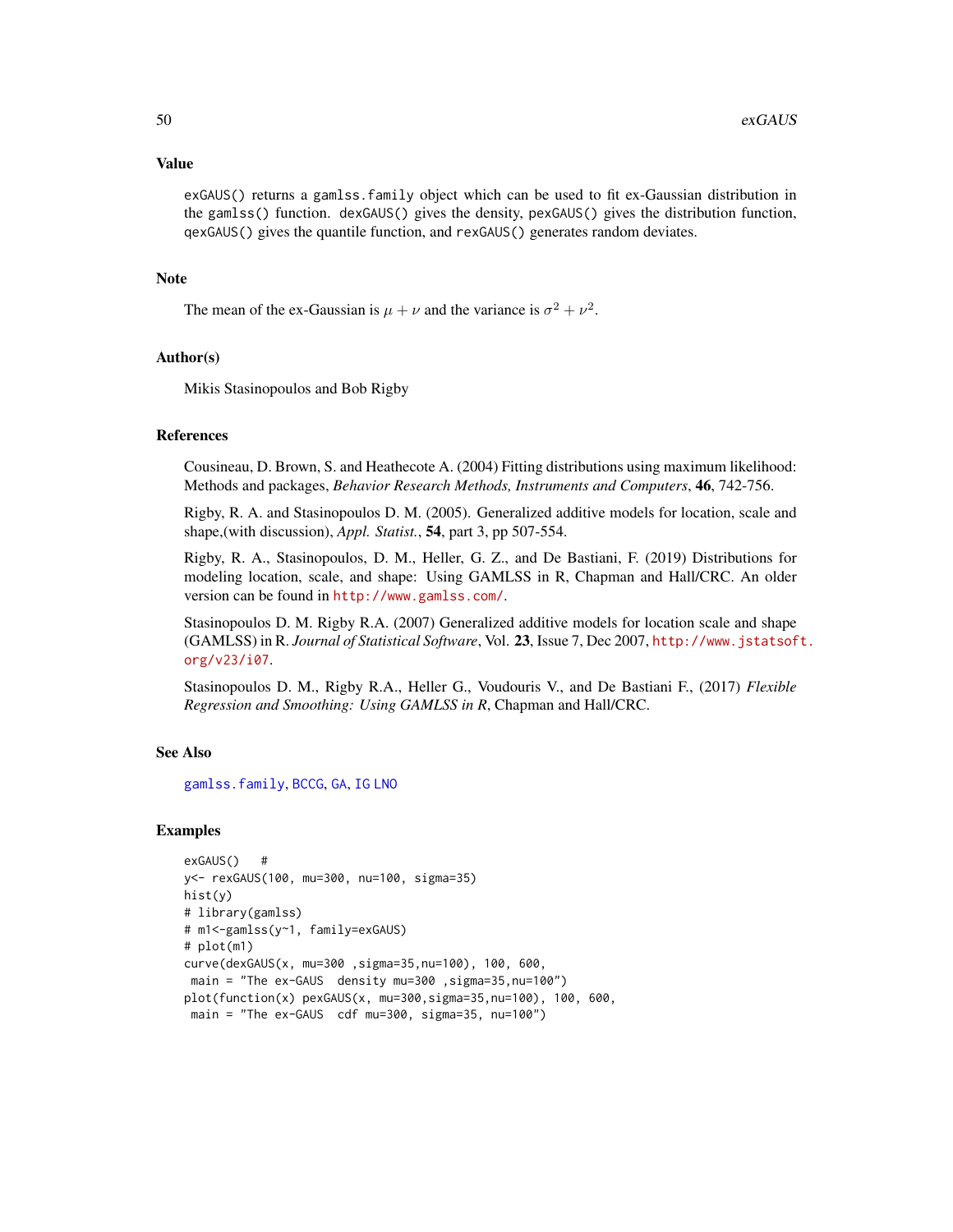## Value

exGAUS() returns a gamlss.family object which can be used to fit ex-Gaussian distribution in the gamlss() function. dexGAUS() gives the density, pexGAUS() gives the distribution function, qexGAUS() gives the quantile function, and rexGAUS() generates random deviates.

## Note

The mean of the ex-Gaussian is $\mu + \nu$ and the variance is $\sigma^2 + \nu^2$.

## Author(s)

Mikis Stasinopoulos and Bob Rigby

## References

Cousineau, D. Brown, S. and Heathecote A. (2004) Fitting distributions using maximum likelihood: Methods and packages, *Behavior Research Methods, Instruments and Computers*, **46**, 742-756.

Rigby, R. A. and Stasinopoulos D. M. (2005). Generalized additive models for location, scale and shape,(with discussion), *Appl. Statist.*, **54**, part 3, pp 507-554.

Rigby, R. A., Stasinopoulos, D. M., Heller, G. Z., and De Bastiani, F. (2019) Distributions for modeling location, scale, and shape: Using GAMLSS in R, Chapman and Hall/CRC. An older version can be found in http://www.gamlss.com/.

Stasinopoulos D. M. Rigby R.A. (2007) Generalized additive models for location scale and shape (GAMLSS) in R. *Journal of Statistical Software*, Vol. **23**, Issue 7, Dec 2007, http://www.jstatsoft.org/v23/i07.

Stasinopoulos D. M., Rigby R.A., Heller G., Voudouris V., and De Bastiani F., (2017) *Flexible Regression and Smoothing: Using GAMLSS in R*, Chapman and Hall/CRC.

## See Also

gamlss.family, BCCG, GA, IG LNO

## Examples

```
exGAUS()   #
y<- rexGAUS(100, mu=300, nu=100, sigma=35)
hist(y)
# library(gamlss)
# m1<-gamlss(y~1, family=exGAUS)
# plot(m1)
curve(dexGAUS(x, mu=300 ,sigma=35,nu=100), 100, 600,
 main = "The ex-GAUS  density mu=300 ,sigma=35,nu=100")
plot(function(x) pexGAUS(x, mu=300,sigma=35,nu=100), 100, 600,
 main = "The ex-GAUS  cdf mu=300, sigma=35, nu=100")
```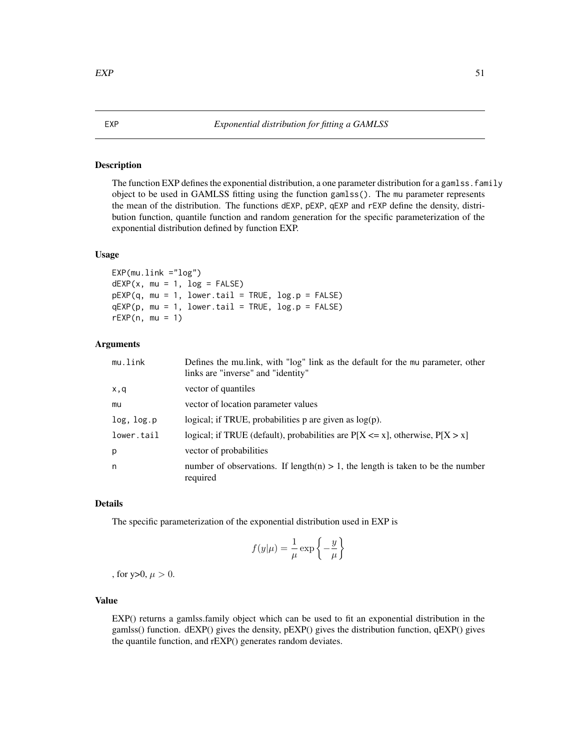# EXP — *Exponential distribution for fitting a GAMLSS*

## Description

The function EXP defines the exponential distribution, a one parameter distribution for a `gamlss.family` object to be used in GAMLSS fitting using the function `gamlss()`. The `mu` parameter represents the mean of the distribution. The functions `dEXP`, `pEXP`, `qEXP` and `rEXP` define the density, distribution function, quantile function and random generation for the specific parameterization of the exponential distribution defined by function EXP.

## Usage

```
EXP(mu.link ="log")
dEXP(x, mu = 1, log = FALSE)
pEXP(q, mu = 1, lower.tail = TRUE, log.p = FALSE)
qEXP(p, mu = 1, lower.tail = TRUE, log.p = FALSE)
rEXP(n, mu = 1)
```

## Arguments

| | |
|---|---|
| `mu.link` | Defines the mu.link, with "log" link as the default for the `mu` parameter, other links are "inverse" and "identity" |
| `x,q` | vector of quantiles |
| `mu` | vector of location parameter values |
| `log, log.p` | logical; if TRUE, probabilities p are given as log(p). |
| `lower.tail` | logical; if TRUE (default), probabilities are P[X <= x], otherwise, P[X > x] |
| `p` | vector of probabilities |
| `n` | number of observations. If length(n) > 1, the length is taken to be the number required |

## Details

The specific parameterization of the exponential distribution used in EXP is

$$f(y|\mu) = \frac{1}{\mu} \exp\left\{-\frac{y}{\mu}\right\}$$

, for y>0, $\mu > 0$.

## Value

EXP() returns a gamlss.family object which can be used to fit an exponential distribution in the gamlss() function. dEXP() gives the density, pEXP() gives the distribution function, qEXP() gives the quantile function, and rEXP() generates random deviates.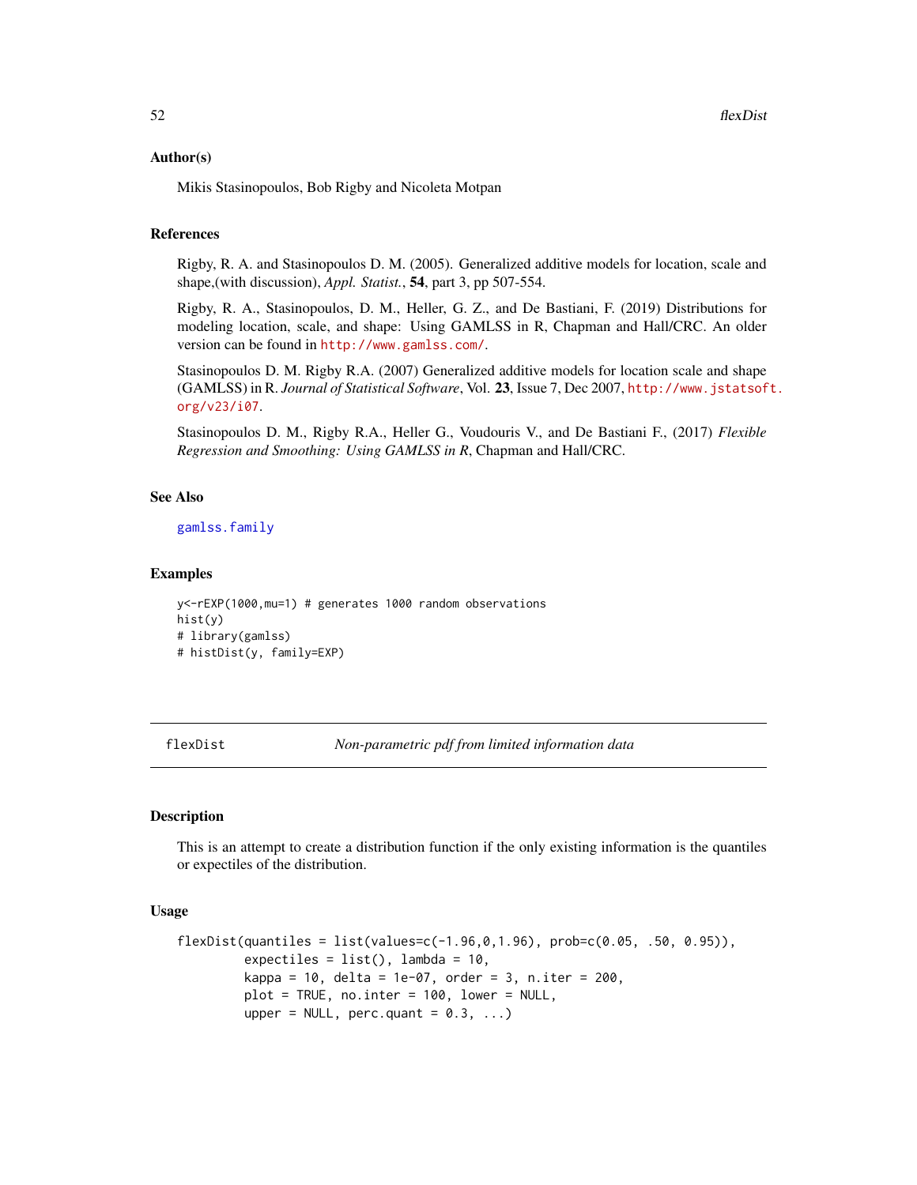### Author(s)

Mikis Stasinopoulos, Bob Rigby and Nicoleta Motpan

### References

Rigby, R. A. and Stasinopoulos D. M. (2005). Generalized additive models for location, scale and shape,(with discussion), *Appl. Statist.*, **54**, part 3, pp 507-554.

Rigby, R. A., Stasinopoulos, D. M., Heller, G. Z., and De Bastiani, F. (2019) Distributions for modeling location, scale, and shape: Using GAMLSS in R, Chapman and Hall/CRC. An older version can be found in http://www.gamlss.com/.

Stasinopoulos D. M. Rigby R.A. (2007) Generalized additive models for location scale and shape (GAMLSS) in R. *Journal of Statistical Software*, Vol. **23**, Issue 7, Dec 2007, http://www.jstatsoft.org/v23/i07.

Stasinopoulos D. M., Rigby R.A., Heller G., Voudouris V., and De Bastiani F., (2017) *Flexible Regression and Smoothing: Using GAMLSS in R*, Chapman and Hall/CRC.

### See Also

gamlss.family

### Examples

```
y<-rEXP(1000,mu=1) # generates 1000 random observations
hist(y)
# library(gamlss)
# histDist(y, family=EXP)
```

---

## flexDist *Non-parametric pdf from limited information data*

### Description

This is an attempt to create a distribution function if the only existing information is the quantiles or expectiles of the distribution.

### Usage

```
flexDist(quantiles = list(values=c(-1.96,0,1.96), prob=c(0.05, .50, 0.95)),
         expectiles = list(), lambda = 10,
         kappa = 10, delta = 1e-07, order = 3, n.iter = 200,
         plot = TRUE, no.inter = 100, lower = NULL,
         upper = NULL, perc.quant = 0.3, ...)
```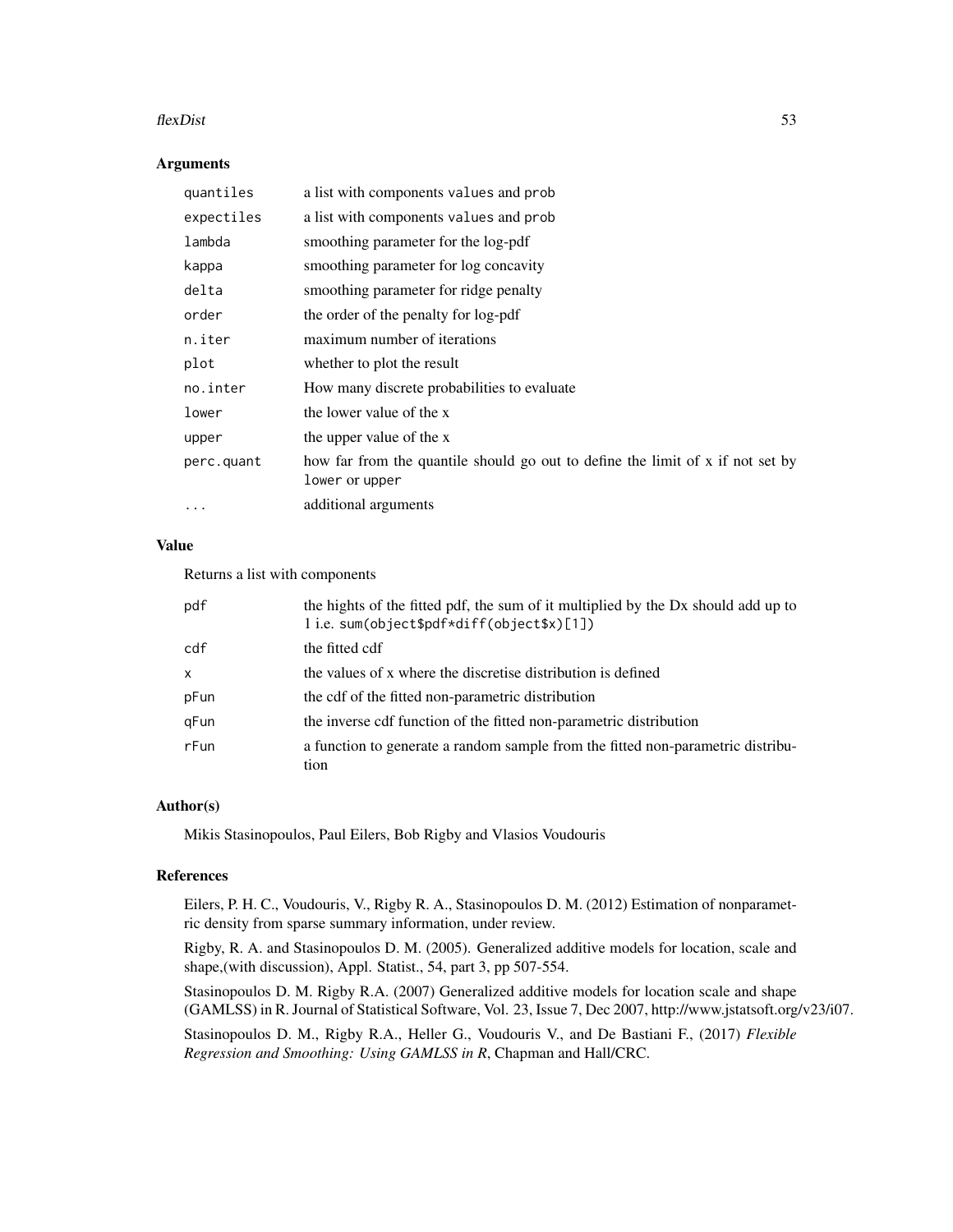## Arguments

| | |
|---|---|
| `quantiles` | a list with components `values` and `prob` |
| `expectiles` | a list with components `values` and `prob` |
| `lambda` | smoothing parameter for the log-pdf |
| `kappa` | smoothing parameter for log concavity |
| `delta` | smoothing parameter for ridge penalty |
| `order` | the order of the penalty for log-pdf |
| `n.iter` | maximum number of iterations |
| `plot` | whether to plot the result |
| `no.inter` | How many discrete probabilities to evaluate |
| `lower` | the lower value of the x |
| `upper` | the upper value of the x |
| `perc.quant` | how far from the quantile should go out to define the limit of x if not set by `lower` or `upper` |
| `...` | additional arguments |

## Value

Returns a list with components

| | |
|---|---|
| `pdf` | the hights of the fitted pdf, the sum of it multiplied by the Dx should add up to 1 i.e. `sum(object$pdf*diff(object$x)[1])` |
| `cdf` | the fitted cdf |
| `x` | the values of x where the discretise distribution is defined |
| `pFun` | the cdf of the fitted non-parametric distribution |
| `qFun` | the inverse cdf function of the fitted non-parametric distribution |
| `rFun` | a function to generate a random sample from the fitted non-parametric distribution |

## Author(s)

Mikis Stasinopoulos, Paul Eilers, Bob Rigby and Vlasios Voudouris

## References

Eilers, P. H. C., Voudouris, V., Rigby R. A., Stasinopoulos D. M. (2012) Estimation of nonparametric density from sparse summary information, under review.

Rigby, R. A. and Stasinopoulos D. M. (2005). Generalized additive models for location, scale and shape,(with discussion), Appl. Statist., 54, part 3, pp 507-554.

Stasinopoulos D. M. Rigby R.A. (2007) Generalized additive models for location scale and shape (GAMLSS) in R. Journal of Statistical Software, Vol. 23, Issue 7, Dec 2007, http://www.jstatsoft.org/v23/i07.

Stasinopoulos D. M., Rigby R.A., Heller G., Voudouris V., and De Bastiani F., (2017) *Flexible Regression and Smoothing: Using GAMLSS in R*, Chapman and Hall/CRC.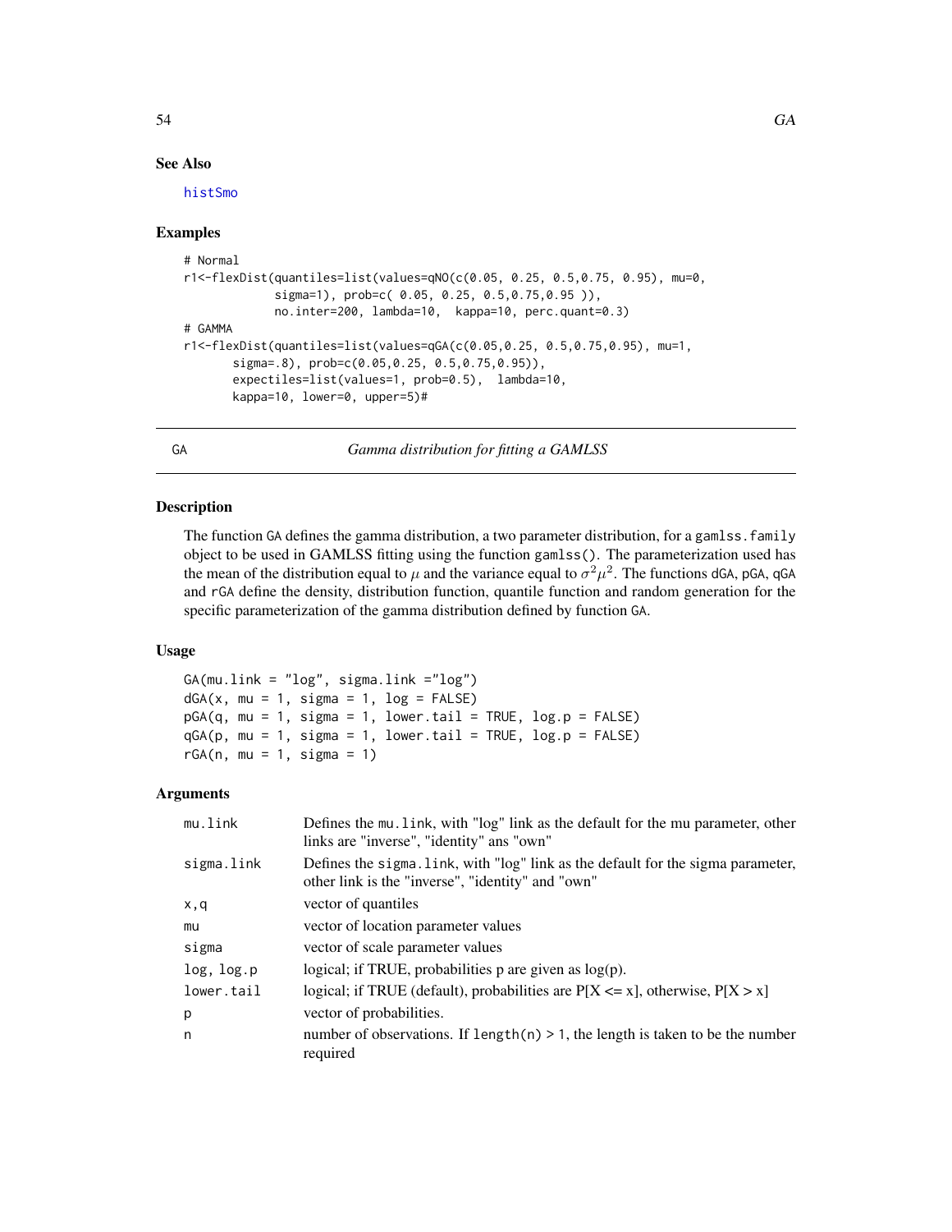## See Also

histSmo

## Examples

```
# Normal
r1<-flexDist(quantiles=list(values=qNO(c(0.05, 0.25, 0.5,0.75, 0.95), mu=0,
             sigma=1), prob=c( 0.05, 0.25, 0.5,0.75,0.95 )),
             no.inter=200, lambda=10,  kappa=10, perc.quant=0.3)
# GAMMA
r1<-flexDist(quantiles=list(values=qGA(c(0.05,0.25, 0.5,0.75,0.95), mu=1,
       sigma=.8), prob=c(0.05,0.25, 0.5,0.75,0.95)),
       expectiles=list(values=1, prob=0.5),  lambda=10,
       kappa=10, lower=0, upper=5)#
```

---

# GA *Gamma distribution for fitting a GAMLSS*

## Description

The function GA defines the gamma distribution, a two parameter distribution, for a gamlss.family object to be used in GAMLSS fitting using the function gamlss(). The parameterization used has the mean of the distribution equal to $\mu$ and the variance equal to $\sigma^2\mu^2$. The functions dGA, pGA, qGA and rGA define the density, distribution function, quantile function and random generation for the specific parameterization of the gamma distribution defined by function GA.

## Usage

```
GA(mu.link = "log", sigma.link ="log")
dGA(x, mu = 1, sigma = 1, log = FALSE)
pGA(q, mu = 1, sigma = 1, lower.tail = TRUE, log.p = FALSE)
qGA(p, mu = 1, sigma = 1, lower.tail = TRUE, log.p = FALSE)
rGA(n, mu = 1, sigma = 1)
```

## Arguments

| | |
|---|---|
| mu.link | Defines the mu.link, with "log" link as the default for the mu parameter, other links are "inverse", "identity" ans "own" |
| sigma.link | Defines the sigma.link, with "log" link as the default for the sigma parameter, other link is the "inverse", "identity" and "own" |
| x,q | vector of quantiles |
| mu | vector of location parameter values |
| sigma | vector of scale parameter values |
| log, log.p | logical; if TRUE, probabilities p are given as log(p). |
| lower.tail | logical; if TRUE (default), probabilities are P[X <= x], otherwise, P[X > x] |
| p | vector of probabilities. |
| n | number of observations. If length(n) > 1, the length is taken to be the number required |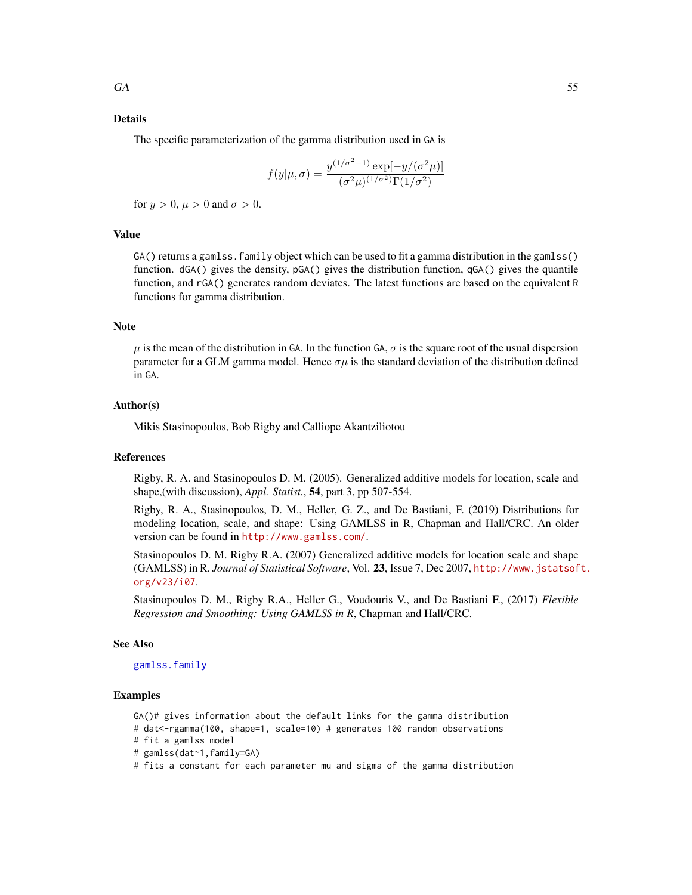## Details

The specific parameterization of the gamma distribution used in GA is

$$f(y|\mu, \sigma) = \frac{y^{(1/\sigma^2-1)} \exp[-y/(\sigma^2\mu)]}{(\sigma^2\mu)^{(1/\sigma^2)}\Gamma(1/\sigma^2)}$$

for $y > 0$, $\mu > 0$ and $\sigma > 0$.

## Value

GA() returns a gamlss.family object which can be used to fit a gamma distribution in the gamlss() function. dGA() gives the density, pGA() gives the distribution function, qGA() gives the quantile function, and rGA() generates random deviates. The latest functions are based on the equivalent R functions for gamma distribution.

## Note

$\mu$ is the mean of the distribution in GA. In the function GA, $\sigma$ is the square root of the usual dispersion parameter for a GLM gamma model. Hence $\sigma\mu$ is the standard deviation of the distribution defined in GA.

## Author(s)

Mikis Stasinopoulos, Bob Rigby and Calliope Akantziliotou

## References

Rigby, R. A. and Stasinopoulos D. M. (2005). Generalized additive models for location, scale and shape,(with discussion), *Appl. Statist.*, **54**, part 3, pp 507-554.

Rigby, R. A., Stasinopoulos, D. M., Heller, G. Z., and De Bastiani, F. (2019) Distributions for modeling location, scale, and shape: Using GAMLSS in R, Chapman and Hall/CRC. An older version can be found in http://www.gamlss.com/.

Stasinopoulos D. M. Rigby R.A. (2007) Generalized additive models for location scale and shape (GAMLSS) in R. *Journal of Statistical Software*, Vol. **23**, Issue 7, Dec 2007, http://www.jstatsoft.org/v23/i07.

Stasinopoulos D. M., Rigby R.A., Heller G., Voudouris V., and De Bastiani F., (2017) *Flexible Regression and Smoothing: Using GAMLSS in R*, Chapman and Hall/CRC.

## See Also

gamlss.family

## Examples

```
GA()# gives information about the default links for the gamma distribution
# dat<-rgamma(100, shape=1, scale=10) # generates 100 random observations
# fit a gamlss model
# gamlss(dat~1,family=GA)
# fits a constant for each parameter mu and sigma of the gamma distribution
```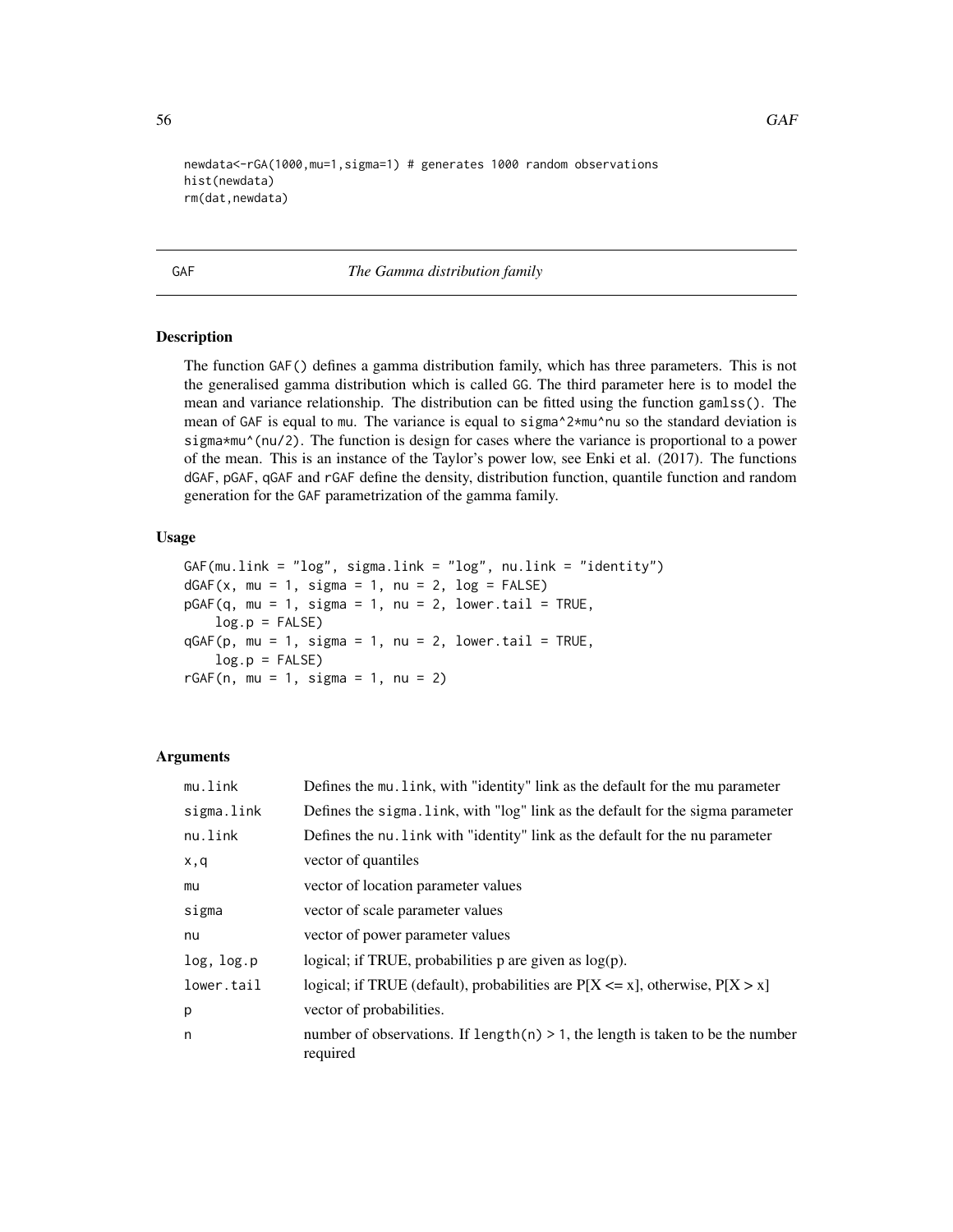```
newdata<-rGA(1000,mu=1,sigma=1) # generates 1000 random observations
hist(newdata)
rm(dat,newdata)
```

---

GAF *The Gamma distribution family*

---

## Description

The function GAF() defines a gamma distribution family, which has three parameters. This is not the generalised gamma distribution which is called GG. The third parameter here is to model the mean and variance relationship. The distribution can be fitted using the function gamlss(). The mean of GAF is equal to mu. The variance is equal to sigma^2*mu^nu so the standard deviation is sigma*mu^(nu/2). The function is design for cases where the variance is proportional to a power of the mean. This is an instance of the Taylor's power low, see Enki et al. (2017). The functions dGAF, pGAF, qGAF and rGAF define the density, distribution function, quantile function and random generation for the GAF parametrization of the gamma family.

## Usage

```
GAF(mu.link = "log", sigma.link = "log", nu.link = "identity")
dGAF(x, mu = 1, sigma = 1, nu = 2, log = FALSE)
pGAF(q, mu = 1, sigma = 1, nu = 2, lower.tail = TRUE,
    log.p = FALSE)
qGAF(p, mu = 1, sigma = 1, nu = 2, lower.tail = TRUE,
    log.p = FALSE)
rGAF(n, mu = 1, sigma = 1, nu = 2)
```

## Arguments

| | |
|---|---|
| mu.link | Defines the mu.link, with "identity" link as the default for the mu parameter |
| sigma.link | Defines the sigma.link, with "log" link as the default for the sigma parameter |
| nu.link | Defines the nu.link with "identity" link as the default for the nu parameter |
| x,q | vector of quantiles |
| mu | vector of location parameter values |
| sigma | vector of scale parameter values |
| nu | vector of power parameter values |
| log, log.p | logical; if TRUE, probabilities p are given as log(p). |
| lower.tail | logical; if TRUE (default), probabilities are P[X <= x], otherwise, P[X > x] |
| p | vector of probabilities. |
| n | number of observations. If length(n) > 1, the length is taken to be the number required |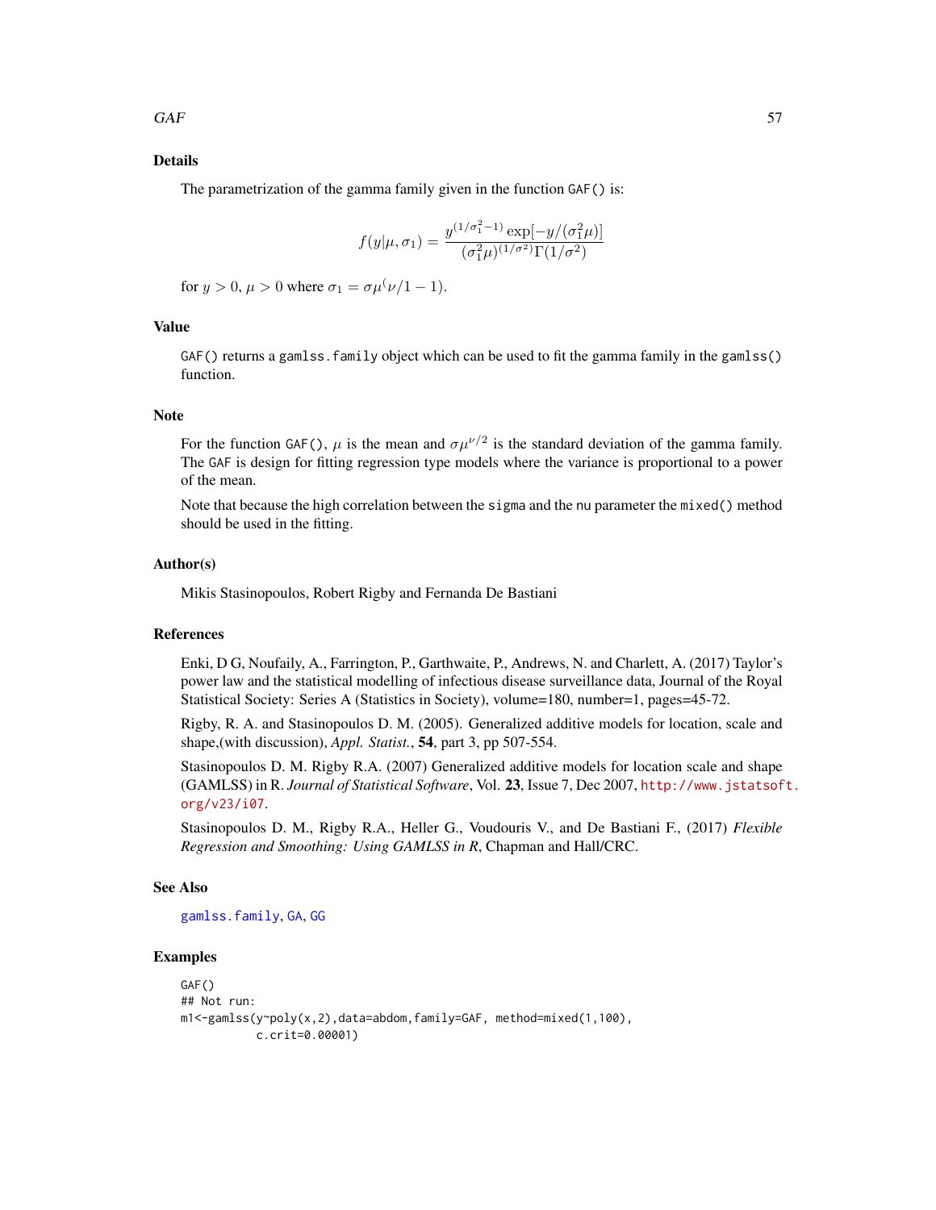## Details

The parametrization of the gamma family given in the function `GAF()` is:

$$f(y|\mu, \sigma_1) = \frac{y^{(1/\sigma_1^2 - 1)} \exp[-y/(\sigma_1^2 \mu)]}{(\sigma_1^2 \mu)^{(1/\sigma^2)} \Gamma(1/\sigma^2)}$$

for $y > 0$, $\mu > 0$ where $\sigma_1 = \sigma\mu^(\nu/1 - 1)$.

## Value

`GAF()` returns a `gamlss.family` object which can be used to fit the gamma family in the `gamlss()` function.

## Note

For the function `GAF()`, $\mu$ is the mean and $\sigma\mu^{\nu/2}$ is the standard deviation of the gamma family. The `GAF` is design for fitting regression type models where the variance is proportional to a power of the mean.

Note that because the high correlation between the `sigma` and the `nu` parameter the `mixed()` method should be used in the fitting.

## Author(s)

Mikis Stasinopoulos, Robert Rigby and Fernanda De Bastiani

## References

Enki, D G, Noufaily, A., Farrington, P., Garthwaite, P., Andrews, N. and Charlett, A. (2017) Taylor's power law and the statistical modelling of infectious disease surveillance data, Journal of the Royal Statistical Society: Series A (Statistics in Society), volume=180, number=1, pages=45-72.

Rigby, R. A. and Stasinopoulos D. M. (2005). Generalized additive models for location, scale and shape,(with discussion), *Appl. Statist.*, **54**, part 3, pp 507-554.

Stasinopoulos D. M. Rigby R.A. (2007) Generalized additive models for location scale and shape (GAMLSS) in R. *Journal of Statistical Software*, Vol. **23**, Issue 7, Dec 2007, http://www.jstatsoft.org/v23/i07.

Stasinopoulos D. M., Rigby R.A., Heller G., Voudouris V., and De Bastiani F., (2017) *Flexible Regression and Smoothing: Using GAMLSS in R*, Chapman and Hall/CRC.

## See Also

`gamlss.family`, `GA`, `GG`

## Examples

```
GAF()
## Not run:
m1<-gamlss(y~poly(x,2),data=abdom,family=GAF, method=mixed(1,100),
           c.crit=0.00001)
```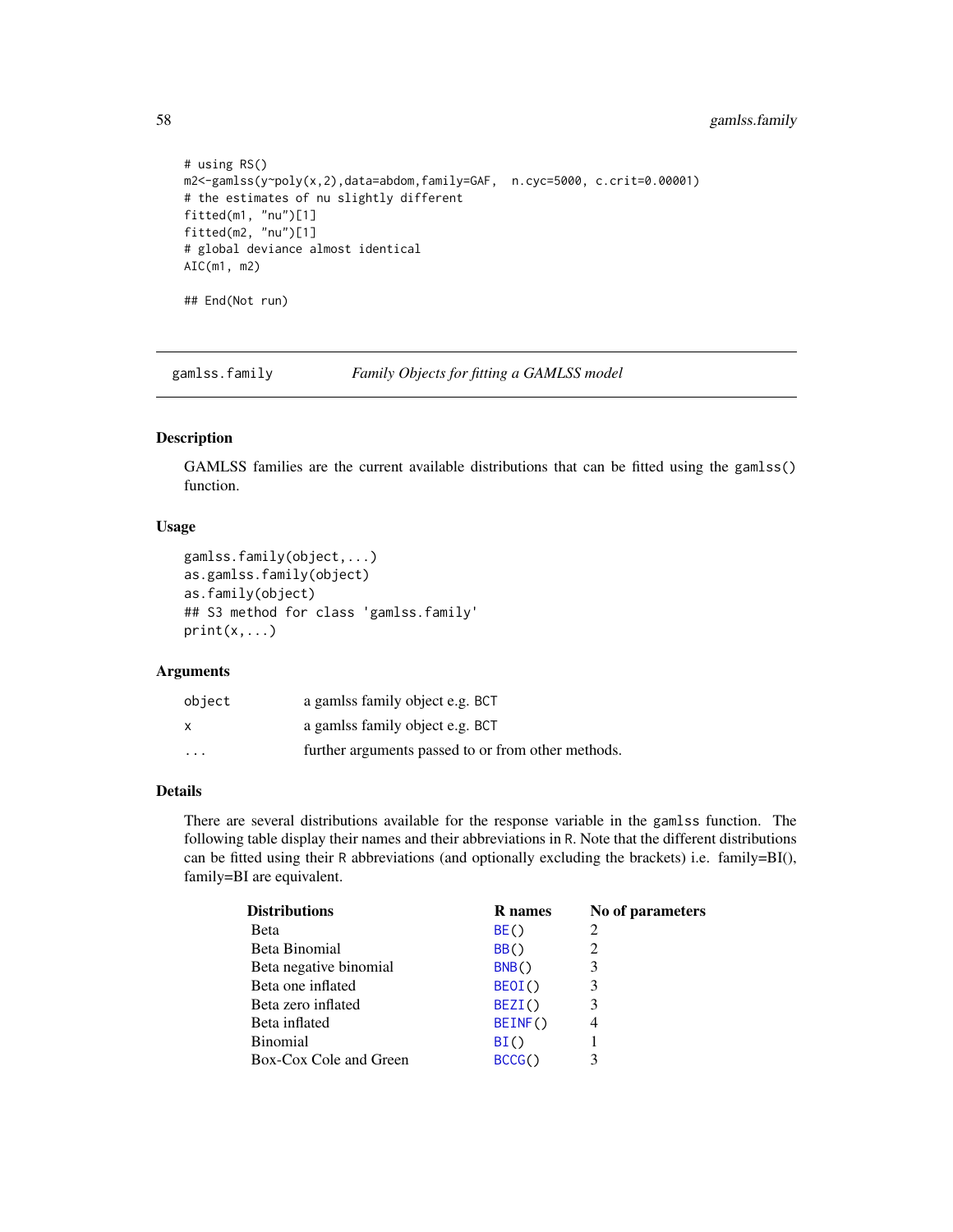```
# using RS()
m2<-gamlss(y~poly(x,2),data=abdom,family=GAF,  n.cyc=5000, c.crit=0.00001)
# the estimates of nu slightly different
fitted(m1, "nu")[1]
fitted(m2, "nu")[1]
# global deviance almost identical
AIC(m1, m2)

## End(Not run)
```

## gamlss.family — *Family Objects for fitting a GAMLSS model*

### Description

GAMLSS families are the current available distributions that can be fitted using the `gamlss()` function.

### Usage

```
gamlss.family(object,...)
as.gamlss.family(object)
as.family(object)
## S3 method for class 'gamlss.family'
print(x,...)
```

### Arguments

| | |
|---|---|
| `object` | a gamlss family object e.g. `BCT` |
| `x` | a gamlss family object e.g. `BCT` |
| `...` | further arguments passed to or from other methods. |

### Details

There are several distributions available for the response variable in the `gamlss` function. The following table display their names and their abbreviations in R. Note that the different distributions can be fitted using their R abbreviations (and optionally excluding the brackets) i.e. family=BI(), family=BI are equivalent.

| **Distributions** | **R names** | **No of parameters** |
|---|---|---|
| Beta | `BE()` | 2 |
| Beta Binomial | `BB()` | 2 |
| Beta negative binomial | `BNB()` | 3 |
| Beta one inflated | `BEOI()` | 3 |
| Beta zero inflated | `BEZI()` | 3 |
| Beta inflated | `BEINF()` | 4 |
| Binomial | `BI()` | 1 |
| Box-Cox Cole and Green | `BCCG()` | 3 |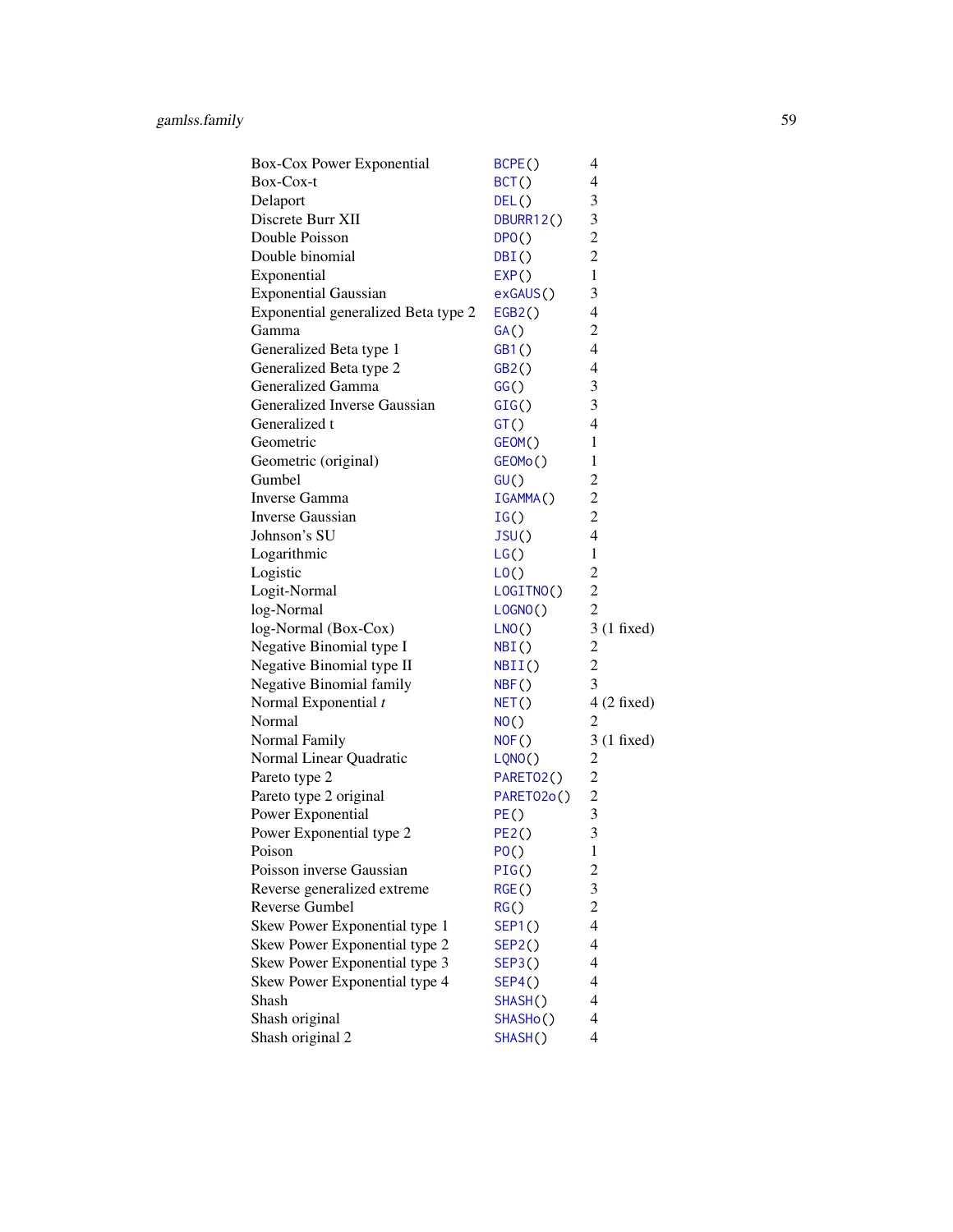| | | |
|---|---|---|
| Box-Cox Power Exponential | `BCPE()` | 4 |
| Box-Cox-t | `BCT()` | 4 |
| Delaport | `DEL()` | 3 |
| Discrete Burr XII | `DBURR12()` | 3 |
| Double Poisson | `DPO()` | 2 |
| Double binomial | `DBI()` | 2 |
| Exponential | `EXP()` | 1 |
| Exponential Gaussian | `exGAUS()` | 3 |
| Exponential generalized Beta type 2 | `EGB2()` | 4 |
| Gamma | `GA()` | 2 |
| Generalized Beta type 1 | `GB1()` | 4 |
| Generalized Beta type 2 | `GB2()` | 4 |
| Generalized Gamma | `GG()` | 3 |
| Generalized Inverse Gaussian | `GIG()` | 3 |
| Generalized t | `GT()` | 4 |
| Geometric | `GEOM()` | 1 |
| Geometric (original) | `GEOMo()` | 1 |
| Gumbel | `GU()` | 2 |
| Inverse Gamma | `IGAMMA()` | 2 |
| Inverse Gaussian | `IG()` | 2 |
| Johnson's SU | `JSU()` | 4 |
| Logarithmic | `LG()` | 1 |
| Logistic | `LO()` | 2 |
| Logit-Normal | `LOGITNO()` | 2 |
| log-Normal | `LOGNO()` | 2 |
| log-Normal (Box-Cox) | `LNO()` | 3 (1 fixed) |
| Negative Binomial type I | `NBI()` | 2 |
| Negative Binomial type II | `NBII()` | 2 |
| Negative Binomial family | `NBF()` | 3 |
| Normal Exponential *t* | `NET()` | 4 (2 fixed) |
| Normal | `NO()` | 2 |
| Normal Family | `NOF()` | 3 (1 fixed) |
| Normal Linear Quadratic | `LQNO()` | 2 |
| Pareto type 2 | `PARETO2()` | 2 |
| Pareto type 2 original | `PARETO2o()` | 2 |
| Power Exponential | `PE()` | 3 |
| Power Exponential type 2 | `PE2()` | 3 |
| Poison | `PO()` | 1 |
| Poisson inverse Gaussian | `PIG()` | 2 |
| Reverse generalized extreme | `RGE()` | 3 |
| Reverse Gumbel | `RG()` | 2 |
| Skew Power Exponential type 1 | `SEP1()` | 4 |
| Skew Power Exponential type 2 | `SEP2()` | 4 |
| Skew Power Exponential type 3 | `SEP3()` | 4 |
| Skew Power Exponential type 4 | `SEP4()` | 4 |
| Shash | `SHASH()` | 4 |
| Shash original | `SHASHo()` | 4 |
| Shash original 2 | `SHASH()` | 4 |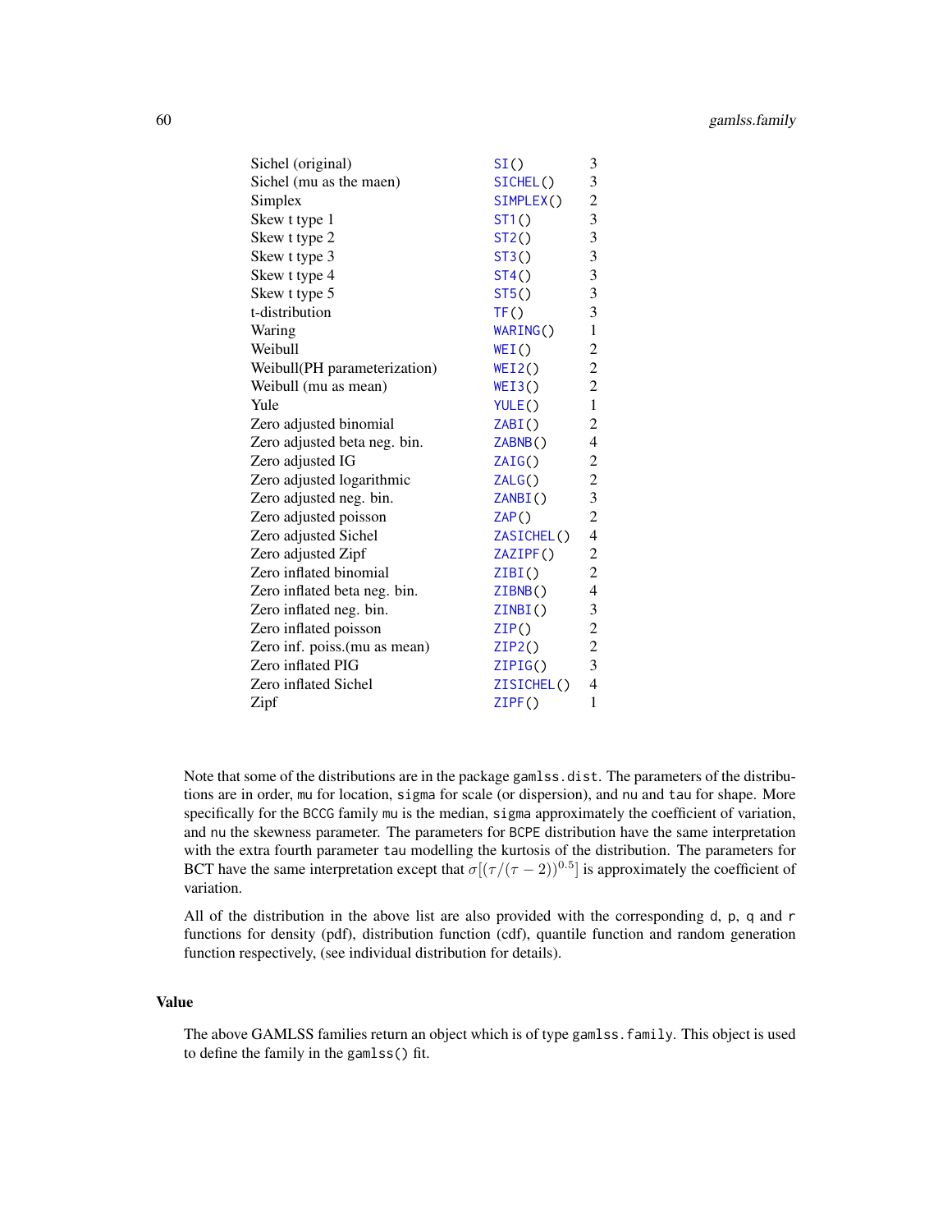| | | |
|---|---|---|
| Sichel (original) | `SI()` | 3 |
| Sichel (mu as the maen) | `SICHEL()` | 3 |
| Simplex | `SIMPLEX()` | 2 |
| Skew t type 1 | `ST1()` | 3 |
| Skew t type 2 | `ST2()` | 3 |
| Skew t type 3 | `ST3()` | 3 |
| Skew t type 4 | `ST4()` | 3 |
| Skew t type 5 | `ST5()` | 3 |
| t-distribution | `TF()` | 3 |
| Waring | `WARING()` | 1 |
| Weibull | `WEI()` | 2 |
| Weibull(PH parameterization) | `WEI2()` | 2 |
| Weibull (mu as mean) | `WEI3()` | 2 |
| Yule | `YULE()` | 1 |
| Zero adjusted binomial | `ZABI()` | 2 |
| Zero adjusted beta neg. bin. | `ZABNB()` | 4 |
| Zero adjusted IG | `ZAIG()` | 2 |
| Zero adjusted logarithmic | `ZALG()` | 2 |
| Zero adjusted neg. bin. | `ZANBI()` | 3 |
| Zero adjusted poisson | `ZAP()` | 2 |
| Zero adjusted Sichel | `ZASICHEL()` | 4 |
| Zero adjusted Zipf | `ZAZIPF()` | 2 |
| Zero inflated binomial | `ZIBI()` | 2 |
| Zero inflated beta neg. bin. | `ZIBNB()` | 4 |
| Zero inflated neg. bin. | `ZINBI()` | 3 |
| Zero inflated poisson | `ZIP()` | 2 |
| Zero inf. poiss.(mu as mean) | `ZIP2()` | 2 |
| Zero inflated PIG | `ZIPIG()` | 3 |
| Zero inflated Sichel | `ZISICHEL()` | 4 |
| Zipf | `ZIPF()` | 1 |

Note that some of the distributions are in the package `gamlss.dist`. The parameters of the distributions are in order, `mu` for location, `sigma` for scale (or dispersion), and `nu` and `tau` for shape. More specifically for the `BCCG` family `mu` is the median, `sigma` approximately the coefficient of variation, and `nu` the skewness parameter. The parameters for `BCPE` distribution have the same interpretation with the extra fourth parameter `tau` modelling the kurtosis of the distribution. The parameters for BCT have the same interpretation except that $\sigma[(\tau/(\tau-2))^{0.5}]$ is approximately the coefficient of variation.

All of the distribution in the above list are also provided with the corresponding `d`, `p`, `q` and `r` functions for density (pdf), distribution function (cdf), quantile function and random generation function respectively, (see individual distribution for details).

## Value

The above GAMLSS families return an object which is of type `gamlss.family`. This object is used to define the family in the `gamlss()` fit.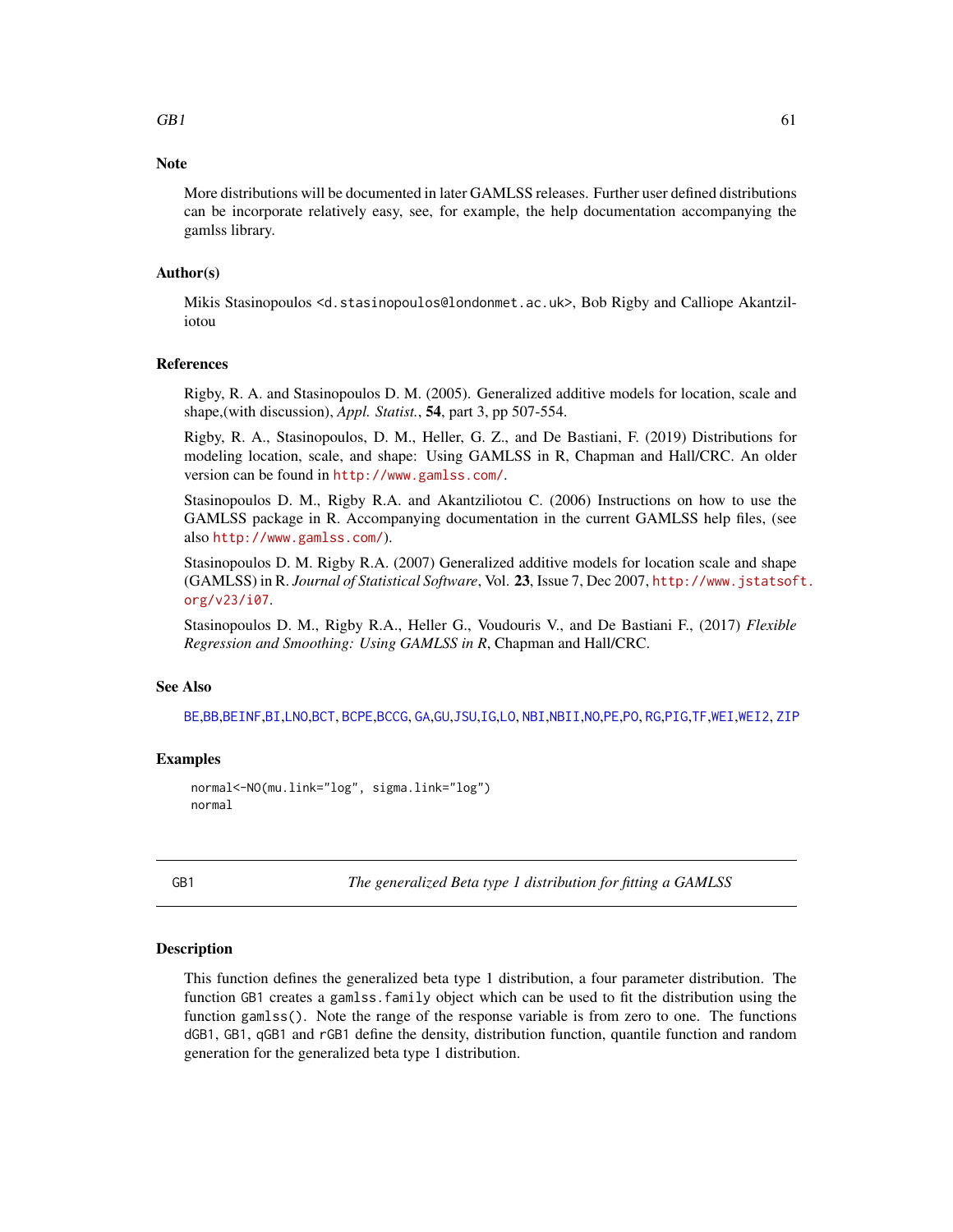### Note

More distributions will be documented in later GAMLSS releases. Further user defined distributions can be incorporate relatively easy, see, for example, the help documentation accompanying the gamlss library.

### Author(s)

Mikis Stasinopoulos <d.stasinopoulos@londonmet.ac.uk>, Bob Rigby and Calliope Akantziliotou

### References

Rigby, R. A. and Stasinopoulos D. M. (2005). Generalized additive models for location, scale and shape,(with discussion), *Appl. Statist.*, **54**, part 3, pp 507-554.

Rigby, R. A., Stasinopoulos, D. M., Heller, G. Z., and De Bastiani, F. (2019) Distributions for modeling location, scale, and shape: Using GAMLSS in R, Chapman and Hall/CRC. An older version can be found in http://www.gamlss.com/.

Stasinopoulos D. M., Rigby R.A. and Akantziliotou C. (2006) Instructions on how to use the GAMLSS package in R. Accompanying documentation in the current GAMLSS help files, (see also http://www.gamlss.com/).

Stasinopoulos D. M. Rigby R.A. (2007) Generalized additive models for location scale and shape (GAMLSS) in R. *Journal of Statistical Software*, Vol. **23**, Issue 7, Dec 2007, http://www.jstatsoft.org/v23/i07.

Stasinopoulos D. M., Rigby R.A., Heller G., Voudouris V., and De Bastiani F., (2017) *Flexible Regression and Smoothing: Using GAMLSS in R*, Chapman and Hall/CRC.

### See Also

BE,BB,BEINF,BI,LNO,BCT, BCPE,BCCG, GA,GU,JSU,IG,LO, NBI,NBII,NO,PE,PO, RG,PIG,TF,WEI,WEI2, ZIP

### Examples

```
normal<-NO(mu.link="log", sigma.link="log")
normal
```

---

## GB1 — *The generalized Beta type 1 distribution for fitting a GAMLSS*

### Description

This function defines the generalized beta type 1 distribution, a four parameter distribution. The function GB1 creates a gamlss.family object which can be used to fit the distribution using the function gamlss(). Note the range of the response variable is from zero to one. The functions dGB1, GB1, qGB1 and rGB1 define the density, distribution function, quantile function and random generation for the generalized beta type 1 distribution.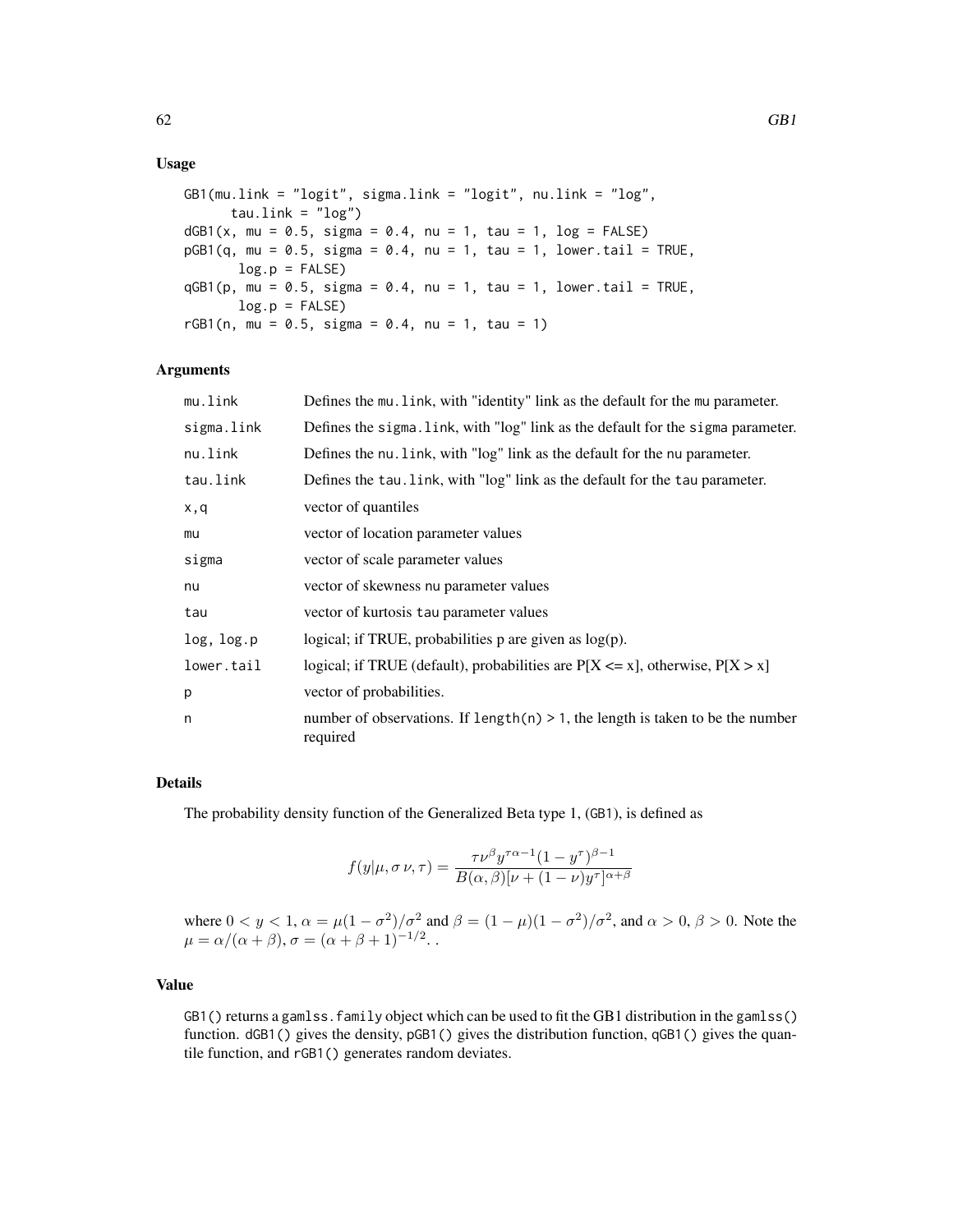### Usage

```
GB1(mu.link = "logit", sigma.link = "logit", nu.link = "log",
      tau.link = "log")
dGB1(x, mu = 0.5, sigma = 0.4, nu = 1, tau = 1, log = FALSE)
pGB1(q, mu = 0.5, sigma = 0.4, nu = 1, tau = 1, lower.tail = TRUE,
       log.p = FALSE)
qGB1(p, mu = 0.5, sigma = 0.4, nu = 1, tau = 1, lower.tail = TRUE,
       log.p = FALSE)
rGB1(n, mu = 0.5, sigma = 0.4, nu = 1, tau = 1)
```

### Arguments

| | |
|---|---|
| `mu.link` | Defines the `mu.link`, with "identity" link as the default for the `mu` parameter. |
| `sigma.link` | Defines the `sigma.link`, with "log" link as the default for the `sigma` parameter. |
| `nu.link` | Defines the `nu.link`, with "log" link as the default for the `nu` parameter. |
| `tau.link` | Defines the `tau.link`, with "log" link as the default for the `tau` parameter. |
| `x,q` | vector of quantiles |
| `mu` | vector of location parameter values |
| `sigma` | vector of scale parameter values |
| `nu` | vector of skewness `nu` parameter values |
| `tau` | vector of kurtosis `tau` parameter values |
| `log, log.p` | logical; if TRUE, probabilities p are given as log(p). |
| `lower.tail` | logical; if TRUE (default), probabilities are P[X <= x], otherwise, P[X > x] |
| `p` | vector of probabilities. |
| `n` | number of observations. If `length(n) > 1`, the length is taken to be the number required |

### Details

The probability density function of the Generalized Beta type 1, (`GB1`), is defined as

$$f(y|\mu, \sigma\, \nu, \tau) = \frac{\tau \nu^{\beta} y^{\tau\alpha - 1}(1 - y^{\tau})^{\beta - 1}}{B(\alpha, \beta)[\nu + (1 - \nu)y^{\tau}]^{\alpha + \beta}}$$

where $0 < y < 1$, $\alpha = \mu(1 - \sigma^2)/\sigma^2$ and $\beta = (1 - \mu)(1 - \sigma^2)/\sigma^2$, and $\alpha > 0$, $\beta > 0$. Note the $\mu = \alpha/(\alpha + \beta)$, $\sigma = (\alpha + \beta + 1)^{-1/2}$. .

### Value

`GB1()` returns a `gamlss.family` object which can be used to fit the GB1 distribution in the `gamlss()` function. `dGB1()` gives the density, `pGB1()` gives the distribution function, `qGB1()` gives the quantile function, and `rGB1()` generates random deviates.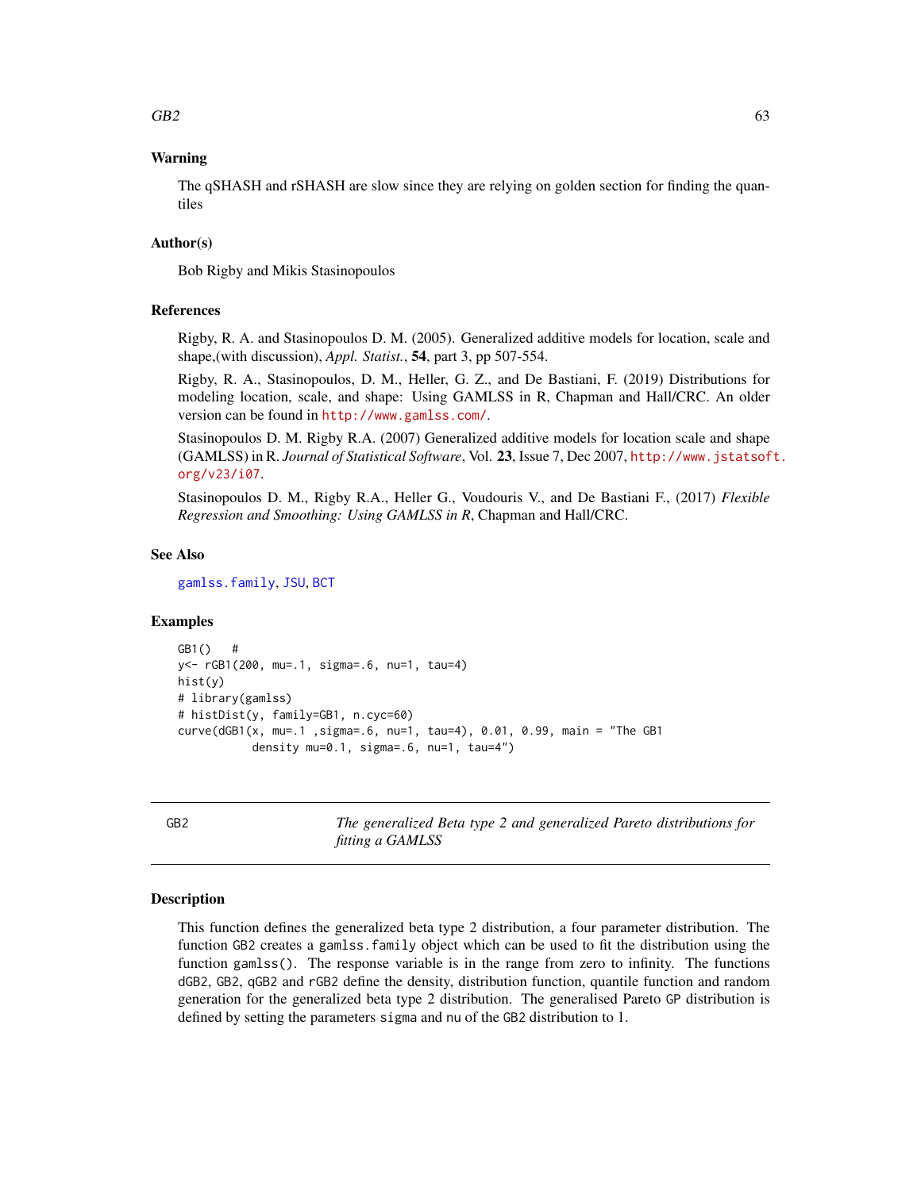### Warning

The qSHASH and rSHASH are slow since they are relying on golden section for finding the quantiles

### Author(s)

Bob Rigby and Mikis Stasinopoulos

### References

Rigby, R. A. and Stasinopoulos D. M. (2005). Generalized additive models for location, scale and shape,(with discussion), *Appl. Statist.*, **54**, part 3, pp 507-554.

Rigby, R. A., Stasinopoulos, D. M., Heller, G. Z., and De Bastiani, F. (2019) Distributions for modeling location, scale, and shape: Using GAMLSS in R, Chapman and Hall/CRC. An older version can be found in http://www.gamlss.com/.

Stasinopoulos D. M. Rigby R.A. (2007) Generalized additive models for location scale and shape (GAMLSS) in R. *Journal of Statistical Software*, Vol. **23**, Issue 7, Dec 2007, http://www.jstatsoft.org/v23/i07.

Stasinopoulos D. M., Rigby R.A., Heller G., Voudouris V., and De Bastiani F., (2017) *Flexible Regression and Smoothing: Using GAMLSS in R*, Chapman and Hall/CRC.

### See Also

gamlss.family, JSU, BCT

### Examples

```
GB1()   #
y<- rGB1(200, mu=.1, sigma=.6, nu=1, tau=4)
hist(y)
# library(gamlss)
# histDist(y, family=GB1, n.cyc=60)
curve(dGB1(x, mu=.1 ,sigma=.6, nu=1, tau=4), 0.01, 0.99, main = "The GB1
           density mu=0.1, sigma=.6, nu=1, tau=4")
```

---

## GB2 — *The generalized Beta type 2 and generalized Pareto distributions for fitting a GAMLSS*

### Description

This function defines the generalized beta type 2 distribution, a four parameter distribution. The function GB2 creates a gamlss.family object which can be used to fit the distribution using the function gamlss(). The response variable is in the range from zero to infinity. The functions dGB2, GB2, qGB2 and rGB2 define the density, distribution function, quantile function and random generation for the generalized beta type 2 distribution. The generalised Pareto GP distribution is defined by setting the parameters sigma and nu of the GB2 distribution to 1.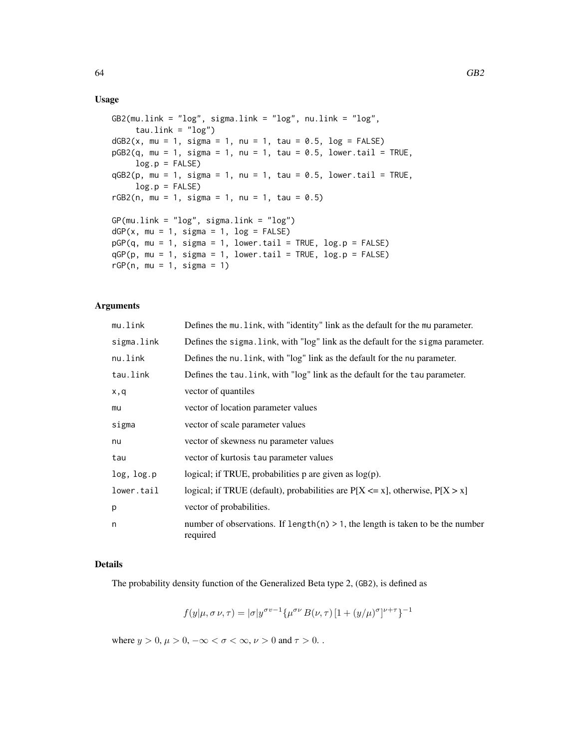## Usage

```
GB2(mu.link = "log", sigma.link = "log", nu.link = "log",
     tau.link = "log")
dGB2(x, mu = 1, sigma = 1, nu = 1, tau = 0.5, log = FALSE)
pGB2(q, mu = 1, sigma = 1, nu = 1, tau = 0.5, lower.tail = TRUE,
     log.p = FALSE)
qGB2(p, mu = 1, sigma = 1, nu = 1, tau = 0.5, lower.tail = TRUE,
     log.p = FALSE)
rGB2(n, mu = 1, sigma = 1, nu = 1, tau = 0.5)

GP(mu.link = "log", sigma.link = "log")
dGP(x, mu = 1, sigma = 1, log = FALSE)
pGP(q, mu = 1, sigma = 1, lower.tail = TRUE, log.p = FALSE)
qGP(p, mu = 1, sigma = 1, lower.tail = TRUE, log.p = FALSE)
rGP(n, mu = 1, sigma = 1)
```

## Arguments

| | |
|---|---|
| mu.link | Defines the mu.link, with "identity" link as the default for the mu parameter. |
| sigma.link | Defines the sigma.link, with "log" link as the default for the sigma parameter. |
| nu.link | Defines the nu.link, with "log" link as the default for the nu parameter. |
| tau.link | Defines the tau.link, with "log" link as the default for the tau parameter. |
| x,q | vector of quantiles |
| mu | vector of location parameter values |
| sigma | vector of scale parameter values |
| nu | vector of skewness nu parameter values |
| tau | vector of kurtosis tau parameter values |
| log, log.p | logical; if TRUE, probabilities p are given as log(p). |
| lower.tail | logical; if TRUE (default), probabilities are P[X <= x], otherwise, P[X > x] |
| p | vector of probabilities. |
| n | number of observations. If length(n) > 1, the length is taken to be the number required |

## Details

The probability density function of the Generalized Beta type 2, (GB2), is defined as

$$f(y|\mu, \sigma \, \nu, \tau) = |\sigma| y^{\sigma v - 1} \{\mu^{\sigma \nu} \, B(\nu, \tau) \, [1 + (y/\mu)^{\sigma}]^{\nu + \tau}\}^{-1}$$

where $y > 0$, $\mu > 0$, $-\infty < \sigma < \infty$, $\nu > 0$ and $\tau > 0$. .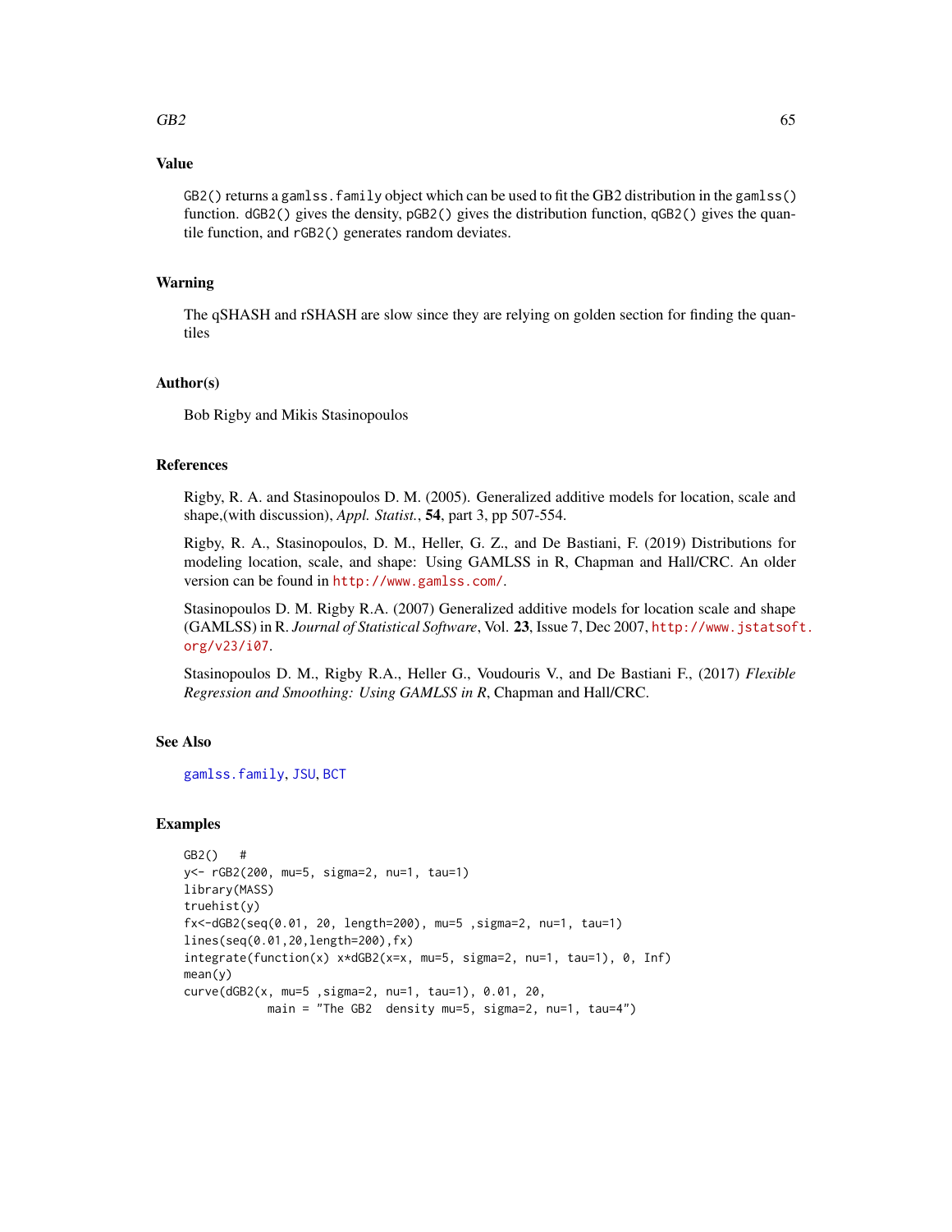## Value

GB2() returns a gamlss.family object which can be used to fit the GB2 distribution in the gamlss() function. dGB2() gives the density, pGB2() gives the distribution function, qGB2() gives the quantile function, and rGB2() generates random deviates.

## Warning

The qSHASH and rSHASH are slow since they are relying on golden section for finding the quantiles

## Author(s)

Bob Rigby and Mikis Stasinopoulos

## References

Rigby, R. A. and Stasinopoulos D. M. (2005). Generalized additive models for location, scale and shape,(with discussion), *Appl. Statist.*, **54**, part 3, pp 507-554.

Rigby, R. A., Stasinopoulos, D. M., Heller, G. Z., and De Bastiani, F. (2019) Distributions for modeling location, scale, and shape: Using GAMLSS in R, Chapman and Hall/CRC. An older version can be found in http://www.gamlss.com/.

Stasinopoulos D. M. Rigby R.A. (2007) Generalized additive models for location scale and shape (GAMLSS) in R. *Journal of Statistical Software*, Vol. **23**, Issue 7, Dec 2007, http://www.jstatsoft.org/v23/i07.

Stasinopoulos D. M., Rigby R.A., Heller G., Voudouris V., and De Bastiani F., (2017) *Flexible Regression and Smoothing: Using GAMLSS in R*, Chapman and Hall/CRC.

## See Also

gamlss.family, JSU, BCT

## Examples

```
GB2()   #
y<- rGB2(200, mu=5, sigma=2, nu=1, tau=1)
library(MASS)
truehist(y)
fx<-dGB2(seq(0.01, 20, length=200), mu=5 ,sigma=2, nu=1, tau=1)
lines(seq(0.01,20,length=200),fx)
integrate(function(x) x*dGB2(x=x, mu=5, sigma=2, nu=1, tau=1), 0, Inf)
mean(y)
curve(dGB2(x, mu=5 ,sigma=2, nu=1, tau=1), 0.01, 20,
           main = "The GB2  density mu=5, sigma=2, nu=1, tau=4")
```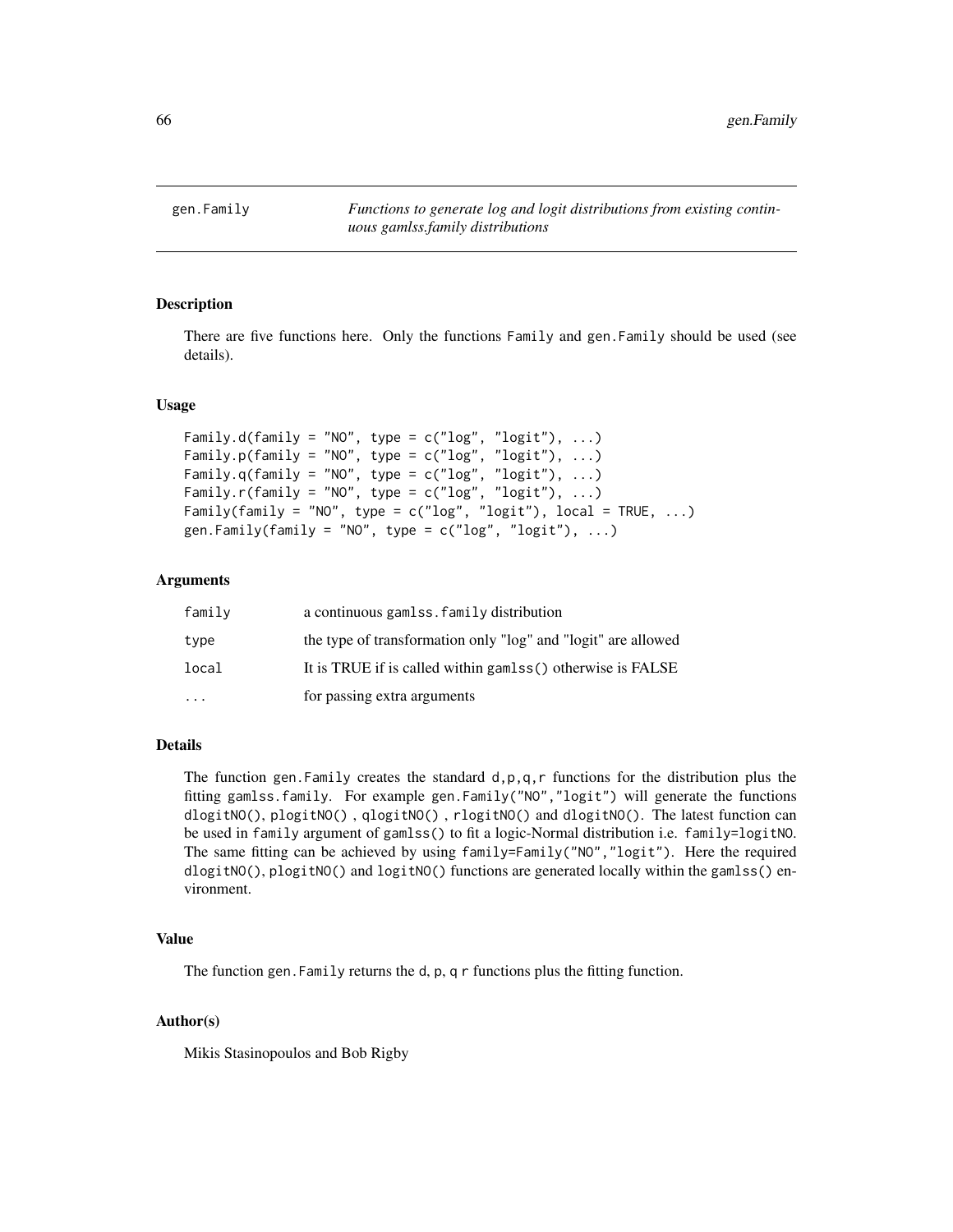# gen.Family

*Functions to generate log and logit distributions from existing continuous gamlss.family distributions*

## Description

There are five functions here. Only the functions `Family` and `gen.Family` should be used (see details).

## Usage

```
Family.d(family = "NO", type = c("log", "logit"), ...)
Family.p(family = "NO", type = c("log", "logit"), ...)
Family.q(family = "NO", type = c("log", "logit"), ...)
Family.r(family = "NO", type = c("log", "logit"), ...)
Family(family = "NO", type = c("log", "logit"), local = TRUE, ...)
gen.Family(family = "NO", type = c("log", "logit"), ...)
```

## Arguments

| | |
|---|---|
| `family` | a continuous `gamlss.family` distribution |
| `type` | the type of transformation only "log" and "logit" are allowed |
| `local` | It is TRUE if is called within `gamlss()` otherwise is FALSE |
| `...` | for passing extra arguments |

## Details

The function `gen.Family` creates the standard `d,p,q,r` functions for the distribution plus the fitting `gamlss.family`. For example `gen.Family("NO","logit")` will generate the functions `dlogitNO()`, `plogitNO()` , `qlogitNO()` , `rlogitNO()` and `dlogitNO()`. The latest function can be used in `family` argument of `gamlss()` to fit a logic-Normal distribution i.e. `family=logitNO`. The same fitting can be achieved by using `family=Family("NO","logit")`. Here the required `dlogitNO()`, `plogitNO()` and `logitNO()` functions are generated locally within the `gamlss()` environment.

## Value

The function `gen.Family` returns the `d`, `p`, `q` `r` functions plus the fitting function.

## Author(s)

Mikis Stasinopoulos and Bob Rigby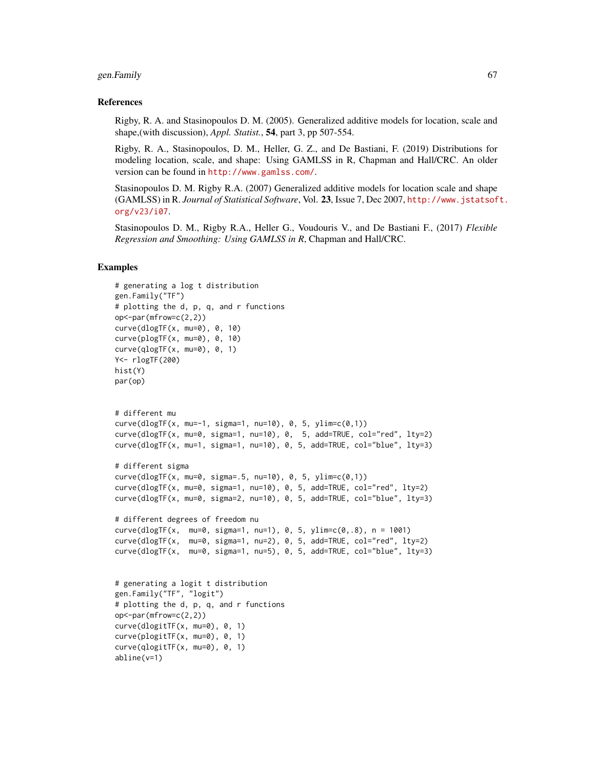## References

Rigby, R. A. and Stasinopoulos D. M. (2005). Generalized additive models for location, scale and shape,(with discussion), *Appl. Statist.*, **54**, part 3, pp 507-554.

Rigby, R. A., Stasinopoulos, D. M., Heller, G. Z., and De Bastiani, F. (2019) Distributions for modeling location, scale, and shape: Using GAMLSS in R, Chapman and Hall/CRC. An older version can be found in http://www.gamlss.com/.

Stasinopoulos D. M. Rigby R.A. (2007) Generalized additive models for location scale and shape (GAMLSS) in R. *Journal of Statistical Software*, Vol. **23**, Issue 7, Dec 2007, http://www.jstatsoft.org/v23/i07.

Stasinopoulos D. M., Rigby R.A., Heller G., Voudouris V., and De Bastiani F., (2017) *Flexible Regression and Smoothing: Using GAMLSS in R*, Chapman and Hall/CRC.

## Examples

```
# generating a log t distribution
gen.Family("TF")
# plotting the d, p, q, and r functions
op<-par(mfrow=c(2,2))
curve(dlogTF(x, mu=0), 0, 10)
curve(plogTF(x, mu=0), 0, 10)
curve(qlogTF(x, mu=0), 0, 1)
Y<- rlogTF(200)
hist(Y)
par(op)


# different mu
curve(dlogTF(x, mu=-1, sigma=1, nu=10), 0, 5, ylim=c(0,1))
curve(dlogTF(x, mu=0, sigma=1, nu=10), 0,  5, add=TRUE, col="red", lty=2)
curve(dlogTF(x, mu=1, sigma=1, nu=10), 0, 5, add=TRUE, col="blue", lty=3)

# different sigma
curve(dlogTF(x, mu=0, sigma=.5, nu=10), 0, 5, ylim=c(0,1))
curve(dlogTF(x, mu=0, sigma=1, nu=10), 0, 5, add=TRUE, col="red", lty=2)
curve(dlogTF(x, mu=0, sigma=2, nu=10), 0, 5, add=TRUE, col="blue", lty=3)

# different degrees of freedom nu
curve(dlogTF(x,  mu=0, sigma=1, nu=1), 0, 5, ylim=c(0,.8), n = 1001)
curve(dlogTF(x,  mu=0, sigma=1, nu=2), 0, 5, add=TRUE, col="red", lty=2)
curve(dlogTF(x,  mu=0, sigma=1, nu=5), 0, 5, add=TRUE, col="blue", lty=3)


# generating a logit t distribution
gen.Family("TF", "logit")
# plotting the d, p, q, and r functions
op<-par(mfrow=c(2,2))
curve(dlogitTF(x, mu=0), 0, 1)
curve(plogitTF(x, mu=0), 0, 1)
curve(qlogitTF(x, mu=0), 0, 1)
abline(v=1)
```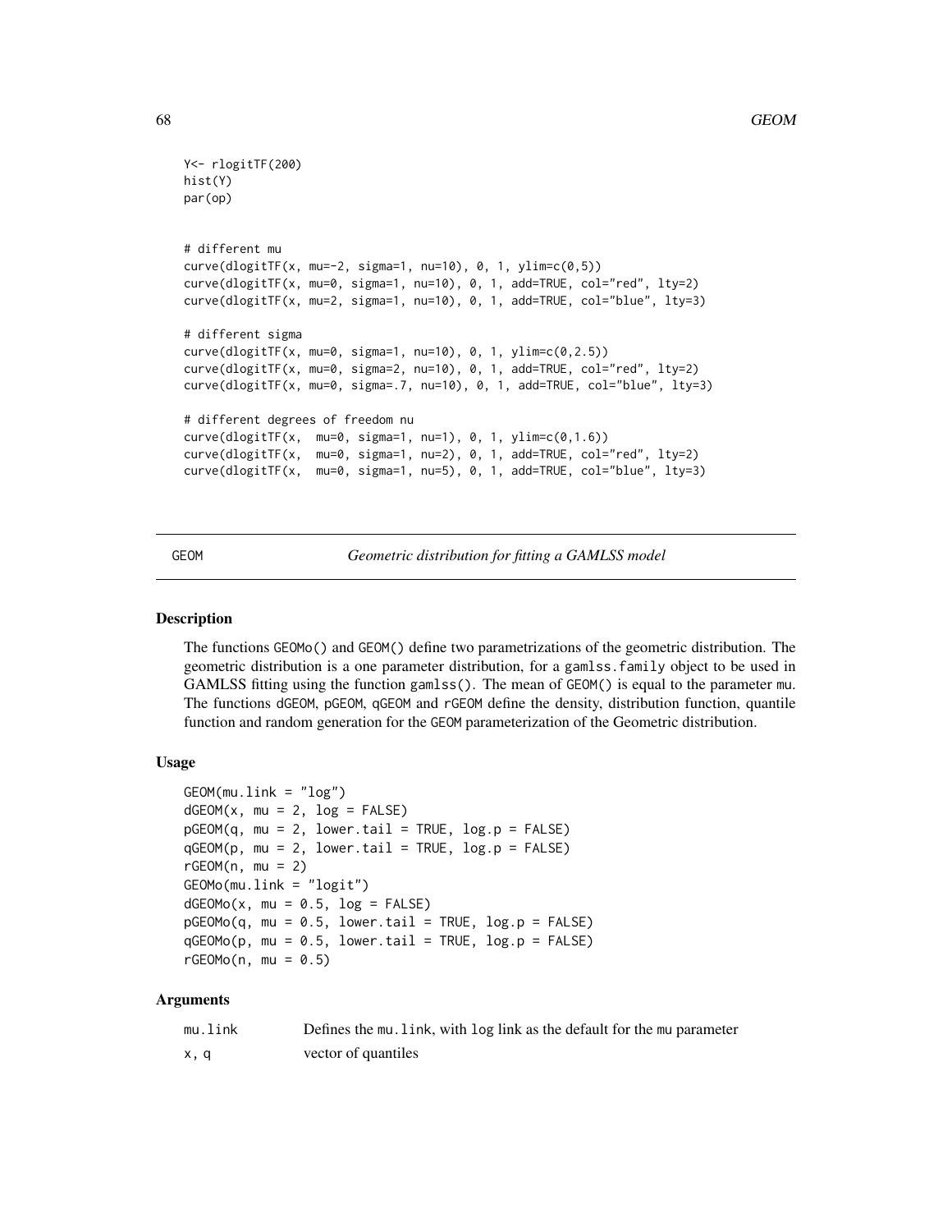```
Y<- rlogitTF(200)
hist(Y)
par(op)


# different mu
curve(dlogitTF(x, mu=-2, sigma=1, nu=10), 0, 1, ylim=c(0,5))
curve(dlogitTF(x, mu=0, sigma=1, nu=10), 0, 1, add=TRUE, col="red", lty=2)
curve(dlogitTF(x, mu=2, sigma=1, nu=10), 0, 1, add=TRUE, col="blue", lty=3)

# different sigma
curve(dlogitTF(x, mu=0, sigma=1, nu=10), 0, 1, ylim=c(0,2.5))
curve(dlogitTF(x, mu=0, sigma=2, nu=10), 0, 1, add=TRUE, col="red", lty=2)
curve(dlogitTF(x, mu=0, sigma=.7, nu=10), 0, 1, add=TRUE, col="blue", lty=3)

# different degrees of freedom nu
curve(dlogitTF(x,  mu=0, sigma=1, nu=1), 0, 1, ylim=c(0,1.6))
curve(dlogitTF(x,  mu=0, sigma=1, nu=2), 0, 1, add=TRUE, col="red", lty=2)
curve(dlogitTF(x,  mu=0, sigma=1, nu=5), 0, 1, add=TRUE, col="blue", lty=3)
```

---

## GEOM — *Geometric distribution for fitting a GAMLSS model*

---

### Description

The functions GEOMo() and GEOM() define two parametrizations of the geometric distribution. The geometric distribution is a one parameter distribution, for a gamlss.family object to be used in GAMLSS fitting using the function gamlss(). The mean of GEOM() is equal to the parameter mu. The functions dGEOM, pGEOM, qGEOM and rGEOM define the density, distribution function, quantile function and random generation for the GEOM parameterization of the Geometric distribution.

### Usage

```
GEOM(mu.link = "log")
dGEOM(x, mu = 2, log = FALSE)
pGEOM(q, mu = 2, lower.tail = TRUE, log.p = FALSE)
qGEOM(p, mu = 2, lower.tail = TRUE, log.p = FALSE)
rGEOM(n, mu = 2)
GEOMo(mu.link = "logit")
dGEOMo(x, mu = 0.5, log = FALSE)
pGEOMo(q, mu = 0.5, lower.tail = TRUE, log.p = FALSE)
qGEOMo(p, mu = 0.5, lower.tail = TRUE, log.p = FALSE)
rGEOMo(n, mu = 0.5)
```

### Arguments

| | |
|---|---|
| mu.link | Defines the mu.link, with log link as the default for the mu parameter |
| x, q | vector of quantiles |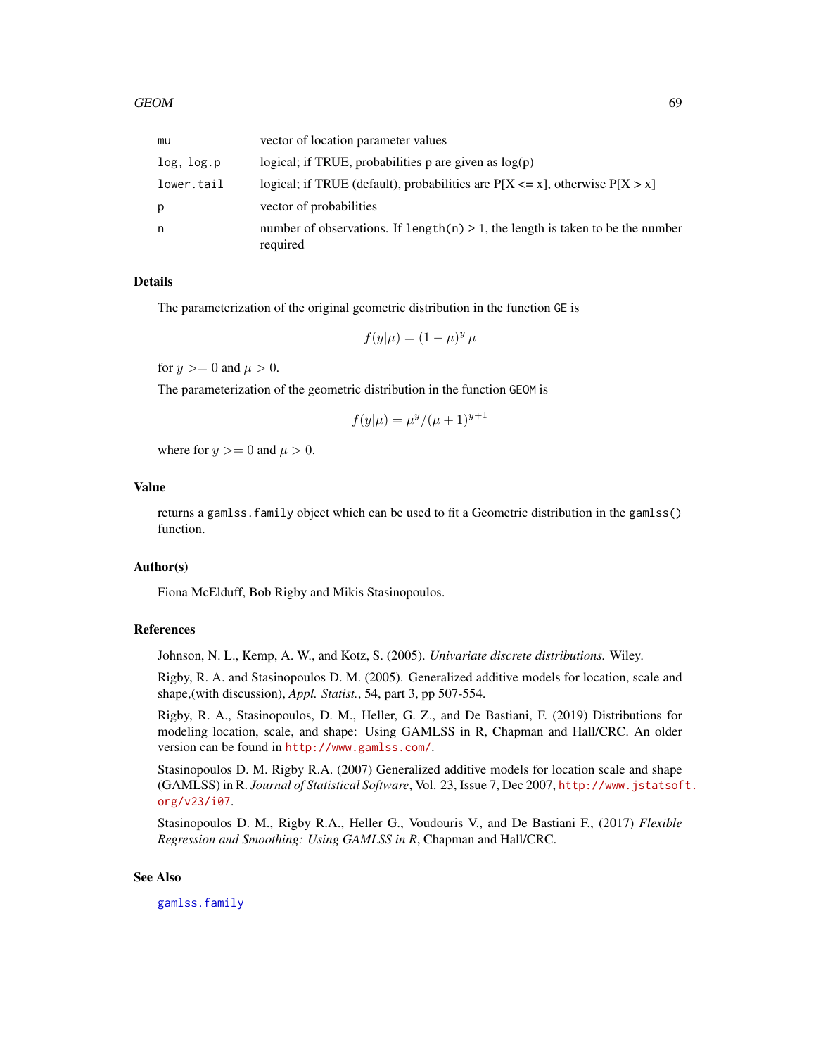| | |
|---|---|
| mu | vector of location parameter values |
| log, log.p | logical; if TRUE, probabilities p are given as log(p) |
| lower.tail | logical; if TRUE (default), probabilities are P[X <= x], otherwise P[X > x] |
| p | vector of probabilities |
| n | number of observations. If length(n) > 1, the length is taken to be the number required |

## Details

The parameterization of the original geometric distribution in the function GE is

$$f(y|\mu) = (1-\mu)^y \, \mu$$

for $y >= 0$ and $\mu > 0$.

The parameterization of the geometric distribution in the function GEOM is

$$f(y|\mu) = \mu^y/(\mu+1)^{y+1}$$

where for $y >= 0$ and $\mu > 0$.

## Value

returns a gamlss.family object which can be used to fit a Geometric distribution in the gamlss() function.

## Author(s)

Fiona McElduff, Bob Rigby and Mikis Stasinopoulos.

## References

Johnson, N. L., Kemp, A. W., and Kotz, S. (2005). *Univariate discrete distributions.* Wiley.

Rigby, R. A. and Stasinopoulos D. M. (2005). Generalized additive models for location, scale and shape,(with discussion), *Appl. Statist.*, 54, part 3, pp 507-554.

Rigby, R. A., Stasinopoulos, D. M., Heller, G. Z., and De Bastiani, F. (2019) Distributions for modeling location, scale, and shape: Using GAMLSS in R, Chapman and Hall/CRC. An older version can be found in http://www.gamlss.com/.

Stasinopoulos D. M. Rigby R.A. (2007) Generalized additive models for location scale and shape (GAMLSS) in R. *Journal of Statistical Software*, Vol. 23, Issue 7, Dec 2007, http://www.jstatsoft.org/v23/i07.

Stasinopoulos D. M., Rigby R.A., Heller G., Voudouris V., and De Bastiani F., (2017) *Flexible Regression and Smoothing: Using GAMLSS in R*, Chapman and Hall/CRC.

## See Also

gamlss.family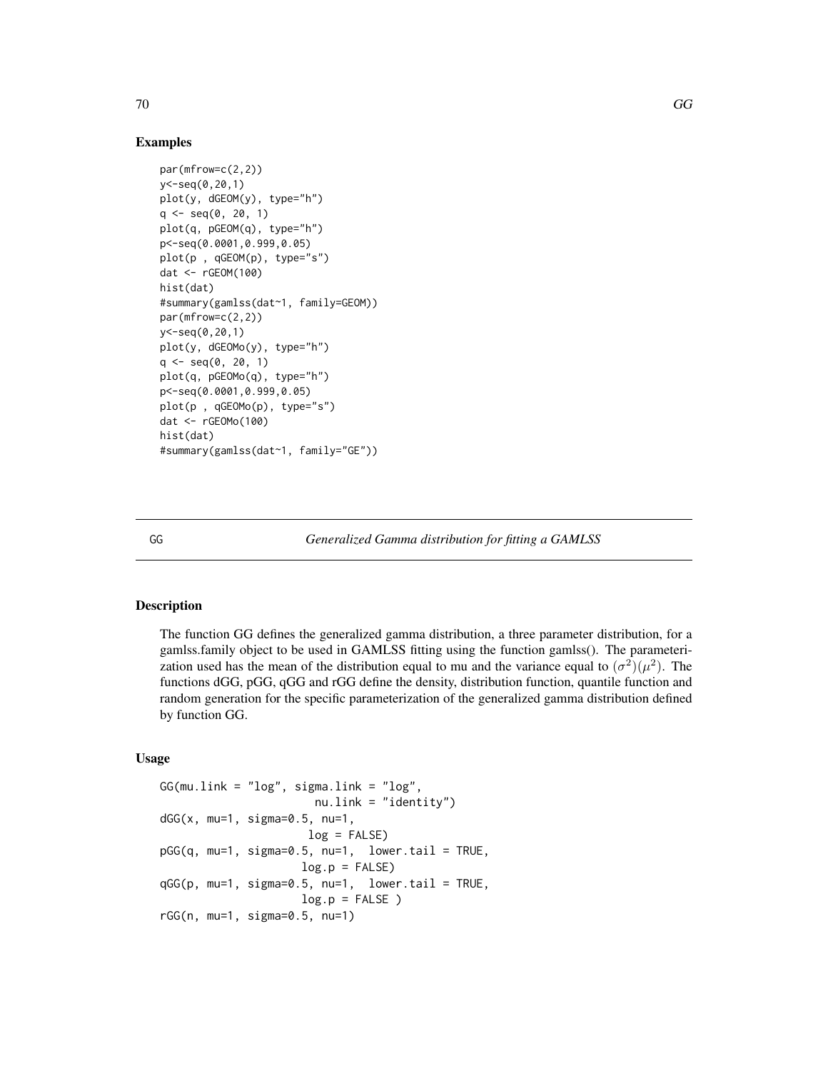## Examples

```
par(mfrow=c(2,2))
y<-seq(0,20,1)
plot(y, dGEOM(y), type="h")
q <- seq(0, 20, 1)
plot(q, pGEOM(q), type="h")
p<-seq(0.0001,0.999,0.05)
plot(p , qGEOM(p), type="s")
dat <- rGEOM(100)
hist(dat)
#summary(gamlss(dat~1, family=GEOM))
par(mfrow=c(2,2))
y<-seq(0,20,1)
plot(y, dGEOMo(y), type="h")
q <- seq(0, 20, 1)
plot(q, pGEOMo(q), type="h")
p<-seq(0.0001,0.999,0.05)
plot(p , qGEOMo(p), type="s")
dat <- rGEOMo(100)
hist(dat)
#summary(gamlss(dat~1, family="GE"))
```

---

# GG — *Generalized Gamma distribution for fitting a GAMLSS*

---

## Description

The function GG defines the generalized gamma distribution, a three parameter distribution, for a gamlss.family object to be used in GAMLSS fitting using the function gamlss(). The parameterization used has the mean of the distribution equal to mu and the variance equal to $(\sigma^2)(\mu^2)$. The functions dGG, pGG, qGG and rGG define the density, distribution function, quantile function and random generation for the specific parameterization of the generalized gamma distribution defined by function GG.

## Usage

```
GG(mu.link = "log", sigma.link = "log",
                     nu.link = "identity")
dGG(x, mu=1, sigma=0.5, nu=1,
                     log = FALSE)
pGG(q, mu=1, sigma=0.5, nu=1,  lower.tail = TRUE,
                    log.p = FALSE)
qGG(p, mu=1, sigma=0.5, nu=1,  lower.tail = TRUE,
                    log.p = FALSE )
rGG(n, mu=1, sigma=0.5, nu=1)
```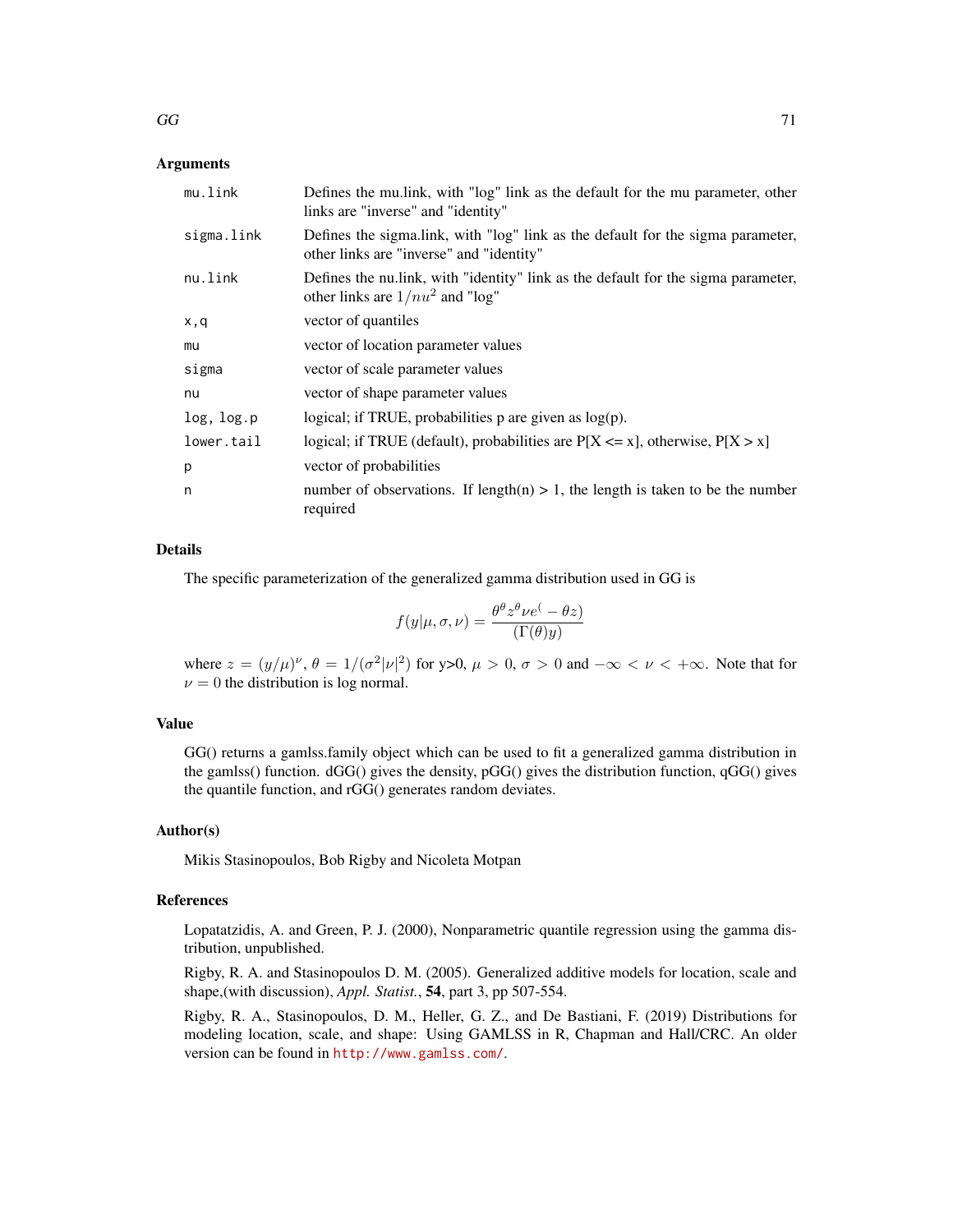### Arguments

| | |
|---|---|
| mu.link | Defines the mu.link, with "log" link as the default for the mu parameter, other links are "inverse" and "identity" |
| sigma.link | Defines the sigma.link, with "log" link as the default for the sigma parameter, other links are "inverse" and "identity" |
| nu.link | Defines the nu.link, with "identity" link as the default for the sigma parameter, other links are $1/nu^2$ and "log" |
| x,q | vector of quantiles |
| mu | vector of location parameter values |
| sigma | vector of scale parameter values |
| nu | vector of shape parameter values |
| log, log.p | logical; if TRUE, probabilities p are given as log(p). |
| lower.tail | logical; if TRUE (default), probabilities are P[X <= x], otherwise, P[X > x] |
| p | vector of probabilities |
| n | number of observations. If length(n) > 1, the length is taken to be the number required |

### Details

The specific parameterization of the generalized gamma distribution used in GG is

$$f(y|\mu,\sigma,\nu) = \frac{\theta^\theta z^\theta \nu e^(-\theta z)}{(\Gamma(\theta) y)}$$

where $z = (y/\mu)^\nu$, $\theta = 1/(\sigma^2|\nu|^2)$ for y>0, $\mu > 0$, $\sigma > 0$ and $-\infty < \nu < +\infty$. Note that for $\nu = 0$ the distribution is log normal.

### Value

GG() returns a gamlss.family object which can be used to fit a generalized gamma distribution in the gamlss() function. dGG() gives the density, pGG() gives the distribution function, qGG() gives the quantile function, and rGG() generates random deviates.

### Author(s)

Mikis Stasinopoulos, Bob Rigby and Nicoleta Motpan

### References

Lopatatzidis, A. and Green, P. J. (2000), Nonparametric quantile regression using the gamma distribution, unpublished.

Rigby, R. A. and Stasinopoulos D. M. (2005). Generalized additive models for location, scale and shape,(with discussion), *Appl. Statist.*, **54**, part 3, pp 507-554.

Rigby, R. A., Stasinopoulos, D. M., Heller, G. Z., and De Bastiani, F. (2019) Distributions for modeling location, scale, and shape: Using GAMLSS in R, Chapman and Hall/CRC. An older version can be found in http://www.gamlss.com/.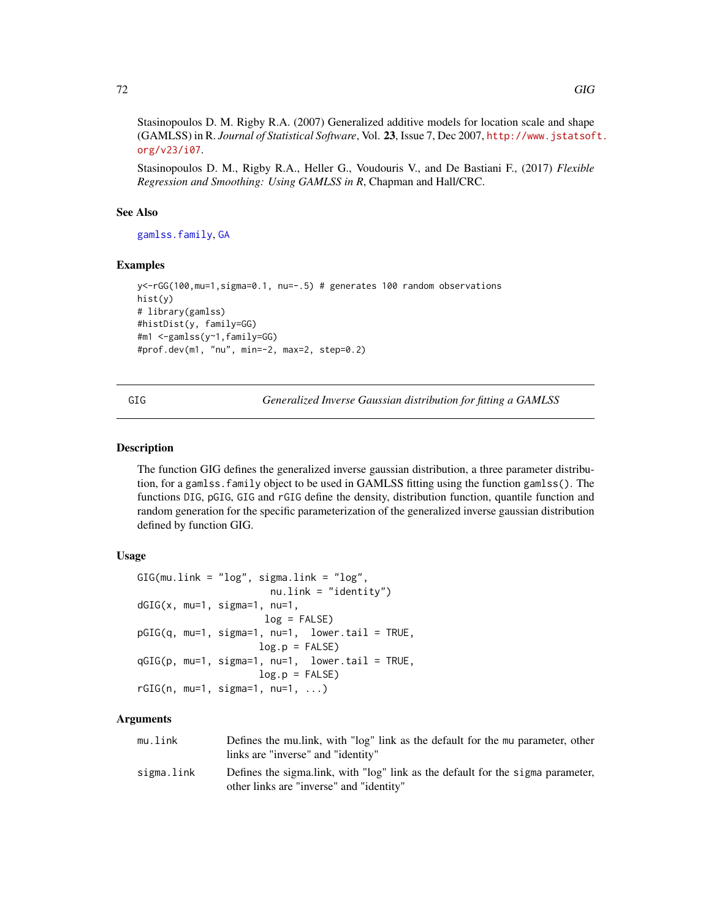Stasinopoulos D. M. Rigby R.A. (2007) Generalized additive models for location scale and shape (GAMLSS) in R. *Journal of Statistical Software*, Vol. **23**, Issue 7, Dec 2007, http://www.jstatsoft.org/v23/i07.

Stasinopoulos D. M., Rigby R.A., Heller G., Voudouris V., and De Bastiani F., (2017) *Flexible Regression and Smoothing: Using GAMLSS in R*, Chapman and Hall/CRC.

### See Also

gamlss.family, GA

### Examples

```
y<-rGG(100,mu=1,sigma=0.1, nu=-.5) # generates 100 random observations
hist(y)
# library(gamlss)
#histDist(y, family=GG)
#m1 <-gamlss(y~1,family=GG)
#prof.dev(m1, "nu", min=-2, max=2, step=0.2)
```

---

## GIG — *Generalized Inverse Gaussian distribution for fitting a GAMLSS*

---

### Description

The function GIG defines the generalized inverse gaussian distribution, a three parameter distribution, for a `gamlss.family` object to be used in GAMLSS fitting using the function `gamlss()`. The functions `DIG`, `pGIG`, `GIG` and `rGIG` define the density, distribution function, quantile function and random generation for the specific parameterization of the generalized inverse gaussian distribution defined by function GIG.

### Usage

```
GIG(mu.link = "log", sigma.link = "log",
                       nu.link = "identity")
dGIG(x, mu=1, sigma=1, nu=1,
                      log = FALSE)
pGIG(q, mu=1, sigma=1, nu=1,  lower.tail = TRUE,
                     log.p = FALSE)
qGIG(p, mu=1, sigma=1, nu=1,  lower.tail = TRUE,
                     log.p = FALSE)
rGIG(n, mu=1, sigma=1, nu=1, ...)
```

### Arguments

| | |
|---|---|
| `mu.link` | Defines the mu.link, with "log" link as the default for the `mu` parameter, other links are "inverse" and "identity" |
| `sigma.link` | Defines the sigma.link, with "log" link as the default for the `sigma` parameter, other links are "inverse" and "identity" |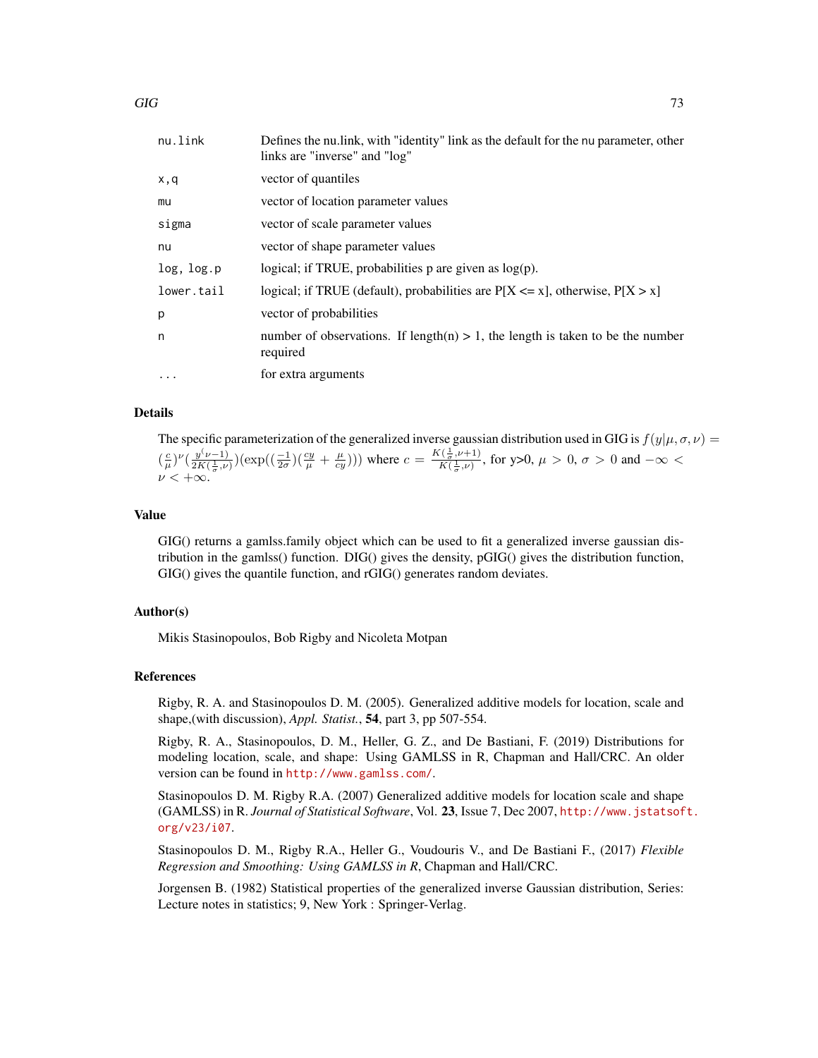| | |
|---|---|
| nu.link | Defines the nu.link, with "identity" link as the default for the nu parameter, other links are "inverse" and "log" |
| x,q | vector of quantiles |
| mu | vector of location parameter values |
| sigma | vector of scale parameter values |
| nu | vector of shape parameter values |
| log, log.p | logical; if TRUE, probabilities p are given as log(p). |
| lower.tail | logical; if TRUE (default), probabilities are P[X <= x], otherwise, P[X > x] |
| p | vector of probabilities |
| n | number of observations. If length(n) > 1, the length is taken to be the number required |
| ... | for extra arguments |

## Details

The specific parameterization of the generalized inverse gaussian distribution used in GIG is $f(y|\mu,\sigma,\nu) = (\frac{c}{\mu})^{\nu}(\frac{y^{(\nu-1)}}{2K(\frac{1}{\sigma},\nu)})(\exp((\frac{-1}{2\sigma})(\frac{cy}{\mu}+\frac{\mu}{cy})))$ where $c = \frac{K(\frac{1}{\sigma},\nu+1)}{K(\frac{1}{\sigma},\nu)}$, for y>0, $\mu > 0$, $\sigma > 0$ and $-\infty < \nu < +\infty$.

## Value

GIG() returns a gamlss.family object which can be used to fit a generalized inverse gaussian distribution in the gamlss() function. DIG() gives the density, pGIG() gives the distribution function, GIG() gives the quantile function, and rGIG() generates random deviates.

## Author(s)

Mikis Stasinopoulos, Bob Rigby and Nicoleta Motpan

## References

Rigby, R. A. and Stasinopoulos D. M. (2005). Generalized additive models for location, scale and shape,(with discussion), *Appl. Statist.*, **54**, part 3, pp 507-554.

Rigby, R. A., Stasinopoulos, D. M., Heller, G. Z., and De Bastiani, F. (2019) Distributions for modeling location, scale, and shape: Using GAMLSS in R, Chapman and Hall/CRC. An older version can be found in http://www.gamlss.com/.

Stasinopoulos D. M. Rigby R.A. (2007) Generalized additive models for location scale and shape (GAMLSS) in R. *Journal of Statistical Software*, Vol. **23**, Issue 7, Dec 2007, http://www.jstatsoft.org/v23/i07.

Stasinopoulos D. M., Rigby R.A., Heller G., Voudouris V., and De Bastiani F., (2017) *Flexible Regression and Smoothing: Using GAMLSS in R*, Chapman and Hall/CRC.

Jorgensen B. (1982) Statistical properties of the generalized inverse Gaussian distribution, Series: Lecture notes in statistics; 9, New York : Springer-Verlag.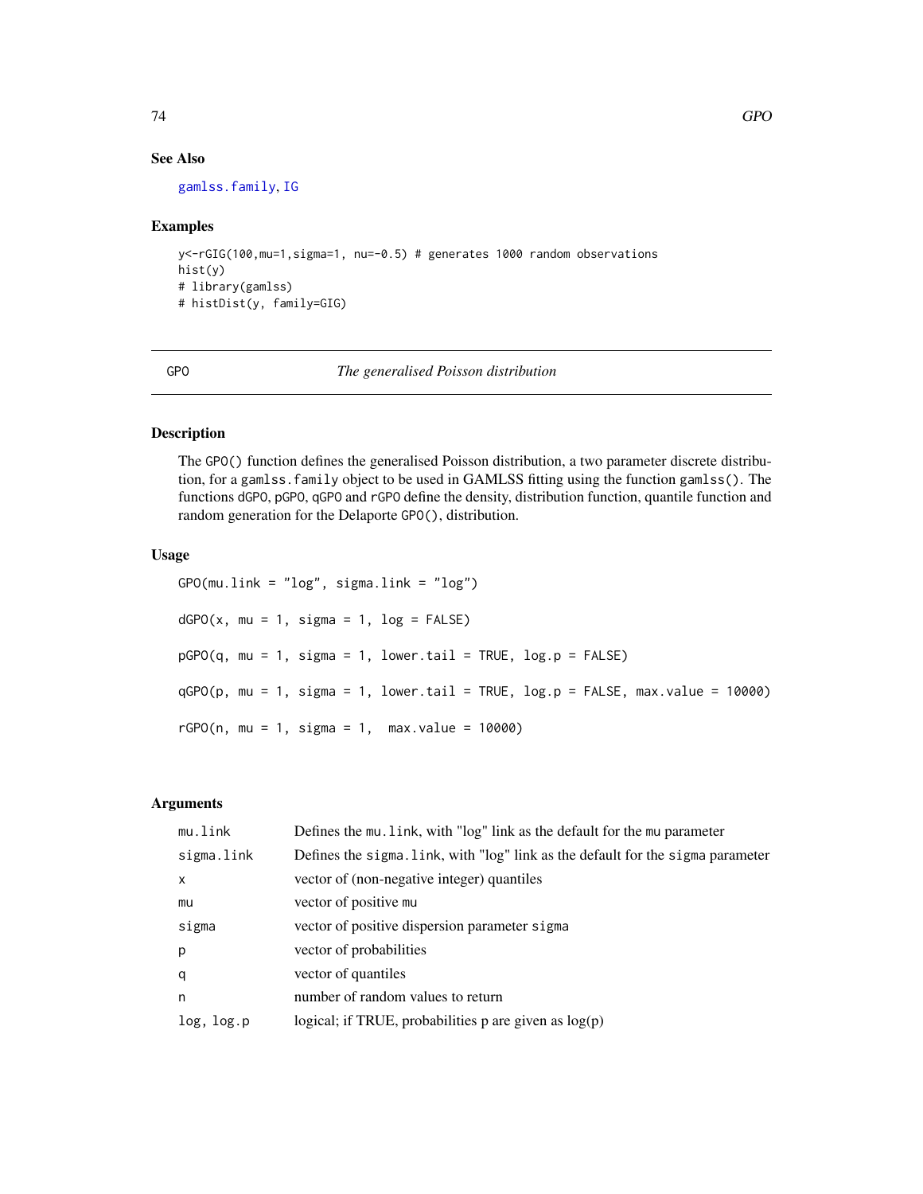## See Also

gamlss.family, IG

## Examples

```
y<-rGIG(100,mu=1,sigma=1, nu=-0.5) # generates 1000 random observations
hist(y)
# library(gamlss)
# histDist(y, family=GIG)
```

---

GPO *The generalised Poisson distribution*

---

## Description

The GPO() function defines the generalised Poisson distribution, a two parameter discrete distribution, for a gamlss.family object to be used in GAMLSS fitting using the function gamlss(). The functions dGPO, pGPO, qGPO and rGPO define the density, distribution function, quantile function and random generation for the Delaporte GPO(), distribution.

## Usage

```
GPO(mu.link = "log", sigma.link = "log")

dGPO(x, mu = 1, sigma = 1, log = FALSE)

pGPO(q, mu = 1, sigma = 1, lower.tail = TRUE, log.p = FALSE)

qGPO(p, mu = 1, sigma = 1, lower.tail = TRUE, log.p = FALSE, max.value = 10000)

rGPO(n, mu = 1, sigma = 1,  max.value = 10000)
```

## Arguments

| | |
|---|---|
| mu.link | Defines the mu.link, with "log" link as the default for the mu parameter |
| sigma.link | Defines the sigma.link, with "log" link as the default for the sigma parameter |
| x | vector of (non-negative integer) quantiles |
| mu | vector of positive mu |
| sigma | vector of positive dispersion parameter sigma |
| p | vector of probabilities |
| q | vector of quantiles |
| n | number of random values to return |
| log, log.p | logical; if TRUE, probabilities p are given as log(p) |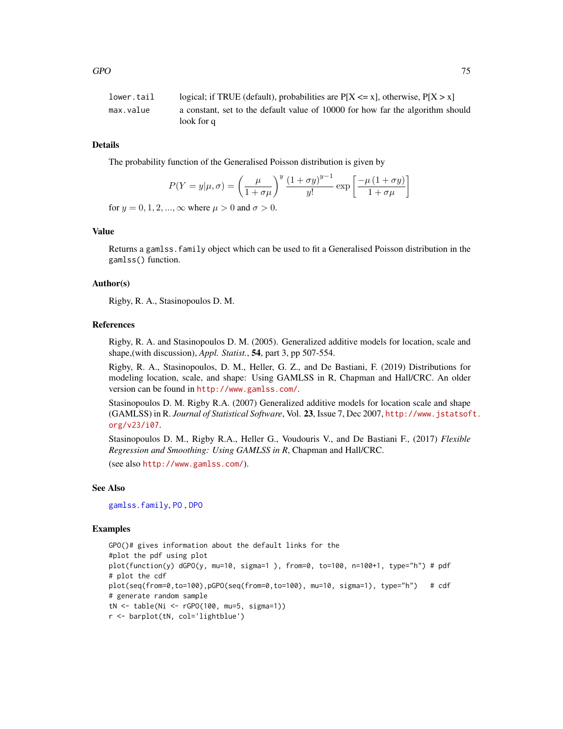| | |
|---|---|
| lower.tail | logical; if TRUE (default), probabilities are P[X <= x], otherwise, P[X > x] |
| max.value | a constant, set to the default value of 10000 for how far the algorithm should look for q |

## Details

The probability function of the Generalised Poisson distribution is given by

$$P(Y = y|\mu, \sigma) = \left(\frac{\mu}{1 + \sigma\mu}\right)^y \frac{(1 + \sigma y)^{y-1}}{y!} \exp\left[\frac{-\mu\,(1 + \sigma y)}{1 + \sigma\mu}\right]$$

for $y = 0, 1, 2, ..., \infty$ where $\mu > 0$ and $\sigma > 0$.

## Value

Returns a `gamlss.family` object which can be used to fit a Generalised Poisson distribution in the `gamlss()` function.

## Author(s)

Rigby, R. A., Stasinopoulos D. M.

## References

Rigby, R. A. and Stasinopoulos D. M. (2005). Generalized additive models for location, scale and shape,(with discussion), *Appl. Statist.*, **54**, part 3, pp 507-554.

Rigby, R. A., Stasinopoulos, D. M., Heller, G. Z., and De Bastiani, F. (2019) Distributions for modeling location, scale, and shape: Using GAMLSS in R, Chapman and Hall/CRC. An older version can be found in http://www.gamlss.com/.

Stasinopoulos D. M. Rigby R.A. (2007) Generalized additive models for location scale and shape (GAMLSS) in R. *Journal of Statistical Software*, Vol. **23**, Issue 7, Dec 2007, http://www.jstatsoft.org/v23/i07.

Stasinopoulos D. M., Rigby R.A., Heller G., Voudouris V., and De Bastiani F., (2017) *Flexible Regression and Smoothing: Using GAMLSS in R*, Chapman and Hall/CRC.

(see also http://www.gamlss.com/).

## See Also

gamlss.family, PO , DPO

## Examples

```
GPO()# gives information about the default links for the
#plot the pdf using plot
plot(function(y) dGPO(y, mu=10, sigma=1 ), from=0, to=100, n=100+1, type="h") # pdf
# plot the cdf
plot(seq(from=0,to=100),pGPO(seq(from=0,to=100), mu=10, sigma=1), type="h")   # cdf
# generate random sample
tN <- table(Ni <- rGPO(100, mu=5, sigma=1))
r <- barplot(tN, col='lightblue')
```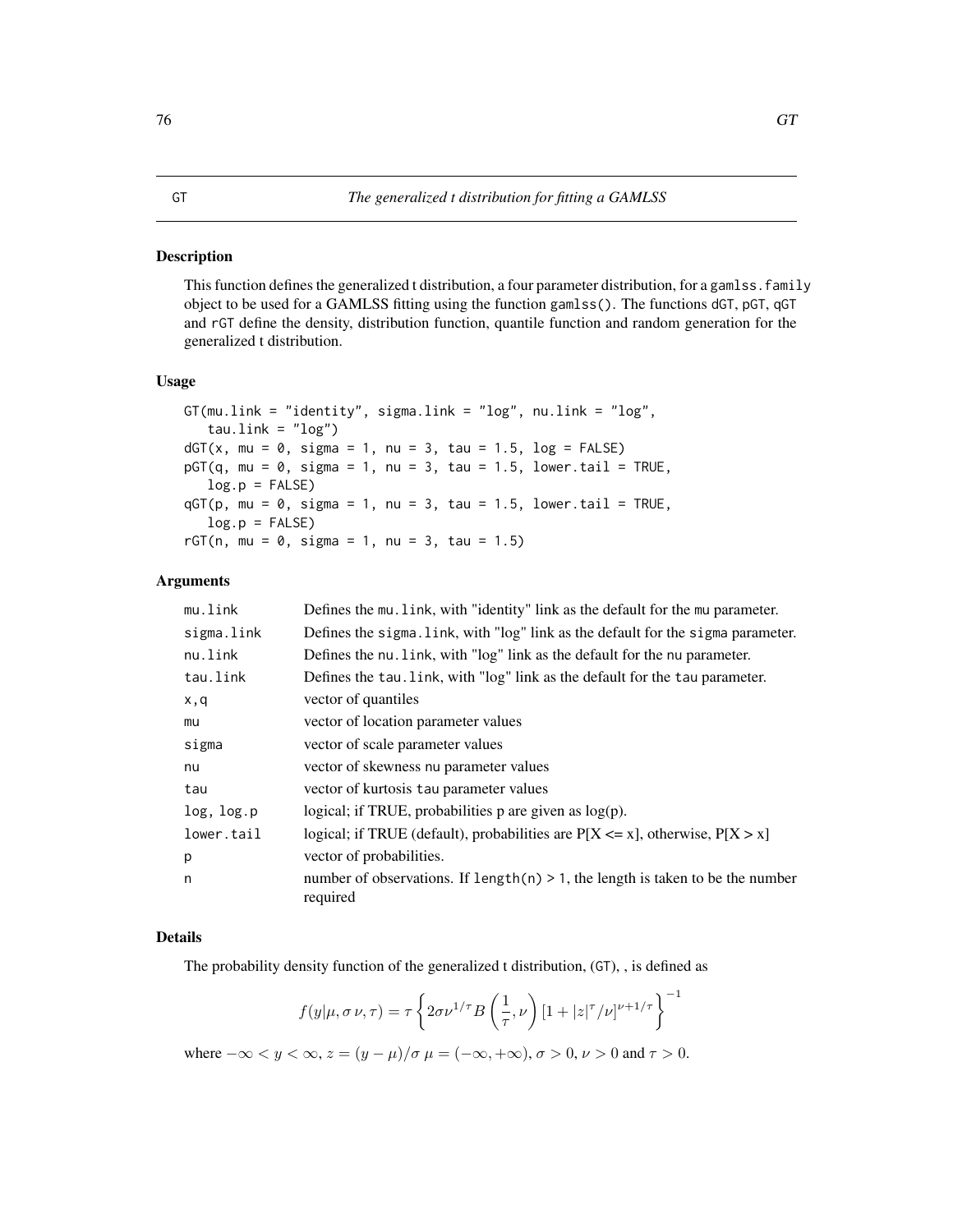GT — *The generalized t distribution for fitting a GAMLSS*

## Description

This function defines the generalized t distribution, a four parameter distribution, for a gamlss.family object to be used for a GAMLSS fitting using the function gamlss(). The functions dGT, pGT, qGT and rGT define the density, distribution function, quantile function and random generation for the generalized t distribution.

## Usage

```
GT(mu.link = "identity", sigma.link = "log", nu.link = "log",
   tau.link = "log")
dGT(x, mu = 0, sigma = 1, nu = 3, tau = 1.5, log = FALSE)
pGT(q, mu = 0, sigma = 1, nu = 3, tau = 1.5, lower.tail = TRUE,
   log.p = FALSE)
qGT(p, mu = 0, sigma = 1, nu = 3, tau = 1.5, lower.tail = TRUE,
   log.p = FALSE)
rGT(n, mu = 0, sigma = 1, nu = 3, tau = 1.5)
```

## Arguments

| | |
|---|---|
| mu.link | Defines the mu.link, with "identity" link as the default for the mu parameter. |
| sigma.link | Defines the sigma.link, with "log" link as the default for the sigma parameter. |
| nu.link | Defines the nu.link, with "log" link as the default for the nu parameter. |
| tau.link | Defines the tau.link, with "log" link as the default for the tau parameter. |
| x,q | vector of quantiles |
| mu | vector of location parameter values |
| sigma | vector of scale parameter values |
| nu | vector of skewness nu parameter values |
| tau | vector of kurtosis tau parameter values |
| log, log.p | logical; if TRUE, probabilities p are given as log(p). |
| lower.tail | logical; if TRUE (default), probabilities are P[X <= x], otherwise, P[X > x] |
| p | vector of probabilities. |
| n | number of observations. If length(n) > 1, the length is taken to be the number required |

## Details

The probability density function of the generalized t distribution, (GT), , is defined as

$$f(y|\mu, \sigma\, \nu, \tau) = \tau \left\{ 2\sigma\nu^{1/\tau} B\left(\frac{1}{\tau}, \nu\right) [1 + |z|^{\tau}/\nu]^{\nu+1/\tau} \right\}^{-1}$$

where $-\infty < y < \infty$, $z = (y - \mu)/\sigma$ $\mu = (-\infty, +\infty)$, $\sigma > 0$, $\nu > 0$ and $\tau > 0$.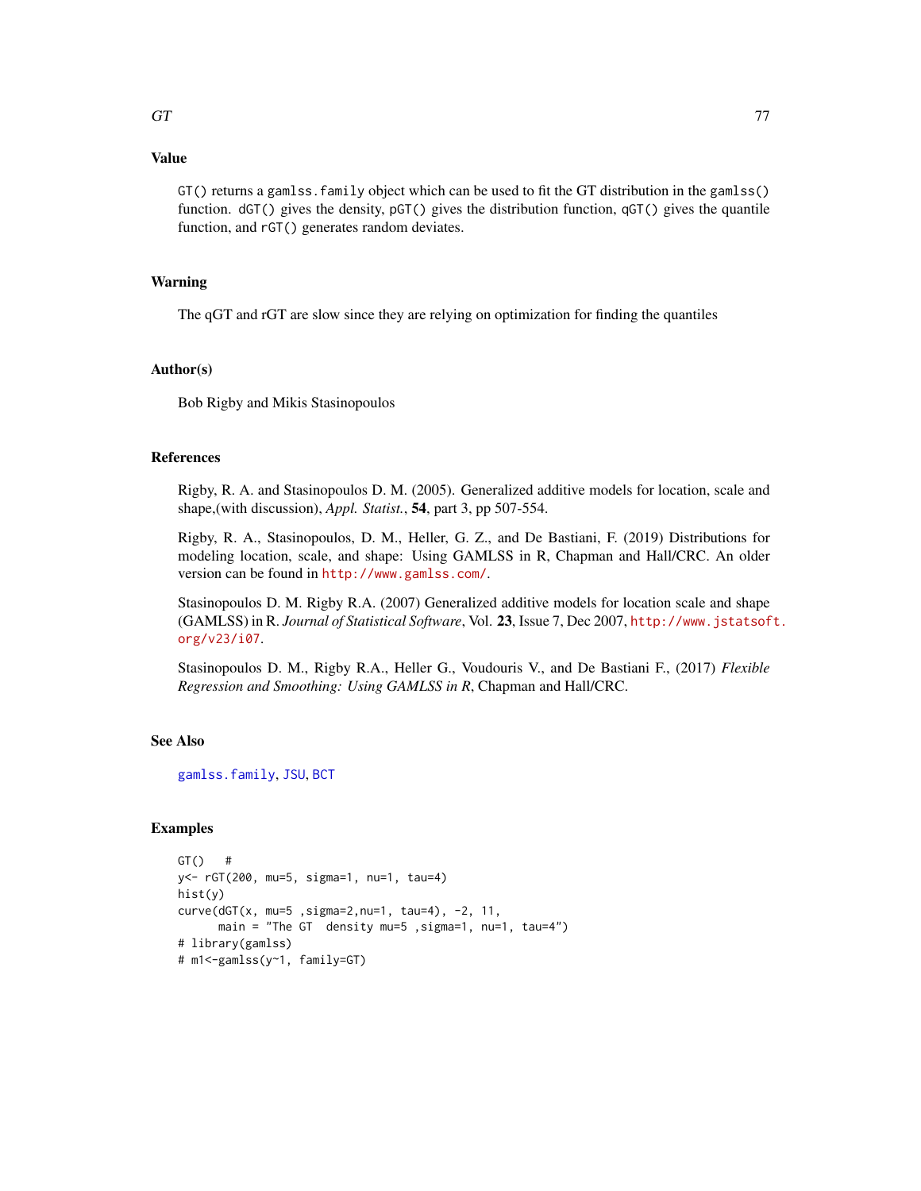## Value

`GT()` returns a `gamlss.family` object which can be used to fit the GT distribution in the `gamlss()` function. `dGT()` gives the density, `pGT()` gives the distribution function, `qGT()` gives the quantile function, and `rGT()` generates random deviates.

## Warning

The qGT and rGT are slow since they are relying on optimization for finding the quantiles

## Author(s)

Bob Rigby and Mikis Stasinopoulos

## References

Rigby, R. A. and Stasinopoulos D. M. (2005). Generalized additive models for location, scale and shape,(with discussion), *Appl. Statist.*, **54**, part 3, pp 507-554.

Rigby, R. A., Stasinopoulos, D. M., Heller, G. Z., and De Bastiani, F. (2019) Distributions for modeling location, scale, and shape: Using GAMLSS in R, Chapman and Hall/CRC. An older version can be found in http://www.gamlss.com/.

Stasinopoulos D. M. Rigby R.A. (2007) Generalized additive models for location scale and shape (GAMLSS) in R. *Journal of Statistical Software*, Vol. **23**, Issue 7, Dec 2007, http://www.jstatsoft.org/v23/i07.

Stasinopoulos D. M., Rigby R.A., Heller G., Voudouris V., and De Bastiani F., (2017) *Flexible Regression and Smoothing: Using GAMLSS in R*, Chapman and Hall/CRC.

## See Also

gamlss.family, JSU, BCT

## Examples

```
GT()   #
y<- rGT(200, mu=5, sigma=1, nu=1, tau=4)
hist(y)
curve(dGT(x, mu=5 ,sigma=2,nu=1, tau=4), -2, 11,
      main = "The GT  density mu=5 ,sigma=1, nu=1, tau=4")
# library(gamlss)
# m1<-gamlss(y~1, family=GT)
```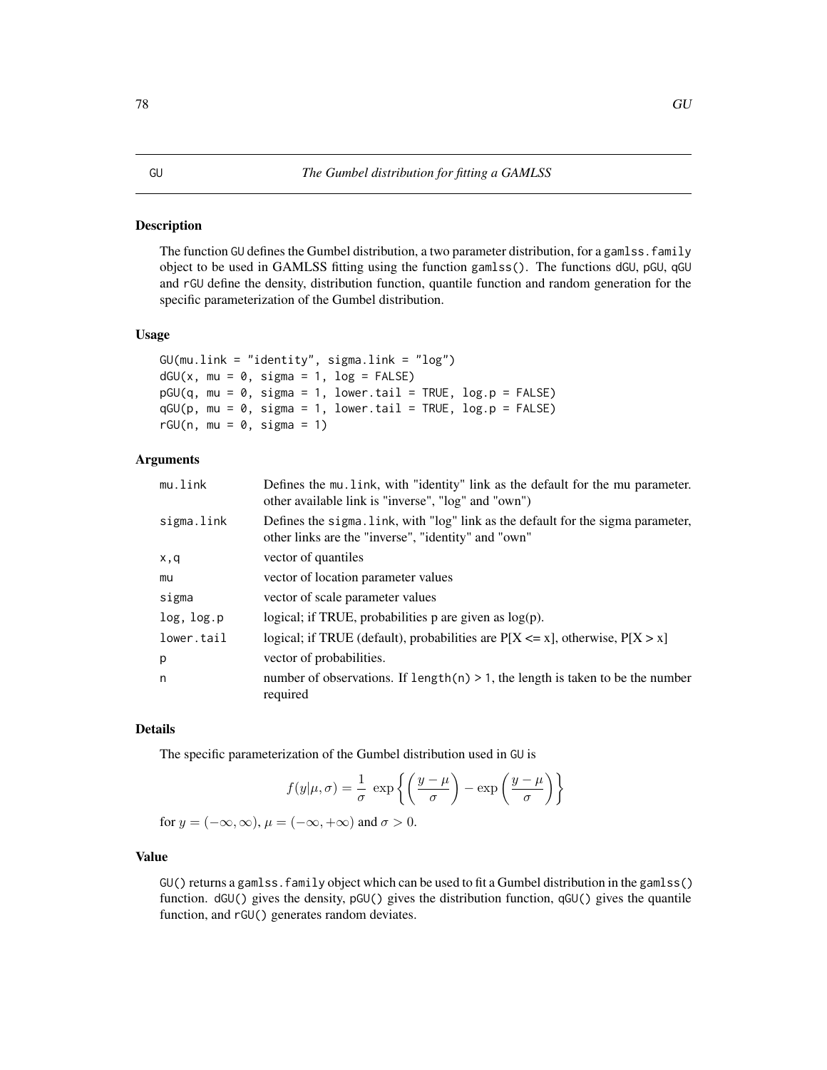## GU    *The Gumbel distribution for fitting a GAMLSS*

### Description

The function GU defines the Gumbel distribution, a two parameter distribution, for a gamlss.family object to be used in GAMLSS fitting using the function gamlss(). The functions dGU, pGU, qGU and rGU define the density, distribution function, quantile function and random generation for the specific parameterization of the Gumbel distribution.

### Usage

```
GU(mu.link = "identity", sigma.link = "log")
dGU(x, mu = 0, sigma = 1, log = FALSE)
pGU(q, mu = 0, sigma = 1, lower.tail = TRUE, log.p = FALSE)
qGU(p, mu = 0, sigma = 1, lower.tail = TRUE, log.p = FALSE)
rGU(n, mu = 0, sigma = 1)
```

### Arguments

| | |
|---|---|
| mu.link | Defines the mu.link, with "identity" link as the default for the mu parameter. other available link is "inverse", "log" and "own") |
| sigma.link | Defines the sigma.link, with "log" link as the default for the sigma parameter, other links are the "inverse", "identity" and "own" |
| x,q | vector of quantiles |
| mu | vector of location parameter values |
| sigma | vector of scale parameter values |
| log, log.p | logical; if TRUE, probabilities p are given as log(p). |
| lower.tail | logical; if TRUE (default), probabilities are P[X <= x], otherwise, P[X > x] |
| p | vector of probabilities. |
| n | number of observations. If length(n) > 1, the length is taken to be the number required |

### Details

The specific parameterization of the Gumbel distribution used in GU is

$$f(y|\mu, \sigma) = \frac{1}{\sigma} \exp\left\{ \left( \frac{y - \mu}{\sigma} \right) - \exp\left( \frac{y - \mu}{\sigma} \right) \right\}$$

for $y = (-\infty, \infty)$, $\mu = (-\infty, +\infty)$ and $\sigma > 0$.

### Value

GU() returns a gamlss.family object which can be used to fit a Gumbel distribution in the gamlss() function. dGU() gives the density, pGU() gives the distribution function, qGU() gives the quantile function, and rGU() generates random deviates.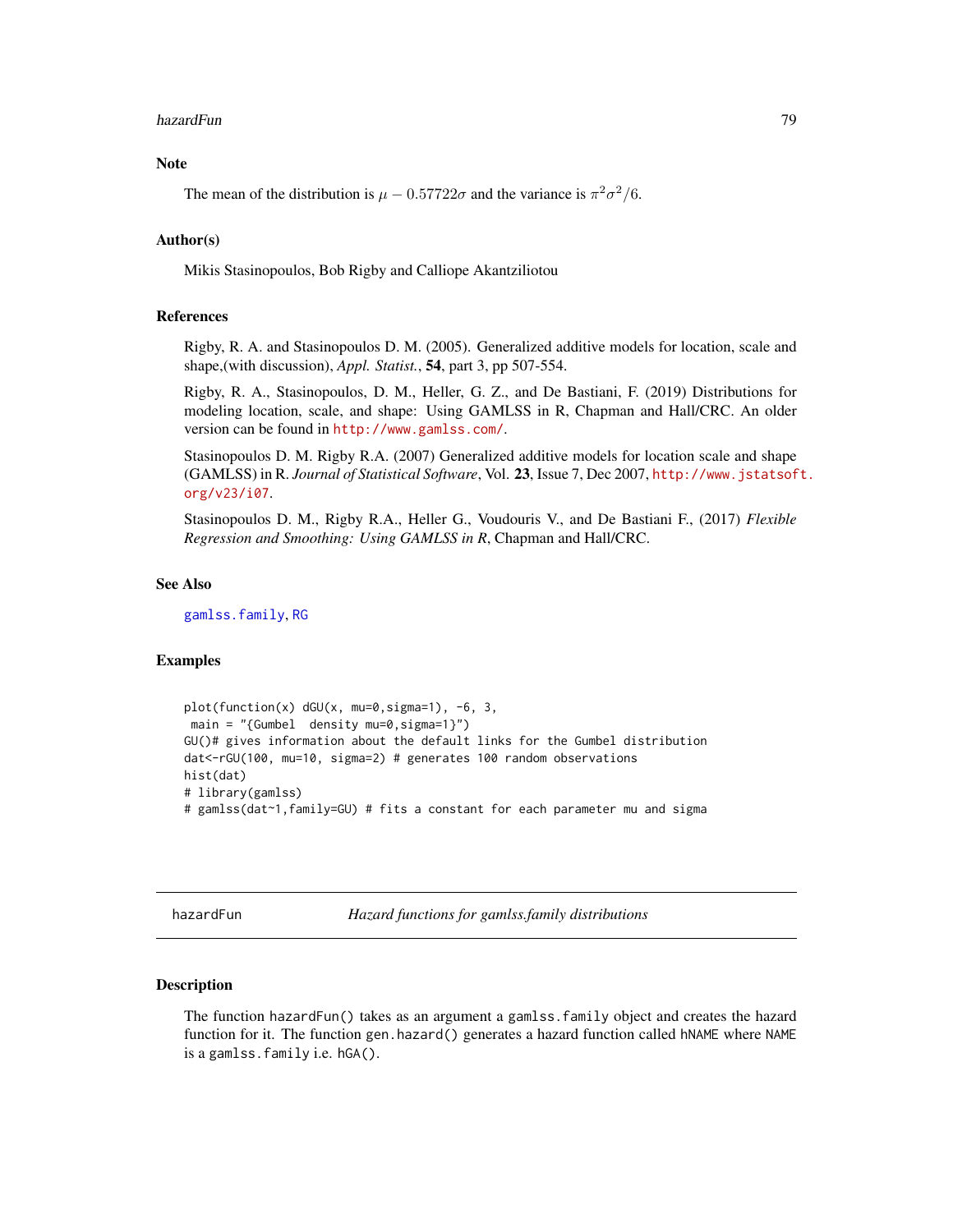## Note

The mean of the distribution is $\mu - 0.57722\sigma$ and the variance is $\pi^2\sigma^2/6$.

## Author(s)

Mikis Stasinopoulos, Bob Rigby and Calliope Akantziliotou

## References

Rigby, R. A. and Stasinopoulos D. M. (2005). Generalized additive models for location, scale and shape,(with discussion), *Appl. Statist.*, **54**, part 3, pp 507-554.

Rigby, R. A., Stasinopoulos, D. M., Heller, G. Z., and De Bastiani, F. (2019) Distributions for modeling location, scale, and shape: Using GAMLSS in R, Chapman and Hall/CRC. An older version can be found in http://www.gamlss.com/.

Stasinopoulos D. M. Rigby R.A. (2007) Generalized additive models for location scale and shape (GAMLSS) in R. *Journal of Statistical Software*, Vol. **23**, Issue 7, Dec 2007, http://www.jstatsoft.org/v23/i07.

Stasinopoulos D. M., Rigby R.A., Heller G., Voudouris V., and De Bastiani F., (2017) *Flexible Regression and Smoothing: Using GAMLSS in R*, Chapman and Hall/CRC.

## See Also

gamlss.family, RG

## Examples

```
plot(function(x) dGU(x, mu=0,sigma=1), -6, 3,
 main = "{Gumbel  density mu=0,sigma=1}")
GU()# gives information about the default links for the Gumbel distribution
dat<-rGU(100, mu=10, sigma=2) # generates 100 random observations
hist(dat)
# library(gamlss)
# gamlss(dat~1,family=GU) # fits a constant for each parameter mu and sigma
```

---

# hazardFun — *Hazard functions for gamlss.family distributions*

## Description

The function `hazardFun()` takes as an argument a `gamlss.family` object and creates the hazard function for it. The function `gen.hazard()` generates a hazard function called `hNAME` where `NAME` is a `gamlss.family` i.e. `hGA()`.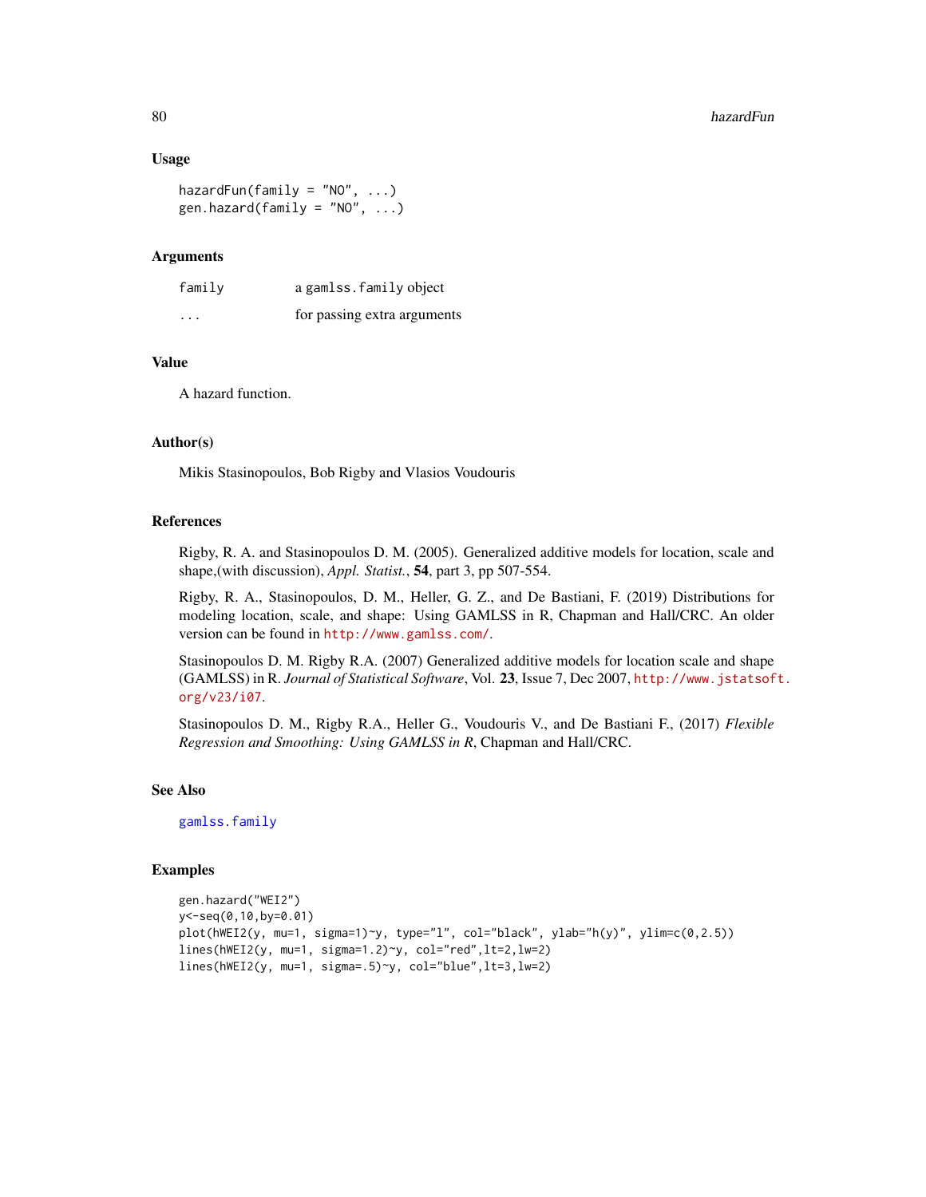## Usage

```
hazardFun(family = "NO", ...)
gen.hazard(family = "NO", ...)
```

## Arguments

| | |
|---|---|
| family | a gamlss.family object |
| ... | for passing extra arguments |

## Value

A hazard function.

## Author(s)

Mikis Stasinopoulos, Bob Rigby and Vlasios Voudouris

## References

Rigby, R. A. and Stasinopoulos D. M. (2005). Generalized additive models for location, scale and shape,(with discussion), *Appl. Statist.*, **54**, part 3, pp 507-554.

Rigby, R. A., Stasinopoulos, D. M., Heller, G. Z., and De Bastiani, F. (2019) Distributions for modeling location, scale, and shape: Using GAMLSS in R, Chapman and Hall/CRC. An older version can be found in http://www.gamlss.com/.

Stasinopoulos D. M. Rigby R.A. (2007) Generalized additive models for location scale and shape (GAMLSS) in R. *Journal of Statistical Software*, Vol. **23**, Issue 7, Dec 2007, http://www.jstatsoft.org/v23/i07.

Stasinopoulos D. M., Rigby R.A., Heller G., Voudouris V., and De Bastiani F., (2017) *Flexible Regression and Smoothing: Using GAMLSS in R*, Chapman and Hall/CRC.

## See Also

gamlss.family

## Examples

```
gen.hazard("WEI2")
y<-seq(0,10,by=0.01)
plot(hWEI2(y, mu=1, sigma=1)~y, type="l", col="black", ylab="h(y)", ylim=c(0,2.5))
lines(hWEI2(y, mu=1, sigma=1.2)~y, col="red",lt=2,lw=2)
lines(hWEI2(y, mu=1, sigma=.5)~y, col="blue",lt=3,lw=2)
```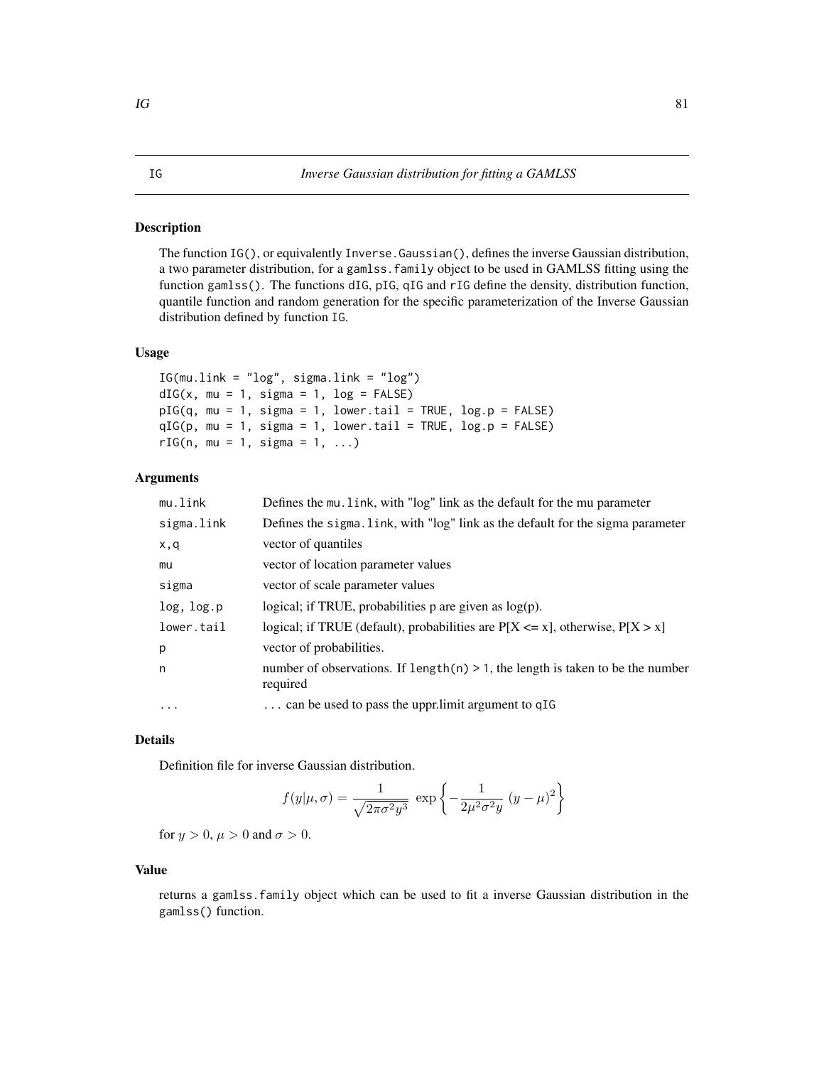# IG — Inverse Gaussian distribution for fitting a GAMLSS

## Description

The function `IG()`, or equivalently `Inverse.Gaussian()`, defines the inverse Gaussian distribution, a two parameter distribution, for a `gamlss.family` object to be used in GAMLSS fitting using the function `gamlss()`. The functions `dIG`, `pIG`, `qIG` and `rIG` define the density, distribution function, quantile function and random generation for the specific parameterization of the Inverse Gaussian distribution defined by function `IG`.

## Usage

```
IG(mu.link = "log", sigma.link = "log")
dIG(x, mu = 1, sigma = 1, log = FALSE)
pIG(q, mu = 1, sigma = 1, lower.tail = TRUE, log.p = FALSE)
qIG(p, mu = 1, sigma = 1, lower.tail = TRUE, log.p = FALSE)
rIG(n, mu = 1, sigma = 1, ...)
```

## Arguments

| | |
|---|---|
| `mu.link` | Defines the `mu.link`, with "log" link as the default for the mu parameter |
| `sigma.link` | Defines the `sigma.link`, with "log" link as the default for the sigma parameter |
| `x,q` | vector of quantiles |
| `mu` | vector of location parameter values |
| `sigma` | vector of scale parameter values |
| `log, log.p` | logical; if TRUE, probabilities p are given as log(p). |
| `lower.tail` | logical; if TRUE (default), probabilities are P[X <= x], otherwise, P[X > x] |
| `p` | vector of probabilities. |
| `n` | number of observations. If `length(n) > 1`, the length is taken to be the number required |
| `...` | ... can be used to pass the uppr.limit argument to `qIG` |

## Details

Definition file for inverse Gaussian distribution.

$$f(y|\mu,\sigma) = \frac{1}{\sqrt{2\pi\sigma^2 y^3}} \, \exp\left\{-\frac{1}{2\mu^2\sigma^2 y} \, (y-\mu)^2\right\}$$

for $y > 0$, $\mu > 0$ and $\sigma > 0$.

## Value

returns a `gamlss.family` object which can be used to fit a inverse Gaussian distribution in the `gamlss()` function.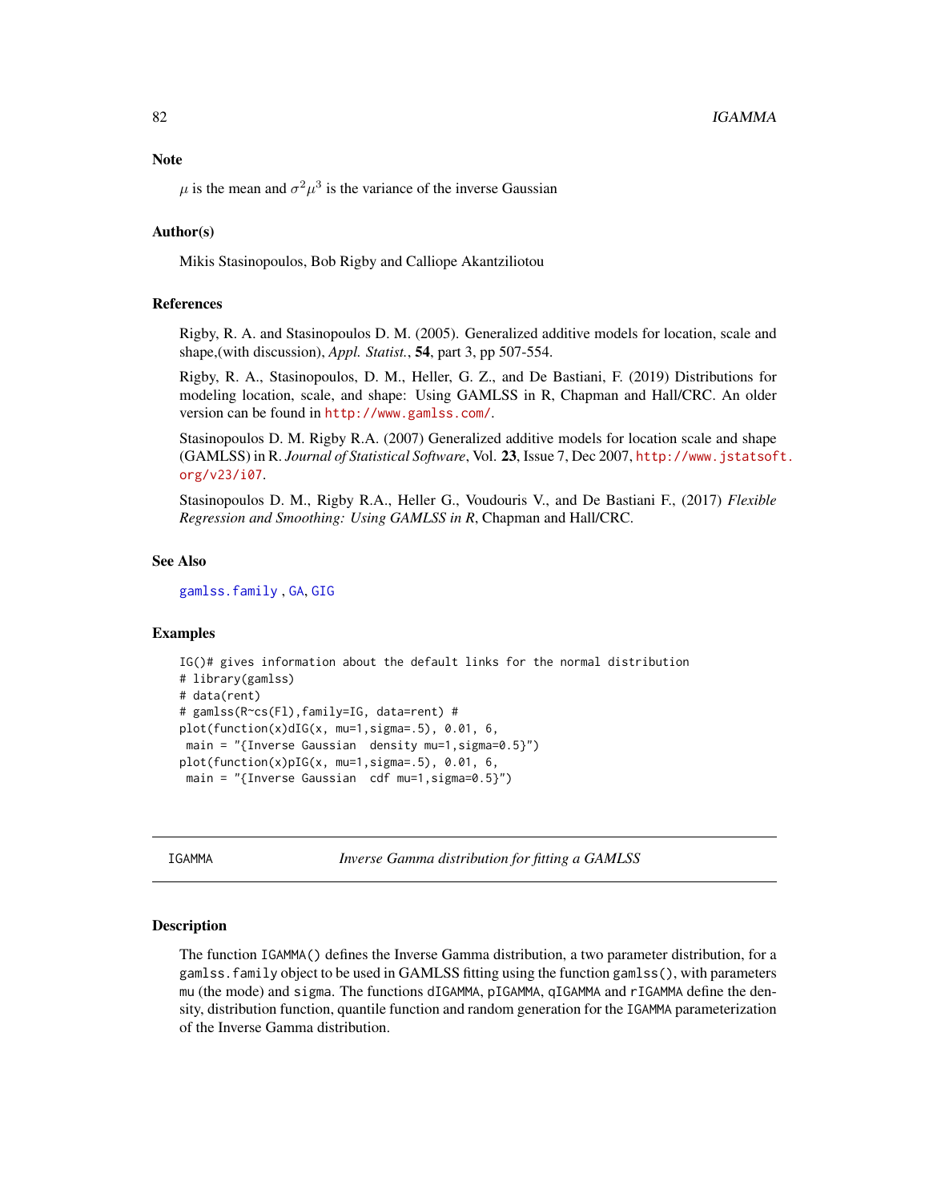## Note

$\mu$ is the mean and $\sigma^2\mu^3$ is the variance of the inverse Gaussian

## Author(s)

Mikis Stasinopoulos, Bob Rigby and Calliope Akantziliotou

## References

Rigby, R. A. and Stasinopoulos D. M. (2005). Generalized additive models for location, scale and shape,(with discussion), *Appl. Statist.*, **54**, part 3, pp 507-554.

Rigby, R. A., Stasinopoulos, D. M., Heller, G. Z., and De Bastiani, F. (2019) Distributions for modeling location, scale, and shape: Using GAMLSS in R, Chapman and Hall/CRC. An older version can be found in http://www.gamlss.com/.

Stasinopoulos D. M. Rigby R.A. (2007) Generalized additive models for location scale and shape (GAMLSS) in R. *Journal of Statistical Software*, Vol. **23**, Issue 7, Dec 2007, http://www.jstatsoft.org/v23/i07.

Stasinopoulos D. M., Rigby R.A., Heller G., Voudouris V., and De Bastiani F., (2017) *Flexible Regression and Smoothing: Using GAMLSS in R*, Chapman and Hall/CRC.

## See Also

gamlss.family , GA, GIG

## Examples

```
IG()# gives information about the default links for the normal distribution
# library(gamlss)
# data(rent)
# gamlss(R~cs(Fl),family=IG, data=rent) #
plot(function(x)dIG(x, mu=1,sigma=.5), 0.01, 6,
 main = "{Inverse Gaussian  density mu=1,sigma=0.5}")
plot(function(x)pIG(x, mu=1,sigma=.5), 0.01, 6,
 main = "{Inverse Gaussian  cdf mu=1,sigma=0.5}")
```

---

# IGAMMA — *Inverse Gamma distribution for fitting a GAMLSS*

## Description

The function IGAMMA() defines the Inverse Gamma distribution, a two parameter distribution, for a gamlss.family object to be used in GAMLSS fitting using the function gamlss(), with parameters mu (the mode) and sigma. The functions dIGAMMA, pIGAMMA, qIGAMMA and rIGAMMA define the density, distribution function, quantile function and random generation for the IGAMMA parameterization of the Inverse Gamma distribution.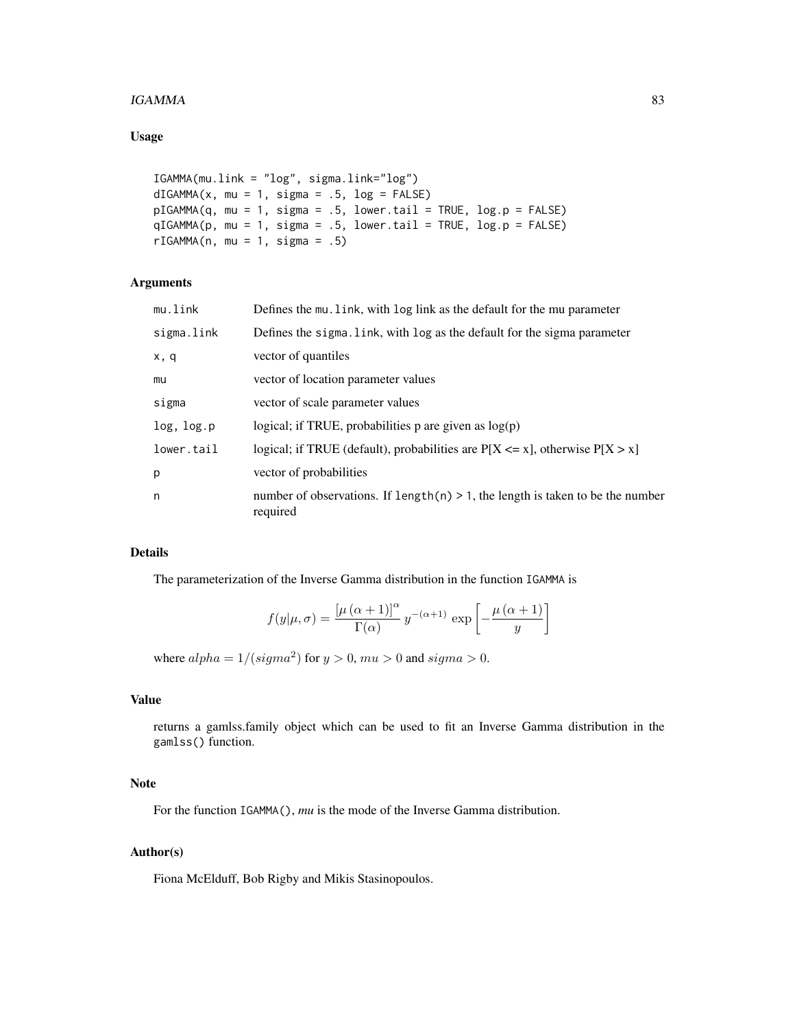## Usage

```
IGAMMA(mu.link = "log", sigma.link="log")
dIGAMMA(x, mu = 1, sigma = .5, log = FALSE)
pIGAMMA(q, mu = 1, sigma = .5, lower.tail = TRUE, log.p = FALSE)
qIGAMMA(p, mu = 1, sigma = .5, lower.tail = TRUE, log.p = FALSE)
rIGAMMA(n, mu = 1, sigma = .5)
```

## Arguments

| | |
|---|---|
| `mu.link` | Defines the `mu.link`, with `log` link as the default for the mu parameter |
| `sigma.link` | Defines the `sigma.link`, with `log` as the default for the sigma parameter |
| `x, q` | vector of quantiles |
| `mu` | vector of location parameter values |
| `sigma` | vector of scale parameter values |
| `log, log.p` | logical; if TRUE, probabilities p are given as log(p) |
| `lower.tail` | logical; if TRUE (default), probabilities are P[X <= x], otherwise P[X > x] |
| `p` | vector of probabilities |
| `n` | number of observations. If `length(n) > 1`, the length is taken to be the number required |

## Details

The parameterization of the Inverse Gamma distribution in the function `IGAMMA` is

$$f(y|\mu, \sigma) = \frac{\left[\mu\,(\alpha+1)\right]^{\alpha}}{\Gamma(\alpha)}\, y^{-(\alpha+1)}\, \exp\left[-\frac{\mu\,(\alpha+1)}{y}\right]$$

where $alpha = 1/(sigma^2)$ for $y > 0$, $mu > 0$ and $sigma > 0$.

## Value

returns a gamlss.family object which can be used to fit an Inverse Gamma distribution in the `gamlss()` function.

## Note

For the function `IGAMMA()`, *mu* is the mode of the Inverse Gamma distribution.

## Author(s)

Fiona McElduff, Bob Rigby and Mikis Stasinopoulos.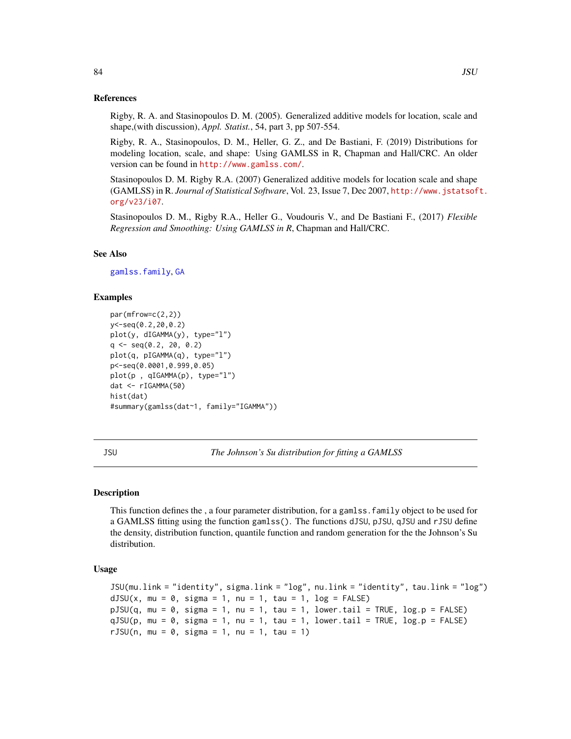### References

Rigby, R. A. and Stasinopoulos D. M. (2005). Generalized additive models for location, scale and shape,(with discussion), *Appl. Statist.*, 54, part 3, pp 507-554.

Rigby, R. A., Stasinopoulos, D. M., Heller, G. Z., and De Bastiani, F. (2019) Distributions for modeling location, scale, and shape: Using GAMLSS in R, Chapman and Hall/CRC. An older version can be found in http://www.gamlss.com/.

Stasinopoulos D. M. Rigby R.A. (2007) Generalized additive models for location scale and shape (GAMLSS) in R. *Journal of Statistical Software*, Vol. 23, Issue 7, Dec 2007, http://www.jstatsoft.org/v23/i07.

Stasinopoulos D. M., Rigby R.A., Heller G., Voudouris V., and De Bastiani F., (2017) *Flexible Regression and Smoothing: Using GAMLSS in R*, Chapman and Hall/CRC.

### See Also

gamlss.family, GA

### Examples

```
par(mfrow=c(2,2))
y<-seq(0.2,20,0.2)
plot(y, dIGAMMA(y), type="l")
q <- seq(0.2, 20, 0.2)
plot(q, pIGAMMA(q), type="l")
p<-seq(0.0001,0.999,0.05)
plot(p , qIGAMMA(p), type="l")
dat <- rIGAMMA(50)
hist(dat)
#summary(gamlss(dat~1, family="IGAMMA"))
```

---

## JSU — *The Johnson's Su distribution for fitting a GAMLSS*

### Description

This function defines the , a four parameter distribution, for a `gamlss.family` object to be used for a GAMLSS fitting using the function `gamlss()`. The functions `dJSU`, `pJSU`, `qJSU` and `rJSU` define the density, distribution function, quantile function and random generation for the the Johnson's Su distribution.

### Usage

```
JSU(mu.link = "identity", sigma.link = "log", nu.link = "identity", tau.link = "log")
dJSU(x, mu = 0, sigma = 1, nu = 1, tau = 1, log = FALSE)
pJSU(q, mu = 0, sigma = 1, nu = 1, tau = 1, lower.tail = TRUE, log.p = FALSE)
qJSU(p, mu = 0, sigma = 1, nu = 1, tau = 1, lower.tail = TRUE, log.p = FALSE)
rJSU(n, mu = 0, sigma = 1, nu = 1, tau = 1)
```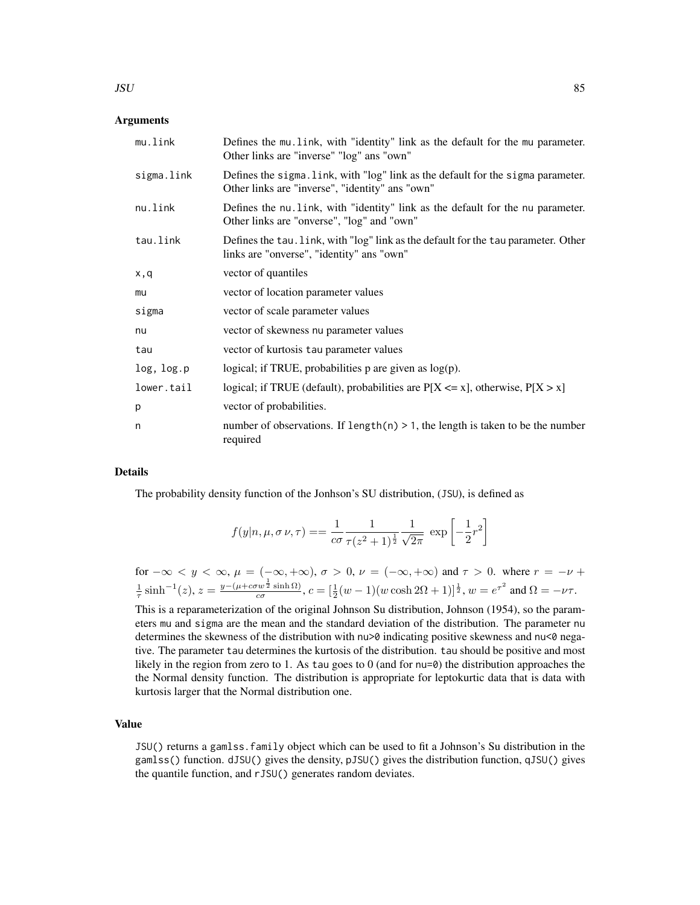## Arguments

| | |
|---|---|
| mu.link | Defines the mu.link, with "identity" link as the default for the mu parameter. Other links are "inverse" "log" ans "own" |
| sigma.link | Defines the sigma.link, with "log" link as the default for the sigma parameter. Other links are "inverse", "identity" ans "own" |
| nu.link | Defines the nu.link, with "identity" link as the default for the nu parameter. Other links are "onverse", "log" and "own" |
| tau.link | Defines the tau.link, with "log" link as the default for the tau parameter. Other links are "onverse", "identity" ans "own" |
| x,q | vector of quantiles |
| mu | vector of location parameter values |
| sigma | vector of scale parameter values |
| nu | vector of skewness nu parameter values |
| tau | vector of kurtosis tau parameter values |
| log, log.p | logical; if TRUE, probabilities p are given as log(p). |
| lower.tail | logical; if TRUE (default), probabilities are P[X <= x], otherwise, P[X > x] |
| p | vector of probabilities. |
| n | number of observations. If length(n) > 1, the length is taken to be the number required |

## Details

The probability density function of the Jonhson's SU distribution, (JSU), is defined as

$$f(y|n, \mu, \sigma\,\nu, \tau) == \frac{1}{c\sigma}\frac{1}{\tau(z^2+1)^{\frac{1}{2}}}\frac{1}{\sqrt{2\pi}}\ \exp\left[-\frac{1}{2}r^2\right]$$

for $-\infty < y < \infty$, $\mu = (-\infty, +\infty)$, $\sigma > 0$, $\nu = (-\infty, +\infty)$ and $\tau > 0$. where $r = -\nu + \frac{1}{\tau}\sinh^{-1}(z)$, $z = \frac{y-(\mu+c\sigma w^{\frac{1}{2}}\sinh\Omega)}{c\sigma}$, $c = [\frac{1}{2}(w-1)(w\cosh 2\Omega + 1)]^{\frac{1}{2}}$, $w = e^{\tau^2}$ and $\Omega = -\nu\tau$.

This is a reparameterization of the original Johnson Su distribution, Johnson (1954), so the parameters mu and sigma are the mean and the standard deviation of the distribution. The parameter nu determines the skewness of the distribution with nu>0 indicating positive skewness and nu<0 negative. The parameter tau determines the kurtosis of the distribution. tau should be positive and most likely in the region from zero to 1. As tau goes to 0 (and for nu=0) the distribution approaches the the Normal density function. The distribution is appropriate for leptokurtic data that is data with kurtosis larger that the Normal distribution one.

## Value

JSU() returns a gamlss.family object which can be used to fit a Johnson's Su distribution in the gamlss() function. dJSU() gives the density, pJSU() gives the distribution function, qJSU() gives the quantile function, and rJSU() generates random deviates.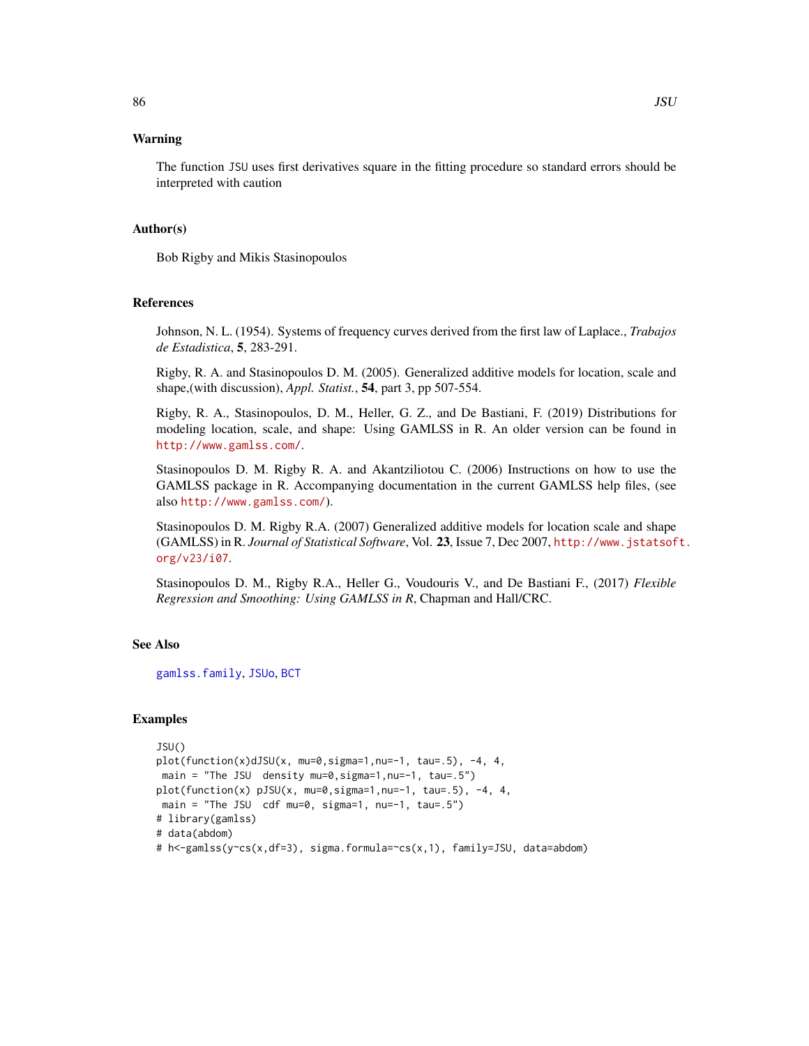## Warning

The function JSU uses first derivatives square in the fitting procedure so standard errors should be interpreted with caution

## Author(s)

Bob Rigby and Mikis Stasinopoulos

## References

Johnson, N. L. (1954). Systems of frequency curves derived from the first law of Laplace., *Trabajos de Estadistica*, **5**, 283-291.

Rigby, R. A. and Stasinopoulos D. M. (2005). Generalized additive models for location, scale and shape,(with discussion), *Appl. Statist.*, **54**, part 3, pp 507-554.

Rigby, R. A., Stasinopoulos, D. M., Heller, G. Z., and De Bastiani, F. (2019) Distributions for modeling location, scale, and shape: Using GAMLSS in R. An older version can be found in http://www.gamlss.com/.

Stasinopoulos D. M. Rigby R. A. and Akantziliotou C. (2006) Instructions on how to use the GAMLSS package in R. Accompanying documentation in the current GAMLSS help files, (see also http://www.gamlss.com/).

Stasinopoulos D. M. Rigby R.A. (2007) Generalized additive models for location scale and shape (GAMLSS) in R. *Journal of Statistical Software*, Vol. **23**, Issue 7, Dec 2007, http://www.jstatsoft.org/v23/i07.

Stasinopoulos D. M., Rigby R.A., Heller G., Voudouris V., and De Bastiani F., (2017) *Flexible Regression and Smoothing: Using GAMLSS in R*, Chapman and Hall/CRC.

## See Also

gamlss.family, JSUo, BCT

## Examples

```
JSU()
plot(function(x)dJSU(x, mu=0,sigma=1,nu=-1, tau=.5), -4, 4,
 main = "The JSU  density mu=0,sigma=1,nu=-1, tau=.5")
plot(function(x) pJSU(x, mu=0,sigma=1,nu=-1, tau=.5), -4, 4,
 main = "The JSU  cdf mu=0, sigma=1, nu=-1, tau=.5")
# library(gamlss)
# data(abdom)
# h<-gamlss(y~cs(x,df=3), sigma.formula=~cs(x,1), family=JSU, data=abdom)
```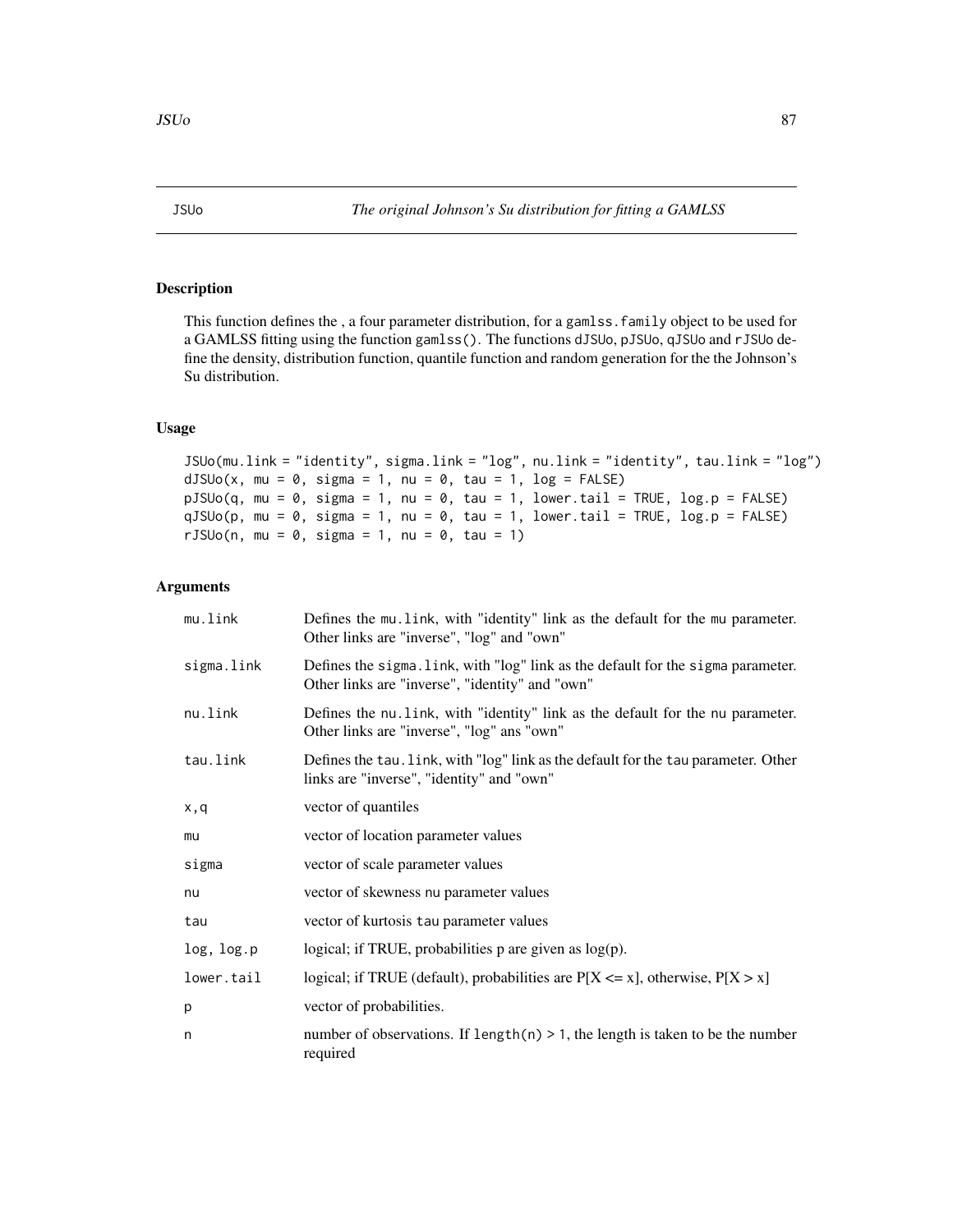## JSUo *The original Johnson's Su distribution for fitting a GAMLSS*

### Description

This function defines the , a four parameter distribution, for a `gamlss.family` object to be used for a GAMLSS fitting using the function `gamlss()`. The functions `dJSUo`, `pJSUo`, `qJSUo` and `rJSUo` define the density, distribution function, quantile function and random generation for the the Johnson's Su distribution.

### Usage

```
JSUo(mu.link = "identity", sigma.link = "log", nu.link = "identity", tau.link = "log")
dJSUo(x, mu = 0, sigma = 1, nu = 0, tau = 1, log = FALSE)
pJSUo(q, mu = 0, sigma = 1, nu = 0, tau = 1, lower.tail = TRUE, log.p = FALSE)
qJSUo(p, mu = 0, sigma = 1, nu = 0, tau = 1, lower.tail = TRUE, log.p = FALSE)
rJSUo(n, mu = 0, sigma = 1, nu = 0, tau = 1)
```

### Arguments

| | |
|---|---|
| `mu.link` | Defines the `mu.link`, with "identity" link as the default for the `mu` parameter. Other links are "inverse", "log" and "own" |
| `sigma.link` | Defines the `sigma.link`, with "log" link as the default for the `sigma` parameter. Other links are "inverse", "identity" and "own" |
| `nu.link` | Defines the `nu.link`, with "identity" link as the default for the `nu` parameter. Other links are "inverse", "log" ans "own" |
| `tau.link` | Defines the `tau.link`, with "log" link as the default for the `tau` parameter. Other links are "inverse", "identity" and "own" |
| `x,q` | vector of quantiles |
| `mu` | vector of location parameter values |
| `sigma` | vector of scale parameter values |
| `nu` | vector of skewness `nu` parameter values |
| `tau` | vector of kurtosis `tau` parameter values |
| `log, log.p` | logical; if TRUE, probabilities p are given as log(p). |
| `lower.tail` | logical; if TRUE (default), probabilities are P[X <= x], otherwise, P[X > x] |
| `p` | vector of probabilities. |
| `n` | number of observations. If `length(n) > 1`, the length is taken to be the number required |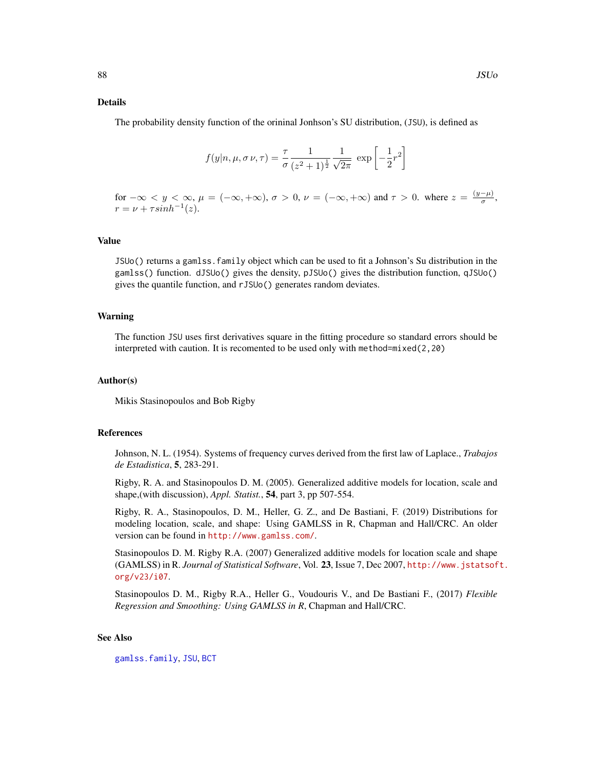## Details

The probability density function of the orininal Jonhson's SU distribution, (JSU), is defined as

$$f(y|n, \mu, \sigma\, \nu, \tau) = \frac{\tau}{\sigma} \frac{1}{(z^2+1)^{\frac{1}{2}}} \frac{1}{\sqrt{2\pi}} \; \exp\left[-\frac{1}{2}r^2\right]$$

for $-\infty < y < \infty$, $\mu = (-\infty, +\infty)$, $\sigma > 0$, $\nu = (-\infty, +\infty)$ and $\tau > 0$. where $z = \frac{(y-\mu)}{\sigma}$, $r = \nu + \tau sinh^{-1}(z)$.

## Value

`JSUo()` returns a `gamlss.family` object which can be used to fit a Johnson's Su distribution in the `gamlss()` function. `dJSUo()` gives the density, `pJSUo()` gives the distribution function, `qJSUo()` gives the quantile function, and `rJSUo()` generates random deviates.

## Warning

The function `JSU` uses first derivatives square in the fitting procedure so standard errors should be interpreted with caution. It is recomented to be used only with `method=mixed(2,20)`

## Author(s)

Mikis Stasinopoulos and Bob Rigby

## References

Johnson, N. L. (1954). Systems of frequency curves derived from the first law of Laplace., *Trabajos de Estadistica*, **5**, 283-291.

Rigby, R. A. and Stasinopoulos D. M. (2005). Generalized additive models for location, scale and shape,(with discussion), *Appl. Statist.*, **54**, part 3, pp 507-554.

Rigby, R. A., Stasinopoulos, D. M., Heller, G. Z., and De Bastiani, F. (2019) Distributions for modeling location, scale, and shape: Using GAMLSS in R, Chapman and Hall/CRC. An older version can be found in http://www.gamlss.com/.

Stasinopoulos D. M. Rigby R.A. (2007) Generalized additive models for location scale and shape (GAMLSS) in R. *Journal of Statistical Software*, Vol. **23**, Issue 7, Dec 2007, http://www.jstatsoft.org/v23/i07.

Stasinopoulos D. M., Rigby R.A., Heller G., Voudouris V., and De Bastiani F., (2017) *Flexible Regression and Smoothing: Using GAMLSS in R*, Chapman and Hall/CRC.

## See Also

`gamlss.family`, `JSU`, `BCT`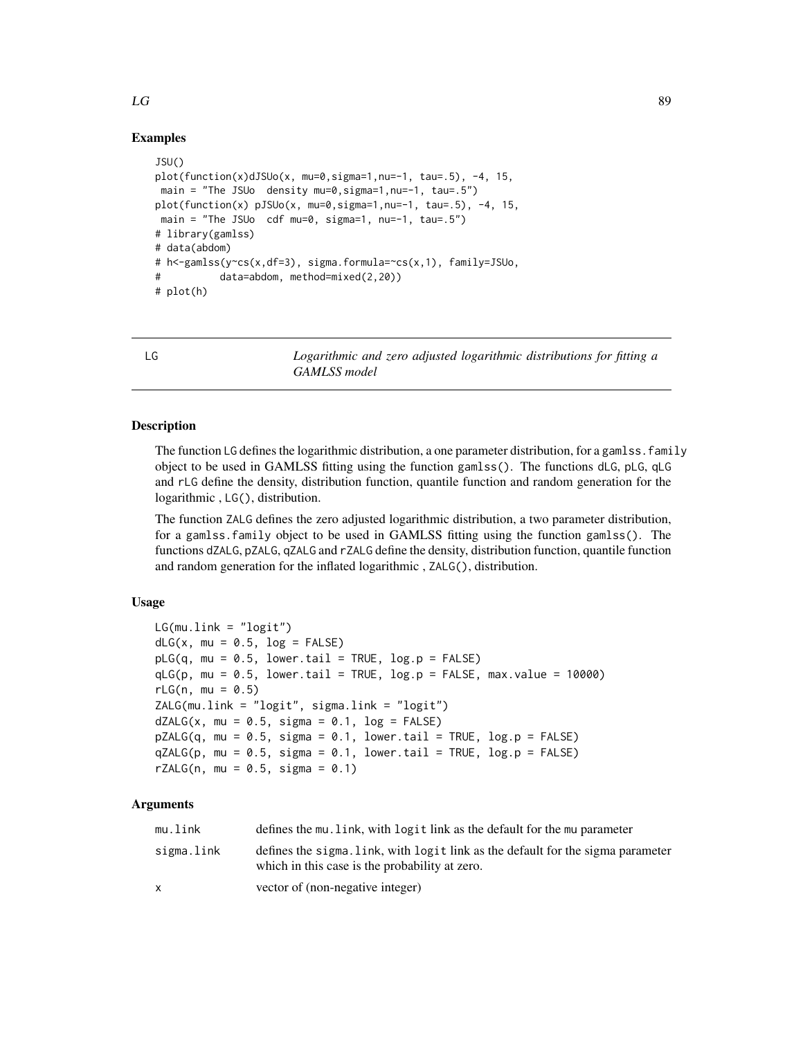### Examples

```
JSU()
plot(function(x)dJSUo(x, mu=0,sigma=1,nu=-1, tau=.5), -4, 15,
 main = "The JSUo  density mu=0,sigma=1,nu=-1, tau=.5")
plot(function(x) pJSUo(x, mu=0,sigma=1,nu=-1, tau=.5), -4, 15,
 main = "The JSUo  cdf mu=0, sigma=1, nu=-1, tau=.5")
# library(gamlss)
# data(abdom)
# h<-gamlss(y~cs(x,df=3), sigma.formula=~cs(x,1), family=JSUo,
#          data=abdom, method=mixed(2,20))
# plot(h)
```

---

## LG — *Logarithmic and zero adjusted logarithmic distributions for fitting a GAMLSS model*

---

### Description

The function LG defines the logarithmic distribution, a one parameter distribution, for a gamlss.family object to be used in GAMLSS fitting using the function gamlss(). The functions dLG, pLG, qLG and rLG define the density, distribution function, quantile function and random generation for the logarithmic , LG(), distribution.

The function ZALG defines the zero adjusted logarithmic distribution, a two parameter distribution, for a gamlss.family object to be used in GAMLSS fitting using the function gamlss(). The functions dZALG, pZALG, qZALG and rZALG define the density, distribution function, quantile function and random generation for the inflated logarithmic , ZALG(), distribution.

### Usage

```
LG(mu.link = "logit")
dLG(x, mu = 0.5, log = FALSE)
pLG(q, mu = 0.5, lower.tail = TRUE, log.p = FALSE)
qLG(p, mu = 0.5, lower.tail = TRUE, log.p = FALSE, max.value = 10000)
rLG(n, mu = 0.5)
ZALG(mu.link = "logit", sigma.link = "logit")
dZALG(x, mu = 0.5, sigma = 0.1, log = FALSE)
pZALG(q, mu = 0.5, sigma = 0.1, lower.tail = TRUE, log.p = FALSE)
qZALG(p, mu = 0.5, sigma = 0.1, lower.tail = TRUE, log.p = FALSE)
rZALG(n, mu = 0.5, sigma = 0.1)
```

### Arguments

| | |
|---|---|
| mu.link | defines the mu.link, with logit link as the default for the mu parameter |
| sigma.link | defines the sigma.link, with logit link as the default for the sigma parameter which in this case is the probability at zero. |
| x | vector of (non-negative integer) |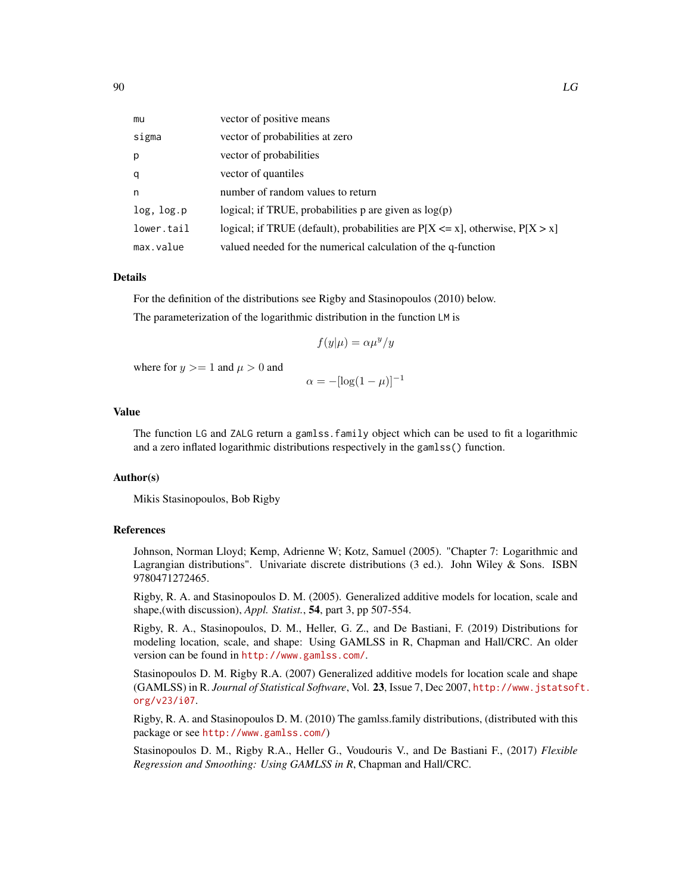| | |
|---|---|
| mu | vector of positive means |
| sigma | vector of probabilities at zero |
| p | vector of probabilities |
| q | vector of quantiles |
| n | number of random values to return |
| log, log.p | logical; if TRUE, probabilities p are given as log(p) |
| lower.tail | logical; if TRUE (default), probabilities are P[X <= x], otherwise, P[X > x] |
| max.value | valued needed for the numerical calculation of the q-function |

## Details

For the definition of the distributions see Rigby and Stasinopoulos (2010) below.

The parameterization of the logarithmic distribution in the function LM is

$$f(y|\mu) = \alpha \mu^y / y$$

where for $y >= 1$ and $\mu > 0$ and

$$\alpha = -[\log(1-\mu)]^{-1}$$

## Value

The function LG and ZALG return a gamlss.family object which can be used to fit a logarithmic and a zero inflated logarithmic distributions respectively in the gamlss() function.

## Author(s)

Mikis Stasinopoulos, Bob Rigby

## References

Johnson, Norman Lloyd; Kemp, Adrienne W; Kotz, Samuel (2005). "Chapter 7: Logarithmic and Lagrangian distributions". Univariate discrete distributions (3 ed.). John Wiley & Sons. ISBN 9780471272465.

Rigby, R. A. and Stasinopoulos D. M. (2005). Generalized additive models for location, scale and shape,(with discussion), *Appl. Statist.*, **54**, part 3, pp 507-554.

Rigby, R. A., Stasinopoulos, D. M., Heller, G. Z., and De Bastiani, F. (2019) Distributions for modeling location, scale, and shape: Using GAMLSS in R, Chapman and Hall/CRC. An older version can be found in http://www.gamlss.com/.

Stasinopoulos D. M. Rigby R.A. (2007) Generalized additive models for location scale and shape (GAMLSS) in R. *Journal of Statistical Software*, Vol. **23**, Issue 7, Dec 2007, http://www.jstatsoft.org/v23/i07.

Rigby, R. A. and Stasinopoulos D. M. (2010) The gamlss.family distributions, (distributed with this package or see http://www.gamlss.com/)

Stasinopoulos D. M., Rigby R.A., Heller G., Voudouris V., and De Bastiani F., (2017) *Flexible Regression and Smoothing: Using GAMLSS in R*, Chapman and Hall/CRC.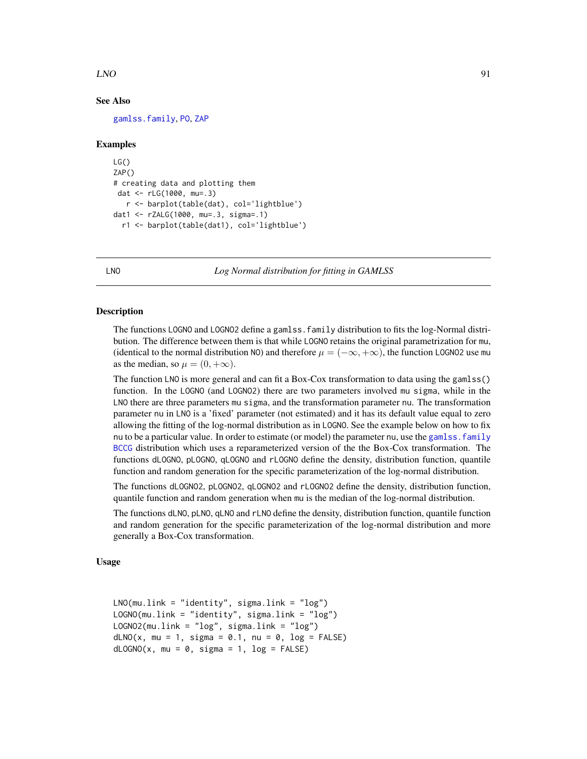### See Also

gamlss.family, PO, ZAP

### Examples

```
LG()
ZAP()
# creating data and plotting them
 dat <- rLG(1000, mu=.3)
   r <- barplot(table(dat), col='lightblue')
dat1 <- rZALG(1000, mu=.3, sigma=.1)
  r1 <- barplot(table(dat1), col='lightblue')
```

---

## LNO *Log Normal distribution for fitting in GAMLSS*

### Description

The functions LOGNO and LOGNO2 define a gamlss.family distribution to fits the log-Normal distribution. The difference between them is that while LOGNO retains the original parametrization for mu, (identical to the normal distribution NO) and therefore $\mu = (-\infty, +\infty)$, the function LOGNO2 use mu as the median, so $\mu = (0, +\infty)$.

The function LNO is more general and can fit a Box-Cox transformation to data using the gamlss() function. In the LOGNO (and LOGNO2) there are two parameters involved mu sigma, while in the LNO there are three parameters mu sigma, and the transformation parameter nu. The transformation parameter nu in LNO is a 'fixed' parameter (not estimated) and it has its default value equal to zero allowing the fitting of the log-normal distribution as in LOGNO. See the example below on how to fix nu to be a particular value. In order to estimate (or model) the parameter nu, use the gamlss.family BCCG distribution which uses a reparameterized version of the the Box-Cox transformation. The functions dLOGNO, pLOGNO, qLOGNO and rLOGNO define the density, distribution function, quantile function and random generation for the specific parameterization of the log-normal distribution.

The functions dLOGNO2, pLOGNO2, qLOGNO2 and rLOGNO2 define the density, distribution function, quantile function and random generation when mu is the median of the log-normal distribution.

The functions dLNO, pLNO, qLNO and rLNO define the density, distribution function, quantile function and random generation for the specific parameterization of the log-normal distribution and more generally a Box-Cox transformation.

### Usage

```
LNO(mu.link = "identity", sigma.link = "log")
LOGNO(mu.link = "identity", sigma.link = "log")
LOGNO2(mu.link = "log", sigma.link = "log")
dLNO(x, mu = 1, sigma = 0.1, nu = 0, log = FALSE)
dLOGNO(x, mu = 0, sigma = 1, log = FALSE)
```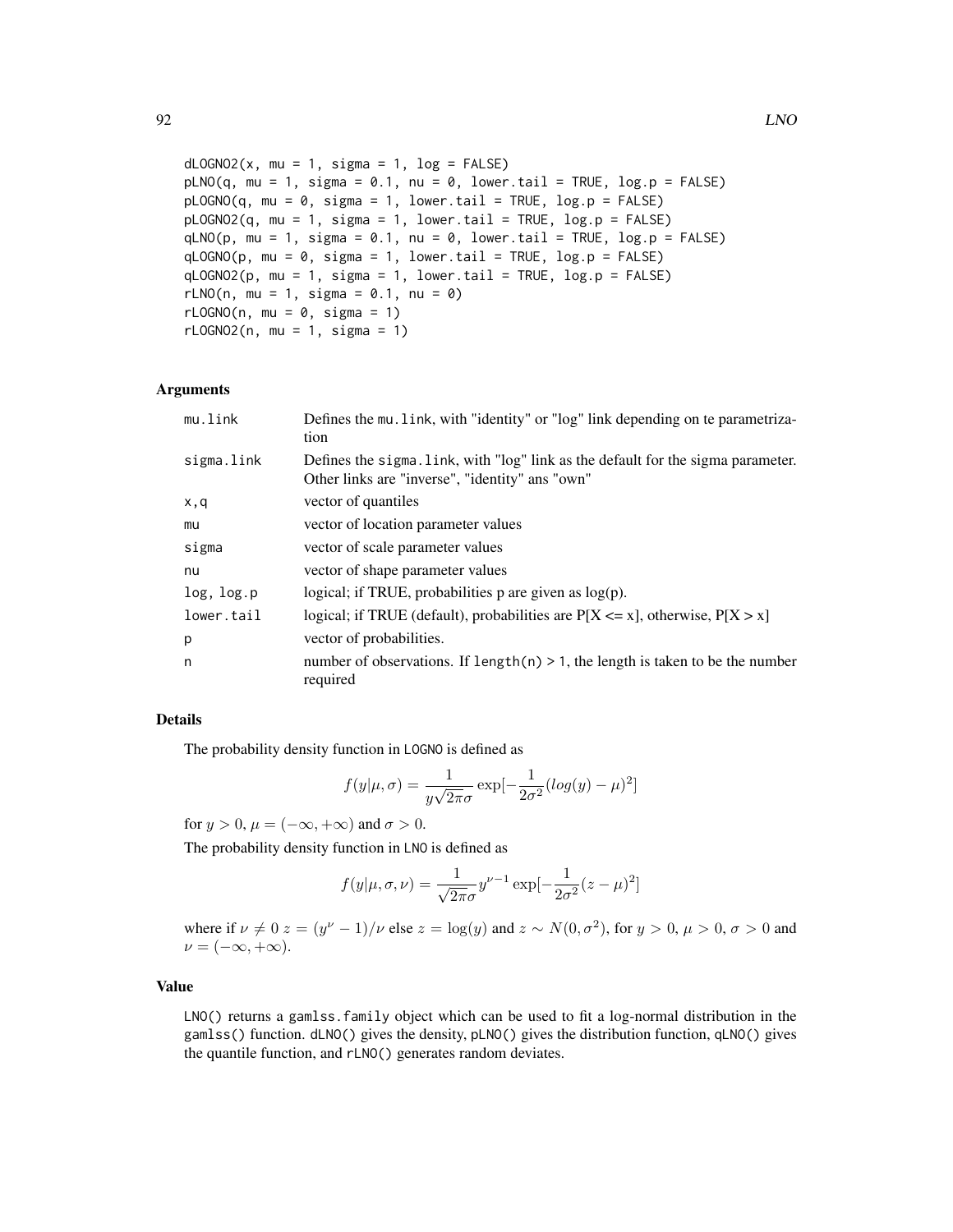```
dLOGNO2(x, mu = 1, sigma = 1, log = FALSE)
pLNO(q, mu = 1, sigma = 0.1, nu = 0, lower.tail = TRUE, log.p = FALSE)
pLOGNO(q, mu = 0, sigma = 1, lower.tail = TRUE, log.p = FALSE)
pLOGNO2(q, mu = 1, sigma = 1, lower.tail = TRUE, log.p = FALSE)
qLNO(p, mu = 1, sigma = 0.1, nu = 0, lower.tail = TRUE, log.p = FALSE)
qLOGNO(p, mu = 0, sigma = 1, lower.tail = TRUE, log.p = FALSE)
qLOGNO2(p, mu = 1, sigma = 1, lower.tail = TRUE, log.p = FALSE)
rLNO(n, mu = 1, sigma = 0.1, nu = 0)
rLOGNO(n, mu = 0, sigma = 1)
rLOGNO2(n, mu = 1, sigma = 1)
```

## Arguments

| | |
|---|---|
| mu.link | Defines the mu.link, with "identity" or "log" link depending on te parametrization |
| sigma.link | Defines the sigma.link, with "log" link as the default for the sigma parameter. Other links are "inverse", "identity" ans "own" |
| x,q | vector of quantiles |
| mu | vector of location parameter values |
| sigma | vector of scale parameter values |
| nu | vector of shape parameter values |
| log, log.p | logical; if TRUE, probabilities p are given as log(p). |
| lower.tail | logical; if TRUE (default), probabilities are P[X <= x], otherwise, P[X > x] |
| p | vector of probabilities. |
| n | number of observations. If length(n) > 1, the length is taken to be the number required |

## Details

The probability density function in LOGNO is defined as

$$f(y|\mu, \sigma) = \frac{1}{y\sqrt{2\pi}\sigma} \exp[-\frac{1}{2\sigma^2}(log(y) - \mu)^2]$$

for $y > 0$, $\mu = (-\infty, +\infty)$ and $\sigma > 0$.

The probability density function in LNO is defined as

$$f(y|\mu, \sigma, \nu) = \frac{1}{\sqrt{2\pi}\sigma} y^{\nu-1} \exp[-\frac{1}{2\sigma^2}(z - \mu)^2]$$

where if $\nu \neq 0$ $z = (y^\nu - 1)/\nu$ else $z = \log(y)$ and $z \sim N(0, \sigma^2)$, for $y > 0$, $\mu > 0$, $\sigma > 0$ and $\nu = (-\infty, +\infty)$.

## Value

LNO() returns a gamlss.family object which can be used to fit a log-normal distribution in the gamlss() function. dLNO() gives the density, pLNO() gives the distribution function, qLNO() gives the quantile function, and rLNO() generates random deviates.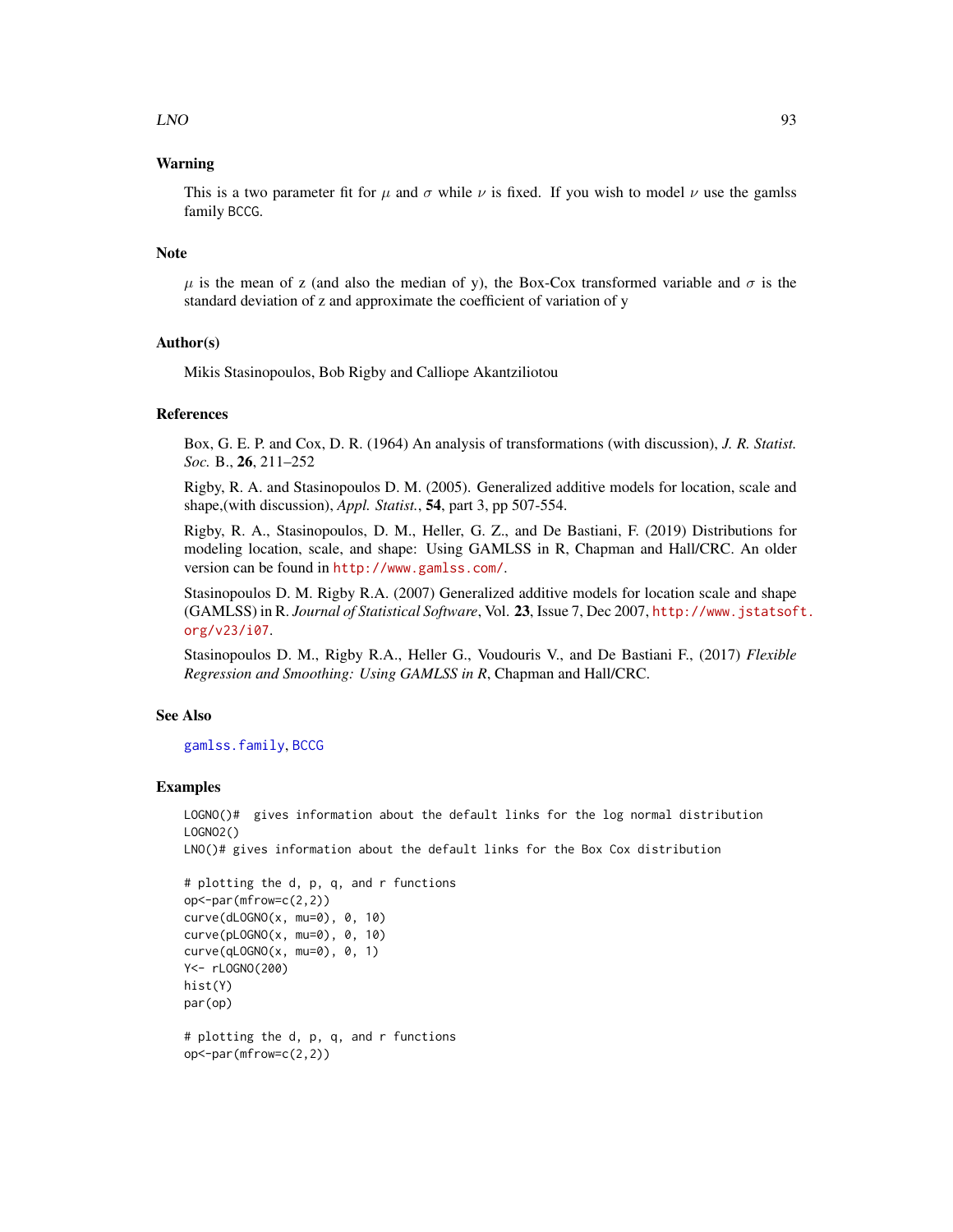## Warning

This is a two parameter fit for $\mu$ and $\sigma$ while $\nu$ is fixed. If you wish to model $\nu$ use the gamlss family BCCG.

## Note

$\mu$ is the mean of z (and also the median of y), the Box-Cox transformed variable and $\sigma$ is the standard deviation of z and approximate the coefficient of variation of y

## Author(s)

Mikis Stasinopoulos, Bob Rigby and Calliope Akantziliotou

## References

Box, G. E. P. and Cox, D. R. (1964) An analysis of transformations (with discussion), *J. R. Statist. Soc.* B., **26**, 211–252

Rigby, R. A. and Stasinopoulos D. M. (2005). Generalized additive models for location, scale and shape,(with discussion), *Appl. Statist.*, **54**, part 3, pp 507-554.

Rigby, R. A., Stasinopoulos, D. M., Heller, G. Z., and De Bastiani, F. (2019) Distributions for modeling location, scale, and shape: Using GAMLSS in R, Chapman and Hall/CRC. An older version can be found in http://www.gamlss.com/.

Stasinopoulos D. M. Rigby R.A. (2007) Generalized additive models for location scale and shape (GAMLSS) in R. *Journal of Statistical Software*, Vol. **23**, Issue 7, Dec 2007, http://www.jstatsoft.org/v23/i07.

Stasinopoulos D. M., Rigby R.A., Heller G., Voudouris V., and De Bastiani F., (2017) *Flexible Regression and Smoothing: Using GAMLSS in R*, Chapman and Hall/CRC.

## See Also

gamlss.family, BCCG

## Examples

```
LOGNO()#  gives information about the default links for the log normal distribution
LOGNO2()
LNO()# gives information about the default links for the Box Cox distribution

# plotting the d, p, q, and r functions
op<-par(mfrow=c(2,2))
curve(dLOGNO(x, mu=0), 0, 10)
curve(pLOGNO(x, mu=0), 0, 10)
curve(qLOGNO(x, mu=0), 0, 1)
Y<- rLOGNO(200)
hist(Y)
par(op)

# plotting the d, p, q, and r functions
op<-par(mfrow=c(2,2))
```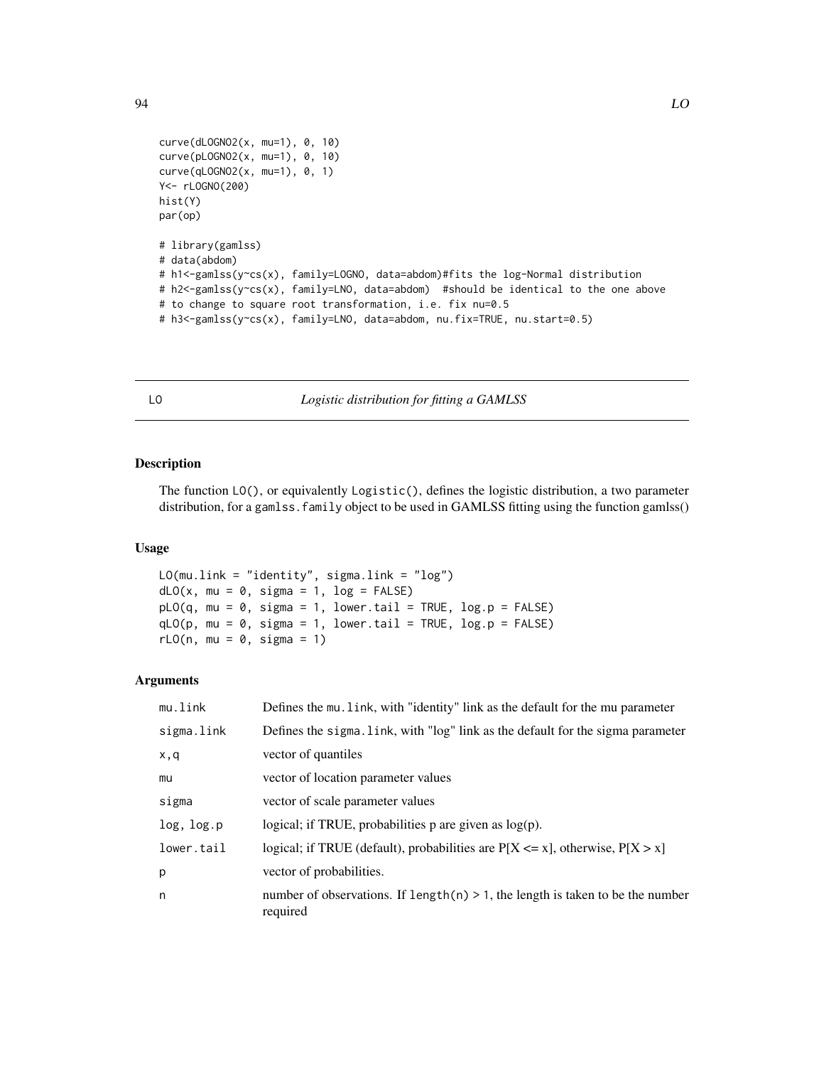```
curve(dLOGNO2(x, mu=1), 0, 10)
curve(pLOGNO2(x, mu=1), 0, 10)
curve(qLOGNO2(x, mu=1), 0, 1)
Y<- rLOGNO(200)
hist(Y)
par(op)

# library(gamlss)
# data(abdom)
# h1<-gamlss(y~cs(x), family=LOGNO, data=abdom)#fits the log-Normal distribution
# h2<-gamlss(y~cs(x), family=LNO, data=abdom)  #should be identical to the one above
# to change to square root transformation, i.e. fix nu=0.5
# h3<-gamlss(y~cs(x), family=LNO, data=abdom, nu.fix=TRUE, nu.start=0.5)
```

---

LO *Logistic distribution for fitting a GAMLSS*

---

## Description

The function `LO()`, or equivalently `Logistic()`, defines the logistic distribution, a two parameter distribution, for a `gamlss.family` object to be used in GAMLSS fitting using the function gamlss()

## Usage

```
LO(mu.link = "identity", sigma.link = "log")
dLO(x, mu = 0, sigma = 1, log = FALSE)
pLO(q, mu = 0, sigma = 1, lower.tail = TRUE, log.p = FALSE)
qLO(p, mu = 0, sigma = 1, lower.tail = TRUE, log.p = FALSE)
rLO(n, mu = 0, sigma = 1)
```

## Arguments

| | |
|---|---|
| `mu.link` | Defines the `mu.link`, with "identity" link as the default for the mu parameter |
| `sigma.link` | Defines the `sigma.link`, with "log" link as the default for the sigma parameter |
| `x,q` | vector of quantiles |
| `mu` | vector of location parameter values |
| `sigma` | vector of scale parameter values |
| `log, log.p` | logical; if TRUE, probabilities p are given as log(p). |
| `lower.tail` | logical; if TRUE (default), probabilities are P[X <= x], otherwise, P[X > x] |
| `p` | vector of probabilities. |
| `n` | number of observations. If `length(n) > 1`, the length is taken to be the number required |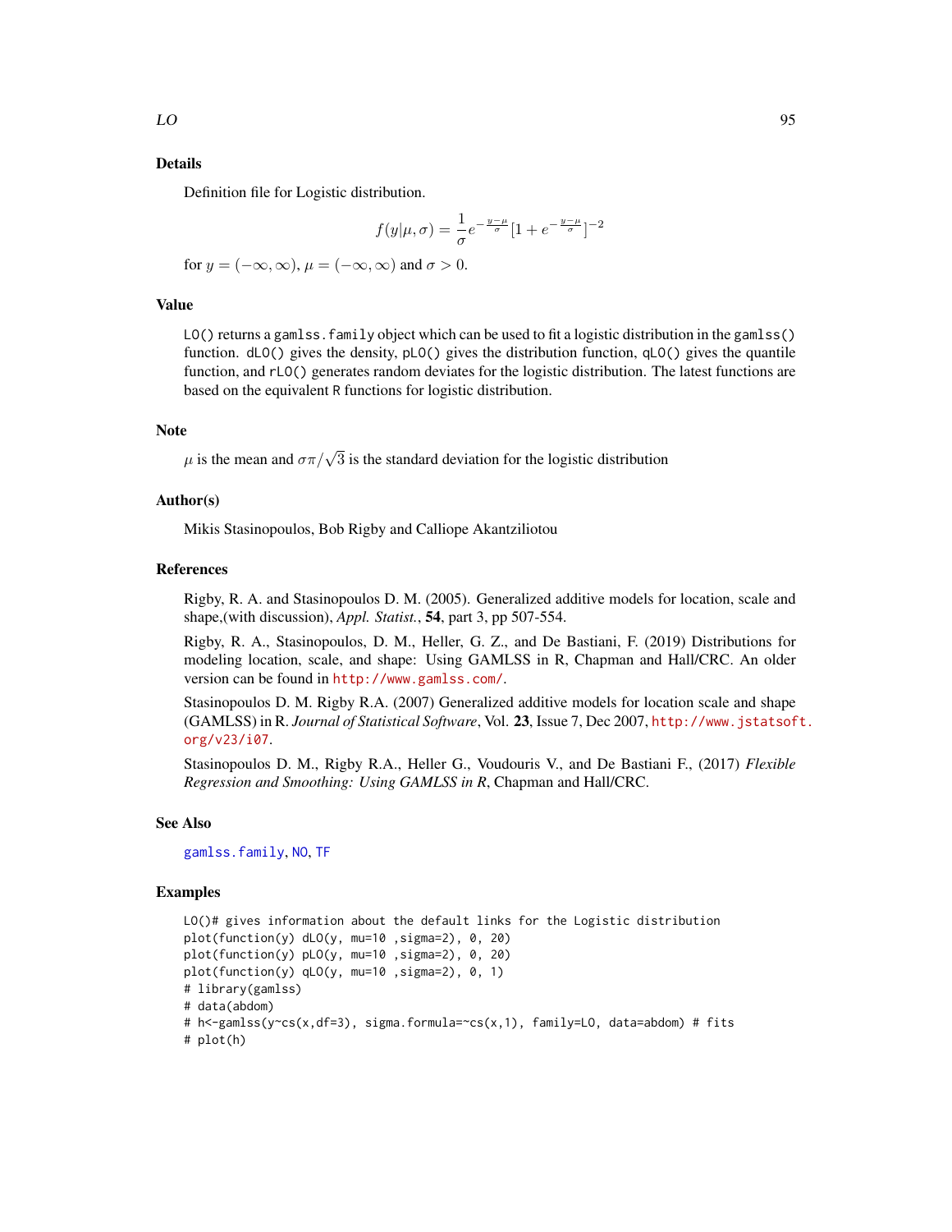## Details

Definition file for Logistic distribution.

$$f(y|\mu,\sigma) = \frac{1}{\sigma} e^{-\frac{y-\mu}{\sigma}} [1 + e^{-\frac{y-\mu}{\sigma}}]^{-2}$$

for $y = (-\infty, \infty)$, $\mu = (-\infty, \infty)$ and $\sigma > 0$.

## Value

`LO()` returns a `gamlss.family` object which can be used to fit a logistic distribution in the `gamlss()` function. `dLO()` gives the density, `pLO()` gives the distribution function, `qLO()` gives the quantile function, and `rLO()` generates random deviates for the logistic distribution. The latest functions are based on the equivalent R functions for logistic distribution.

## Note

$\mu$ is the mean and $\sigma\pi/\sqrt{3}$ is the standard deviation for the logistic distribution

## Author(s)

Mikis Stasinopoulos, Bob Rigby and Calliope Akantziliotou

## References

Rigby, R. A. and Stasinopoulos D. M. (2005). Generalized additive models for location, scale and shape,(with discussion), *Appl. Statist.*, **54**, part 3, pp 507-554.

Rigby, R. A., Stasinopoulos, D. M., Heller, G. Z., and De Bastiani, F. (2019) Distributions for modeling location, scale, and shape: Using GAMLSS in R, Chapman and Hall/CRC. An older version can be found in http://www.gamlss.com/.

Stasinopoulos D. M. Rigby R.A. (2007) Generalized additive models for location scale and shape (GAMLSS) in R. *Journal of Statistical Software*, Vol. **23**, Issue 7, Dec 2007, http://www.jstatsoft.org/v23/i07.

Stasinopoulos D. M., Rigby R.A., Heller G., Voudouris V., and De Bastiani F., (2017) *Flexible Regression and Smoothing: Using GAMLSS in R*, Chapman and Hall/CRC.

## See Also

`gamlss.family`, `NO`, `TF`

## Examples

```
LO()# gives information about the default links for the Logistic distribution
plot(function(y) dLO(y, mu=10 ,sigma=2), 0, 20)
plot(function(y) pLO(y, mu=10 ,sigma=2), 0, 20)
plot(function(y) qLO(y, mu=10 ,sigma=2), 0, 1)
# library(gamlss)
# data(abdom)
# h<-gamlss(y~cs(x,df=3), sigma.formula=~cs(x,1), family=LO, data=abdom) # fits
# plot(h)
```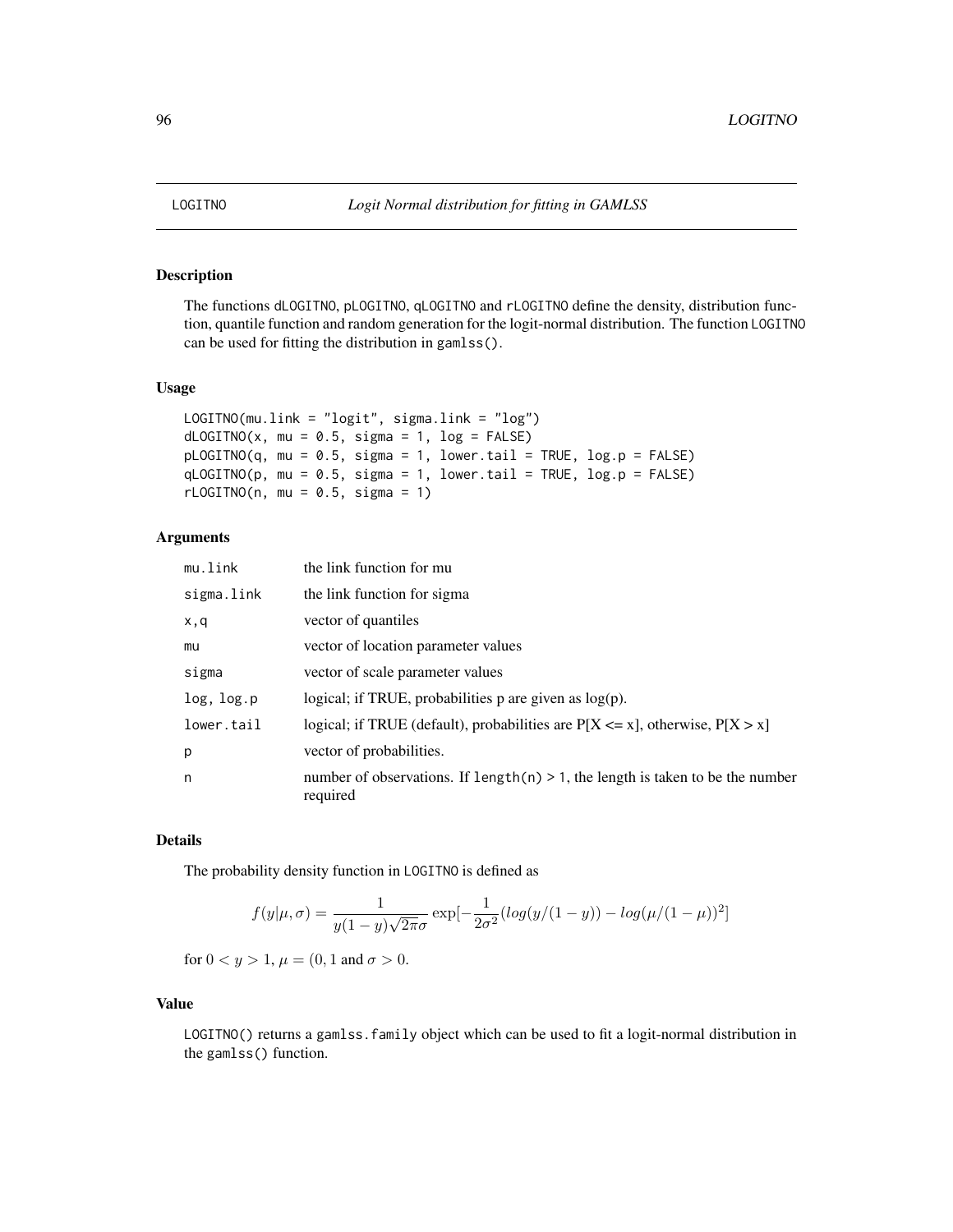# LOGITNO *Logit Normal distribution for fitting in GAMLSS*

## Description

The functions `dLOGITNO`, `pLOGITNO`, `qLOGITNO` and `rLOGITNO` define the density, distribution function, quantile function and random generation for the logit-normal distribution. The function `LOGITNO` can be used for fitting the distribution in `gamlss()`.

## Usage

```
LOGITNO(mu.link = "logit", sigma.link = "log")
dLOGITNO(x, mu = 0.5, sigma = 1, log = FALSE)
pLOGITNO(q, mu = 0.5, sigma = 1, lower.tail = TRUE, log.p = FALSE)
qLOGITNO(p, mu = 0.5, sigma = 1, lower.tail = TRUE, log.p = FALSE)
rLOGITNO(n, mu = 0.5, sigma = 1)
```

## Arguments

| | |
|---|---|
| `mu.link` | the link function for mu |
| `sigma.link` | the link function for sigma |
| `x,q` | vector of quantiles |
| `mu` | vector of location parameter values |
| `sigma` | vector of scale parameter values |
| `log, log.p` | logical; if TRUE, probabilities p are given as log(p). |
| `lower.tail` | logical; if TRUE (default), probabilities are P[X <= x], otherwise, P[X > x] |
| `p` | vector of probabilities. |
| `n` | number of observations. If `length(n) > 1`, the length is taken to be the number required |

## Details

The probability density function in `LOGITNO` is defined as

$$f(y|\mu, \sigma) = \frac{1}{y(1-y)\sqrt{2\pi}\sigma} \exp[-\frac{1}{2\sigma^2}(log(y/(1-y)) - log(\mu/(1-\mu))^2]$$

for $0 < y > 1$, $\mu = (0, 1$ and $\sigma > 0$.

## Value

`LOGITNO()` returns a `gamlss.family` object which can be used to fit a logit-normal distribution in the `gamlss()` function.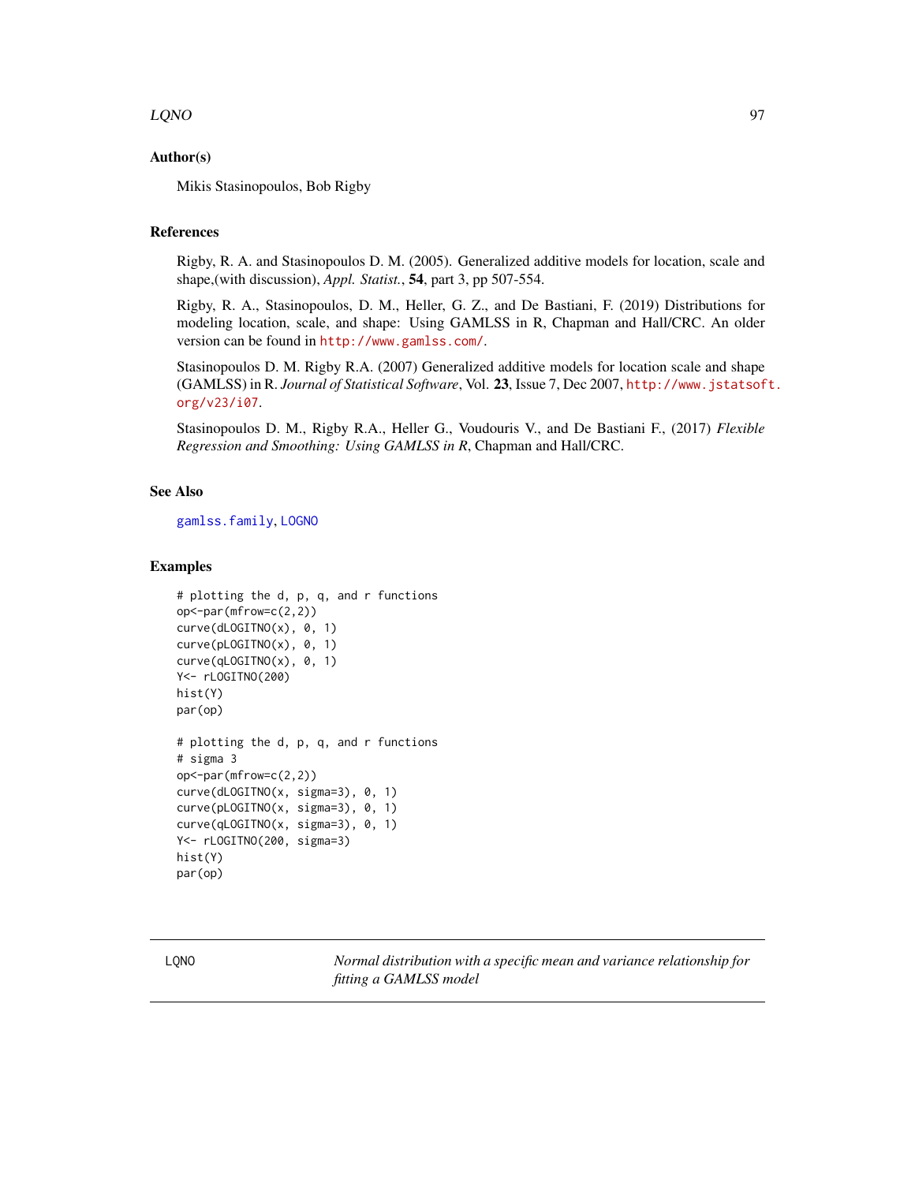## Author(s)

Mikis Stasinopoulos, Bob Rigby

## References

Rigby, R. A. and Stasinopoulos D. M. (2005). Generalized additive models for location, scale and shape,(with discussion), *Appl. Statist.*, **54**, part 3, pp 507-554.

Rigby, R. A., Stasinopoulos, D. M., Heller, G. Z., and De Bastiani, F. (2019) Distributions for modeling location, scale, and shape: Using GAMLSS in R, Chapman and Hall/CRC. An older version can be found in http://www.gamlss.com/.

Stasinopoulos D. M. Rigby R.A. (2007) Generalized additive models for location scale and shape (GAMLSS) in R. *Journal of Statistical Software*, Vol. **23**, Issue 7, Dec 2007, http://www.jstatsoft.org/v23/i07.

Stasinopoulos D. M., Rigby R.A., Heller G., Voudouris V., and De Bastiani F., (2017) *Flexible Regression and Smoothing: Using GAMLSS in R*, Chapman and Hall/CRC.

## See Also

gamlss.family, LOGNO

## Examples

```
# plotting the d, p, q, and r functions
op<-par(mfrow=c(2,2))
curve(dLOGITNO(x), 0, 1)
curve(pLOGITNO(x), 0, 1)
curve(qLOGITNO(x), 0, 1)
Y<- rLOGITNO(200)
hist(Y)
par(op)

# plotting the d, p, q, and r functions
# sigma 3
op<-par(mfrow=c(2,2))
curve(dLOGITNO(x, sigma=3), 0, 1)
curve(pLOGITNO(x, sigma=3), 0, 1)
curve(qLOGITNO(x, sigma=3), 0, 1)
Y<- rLOGITNO(200, sigma=3)
hist(Y)
par(op)
```

---

LQNO — *Normal distribution with a specific mean and variance relationship for fitting a GAMLSS model*

---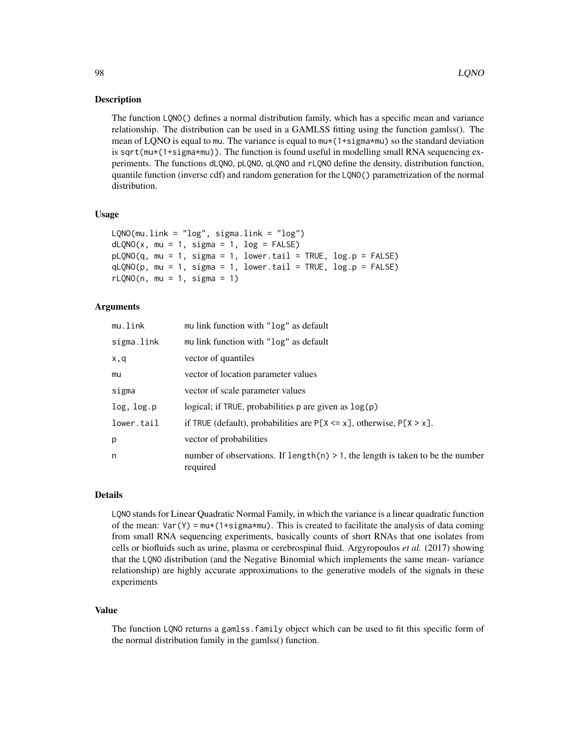## Description

The function `LQNO()` defines a normal distribution family, which has a specific mean and variance relationship. The distribution can be used in a GAMLSS fitting using the function gamlss(). The mean of LQNO is equal to `mu`. The variance is equal to `mu*(1+sigma*mu)` so the standard deviation is `sqrt(mu*(1+sigma*mu))`. The function is found useful in modelling small RNA sequencing experiments. The functions `dLQNO`, `pLQNO`, `qLQNO` and `rLQNO` define the density, distribution function, quantile function (inverse cdf) and random generation for the `LQNO()` parametrization of the normal distribution.

## Usage

```
LQNO(mu.link = "log", sigma.link = "log")
dLQNO(x, mu = 1, sigma = 1, log = FALSE)
pLQNO(q, mu = 1, sigma = 1, lower.tail = TRUE, log.p = FALSE)
qLQNO(p, mu = 1, sigma = 1, lower.tail = TRUE, log.p = FALSE)
rLQNO(n, mu = 1, sigma = 1)
```

## Arguments

| | |
|---|---|
| `mu.link` | `mu` link function with `"log"` as default |
| `sigma.link` | `mu` link function with `"log"` as default |
| `x,q` | vector of quantiles |
| `mu` | vector of location parameter values |
| `sigma` | vector of scale parameter values |
| `log, log.p` | logical; if `TRUE`, probabilities `p` are given as `log(p)` |
| `lower.tail` | if `TRUE` (default), probabilities are `P[X <= x]`, otherwise, `P[X > x]`. |
| `p` | vector of probabilities |
| `n` | number of observations. If `length(n) > 1`, the length is taken to be the number required |

## Details

`LQNO` stands for Linear Quadratic Normal Family, in which the variance is a linear quadratic function of the mean: `Var(Y) = mu*(1+sigma*mu)`. This is created to facilitate the analysis of data coming from small RNA sequencing experiments, basically counts of short RNAs that one isolates from cells or biofluids such as urine, plasma or cerebrospinal fluid. Argyropoulos *et al.* (2017) showing that the `LQNO` distribution (and the Negative Binomial which implements the same mean- variance relationship) are highly accurate approximations to the generative models of the signals in these experiments

## Value

The function `LQNO` returns a `gamlss.family` object which can be used to fit this specific form of the normal distribution family in the gamlss() function.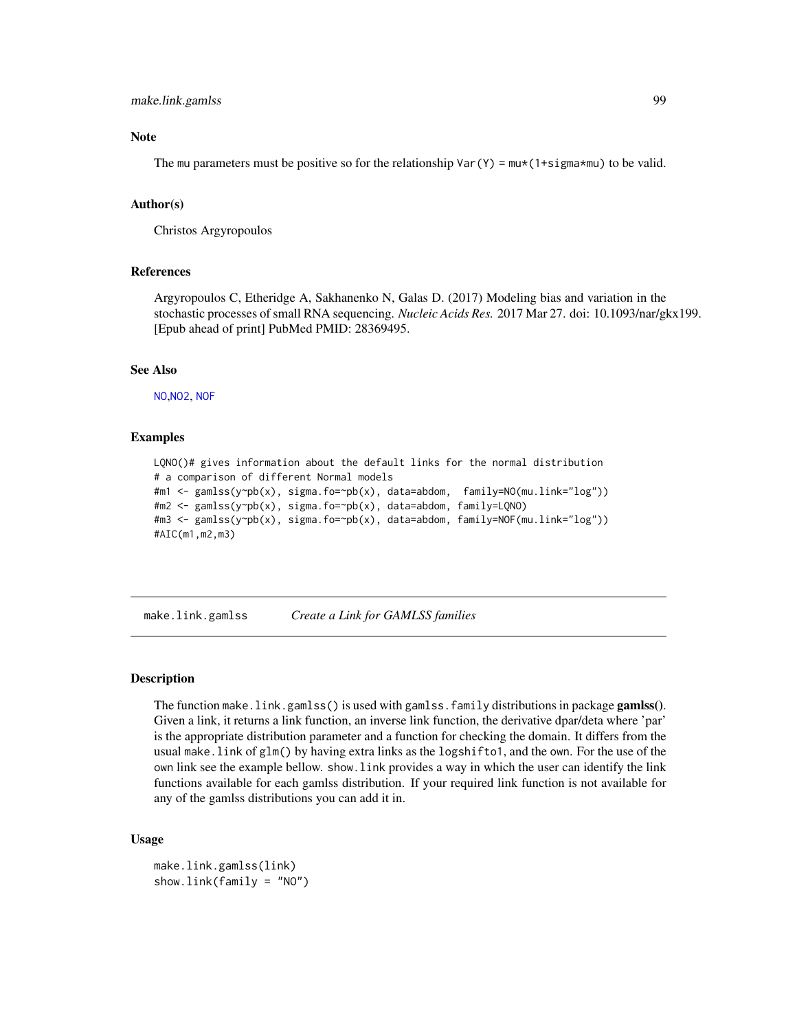### Note

The mu parameters must be positive so for the relationship `Var(Y) = mu*(1+sigma*mu)` to be valid.

### Author(s)

Christos Argyropoulos

### References

Argyropoulos C, Etheridge A, Sakhanenko N, Galas D. (2017) Modeling bias and variation in the stochastic processes of small RNA sequencing. *Nucleic Acids Res.* 2017 Mar 27. doi: 10.1093/nar/gkx199. [Epub ahead of print] PubMed PMID: 28369495.

### See Also

NO,NO2, NOF

### Examples

```
LQNO()# gives information about the default links for the normal distribution
# a comparison of different Normal models
#m1 <- gamlss(y~pb(x), sigma.fo=~pb(x), data=abdom,  family=NO(mu.link="log"))
#m2 <- gamlss(y~pb(x), sigma.fo=~pb(x), data=abdom, family=LQNO)
#m3 <- gamlss(y~pb(x), sigma.fo=~pb(x), data=abdom, family=NOF(mu.link="log"))
#AIC(m1,m2,m3)
```

---

## make.link.gamlss *Create a Link for GAMLSS families*

---

### Description

The function `make.link.gamlss()` is used with `gamlss.family` distributions in package **gamlss()**. Given a link, it returns a link function, an inverse link function, the derivative dpar/deta where 'par' is the appropriate distribution parameter and a function for checking the domain. It differs from the usual `make.link` of `glm()` by having extra links as the `logshifto1`, and the `own`. For the use of the `own` link see the example bellow. `show.link` provides a way in which the user can identify the link functions available for each gamlss distribution. If your required link function is not available for any of the gamlss distributions you can add it in.

### Usage

```
make.link.gamlss(link)
show.link(family = "NO")
```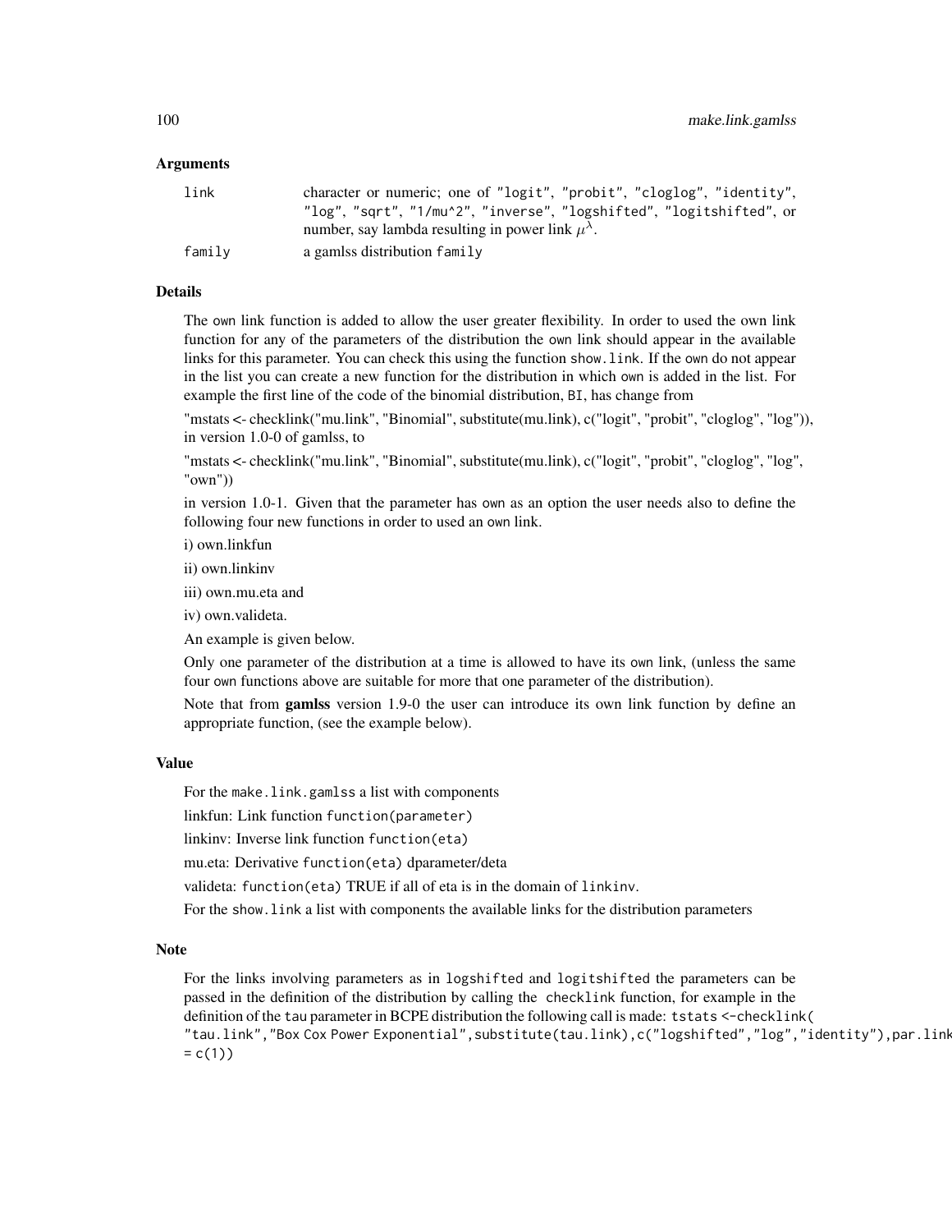### Arguments

| | |
|---|---|
| `link` | character or numeric; one of `"logit"`, `"probit"`, `"cloglog"`, `"identity"`, `"log"`, `"sqrt"`, `"1/mu^2"`, `"inverse"`, `"logshifted"`, `"logitshifted"`, or number, say lambda resulting in power link $\mu^{\lambda}$. |
| `family` | a gamlss distribution `family` |

### Details

The `own` link function is added to allow the user greater flexibility. In order to used the own link function for any of the parameters of the distribution the `own` link should appear in the available links for this parameter. You can check this using the function `show.link`. If the `own` do not appear in the list you can create a new function for the distribution in which `own` is added in the list. For example the first line of the code of the binomial distribution, `BI`, has change from

"mstats <- checklink("mu.link", "Binomial", substitute(mu.link), c("logit", "probit", "cloglog", "log")), in version 1.0-0 of gamlss, to

"mstats <- checklink("mu.link", "Binomial", substitute(mu.link), c("logit", "probit", "cloglog", "log", "own"))

in version 1.0-1. Given that the parameter has `own` as an option the user needs also to define the following four new functions in order to used an `own` link.

i) own.linkfun

ii) own.linkinv

iii) own.mu.eta and

iv) own.valideta.

An example is given below.

Only one parameter of the distribution at a time is allowed to have its `own` link, (unless the same four `own` functions above are suitable for more that one parameter of the distribution).

Note that from **gamlss** version 1.9-0 the user can introduce its own link function by define an appropriate function, (see the example below).

### Value

For the `make.link.gamlss` a list with components

linkfun: Link function `function(parameter)`

linkinv: Inverse link function `function(eta)`

mu.eta: Derivative `function(eta)` dparameter/deta

valideta: `function(eta)` TRUE if all of eta is in the domain of `linkinv`.

For the `show.link` a list with components the available links for the distribution parameters

### Note

For the links involving parameters as in `logshifted` and `logitshifted` the parameters can be passed in the definition of the distribution by calling the `checklink` function, for example in the definition of the `tau` parameter in BCPE distribution the following call is made: `tstats <-checklink( "tau.link","Box Cox Power Exponential",substitute(tau.link),c("logshifted","log","identity"),par.link = c(1))`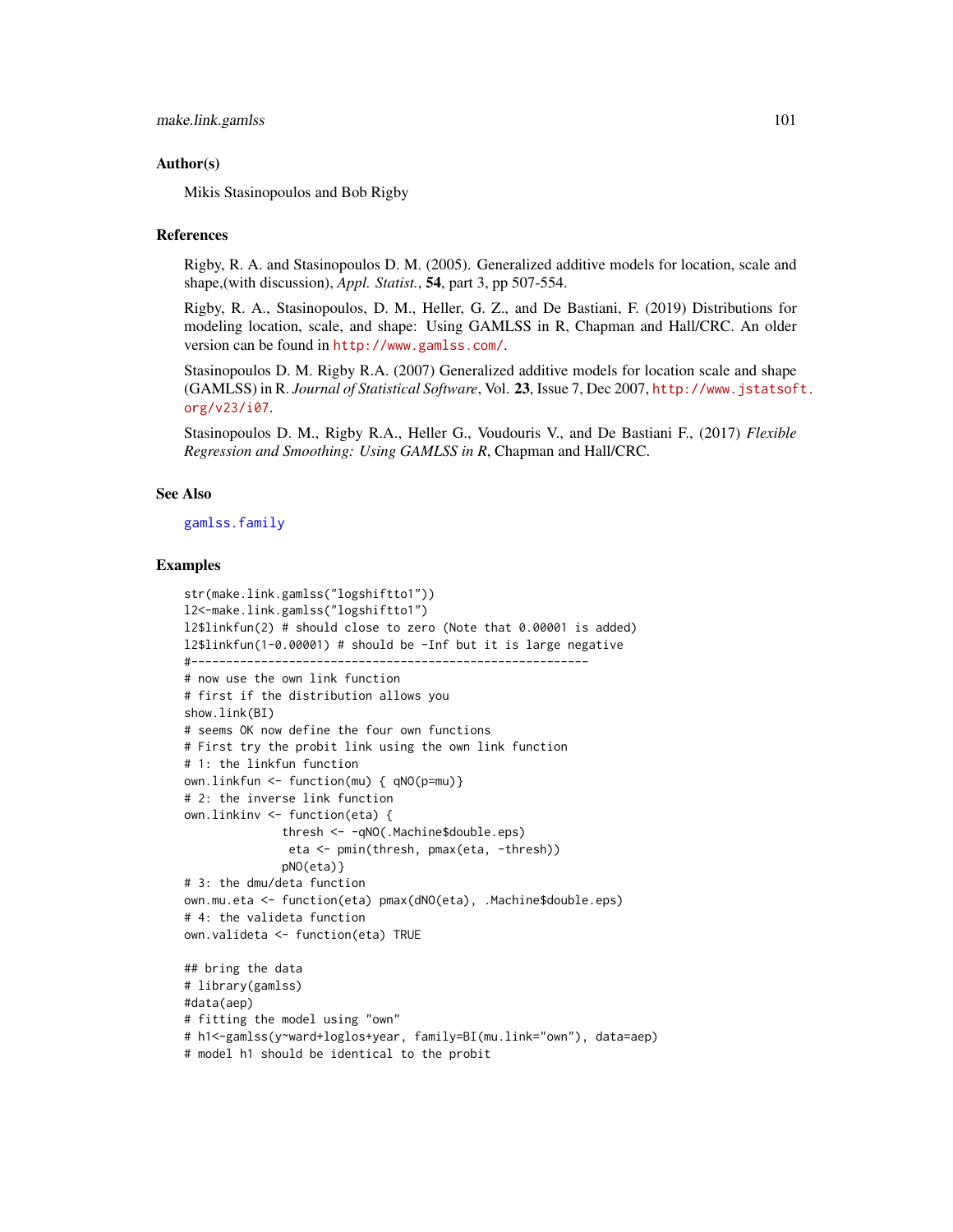## Author(s)

Mikis Stasinopoulos and Bob Rigby

## References

Rigby, R. A. and Stasinopoulos D. M. (2005). Generalized additive models for location, scale and shape,(with discussion), *Appl. Statist.*, **54**, part 3, pp 507-554.

Rigby, R. A., Stasinopoulos, D. M., Heller, G. Z., and De Bastiani, F. (2019) Distributions for modeling location, scale, and shape: Using GAMLSS in R, Chapman and Hall/CRC. An older version can be found in http://www.gamlss.com/.

Stasinopoulos D. M. Rigby R.A. (2007) Generalized additive models for location scale and shape (GAMLSS) in R. *Journal of Statistical Software*, Vol. **23**, Issue 7, Dec 2007, http://www.jstatsoft.org/v23/i07.

Stasinopoulos D. M., Rigby R.A., Heller G., Voudouris V., and De Bastiani F., (2017) *Flexible Regression and Smoothing: Using GAMLSS in R*, Chapman and Hall/CRC.

## See Also

gamlss.family

## Examples

```
str(make.link.gamlss("logshiftto1"))
l2<-make.link.gamlss("logshiftto1")
l2$linkfun(2) # should close to zero (Note that 0.00001 is added)
l2$linkfun(1-0.00001) # should be -Inf but it is large negative
#---------------------------------------------------------
# now use the own link function
# first if the distribution allows you
show.link(BI)
# seems OK now define the four own functions
# First try the probit link using the own link function
# 1: the linkfun function
own.linkfun <- function(mu) { qNO(p=mu)}
# 2: the inverse link function
own.linkinv <- function(eta) {
              thresh <- -qNO(.Machine$double.eps)
               eta <- pmin(thresh, pmax(eta, -thresh))
              pNO(eta)}
# 3: the dmu/deta function
own.mu.eta <- function(eta) pmax(dNO(eta), .Machine$double.eps)
# 4: the valideta function
own.valideta <- function(eta) TRUE

## bring the data
# library(gamlss)
#data(aep)
# fitting the model using "own"
# h1<-gamlss(y~ward+loglos+year, family=BI(mu.link="own"), data=aep)
# model h1 should be identical to the probit
```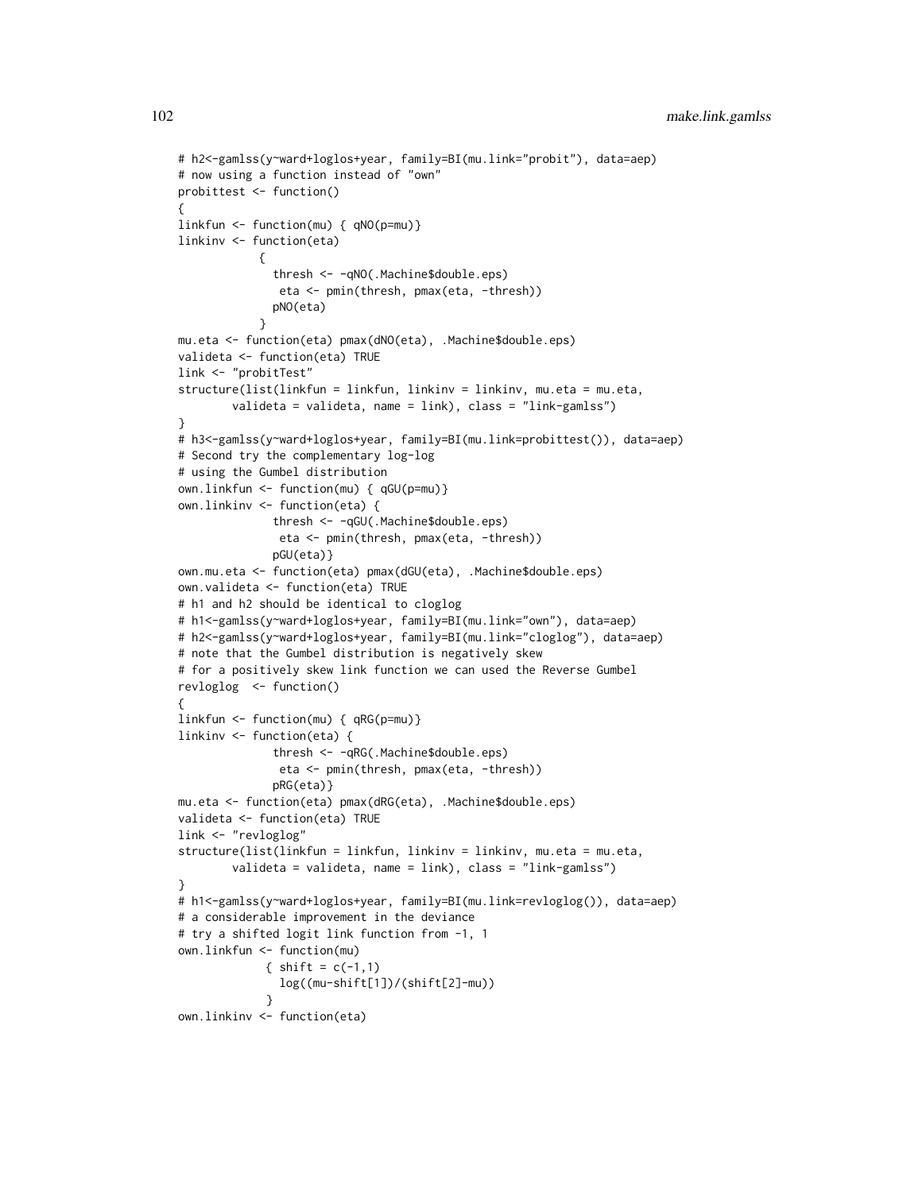```
# h2<-gamlss(y~ward+loglos+year, family=BI(mu.link="probit"), data=aep)
# now using a function instead of "own"
probittest <- function()
{
linkfun <- function(mu) { qNO(p=mu)}
linkinv <- function(eta)
           {
             thresh <- -qNO(.Machine$double.eps)
              eta <- pmin(thresh, pmax(eta, -thresh))
             pNO(eta)
           }
mu.eta <- function(eta) pmax(dNO(eta), .Machine$double.eps)
valideta <- function(eta) TRUE
link <- "probitTest"
structure(list(linkfun = linkfun, linkinv = linkinv, mu.eta = mu.eta,
       valideta = valideta, name = link), class = "link-gamlss")
}
# h3<-gamlss(y~ward+loglos+year, family=BI(mu.link=probittest()), data=aep)
# Second try the complementary log-log
# using the Gumbel distribution
own.linkfun <- function(mu) { qGU(p=mu)}
own.linkinv <- function(eta) {
             thresh <- -qGU(.Machine$double.eps)
              eta <- pmin(thresh, pmax(eta, -thresh))
             pGU(eta)}
own.mu.eta <- function(eta) pmax(dGU(eta), .Machine$double.eps)
own.valideta <- function(eta) TRUE
# h1 and h2 should be identical to cloglog
# h1<-gamlss(y~ward+loglos+year, family=BI(mu.link="own"), data=aep)
# h2<-gamlss(y~ward+loglos+year, family=BI(mu.link="cloglog"), data=aep)
# note that the Gumbel distribution is negatively skew
# for a positively skew link function we can used the Reverse Gumbel
revloglog  <- function()
{
linkfun <- function(mu) { qRG(p=mu)}
linkinv <- function(eta) {
             thresh <- -qRG(.Machine$double.eps)
              eta <- pmin(thresh, pmax(eta, -thresh))
             pRG(eta)}
mu.eta <- function(eta) pmax(dRG(eta), .Machine$double.eps)
valideta <- function(eta) TRUE
link <- "revloglog"
structure(list(linkfun = linkfun, linkinv = linkinv, mu.eta = mu.eta,
       valideta = valideta, name = link), class = "link-gamlss")
}
# h1<-gamlss(y~ward+loglos+year, family=BI(mu.link=revloglog()), data=aep)
# a considerable improvement in the deviance
# try a shifted logit link function from -1, 1
own.linkfun <- function(mu)
            { shift = c(-1,1)
              log((mu-shift[1])/(shift[2]-mu))
            }
own.linkinv <- function(eta)
```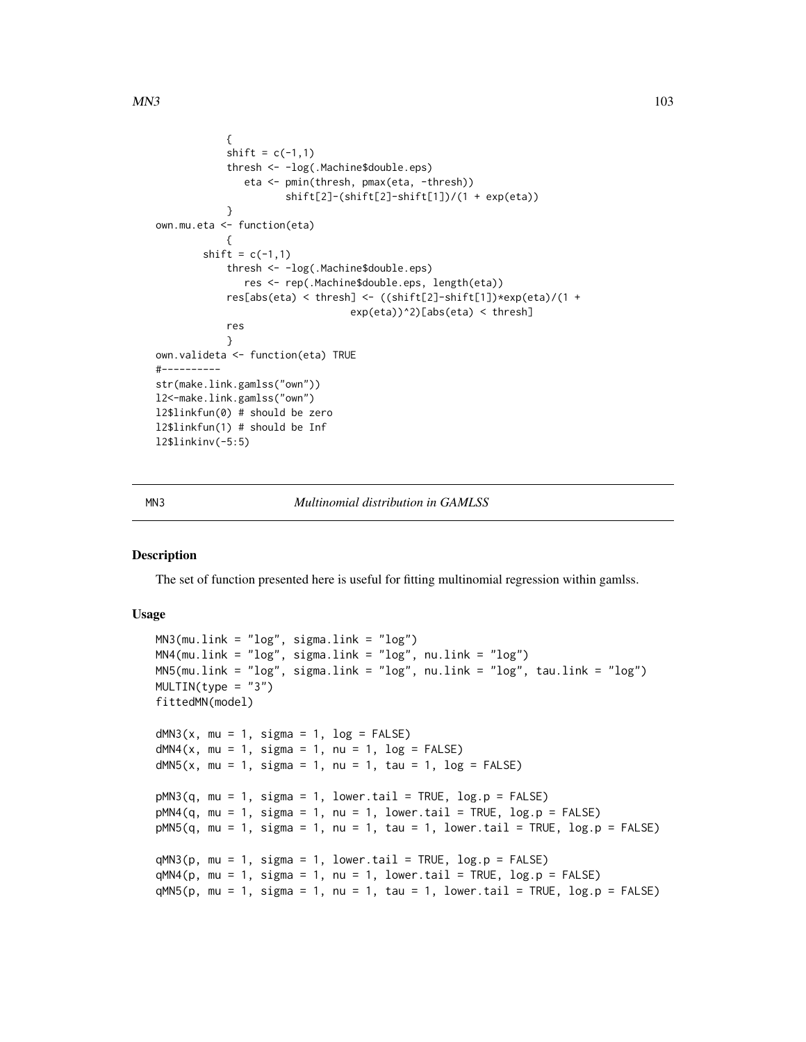```
            {
            shift = c(-1,1)
            thresh <- -log(.Machine$double.eps)
               eta <- pmin(thresh, pmax(eta, -thresh))
                      shift[2]-(shift[2]-shift[1])/(1 + exp(eta))
            }
own.mu.eta <- function(eta)
            {
        shift = c(-1,1)
            thresh <- -log(.Machine$double.eps)
               res <- rep(.Machine$double.eps, length(eta))
            res[abs(eta) < thresh] <- ((shift[2]-shift[1])*exp(eta)/(1 +
                                 exp(eta))^2)[abs(eta) < thresh]
            res
            }
own.valideta <- function(eta) TRUE
#----------
str(make.link.gamlss("own"))
l2<-make.link.gamlss("own")
l2$linkfun(0) # should be zero
l2$linkfun(1) # should be Inf
l2$linkinv(-5:5)
```

---

MN3 *Multinomial distribution in GAMLSS*

---

## Description

The set of function presented here is useful for fitting multinomial regression within gamlss.

## Usage

```
MN3(mu.link = "log", sigma.link = "log")
MN4(mu.link = "log", sigma.link = "log", nu.link = "log")
MN5(mu.link = "log", sigma.link = "log", nu.link = "log", tau.link = "log")
MULTIN(type = "3")
fittedMN(model)

dMN3(x, mu = 1, sigma = 1, log = FALSE)
dMN4(x, mu = 1, sigma = 1, nu = 1, log = FALSE)
dMN5(x, mu = 1, sigma = 1, nu = 1, tau = 1, log = FALSE)

pMN3(q, mu = 1, sigma = 1, lower.tail = TRUE, log.p = FALSE)
pMN4(q, mu = 1, sigma = 1, nu = 1, lower.tail = TRUE, log.p = FALSE)
pMN5(q, mu = 1, sigma = 1, nu = 1, tau = 1, lower.tail = TRUE, log.p = FALSE)

qMN3(p, mu = 1, sigma = 1, lower.tail = TRUE, log.p = FALSE)
qMN4(p, mu = 1, sigma = 1, nu = 1, lower.tail = TRUE, log.p = FALSE)
qMN5(p, mu = 1, sigma = 1, nu = 1, tau = 1, lower.tail = TRUE, log.p = FALSE)
```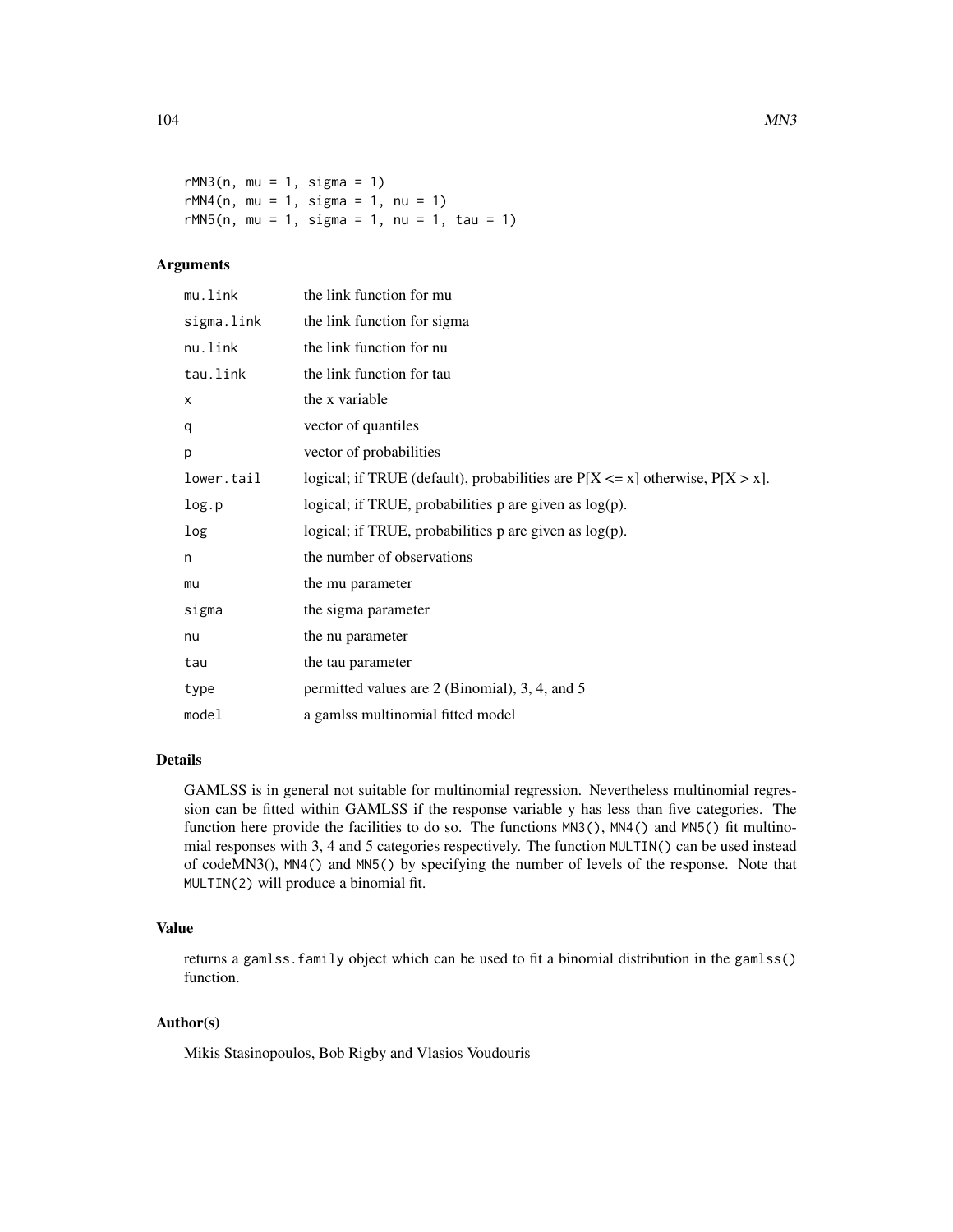```
rMN3(n, mu = 1, sigma = 1)
rMN4(n, mu = 1, sigma = 1, nu = 1)
rMN5(n, mu = 1, sigma = 1, nu = 1, tau = 1)
```

## Arguments

| | |
|---|---|
| `mu.link` | the link function for mu |
| `sigma.link` | the link function for sigma |
| `nu.link` | the link function for nu |
| `tau.link` | the link function for tau |
| `x` | the x variable |
| `q` | vector of quantiles |
| `p` | vector of probabilities |
| `lower.tail` | logical; if TRUE (default), probabilities are P[X <= x] otherwise, P[X > x]. |
| `log.p` | logical; if TRUE, probabilities p are given as log(p). |
| `log` | logical; if TRUE, probabilities p are given as log(p). |
| `n` | the number of observations |
| `mu` | the mu parameter |
| `sigma` | the sigma parameter |
| `nu` | the nu parameter |
| `tau` | the tau parameter |
| `type` | permitted values are 2 (Binomial), 3, 4, and 5 |
| `model` | a gamlss multinomial fitted model |

## Details

GAMLSS is in general not suitable for multinomial regression. Nevertheless multinomial regression can be fitted within GAMLSS if the response variable y has less than five categories. The function here provide the facilities to do so. The functions `MN3()`, `MN4()` and `MN5()` fit multinomial responses with 3, 4 and 5 categories respectively. The function `MULTIN()` can be used instead of codeMN3(), `MN4()` and `MN5()` by specifying the number of levels of the response. Note that `MULTIN(2)` will produce a binomial fit.

## Value

returns a `gamlss.family` object which can be used to fit a binomial distribution in the `gamlss()` function.

## Author(s)

Mikis Stasinopoulos, Bob Rigby and Vlasios Voudouris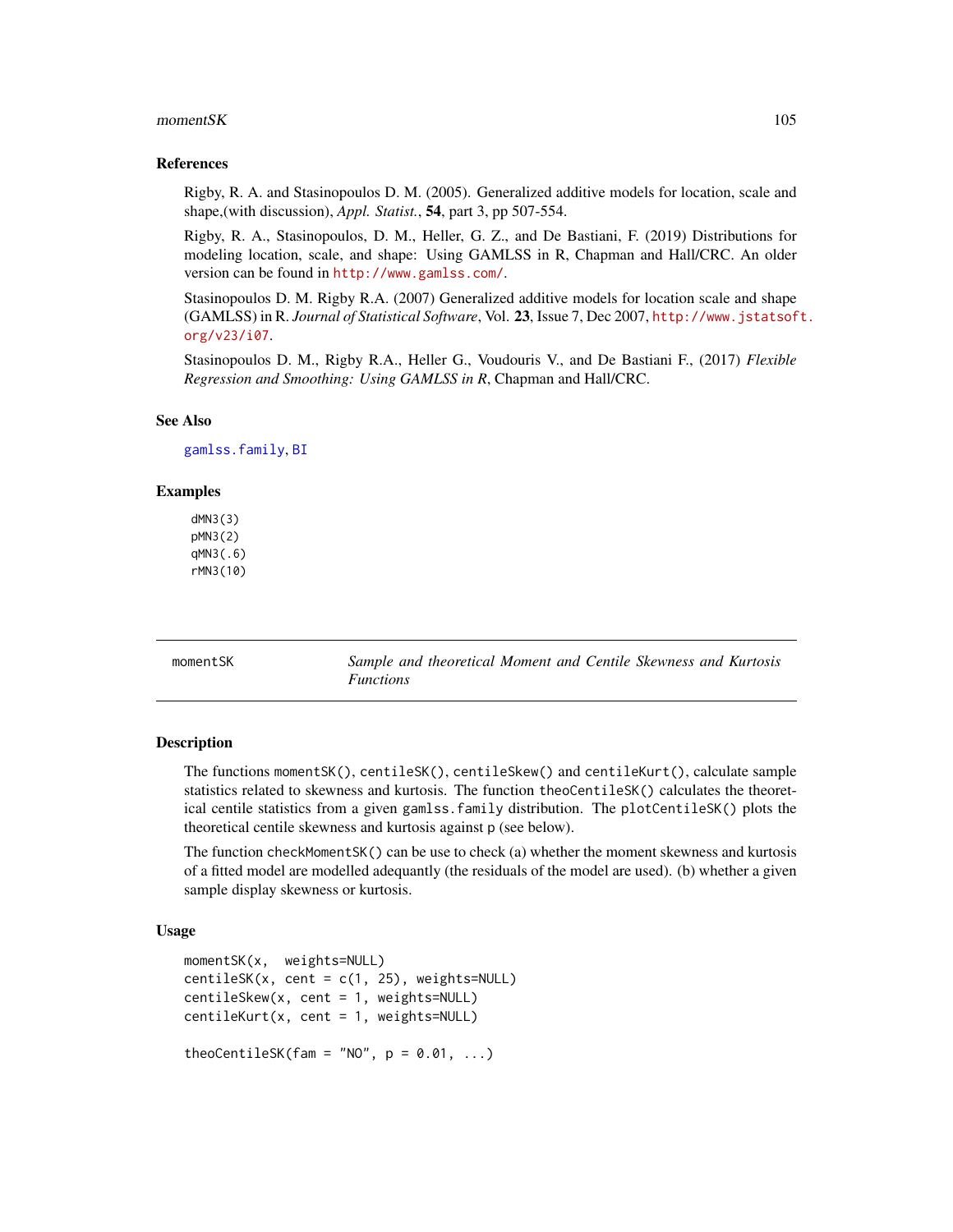### References

Rigby, R. A. and Stasinopoulos D. M. (2005). Generalized additive models for location, scale and shape,(with discussion), *Appl. Statist.*, **54**, part 3, pp 507-554.

Rigby, R. A., Stasinopoulos, D. M., Heller, G. Z., and De Bastiani, F. (2019) Distributions for modeling location, scale, and shape: Using GAMLSS in R, Chapman and Hall/CRC. An older version can be found in http://www.gamlss.com/.

Stasinopoulos D. M. Rigby R.A. (2007) Generalized additive models for location scale and shape (GAMLSS) in R. *Journal of Statistical Software*, Vol. **23**, Issue 7, Dec 2007, http://www.jstatsoft.org/v23/i07.

Stasinopoulos D. M., Rigby R.A., Heller G., Voudouris V., and De Bastiani F., (2017) *Flexible Regression and Smoothing: Using GAMLSS in R*, Chapman and Hall/CRC.

### See Also

gamlss.family, BI

### Examples

```
dMN3(3)
pMN3(2)
qMN3(.6)
rMN3(10)
```

---

## momentSK — *Sample and theoretical Moment and Centile Skewness and Kurtosis Functions*

### Description

The functions `momentSK()`, `centileSK()`, `centileSkew()` and `centileKurt()`, calculate sample statistics related to skewness and kurtosis. The function `theoCentileSK()` calculates the theoretical centile statistics from a given `gamlss.family` distribution. The `plotCentileSK()` plots the theoretical centile skewness and kurtosis against `p` (see below).

The function `checkMomentSK()` can be use to check (a) whether the moment skewness and kurtosis of a fitted model are modelled adequantly (the residuals of the model are used). (b) whether a given sample display skewness or kurtosis.

### Usage

```
momentSK(x,  weights=NULL)
centileSK(x, cent = c(1, 25), weights=NULL)
centileSkew(x, cent = 1, weights=NULL)
centileKurt(x, cent = 1, weights=NULL)

theoCentileSK(fam = "NO", p = 0.01, ...)
```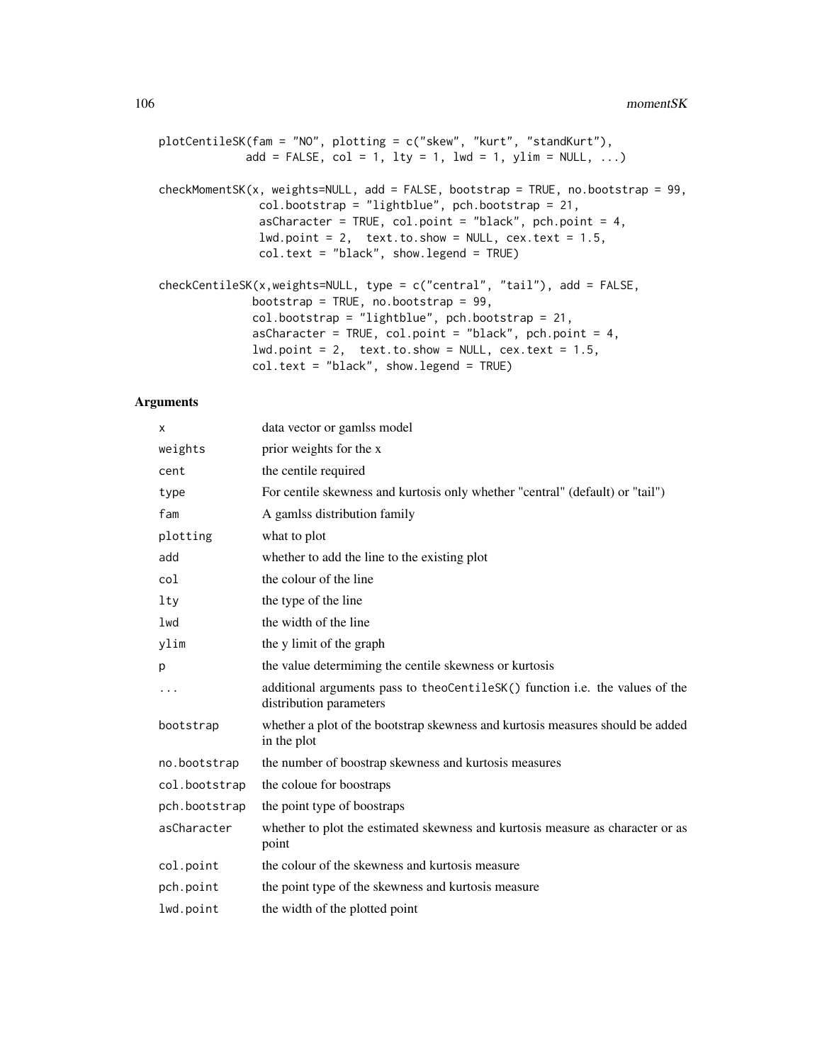```
plotCentileSK(fam = "NO", plotting = c("skew", "kurt", "standKurt"),
            add = FALSE, col = 1, lty = 1, lwd = 1, ylim = NULL, ...)

checkMomentSK(x, weights=NULL, add = FALSE, bootstrap = TRUE, no.bootstrap = 99,
              col.bootstrap = "lightblue", pch.bootstrap = 21,
              asCharacter = TRUE, col.point = "black", pch.point = 4,
              lwd.point = 2,  text.to.show = NULL, cex.text = 1.5,
              col.text = "black", show.legend = TRUE)

checkCentileSK(x,weights=NULL, type = c("central", "tail"), add = FALSE,
             bootstrap = TRUE, no.bootstrap = 99,
             col.bootstrap = "lightblue", pch.bootstrap = 21,
             asCharacter = TRUE, col.point = "black", pch.point = 4,
             lwd.point = 2,  text.to.show = NULL, cex.text = 1.5,
             col.text = "black", show.legend = TRUE)
```

## Arguments

| | |
|---|---|
| x | data vector or gamlss model |
| weights | prior weights for the x |
| cent | the centile required |
| type | For centile skewness and kurtosis only whether "central" (default) or "tail") |
| fam | A gamlss distribution family |
| plotting | what to plot |
| add | whether to add the line to the existing plot |
| col | the colour of the line |
| lty | the type of the line |
| lwd | the width of the line |
| ylim | the y limit of the graph |
| p | the value determiming the centile skewness or kurtosis |
| ... | additional arguments pass to theoCentileSK() function i.e. the values of the distribution parameters |
| bootstrap | whether a plot of the bootstrap skewness and kurtosis measures should be added in the plot |
| no.bootstrap | the number of boostrap skewness and kurtosis measures |
| col.bootstrap | the coloue for boostraps |
| pch.bootstrap | the point type of boostraps |
| asCharacter | whether to plot the estimated skewness and kurtosis measure as character or as point |
| col.point | the colour of the skewness and kurtosis measure |
| pch.point | the point type of the skewness and kurtosis measure |
| lwd.point | the width of the plotted point |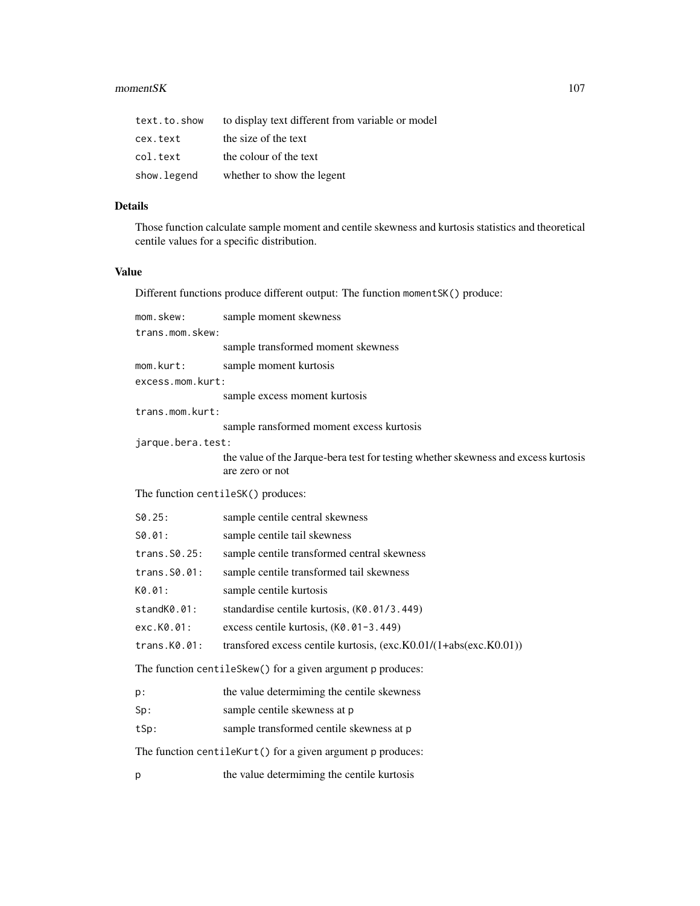| | |
|---|---|
| `text.to.show` | to display text different from variable or model |
| `cex.text` | the size of the text |
| `col.text` | the colour of the text |
| `show.legend` | whether to show the legent |

## Details

Those function calculate sample moment and centile skewness and kurtosis statistics and theoretical centile values for a specific distribution.

## Value

Different functions produce different output: The function `momentSK()` produce:

- `mom.skew:` sample moment skewness
- `trans.mom.skew:` sample transformed moment skewness
- `mom.kurt:` sample moment kurtosis
- `excess.mom.kurt:` sample excess moment kurtosis
- `trans.mom.kurt:` sample ransformed moment excess kurtosis
- `jarque.bera.test:` the value of the Jarque-bera test for testing whether skewness and excess kurtosis are zero or not

The function `centileSK()` produces:

- `S0.25:` sample centile central skewness
- `S0.01:` sample centile tail skewness
- `trans.S0.25:` sample centile transformed central skewness
- `trans.S0.01:` sample centile transformed tail skewness
- `K0.01:` sample centile kurtosis
- `standK0.01:` standardise centile kurtosis, (`K0.01/3.449`)
- `exc.K0.01:` excess centile kurtosis, (`K0.01-3.449`)
- `trans.K0.01:` transfored excess centile kurtosis, (exc.K0.01/(1+abs(exc.K0.01))

The function `centileSkew()` for a given argument `p` produces:

- `p:` the value determiming the centile skewness
- `Sp:` sample centile skewness at `p`
- `tSp:` sample transformed centile skewness at `p`

The function `centileKurt()` for a given argument `p` produces:

- `p` the value determiming the centile kurtosis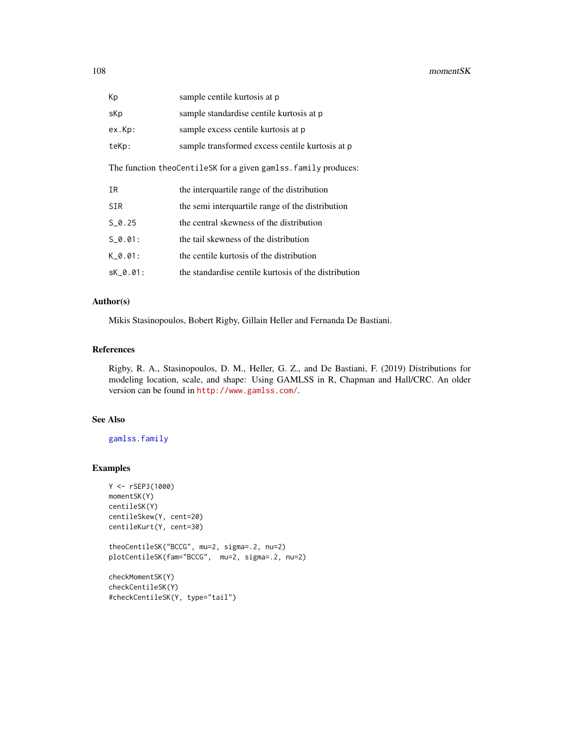| | |
|---|---|
| Kp | sample centile kurtosis at p |
| sKp | sample standardise centile kurtosis at p |
| ex.Kp: | sample excess centile kurtosis at p |
| teKp: | sample transformed excess centile kurtosis at p |

The function `theoCentileSK` for a given `gamlss.family` produces:

| | |
|---|---|
| IR | the interquartile range of the distribution |
| SIR | the semi interquartile range of the distribution |
| S_0.25 | the central skewness of the distribution |
| S_0.01: | the tail skewness of the distribution |
| K_0.01: | the centile kurtosis of the distribution |
| sK_0.01: | the standardise centile kurtosis of the distribution |

## Author(s)

Mikis Stasinopoulos, Bobert Rigby, Gillain Heller and Fernanda De Bastiani.

## References

Rigby, R. A., Stasinopoulos, D. M., Heller, G. Z., and De Bastiani, F. (2019) Distributions for modeling location, scale, and shape: Using GAMLSS in R, Chapman and Hall/CRC. An older version can be found in http://www.gamlss.com/.

## See Also

gamlss.family

## Examples

```
Y <- rSEP3(1000)
momentSK(Y)
centileSK(Y)
centileSkew(Y, cent=20)
centileKurt(Y, cent=30)

theoCentileSK("BCCG", mu=2, sigma=.2, nu=2)
plotCentileSK(fam="BCCG",  mu=2, sigma=.2, nu=2)

checkMomentSK(Y)
checkCentileSK(Y)
#checkCentileSK(Y, type="tail")
```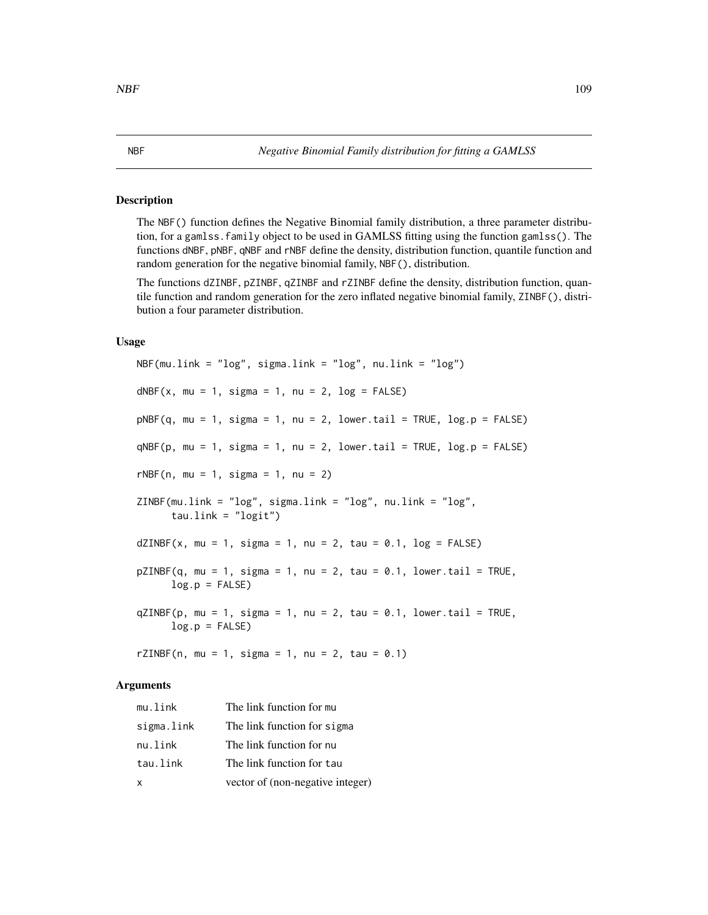NBF *Negative Binomial Family distribution for fitting a GAMLSS*

## Description

The NBF() function defines the Negative Binomial family distribution, a three parameter distribution, for a gamlss.family object to be used in GAMLSS fitting using the function gamlss(). The functions dNBF, pNBF, qNBF and rNBF define the density, distribution function, quantile function and random generation for the negative binomial family, NBF(), distribution.

The functions dZINBF, pZINBF, qZINBF and rZINBF define the density, distribution function, quantile function and random generation for the zero inflated negative binomial family, ZINBF(), distribution a four parameter distribution.

## Usage

```
NBF(mu.link = "log", sigma.link = "log", nu.link = "log")

dNBF(x, mu = 1, sigma = 1, nu = 2, log = FALSE)

pNBF(q, mu = 1, sigma = 1, nu = 2, lower.tail = TRUE, log.p = FALSE)

qNBF(p, mu = 1, sigma = 1, nu = 2, lower.tail = TRUE, log.p = FALSE)

rNBF(n, mu = 1, sigma = 1, nu = 2)

ZINBF(mu.link = "log", sigma.link = "log", nu.link = "log",
      tau.link = "logit")

dZINBF(x, mu = 1, sigma = 1, nu = 2, tau = 0.1, log = FALSE)

pZINBF(q, mu = 1, sigma = 1, nu = 2, tau = 0.1, lower.tail = TRUE,
      log.p = FALSE)

qZINBF(p, mu = 1, sigma = 1, nu = 2, tau = 0.1, lower.tail = TRUE,
      log.p = FALSE)

rZINBF(n, mu = 1, sigma = 1, nu = 2, tau = 0.1)
```

## Arguments

| | |
|---|---|
| mu.link | The link function for mu |
| sigma.link | The link function for sigma |
| nu.link | The link function for nu |
| tau.link | The link function for tau |
| x | vector of (non-negative integer) |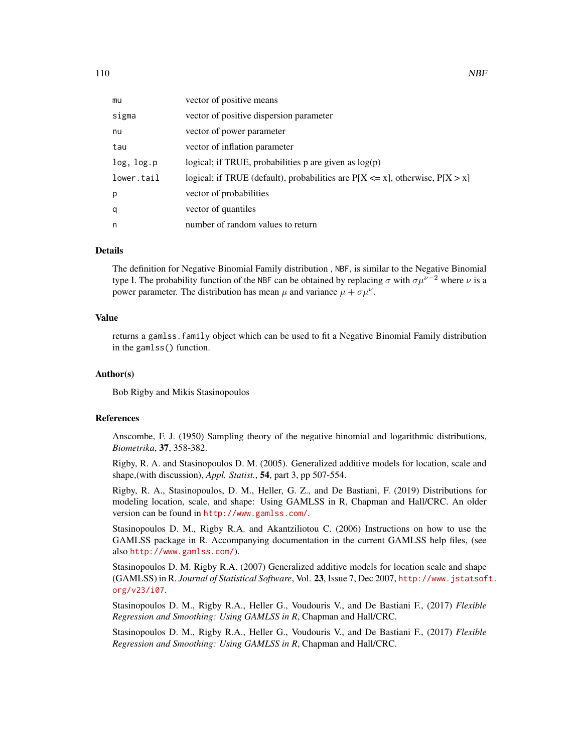| | |
|---|---|
| mu | vector of positive means |
| sigma | vector of positive dispersion parameter |
| nu | vector of power parameter |
| tau | vector of inflation parameter |
| log, log.p | logical; if TRUE, probabilities p are given as log(p) |
| lower.tail | logical; if TRUE (default), probabilities are P[X <= x], otherwise, P[X > x] |
| p | vector of probabilities |
| q | vector of quantiles |
| n | number of random values to return |

## Details

The definition for Negative Binomial Family distribution , `NBF`, is similar to the Negative Binomial type I. The probability function of the `NBF` can be obtained by replacing $\sigma$ with $\sigma\mu^{\nu-2}$ where $\nu$ is a power parameter. The distribution has mean $\mu$ and variance $\mu + \sigma\mu^{\nu}$.

## Value

returns a `gamlss.family` object which can be used to fit a Negative Binomial Family distribution in the `gamlss()` function.

## Author(s)

Bob Rigby and Mikis Stasinopoulos

## References

Anscombe, F. J. (1950) Sampling theory of the negative binomial and logarithmic distributions, *Biometrika*, **37**, 358-382.

Rigby, R. A. and Stasinopoulos D. M. (2005). Generalized additive models for location, scale and shape,(with discussion), *Appl. Statist.*, **54**, part 3, pp 507-554.

Rigby, R. A., Stasinopoulos, D. M., Heller, G. Z., and De Bastiani, F. (2019) Distributions for modeling location, scale, and shape: Using GAMLSS in R, Chapman and Hall/CRC. An older version can be found in http://www.gamlss.com/.

Stasinopoulos D. M., Rigby R.A. and Akantziliotou C. (2006) Instructions on how to use the GAMLSS package in R. Accompanying documentation in the current GAMLSS help files, (see also http://www.gamlss.com/).

Stasinopoulos D. M. Rigby R.A. (2007) Generalized additive models for location scale and shape (GAMLSS) in R. *Journal of Statistical Software*, Vol. **23**, Issue 7, Dec 2007, http://www.jstatsoft.org/v23/i07.

Stasinopoulos D. M., Rigby R.A., Heller G., Voudouris V., and De Bastiani F., (2017) *Flexible Regression and Smoothing: Using GAMLSS in R*, Chapman and Hall/CRC.

Stasinopoulos D. M., Rigby R.A., Heller G., Voudouris V., and De Bastiani F., (2017) *Flexible Regression and Smoothing: Using GAMLSS in R*, Chapman and Hall/CRC.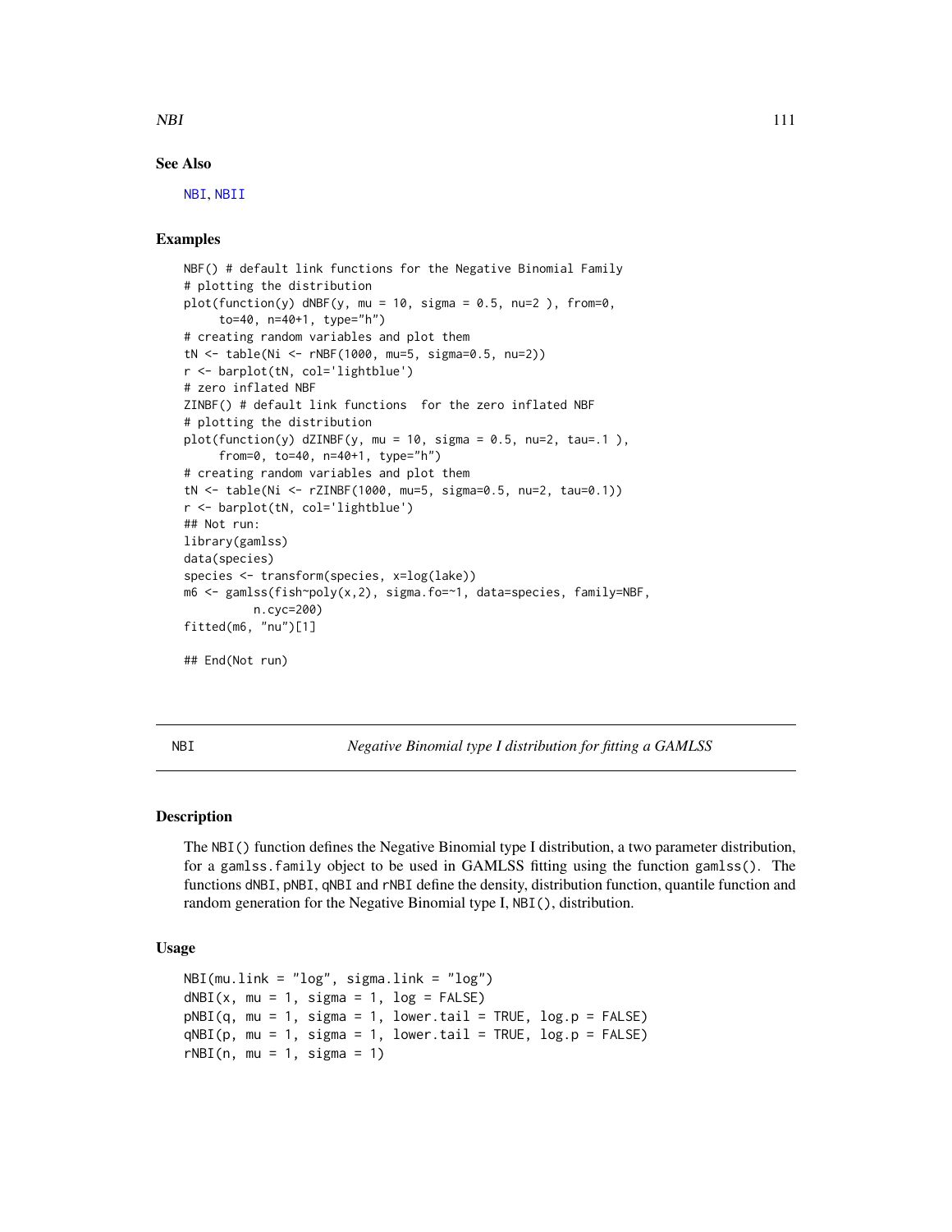### See Also

NBI, NBII

### Examples

```
NBF() # default link functions for the Negative Binomial Family
# plotting the distribution
plot(function(y) dNBF(y, mu = 10, sigma = 0.5, nu=2 ), from=0,
     to=40, n=40+1, type="h")
# creating random variables and plot them
tN <- table(Ni <- rNBF(1000, mu=5, sigma=0.5, nu=2))
r <- barplot(tN, col='lightblue')
# zero inflated NBF
ZINBF() # default link functions  for the zero inflated NBF
# plotting the distribution
plot(function(y) dZINBF(y, mu = 10, sigma = 0.5, nu=2, tau=.1 ),
     from=0, to=40, n=40+1, type="h")
# creating random variables and plot them
tN <- table(Ni <- rZINBF(1000, mu=5, sigma=0.5, nu=2, tau=0.1))
r <- barplot(tN, col='lightblue')
## Not run:
library(gamlss)
data(species)
species <- transform(species, x=log(lake))
m6 <- gamlss(fish~poly(x,2), sigma.fo=~1, data=species, family=NBF,
          n.cyc=200)
fitted(m6, "nu")[1]

## End(Not run)
```

---

## NBI — *Negative Binomial type I distribution for fitting a GAMLSS*

### Description

The `NBI()` function defines the Negative Binomial type I distribution, a two parameter distribution, for a `gamlss.family` object to be used in GAMLSS fitting using the function `gamlss()`. The functions `dNBI`, `pNBI`, `qNBI` and `rNBI` define the density, distribution function, quantile function and random generation for the Negative Binomial type I, `NBI()`, distribution.

### Usage

```
NBI(mu.link = "log", sigma.link = "log")
dNBI(x, mu = 1, sigma = 1, log = FALSE)
pNBI(q, mu = 1, sigma = 1, lower.tail = TRUE, log.p = FALSE)
qNBI(p, mu = 1, sigma = 1, lower.tail = TRUE, log.p = FALSE)
rNBI(n, mu = 1, sigma = 1)
```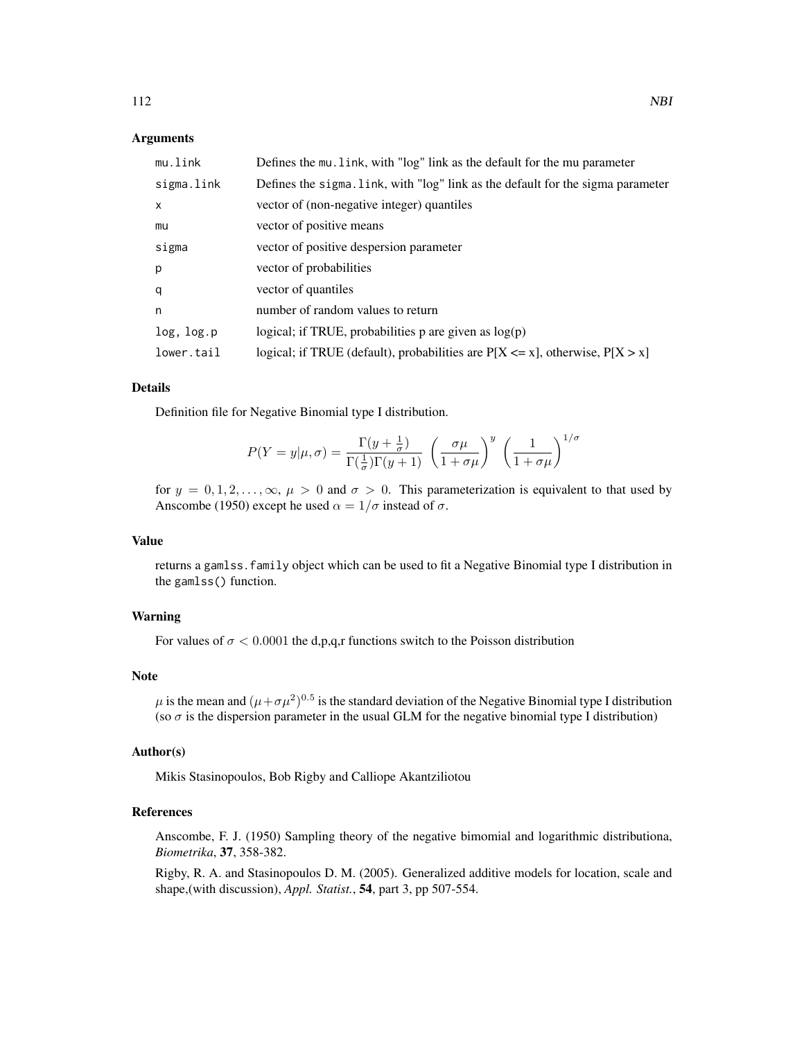## Arguments

| | |
|---|---|
| mu.link | Defines the mu.link, with "log" link as the default for the mu parameter |
| sigma.link | Defines the sigma.link, with "log" link as the default for the sigma parameter |
| x | vector of (non-negative integer) quantiles |
| mu | vector of positive means |
| sigma | vector of positive despersion parameter |
| p | vector of probabilities |
| q | vector of quantiles |
| n | number of random values to return |
| log, log.p | logical; if TRUE, probabilities p are given as log(p) |
| lower.tail | logical; if TRUE (default), probabilities are P[X <= x], otherwise, P[X > x] |

## Details

Definition file for Negative Binomial type I distribution.

$$P(Y = y|\mu, \sigma) = \frac{\Gamma(y + \frac{1}{\sigma})}{\Gamma(\frac{1}{\sigma})\Gamma(y + 1)} \left(\frac{\sigma\mu}{1 + \sigma\mu}\right)^y \left(\frac{1}{1 + \sigma\mu}\right)^{1/\sigma}$$

for $y = 0, 1, 2, \ldots, \infty$, $\mu > 0$ and $\sigma > 0$. This parameterization is equivalent to that used by Anscombe (1950) except he used $\alpha = 1/\sigma$ instead of $\sigma$.

## Value

returns a gamlss.family object which can be used to fit a Negative Binomial type I distribution in the gamlss() function.

## Warning

For values of $\sigma < 0.0001$ the d,p,q,r functions switch to the Poisson distribution

## Note

$\mu$ is the mean and $(\mu + \sigma\mu^2)^{0.5}$ is the standard deviation of the Negative Binomial type I distribution (so $\sigma$ is the dispersion parameter in the usual GLM for the negative binomial type I distribution)

## Author(s)

Mikis Stasinopoulos, Bob Rigby and Calliope Akantziliotou

## References

Anscombe, F. J. (1950) Sampling theory of the negative bimomial and logarithmic distributiona, *Biometrika*, **37**, 358-382.

Rigby, R. A. and Stasinopoulos D. M. (2005). Generalized additive models for location, scale and shape,(with discussion), *Appl. Statist.*, **54**, part 3, pp 507-554.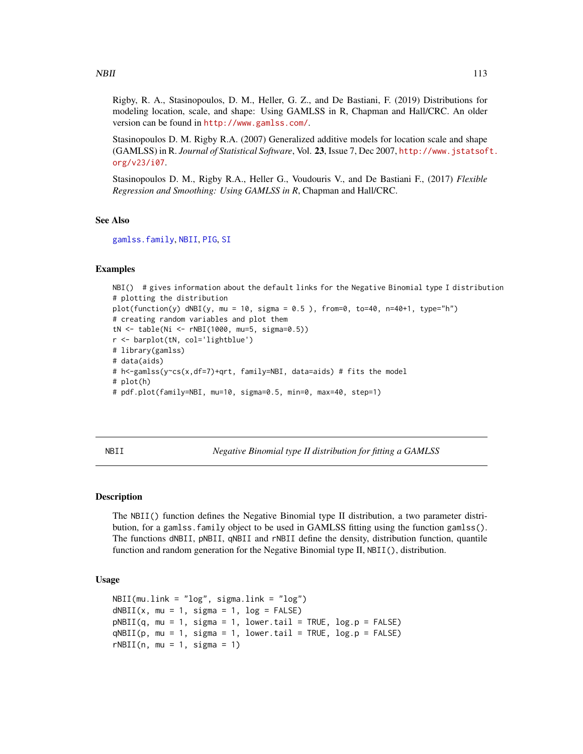Rigby, R. A., Stasinopoulos, D. M., Heller, G. Z., and De Bastiani, F. (2019) Distributions for modeling location, scale, and shape: Using GAMLSS in R, Chapman and Hall/CRC. An older version can be found in http://www.gamlss.com/.

Stasinopoulos D. M. Rigby R.A. (2007) Generalized additive models for location scale and shape (GAMLSS) in R. *Journal of Statistical Software*, Vol. **23**, Issue 7, Dec 2007, http://www.jstatsoft.org/v23/i07.

Stasinopoulos D. M., Rigby R.A., Heller G., Voudouris V., and De Bastiani F., (2017) *Flexible Regression and Smoothing: Using GAMLSS in R*, Chapman and Hall/CRC.

### See Also

gamlss.family, NBII, PIG, SI

### Examples

```
NBI()  # gives information about the default links for the Negative Binomial type I distribution
# plotting the distribution
plot(function(y) dNBI(y, mu = 10, sigma = 0.5 ), from=0, to=40, n=40+1, type="h")
# creating random variables and plot them
tN <- table(Ni <- rNBI(1000, mu=5, sigma=0.5))
r <- barplot(tN, col='lightblue')
# library(gamlss)
# data(aids)
# h<-gamlss(y~cs(x,df=7)+qrt, family=NBI, data=aids) # fits the model
# plot(h)
# pdf.plot(family=NBI, mu=10, sigma=0.5, min=0, max=40, step=1)
```

---

## NBII    *Negative Binomial type II distribution for fitting a GAMLSS*

---

### Description

The NBII() function defines the Negative Binomial type II distribution, a two parameter distribution, for a gamlss.family object to be used in GAMLSS fitting using the function gamlss(). The functions dNBII, pNBII, qNBII and rNBII define the density, distribution function, quantile function and random generation for the Negative Binomial type II, NBII(), distribution.

### Usage

```
NBII(mu.link = "log", sigma.link = "log")
dNBII(x, mu = 1, sigma = 1, log = FALSE)
pNBII(q, mu = 1, sigma = 1, lower.tail = TRUE, log.p = FALSE)
qNBII(p, mu = 1, sigma = 1, lower.tail = TRUE, log.p = FALSE)
rNBII(n, mu = 1, sigma = 1)
```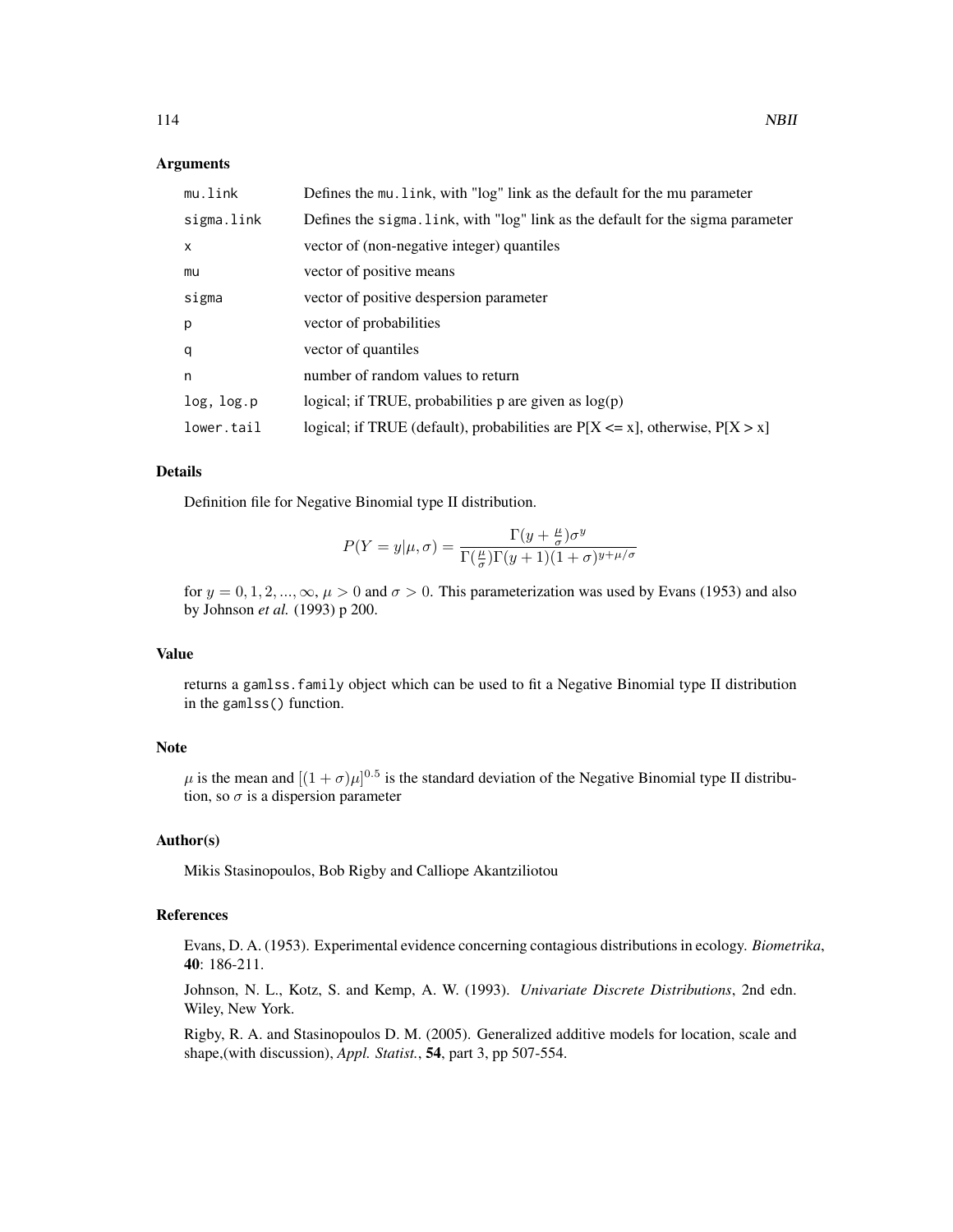## Arguments

| | |
|---|---|
| `mu.link` | Defines the `mu.link`, with "log" link as the default for the mu parameter |
| `sigma.link` | Defines the `sigma.link`, with "log" link as the default for the sigma parameter |
| `x` | vector of (non-negative integer) quantiles |
| `mu` | vector of positive means |
| `sigma` | vector of positive despersion parameter |
| `p` | vector of probabilities |
| `q` | vector of quantiles |
| `n` | number of random values to return |
| `log, log.p` | logical; if TRUE, probabilities p are given as log(p) |
| `lower.tail` | logical; if TRUE (default), probabilities are P[X <= x], otherwise, P[X > x] |

## Details

Definition file for Negative Binomial type II distribution.

$$P(Y = y|\mu, \sigma) = \frac{\Gamma(y + \frac{\mu}{\sigma})\sigma^y}{\Gamma(\frac{\mu}{\sigma})\Gamma(y + 1)(1 + \sigma)^{y+\mu/\sigma}}$$

for $y = 0, 1, 2, ..., \infty$, $\mu > 0$ and $\sigma > 0$. This parameterization was used by Evans (1953) and also by Johnson *et al.* (1993) p 200.

## Value

returns a `gamlss.family` object which can be used to fit a Negative Binomial type II distribution in the `gamlss()` function.

## Note

$\mu$ is the mean and $[(1 + \sigma)\mu]^{0.5}$ is the standard deviation of the Negative Binomial type II distribution, so $\sigma$ is a dispersion parameter

## Author(s)

Mikis Stasinopoulos, Bob Rigby and Calliope Akantziliotou

## References

Evans, D. A. (1953). Experimental evidence concerning contagious distributions in ecology. *Biometrika*, **40**: 186-211.

Johnson, N. L., Kotz, S. and Kemp, A. W. (1993). *Univariate Discrete Distributions*, 2nd edn. Wiley, New York.

Rigby, R. A. and Stasinopoulos D. M. (2005). Generalized additive models for location, scale and shape,(with discussion), *Appl. Statist.*, **54**, part 3, pp 507-554.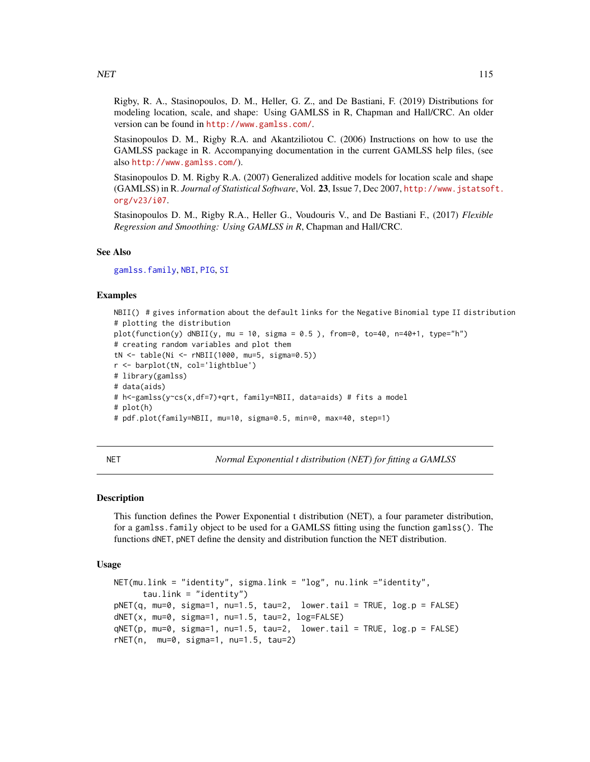Rigby, R. A., Stasinopoulos, D. M., Heller, G. Z., and De Bastiani, F. (2019) Distributions for modeling location, scale, and shape: Using GAMLSS in R, Chapman and Hall/CRC. An older version can be found in http://www.gamlss.com/.

Stasinopoulos D. M., Rigby R.A. and Akantziliotou C. (2006) Instructions on how to use the GAMLSS package in R. Accompanying documentation in the current GAMLSS help files, (see also http://www.gamlss.com/).

Stasinopoulos D. M. Rigby R.A. (2007) Generalized additive models for location scale and shape (GAMLSS) in R. *Journal of Statistical Software*, Vol. **23**, Issue 7, Dec 2007, http://www.jstatsoft.org/v23/i07.

Stasinopoulos D. M., Rigby R.A., Heller G., Voudouris V., and De Bastiani F., (2017) *Flexible Regression and Smoothing: Using GAMLSS in R*, Chapman and Hall/CRC.

### See Also

gamlss.family, NBI, PIG, SI

### Examples

```
NBII()  # gives information about the default links for the Negative Binomial type II distribution
# plotting the distribution
plot(function(y) dNBII(y, mu = 10, sigma = 0.5 ), from=0, to=40, n=40+1, type="h")
# creating random variables and plot them
tN <- table(Ni <- rNBII(1000, mu=5, sigma=0.5))
r <- barplot(tN, col='lightblue')
# library(gamlss)
# data(aids)
# h<-gamlss(y~cs(x,df=7)+qrt, family=NBII, data=aids) # fits a model
# plot(h)
# pdf.plot(family=NBII, mu=10, sigma=0.5, min=0, max=40, step=1)
```

---

## NET — *Normal Exponential t distribution (NET) for fitting a GAMLSS*

### Description

This function defines the Power Exponential t distribution (NET), a four parameter distribution, for a `gamlss.family` object to be used for a GAMLSS fitting using the function `gamlss()`. The functions `dNET`, `pNET` define the density and distribution function the NET distribution.

### Usage

```
NET(mu.link = "identity", sigma.link = "log", nu.link ="identity",
      tau.link = "identity")
pNET(q, mu=0, sigma=1, nu=1.5, tau=2,  lower.tail = TRUE, log.p = FALSE)
dNET(x, mu=0, sigma=1, nu=1.5, tau=2, log=FALSE)
qNET(p, mu=0, sigma=1, nu=1.5, tau=2,  lower.tail = TRUE, log.p = FALSE)
rNET(n,  mu=0, sigma=1, nu=1.5, tau=2)
```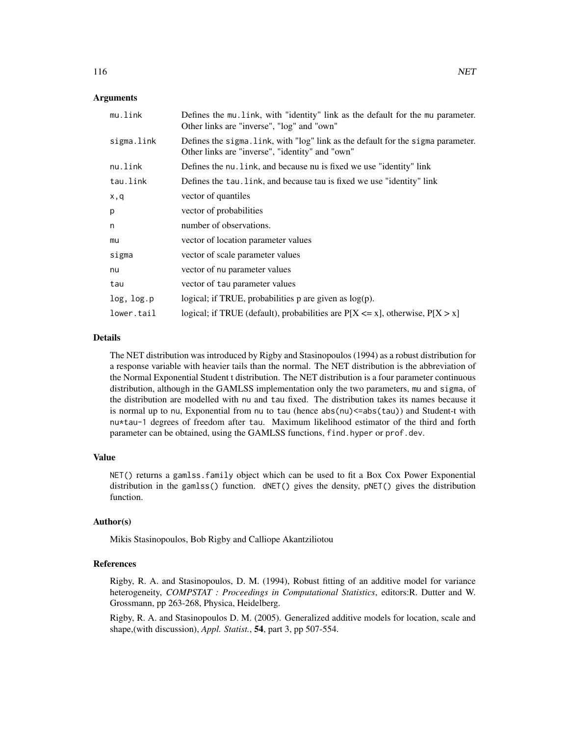## Arguments

| | |
|---|---|
| `mu.link` | Defines the `mu.link`, with "identity" link as the default for the mu parameter. Other links are "inverse", "log" and "own" |
| `sigma.link` | Defines the `sigma.link`, with "log" link as the default for the sigma parameter. Other links are "inverse", "identity" and "own" |
| `nu.link` | Defines the `nu.link`, and because nu is fixed we use "identity" link |
| `tau.link` | Defines the `tau.link`, and because tau is fixed we use "identity" link |
| `x,q` | vector of quantiles |
| `p` | vector of probabilities |
| `n` | number of observations. |
| `mu` | vector of location parameter values |
| `sigma` | vector of scale parameter values |
| `nu` | vector of `nu` parameter values |
| `tau` | vector of `tau` parameter values |
| `log, log.p` | logical; if TRUE, probabilities p are given as log(p). |
| `lower.tail` | logical; if TRUE (default), probabilities are P[X <= x], otherwise, P[X > x] |

## Details

The NET distribution was introduced by Rigby and Stasinopoulos (1994) as a robust distribution for a response variable with heavier tails than the normal. The NET distribution is the abbreviation of the Normal Exponential Student t distribution. The NET distribution is a four parameter continuous distribution, although in the GAMLSS implementation only the two parameters, `mu` and `sigma`, of the distribution are modelled with `nu` and `tau` fixed. The distribution takes its names because it is normal up to `nu`, Exponential from `nu` to `tau` (hence `abs(nu)<=abs(tau)`) and Student-t with `nu*tau-1` degrees of freedom after `tau`. Maximum likelihood estimator of the third and forth parameter can be obtained, using the GAMLSS functions, `find.hyper` or `prof.dev`.

## Value

`NET()` returns a `gamlss.family` object which can be used to fit a Box Cox Power Exponential distribution in the `gamlss()` function. `dNET()` gives the density, `pNET()` gives the distribution function.

## Author(s)

Mikis Stasinopoulos, Bob Rigby and Calliope Akantziliotou

## References

Rigby, R. A. and Stasinopoulos, D. M. (1994), Robust fitting of an additive model for variance heterogeneity, *COMPSTAT : Proceedings in Computational Statistics*, editors:R. Dutter and W. Grossmann, pp 263-268, Physica, Heidelberg.

Rigby, R. A. and Stasinopoulos D. M. (2005). Generalized additive models for location, scale and shape,(with discussion), *Appl. Statist.*, **54**, part 3, pp 507-554.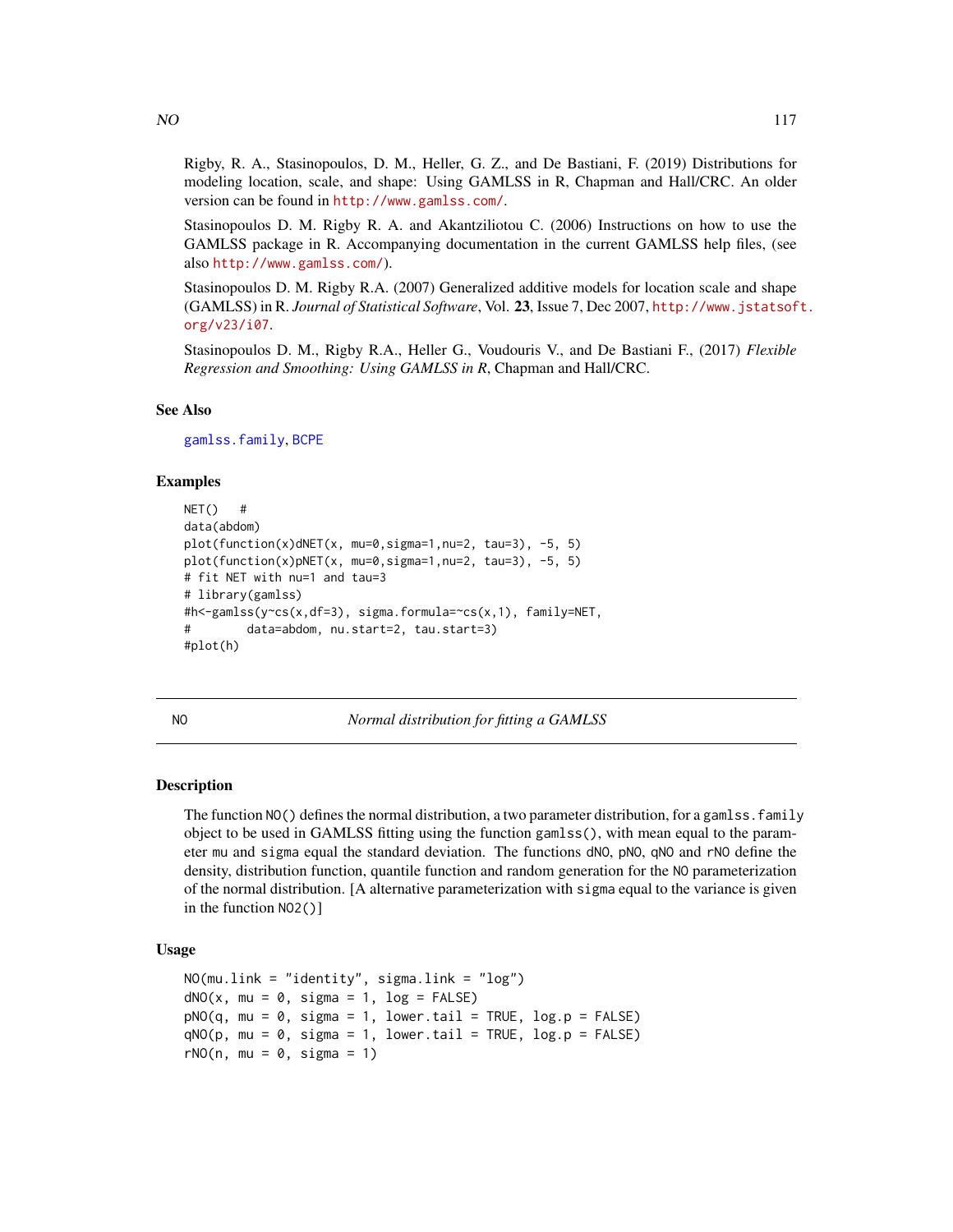Rigby, R. A., Stasinopoulos, D. M., Heller, G. Z., and De Bastiani, F. (2019) Distributions for modeling location, scale, and shape: Using GAMLSS in R, Chapman and Hall/CRC. An older version can be found in http://www.gamlss.com/.

Stasinopoulos D. M. Rigby R. A. and Akantziliotou C. (2006) Instructions on how to use the GAMLSS package in R. Accompanying documentation in the current GAMLSS help files, (see also http://www.gamlss.com/).

Stasinopoulos D. M. Rigby R.A. (2007) Generalized additive models for location scale and shape (GAMLSS) in R. *Journal of Statistical Software*, Vol. **23**, Issue 7, Dec 2007, http://www.jstatsoft.org/v23/i07.

Stasinopoulos D. M., Rigby R.A., Heller G., Voudouris V., and De Bastiani F., (2017) *Flexible Regression and Smoothing: Using GAMLSS in R*, Chapman and Hall/CRC.

### See Also

gamlss.family, BCPE

### Examples

```
NET()   #
data(abdom)
plot(function(x)dNET(x, mu=0,sigma=1,nu=2, tau=3), -5, 5)
plot(function(x)pNET(x, mu=0,sigma=1,nu=2, tau=3), -5, 5)
# fit NET with nu=1 and tau=3
# library(gamlss)
#h<-gamlss(y~cs(x,df=3), sigma.formula=~cs(x,1), family=NET,
#        data=abdom, nu.start=2, tau.start=3)
#plot(h)
```

---

## NO — *Normal distribution for fitting a GAMLSS*

---

### Description

The function NO() defines the normal distribution, a two parameter distribution, for a gamlss.family object to be used in GAMLSS fitting using the function gamlss(), with mean equal to the parameter mu and sigma equal the standard deviation. The functions dNO, pNO, qNO and rNO define the density, distribution function, quantile function and random generation for the NO parameterization of the normal distribution. [A alternative parameterization with sigma equal to the variance is given in the function NO2()]

### Usage

```
NO(mu.link = "identity", sigma.link = "log")
dNO(x, mu = 0, sigma = 1, log = FALSE)
pNO(q, mu = 0, sigma = 1, lower.tail = TRUE, log.p = FALSE)
qNO(p, mu = 0, sigma = 1, lower.tail = TRUE, log.p = FALSE)
rNO(n, mu = 0, sigma = 1)
```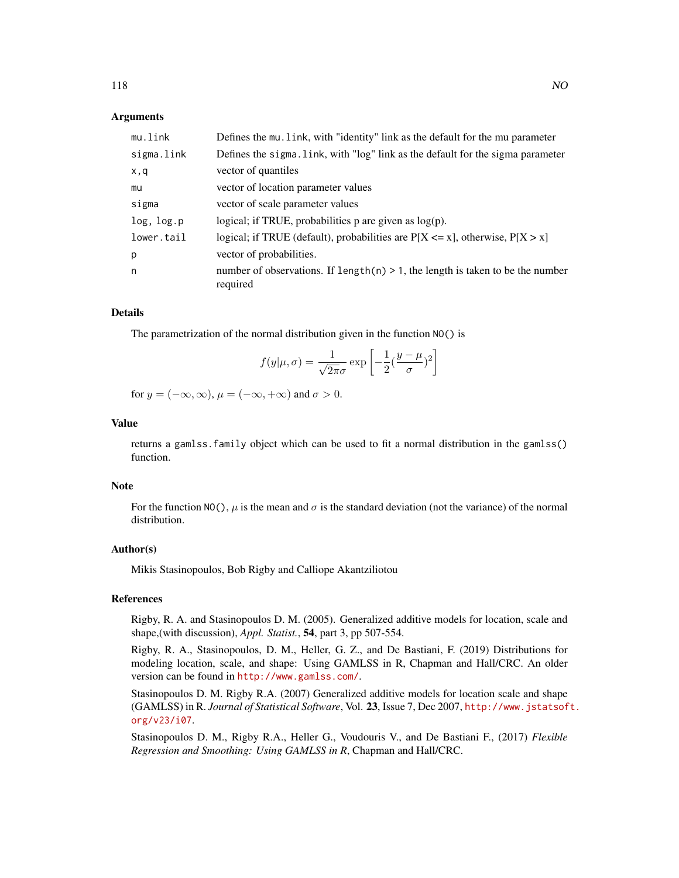## Arguments

| | |
|---|---|
| `mu.link` | Defines the `mu.link`, with "identity" link as the default for the mu parameter |
| `sigma.link` | Defines the `sigma.link`, with "log" link as the default for the sigma parameter |
| `x,q` | vector of quantiles |
| `mu` | vector of location parameter values |
| `sigma` | vector of scale parameter values |
| `log, log.p` | logical; if TRUE, probabilities p are given as log(p). |
| `lower.tail` | logical; if TRUE (default), probabilities are P[X <= x], otherwise, P[X > x] |
| `p` | vector of probabilities. |
| `n` | number of observations. If `length(n) > 1`, the length is taken to be the number required |

## Details

The parametrization of the normal distribution given in the function `NO()` is

$$f(y|\mu,\sigma) = \frac{1}{\sqrt{2\pi}\sigma}\exp\left[-\frac{1}{2}(\frac{y-\mu}{\sigma})^2\right]$$

for $y = (-\infty, \infty)$, $\mu = (-\infty, +\infty)$ and $\sigma > 0$.

## Value

returns a `gamlss.family` object which can be used to fit a normal distribution in the `gamlss()` function.

## Note

For the function `NO()`, $\mu$ is the mean and $\sigma$ is the standard deviation (not the variance) of the normal distribution.

## Author(s)

Mikis Stasinopoulos, Bob Rigby and Calliope Akantziliotou

## References

Rigby, R. A. and Stasinopoulos D. M. (2005). Generalized additive models for location, scale and shape,(with discussion), *Appl. Statist.*, **54**, part 3, pp 507-554.

Rigby, R. A., Stasinopoulos, D. M., Heller, G. Z., and De Bastiani, F. (2019) Distributions for modeling location, scale, and shape: Using GAMLSS in R, Chapman and Hall/CRC. An older version can be found in http://www.gamlss.com/.

Stasinopoulos D. M. Rigby R.A. (2007) Generalized additive models for location scale and shape (GAMLSS) in R. *Journal of Statistical Software*, Vol. **23**, Issue 7, Dec 2007, http://www.jstatsoft.org/v23/i07.

Stasinopoulos D. M., Rigby R.A., Heller G., Voudouris V., and De Bastiani F., (2017) *Flexible Regression and Smoothing: Using GAMLSS in R*, Chapman and Hall/CRC.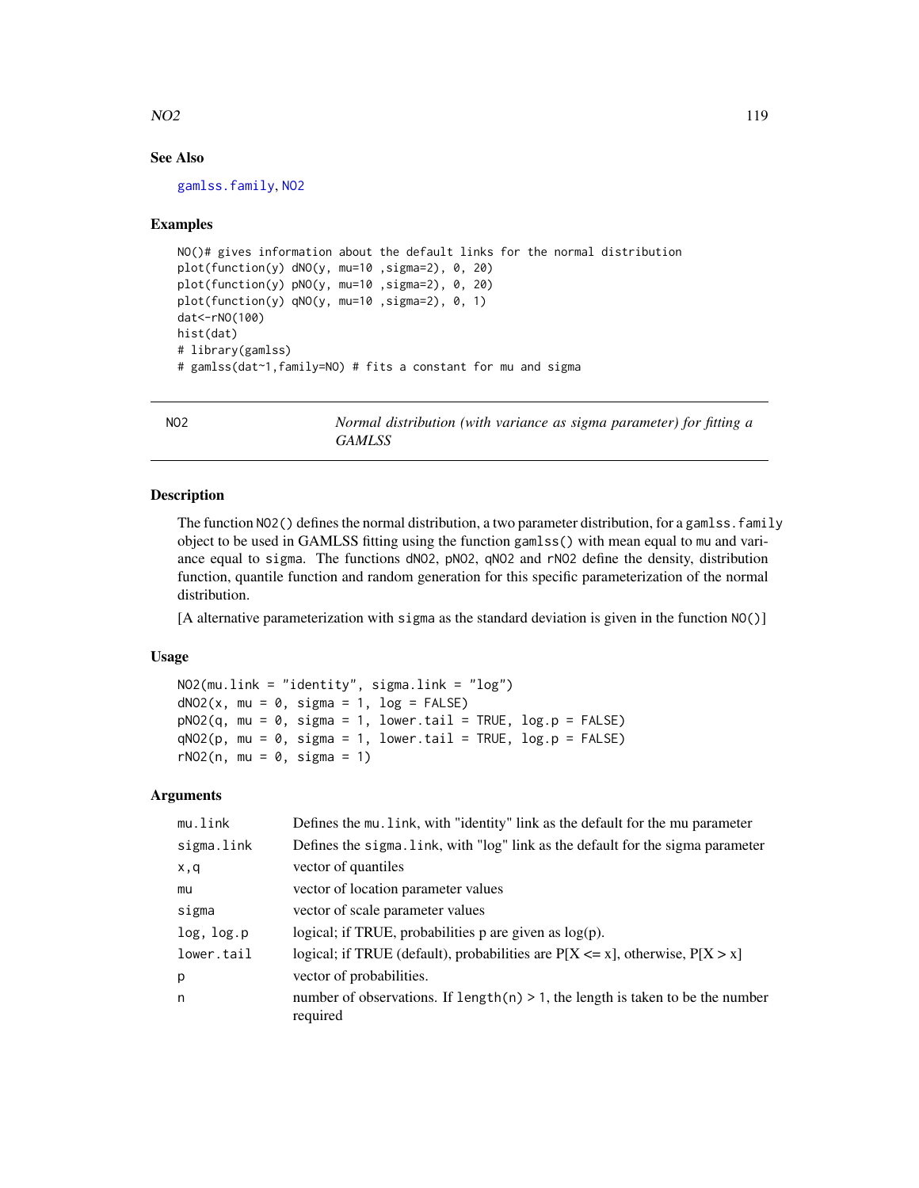## See Also

gamlss.family, NO2

## Examples

```
NO()# gives information about the default links for the normal distribution
plot(function(y) dNO(y, mu=10 ,sigma=2), 0, 20)
plot(function(y) pNO(y, mu=10 ,sigma=2), 0, 20)
plot(function(y) qNO(y, mu=10 ,sigma=2), 0, 1)
dat<-rNO(100)
hist(dat)
# library(gamlss)
# gamlss(dat~1,family=NO) # fits a constant for mu and sigma
```

---

# NO2 — *Normal distribution (with variance as sigma parameter) for fitting a GAMLSS*

## Description

The function `NO2()` defines the normal distribution, a two parameter distribution, for a `gamlss.family` object to be used in GAMLSS fitting using the function `gamlss()` with mean equal to `mu` and variance equal to `sigma`. The functions `dNO2`, `pNO2`, `qNO2` and `rNO2` define the density, distribution function, quantile function and random generation for this specific parameterization of the normal distribution.

[A alternative parameterization with `sigma` as the standard deviation is given in the function `NO()`]

## Usage

```
NO2(mu.link = "identity", sigma.link = "log")
dNO2(x, mu = 0, sigma = 1, log = FALSE)
pNO2(q, mu = 0, sigma = 1, lower.tail = TRUE, log.p = FALSE)
qNO2(p, mu = 0, sigma = 1, lower.tail = TRUE, log.p = FALSE)
rNO2(n, mu = 0, sigma = 1)
```

## Arguments

| | |
|---|---|
| `mu.link` | Defines the `mu.link`, with "identity" link as the default for the mu parameter |
| `sigma.link` | Defines the `sigma.link`, with "log" link as the default for the sigma parameter |
| `x,q` | vector of quantiles |
| `mu` | vector of location parameter values |
| `sigma` | vector of scale parameter values |
| `log, log.p` | logical; if TRUE, probabilities p are given as log(p). |
| `lower.tail` | logical; if TRUE (default), probabilities are P[X <= x], otherwise, P[X > x] |
| `p` | vector of probabilities. |
| `n` | number of observations. If `length(n) > 1`, the length is taken to be the number required |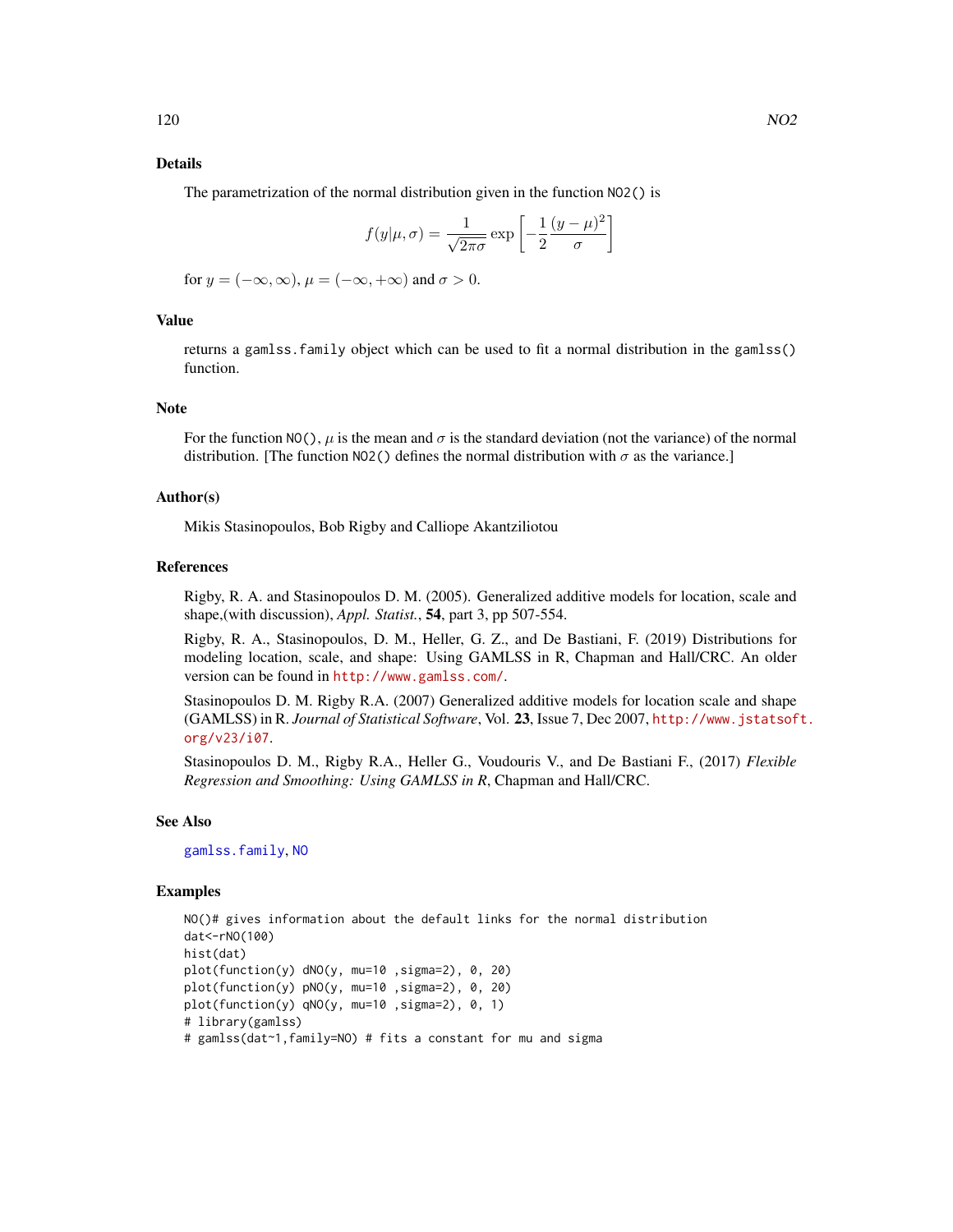## Details

The parametrization of the normal distribution given in the function NO2() is

$$f(y|\mu,\sigma) = \frac{1}{\sqrt{2\pi\sigma}} \exp\left[-\frac{1}{2}\frac{(y-\mu)^2}{\sigma}\right]$$

for $y = (-\infty, \infty)$, $\mu = (-\infty, +\infty)$ and $\sigma > 0$.

## Value

returns a gamlss.family object which can be used to fit a normal distribution in the gamlss() function.

## Note

For the function NO(), $\mu$ is the mean and $\sigma$ is the standard deviation (not the variance) of the normal distribution. [The function NO2() defines the normal distribution with $\sigma$ as the variance.]

## Author(s)

Mikis Stasinopoulos, Bob Rigby and Calliope Akantziliotou

## References

Rigby, R. A. and Stasinopoulos D. M. (2005). Generalized additive models for location, scale and shape,(with discussion), *Appl. Statist.*, **54**, part 3, pp 507-554.

Rigby, R. A., Stasinopoulos, D. M., Heller, G. Z., and De Bastiani, F. (2019) Distributions for modeling location, scale, and shape: Using GAMLSS in R, Chapman and Hall/CRC. An older version can be found in http://www.gamlss.com/.

Stasinopoulos D. M. Rigby R.A. (2007) Generalized additive models for location scale and shape (GAMLSS) in R. *Journal of Statistical Software*, Vol. **23**, Issue 7, Dec 2007, http://www.jstatsoft.org/v23/i07.

Stasinopoulos D. M., Rigby R.A., Heller G., Voudouris V., and De Bastiani F., (2017) *Flexible Regression and Smoothing: Using GAMLSS in R*, Chapman and Hall/CRC.

## See Also

gamlss.family, NO

## Examples

```
NO()# gives information about the default links for the normal distribution
dat<-rNO(100)
hist(dat)
plot(function(y) dNO(y, mu=10 ,sigma=2), 0, 20)
plot(function(y) pNO(y, mu=10 ,sigma=2), 0, 20)
plot(function(y) qNO(y, mu=10 ,sigma=2), 0, 1)
# library(gamlss)
# gamlss(dat~1,family=NO) # fits a constant for mu and sigma
```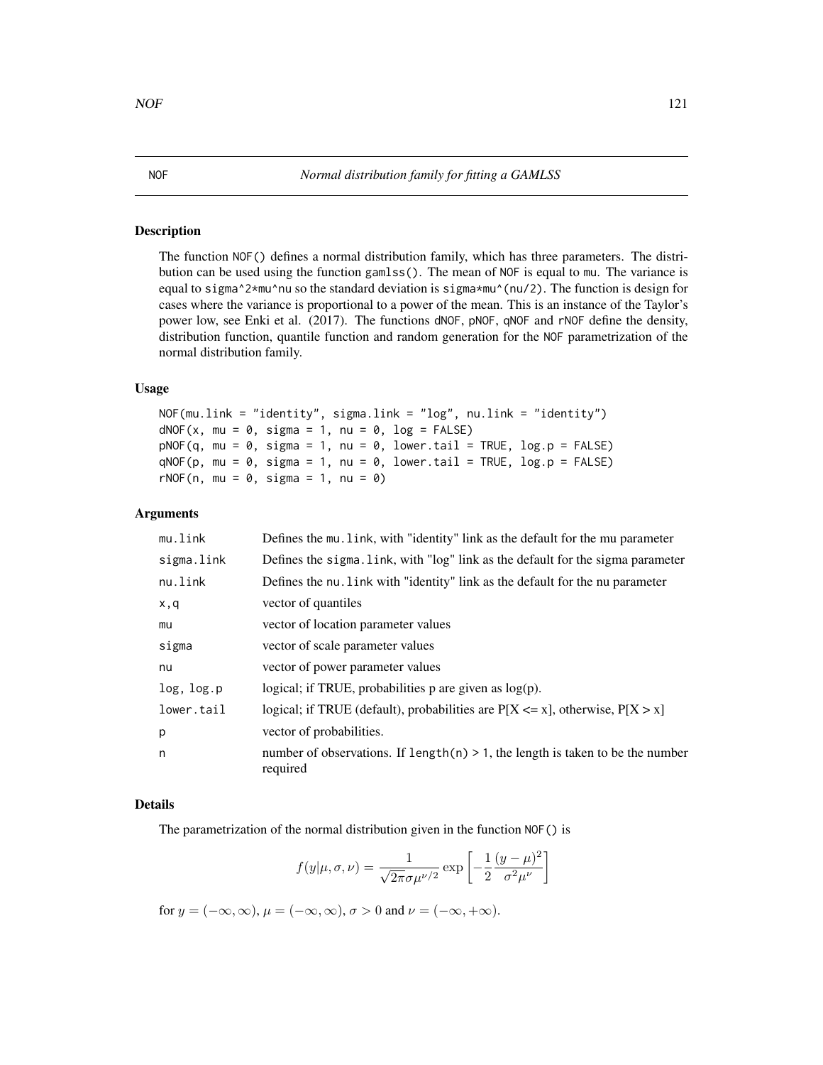## NOF — *Normal distribution family for fitting a GAMLSS*

### Description

The function `NOF()` defines a normal distribution family, which has three parameters. The distribution can be used using the function `gamlss()`. The mean of `NOF` is equal to `mu`. The variance is equal to `sigma^2*mu^nu` so the standard deviation is `sigma*mu^(nu/2)`. The function is design for cases where the variance is proportional to a power of the mean. This is an instance of the Taylor's power low, see Enki et al. (2017). The functions `dNOF`, `pNOF`, `qNOF` and `rNOF` define the density, distribution function, quantile function and random generation for the `NOF` parametrization of the normal distribution family.

### Usage

```
NOF(mu.link = "identity", sigma.link = "log", nu.link = "identity")
dNOF(x, mu = 0, sigma = 1, nu = 0, log = FALSE)
pNOF(q, mu = 0, sigma = 1, nu = 0, lower.tail = TRUE, log.p = FALSE)
qNOF(p, mu = 0, sigma = 1, nu = 0, lower.tail = TRUE, log.p = FALSE)
rNOF(n, mu = 0, sigma = 1, nu = 0)
```

### Arguments

| | |
|---|---|
| `mu.link` | Defines the `mu.link`, with "identity" link as the default for the mu parameter |
| `sigma.link` | Defines the `sigma.link`, with "log" link as the default for the sigma parameter |
| `nu.link` | Defines the `nu.link` with "identity" link as the default for the nu parameter |
| `x,q` | vector of quantiles |
| `mu` | vector of location parameter values |
| `sigma` | vector of scale parameter values |
| `nu` | vector of power parameter values |
| `log, log.p` | logical; if TRUE, probabilities p are given as log(p). |
| `lower.tail` | logical; if TRUE (default), probabilities are P[X <= x], otherwise, P[X > x] |
| `p` | vector of probabilities. |
| `n` | number of observations. If `length(n) > 1`, the length is taken to be the number required |

### Details

The parametrization of the normal distribution given in the function `NOF()` is

$$f(y|\mu,\sigma,\nu) = \frac{1}{\sqrt{2\pi}\sigma\mu^{\nu/2}} \exp\left[-\frac{1}{2}\frac{(y-\mu)^2}{\sigma^2\mu^{\nu}}\right]$$

for $y = (-\infty, \infty)$, $\mu = (-\infty, \infty)$, $\sigma > 0$ and $\nu = (-\infty, +\infty)$.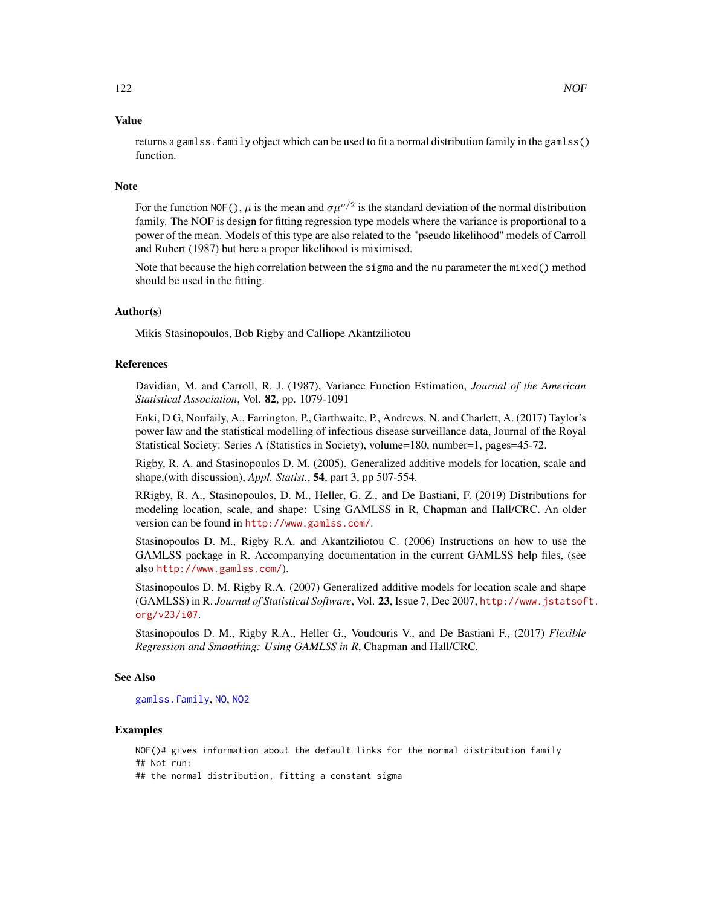## Value

returns a `gamlss.family` object which can be used to fit a normal distribution family in the `gamlss()` function.

## Note

For the function `NOF()`, $\mu$ is the mean and $\sigma \mu^{\nu/2}$ is the standard deviation of the normal distribution family. The NOF is design for fitting regression type models where the variance is proportional to a power of the mean. Models of this type are also related to the "pseudo likelihood" models of Carroll and Rubert (1987) but here a proper likelihood is miximised.

Note that because the high correlation between the `sigma` and the `nu` parameter the `mixed()` method should be used in the fitting.

## Author(s)

Mikis Stasinopoulos, Bob Rigby and Calliope Akantziliotou

## References

Davidian, M. and Carroll, R. J. (1987), Variance Function Estimation, *Journal of the American Statistical Association*, Vol. **82**, pp. 1079-1091

Enki, D G, Noufaily, A., Farrington, P., Garthwaite, P., Andrews, N. and Charlett, A. (2017) Taylor's power law and the statistical modelling of infectious disease surveillance data, Journal of the Royal Statistical Society: Series A (Statistics in Society), volume=180, number=1, pages=45-72.

Rigby, R. A. and Stasinopoulos D. M. (2005). Generalized additive models for location, scale and shape,(with discussion), *Appl. Statist.*, **54**, part 3, pp 507-554.

RRigby, R. A., Stasinopoulos, D. M., Heller, G. Z., and De Bastiani, F. (2019) Distributions for modeling location, scale, and shape: Using GAMLSS in R, Chapman and Hall/CRC. An older version can be found in http://www.gamlss.com/.

Stasinopoulos D. M., Rigby R.A. and Akantziliotou C. (2006) Instructions on how to use the GAMLSS package in R. Accompanying documentation in the current GAMLSS help files, (see also http://www.gamlss.com/).

Stasinopoulos D. M. Rigby R.A. (2007) Generalized additive models for location scale and shape (GAMLSS) in R. *Journal of Statistical Software*, Vol. **23**, Issue 7, Dec 2007, http://www.jstatsoft.org/v23/i07.

Stasinopoulos D. M., Rigby R.A., Heller G., Voudouris V., and De Bastiani F., (2017) *Flexible Regression and Smoothing: Using GAMLSS in R*, Chapman and Hall/CRC.

## See Also

`gamlss.family`, `NO`, `NO2`

## Examples

```
NOF()# gives information about the default links for the normal distribution family
## Not run:
## the normal distribution, fitting a constant sigma
```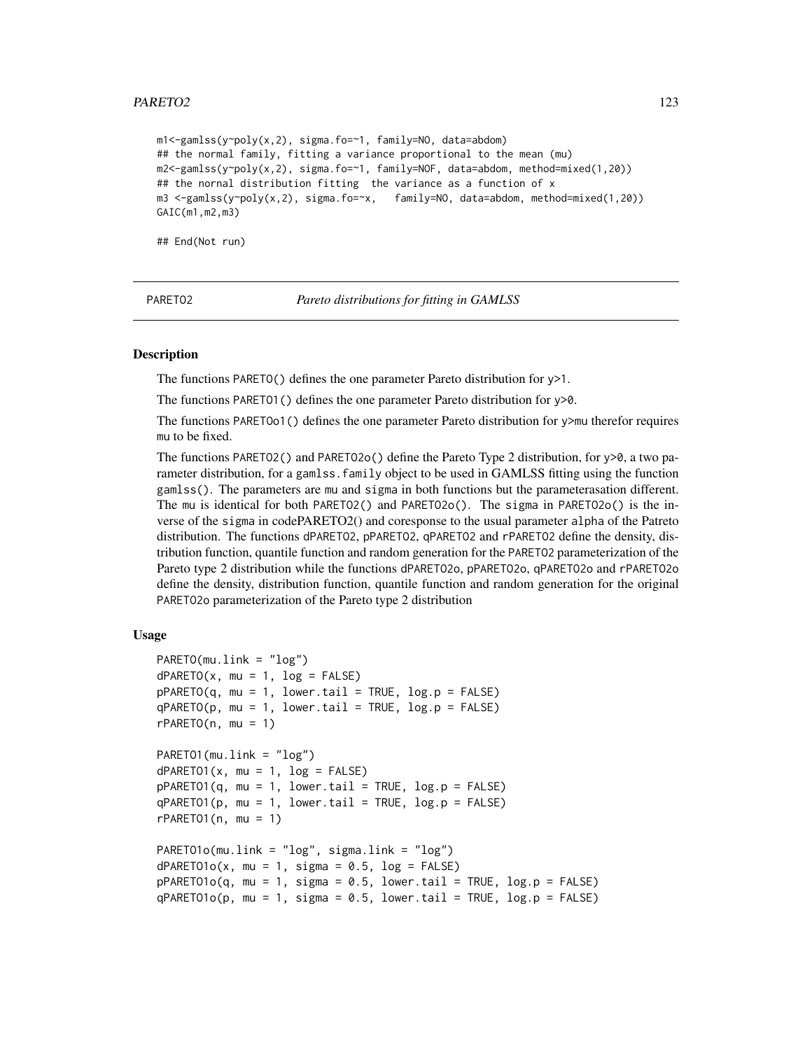```
m1<-gamlss(y~poly(x,2), sigma.fo=~1, family=NO, data=abdom)
## the normal family, fitting a variance proportional to the mean (mu)
m2<-gamlss(y~poly(x,2), sigma.fo=~1, family=NOF, data=abdom, method=mixed(1,20))
## the nornal distribution fitting  the variance as a function of x
m3 <-gamlss(y~poly(x,2), sigma.fo=~x,   family=NO, data=abdom, method=mixed(1,20))
GAIC(m1,m2,m3)

## End(Not run)
```

---

PARETO2 *Pareto distributions for fitting in GAMLSS*

---

## Description

The functions PARETO() defines the one parameter Pareto distribution for y>1.

The functions PARETO1() defines the one parameter Pareto distribution for y>0.

The functions PARETOo1() defines the one parameter Pareto distribution for y>mu therefor requires mu to be fixed.

The functions PARETO2() and PARETO2o() define the Pareto Type 2 distribution, for y>0, a two parameter distribution, for a gamlss.family object to be used in GAMLSS fitting using the function gamlss(). The parameters are mu and sigma in both functions but the parameterasation different. The mu is identical for both PARETO2() and PARETO2o(). The sigma in PARETO2o() is the inverse of the sigma in codePARETO2() and coresponse to the usual parameter alpha of the Patreto distribution. The functions dPARETO2, pPARETO2, qPARETO2 and rPARETO2 define the density, distribution function, quantile function and random generation for the PARETO2 parameterization of the Pareto type 2 distribution while the functions dPARETO2o, pPARETO2o, qPARETO2o and rPARETO2o define the density, distribution function, quantile function and random generation for the original PARETO2o parameterization of the Pareto type 2 distribution

## Usage

```
PARETO(mu.link = "log")
dPARETO(x, mu = 1, log = FALSE)
pPARETO(q, mu = 1, lower.tail = TRUE, log.p = FALSE)
qPARETO(p, mu = 1, lower.tail = TRUE, log.p = FALSE)
rPARETO(n, mu = 1)

PARETO1(mu.link = "log")
dPARETO1(x, mu = 1, log = FALSE)
pPARETO1(q, mu = 1, lower.tail = TRUE, log.p = FALSE)
qPARETO1(p, mu = 1, lower.tail = TRUE, log.p = FALSE)
rPARETO1(n, mu = 1)

PARETO1o(mu.link = "log", sigma.link = "log")
dPARETO1o(x, mu = 1, sigma = 0.5, log = FALSE)
pPARETO1o(q, mu = 1, sigma = 0.5, lower.tail = TRUE, log.p = FALSE)
qPARETO1o(p, mu = 1, sigma = 0.5, lower.tail = TRUE, log.p = FALSE)
```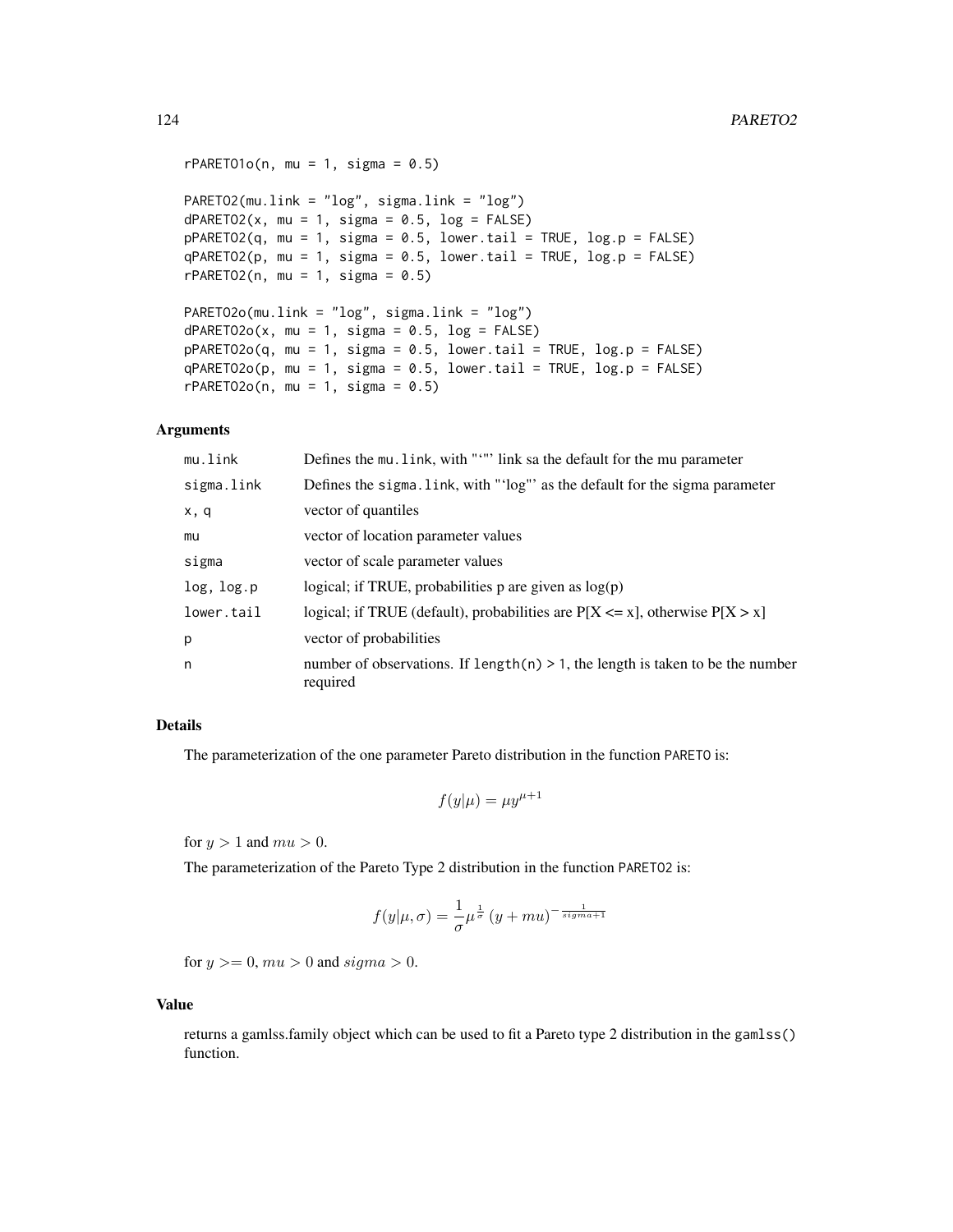```
rPARETO1o(n, mu = 1, sigma = 0.5)

PARETO2(mu.link = "log", sigma.link = "log")
dPARETO2(x, mu = 1, sigma = 0.5, log = FALSE)
pPARETO2(q, mu = 1, sigma = 0.5, lower.tail = TRUE, log.p = FALSE)
qPARETO2(p, mu = 1, sigma = 0.5, lower.tail = TRUE, log.p = FALSE)
rPARETO2(n, mu = 1, sigma = 0.5)

PARETO2o(mu.link = "log", sigma.link = "log")
dPARETO2o(x, mu = 1, sigma = 0.5, log = FALSE)
pPARETO2o(q, mu = 1, sigma = 0.5, lower.tail = TRUE, log.p = FALSE)
qPARETO2o(p, mu = 1, sigma = 0.5, lower.tail = TRUE, log.p = FALSE)
rPARETO2o(n, mu = 1, sigma = 0.5)
```

### Arguments

| | |
|---|---|
| mu.link | Defines the mu.link, with "'"' link sa the default for the mu parameter |
| sigma.link | Defines the sigma.link, with "'log"' as the default for the sigma parameter |
| x, q | vector of quantiles |
| mu | vector of location parameter values |
| sigma | vector of scale parameter values |
| log, log.p | logical; if TRUE, probabilities p are given as log(p) |
| lower.tail | logical; if TRUE (default), probabilities are P[X <= x], otherwise P[X > x] |
| p | vector of probabilities |
| n | number of observations. If length(n) > 1, the length is taken to be the number required |

### Details

The parameterization of the one parameter Pareto distribution in the function PARETO is:

$$f(y|\mu) = \mu y^{\mu+1}$$

for $y > 1$ and $mu > 0$.

The parameterization of the Pareto Type 2 distribution in the function PARETO2 is:

$$f(y|\mu, \sigma) = \frac{1}{\sigma} \mu^{\frac{1}{\sigma}} (y + mu)^{-\frac{1}{sigma+1}}$$

for $y >= 0$, $mu > 0$ and $sigma > 0$.

### Value

returns a gamlss.family object which can be used to fit a Pareto type 2 distribution in the gamlss() function.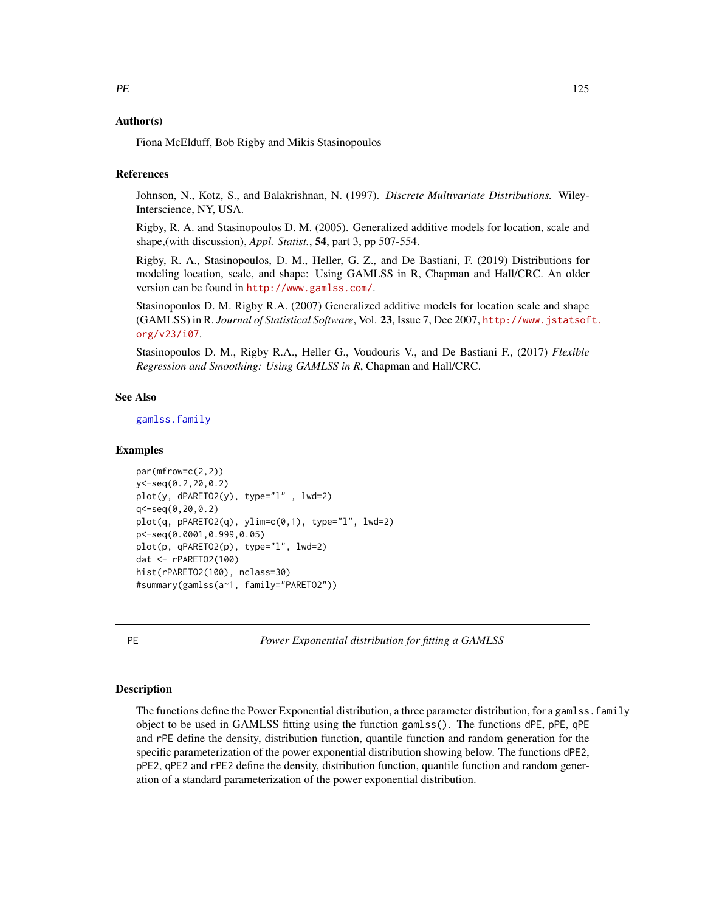### Author(s)

Fiona McElduff, Bob Rigby and Mikis Stasinopoulos

### References

Johnson, N., Kotz, S., and Balakrishnan, N. (1997). *Discrete Multivariate Distributions.* Wiley-Interscience, NY, USA.

Rigby, R. A. and Stasinopoulos D. M. (2005). Generalized additive models for location, scale and shape,(with discussion), *Appl. Statist.*, **54**, part 3, pp 507-554.

Rigby, R. A., Stasinopoulos, D. M., Heller, G. Z., and De Bastiani, F. (2019) Distributions for modeling location, scale, and shape: Using GAMLSS in R, Chapman and Hall/CRC. An older version can be found in http://www.gamlss.com/.

Stasinopoulos D. M. Rigby R.A. (2007) Generalized additive models for location scale and shape (GAMLSS) in R. *Journal of Statistical Software*, Vol. **23**, Issue 7, Dec 2007, http://www.jstatsoft.org/v23/i07.

Stasinopoulos D. M., Rigby R.A., Heller G., Voudouris V., and De Bastiani F., (2017) *Flexible Regression and Smoothing: Using GAMLSS in R*, Chapman and Hall/CRC.

### See Also

gamlss.family

### Examples

```
par(mfrow=c(2,2))
y<-seq(0.2,20,0.2)
plot(y, dPARETO2(y), type="l" , lwd=2)
q<-seq(0,20,0.2)
plot(q, pPARETO2(q), ylim=c(0,1), type="l", lwd=2)
p<-seq(0.0001,0.999,0.05)
plot(p, qPARETO2(p), type="l", lwd=2)
dat <- rPARETO2(100)
hist(rPARETO2(100), nclass=30)
#summary(gamlss(a~1, family="PARETO2"))
```

---

## PE — *Power Exponential distribution for fitting a GAMLSS*

### Description

The functions define the Power Exponential distribution, a three parameter distribution, for a `gamlss.family` object to be used in GAMLSS fitting using the function `gamlss()`. The functions `dPE`, `pPE`, `qPE` and `rPE` define the density, distribution function, quantile function and random generation for the specific parameterization of the power exponential distribution showing below. The functions `dPE2`, `pPE2`, `qPE2` and `rPE2` define the density, distribution function, quantile function and random generation of a standard parameterization of the power exponential distribution.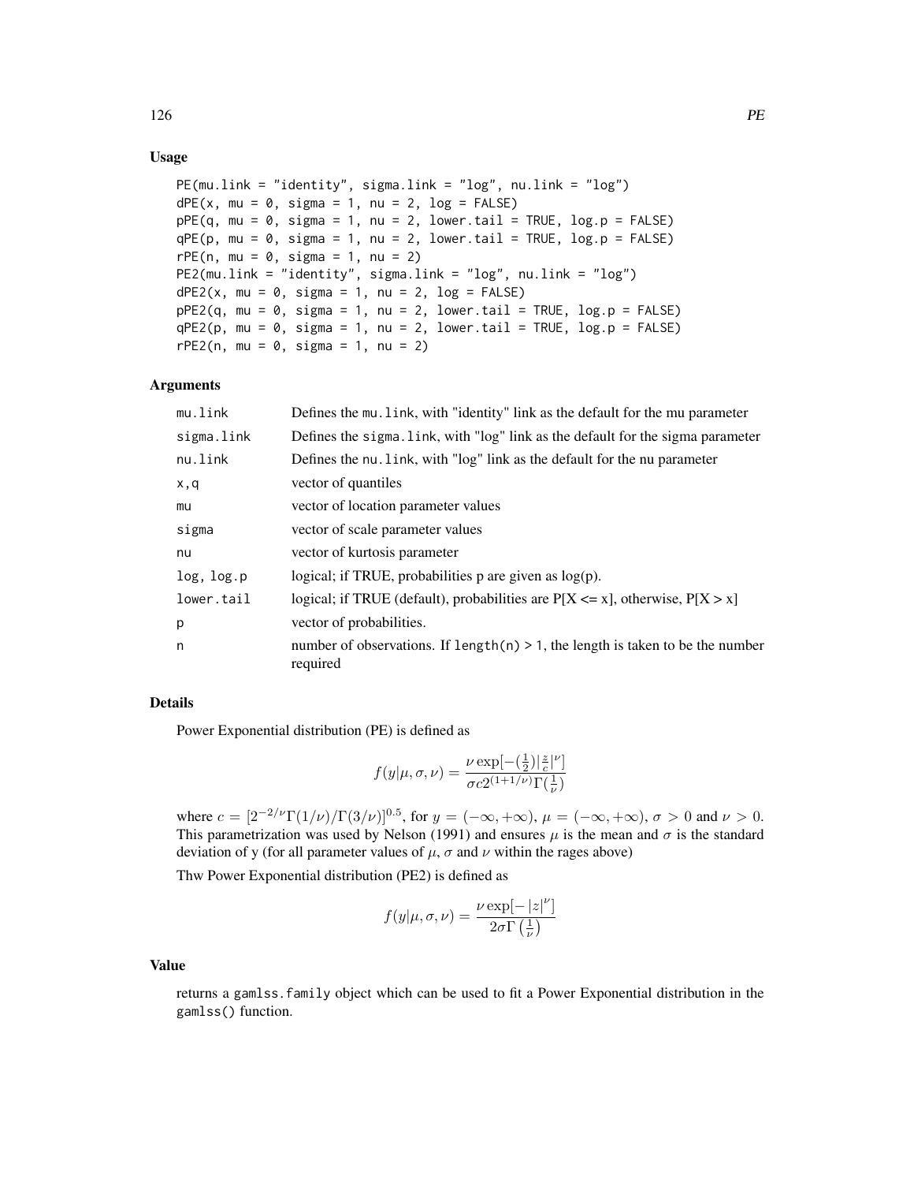### Usage

```
PE(mu.link = "identity", sigma.link = "log", nu.link = "log")
dPE(x, mu = 0, sigma = 1, nu = 2, log = FALSE)
pPE(q, mu = 0, sigma = 1, nu = 2, lower.tail = TRUE, log.p = FALSE)
qPE(p, mu = 0, sigma = 1, nu = 2, lower.tail = TRUE, log.p = FALSE)
rPE(n, mu = 0, sigma = 1, nu = 2)
PE2(mu.link = "identity", sigma.link = "log", nu.link = "log")
dPE2(x, mu = 0, sigma = 1, nu = 2, log = FALSE)
pPE2(q, mu = 0, sigma = 1, nu = 2, lower.tail = TRUE, log.p = FALSE)
qPE2(p, mu = 0, sigma = 1, nu = 2, lower.tail = TRUE, log.p = FALSE)
rPE2(n, mu = 0, sigma = 1, nu = 2)
```

### Arguments

| | |
|---|---|
| mu.link | Defines the mu.link, with "identity" link as the default for the mu parameter |
| sigma.link | Defines the sigma.link, with "log" link as the default for the sigma parameter |
| nu.link | Defines the nu.link, with "log" link as the default for the nu parameter |
| x,q | vector of quantiles |
| mu | vector of location parameter values |
| sigma | vector of scale parameter values |
| nu | vector of kurtosis parameter |
| log, log.p | logical; if TRUE, probabilities p are given as log(p). |
| lower.tail | logical; if TRUE (default), probabilities are P[X <= x], otherwise, P[X > x] |
| p | vector of probabilities. |
| n | number of observations. If length(n) > 1, the length is taken to be the number required |

### Details

Power Exponential distribution (PE) is defined as

$$f(y|\mu,\sigma,\nu) = \frac{\nu \exp[-(\frac{1}{2})|\frac{z}{c}|^{\nu}]}{\sigma c 2^{(1+1/\nu)}\Gamma(\frac{1}{\nu})}$$

where $c = [2^{-2/\nu}\Gamma(1/\nu)/\Gamma(3/\nu)]^{0.5}$, for $y = (-\infty, +\infty)$, $\mu = (-\infty, +\infty)$, $\sigma > 0$ and $\nu > 0$. This parametrization was used by Nelson (1991) and ensures $\mu$ is the mean and $\sigma$ is the standard deviation of y (for all parameter values of $\mu$, $\sigma$ and $\nu$ within the rages above)

Thw Power Exponential distribution (PE2) is defined as

$$f(y|\mu,\sigma,\nu) = \frac{\nu \exp[-|z|^{\nu}]}{2\sigma\Gamma\left(\frac{1}{\nu}\right)}$$

### Value

returns a gamlss.family object which can be used to fit a Power Exponential distribution in the gamlss() function.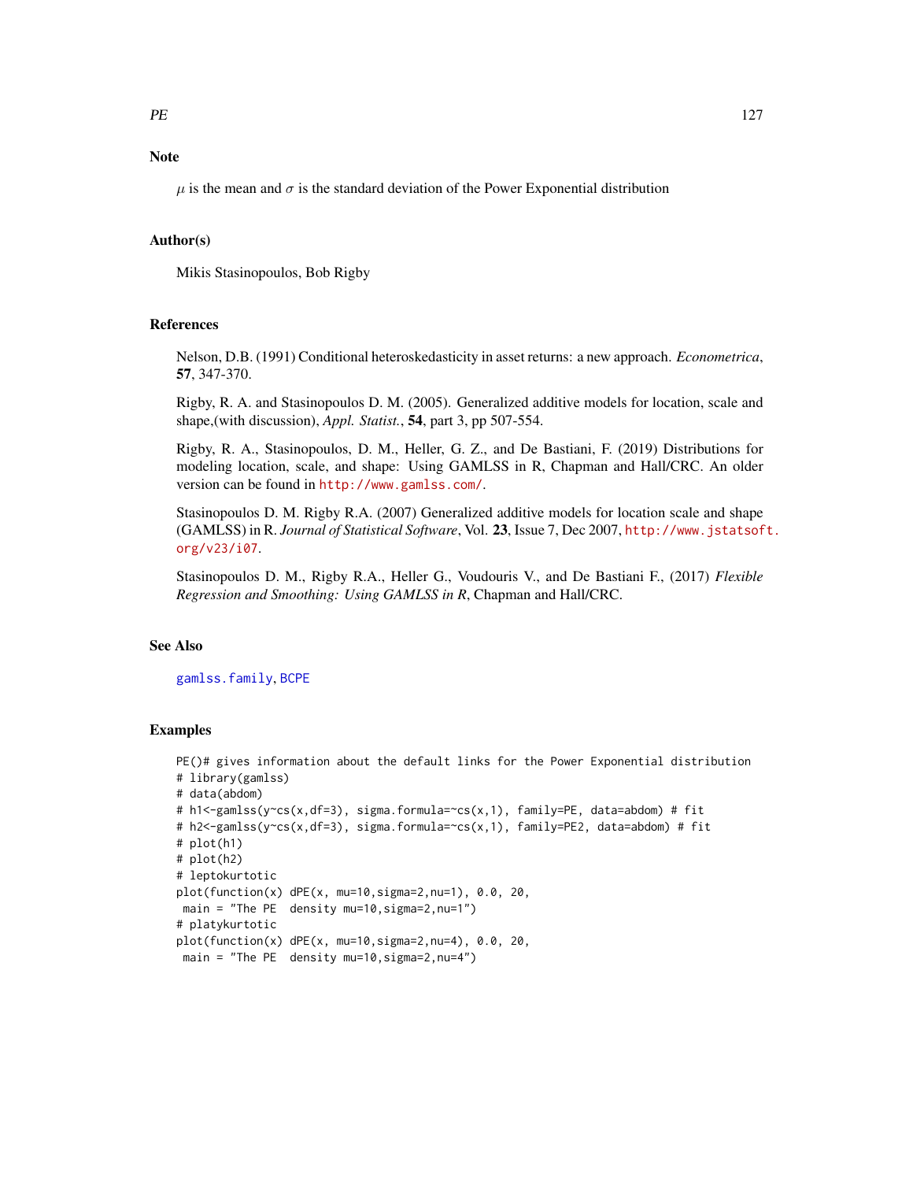## Note

$\mu$ is the mean and $\sigma$ is the standard deviation of the Power Exponential distribution

## Author(s)

Mikis Stasinopoulos, Bob Rigby

## References

Nelson, D.B. (1991) Conditional heteroskedasticity in asset returns: a new approach. *Econometrica*, **57**, 347-370.

Rigby, R. A. and Stasinopoulos D. M. (2005). Generalized additive models for location, scale and shape,(with discussion), *Appl. Statist.*, **54**, part 3, pp 507-554.

Rigby, R. A., Stasinopoulos, D. M., Heller, G. Z., and De Bastiani, F. (2019) Distributions for modeling location, scale, and shape: Using GAMLSS in R, Chapman and Hall/CRC. An older version can be found in http://www.gamlss.com/.

Stasinopoulos D. M. Rigby R.A. (2007) Generalized additive models for location scale and shape (GAMLSS) in R. *Journal of Statistical Software*, Vol. **23**, Issue 7, Dec 2007, http://www.jstatsoft.org/v23/i07.

Stasinopoulos D. M., Rigby R.A., Heller G., Voudouris V., and De Bastiani F., (2017) *Flexible Regression and Smoothing: Using GAMLSS in R*, Chapman and Hall/CRC.

## See Also

gamlss.family, BCPE

## Examples

```
PE()# gives information about the default links for the Power Exponential distribution
# library(gamlss)
# data(abdom)
# h1<-gamlss(y~cs(x,df=3), sigma.formula=~cs(x,1), family=PE, data=abdom) # fit
# h2<-gamlss(y~cs(x,df=3), sigma.formula=~cs(x,1), family=PE2, data=abdom) # fit
# plot(h1)
# plot(h2)
# leptokurtotic
plot(function(x) dPE(x, mu=10,sigma=2,nu=1), 0.0, 20,
 main = "The PE  density mu=10,sigma=2,nu=1")
# platykurtotic
plot(function(x) dPE(x, mu=10,sigma=2,nu=4), 0.0, 20,
 main = "The PE  density mu=10,sigma=2,nu=4")
```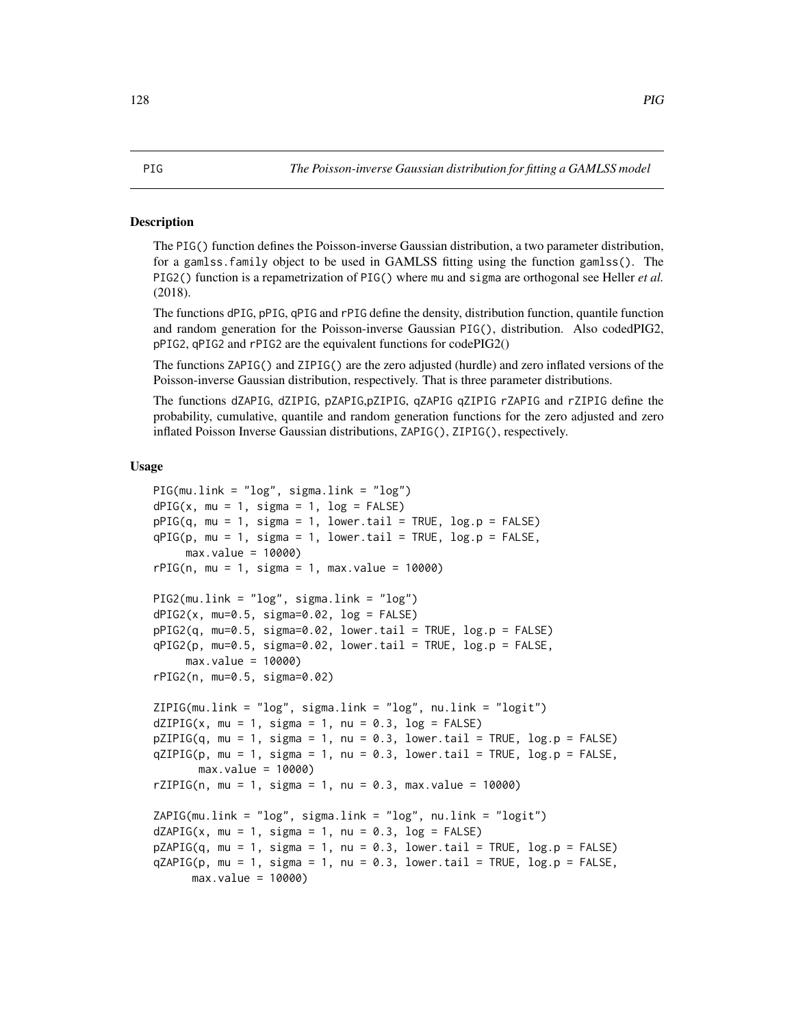PIG *The Poisson-inverse Gaussian distribution for fitting a GAMLSS model*

## Description

The PIG() function defines the Poisson-inverse Gaussian distribution, a two parameter distribution, for a gamlss.family object to be used in GAMLSS fitting using the function gamlss(). The PIG2() function is a repametrization of PIG() where mu and sigma are orthogonal see Heller *et al.* (2018).

The functions dPIG, pPIG, qPIG and rPIG define the density, distribution function, quantile function and random generation for the Poisson-inverse Gaussian PIG(), distribution. Also codedPIG2, pPIG2, qPIG2 and rPIG2 are the equivalent functions for codePIG2()

The functions ZAPIG() and ZIPIG() are the zero adjusted (hurdle) and zero inflated versions of the Poisson-inverse Gaussian distribution, respectively. That is three parameter distributions.

The functions dZAPIG, dZIPIG, pZAPIG,pZIPIG, qZAPIG qZIPIG rZAPIG and rZIPIG define the probability, cumulative, quantile and random generation functions for the zero adjusted and zero inflated Poisson Inverse Gaussian distributions, ZAPIG(), ZIPIG(), respectively.

## Usage

```
PIG(mu.link = "log", sigma.link = "log")
dPIG(x, mu = 1, sigma = 1, log = FALSE)
pPIG(q, mu = 1, sigma = 1, lower.tail = TRUE, log.p = FALSE)
qPIG(p, mu = 1, sigma = 1, lower.tail = TRUE, log.p = FALSE,
     max.value = 10000)
rPIG(n, mu = 1, sigma = 1, max.value = 10000)

PIG2(mu.link = "log", sigma.link = "log")
dPIG2(x, mu=0.5, sigma=0.02, log = FALSE)
pPIG2(q, mu=0.5, sigma=0.02, lower.tail = TRUE, log.p = FALSE)
qPIG2(p, mu=0.5, sigma=0.02, lower.tail = TRUE, log.p = FALSE,
     max.value = 10000)
rPIG2(n, mu=0.5, sigma=0.02)

ZIPIG(mu.link = "log", sigma.link = "log", nu.link = "logit")
dZIPIG(x, mu = 1, sigma = 1, nu = 0.3, log = FALSE)
pZIPIG(q, mu = 1, sigma = 1, nu = 0.3, lower.tail = TRUE, log.p = FALSE)
qZIPIG(p, mu = 1, sigma = 1, nu = 0.3, lower.tail = TRUE, log.p = FALSE,
       max.value = 10000)
rZIPIG(n, mu = 1, sigma = 1, nu = 0.3, max.value = 10000)

ZAPIG(mu.link = "log", sigma.link = "log", nu.link = "logit")
dZAPIG(x, mu = 1, sigma = 1, nu = 0.3, log = FALSE)
pZAPIG(q, mu = 1, sigma = 1, nu = 0.3, lower.tail = TRUE, log.p = FALSE)
qZAPIG(p, mu = 1, sigma = 1, nu = 0.3, lower.tail = TRUE, log.p = FALSE,
      max.value = 10000)
```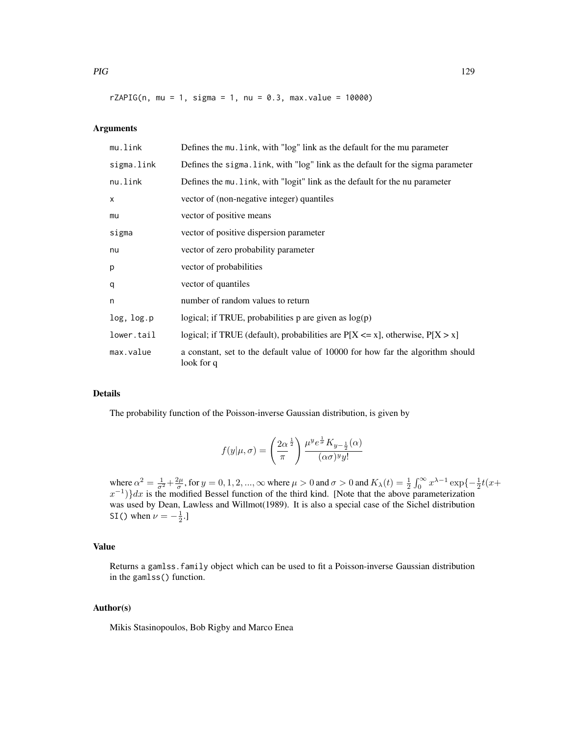```
rZAPIG(n, mu = 1, sigma = 1, nu = 0.3, max.value = 10000)
```

## Arguments

| | |
|---|---|
| `mu.link` | Defines the `mu.link`, with "log" link as the default for the mu parameter |
| `sigma.link` | Defines the `sigma.link`, with "log" link as the default for the sigma parameter |
| `nu.link` | Defines the `mu.link`, with "logit" link as the default for the nu parameter |
| `x` | vector of (non-negative integer) quantiles |
| `mu` | vector of positive means |
| `sigma` | vector of positive dispersion parameter |
| `nu` | vector of zero probability parameter |
| `p` | vector of probabilities |
| `q` | vector of quantiles |
| `n` | number of random values to return |
| `log, log.p` | logical; if TRUE, probabilities p are given as log(p) |
| `lower.tail` | logical; if TRUE (default), probabilities are P[X <= x], otherwise, P[X > x] |
| `max.value` | a constant, set to the default value of 10000 for how far the algorithm should look for q |

## Details

The probability function of the Poisson-inverse Gaussian distribution, is given by

$$f(y|\mu,\sigma) = \left( \frac{2\alpha}{\pi}^{\frac{1}{2}} \right) \frac{\mu^y e^{\frac{1}{\sigma}} K_{y-\frac{1}{2}}(\alpha)}{(\alpha\sigma)^y y!}$$

where $\alpha^2 = \frac{1}{\sigma^2} + \frac{2\mu}{\sigma}$, for $y = 0, 1, 2, ..., \infty$ where $\mu > 0$ and $\sigma > 0$ and $K_\lambda(t) = \frac{1}{2} \int_0^\infty x^{\lambda-1} \exp\{-\frac{1}{2}t(x + x^{-1})\} dx$ is the modified Bessel function of the third kind. [Note that the above parameterization was used by Dean, Lawless and Willmot(1989). It is also a special case of the Sichel distribution `SI()` when $\nu = -\frac{1}{2}$.]

## Value

Returns a `gamlss.family` object which can be used to fit a Poisson-inverse Gaussian distribution in the `gamlss()` function.

## Author(s)

Mikis Stasinopoulos, Bob Rigby and Marco Enea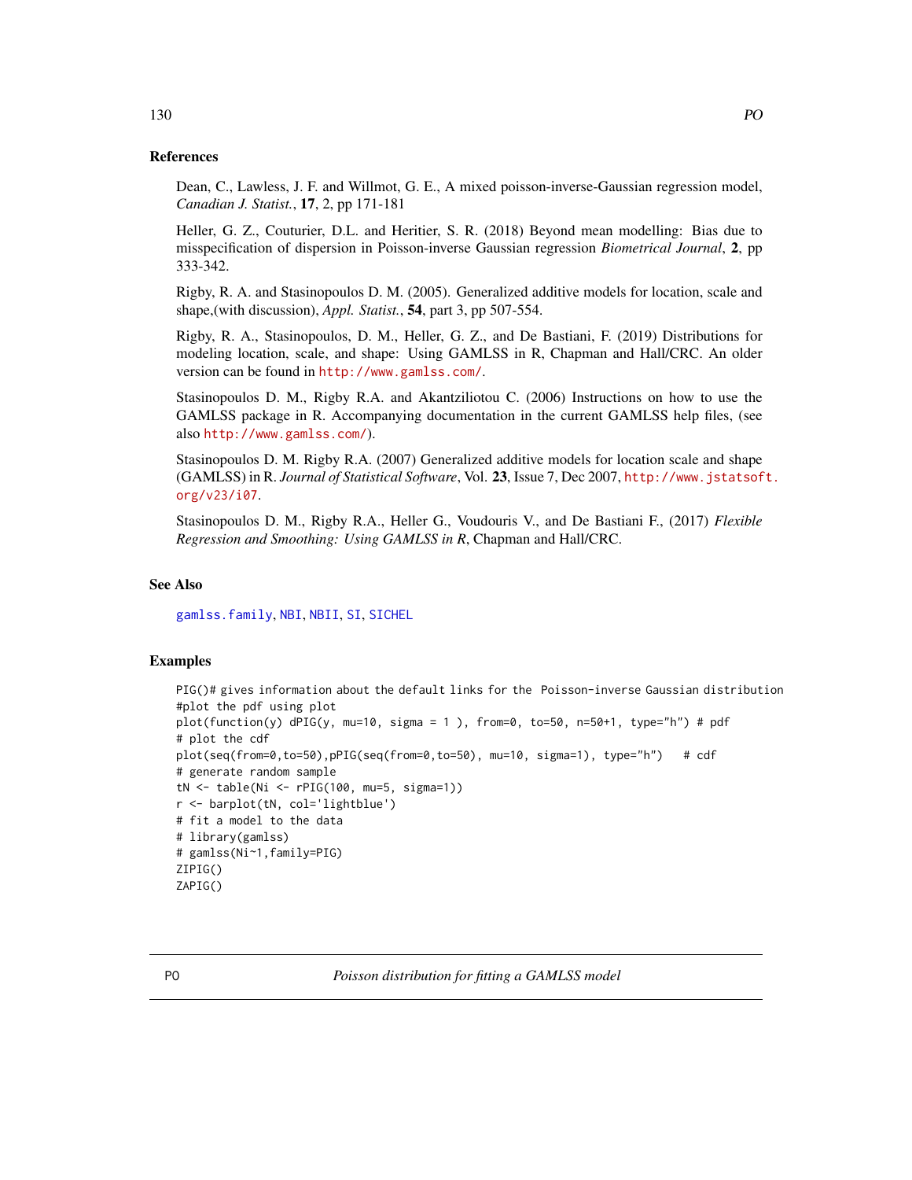## References

Dean, C., Lawless, J. F. and Willmot, G. E., A mixed poisson-inverse-Gaussian regression model, *Canadian J. Statist.*, **17**, 2, pp 171-181

Heller, G. Z., Couturier, D.L. and Heritier, S. R. (2018) Beyond mean modelling: Bias due to misspecification of dispersion in Poisson-inverse Gaussian regression *Biometrical Journal*, **2**, pp 333-342.

Rigby, R. A. and Stasinopoulos D. M. (2005). Generalized additive models for location, scale and shape,(with discussion), *Appl. Statist.*, **54**, part 3, pp 507-554.

Rigby, R. A., Stasinopoulos, D. M., Heller, G. Z., and De Bastiani, F. (2019) Distributions for modeling location, scale, and shape: Using GAMLSS in R, Chapman and Hall/CRC. An older version can be found in http://www.gamlss.com/.

Stasinopoulos D. M., Rigby R.A. and Akantziliotou C. (2006) Instructions on how to use the GAMLSS package in R. Accompanying documentation in the current GAMLSS help files, (see also http://www.gamlss.com/).

Stasinopoulos D. M. Rigby R.A. (2007) Generalized additive models for location scale and shape (GAMLSS) in R. *Journal of Statistical Software*, Vol. **23**, Issue 7, Dec 2007, http://www.jstatsoft.org/v23/i07.

Stasinopoulos D. M., Rigby R.A., Heller G., Voudouris V., and De Bastiani F., (2017) *Flexible Regression and Smoothing: Using GAMLSS in R*, Chapman and Hall/CRC.

## See Also

gamlss.family, NBI, NBII, SI, SICHEL

## Examples

```
PIG()# gives information about the default links for the  Poisson-inverse Gaussian distribution
#plot the pdf using plot
plot(function(y) dPIG(y, mu=10, sigma = 1 ), from=0, to=50, n=50+1, type="h") # pdf
# plot the cdf
plot(seq(from=0,to=50),pPIG(seq(from=0,to=50), mu=10, sigma=1), type="h")   # cdf
# generate random sample
tN <- table(Ni <- rPIG(100, mu=5, sigma=1))
r <- barplot(tN, col='lightblue')
# fit a model to the data
# library(gamlss)
# gamlss(Ni~1,family=PIG)
ZIPIG()
ZAPIG()
```

---

PO *Poisson distribution for fitting a GAMLSS model*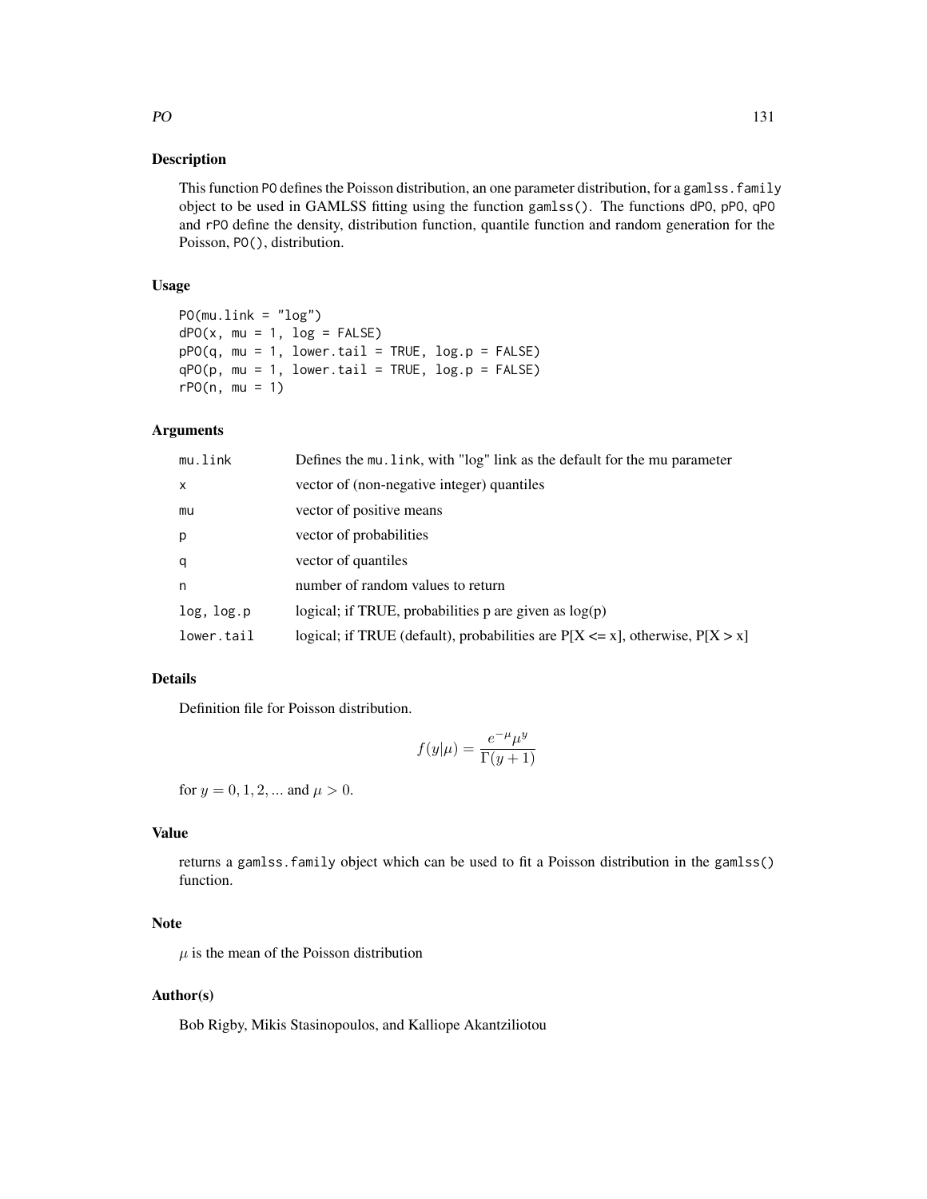## Description

This function PO defines the Poisson distribution, an one parameter distribution, for a gamlss.family object to be used in GAMLSS fitting using the function gamlss(). The functions dPO, pPO, qPO and rPO define the density, distribution function, quantile function and random generation for the Poisson, PO(), distribution.

## Usage

```
PO(mu.link = "log")
dPO(x, mu = 1, log = FALSE)
pPO(q, mu = 1, lower.tail = TRUE, log.p = FALSE)
qPO(p, mu = 1, lower.tail = TRUE, log.p = FALSE)
rPO(n, mu = 1)
```

## Arguments

| | |
|---|---|
| mu.link | Defines the mu.link, with "log" link as the default for the mu parameter |
| x | vector of (non-negative integer) quantiles |
| mu | vector of positive means |
| p | vector of probabilities |
| q | vector of quantiles |
| n | number of random values to return |
| log, log.p | logical; if TRUE, probabilities p are given as log(p) |
| lower.tail | logical; if TRUE (default), probabilities are P[X <= x], otherwise, P[X > x] |

## Details

Definition file for Poisson distribution.

$$f(y|\mu) = \frac{e^{-\mu}\mu^y}{\Gamma(y+1)}$$

for $y = 0, 1, 2, ...$ and $\mu > 0$.

## Value

returns a gamlss.family object which can be used to fit a Poisson distribution in the gamlss() function.

## Note

$\mu$ is the mean of the Poisson distribution

## Author(s)

Bob Rigby, Mikis Stasinopoulos, and Kalliope Akantziliotou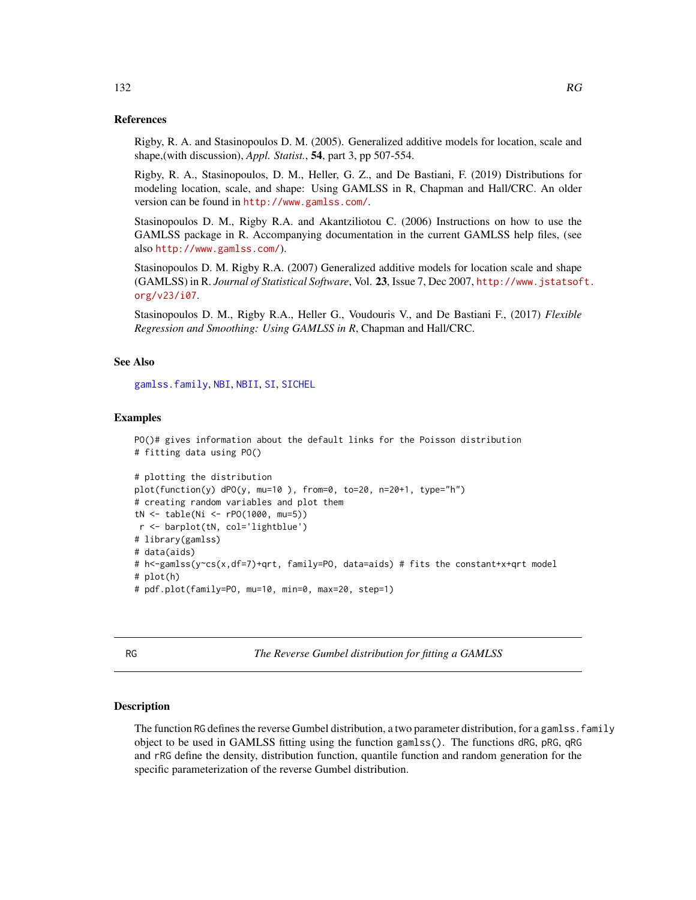### References

Rigby, R. A. and Stasinopoulos D. M. (2005). Generalized additive models for location, scale and shape,(with discussion), *Appl. Statist.*, **54**, part 3, pp 507-554.

Rigby, R. A., Stasinopoulos, D. M., Heller, G. Z., and De Bastiani, F. (2019) Distributions for modeling location, scale, and shape: Using GAMLSS in R, Chapman and Hall/CRC. An older version can be found in http://www.gamlss.com/.

Stasinopoulos D. M., Rigby R.A. and Akantziliotou C. (2006) Instructions on how to use the GAMLSS package in R. Accompanying documentation in the current GAMLSS help files, (see also http://www.gamlss.com/).

Stasinopoulos D. M. Rigby R.A. (2007) Generalized additive models for location scale and shape (GAMLSS) in R. *Journal of Statistical Software*, Vol. **23**, Issue 7, Dec 2007, http://www.jstatsoft.org/v23/i07.

Stasinopoulos D. M., Rigby R.A., Heller G., Voudouris V., and De Bastiani F., (2017) *Flexible Regression and Smoothing: Using GAMLSS in R*, Chapman and Hall/CRC.

### See Also

gamlss.family, NBI, NBII, SI, SICHEL

### Examples

```
PO()# gives information about the default links for the Poisson distribution
# fitting data using PO()

# plotting the distribution
plot(function(y) dPO(y, mu=10 ), from=0, to=20, n=20+1, type="h")
# creating random variables and plot them
tN <- table(Ni <- rPO(1000, mu=5))
 r <- barplot(tN, col='lightblue')
# library(gamlss)
# data(aids)
# h<-gamlss(y~cs(x,df=7)+qrt, family=PO, data=aids) # fits the constant+x+qrt model
# plot(h)
# pdf.plot(family=PO, mu=10, min=0, max=20, step=1)
```

---

## RG — *The Reverse Gumbel distribution for fitting a GAMLSS*

### Description

The function RG defines the reverse Gumbel distribution, a two parameter distribution, for a gamlss.family object to be used in GAMLSS fitting using the function gamlss(). The functions dRG, pRG, qRG and rRG define the density, distribution function, quantile function and random generation for the specific parameterization of the reverse Gumbel distribution.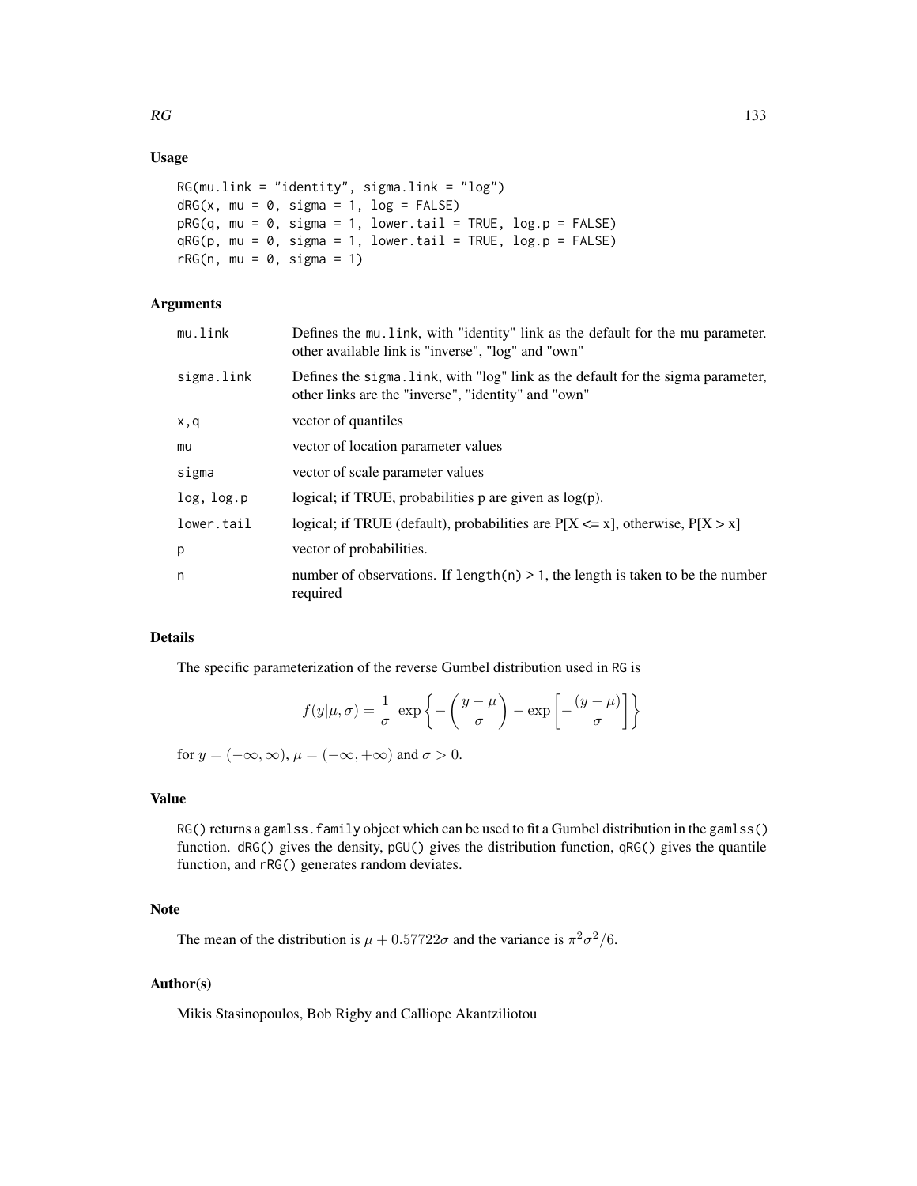## Usage

```
RG(mu.link = "identity", sigma.link = "log")
dRG(x, mu = 0, sigma = 1, log = FALSE)
pRG(q, mu = 0, sigma = 1, lower.tail = TRUE, log.p = FALSE)
qRG(p, mu = 0, sigma = 1, lower.tail = TRUE, log.p = FALSE)
rRG(n, mu = 0, sigma = 1)
```

## Arguments

| | |
|---|---|
| mu.link | Defines the mu.link, with "identity" link as the default for the mu parameter. other available link is "inverse", "log" and "own" |
| sigma.link | Defines the sigma.link, with "log" link as the default for the sigma parameter, other links are the "inverse", "identity" and "own" |
| x,q | vector of quantiles |
| mu | vector of location parameter values |
| sigma | vector of scale parameter values |
| log, log.p | logical; if TRUE, probabilities p are given as log(p). |
| lower.tail | logical; if TRUE (default), probabilities are P[X <= x], otherwise, P[X > x] |
| p | vector of probabilities. |
| n | number of observations. If length(n) > 1, the length is taken to be the number required |

## Details

The specific parameterization of the reverse Gumbel distribution used in RG is

$$f(y|\mu,\sigma) = \frac{1}{\sigma}\ \exp\left\{-\left(\frac{y-\mu}{\sigma}\right) - \exp\left[-\frac{(y-\mu)}{\sigma}\right]\right\}$$

for $y = (-\infty, \infty)$, $\mu = (-\infty, +\infty)$ and $\sigma > 0$.

## Value

RG() returns a gamlss.family object which can be used to fit a Gumbel distribution in the gamlss() function. dRG() gives the density, pGU() gives the distribution function, qRG() gives the quantile function, and rRG() generates random deviates.

## Note

The mean of the distribution is $\mu + 0.57722\sigma$ and the variance is $\pi^2\sigma^2/6$.

## Author(s)

Mikis Stasinopoulos, Bob Rigby and Calliope Akantziliotou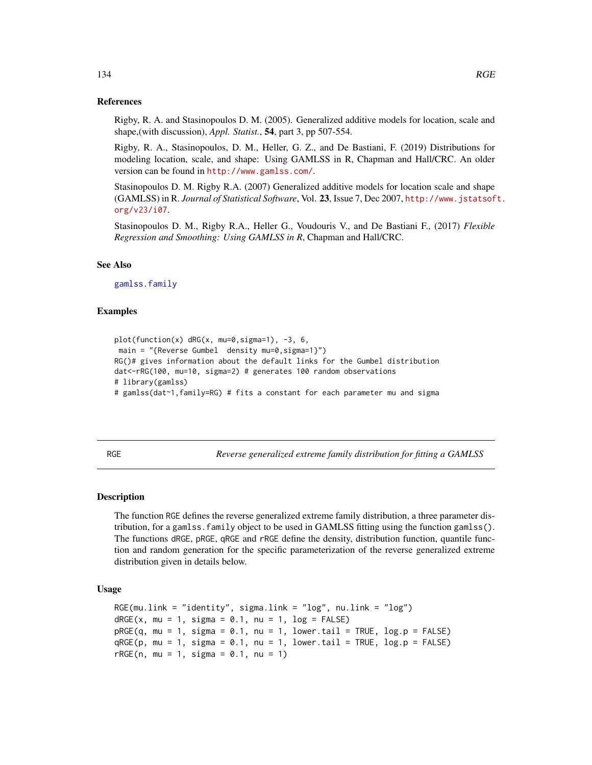## References

Rigby, R. A. and Stasinopoulos D. M. (2005). Generalized additive models for location, scale and shape,(with discussion), *Appl. Statist.*, **54**, part 3, pp 507-554.

Rigby, R. A., Stasinopoulos, D. M., Heller, G. Z., and De Bastiani, F. (2019) Distributions for modeling location, scale, and shape: Using GAMLSS in R, Chapman and Hall/CRC. An older version can be found in http://www.gamlss.com/.

Stasinopoulos D. M. Rigby R.A. (2007) Generalized additive models for location scale and shape (GAMLSS) in R. *Journal of Statistical Software*, Vol. **23**, Issue 7, Dec 2007, http://www.jstatsoft.org/v23/i07.

Stasinopoulos D. M., Rigby R.A., Heller G., Voudouris V., and De Bastiani F., (2017) *Flexible Regression and Smoothing: Using GAMLSS in R*, Chapman and Hall/CRC.

## See Also

gamlss.family

## Examples

```
plot(function(x) dRG(x, mu=0,sigma=1), -3, 6,
 main = "{Reverse Gumbel  density mu=0,sigma=1}")
RG()# gives information about the default links for the Gumbel distribution
dat<-rRG(100, mu=10, sigma=2) # generates 100 random observations
# library(gamlss)
# gamlss(dat~1,family=RG) # fits a constant for each parameter mu and sigma
```

---

# RGE — *Reverse generalized extreme family distribution for fitting a GAMLSS*

## Description

The function RGE defines the reverse generalized extreme family distribution, a three parameter distribution, for a `gamlss.family` object to be used in GAMLSS fitting using the function `gamlss()`. The functions dRGE, pRGE, qRGE and rRGE define the density, distribution function, quantile function and random generation for the specific parameterization of the reverse generalized extreme distribution given in details below.

## Usage

```
RGE(mu.link = "identity", sigma.link = "log", nu.link = "log")
dRGE(x, mu = 1, sigma = 0.1, nu = 1, log = FALSE)
pRGE(q, mu = 1, sigma = 0.1, nu = 1, lower.tail = TRUE, log.p = FALSE)
qRGE(p, mu = 1, sigma = 0.1, nu = 1, lower.tail = TRUE, log.p = FALSE)
rRGE(n, mu = 1, sigma = 0.1, nu = 1)
```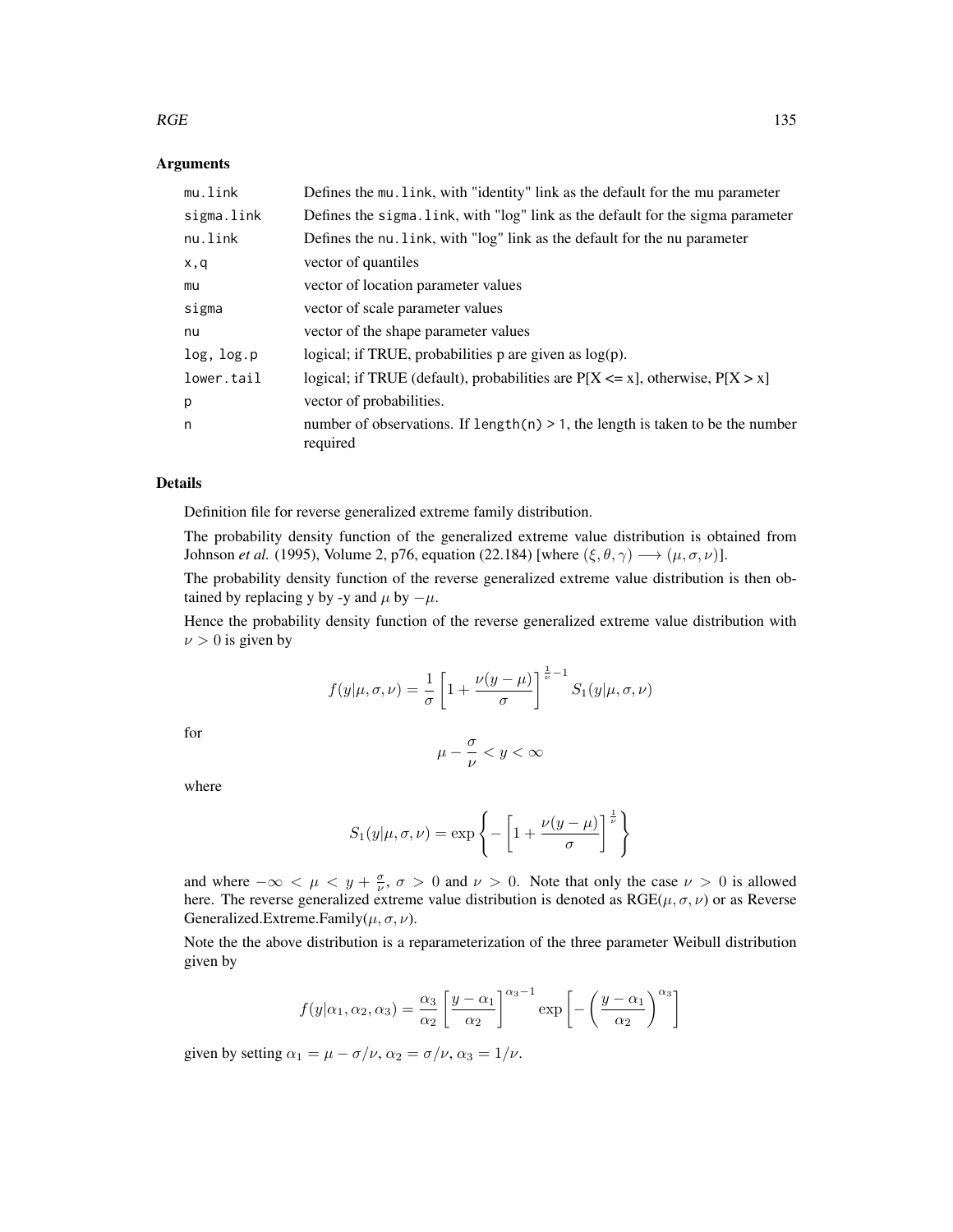### Arguments

| | |
|---|---|
| mu.link | Defines the mu.link, with "identity" link as the default for the mu parameter |
| sigma.link | Defines the sigma.link, with "log" link as the default for the sigma parameter |
| nu.link | Defines the nu.link, with "log" link as the default for the nu parameter |
| x,q | vector of quantiles |
| mu | vector of location parameter values |
| sigma | vector of scale parameter values |
| nu | vector of the shape parameter values |
| log, log.p | logical; if TRUE, probabilities p are given as log(p). |
| lower.tail | logical; if TRUE (default), probabilities are P[X <= x], otherwise, P[X > x] |
| p | vector of probabilities. |
| n | number of observations. If length(n) > 1, the length is taken to be the number required |

### Details

Definition file for reverse generalized extreme family distribution.

The probability density function of the generalized extreme value distribution is obtained from Johnson *et al.* (1995), Volume 2, p76, equation (22.184) [where $(\xi, \theta, \gamma) \longrightarrow (\mu, \sigma, \nu)$].

The probability density function of the reverse generalized extreme value distribution is then obtained by replacing y by -y and $\mu$ by $-\mu$.

Hence the probability density function of the reverse generalized extreme value distribution with $\nu > 0$ is given by

$$f(y|\mu, \sigma, \nu) = \frac{1}{\sigma}\left[1 + \frac{\nu(y-\mu)}{\sigma}\right]^{\frac{1}{\nu}-1} S_1(y|\mu, \sigma, \nu)$$

for

$$\mu - \frac{\sigma}{\nu} < y < \infty$$

where

$$S_1(y|\mu, \sigma, \nu) = \exp\left\{-\left[1 + \frac{\nu(y-\mu)}{\sigma}\right]^{\frac{1}{\nu}}\right\}$$

and where $-\infty < \mu < y + \frac{\sigma}{\nu}$, $\sigma > 0$ and $\nu > 0$. Note that only the case $\nu > 0$ is allowed here. The reverse generalized extreme value distribution is denoted as RGE$(\mu, \sigma, \nu)$ or as Reverse Generalized.Extreme.Family$(\mu, \sigma, \nu)$.

Note the the above distribution is a reparameterization of the three parameter Weibull distribution given by

$$f(y|\alpha_1, \alpha_2, \alpha_3) = \frac{\alpha_3}{\alpha_2}\left[\frac{y-\alpha_1}{\alpha_2}\right]^{\alpha_3-1} \exp\left[-\left(\frac{y-\alpha_1}{\alpha_2}\right)^{\alpha_3}\right]$$

given by setting $\alpha_1 = \mu - \sigma/\nu$, $\alpha_2 = \sigma/\nu$, $\alpha_3 = 1/\nu$.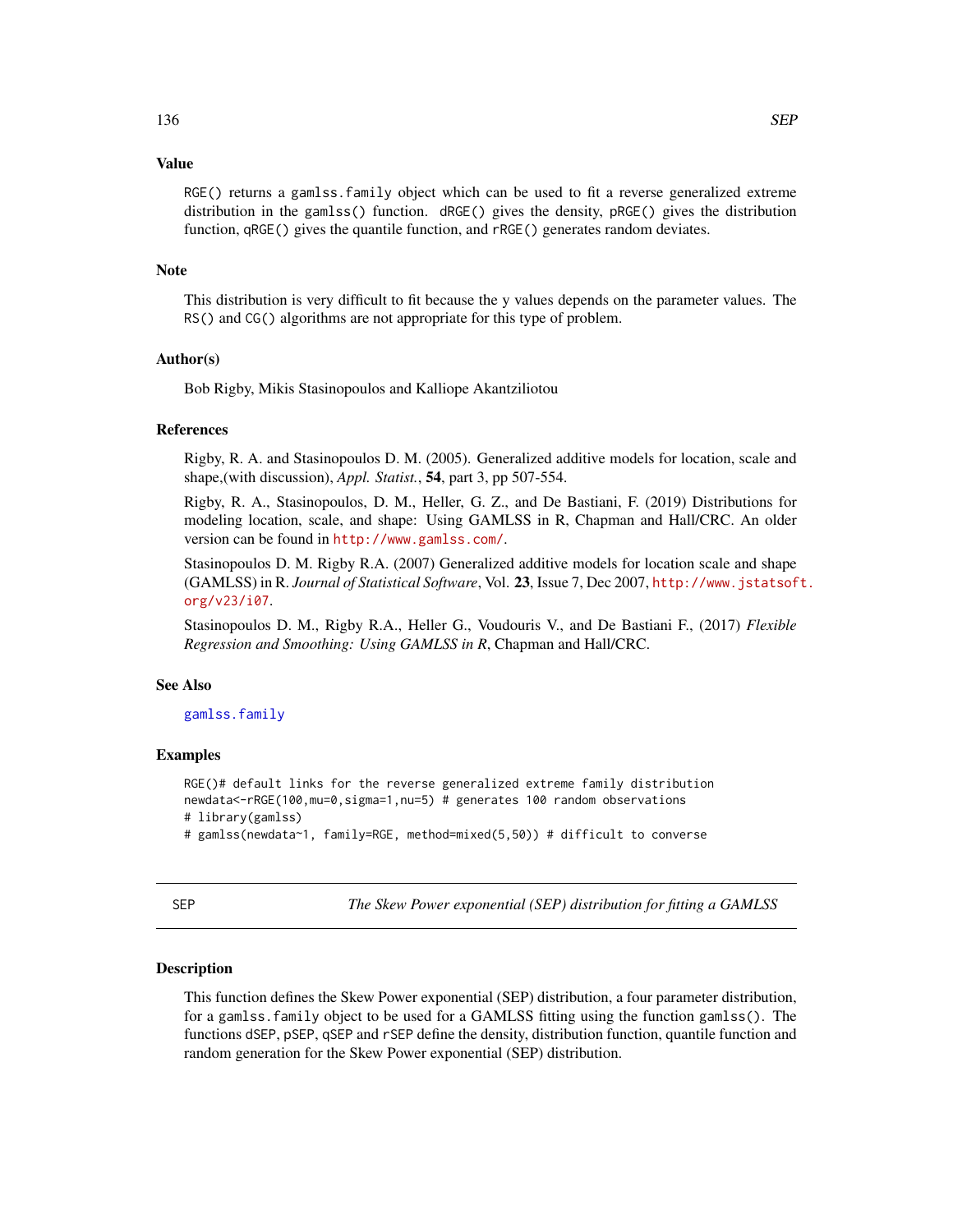### Value

RGE() returns a gamlss.family object which can be used to fit a reverse generalized extreme distribution in the gamlss() function. dRGE() gives the density, pRGE() gives the distribution function, qRGE() gives the quantile function, and rRGE() generates random deviates.

### Note

This distribution is very difficult to fit because the y values depends on the parameter values. The RS() and CG() algorithms are not appropriate for this type of problem.

### Author(s)

Bob Rigby, Mikis Stasinopoulos and Kalliope Akantziliotou

### References

Rigby, R. A. and Stasinopoulos D. M. (2005). Generalized additive models for location, scale and shape,(with discussion), *Appl. Statist.*, **54**, part 3, pp 507-554.

Rigby, R. A., Stasinopoulos, D. M., Heller, G. Z., and De Bastiani, F. (2019) Distributions for modeling location, scale, and shape: Using GAMLSS in R, Chapman and Hall/CRC. An older version can be found in http://www.gamlss.com/.

Stasinopoulos D. M. Rigby R.A. (2007) Generalized additive models for location scale and shape (GAMLSS) in R. *Journal of Statistical Software*, Vol. **23**, Issue 7, Dec 2007, http://www.jstatsoft.org/v23/i07.

Stasinopoulos D. M., Rigby R.A., Heller G., Voudouris V., and De Bastiani F., (2017) *Flexible Regression and Smoothing: Using GAMLSS in R*, Chapman and Hall/CRC.

### See Also

gamlss.family

### Examples

```
RGE()# default links for the reverse generalized extreme family distribution
newdata<-rRGE(100,mu=0,sigma=1,nu=5) # generates 100 random observations
# library(gamlss)
# gamlss(newdata~1, family=RGE, method=mixed(5,50)) # difficult to converse
```

---

## SEP — *The Skew Power exponential (SEP) distribution for fitting a GAMLSS*

### Description

This function defines the Skew Power exponential (SEP) distribution, a four parameter distribution, for a gamlss.family object to be used for a GAMLSS fitting using the function gamlss(). The functions dSEP, pSEP, qSEP and rSEP define the density, distribution function, quantile function and random generation for the Skew Power exponential (SEP) distribution.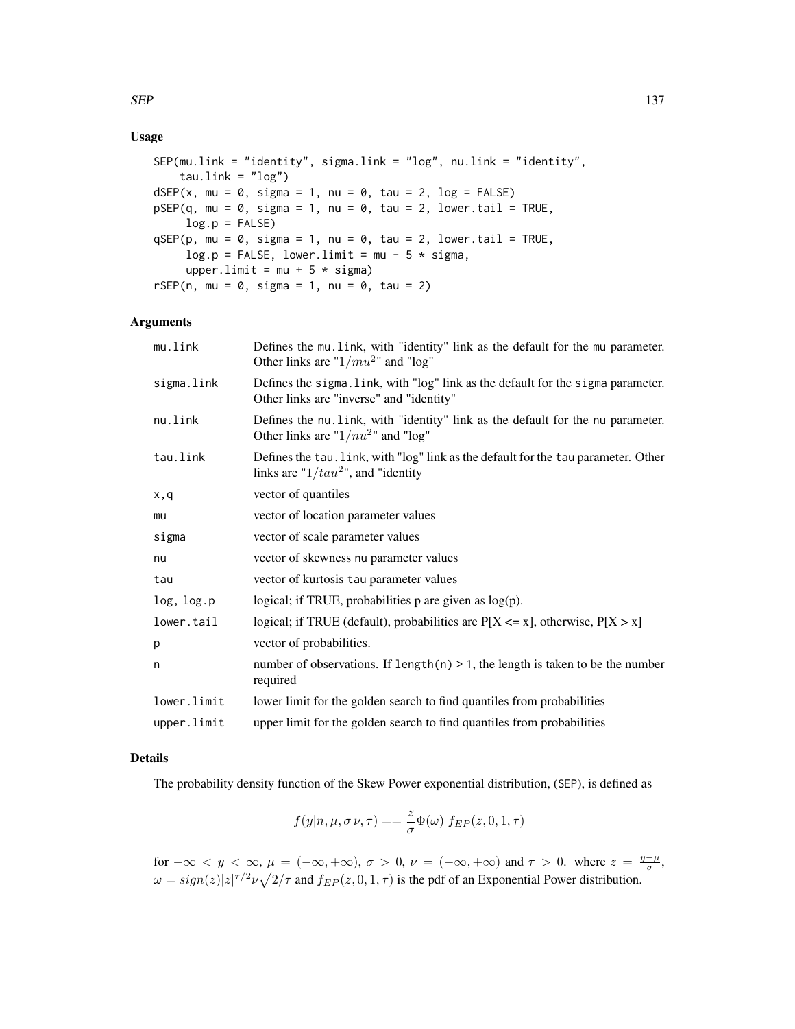## Usage

```
SEP(mu.link = "identity", sigma.link = "log", nu.link = "identity",
    tau.link = "log")
dSEP(x, mu = 0, sigma = 1, nu = 0, tau = 2, log = FALSE)
pSEP(q, mu = 0, sigma = 1, nu = 0, tau = 2, lower.tail = TRUE,
     log.p = FALSE)
qSEP(p, mu = 0, sigma = 1, nu = 0, tau = 2, lower.tail = TRUE,
     log.p = FALSE, lower.limit = mu - 5 * sigma,
     upper.limit = mu + 5 * sigma)
rSEP(n, mu = 0, sigma = 1, nu = 0, tau = 2)
```

## Arguments

| | |
|---|---|
| mu.link | Defines the mu.link, with "identity" link as the default for the mu parameter. Other links are "$1/mu^2$" and "log" |
| sigma.link | Defines the sigma.link, with "log" link as the default for the sigma parameter. Other links are "inverse" and "identity" |
| nu.link | Defines the nu.link, with "identity" link as the default for the nu parameter. Other links are "$1/nu^2$" and "log" |
| tau.link | Defines the tau.link, with "log" link as the default for the tau parameter. Other links are "$1/tau^2$", and "identity |
| x,q | vector of quantiles |
| mu | vector of location parameter values |
| sigma | vector of scale parameter values |
| nu | vector of skewness nu parameter values |
| tau | vector of kurtosis tau parameter values |
| log, log.p | logical; if TRUE, probabilities p are given as log(p). |
| lower.tail | logical; if TRUE (default), probabilities are P[X <= x], otherwise, P[X > x] |
| p | vector of probabilities. |
| n | number of observations. If length(n) > 1, the length is taken to be the number required |
| lower.limit | lower limit for the golden search to find quantiles from probabilities |
| upper.limit | upper limit for the golden search to find quantiles from probabilities |

## Details

The probability density function of the Skew Power exponential distribution, (SEP), is defined as

$$f(y|n, \mu, \sigma\,\nu, \tau) == \frac{z}{\sigma}\Phi(\omega)\; f_{EP}(z, 0, 1, \tau)$$

for $-\infty < y < \infty$, $\mu = (-\infty, +\infty)$, $\sigma > 0$, $\nu = (-\infty, +\infty)$ and $\tau > 0$. where $z = \frac{y-\mu}{\sigma}$, $\omega = sign(z)|z|^{\tau/2}\nu\sqrt{2/\tau}$ and $f_{EP}(z, 0, 1, \tau)$ is the pdf of an Exponential Power distribution.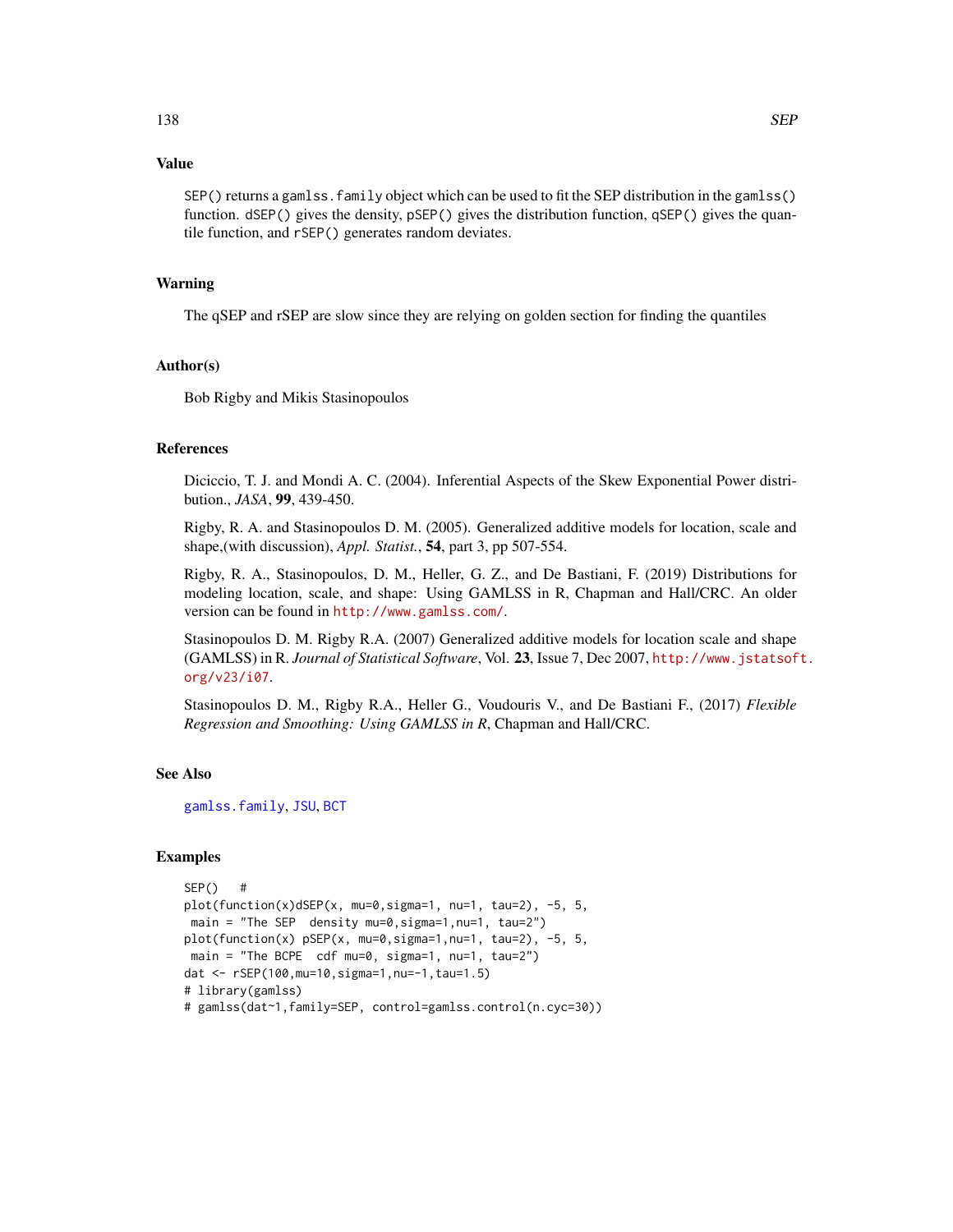## Value

`SEP()` returns a `gamlss.family` object which can be used to fit the SEP distribution in the `gamlss()` function. `dSEP()` gives the density, `pSEP()` gives the distribution function, `qSEP()` gives the quantile function, and `rSEP()` generates random deviates.

## Warning

The qSEP and rSEP are slow since they are relying on golden section for finding the quantiles

## Author(s)

Bob Rigby and Mikis Stasinopoulos

## References

Diciccio, T. J. and Mondi A. C. (2004). Inferential Aspects of the Skew Exponential Power distribution., *JASA*, **99**, 439-450.

Rigby, R. A. and Stasinopoulos D. M. (2005). Generalized additive models for location, scale and shape,(with discussion), *Appl. Statist.*, **54**, part 3, pp 507-554.

Rigby, R. A., Stasinopoulos, D. M., Heller, G. Z., and De Bastiani, F. (2019) Distributions for modeling location, scale, and shape: Using GAMLSS in R, Chapman and Hall/CRC. An older version can be found in http://www.gamlss.com/.

Stasinopoulos D. M. Rigby R.A. (2007) Generalized additive models for location scale and shape (GAMLSS) in R. *Journal of Statistical Software*, Vol. **23**, Issue 7, Dec 2007, http://www.jstatsoft.org/v23/i07.

Stasinopoulos D. M., Rigby R.A., Heller G., Voudouris V., and De Bastiani F., (2017) *Flexible Regression and Smoothing: Using GAMLSS in R*, Chapman and Hall/CRC.

## See Also

`gamlss.family`, `JSU`, `BCT`

## Examples

```
SEP()   #
plot(function(x)dSEP(x, mu=0,sigma=1, nu=1, tau=2), -5, 5,
 main = "The SEP  density mu=0,sigma=1,nu=1, tau=2")
plot(function(x) pSEP(x, mu=0,sigma=1,nu=1, tau=2), -5, 5,
 main = "The BCPE  cdf mu=0, sigma=1, nu=1, tau=2")
dat <- rSEP(100,mu=10,sigma=1,nu=-1,tau=1.5)
# library(gamlss)
# gamlss(dat~1,family=SEP, control=gamlss.control(n.cyc=30))
```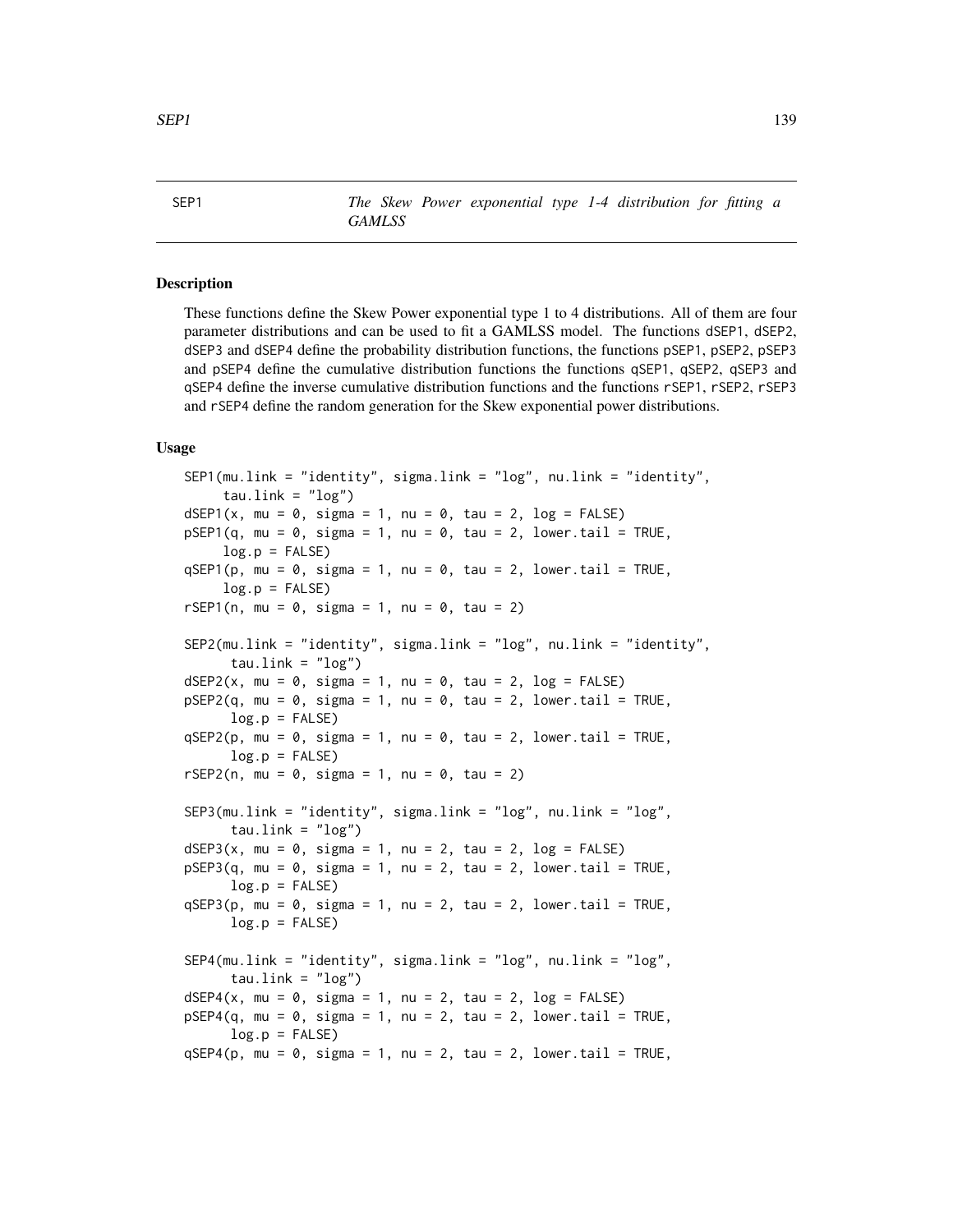SEP1 *The Skew Power exponential type 1-4 distribution for fitting a GAMLSS*

## Description

These functions define the Skew Power exponential type 1 to 4 distributions. All of them are four parameter distributions and can be used to fit a GAMLSS model. The functions dSEP1, dSEP2, dSEP3 and dSEP4 define the probability distribution functions, the functions pSEP1, pSEP2, pSEP3 and pSEP4 define the cumulative distribution functions the functions qSEP1, qSEP2, qSEP3 and qSEP4 define the inverse cumulative distribution functions and the functions rSEP1, rSEP2, rSEP3 and rSEP4 define the random generation for the Skew exponential power distributions.

## Usage

```
SEP1(mu.link = "identity", sigma.link = "log", nu.link = "identity",
     tau.link = "log")
dSEP1(x, mu = 0, sigma = 1, nu = 0, tau = 2, log = FALSE)
pSEP1(q, mu = 0, sigma = 1, nu = 0, tau = 2, lower.tail = TRUE,
     log.p = FALSE)
qSEP1(p, mu = 0, sigma = 1, nu = 0, tau = 2, lower.tail = TRUE,
     log.p = FALSE)
rSEP1(n, mu = 0, sigma = 1, nu = 0, tau = 2)

SEP2(mu.link = "identity", sigma.link = "log", nu.link = "identity",
      tau.link = "log")
dSEP2(x, mu = 0, sigma = 1, nu = 0, tau = 2, log = FALSE)
pSEP2(q, mu = 0, sigma = 1, nu = 0, tau = 2, lower.tail = TRUE,
      log.p = FALSE)
qSEP2(p, mu = 0, sigma = 1, nu = 0, tau = 2, lower.tail = TRUE,
      log.p = FALSE)
rSEP2(n, mu = 0, sigma = 1, nu = 0, tau = 2)

SEP3(mu.link = "identity", sigma.link = "log", nu.link = "log",
      tau.link = "log")
dSEP3(x, mu = 0, sigma = 1, nu = 2, tau = 2, log = FALSE)
pSEP3(q, mu = 0, sigma = 1, nu = 2, tau = 2, lower.tail = TRUE,
      log.p = FALSE)
qSEP3(p, mu = 0, sigma = 1, nu = 2, tau = 2, lower.tail = TRUE,
      log.p = FALSE)

SEP4(mu.link = "identity", sigma.link = "log", nu.link = "log",
      tau.link = "log")
dSEP4(x, mu = 0, sigma = 1, nu = 2, tau = 2, log = FALSE)
pSEP4(q, mu = 0, sigma = 1, nu = 2, tau = 2, lower.tail = TRUE,
      log.p = FALSE)
qSEP4(p, mu = 0, sigma = 1, nu = 2, tau = 2, lower.tail = TRUE,
```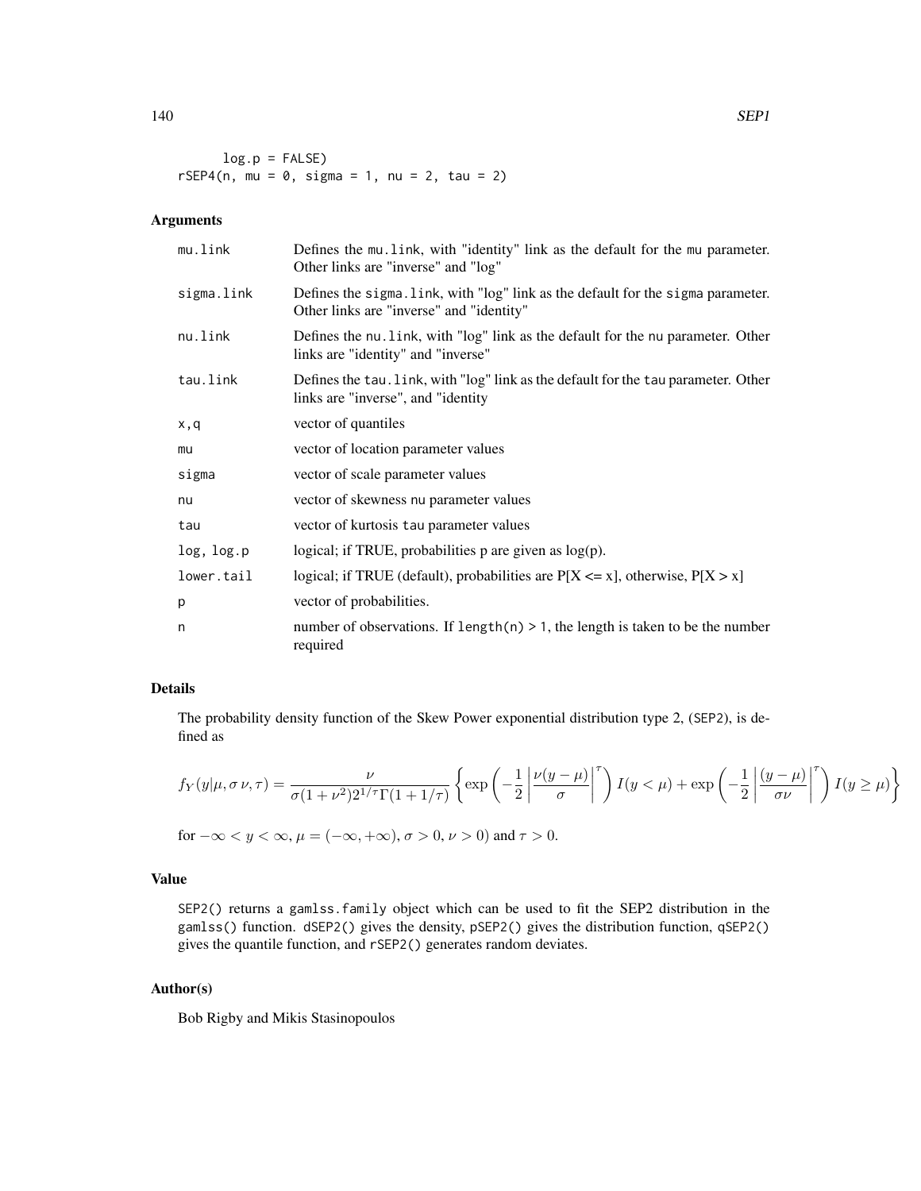```
        log.p = FALSE)
rSEP4(n, mu = 0, sigma = 1, nu = 2, tau = 2)
```

### Arguments

| | |
|---|---|
| mu.link | Defines the mu.link, with "identity" link as the default for the mu parameter. Other links are "inverse" and "log" |
| sigma.link | Defines the sigma.link, with "log" link as the default for the sigma parameter. Other links are "inverse" and "identity" |
| nu.link | Defines the nu.link, with "log" link as the default for the nu parameter. Other links are "identity" and "inverse" |
| tau.link | Defines the tau.link, with "log" link as the default for the tau parameter. Other links are "inverse", and "identity |
| x,q | vector of quantiles |
| mu | vector of location parameter values |
| sigma | vector of scale parameter values |
| nu | vector of skewness nu parameter values |
| tau | vector of kurtosis tau parameter values |
| log, log.p | logical; if TRUE, probabilities p are given as log(p). |
| lower.tail | logical; if TRUE (default), probabilities are P[X <= x], otherwise, P[X > x] |
| p | vector of probabilities. |
| n | number of observations. If length(n) > 1, the length is taken to be the number required |

### Details

The probability density function of the Skew Power exponential distribution type 2, (SEP2), is defined as

$$f_Y(y|\mu, \sigma\, \nu, \tau) = \frac{\nu}{\sigma(1+\nu^2) 2^{1/\tau} \Gamma(1+1/\tau)} \left\{ \exp\left(-\frac{1}{2}\left|\frac{\nu(y-\mu)}{\sigma}\right|^{\tau}\right) I(y<\mu) + \exp\left(-\frac{1}{2}\left|\frac{(y-\mu)}{\sigma\nu}\right|^{\tau}\right) I(y \geq \mu) \right\}$$

for $-\infty < y < \infty$, $\mu = (-\infty, +\infty)$, $\sigma > 0$, $\nu > 0)$ and $\tau > 0$.

### Value

SEP2() returns a gamlss.family object which can be used to fit the SEP2 distribution in the gamlss() function. dSEP2() gives the density, pSEP2() gives the distribution function, qSEP2() gives the quantile function, and rSEP2() generates random deviates.

### Author(s)

Bob Rigby and Mikis Stasinopoulos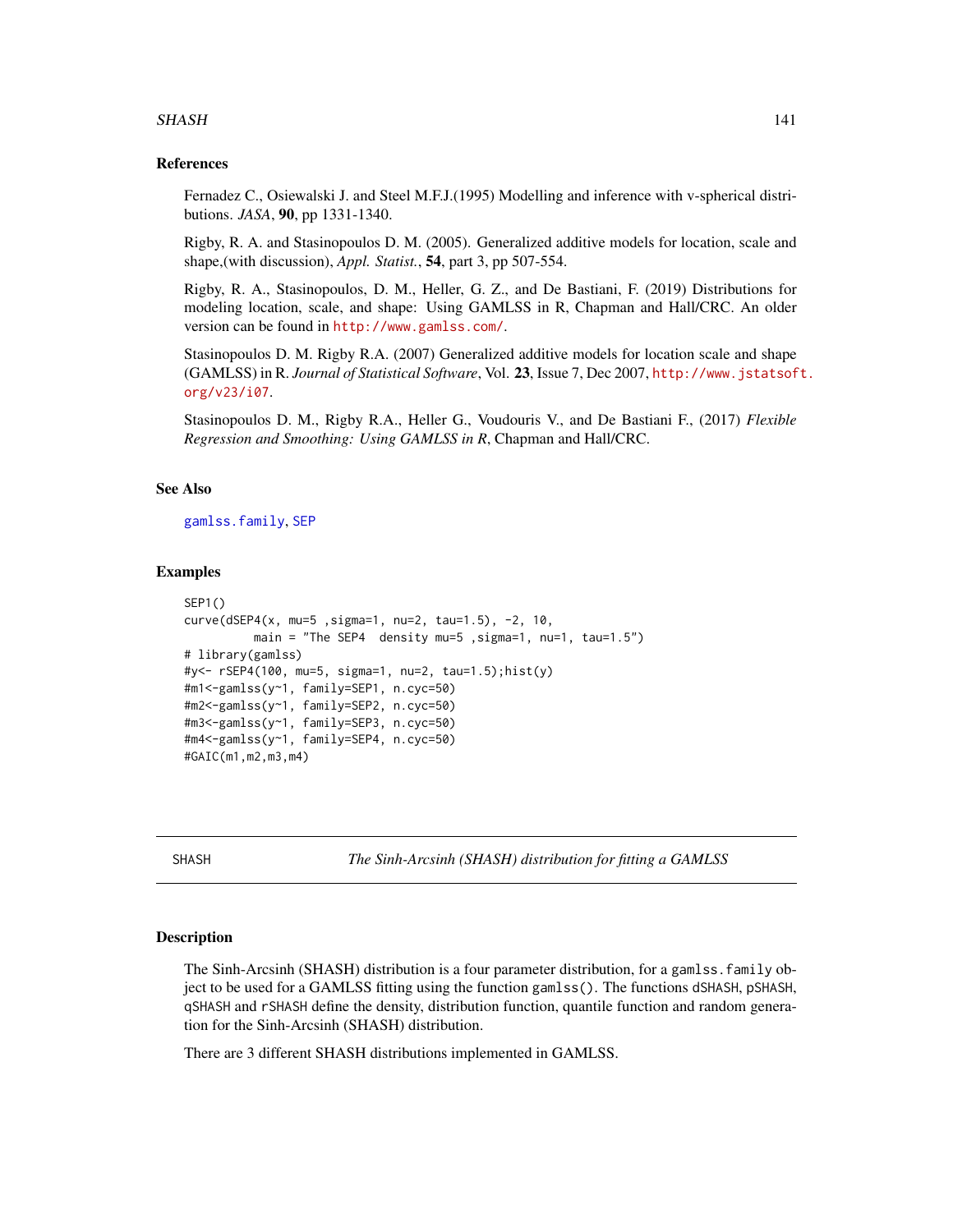## References

Fernadez C., Osiewalski J. and Steel M.F.J.(1995) Modelling and inference with v-spherical distributions. *JASA*, **90**, pp 1331-1340.

Rigby, R. A. and Stasinopoulos D. M. (2005). Generalized additive models for location, scale and shape,(with discussion), *Appl. Statist.*, **54**, part 3, pp 507-554.

Rigby, R. A., Stasinopoulos, D. M., Heller, G. Z., and De Bastiani, F. (2019) Distributions for modeling location, scale, and shape: Using GAMLSS in R, Chapman and Hall/CRC. An older version can be found in http://www.gamlss.com/.

Stasinopoulos D. M. Rigby R.A. (2007) Generalized additive models for location scale and shape (GAMLSS) in R. *Journal of Statistical Software*, Vol. **23**, Issue 7, Dec 2007, http://www.jstatsoft.org/v23/i07.

Stasinopoulos D. M., Rigby R.A., Heller G., Voudouris V., and De Bastiani F., (2017) *Flexible Regression and Smoothing: Using GAMLSS in R*, Chapman and Hall/CRC.

## See Also

gamlss.family, SEP

## Examples

```
SEP1()
curve(dSEP4(x, mu=5 ,sigma=1, nu=2, tau=1.5), -2, 10,
          main = "The SEP4  density mu=5 ,sigma=1, nu=1, tau=1.5")
# library(gamlss)
#y<- rSEP4(100, mu=5, sigma=1, nu=2, tau=1.5);hist(y)
#m1<-gamlss(y~1, family=SEP1, n.cyc=50)
#m2<-gamlss(y~1, family=SEP2, n.cyc=50)
#m3<-gamlss(y~1, family=SEP3, n.cyc=50)
#m4<-gamlss(y~1, family=SEP4, n.cyc=50)
#GAIC(m1,m2,m3,m4)
```

---

# SHASH — *The Sinh-Arcsinh (SHASH) distribution for fitting a GAMLSS*

## Description

The Sinh-Arcsinh (SHASH) distribution is a four parameter distribution, for a `gamlss.family` object to be used for a GAMLSS fitting using the function `gamlss()`. The functions `dSHASH`, `pSHASH`, `qSHASH` and `rSHASH` define the density, distribution function, quantile function and random generation for the Sinh-Arcsinh (SHASH) distribution.

There are 3 different SHASH distributions implemented in GAMLSS.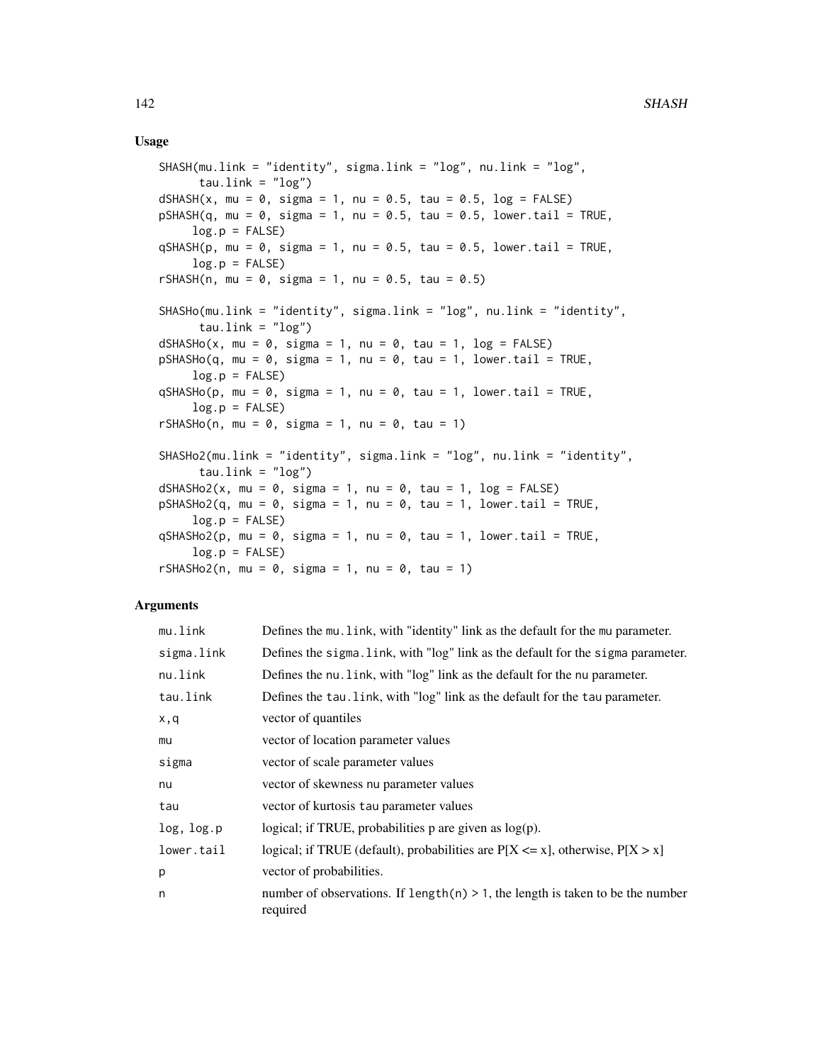## Usage

```
SHASH(mu.link = "identity", sigma.link = "log", nu.link = "log",
      tau.link = "log")
dSHASH(x, mu = 0, sigma = 1, nu = 0.5, tau = 0.5, log = FALSE)
pSHASH(q, mu = 0, sigma = 1, nu = 0.5, tau = 0.5, lower.tail = TRUE,
     log.p = FALSE)
qSHASH(p, mu = 0, sigma = 1, nu = 0.5, tau = 0.5, lower.tail = TRUE,
     log.p = FALSE)
rSHASH(n, mu = 0, sigma = 1, nu = 0.5, tau = 0.5)

SHASHo(mu.link = "identity", sigma.link = "log", nu.link = "identity",
      tau.link = "log")
dSHASHo(x, mu = 0, sigma = 1, nu = 0, tau = 1, log = FALSE)
pSHASHo(q, mu = 0, sigma = 1, nu = 0, tau = 1, lower.tail = TRUE,
     log.p = FALSE)
qSHASHo(p, mu = 0, sigma = 1, nu = 0, tau = 1, lower.tail = TRUE,
     log.p = FALSE)
rSHASHo(n, mu = 0, sigma = 1, nu = 0, tau = 1)

SHASHo2(mu.link = "identity", sigma.link = "log", nu.link = "identity",
      tau.link = "log")
dSHASHo2(x, mu = 0, sigma = 1, nu = 0, tau = 1, log = FALSE)
pSHASHo2(q, mu = 0, sigma = 1, nu = 0, tau = 1, lower.tail = TRUE,
     log.p = FALSE)
qSHASHo2(p, mu = 0, sigma = 1, nu = 0, tau = 1, lower.tail = TRUE,
     log.p = FALSE)
rSHASHo2(n, mu = 0, sigma = 1, nu = 0, tau = 1)
```

## Arguments

| | |
|---|---|
| mu.link | Defines the mu.link, with "identity" link as the default for the mu parameter. |
| sigma.link | Defines the sigma.link, with "log" link as the default for the sigma parameter. |
| nu.link | Defines the nu.link, with "log" link as the default for the nu parameter. |
| tau.link | Defines the tau.link, with "log" link as the default for the tau parameter. |
| x,q | vector of quantiles |
| mu | vector of location parameter values |
| sigma | vector of scale parameter values |
| nu | vector of skewness nu parameter values |
| tau | vector of kurtosis tau parameter values |
| log, log.p | logical; if TRUE, probabilities p are given as log(p). |
| lower.tail | logical; if TRUE (default), probabilities are P[X <= x], otherwise, P[X > x] |
| p | vector of probabilities. |
| n | number of observations. If length(n) > 1, the length is taken to be the number required |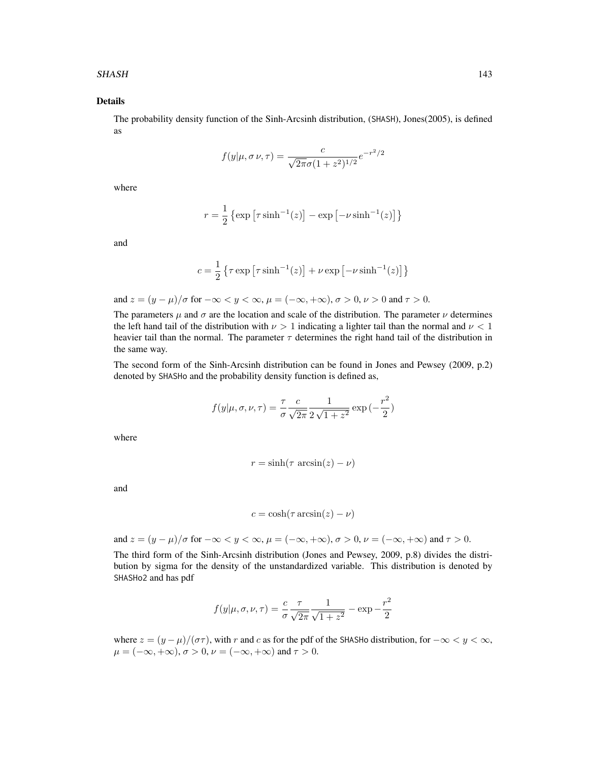## Details

The probability density function of the Sinh-Arcsinh distribution, (SHASH), Jones(2005), is defined as

$$f(y|\mu, \sigma\, \nu, \tau) = \frac{c}{\sqrt{2\pi}\sigma(1+z^2)^{1/2}} e^{-r^2/2}$$

where

$$r = \frac{1}{2}\left\{\exp\left[\tau \sinh^{-1}(z)\right] - \exp\left[-\nu \sinh^{-1}(z)\right]\right\}$$

and

$$c = \frac{1}{2}\left\{\tau \exp\left[\tau \sinh^{-1}(z)\right] + \nu \exp\left[-\nu \sinh^{-1}(z)\right]\right\}$$

and $z = (y-\mu)/\sigma$ for $-\infty < y < \infty$, $\mu = (-\infty, +\infty)$, $\sigma > 0$, $\nu > 0$ and $\tau > 0$.

The parameters $\mu$ and $\sigma$ are the location and scale of the distribution. The parameter $\nu$ determines the left hand tail of the distribution with $\nu > 1$ indicating a lighter tail than the normal and $\nu < 1$ heavier tail than the normal. The parameter $\tau$ determines the right hand tail of the distribution in the same way.

The second form of the Sinh-Arcsinh distribution can be found in Jones and Pewsey (2009, p.2) denoted by SHASHo and the probability density function is defined as,

$$f(y|\mu, \sigma, \nu, \tau) = \frac{\tau}{\sigma} \frac{c}{\sqrt{2\pi}} \frac{1}{2\sqrt{1+z^2}} \exp\left(-\frac{r^2}{2}\right)$$

where

$$r = \sinh(\tau \ \mathrm{arcsin}(z) - \nu)$$

and

$$c = \cosh(\tau\, \mathrm{arcsin}(z) - \nu)$$

and $z = (y-\mu)/\sigma$ for $-\infty < y < \infty$, $\mu = (-\infty, +\infty)$, $\sigma > 0$, $\nu = (-\infty, +\infty)$ and $\tau > 0$.

The third form of the Sinh-Arcsinh distribution (Jones and Pewsey, 2009, p.8) divides the distribution by sigma for the density of the unstandardized variable. This distribution is denoted by SHASHo2 and has pdf

$$f(y|\mu, \sigma, \nu, \tau) = \frac{c}{\sigma} \frac{\tau}{\sqrt{2\pi}} \frac{1}{\sqrt{1+z^2}} - \exp -\frac{r^2}{2}$$

where $z = (y-\mu)/(\sigma\tau)$, with $r$ and $c$ as for the pdf of the SHASHo distribution, for $-\infty < y < \infty$, $\mu = (-\infty, +\infty)$, $\sigma > 0$, $\nu = (-\infty, +\infty)$ and $\tau > 0$.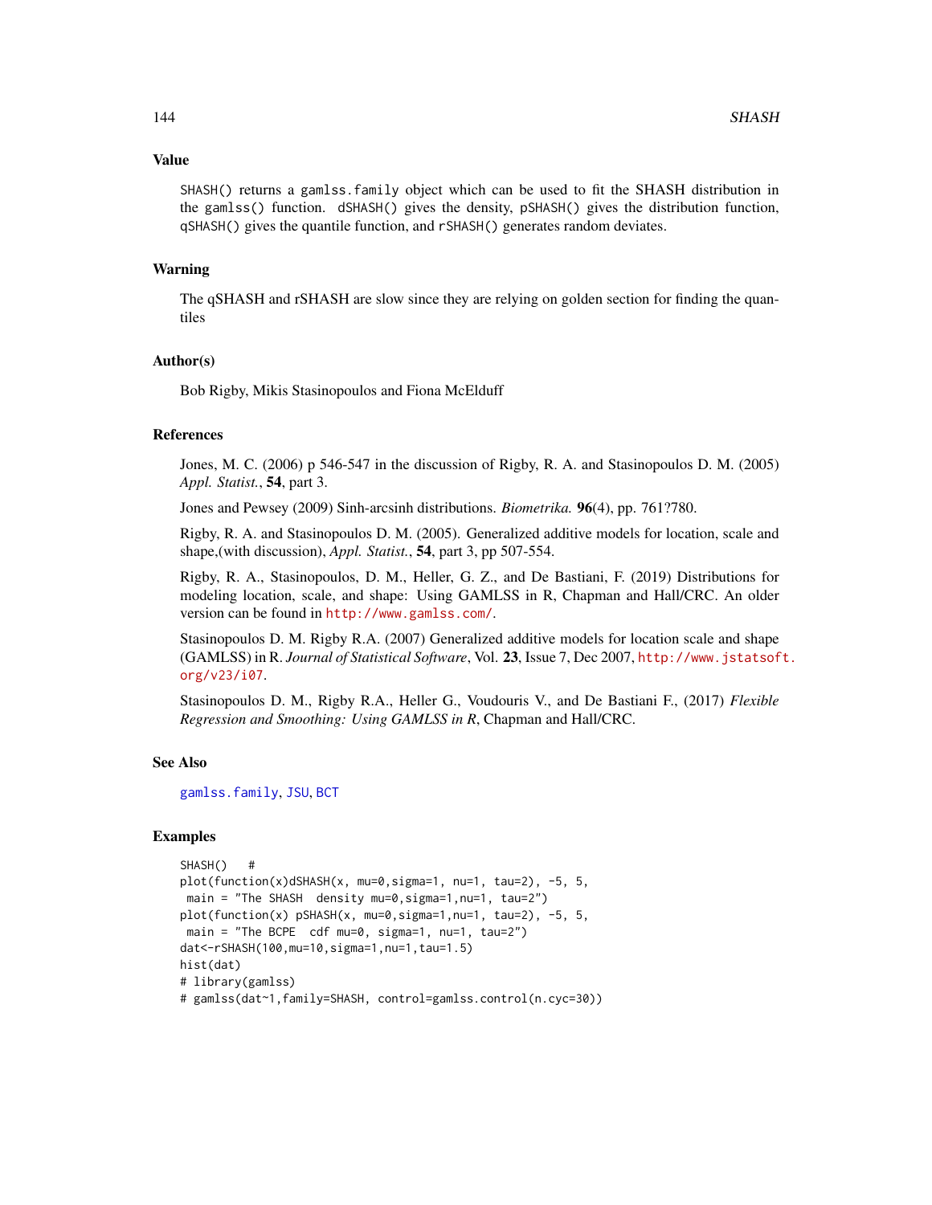## Value

`SHASH()` returns a `gamlss.family` object which can be used to fit the SHASH distribution in the `gamlss()` function. `dSHASH()` gives the density, `pSHASH()` gives the distribution function, `qSHASH()` gives the quantile function, and `rSHASH()` generates random deviates.

## Warning

The qSHASH and rSHASH are slow since they are relying on golden section for finding the quantiles

## Author(s)

Bob Rigby, Mikis Stasinopoulos and Fiona McElduff

## References

Jones, M. C. (2006) p 546-547 in the discussion of Rigby, R. A. and Stasinopoulos D. M. (2005) *Appl. Statist.*, **54**, part 3.

Jones and Pewsey (2009) Sinh-arcsinh distributions. *Biometrika.* **96**(4), pp. 761?780.

Rigby, R. A. and Stasinopoulos D. M. (2005). Generalized additive models for location, scale and shape,(with discussion), *Appl. Statist.*, **54**, part 3, pp 507-554.

Rigby, R. A., Stasinopoulos, D. M., Heller, G. Z., and De Bastiani, F. (2019) Distributions for modeling location, scale, and shape: Using GAMLSS in R, Chapman and Hall/CRC. An older version can be found in http://www.gamlss.com/.

Stasinopoulos D. M. Rigby R.A. (2007) Generalized additive models for location scale and shape (GAMLSS) in R. *Journal of Statistical Software*, Vol. **23**, Issue 7, Dec 2007, http://www.jstatsoft.org/v23/i07.

Stasinopoulos D. M., Rigby R.A., Heller G., Voudouris V., and De Bastiani F., (2017) *Flexible Regression and Smoothing: Using GAMLSS in R*, Chapman and Hall/CRC.

## See Also

`gamlss.family`, `JSU`, `BCT`

## Examples

```
SHASH()   #
plot(function(x)dSHASH(x, mu=0,sigma=1, nu=1, tau=2), -5, 5,
 main = "The SHASH  density mu=0,sigma=1,nu=1, tau=2")
plot(function(x) pSHASH(x, mu=0,sigma=1,nu=1, tau=2), -5, 5,
 main = "The BCPE  cdf mu=0, sigma=1, nu=1, tau=2")
dat<-rSHASH(100,mu=10,sigma=1,nu=1,tau=1.5)
hist(dat)
# library(gamlss)
# gamlss(dat~1,family=SHASH, control=gamlss.control(n.cyc=30))
```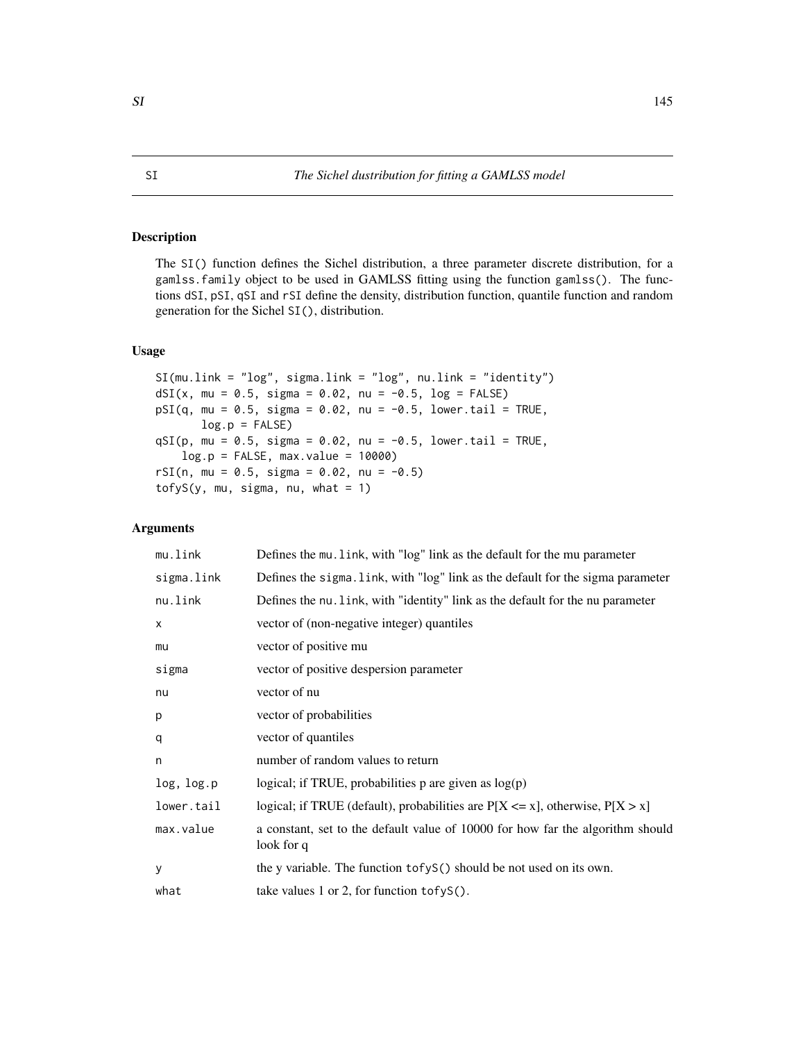SI *The Sichel dustribution for fitting a GAMLSS model*

## Description

The `SI()` function defines the Sichel distribution, a three parameter discrete distribution, for a `gamlss.family` object to be used in GAMLSS fitting using the function `gamlss()`. The functions `dSI`, `pSI`, `qSI` and `rSI` define the density, distribution function, quantile function and random generation for the Sichel `SI()`, distribution.

## Usage

```
SI(mu.link = "log", sigma.link = "log", nu.link = "identity")
dSI(x, mu = 0.5, sigma = 0.02, nu = -0.5, log = FALSE)
pSI(q, mu = 0.5, sigma = 0.02, nu = -0.5, lower.tail = TRUE,
       log.p = FALSE)
qSI(p, mu = 0.5, sigma = 0.02, nu = -0.5, lower.tail = TRUE,
    log.p = FALSE, max.value = 10000)
rSI(n, mu = 0.5, sigma = 0.02, nu = -0.5)
tofyS(y, mu, sigma, nu, what = 1)
```

## Arguments

| | |
|---|---|
| `mu.link` | Defines the `mu.link`, with "log" link as the default for the mu parameter |
| `sigma.link` | Defines the `sigma.link`, with "log" link as the default for the sigma parameter |
| `nu.link` | Defines the `nu.link`, with "identity" link as the default for the nu parameter |
| `x` | vector of (non-negative integer) quantiles |
| `mu` | vector of positive mu |
| `sigma` | vector of positive despersion parameter |
| `nu` | vector of nu |
| `p` | vector of probabilities |
| `q` | vector of quantiles |
| `n` | number of random values to return |
| `log, log.p` | logical; if TRUE, probabilities p are given as log(p) |
| `lower.tail` | logical; if TRUE (default), probabilities are P[X <= x], otherwise, P[X > x] |
| `max.value` | a constant, set to the default value of 10000 for how far the algorithm should look for q |
| `y` | the y variable. The function `tofyS()` should be not used on its own. |
| `what` | take values 1 or 2, for function `tofyS()`. |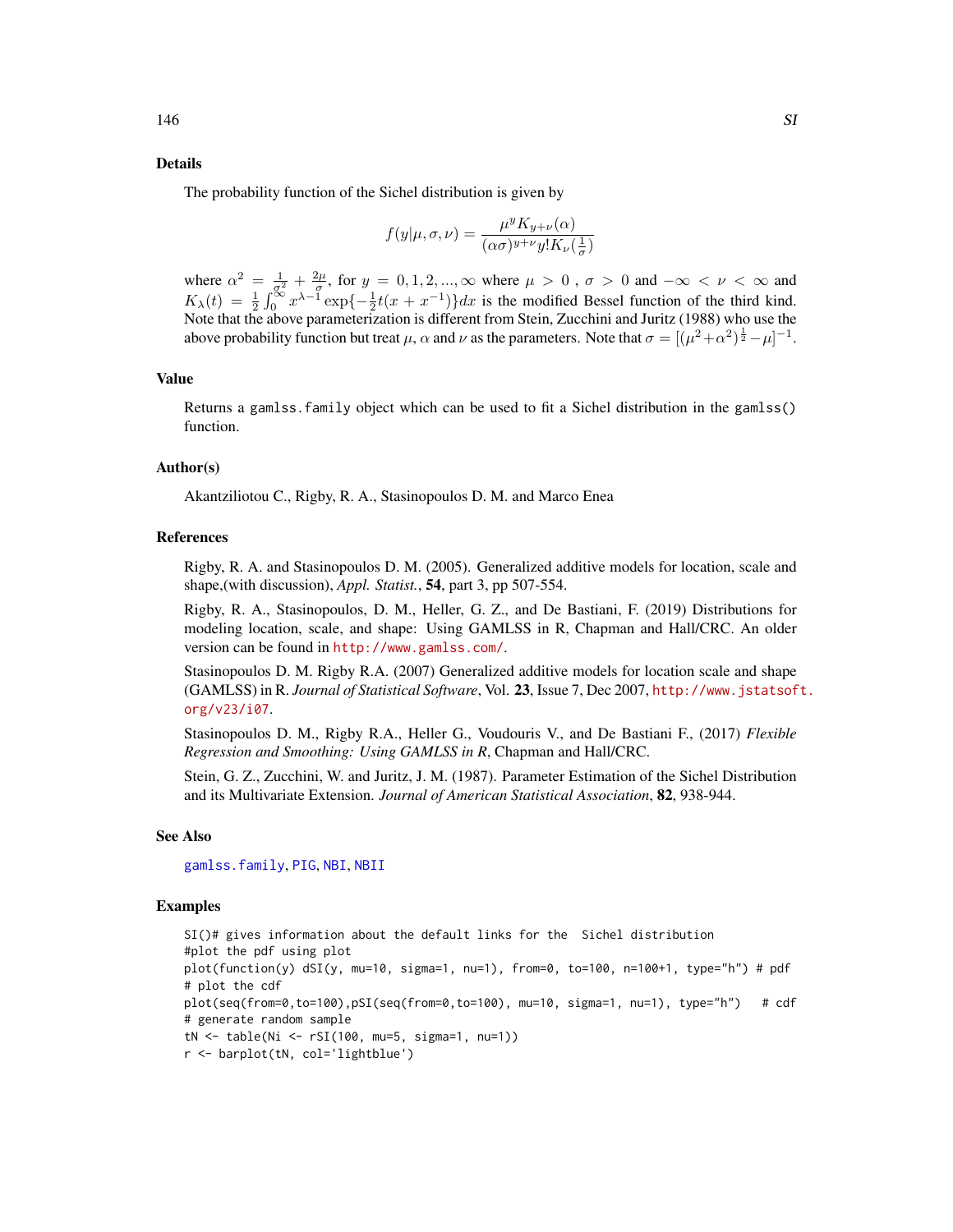### Details

The probability function of the Sichel distribution is given by

$$f(y|\mu, \sigma, \nu) = \frac{\mu^y K_{y+\nu}(\alpha)}{(\alpha\sigma)^{y+\nu} y! K_\nu(\frac{1}{\sigma})}$$

where $\alpha^2 = \frac{1}{\sigma^2} + \frac{2\mu}{\sigma}$, for $y = 0, 1, 2, ..., \infty$ where $\mu > 0$ , $\sigma > 0$ and $-\infty < \nu < \infty$ and $K_\lambda(t) = \frac{1}{2}\int_0^\infty x^{\lambda-1} \exp\{-\frac{1}{2}t(x + x^{-1})\}dx$ is the modified Bessel function of the third kind. Note that the above parameterization is different from Stein, Zucchini and Juritz (1988) who use the above probability function but treat $\mu$, $\alpha$ and $\nu$ as the parameters. Note that $\sigma = [(\mu^2 + \alpha^2)^{\frac{1}{2}} - \mu]^{-1}$.

### Value

Returns a `gamlss.family` object which can be used to fit a Sichel distribution in the `gamlss()` function.

### Author(s)

Akantziliotou C., Rigby, R. A., Stasinopoulos D. M. and Marco Enea

### References

Rigby, R. A. and Stasinopoulos D. M. (2005). Generalized additive models for location, scale and shape,(with discussion), *Appl. Statist.*, **54**, part 3, pp 507-554.

Rigby, R. A., Stasinopoulos, D. M., Heller, G. Z., and De Bastiani, F. (2019) Distributions for modeling location, scale, and shape: Using GAMLSS in R, Chapman and Hall/CRC. An older version can be found in http://www.gamlss.com/.

Stasinopoulos D. M. Rigby R.A. (2007) Generalized additive models for location scale and shape (GAMLSS) in R. *Journal of Statistical Software*, Vol. **23**, Issue 7, Dec 2007, http://www.jstatsoft.org/v23/i07.

Stasinopoulos D. M., Rigby R.A., Heller G., Voudouris V., and De Bastiani F., (2017) *Flexible Regression and Smoothing: Using GAMLSS in R*, Chapman and Hall/CRC.

Stein, G. Z., Zucchini, W. and Juritz, J. M. (1987). Parameter Estimation of the Sichel Distribution and its Multivariate Extension. *Journal of American Statistical Association*, **82**, 938-944.

### See Also

gamlss.family, PIG, NBI, NBII

### Examples

```
SI()# gives information about the default links for the  Sichel distribution
#plot the pdf using plot
plot(function(y) dSI(y, mu=10, sigma=1, nu=1), from=0, to=100, n=100+1, type="h") # pdf
# plot the cdf
plot(seq(from=0,to=100),pSI(seq(from=0,to=100), mu=10, sigma=1, nu=1), type="h")   # cdf
# generate random sample
tN <- table(Ni <- rSI(100, mu=5, sigma=1, nu=1))
r <- barplot(tN, col='lightblue')
```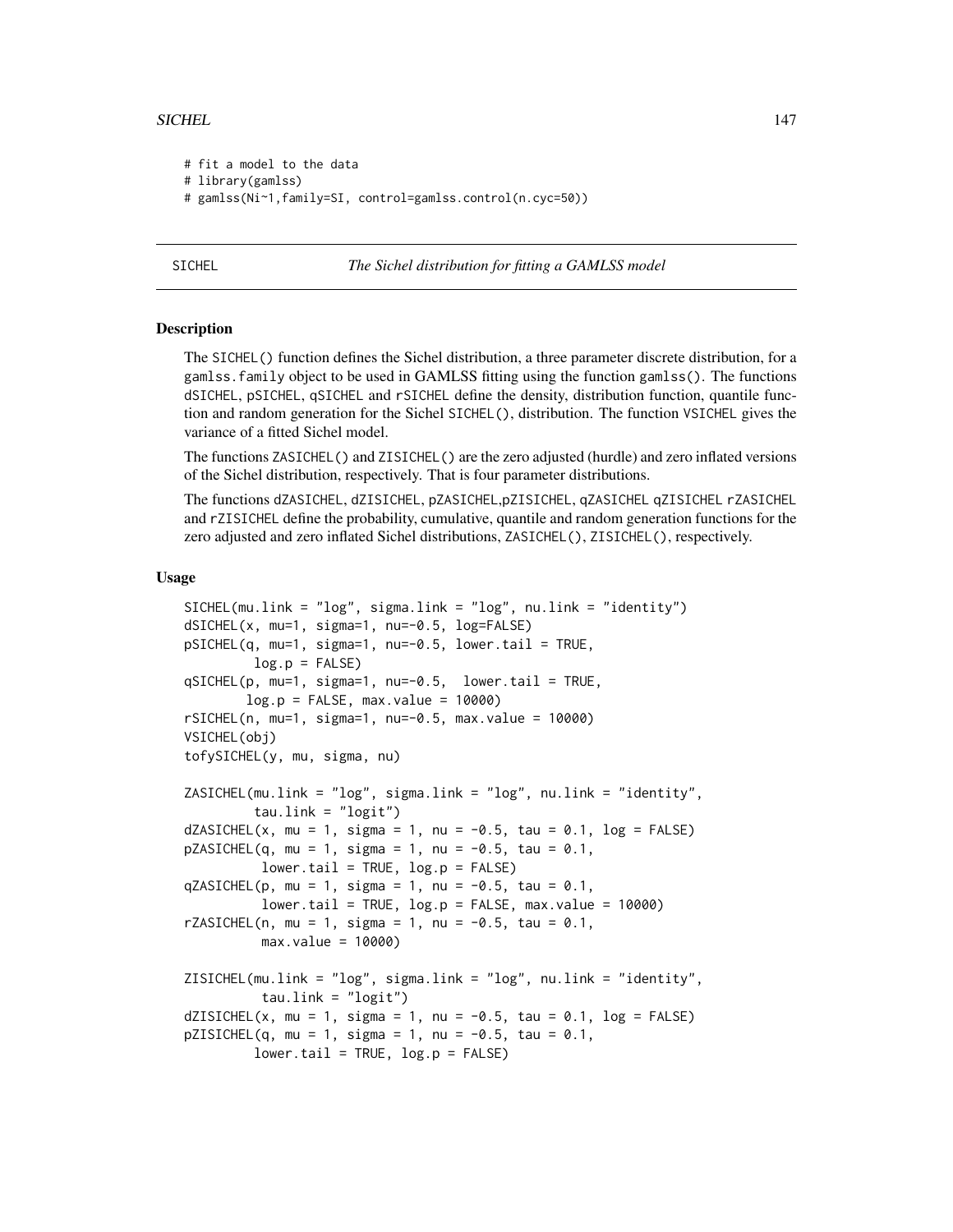```
# fit a model to the data
# library(gamlss)
# gamlss(Ni~1,family=SI, control=gamlss.control(n.cyc=50))
```

## SICHEL — *The Sichel distribution for fitting a GAMLSS model*

### Description

The SICHEL() function defines the Sichel distribution, a three parameter discrete distribution, for a gamlss.family object to be used in GAMLSS fitting using the function gamlss(). The functions dSICHEL, pSICHEL, qSICHEL and rSICHEL define the density, distribution function, quantile function and random generation for the Sichel SICHEL(), distribution. The function VSICHEL gives the variance of a fitted Sichel model.

The functions ZASICHEL() and ZISICHEL() are the zero adjusted (hurdle) and zero inflated versions of the Sichel distribution, respectively. That is four parameter distributions.

The functions dZASICHEL, dZISICHEL, pZASICHEL,pZISICHEL, qZASICHEL qZISICHEL rZASICHEL and rZISICHEL define the probability, cumulative, quantile and random generation functions for the zero adjusted and zero inflated Sichel distributions, ZASICHEL(), ZISICHEL(), respectively.

### Usage

```
SICHEL(mu.link = "log", sigma.link = "log", nu.link = "identity")
dSICHEL(x, mu=1, sigma=1, nu=-0.5, log=FALSE)
pSICHEL(q, mu=1, sigma=1, nu=-0.5, lower.tail = TRUE,
         log.p = FALSE)
qSICHEL(p, mu=1, sigma=1, nu=-0.5,  lower.tail = TRUE,
        log.p = FALSE, max.value = 10000)
rSICHEL(n, mu=1, sigma=1, nu=-0.5, max.value = 10000)
VSICHEL(obj)
tofySICHEL(y, mu, sigma, nu)

ZASICHEL(mu.link = "log", sigma.link = "log", nu.link = "identity",
         tau.link = "logit")
dZASICHEL(x, mu = 1, sigma = 1, nu = -0.5, tau = 0.1, log = FALSE)
pZASICHEL(q, mu = 1, sigma = 1, nu = -0.5, tau = 0.1,
          lower.tail = TRUE, log.p = FALSE)
qZASICHEL(p, mu = 1, sigma = 1, nu = -0.5, tau = 0.1,
          lower.tail = TRUE, log.p = FALSE, max.value = 10000)
rZASICHEL(n, mu = 1, sigma = 1, nu = -0.5, tau = 0.1,
          max.value = 10000)

ZISICHEL(mu.link = "log", sigma.link = "log", nu.link = "identity",
          tau.link = "logit")
dZISICHEL(x, mu = 1, sigma = 1, nu = -0.5, tau = 0.1, log = FALSE)
pZISICHEL(q, mu = 1, sigma = 1, nu = -0.5, tau = 0.1,
         lower.tail = TRUE, log.p = FALSE)
```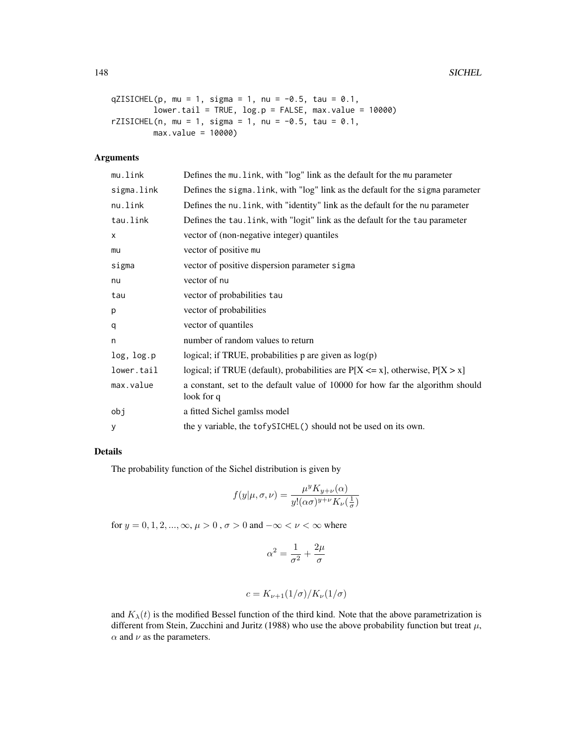```
qZISICHEL(p, mu = 1, sigma = 1, nu = -0.5, tau = 0.1,
         lower.tail = TRUE, log.p = FALSE, max.value = 10000)
rZISICHEL(n, mu = 1, sigma = 1, nu = -0.5, tau = 0.1,
         max.value = 10000)
```

## Arguments

| | |
|---|---|
| mu.link | Defines the mu.link, with "log" link as the default for the mu parameter |
| sigma.link | Defines the sigma.link, with "log" link as the default for the sigma parameter |
| nu.link | Defines the nu.link, with "identity" link as the default for the nu parameter |
| tau.link | Defines the tau.link, with "logit" link as the default for the tau parameter |
| x | vector of (non-negative integer) quantiles |
| mu | vector of positive mu |
| sigma | vector of positive dispersion parameter sigma |
| nu | vector of nu |
| tau | vector of probabilities tau |
| p | vector of probabilities |
| q | vector of quantiles |
| n | number of random values to return |
| log, log.p | logical; if TRUE, probabilities p are given as log(p) |
| lower.tail | logical; if TRUE (default), probabilities are P[X <= x], otherwise, P[X > x] |
| max.value | a constant, set to the default value of 10000 for how far the algorithm should look for q |
| obj | a fitted Sichel gamlss model |
| y | the y variable, the tofySICHEL() should not be used on its own. |

## Details

The probability function of the Sichel distribution is given by

$$f(y|\mu,\sigma,\nu) = \frac{\mu^y K_{y+\nu}(\alpha)}{y!(\alpha\sigma)^{y+\nu} K_\nu(\frac{1}{\sigma})}$$

for $y = 0, 1, 2, ..., \infty$, $\mu > 0$ , $\sigma > 0$ and $-\infty < \nu < \infty$ where

$$\alpha^2 = \frac{1}{\sigma^2} + \frac{2\mu}{\sigma}$$

$$c = K_{\nu+1}(1/\sigma)/K_\nu(1/\sigma)$$

and $K_\lambda(t)$ is the modified Bessel function of the third kind. Note that the above parametrization is different from Stein, Zucchini and Juritz (1988) who use the above probability function but treat $\mu$, $\alpha$ and $\nu$ as the parameters.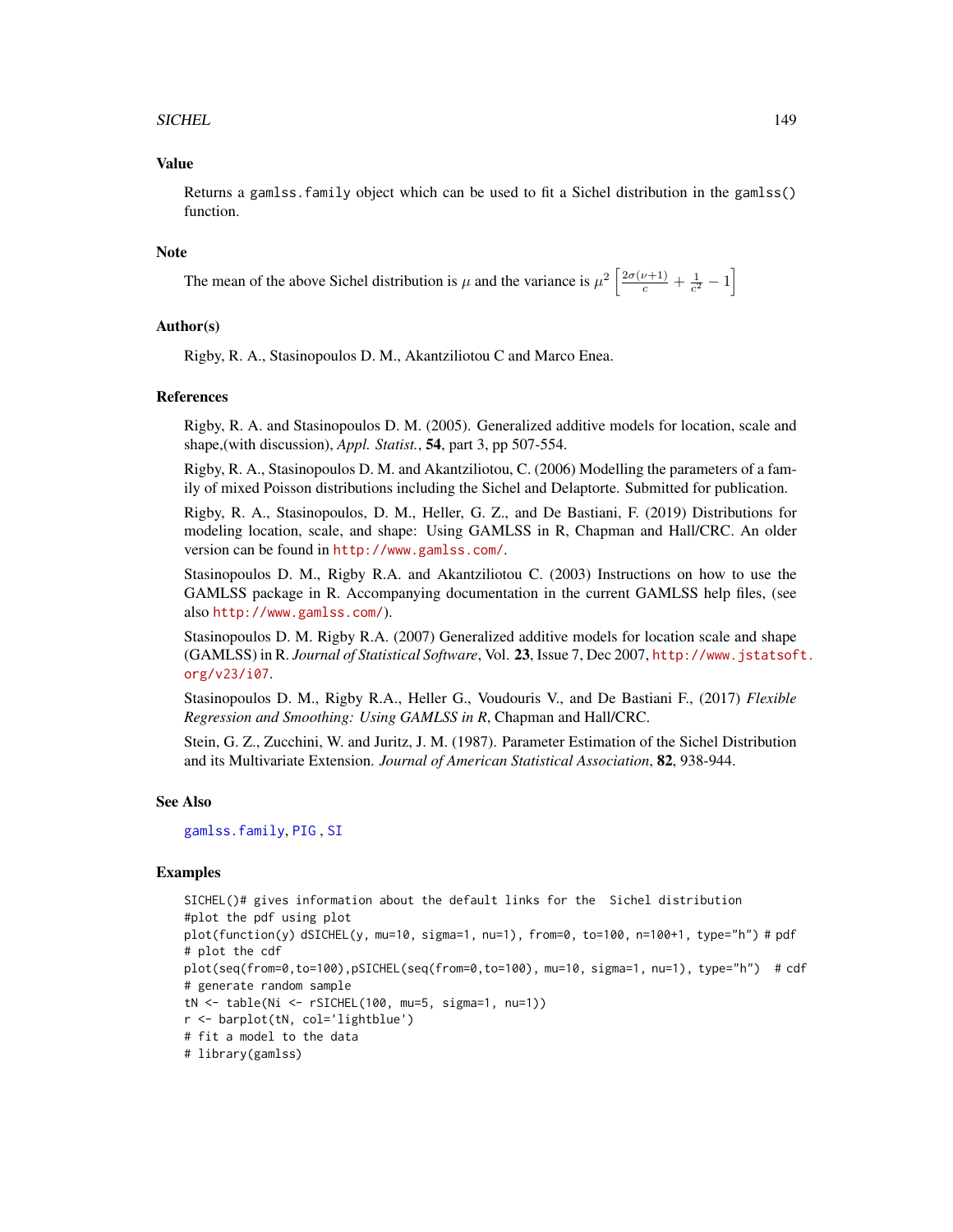## Value

Returns a `gamlss.family` object which can be used to fit a Sichel distribution in the `gamlss()` function.

## Note

The mean of the above Sichel distribution is $\mu$ and the variance is $\mu^2 \left[\frac{2\sigma(\nu+1)}{c} + \frac{1}{c^2} - 1\right]$

## Author(s)

Rigby, R. A., Stasinopoulos D. M., Akantziliotou C and Marco Enea.

## References

Rigby, R. A. and Stasinopoulos D. M. (2005). Generalized additive models for location, scale and shape,(with discussion), *Appl. Statist.*, **54**, part 3, pp 507-554.

Rigby, R. A., Stasinopoulos D. M. and Akantziliotou, C. (2006) Modelling the parameters of a family of mixed Poisson distributions including the Sichel and Delaptorte. Submitted for publication.

Rigby, R. A., Stasinopoulos, D. M., Heller, G. Z., and De Bastiani, F. (2019) Distributions for modeling location, scale, and shape: Using GAMLSS in R, Chapman and Hall/CRC. An older version can be found in http://www.gamlss.com/.

Stasinopoulos D. M., Rigby R.A. and Akantziliotou C. (2003) Instructions on how to use the GAMLSS package in R. Accompanying documentation in the current GAMLSS help files, (see also http://www.gamlss.com/).

Stasinopoulos D. M. Rigby R.A. (2007) Generalized additive models for location scale and shape (GAMLSS) in R. *Journal of Statistical Software*, Vol. **23**, Issue 7, Dec 2007, http://www.jstatsoft.org/v23/i07.

Stasinopoulos D. M., Rigby R.A., Heller G., Voudouris V., and De Bastiani F., (2017) *Flexible Regression and Smoothing: Using GAMLSS in R*, Chapman and Hall/CRC.

Stein, G. Z., Zucchini, W. and Juritz, J. M. (1987). Parameter Estimation of the Sichel Distribution and its Multivariate Extension. *Journal of American Statistical Association*, **82**, 938-944.

## See Also

gamlss.family, PIG , SI

## Examples

```
SICHEL()# gives information about the default links for the  Sichel distribution
#plot the pdf using plot
plot(function(y) dSICHEL(y, mu=10, sigma=1, nu=1), from=0, to=100, n=100+1, type="h") # pdf
# plot the cdf
plot(seq(from=0,to=100),pSICHEL(seq(from=0,to=100), mu=10, sigma=1, nu=1), type="h")  # cdf
# generate random sample
tN <- table(Ni <- rSICHEL(100, mu=5, sigma=1, nu=1))
r <- barplot(tN, col='lightblue')
# fit a model to the data
# library(gamlss)
```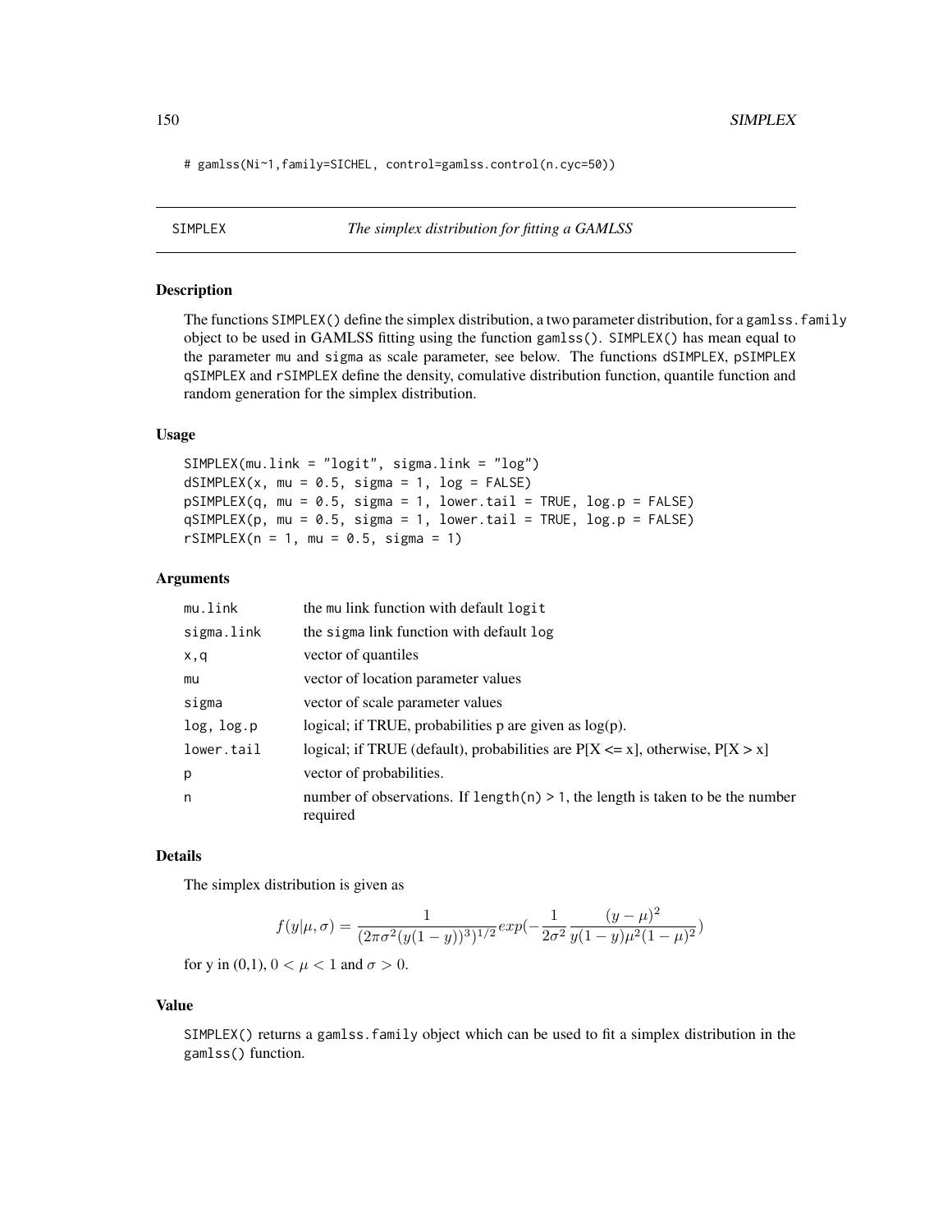```
# gamlss(Ni~1,family=SICHEL, control=gamlss.control(n.cyc=50))
```

## SIMPLEX *The simplex distribution for fitting a GAMLSS*

### Description

The functions SIMPLEX() define the simplex distribution, a two parameter distribution, for a gamlss.family object to be used in GAMLSS fitting using the function gamlss(). SIMPLEX() has mean equal to the parameter mu and sigma as scale parameter, see below. The functions dSIMPLEX, pSIMPLEX qSIMPLEX and rSIMPLEX define the density, comulative distribution function, quantile function and random generation for the simplex distribution.

### Usage

```
SIMPLEX(mu.link = "logit", sigma.link = "log")
dSIMPLEX(x, mu = 0.5, sigma = 1, log = FALSE)
pSIMPLEX(q, mu = 0.5, sigma = 1, lower.tail = TRUE, log.p = FALSE)
qSIMPLEX(p, mu = 0.5, sigma = 1, lower.tail = TRUE, log.p = FALSE)
rSIMPLEX(n = 1, mu = 0.5, sigma = 1)
```

### Arguments

| | |
|---|---|
| mu.link | the mu link function with default logit |
| sigma.link | the sigma link function with default log |
| x,q | vector of quantiles |
| mu | vector of location parameter values |
| sigma | vector of scale parameter values |
| log, log.p | logical; if TRUE, probabilities p are given as log(p). |
| lower.tail | logical; if TRUE (default), probabilities are P[X <= x], otherwise, P[X > x] |
| p | vector of probabilities. |
| n | number of observations. If length(n) > 1, the length is taken to be the number required |

### Details

The simplex distribution is given as

$$f(y|\mu,\sigma) = \frac{1}{(2\pi\sigma^2(y(1-y))^3)^{1/2}} exp(-\frac{1}{2\sigma^2}\frac{(y-\mu)^2}{y(1-y)\mu^2(1-\mu)^2})$$

for y in (0,1), $0 < \mu < 1$ and $\sigma > 0$.

### Value

SIMPLEX() returns a gamlss.family object which can be used to fit a simplex distribution in the gamlss() function.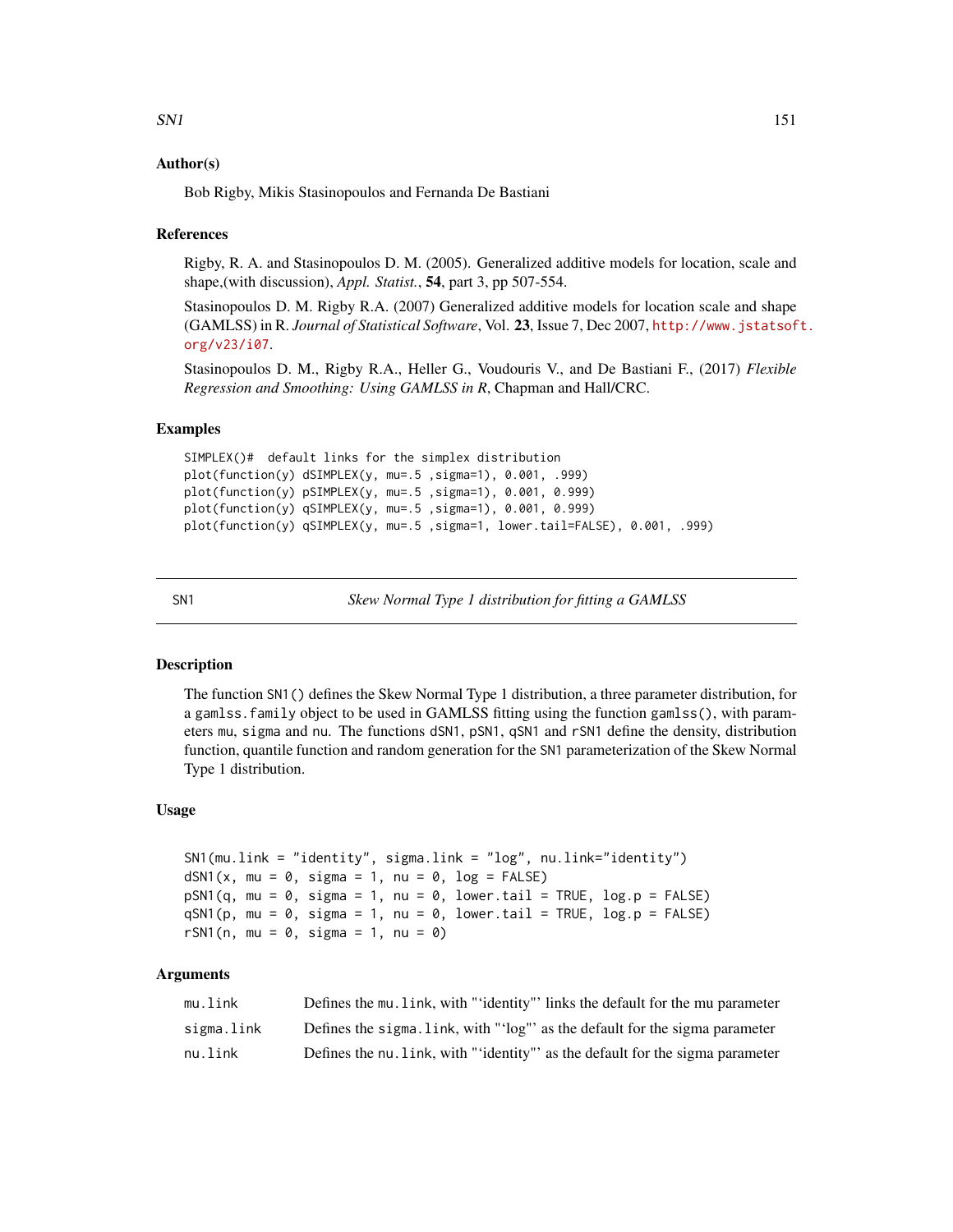### Author(s)

Bob Rigby, Mikis Stasinopoulos and Fernanda De Bastiani

### References

Rigby, R. A. and Stasinopoulos D. M. (2005). Generalized additive models for location, scale and shape,(with discussion), *Appl. Statist.*, **54**, part 3, pp 507-554.

Stasinopoulos D. M. Rigby R.A. (2007) Generalized additive models for location scale and shape (GAMLSS) in R. *Journal of Statistical Software*, Vol. **23**, Issue 7, Dec 2007, http://www.jstatsoft.org/v23/i07.

Stasinopoulos D. M., Rigby R.A., Heller G., Voudouris V., and De Bastiani F., (2017) *Flexible Regression and Smoothing: Using GAMLSS in R*, Chapman and Hall/CRC.

### Examples

```
SIMPLEX()#  default links for the simplex distribution
plot(function(y) dSIMPLEX(y, mu=.5 ,sigma=1), 0.001, .999)
plot(function(y) pSIMPLEX(y, mu=.5 ,sigma=1), 0.001, 0.999)
plot(function(y) qSIMPLEX(y, mu=.5 ,sigma=1), 0.001, 0.999)
plot(function(y) qSIMPLEX(y, mu=.5 ,sigma=1, lower.tail=FALSE), 0.001, .999)
```

---

## SN1 — *Skew Normal Type 1 distribution for fitting a GAMLSS*

### Description

The function `SN1()` defines the Skew Normal Type 1 distribution, a three parameter distribution, for a `gamlss.family` object to be used in GAMLSS fitting using the function `gamlss()`, with parameters `mu`, `sigma` and `nu`. The functions `dSN1`, `pSN1`, `qSN1` and `rSN1` define the density, distribution function, quantile function and random generation for the `SN1` parameterization of the Skew Normal Type 1 distribution.

### Usage

```
SN1(mu.link = "identity", sigma.link = "log", nu.link="identity")
dSN1(x, mu = 0, sigma = 1, nu = 0, log = FALSE)
pSN1(q, mu = 0, sigma = 1, nu = 0, lower.tail = TRUE, log.p = FALSE)
qSN1(p, mu = 0, sigma = 1, nu = 0, lower.tail = TRUE, log.p = FALSE)
rSN1(n, mu = 0, sigma = 1, nu = 0)
```

### Arguments

| | |
|---|---|
| `mu.link` | Defines the `mu.link`, with "'identity"' links the default for the mu parameter |
| `sigma.link` | Defines the `sigma.link`, with "'log"' as the default for the sigma parameter |
| `nu.link` | Defines the `nu.link`, with "'identity"' as the default for the sigma parameter |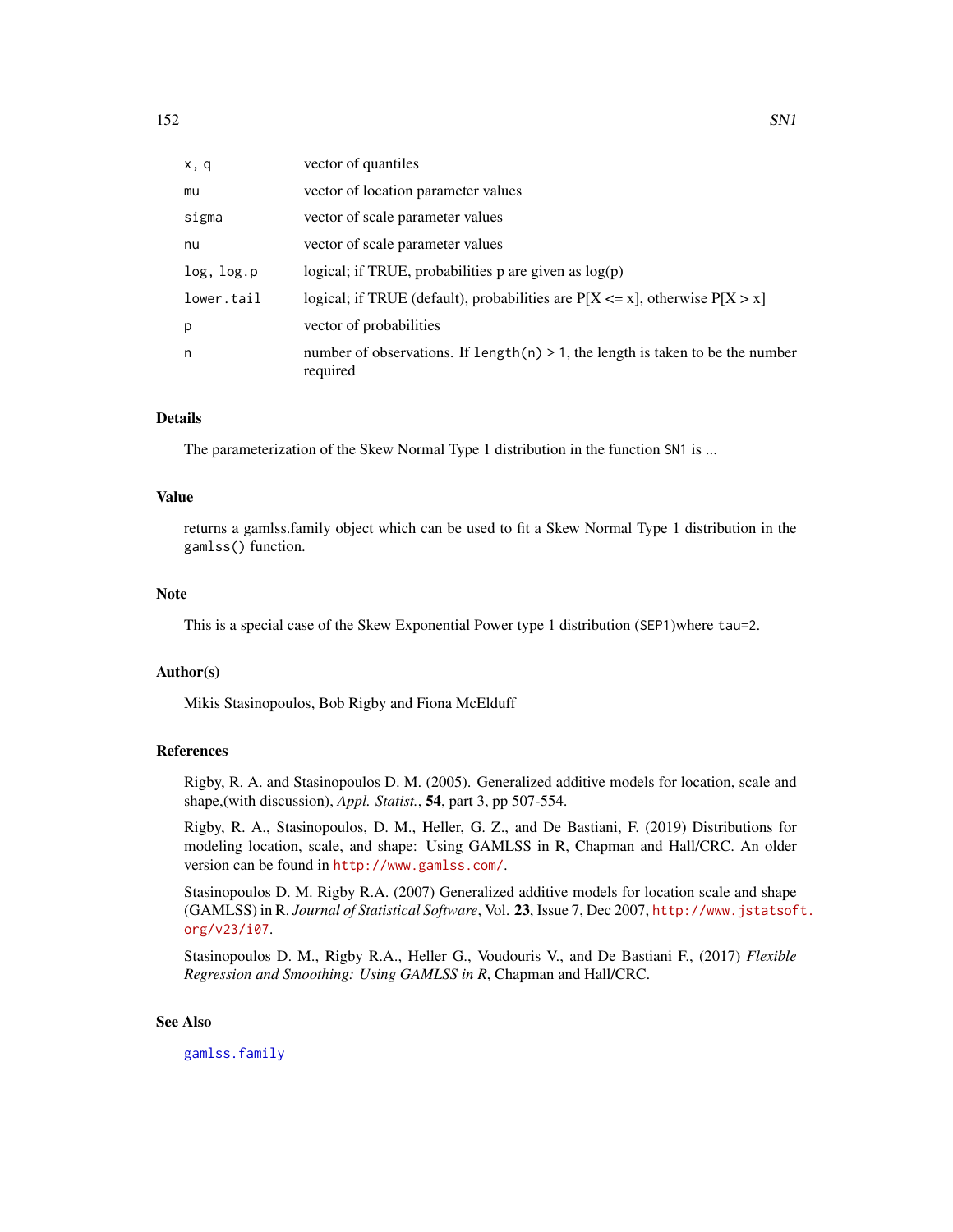| | |
|---|---|
| `x, q` | vector of quantiles |
| `mu` | vector of location parameter values |
| `sigma` | vector of scale parameter values |
| `nu` | vector of scale parameter values |
| `log, log.p` | logical; if TRUE, probabilities p are given as log(p) |
| `lower.tail` | logical; if TRUE (default), probabilities are P[X <= x], otherwise P[X > x] |
| `p` | vector of probabilities |
| `n` | number of observations. If `length(n) > 1`, the length is taken to be the number required |

### Details

The parameterization of the Skew Normal Type 1 distribution in the function `SN1` is ...

### Value

returns a gamlss.family object which can be used to fit a Skew Normal Type 1 distribution in the `gamlss()` function.

### Note

This is a special case of the Skew Exponential Power type 1 distribution (`SEP1`)where `tau=2`.

### Author(s)

Mikis Stasinopoulos, Bob Rigby and Fiona McElduff

### References

Rigby, R. A. and Stasinopoulos D. M. (2005). Generalized additive models for location, scale and shape,(with discussion), *Appl. Statist.*, **54**, part 3, pp 507-554.

Rigby, R. A., Stasinopoulos, D. M., Heller, G. Z., and De Bastiani, F. (2019) Distributions for modeling location, scale, and shape: Using GAMLSS in R, Chapman and Hall/CRC. An older version can be found in http://www.gamlss.com/.

Stasinopoulos D. M. Rigby R.A. (2007) Generalized additive models for location scale and shape (GAMLSS) in R. *Journal of Statistical Software*, Vol. **23**, Issue 7, Dec 2007, http://www.jstatsoft.org/v23/i07.

Stasinopoulos D. M., Rigby R.A., Heller G., Voudouris V., and De Bastiani F., (2017) *Flexible Regression and Smoothing: Using GAMLSS in R*, Chapman and Hall/CRC.

### See Also

`gamlss.family`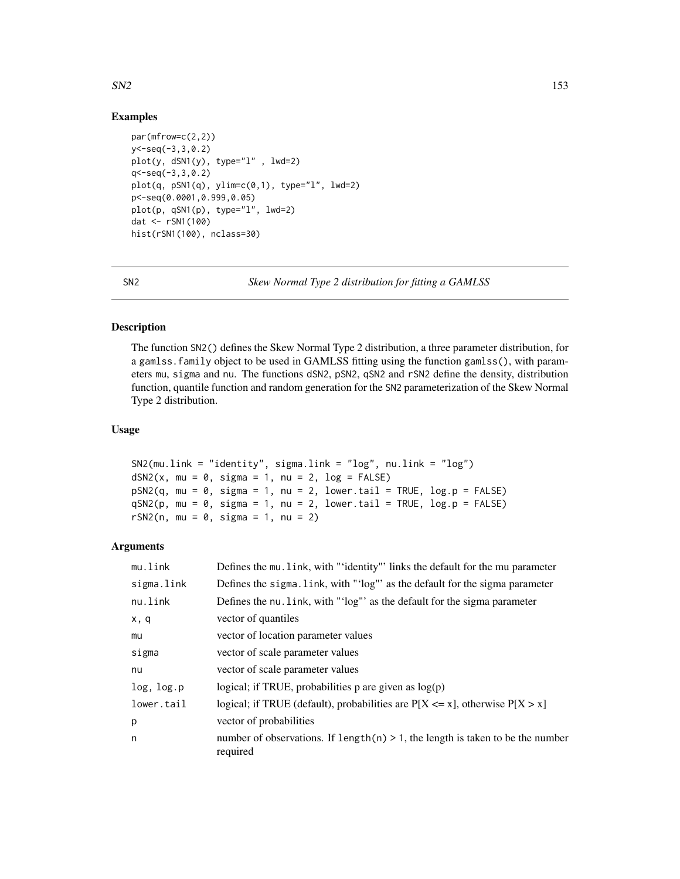## Examples

```
par(mfrow=c(2,2))
y<-seq(-3,3,0.2)
plot(y, dSN1(y), type="l" , lwd=2)
q<-seq(-3,3,0.2)
plot(q, pSN1(q), ylim=c(0,1), type="l", lwd=2)
p<-seq(0.0001,0.999,0.05)
plot(p, qSN1(p), type="l", lwd=2)
dat <- rSN1(100)
hist(rSN1(100), nclass=30)
```

---

SN2 *Skew Normal Type 2 distribution for fitting a GAMLSS*

---

## Description

The function SN2() defines the Skew Normal Type 2 distribution, a three parameter distribution, for a gamlss.family object to be used in GAMLSS fitting using the function gamlss(), with parameters mu, sigma and nu. The functions dSN2, pSN2, qSN2 and rSN2 define the density, distribution function, quantile function and random generation for the SN2 parameterization of the Skew Normal Type 2 distribution.

## Usage

```
SN2(mu.link = "identity", sigma.link = "log", nu.link = "log")
dSN2(x, mu = 0, sigma = 1, nu = 2, log = FALSE)
pSN2(q, mu = 0, sigma = 1, nu = 2, lower.tail = TRUE, log.p = FALSE)
qSN2(p, mu = 0, sigma = 1, nu = 2, lower.tail = TRUE, log.p = FALSE)
rSN2(n, mu = 0, sigma = 1, nu = 2)
```

## Arguments

| | |
|---|---|
| mu.link | Defines the mu.link, with "'identity"' links the default for the mu parameter |
| sigma.link | Defines the sigma.link, with "'log"' as the default for the sigma parameter |
| nu.link | Defines the nu.link, with "'log"' as the default for the sigma parameter |
| x, q | vector of quantiles |
| mu | vector of location parameter values |
| sigma | vector of scale parameter values |
| nu | vector of scale parameter values |
| log, log.p | logical; if TRUE, probabilities p are given as log(p) |
| lower.tail | logical; if TRUE (default), probabilities are P[X <= x], otherwise P[X > x] |
| p | vector of probabilities |
| n | number of observations. If length(n) > 1, the length is taken to be the number required |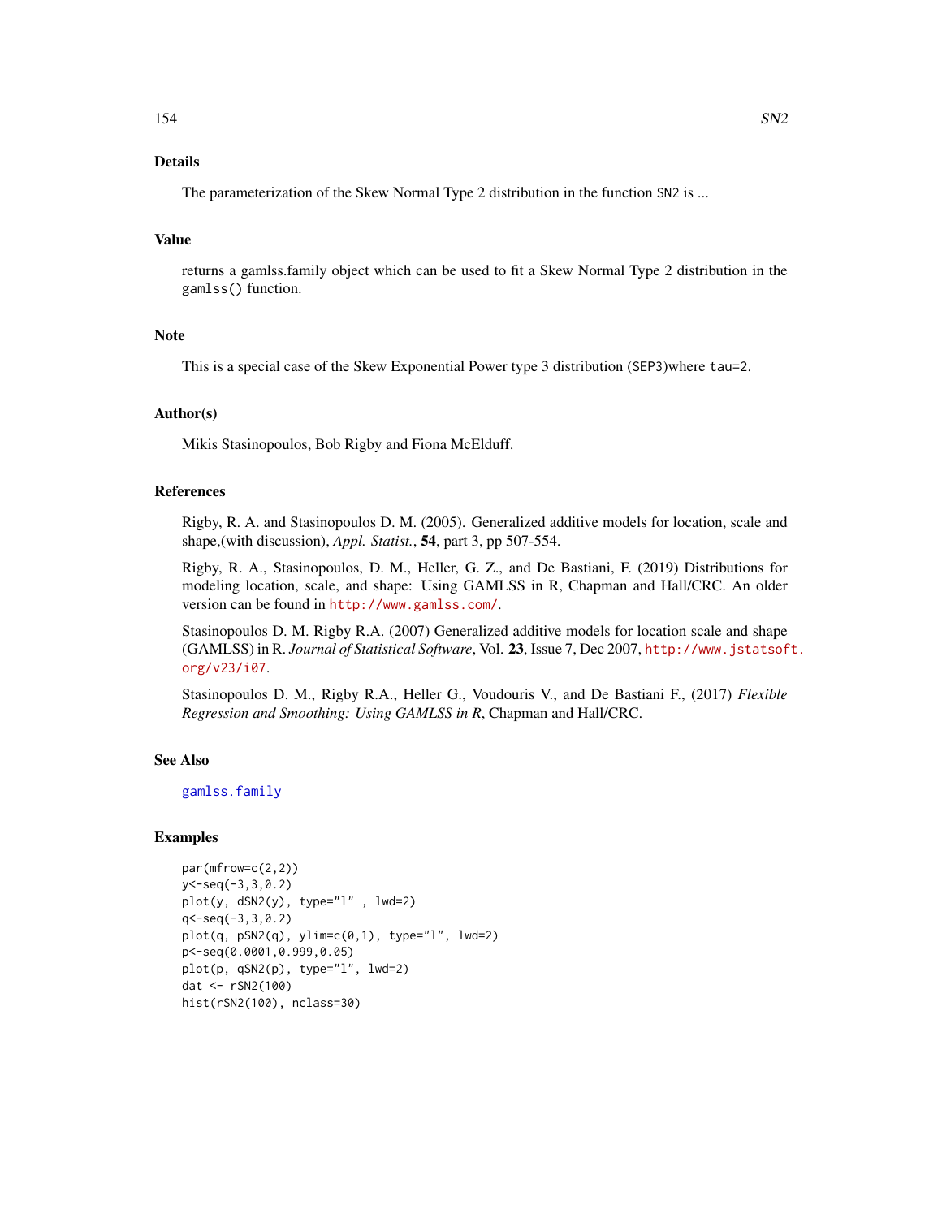## Details

The parameterization of the Skew Normal Type 2 distribution in the function SN2 is ...

## Value

returns a gamlss.family object which can be used to fit a Skew Normal Type 2 distribution in the `gamlss()` function.

## Note

This is a special case of the Skew Exponential Power type 3 distribution (SEP3)where tau=2.

## Author(s)

Mikis Stasinopoulos, Bob Rigby and Fiona McElduff.

## References

Rigby, R. A. and Stasinopoulos D. M. (2005). Generalized additive models for location, scale and shape,(with discussion), *Appl. Statist.*, **54**, part 3, pp 507-554.

Rigby, R. A., Stasinopoulos, D. M., Heller, G. Z., and De Bastiani, F. (2019) Distributions for modeling location, scale, and shape: Using GAMLSS in R, Chapman and Hall/CRC. An older version can be found in http://www.gamlss.com/.

Stasinopoulos D. M. Rigby R.A. (2007) Generalized additive models for location scale and shape (GAMLSS) in R. *Journal of Statistical Software*, Vol. **23**, Issue 7, Dec 2007, http://www.jstatsoft.org/v23/i07.

Stasinopoulos D. M., Rigby R.A., Heller G., Voudouris V., and De Bastiani F., (2017) *Flexible Regression and Smoothing: Using GAMLSS in R*, Chapman and Hall/CRC.

## See Also

gamlss.family

## Examples

```
par(mfrow=c(2,2))
y<-seq(-3,3,0.2)
plot(y, dSN2(y), type="l" , lwd=2)
q<-seq(-3,3,0.2)
plot(q, pSN2(q), ylim=c(0,1), type="l", lwd=2)
p<-seq(0.0001,0.999,0.05)
plot(p, qSN2(p), type="l", lwd=2)
dat <- rSN2(100)
hist(rSN2(100), nclass=30)
```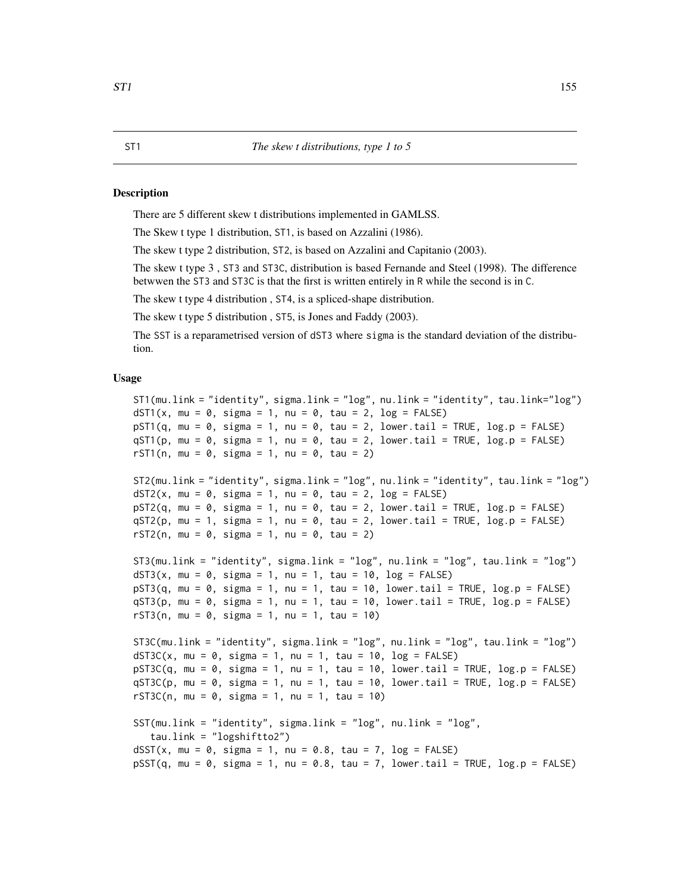ST1 *The skew t distributions, type 1 to 5*

## Description

There are 5 different skew t distributions implemented in GAMLSS.

The Skew t type 1 distribution, ST1, is based on Azzalini (1986).

The skew t type 2 distribution, ST2, is based on Azzalini and Capitanio (2003).

The skew t type 3 , ST3 and ST3C, distribution is based Fernande and Steel (1998). The difference betwwen the ST3 and ST3C is that the first is written entirely in R while the second is in C.

The skew t type 4 distribution , ST4, is a spliced-shape distribution.

The skew t type 5 distribution , ST5, is Jones and Faddy (2003).

The SST is a reparametrised version of dST3 where sigma is the standard deviation of the distribution.

## Usage

```
ST1(mu.link = "identity", sigma.link = "log", nu.link = "identity", tau.link="log")
dST1(x, mu = 0, sigma = 1, nu = 0, tau = 2, log = FALSE)
pST1(q, mu = 0, sigma = 1, nu = 0, tau = 2, lower.tail = TRUE, log.p = FALSE)
qST1(p, mu = 0, sigma = 1, nu = 0, tau = 2, lower.tail = TRUE, log.p = FALSE)
rST1(n, mu = 0, sigma = 1, nu = 0, tau = 2)

ST2(mu.link = "identity", sigma.link = "log", nu.link = "identity", tau.link = "log")
dST2(x, mu = 0, sigma = 1, nu = 0, tau = 2, log = FALSE)
pST2(q, mu = 0, sigma = 1, nu = 0, tau = 2, lower.tail = TRUE, log.p = FALSE)
qST2(p, mu = 1, sigma = 1, nu = 0, tau = 2, lower.tail = TRUE, log.p = FALSE)
rST2(n, mu = 0, sigma = 1, nu = 0, tau = 2)

ST3(mu.link = "identity", sigma.link = "log", nu.link = "log", tau.link = "log")
dST3(x, mu = 0, sigma = 1, nu = 1, tau = 10, log = FALSE)
pST3(q, mu = 0, sigma = 1, nu = 1, tau = 10, lower.tail = TRUE, log.p = FALSE)
qST3(p, mu = 0, sigma = 1, nu = 1, tau = 10, lower.tail = TRUE, log.p = FALSE)
rST3(n, mu = 0, sigma = 1, nu = 1, tau = 10)

ST3C(mu.link = "identity", sigma.link = "log", nu.link = "log", tau.link = "log")
dST3C(x, mu = 0, sigma = 1, nu = 1, tau = 10, log = FALSE)
pST3C(q, mu = 0, sigma = 1, nu = 1, tau = 10, lower.tail = TRUE, log.p = FALSE)
qST3C(p, mu = 0, sigma = 1, nu = 1, tau = 10, lower.tail = TRUE, log.p = FALSE)
rST3C(n, mu = 0, sigma = 1, nu = 1, tau = 10)

SST(mu.link = "identity", sigma.link = "log", nu.link = "log",
   tau.link = "logshiftto2")
dSST(x, mu = 0, sigma = 1, nu = 0.8, tau = 7, log = FALSE)
pSST(q, mu = 0, sigma = 1, nu = 0.8, tau = 7, lower.tail = TRUE, log.p = FALSE)
```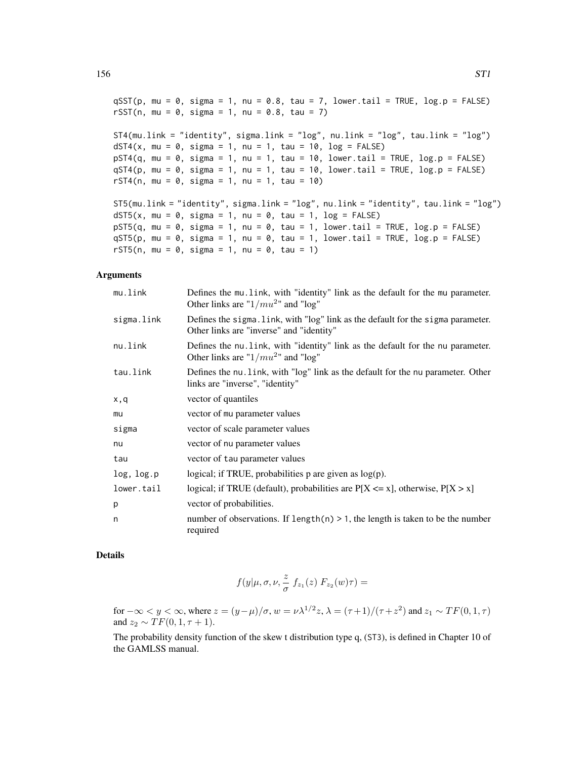```
qSST(p, mu = 0, sigma = 1, nu = 0.8, tau = 7, lower.tail = TRUE, log.p = FALSE)
rSST(n, mu = 0, sigma = 1, nu = 0.8, tau = 7)

ST4(mu.link = "identity", sigma.link = "log", nu.link = "log", tau.link = "log")
dST4(x, mu = 0, sigma = 1, nu = 1, tau = 10, log = FALSE)
pST4(q, mu = 0, sigma = 1, nu = 1, tau = 10, lower.tail = TRUE, log.p = FALSE)
qST4(p, mu = 0, sigma = 1, nu = 1, tau = 10, lower.tail = TRUE, log.p = FALSE)
rST4(n, mu = 0, sigma = 1, nu = 1, tau = 10)

ST5(mu.link = "identity", sigma.link = "log", nu.link = "identity", tau.link = "log")
dST5(x, mu = 0, sigma = 1, nu = 0, tau = 1, log = FALSE)
pST5(q, mu = 0, sigma = 1, nu = 0, tau = 1, lower.tail = TRUE, log.p = FALSE)
qST5(p, mu = 0, sigma = 1, nu = 0, tau = 1, lower.tail = TRUE, log.p = FALSE)
rST5(n, mu = 0, sigma = 1, nu = 0, tau = 1)
```

## Arguments

| | |
|---|---|
| mu.link | Defines the mu.link, with "identity" link as the default for the mu parameter. Other links are "$1/mu^2$" and "log" |
| sigma.link | Defines the sigma.link, with "log" link as the default for the sigma parameter. Other links are "inverse" and "identity" |
| nu.link | Defines the nu.link, with "identity" link as the default for the nu parameter. Other links are "$1/mu^2$" and "log" |
| tau.link | Defines the nu.link, with "log" link as the default for the nu parameter. Other links are "inverse", "identity" |
| x,q | vector of quantiles |
| mu | vector of mu parameter values |
| sigma | vector of scale parameter values |
| nu | vector of nu parameter values |
| tau | vector of tau parameter values |
| log, log.p | logical; if TRUE, probabilities p are given as log(p). |
| lower.tail | logical; if TRUE (default), probabilities are P[X <= x], otherwise, P[X > x] |
| p | vector of probabilities. |
| n | number of observations. If length(n) > 1, the length is taken to be the number required |

## Details

$$f(y|\mu, \sigma, \nu, \frac{z}{\sigma}\ f_{z_1}(z)\ F_{z_2}(w)\tau) =$$

for $-\infty < y < \infty$, where $z = (y - \mu)/\sigma$, $w = \nu\lambda^{1/2}z$, $\lambda = (\tau + 1)/(\tau + z^2)$ and $z_1 \sim TF(0, 1, \tau)$ and $z_2 \sim TF(0, 1, \tau + 1)$.

The probability density function of the skew t distribution type q, (ST3), is defined in Chapter 10 of the GAMLSS manual.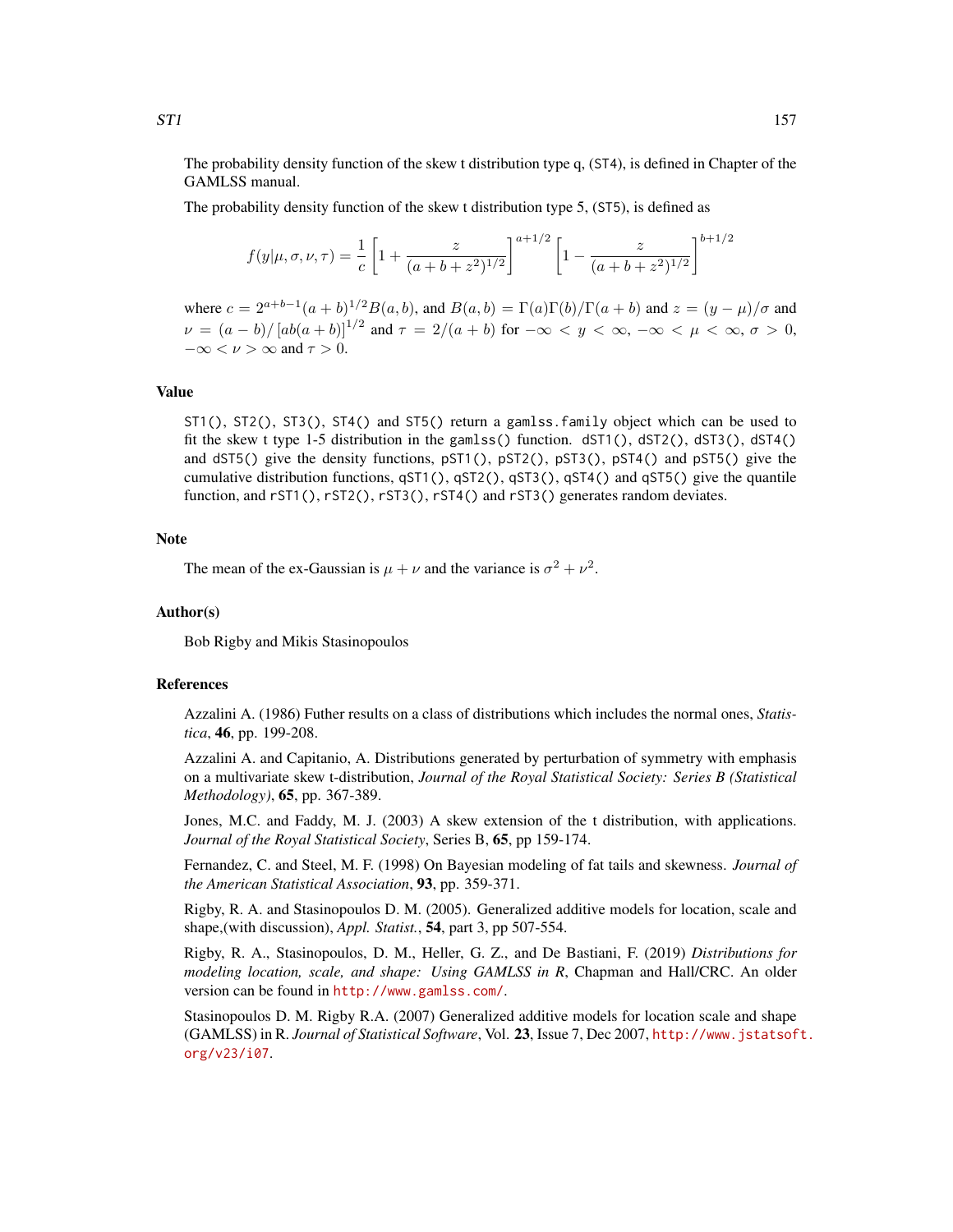The probability density function of the skew t distribution type q, (ST4), is defined in Chapter of the GAMLSS manual.

The probability density function of the skew t distribution type 5, (ST5), is defined as

$$f(y|\mu,\sigma,\nu,\tau) = \frac{1}{c}\left[1 + \frac{z}{(a+b+z^2)^{1/2}}\right]^{a+1/2}\left[1 - \frac{z}{(a+b+z^2)^{1/2}}\right]^{b+1/2}$$

where $c = 2^{a+b-1}(a+b)^{1/2}B(a,b)$, and $B(a,b) = \Gamma(a)\Gamma(b)/\Gamma(a+b)$ and $z = (y-\mu)/\sigma$ and $\nu = (a-b)/\left[ab(a+b)\right]^{1/2}$ and $\tau = 2/(a+b)$ for $-\infty < y < \infty$, $-\infty < \mu < \infty$, $\sigma > 0$, $-\infty < \nu > \infty$ and $\tau > 0$.

## Value

ST1(), ST2(), ST3(), ST4() and ST5() return a gamlss.family object which can be used to fit the skew t type 1-5 distribution in the gamlss() function. dST1(), dST2(), dST3(), dST4() and dST5() give the density functions, pST1(), pST2(), pST3(), pST4() and pST5() give the cumulative distribution functions, qST1(), qST2(), qST3(), qST4() and qST5() give the quantile function, and rST1(), rST2(), rST3(), rST4() and rST3() generates random deviates.

## Note

The mean of the ex-Gaussian is $\mu + \nu$ and the variance is $\sigma^2 + \nu^2$.

## Author(s)

Bob Rigby and Mikis Stasinopoulos

## References

Azzalini A. (1986) Futher results on a class of distributions which includes the normal ones, *Statistica*, **46**, pp. 199-208.

Azzalini A. and Capitanio, A. Distributions generated by perturbation of symmetry with emphasis on a multivariate skew t-distribution, *Journal of the Royal Statistical Society: Series B (Statistical Methodology)*, **65**, pp. 367-389.

Jones, M.C. and Faddy, M. J. (2003) A skew extension of the t distribution, with applications. *Journal of the Royal Statistical Society*, Series B, **65**, pp 159-174.

Fernandez, C. and Steel, M. F. (1998) On Bayesian modeling of fat tails and skewness. *Journal of the American Statistical Association*, **93**, pp. 359-371.

Rigby, R. A. and Stasinopoulos D. M. (2005). Generalized additive models for location, scale and shape,(with discussion), *Appl. Statist.*, **54**, part 3, pp 507-554.

Rigby, R. A., Stasinopoulos, D. M., Heller, G. Z., and De Bastiani, F. (2019) *Distributions for modeling location, scale, and shape: Using GAMLSS in R*, Chapman and Hall/CRC. An older version can be found in http://www.gamlss.com/.

Stasinopoulos D. M. Rigby R.A. (2007) Generalized additive models for location scale and shape (GAMLSS) in R. *Journal of Statistical Software*, Vol. **23**, Issue 7, Dec 2007, http://www.jstatsoft.org/v23/i07.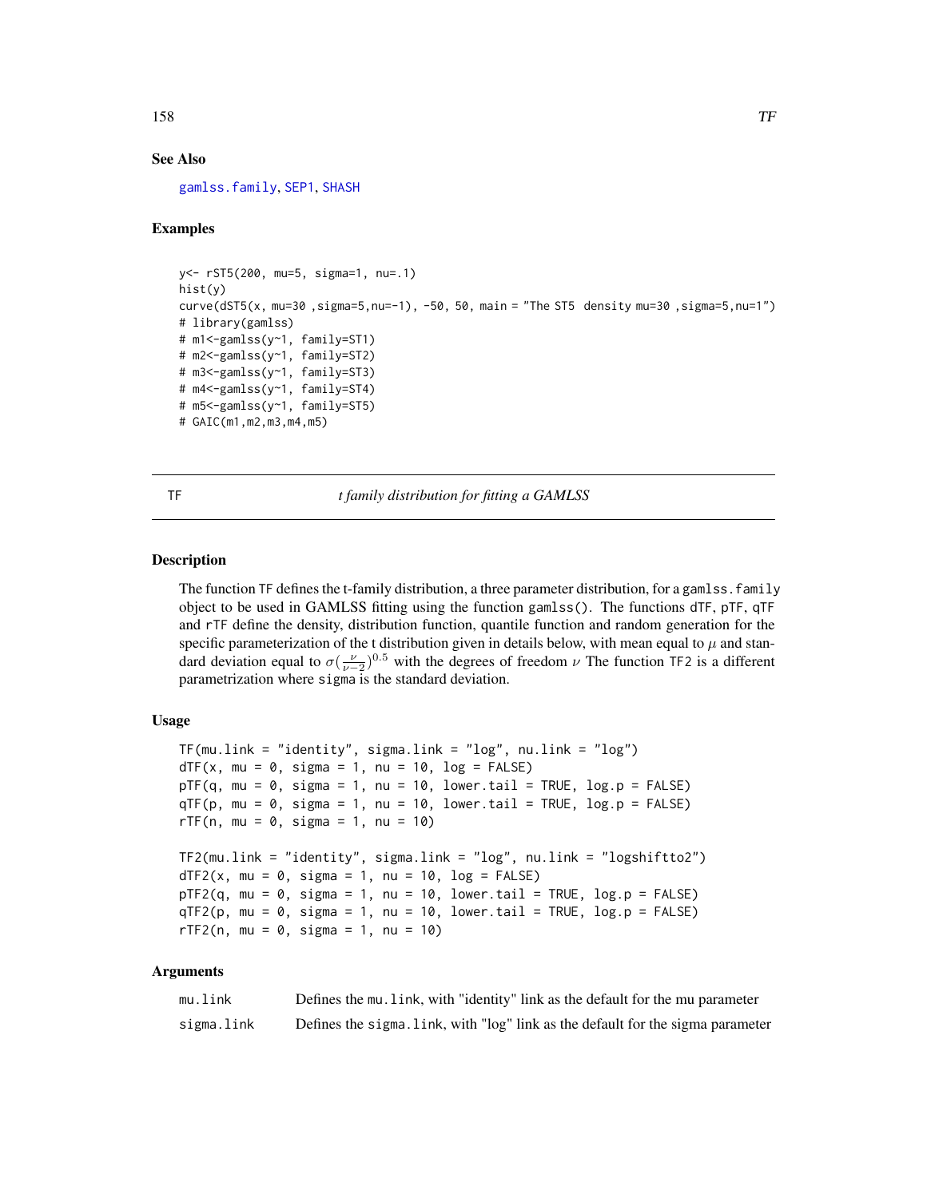## See Also

gamlss.family, SEP1, SHASH

## Examples

```
y<- rST5(200, mu=5, sigma=1, nu=.1)
hist(y)
curve(dST5(x, mu=30 ,sigma=5,nu=-1), -50, 50, main = "The ST5  density mu=30 ,sigma=5,nu=1")
# library(gamlss)
# m1<-gamlss(y~1, family=ST1)
# m2<-gamlss(y~1, family=ST2)
# m3<-gamlss(y~1, family=ST3)
# m4<-gamlss(y~1, family=ST4)
# m5<-gamlss(y~1, family=ST5)
# GAIC(m1,m2,m3,m4,m5)
```

---

# TF *t family distribution for fitting a GAMLSS*

## Description

The function TF defines the t-family distribution, a three parameter distribution, for a gamlss.family object to be used in GAMLSS fitting using the function gamlss(). The functions dTF, pTF, qTF and rTF define the density, distribution function, quantile function and random generation for the specific parameterization of the t distribution given in details below, with mean equal to $\mu$ and standard deviation equal to $\sigma(\frac{\nu}{\nu-2})^{0.5}$ with the degrees of freedom $\nu$ The function TF2 is a different parametrization where sigma is the standard deviation.

## Usage

```
TF(mu.link = "identity", sigma.link = "log", nu.link = "log")
dTF(x, mu = 0, sigma = 1, nu = 10, log = FALSE)
pTF(q, mu = 0, sigma = 1, nu = 10, lower.tail = TRUE, log.p = FALSE)
qTF(p, mu = 0, sigma = 1, nu = 10, lower.tail = TRUE, log.p = FALSE)
rTF(n, mu = 0, sigma = 1, nu = 10)

TF2(mu.link = "identity", sigma.link = "log", nu.link = "logshiftto2")
dTF2(x, mu = 0, sigma = 1, nu = 10, log = FALSE)
pTF2(q, mu = 0, sigma = 1, nu = 10, lower.tail = TRUE, log.p = FALSE)
qTF2(p, mu = 0, sigma = 1, nu = 10, lower.tail = TRUE, log.p = FALSE)
rTF2(n, mu = 0, sigma = 1, nu = 10)
```

## Arguments

| | |
|---|---|
| mu.link | Defines the mu.link, with "identity" link as the default for the mu parameter |
| sigma.link | Defines the sigma.link, with "log" link as the default for the sigma parameter |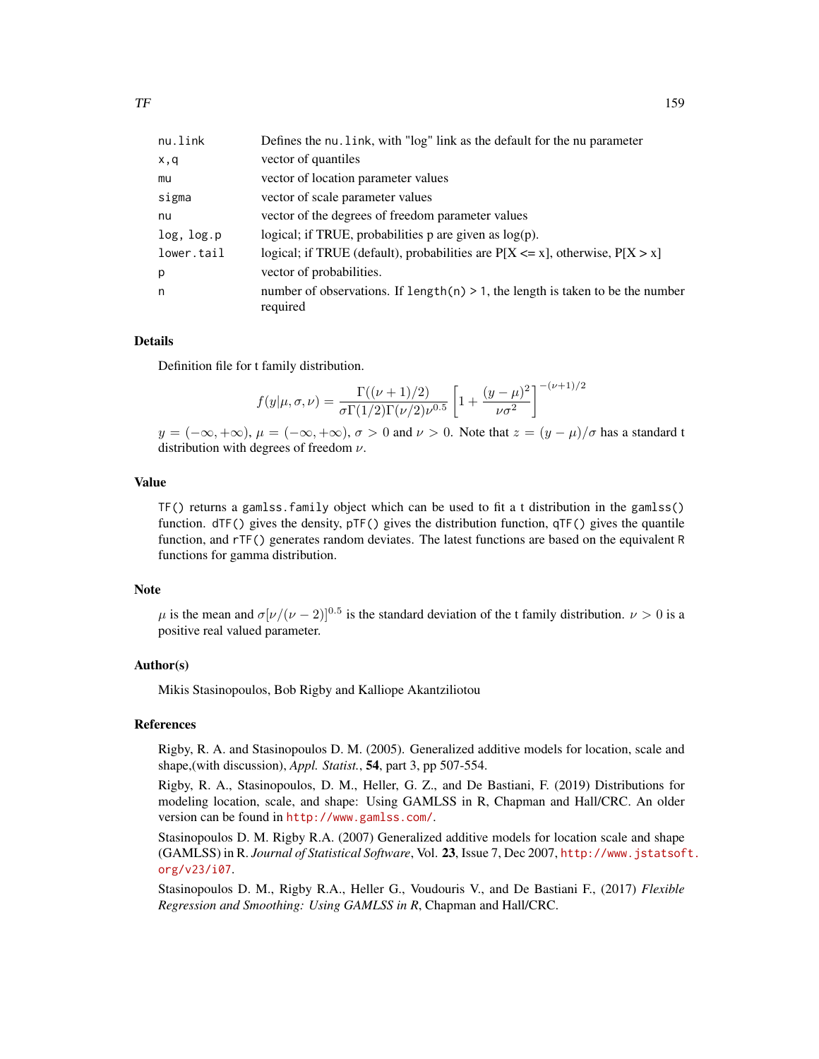| | |
|---|---|
| nu.link | Defines the nu.link, with "log" link as the default for the nu parameter |
| x,q | vector of quantiles |
| mu | vector of location parameter values |
| sigma | vector of scale parameter values |
| nu | vector of the degrees of freedom parameter values |
| log, log.p | logical; if TRUE, probabilities p are given as log(p). |
| lower.tail | logical; if TRUE (default), probabilities are P[X <= x], otherwise, P[X > x] |
| p | vector of probabilities. |
| n | number of observations. If length(n) > 1, the length is taken to be the number required |

## Details

Definition file for t family distribution.

$$f(y|\mu,\sigma,\nu) = \frac{\Gamma((\nu+1)/2)}{\sigma\Gamma(1/2)\Gamma(\nu/2)\nu^{0.5}}\left[1+\frac{(y-\mu)^2}{\nu\sigma^2}\right]^{-(\nu+1)/2}$$

$y = (-\infty, +\infty)$, $\mu = (-\infty, +\infty)$, $\sigma > 0$ and $\nu > 0$. Note that $z = (y-\mu)/\sigma$ has a standard t distribution with degrees of freedom $\nu$.

## Value

TF() returns a gamlss.family object which can be used to fit a t distribution in the gamlss() function. dTF() gives the density, pTF() gives the distribution function, qTF() gives the quantile function, and rTF() generates random deviates. The latest functions are based on the equivalent R functions for gamma distribution.

## Note

$\mu$ is the mean and $\sigma[\nu/(\nu-2)]^{0.5}$ is the standard deviation of the t family distribution. $\nu > 0$ is a positive real valued parameter.

## Author(s)

Mikis Stasinopoulos, Bob Rigby and Kalliope Akantziliotou

## References

Rigby, R. A. and Stasinopoulos D. M. (2005). Generalized additive models for location, scale and shape,(with discussion), *Appl. Statist.*, **54**, part 3, pp 507-554.

Rigby, R. A., Stasinopoulos, D. M., Heller, G. Z., and De Bastiani, F. (2019) Distributions for modeling location, scale, and shape: Using GAMLSS in R, Chapman and Hall/CRC. An older version can be found in http://www.gamlss.com/.

Stasinopoulos D. M. Rigby R.A. (2007) Generalized additive models for location scale and shape (GAMLSS) in R. *Journal of Statistical Software*, Vol. **23**, Issue 7, Dec 2007, http://www.jstatsoft.org/v23/i07.

Stasinopoulos D. M., Rigby R.A., Heller G., Voudouris V., and De Bastiani F., (2017) *Flexible Regression and Smoothing: Using GAMLSS in R*, Chapman and Hall/CRC.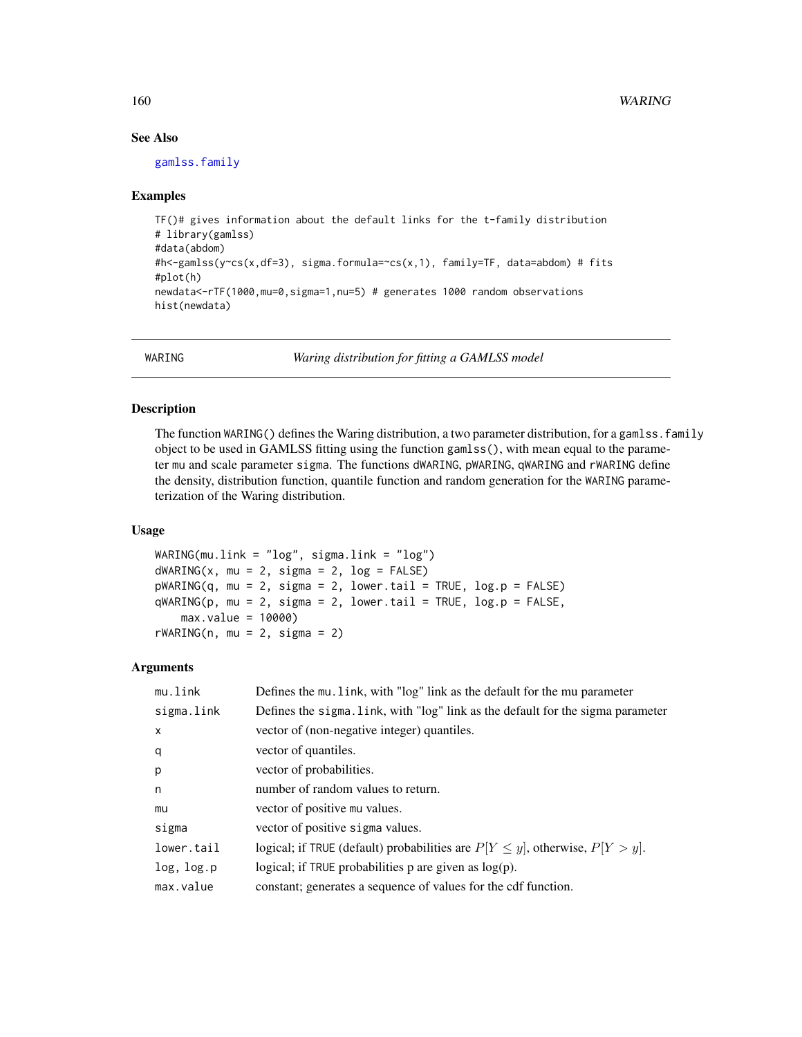## See Also

gamlss.family

## Examples

```
TF()# gives information about the default links for the t-family distribution
# library(gamlss)
#data(abdom)
#h<-gamlss(y~cs(x,df=3), sigma.formula=~cs(x,1), family=TF, data=abdom) # fits
#plot(h)
newdata<-rTF(1000,mu=0,sigma=1,nu=5) # generates 1000 random observations
hist(newdata)
```

---

# WARING — *Waring distribution for fitting a GAMLSS model*

## Description

The function `WARING()` defines the Waring distribution, a two parameter distribution, for a `gamlss.family` object to be used in GAMLSS fitting using the function `gamlss()`, with mean equal to the parameter `mu` and scale parameter `sigma`. The functions `dWARING`, `pWARING`, `qWARING` and `rWARING` define the density, distribution function, quantile function and random generation for the `WARING` parameterization of the Waring distribution.

## Usage

```
WARING(mu.link = "log", sigma.link = "log")
dWARING(x, mu = 2, sigma = 2, log = FALSE)
pWARING(q, mu = 2, sigma = 2, lower.tail = TRUE, log.p = FALSE)
qWARING(p, mu = 2, sigma = 2, lower.tail = TRUE, log.p = FALSE,
    max.value = 10000)
rWARING(n, mu = 2, sigma = 2)
```

## Arguments

| | |
|---|---|
| `mu.link` | Defines the `mu.link`, with "log" link as the default for the mu parameter |
| `sigma.link` | Defines the `sigma.link`, with "log" link as the default for the sigma parameter |
| `x` | vector of (non-negative integer) quantiles. |
| `q` | vector of quantiles. |
| `p` | vector of probabilities. |
| `n` | number of random values to return. |
| `mu` | vector of positive `mu` values. |
| `sigma` | vector of positive `sigma` values. |
| `lower.tail` | logical; if `TRUE` (default) probabilities are $P[Y \leq y]$, otherwise, $P[Y > y]$. |
| `log, log.p` | logical; if `TRUE` probabilities p are given as log(p). |
| `max.value` | constant; generates a sequence of values for the cdf function. |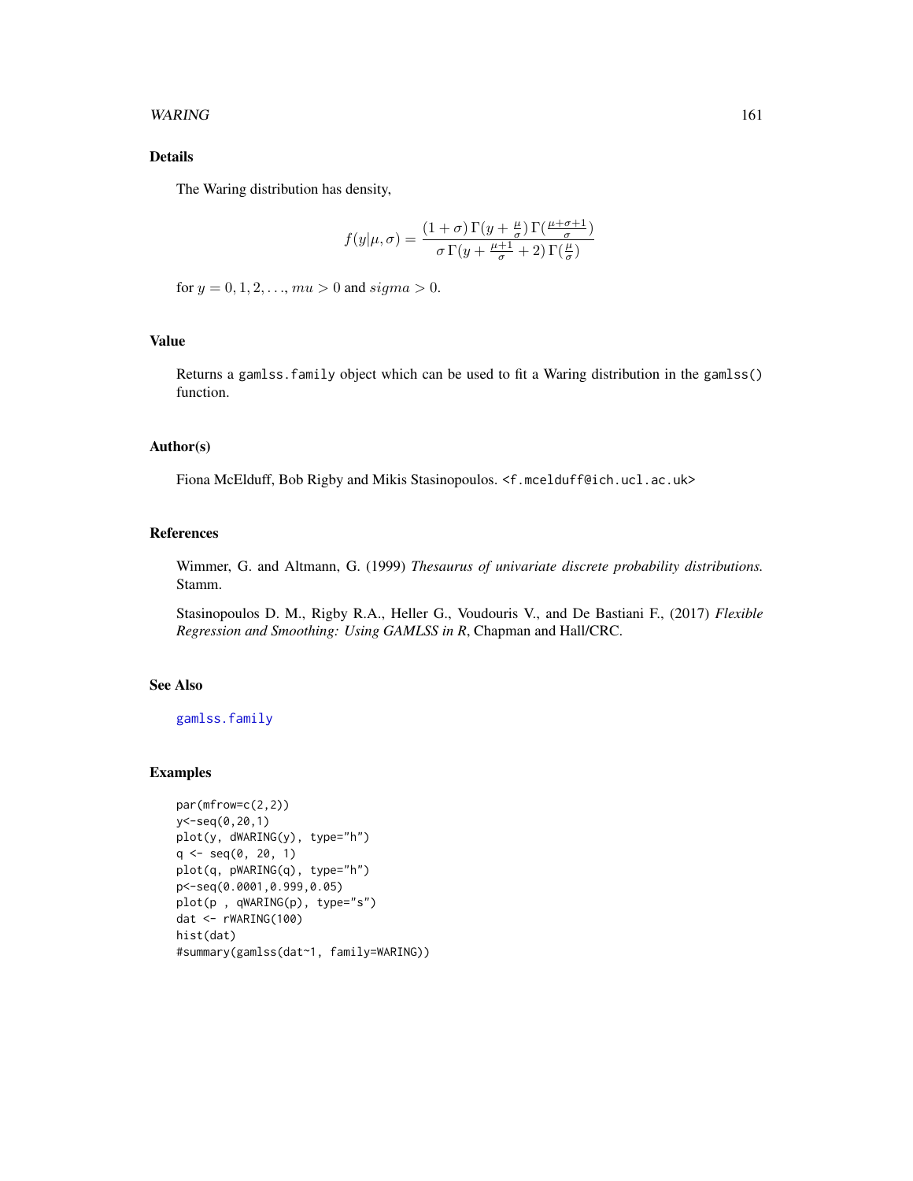## Details

The Waring distribution has density,

$$f(y|\mu,\sigma) = \frac{(1+\sigma)\,\Gamma(y+\frac{\mu}{\sigma})\,\Gamma(\frac{\mu+\sigma+1}{\sigma})}{\sigma\,\Gamma(y+\frac{\mu+1}{\sigma}+2)\,\Gamma(\frac{\mu}{\sigma})}$$

for $y = 0, 1, 2, \ldots, mu > 0$ and $sigma > 0$.

## Value

Returns a `gamlss.family` object which can be used to fit a Waring distribution in the `gamlss()` function.

## Author(s)

Fiona McElduff, Bob Rigby and Mikis Stasinopoulos. <f.mcelduff@ich.ucl.ac.uk>

## References

Wimmer, G. and Altmann, G. (1999) *Thesaurus of univariate discrete probability distributions.* Stamm.

Stasinopoulos D. M., Rigby R.A., Heller G., Voudouris V., and De Bastiani F., (2017) *Flexible Regression and Smoothing: Using GAMLSS in R*, Chapman and Hall/CRC.

## See Also

gamlss.family

## Examples

```
par(mfrow=c(2,2))
y<-seq(0,20,1)
plot(y, dWARING(y), type="h")
q <- seq(0, 20, 1)
plot(q, pWARING(q), type="h")
p<-seq(0.0001,0.999,0.05)
plot(p , qWARING(p), type="s")
dat <- rWARING(100)
hist(dat)
#summary(gamlss(dat~1, family=WARING))
```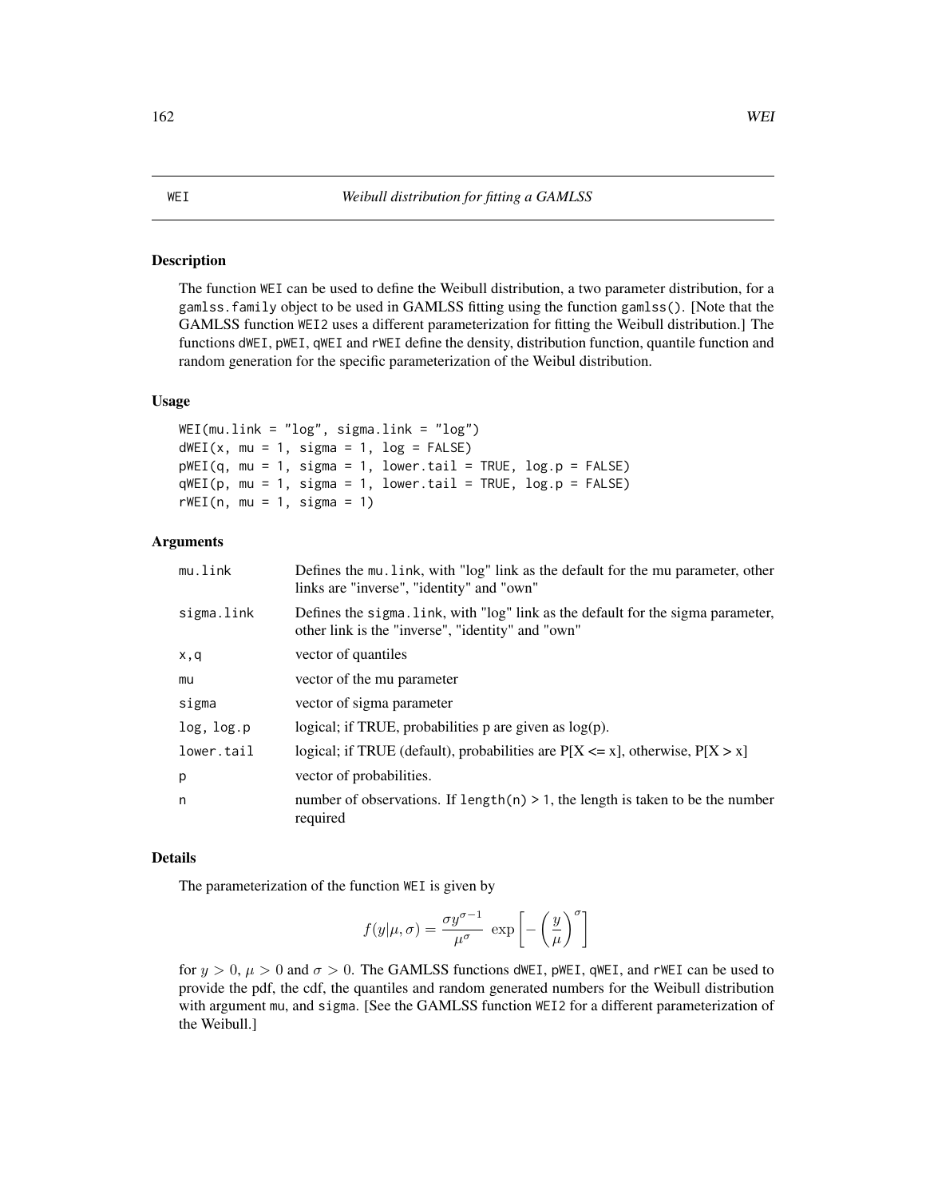WEI — *Weibull distribution for fitting a GAMLSS*

## Description

The function `WEI` can be used to define the Weibull distribution, a two parameter distribution, for a `gamlss.family` object to be used in GAMLSS fitting using the function `gamlss()`. [Note that the GAMLSS function `WEI2` uses a different parameterization for fitting the Weibull distribution.] The functions `dWEI`, `pWEI`, `qWEI` and `rWEI` define the density, distribution function, quantile function and random generation for the specific parameterization of the Weibul distribution.

## Usage

```
WEI(mu.link = "log", sigma.link = "log")
dWEI(x, mu = 1, sigma = 1, log = FALSE)
pWEI(q, mu = 1, sigma = 1, lower.tail = TRUE, log.p = FALSE)
qWEI(p, mu = 1, sigma = 1, lower.tail = TRUE, log.p = FALSE)
rWEI(n, mu = 1, sigma = 1)
```

## Arguments

| | |
|---|---|
| `mu.link` | Defines the `mu.link`, with "log" link as the default for the mu parameter, other links are "inverse", "identity" and "own" |
| `sigma.link` | Defines the `sigma.link`, with "log" link as the default for the sigma parameter, other link is the "inverse", "identity" and "own" |
| `x,q` | vector of quantiles |
| `mu` | vector of the mu parameter |
| `sigma` | vector of sigma parameter |
| `log, log.p` | logical; if TRUE, probabilities p are given as log(p). |
| `lower.tail` | logical; if TRUE (default), probabilities are P[X <= x], otherwise, P[X > x] |
| `p` | vector of probabilities. |
| `n` | number of observations. If `length(n) > 1`, the length is taken to be the number required |

## Details

The parameterization of the function `WEI` is given by

$$f(y|\mu, \sigma) = \frac{\sigma y^{\sigma-1}}{\mu^{\sigma}} \ \exp\left[-\left(\frac{y}{\mu}\right)^{\sigma}\right]$$

for $y > 0$, $\mu > 0$ and $\sigma > 0$. The GAMLSS functions `dWEI`, `pWEI`, `qWEI`, and `rWEI` can be used to provide the pdf, the cdf, the quantiles and random generated numbers for the Weibull distribution with argument `mu`, and `sigma`. [See the GAMLSS function `WEI2` for a different parameterization of the Weibull.]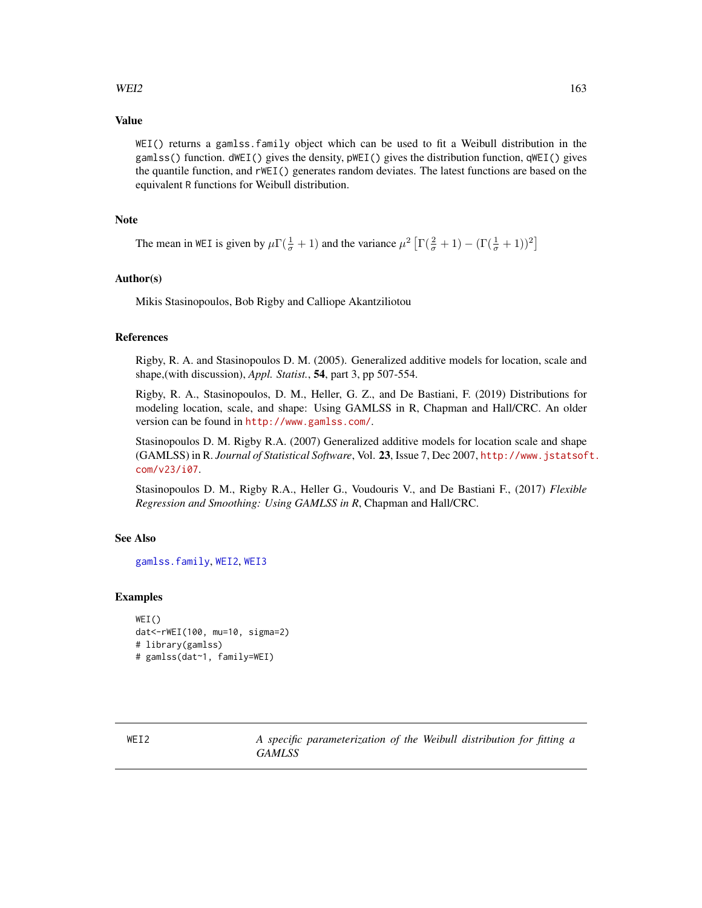## Value

WEI() returns a gamlss.family object which can be used to fit a Weibull distribution in the gamlss() function. dWEI() gives the density, pWEI() gives the distribution function, qWEI() gives the quantile function, and rWEI() generates random deviates. The latest functions are based on the equivalent R functions for Weibull distribution.

## Note

The mean in WEI is given by $\mu\Gamma(\frac{1}{\sigma}+1)$ and the variance $\mu^2\left[\Gamma(\frac{2}{\sigma}+1)-(\Gamma(\frac{1}{\sigma}+1))^2\right]$

## Author(s)

Mikis Stasinopoulos, Bob Rigby and Calliope Akantziliotou

## References

Rigby, R. A. and Stasinopoulos D. M. (2005). Generalized additive models for location, scale and shape,(with discussion), *Appl. Statist.*, **54**, part 3, pp 507-554.

Rigby, R. A., Stasinopoulos, D. M., Heller, G. Z., and De Bastiani, F. (2019) Distributions for modeling location, scale, and shape: Using GAMLSS in R, Chapman and Hall/CRC. An older version can be found in http://www.gamlss.com/.

Stasinopoulos D. M. Rigby R.A. (2007) Generalized additive models for location scale and shape (GAMLSS) in R. *Journal of Statistical Software*, Vol. **23**, Issue 7, Dec 2007, http://www.jstatsoft.com/v23/i07.

Stasinopoulos D. M., Rigby R.A., Heller G., Voudouris V., and De Bastiani F., (2017) *Flexible Regression and Smoothing: Using GAMLSS in R*, Chapman and Hall/CRC.

## See Also

gamlss.family, WEI2, WEI3

## Examples

```
WEI()
dat<-rWEI(100, mu=10, sigma=2)
# library(gamlss)
# gamlss(dat~1, family=WEI)
```

---

# WEI2 — *A specific parameterization of the Weibull distribution for fitting a GAMLSS*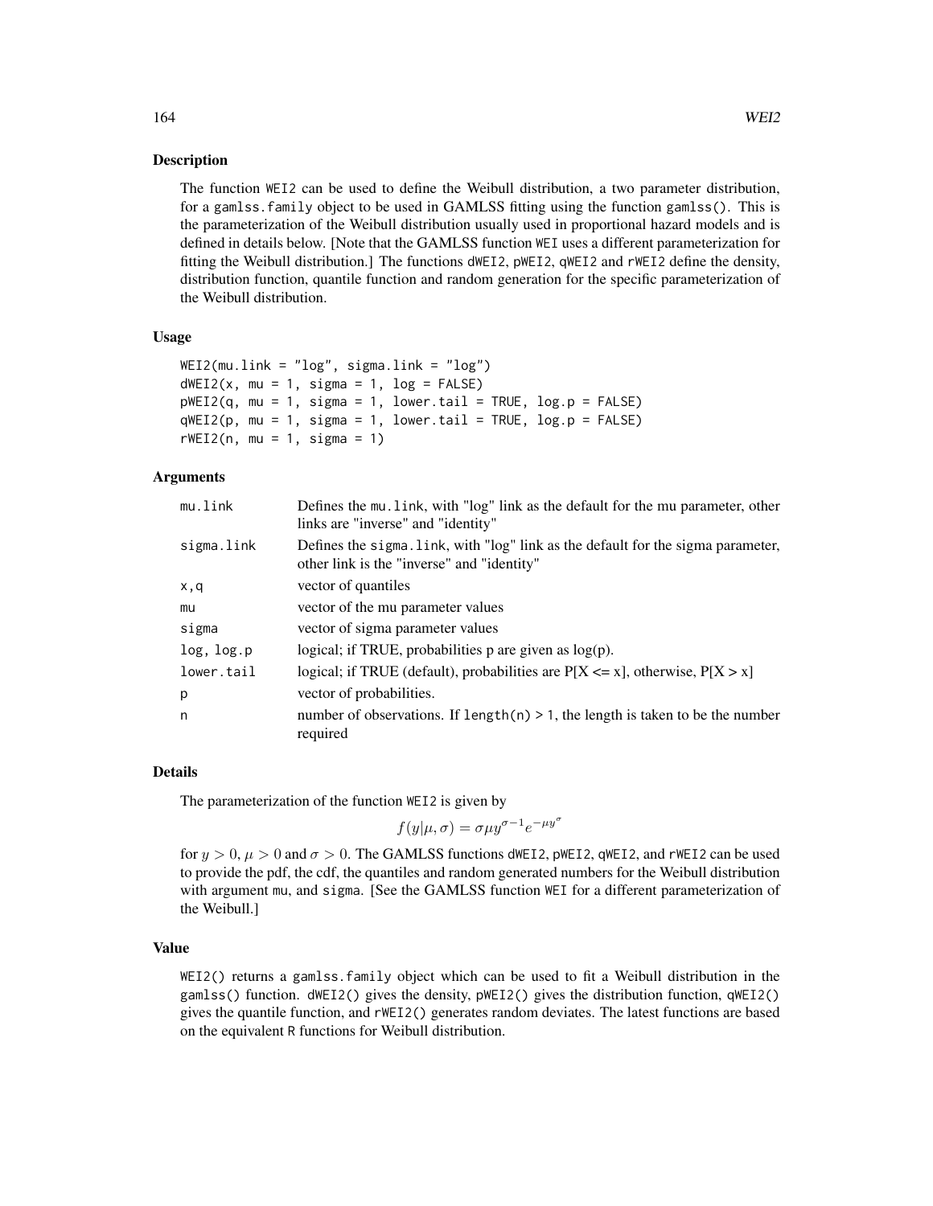## Description

The function WEI2 can be used to define the Weibull distribution, a two parameter distribution, for a gamlss.family object to be used in GAMLSS fitting using the function gamlss(). This is the parameterization of the Weibull distribution usually used in proportional hazard models and is defined in details below. [Note that the GAMLSS function WEI uses a different parameterization for fitting the Weibull distribution.] The functions dWEI2, pWEI2, qWEI2 and rWEI2 define the density, distribution function, quantile function and random generation for the specific parameterization of the Weibull distribution.

## Usage

```
WEI2(mu.link = "log", sigma.link = "log")
dWEI2(x, mu = 1, sigma = 1, log = FALSE)
pWEI2(q, mu = 1, sigma = 1, lower.tail = TRUE, log.p = FALSE)
qWEI2(p, mu = 1, sigma = 1, lower.tail = TRUE, log.p = FALSE)
rWEI2(n, mu = 1, sigma = 1)
```

## Arguments

| | |
|---|---|
| mu.link | Defines the mu.link, with "log" link as the default for the mu parameter, other links are "inverse" and "identity" |
| sigma.link | Defines the sigma.link, with "log" link as the default for the sigma parameter, other link is the "inverse" and "identity" |
| x,q | vector of quantiles |
| mu | vector of the mu parameter values |
| sigma | vector of sigma parameter values |
| log, log.p | logical; if TRUE, probabilities p are given as log(p). |
| lower.tail | logical; if TRUE (default), probabilities are P[X <= x], otherwise, P[X > x] |
| p | vector of probabilities. |
| n | number of observations. If length(n) > 1, the length is taken to be the number required |

## Details

The parameterization of the function WEI2 is given by

$$f(y|\mu, \sigma) = \sigma \mu y^{\sigma-1} e^{-\mu y^{\sigma}}$$

for $y > 0$, $\mu > 0$ and $\sigma > 0$. The GAMLSS functions dWEI2, pWEI2, qWEI2, and rWEI2 can be used to provide the pdf, the cdf, the quantiles and random generated numbers for the Weibull distribution with argument mu, and sigma. [See the GAMLSS function WEI for a different parameterization of the Weibull.]

## Value

WEI2() returns a gamlss.family object which can be used to fit a Weibull distribution in the gamlss() function. dWEI2() gives the density, pWEI2() gives the distribution function, qWEI2() gives the quantile function, and rWEI2() generates random deviates. The latest functions are based on the equivalent R functions for Weibull distribution.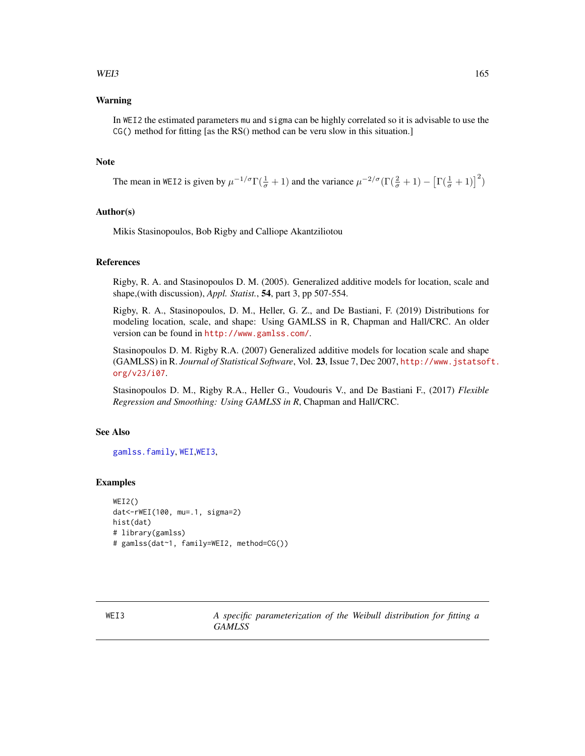## Warning

In WEI2 the estimated parameters mu and sigma can be highly correlated so it is advisable to use the CG() method for fitting [as the RS() method can be veru slow in this situation.]

## Note

The mean in WEI2 is given by $\mu^{-1/\sigma}\Gamma(\frac{1}{\sigma}+1)$ and the variance $\mu^{-2/\sigma}(\Gamma(\frac{2}{\sigma}+1) - \left[\Gamma(\frac{1}{\sigma}+1)\right]^2)$

## Author(s)

Mikis Stasinopoulos, Bob Rigby and Calliope Akantziliotou

## References

Rigby, R. A. and Stasinopoulos D. M. (2005). Generalized additive models for location, scale and shape,(with discussion), *Appl. Statist.*, **54**, part 3, pp 507-554.

Rigby, R. A., Stasinopoulos, D. M., Heller, G. Z., and De Bastiani, F. (2019) Distributions for modeling location, scale, and shape: Using GAMLSS in R, Chapman and Hall/CRC. An older version can be found in http://www.gamlss.com/.

Stasinopoulos D. M. Rigby R.A. (2007) Generalized additive models for location scale and shape (GAMLSS) in R. *Journal of Statistical Software*, Vol. **23**, Issue 7, Dec 2007, http://www.jstatsoft.org/v23/i07.

Stasinopoulos D. M., Rigby R.A., Heller G., Voudouris V., and De Bastiani F., (2017) *Flexible Regression and Smoothing: Using GAMLSS in R*, Chapman and Hall/CRC.

## See Also

gamlss.family, WEI,WEI3,

## Examples

```
WEI2()
dat<-rWEI(100, mu=.1, sigma=2)
hist(dat)
# library(gamlss)
# gamlss(dat~1, family=WEI2, method=CG())
```

---

# WEI3 — *A specific parameterization of the Weibull distribution for fitting a GAMLSS*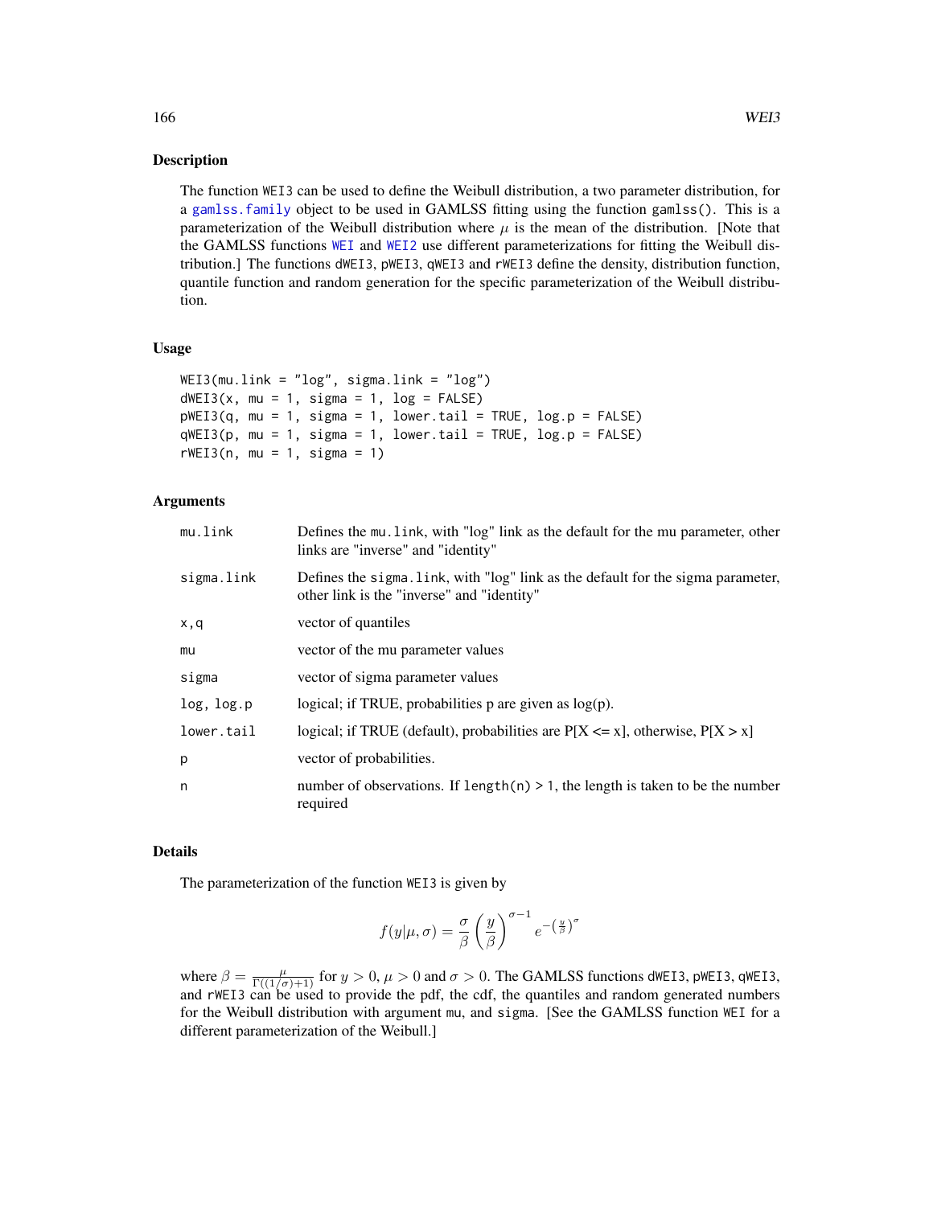## Description

The function WEI3 can be used to define the Weibull distribution, a two parameter distribution, for a gamlss.family object to be used in GAMLSS fitting using the function gamlss(). This is a parameterization of the Weibull distribution where $\mu$ is the mean of the distribution. [Note that the GAMLSS functions WEI and WEI2 use different parameterizations for fitting the Weibull distribution.] The functions dWEI3, pWEI3, qWEI3 and rWEI3 define the density, distribution function, quantile function and random generation for the specific parameterization of the Weibull distribution.

## Usage

```
WEI3(mu.link = "log", sigma.link = "log")
dWEI3(x, mu = 1, sigma = 1, log = FALSE)
pWEI3(q, mu = 1, sigma = 1, lower.tail = TRUE, log.p = FALSE)
qWEI3(p, mu = 1, sigma = 1, lower.tail = TRUE, log.p = FALSE)
rWEI3(n, mu = 1, sigma = 1)
```

## Arguments

| | |
|---|---|
| mu.link | Defines the mu.link, with "log" link as the default for the mu parameter, other links are "inverse" and "identity" |
| sigma.link | Defines the sigma.link, with "log" link as the default for the sigma parameter, other link is the "inverse" and "identity" |
| x,q | vector of quantiles |
| mu | vector of the mu parameter values |
| sigma | vector of sigma parameter values |
| log, log.p | logical; if TRUE, probabilities p are given as log(p). |
| lower.tail | logical; if TRUE (default), probabilities are P[X <= x], otherwise, P[X > x] |
| p | vector of probabilities. |
| n | number of observations. If length(n) > 1, the length is taken to be the number required |

## Details

The parameterization of the function WEI3 is given by

$$f(y|\mu, \sigma) = \frac{\sigma}{\beta} \left(\frac{y}{\beta}\right)^{\sigma - 1} e^{-\left(\frac{y}{\beta}\right)^{\sigma}}$$

where $\beta = \frac{\mu}{\Gamma((1/\sigma)+1)}$ for $y > 0$, $\mu > 0$ and $\sigma > 0$. The GAMLSS functions dWEI3, pWEI3, qWEI3, and rWEI3 can be used to provide the pdf, the cdf, the quantiles and random generated numbers for the Weibull distribution with argument mu, and sigma. [See the GAMLSS function WEI for a different parameterization of the Weibull.]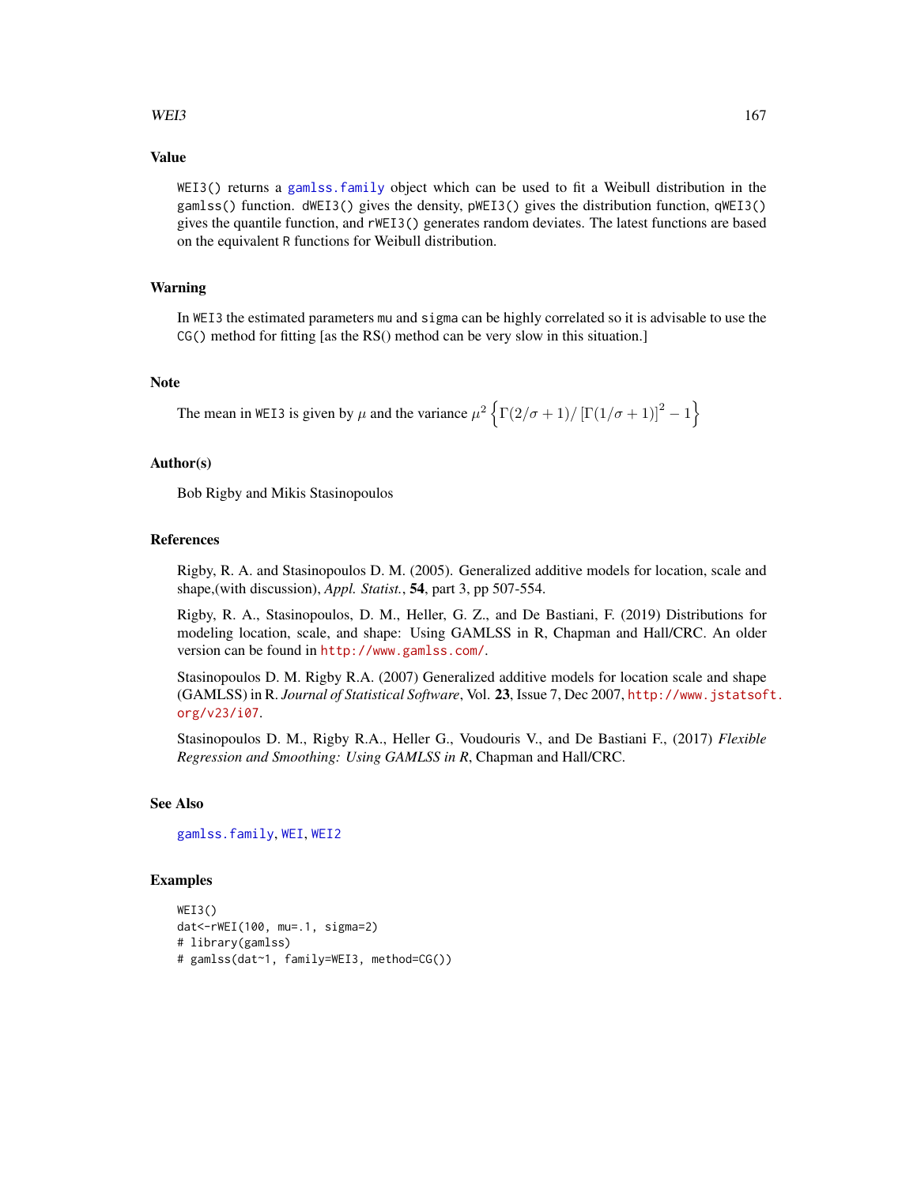## Value

WEI3() returns a gamlss.family object which can be used to fit a Weibull distribution in the gamlss() function. dWEI3() gives the density, pWEI3() gives the distribution function, qWEI3() gives the quantile function, and rWEI3() generates random deviates. The latest functions are based on the equivalent R functions for Weibull distribution.

## Warning

In WEI3 the estimated parameters mu and sigma can be highly correlated so it is advisable to use the CG() method for fitting [as the RS() method can be very slow in this situation.]

## Note

The mean in WEI3 is given by $\mu$ and the variance $\mu^2 \left\{ \Gamma(2/\sigma+1)/\left[\Gamma(1/\sigma+1)\right]^2 - 1 \right\}$

## Author(s)

Bob Rigby and Mikis Stasinopoulos

## References

Rigby, R. A. and Stasinopoulos D. M. (2005). Generalized additive models for location, scale and shape,(with discussion), *Appl. Statist.*, **54**, part 3, pp 507-554.

Rigby, R. A., Stasinopoulos, D. M., Heller, G. Z., and De Bastiani, F. (2019) Distributions for modeling location, scale, and shape: Using GAMLSS in R, Chapman and Hall/CRC. An older version can be found in http://www.gamlss.com/.

Stasinopoulos D. M. Rigby R.A. (2007) Generalized additive models for location scale and shape (GAMLSS) in R. *Journal of Statistical Software*, Vol. **23**, Issue 7, Dec 2007, http://www.jstatsoft.org/v23/i07.

Stasinopoulos D. M., Rigby R.A., Heller G., Voudouris V., and De Bastiani F., (2017) *Flexible Regression and Smoothing: Using GAMLSS in R*, Chapman and Hall/CRC.

## See Also

gamlss.family, WEI, WEI2

## Examples

```
WEI3()
dat<-rWEI(100, mu=.1, sigma=2)
# library(gamlss)
# gamlss(dat~1, family=WEI3, method=CG())
```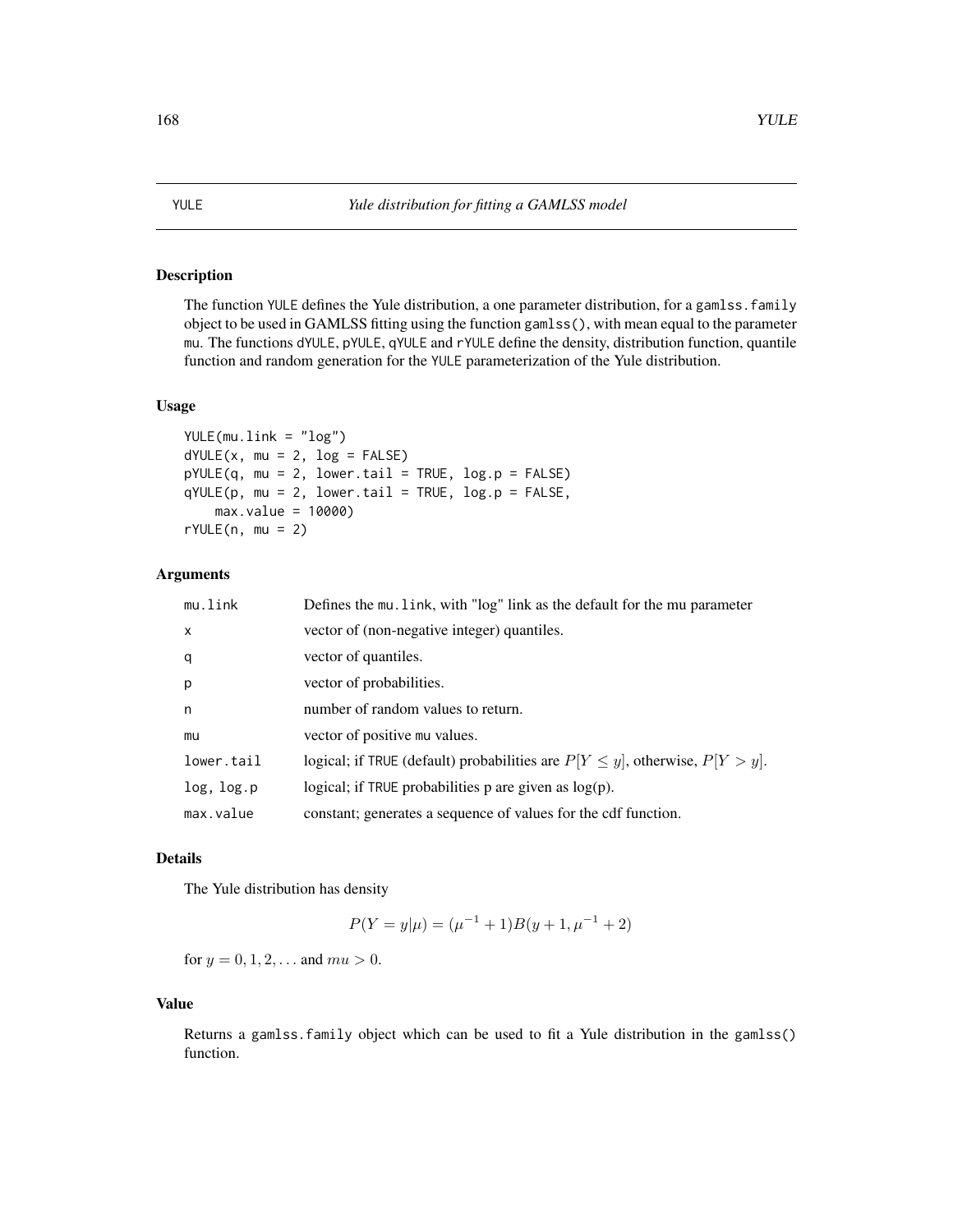# YULE *Yule distribution for fitting a GAMLSS model*

## Description

The function YULE defines the Yule distribution, a one parameter distribution, for a gamlss.family object to be used in GAMLSS fitting using the function gamlss(), with mean equal to the parameter mu. The functions dYULE, pYULE, qYULE and rYULE define the density, distribution function, quantile function and random generation for the YULE parameterization of the Yule distribution.

## Usage

```
YULE(mu.link = "log")
dYULE(x, mu = 2, log = FALSE)
pYULE(q, mu = 2, lower.tail = TRUE, log.p = FALSE)
qYULE(p, mu = 2, lower.tail = TRUE, log.p = FALSE,
    max.value = 10000)
rYULE(n, mu = 2)
```

## Arguments

| | |
|---|---|
| mu.link | Defines the mu.link, with "log" link as the default for the mu parameter |
| x | vector of (non-negative integer) quantiles. |
| q | vector of quantiles. |
| p | vector of probabilities. |
| n | number of random values to return. |
| mu | vector of positive mu values. |
| lower.tail | logical; if TRUE (default) probabilities are $P[Y \leq y]$, otherwise, $P[Y > y]$. |
| log, log.p | logical; if TRUE probabilities p are given as log(p). |
| max.value | constant; generates a sequence of values for the cdf function. |

## Details

The Yule distribution has density

$$P(Y = y|\mu) = (\mu^{-1} + 1)B(y + 1, \mu^{-1} + 2)$$

for $y = 0, 1, 2, \ldots$ and $mu > 0$.

## Value

Returns a gamlss.family object which can be used to fit a Yule distribution in the gamlss() function.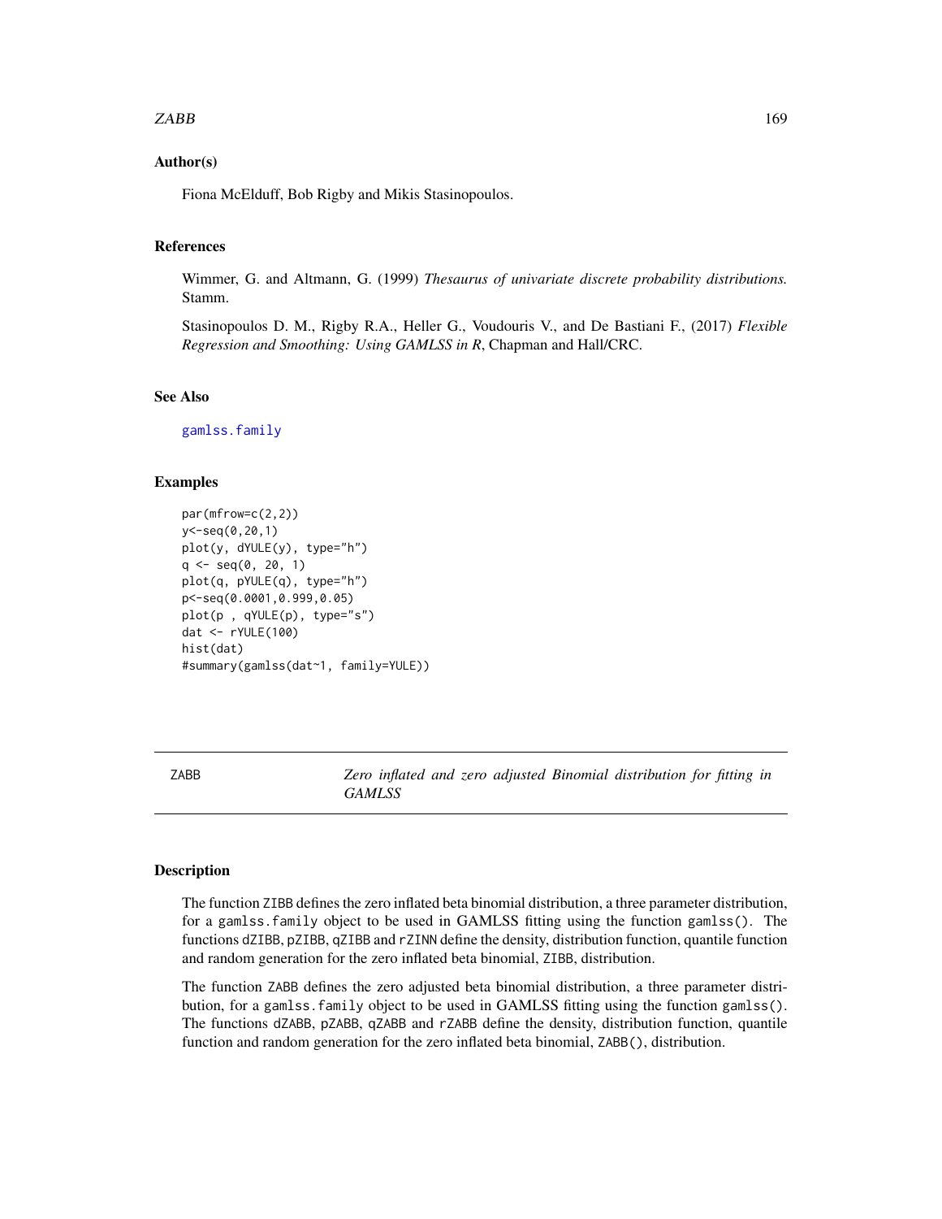### Author(s)

Fiona McElduff, Bob Rigby and Mikis Stasinopoulos.

### References

Wimmer, G. and Altmann, G. (1999) *Thesaurus of univariate discrete probability distributions.* Stamm.

Stasinopoulos D. M., Rigby R.A., Heller G., Voudouris V., and De Bastiani F., (2017) *Flexible Regression and Smoothing: Using GAMLSS in R*, Chapman and Hall/CRC.

### See Also

gamlss.family

### Examples

```
par(mfrow=c(2,2))
y<-seq(0,20,1)
plot(y, dYULE(y), type="h")
q <- seq(0, 20, 1)
plot(q, pYULE(q), type="h")
p<-seq(0.0001,0.999,0.05)
plot(p , qYULE(p), type="s")
dat <- rYULE(100)
hist(dat)
#summary(gamlss(dat~1, family=YULE))
```

---

## ZABB — *Zero inflated and zero adjusted Binomial distribution for fitting in GAMLSS*

### Description

The function ZIBB defines the zero inflated beta binomial distribution, a three parameter distribution, for a gamlss.family object to be used in GAMLSS fitting using the function gamlss(). The functions dZIBB, pZIBB, qZIBB and rZINN define the density, distribution function, quantile function and random generation for the zero inflated beta binomial, ZIBB, distribution.

The function ZABB defines the zero adjusted beta binomial distribution, a three parameter distribution, for a gamlss.family object to be used in GAMLSS fitting using the function gamlss(). The functions dZABB, pZABB, qZABB and rZABB define the density, distribution function, quantile function and random generation for the zero inflated beta binomial, ZABB(), distribution.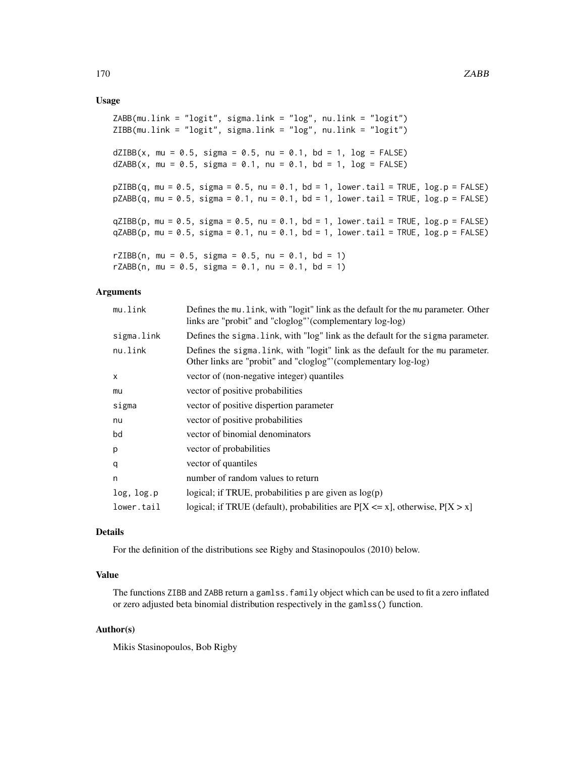## Usage

```
ZABB(mu.link = "logit", sigma.link = "log", nu.link = "logit")
ZIBB(mu.link = "logit", sigma.link = "log", nu.link = "logit")

dZIBB(x, mu = 0.5, sigma = 0.5, nu = 0.1, bd = 1, log = FALSE)
dZABB(x, mu = 0.5, sigma = 0.1, nu = 0.1, bd = 1, log = FALSE)

pZIBB(q, mu = 0.5, sigma = 0.5, nu = 0.1, bd = 1, lower.tail = TRUE, log.p = FALSE)
pZABB(q, mu = 0.5, sigma = 0.1, nu = 0.1, bd = 1, lower.tail = TRUE, log.p = FALSE)

qZIBB(p, mu = 0.5, sigma = 0.5, nu = 0.1, bd = 1, lower.tail = TRUE, log.p = FALSE)
qZABB(p, mu = 0.5, sigma = 0.1, nu = 0.1, bd = 1, lower.tail = TRUE, log.p = FALSE)

rZIBB(n, mu = 0.5, sigma = 0.5, nu = 0.1, bd = 1)
rZABB(n, mu = 0.5, sigma = 0.1, nu = 0.1, bd = 1)
```

## Arguments

| | |
|---|---|
| mu.link | Defines the mu.link, with "logit" link as the default for the mu parameter. Other links are "probit" and "cloglog"'(complementary log-log) |
| sigma.link | Defines the sigma.link, with "log" link as the default for the sigma parameter. |
| nu.link | Defines the sigma.link, with "logit" link as the default for the mu parameter. Other links are "probit" and "cloglog"'(complementary log-log) |
| x | vector of (non-negative integer) quantiles |
| mu | vector of positive probabilities |
| sigma | vector of positive dispertion parameter |
| nu | vector of positive probabilities |
| bd | vector of binomial denominators |
| p | vector of probabilities |
| q | vector of quantiles |
| n | number of random values to return |
| log, log.p | logical; if TRUE, probabilities p are given as log(p) |
| lower.tail | logical; if TRUE (default), probabilities are P[X <= x], otherwise, P[X > x] |

## Details

For the definition of the distributions see Rigby and Stasinopoulos (2010) below.

## Value

The functions ZIBB and ZABB return a gamlss.family object which can be used to fit a zero inflated or zero adjusted beta binomial distribution respectively in the gamlss() function.

## Author(s)

Mikis Stasinopoulos, Bob Rigby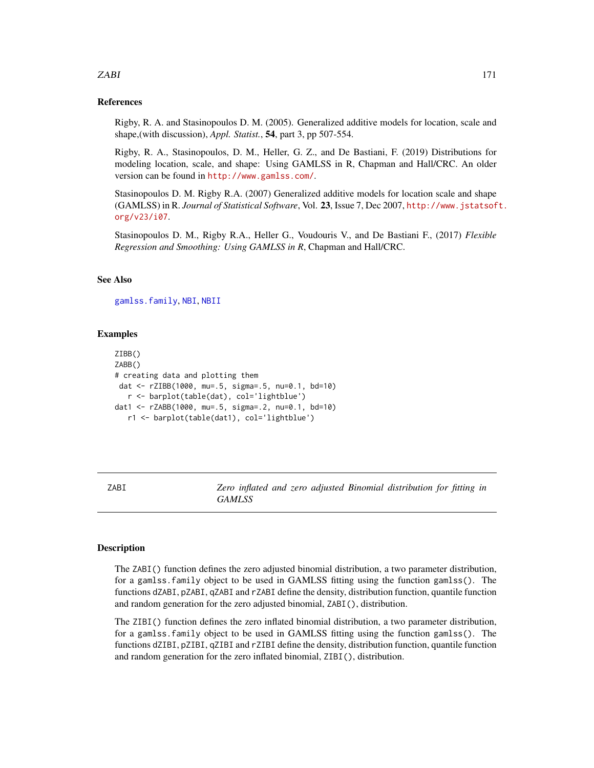## References

Rigby, R. A. and Stasinopoulos D. M. (2005). Generalized additive models for location, scale and shape,(with discussion), *Appl. Statist.*, **54**, part 3, pp 507-554.

Rigby, R. A., Stasinopoulos, D. M., Heller, G. Z., and De Bastiani, F. (2019) Distributions for modeling location, scale, and shape: Using GAMLSS in R, Chapman and Hall/CRC. An older version can be found in http://www.gamlss.com/.

Stasinopoulos D. M. Rigby R.A. (2007) Generalized additive models for location scale and shape (GAMLSS) in R. *Journal of Statistical Software*, Vol. **23**, Issue 7, Dec 2007, http://www.jstatsoft.org/v23/i07.

Stasinopoulos D. M., Rigby R.A., Heller G., Voudouris V., and De Bastiani F., (2017) *Flexible Regression and Smoothing: Using GAMLSS in R*, Chapman and Hall/CRC.

## See Also

gamlss.family, NBI, NBII

## Examples

```
ZIBB()
ZABB()
# creating data and plotting them
 dat <- rZIBB(1000, mu=.5, sigma=.5, nu=0.1, bd=10)
   r <- barplot(table(dat), col='lightblue')
dat1 <- rZABB(1000, mu=.5, sigma=.2, nu=0.1, bd=10)
   r1 <- barplot(table(dat1), col='lightblue')
```

---

# ZABI — *Zero inflated and zero adjusted Binomial distribution for fitting in GAMLSS*

## Description

The ZABI() function defines the zero adjusted binomial distribution, a two parameter distribution, for a gamlss.family object to be used in GAMLSS fitting using the function gamlss(). The functions dZABI, pZABI, qZABI and rZABI define the density, distribution function, quantile function and random generation for the zero adjusted binomial, ZABI(), distribution.

The ZIBI() function defines the zero inflated binomial distribution, a two parameter distribution, for a gamlss.family object to be used in GAMLSS fitting using the function gamlss(). The functions dZIBI, pZIBI, qZIBI and rZIBI define the density, distribution function, quantile function and random generation for the zero inflated binomial, ZIBI(), distribution.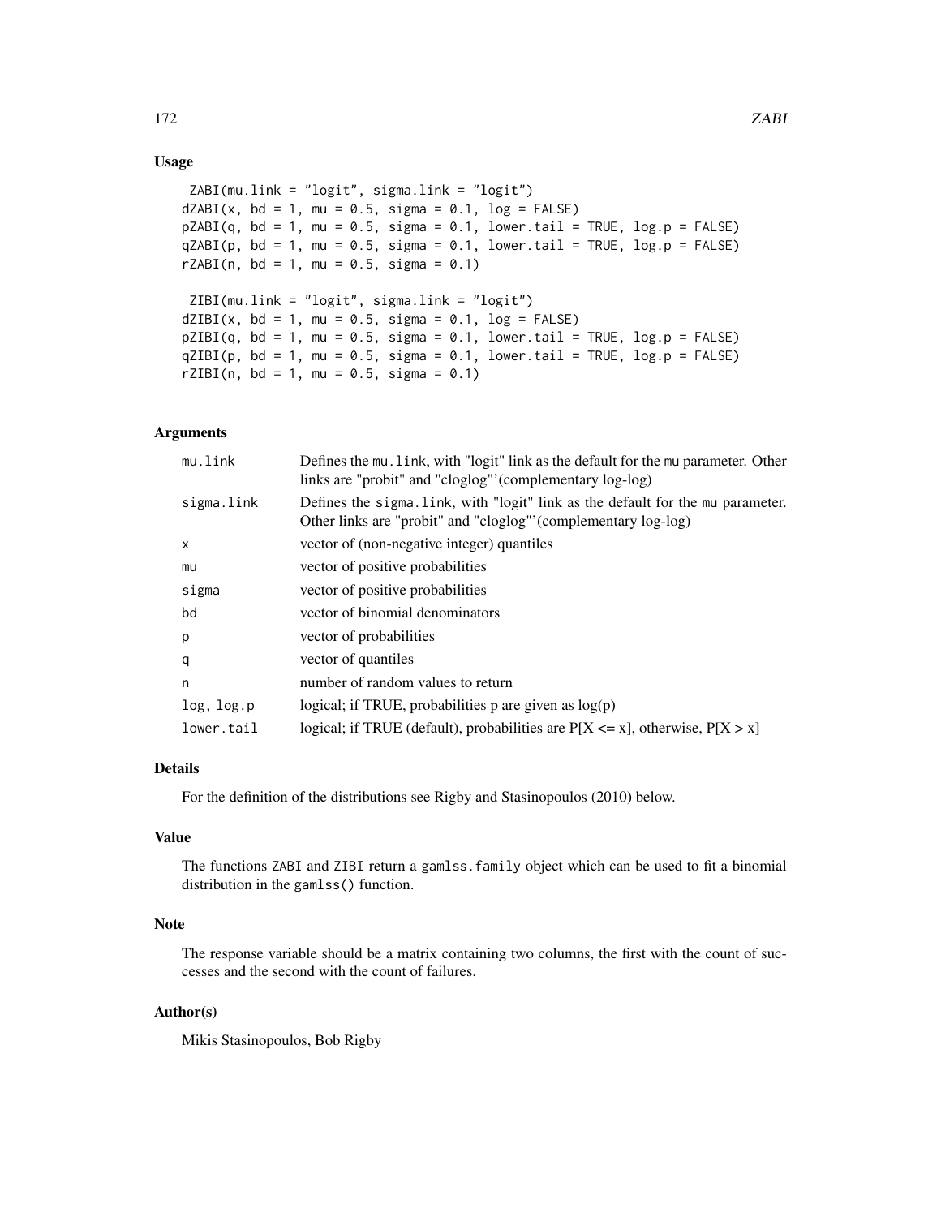## Usage

```
 ZABI(mu.link = "logit", sigma.link = "logit")
dZABI(x, bd = 1, mu = 0.5, sigma = 0.1, log = FALSE)
pZABI(q, bd = 1, mu = 0.5, sigma = 0.1, lower.tail = TRUE, log.p = FALSE)
qZABI(p, bd = 1, mu = 0.5, sigma = 0.1, lower.tail = TRUE, log.p = FALSE)
rZABI(n, bd = 1, mu = 0.5, sigma = 0.1)

 ZIBI(mu.link = "logit", sigma.link = "logit")
dZIBI(x, bd = 1, mu = 0.5, sigma = 0.1, log = FALSE)
pZIBI(q, bd = 1, mu = 0.5, sigma = 0.1, lower.tail = TRUE, log.p = FALSE)
qZIBI(p, bd = 1, mu = 0.5, sigma = 0.1, lower.tail = TRUE, log.p = FALSE)
rZIBI(n, bd = 1, mu = 0.5, sigma = 0.1)
```

## Arguments

| | |
|---|---|
| `mu.link` | Defines the `mu.link`, with "logit" link as the default for the `mu` parameter. Other links are "probit" and "cloglog"'(complementary log-log) |
| `sigma.link` | Defines the `sigma.link`, with "logit" link as the default for the `mu` parameter. Other links are "probit" and "cloglog"'(complementary log-log) |
| `x` | vector of (non-negative integer) quantiles |
| `mu` | vector of positive probabilities |
| `sigma` | vector of positive probabilities |
| `bd` | vector of binomial denominators |
| `p` | vector of probabilities |
| `q` | vector of quantiles |
| `n` | number of random values to return |
| `log, log.p` | logical; if TRUE, probabilities p are given as log(p) |
| `lower.tail` | logical; if TRUE (default), probabilities are P[X <= x], otherwise, P[X > x] |

## Details

For the definition of the distributions see Rigby and Stasinopoulos (2010) below.

## Value

The functions `ZABI` and `ZIBI` return a `gamlss.family` object which can be used to fit a binomial distribution in the `gamlss()` function.

## Note

The response variable should be a matrix containing two columns, the first with the count of successes and the second with the count of failures.

## Author(s)

Mikis Stasinopoulos, Bob Rigby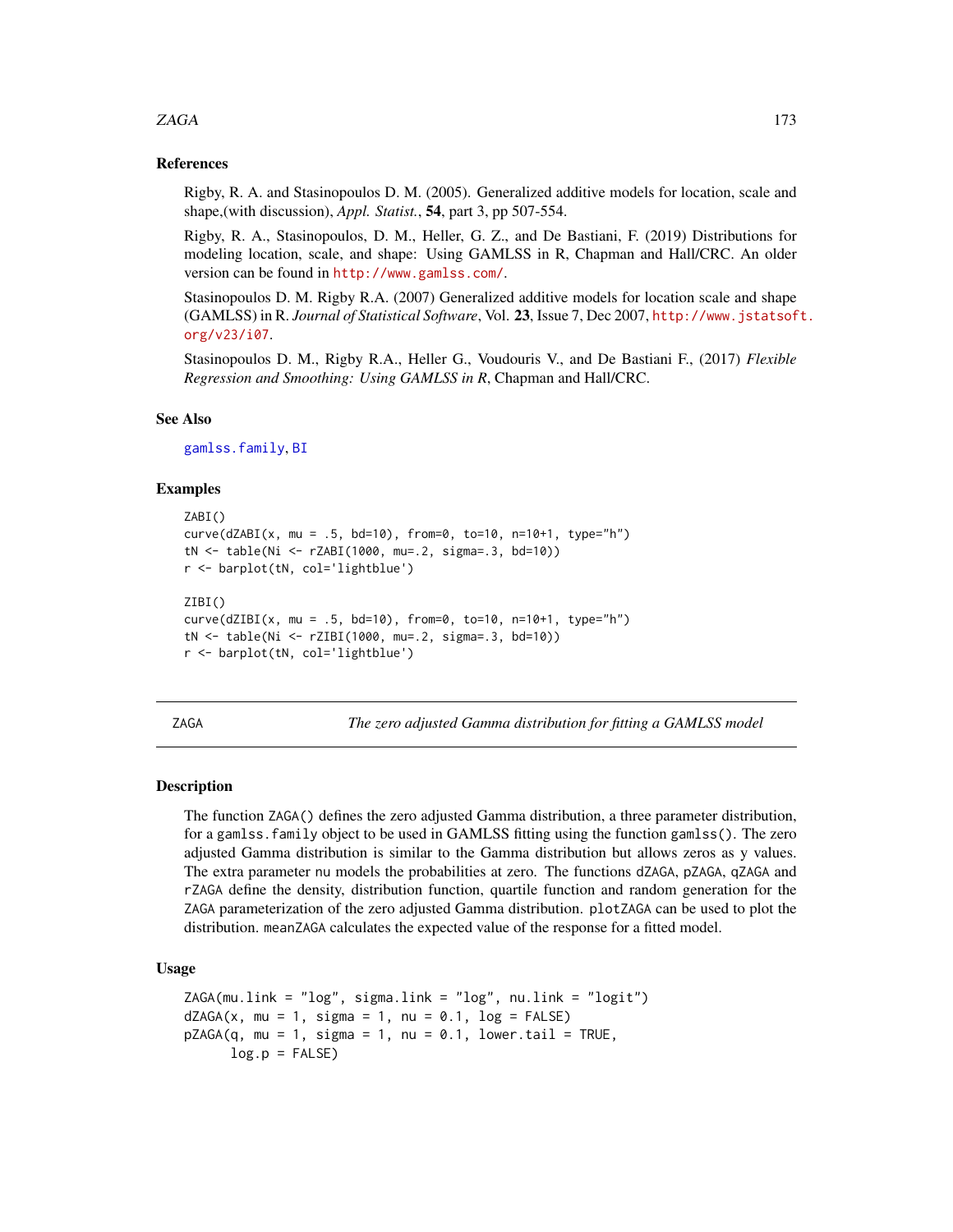### References

Rigby, R. A. and Stasinopoulos D. M. (2005). Generalized additive models for location, scale and shape,(with discussion), *Appl. Statist.*, **54**, part 3, pp 507-554.

Rigby, R. A., Stasinopoulos, D. M., Heller, G. Z., and De Bastiani, F. (2019) Distributions for modeling location, scale, and shape: Using GAMLSS in R, Chapman and Hall/CRC. An older version can be found in http://www.gamlss.com/.

Stasinopoulos D. M. Rigby R.A. (2007) Generalized additive models for location scale and shape (GAMLSS) in R. *Journal of Statistical Software*, Vol. **23**, Issue 7, Dec 2007, http://www.jstatsoft.org/v23/i07.

Stasinopoulos D. M., Rigby R.A., Heller G., Voudouris V., and De Bastiani F., (2017) *Flexible Regression and Smoothing: Using GAMLSS in R*, Chapman and Hall/CRC.

### See Also

gamlss.family, BI

### Examples

```
ZABI()
curve(dZABI(x, mu = .5, bd=10), from=0, to=10, n=10+1, type="h")
tN <- table(Ni <- rZABI(1000, mu=.2, sigma=.3, bd=10))
r <- barplot(tN, col='lightblue')

ZIBI()
curve(dZIBI(x, mu = .5, bd=10), from=0, to=10, n=10+1, type="h")
tN <- table(Ni <- rZIBI(1000, mu=.2, sigma=.3, bd=10))
r <- barplot(tN, col='lightblue')
```

---

## ZAGA — *The zero adjusted Gamma distribution for fitting a GAMLSS model*

### Description

The function ZAGA() defines the zero adjusted Gamma distribution, a three parameter distribution, for a gamlss.family object to be used in GAMLSS fitting using the function gamlss(). The zero adjusted Gamma distribution is similar to the Gamma distribution but allows zeros as y values. The extra parameter nu models the probabilities at zero. The functions dZAGA, pZAGA, qZAGA and rZAGA define the density, distribution function, quartile function and random generation for the ZAGA parameterization of the zero adjusted Gamma distribution. plotZAGA can be used to plot the distribution. meanZAGA calculates the expected value of the response for a fitted model.

### Usage

```
ZAGA(mu.link = "log", sigma.link = "log", nu.link = "logit")
dZAGA(x, mu = 1, sigma = 1, nu = 0.1, log = FALSE)
pZAGA(q, mu = 1, sigma = 1, nu = 0.1, lower.tail = TRUE,
      log.p = FALSE)
```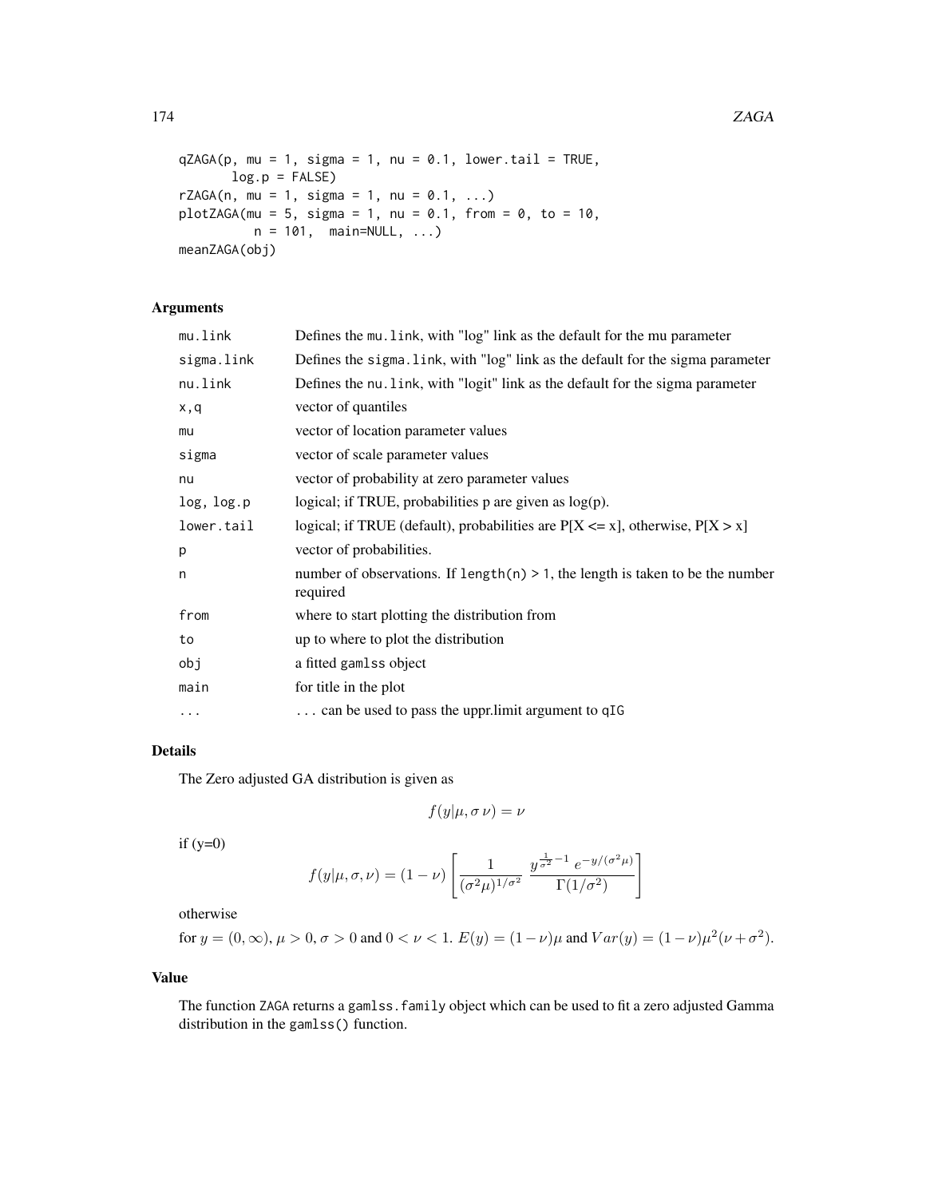```
qZAGA(p, mu = 1, sigma = 1, nu = 0.1, lower.tail = TRUE,
       log.p = FALSE)
rZAGA(n, mu = 1, sigma = 1, nu = 0.1, ...)
plotZAGA(mu = 5, sigma = 1, nu = 0.1, from = 0, to = 10,
         n = 101,  main=NULL, ...)
meanZAGA(obj)
```

## Arguments

| | |
|---|---|
| `mu.link` | Defines the `mu.link`, with "log" link as the default for the mu parameter |
| `sigma.link` | Defines the `sigma.link`, with "log" link as the default for the sigma parameter |
| `nu.link` | Defines the `nu.link`, with "logit" link as the default for the sigma parameter |
| `x,q` | vector of quantiles |
| `mu` | vector of location parameter values |
| `sigma` | vector of scale parameter values |
| `nu` | vector of probability at zero parameter values |
| `log, log.p` | logical; if TRUE, probabilities p are given as log(p). |
| `lower.tail` | logical; if TRUE (default), probabilities are P[X <= x], otherwise, P[X > x] |
| `p` | vector of probabilities. |
| `n` | number of observations. If `length(n) > 1`, the length is taken to be the number required |
| `from` | where to start plotting the distribution from |
| `to` | up to where to plot the distribution |
| `obj` | a fitted `gamlss` object |
| `main` | for title in the plot |
| `...` | ... can be used to pass the uppr.limit argument to `qIG` |

## Details

The Zero adjusted GA distribution is given as

$$f(y|\mu, \sigma\, \nu) = \nu$$

if (y=0)

$$f(y|\mu, \sigma, \nu) = (1-\nu)\left[\frac{1}{(\sigma^2 \mu)^{1/\sigma^2}} \; \frac{y^{\frac{1}{\sigma^2}-1} \; e^{-y/(\sigma^2 \mu)}}{\Gamma(1/\sigma^2)}\right]$$

otherwise

for $y = (0, \infty)$, $\mu > 0$, $\sigma > 0$ and $0 < \nu < 1$. $E(y) = (1-\nu)\mu$ and $Var(y) = (1-\nu)\mu^2(\nu + \sigma^2)$.

## Value

The function `ZAGA` returns a `gamlss.family` object which can be used to fit a zero adjusted Gamma distribution in the `gamlss()` function.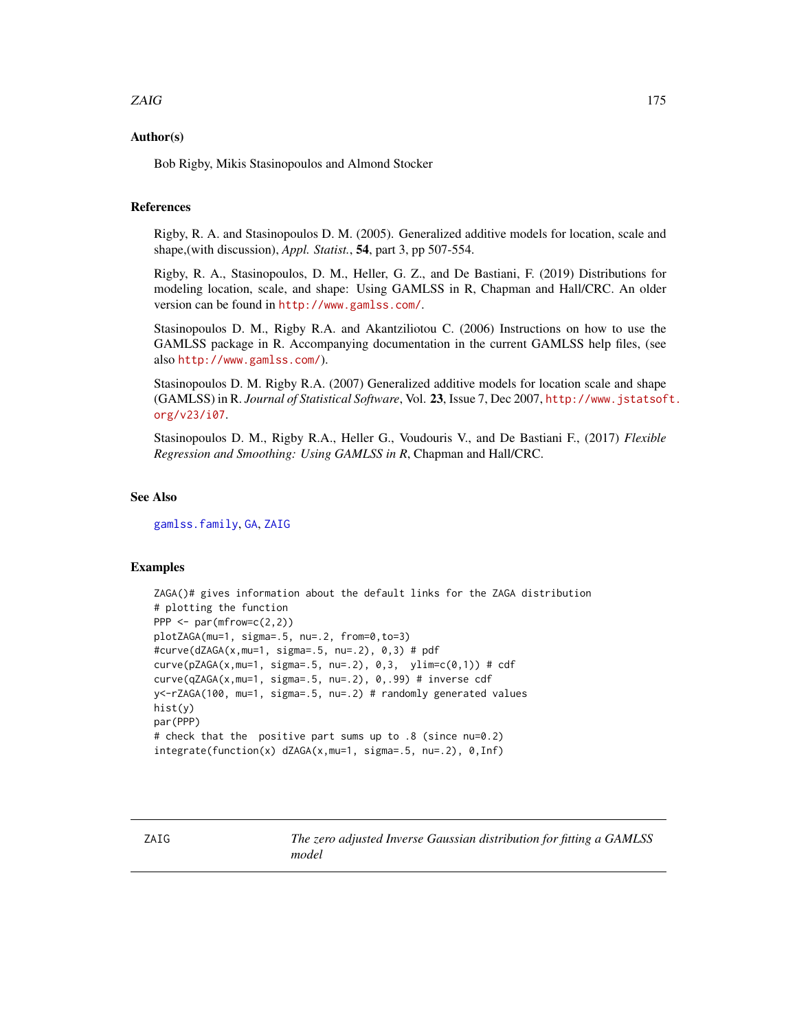### Author(s)

Bob Rigby, Mikis Stasinopoulos and Almond Stocker

### References

Rigby, R. A. and Stasinopoulos D. M. (2005). Generalized additive models for location, scale and shape,(with discussion), *Appl. Statist.*, **54**, part 3, pp 507-554.

Rigby, R. A., Stasinopoulos, D. M., Heller, G. Z., and De Bastiani, F. (2019) Distributions for modeling location, scale, and shape: Using GAMLSS in R, Chapman and Hall/CRC. An older version can be found in http://www.gamlss.com/.

Stasinopoulos D. M., Rigby R.A. and Akantziliotou C. (2006) Instructions on how to use the GAMLSS package in R. Accompanying documentation in the current GAMLSS help files, (see also http://www.gamlss.com/).

Stasinopoulos D. M. Rigby R.A. (2007) Generalized additive models for location scale and shape (GAMLSS) in R. *Journal of Statistical Software*, Vol. **23**, Issue 7, Dec 2007, http://www.jstatsoft.org/v23/i07.

Stasinopoulos D. M., Rigby R.A., Heller G., Voudouris V., and De Bastiani F., (2017) *Flexible Regression and Smoothing: Using GAMLSS in R*, Chapman and Hall/CRC.

### See Also

gamlss.family, GA, ZAIG

### Examples

```
ZAGA()# gives information about the default links for the ZAGA distribution
# plotting the function
PPP <- par(mfrow=c(2,2))
plotZAGA(mu=1, sigma=.5, nu=.2, from=0,to=3)
#curve(dZAGA(x,mu=1, sigma=.5, nu=.2), 0,3) # pdf
curve(pZAGA(x,mu=1, sigma=.5, nu=.2), 0,3,  ylim=c(0,1)) # cdf
curve(qZAGA(x,mu=1, sigma=.5, nu=.2), 0,.99) # inverse cdf
y<-rZAGA(100, mu=1, sigma=.5, nu=.2) # randomly generated values
hist(y)
par(PPP)
# check that the  positive part sums up to .8 (since nu=0.2)
integrate(function(x) dZAGA(x,mu=1, sigma=.5, nu=.2), 0,Inf)
```

---

## ZAIG *The zero adjusted Inverse Gaussian distribution for fitting a GAMLSS model*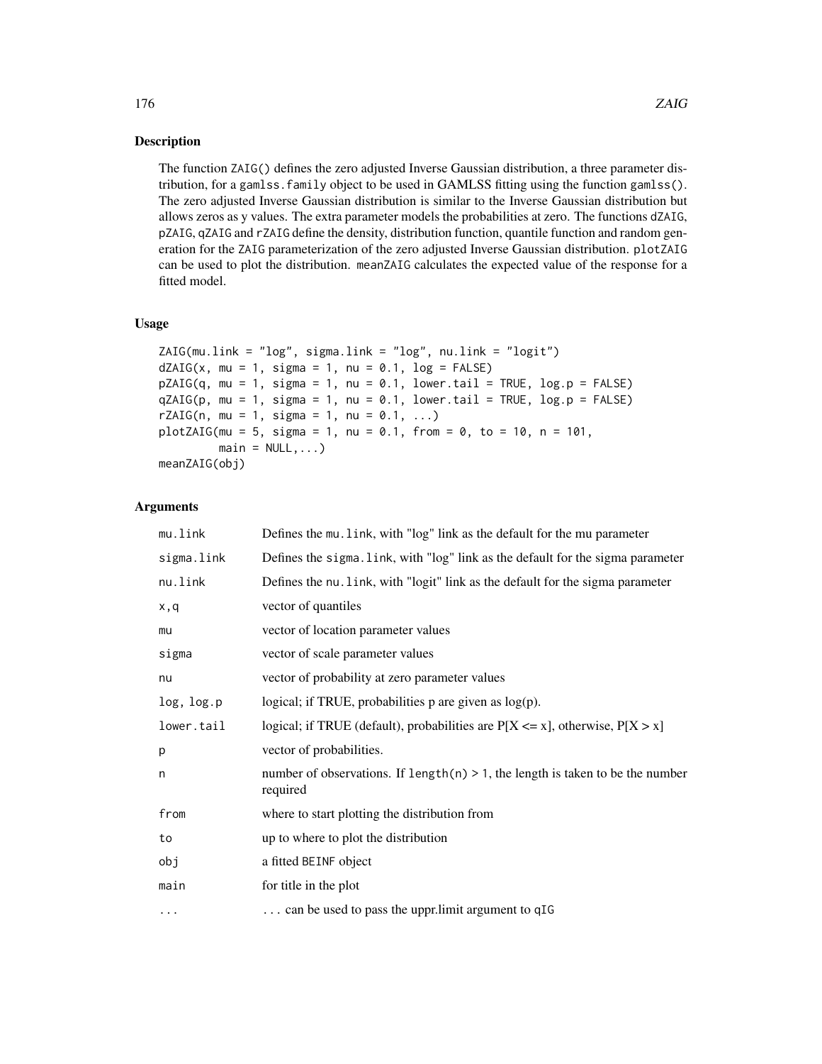## Description

The function `ZAIG()` defines the zero adjusted Inverse Gaussian distribution, a three parameter distribution, for a `gamlss.family` object to be used in GAMLSS fitting using the function `gamlss()`. The zero adjusted Inverse Gaussian distribution is similar to the Inverse Gaussian distribution but allows zeros as y values. The extra parameter models the probabilities at zero. The functions `dZAIG`, `pZAIG`, `qZAIG` and `rZAIG` define the density, distribution function, quantile function and random generation for the `ZAIG` parameterization of the zero adjusted Inverse Gaussian distribution. `plotZAIG` can be used to plot the distribution. `meanZAIG` calculates the expected value of the response for a fitted model.

## Usage

```
ZAIG(mu.link = "log", sigma.link = "log", nu.link = "logit")
dZAIG(x, mu = 1, sigma = 1, nu = 0.1, log = FALSE)
pZAIG(q, mu = 1, sigma = 1, nu = 0.1, lower.tail = TRUE, log.p = FALSE)
qZAIG(p, mu = 1, sigma = 1, nu = 0.1, lower.tail = TRUE, log.p = FALSE)
rZAIG(n, mu = 1, sigma = 1, nu = 0.1, ...)
plotZAIG(mu = 5, sigma = 1, nu = 0.1, from = 0, to = 10, n = 101,
         main = NULL,...)
meanZAIG(obj)
```

## Arguments

| | |
|---|---|
| `mu.link` | Defines the `mu.link`, with "log" link as the default for the mu parameter |
| `sigma.link` | Defines the `sigma.link`, with "log" link as the default for the sigma parameter |
| `nu.link` | Defines the `nu.link`, with "logit" link as the default for the sigma parameter |
| `x,q` | vector of quantiles |
| `mu` | vector of location parameter values |
| `sigma` | vector of scale parameter values |
| `nu` | vector of probability at zero parameter values |
| `log, log.p` | logical; if TRUE, probabilities p are given as log(p). |
| `lower.tail` | logical; if TRUE (default), probabilities are P[X <= x], otherwise, P[X > x] |
| `p` | vector of probabilities. |
| `n` | number of observations. If `length(n) > 1`, the length is taken to be the number required |
| `from` | where to start plotting the distribution from |
| `to` | up to where to plot the distribution |
| `obj` | a fitted `BEINF` object |
| `main` | for title in the plot |
| `...` | ... can be used to pass the uppr.limit argument to `qIG` |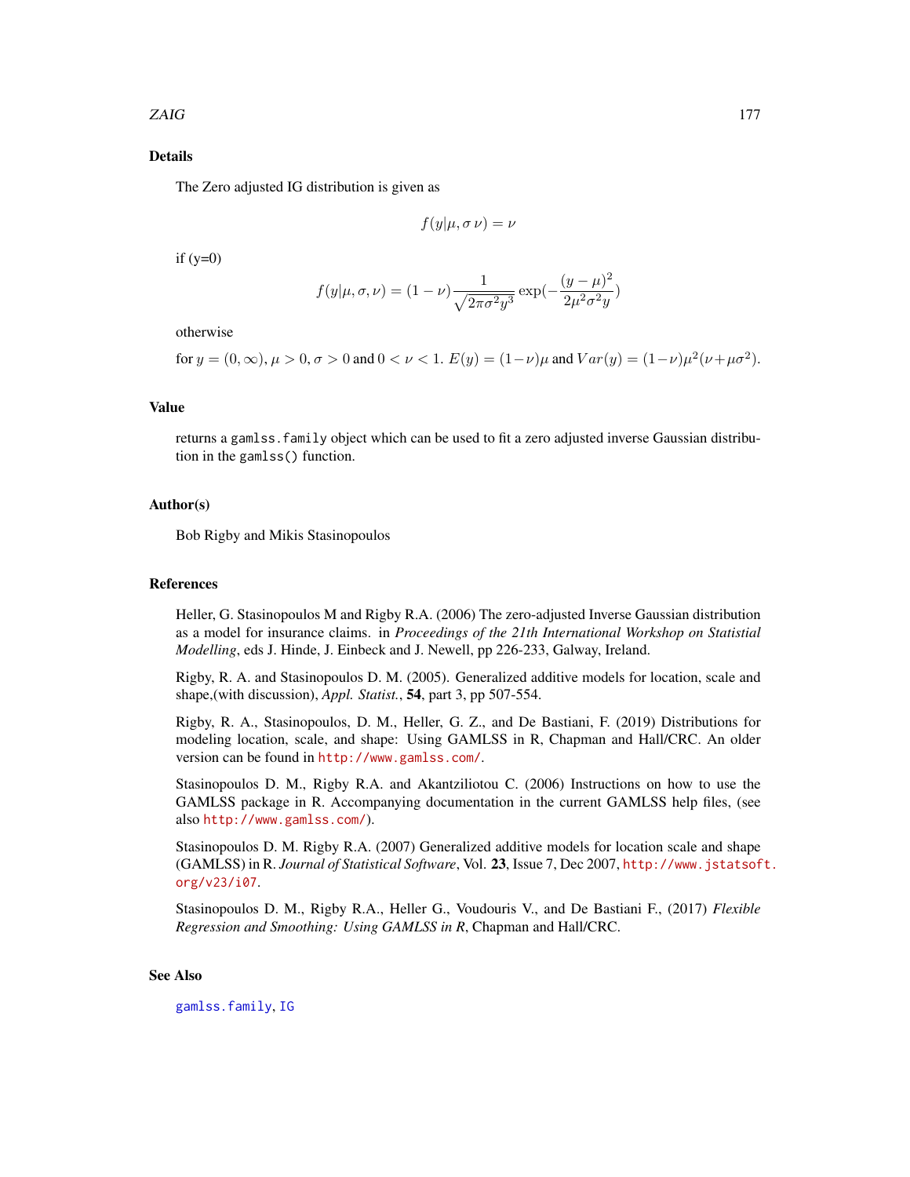## Details

The Zero adjusted IG distribution is given as

$$f(y|\mu, \sigma\,\nu) = \nu$$

if (y=0)

$$f(y|\mu, \sigma, \nu) = (1-\nu)\frac{1}{\sqrt{2\pi\sigma^2 y^3}}\exp(-\frac{(y-\mu)^2}{2\mu^2\sigma^2 y})$$

otherwise

for $y = (0, \infty)$, $\mu > 0$, $\sigma > 0$ and $0 < \nu < 1$. $E(y) = (1-\nu)\mu$ and $Var(y) = (1-\nu)\mu^2(\nu+\mu\sigma^2)$.

## Value

returns a `gamlss.family` object which can be used to fit a zero adjusted inverse Gaussian distribution in the `gamlss()` function.

## Author(s)

Bob Rigby and Mikis Stasinopoulos

## References

Heller, G. Stasinopoulos M and Rigby R.A. (2006) The zero-adjusted Inverse Gaussian distribution as a model for insurance claims. in *Proceedings of the 21th International Workshop on Statistial Modelling*, eds J. Hinde, J. Einbeck and J. Newell, pp 226-233, Galway, Ireland.

Rigby, R. A. and Stasinopoulos D. M. (2005). Generalized additive models for location, scale and shape,(with discussion), *Appl. Statist.*, **54**, part 3, pp 507-554.

Rigby, R. A., Stasinopoulos, D. M., Heller, G. Z., and De Bastiani, F. (2019) Distributions for modeling location, scale, and shape: Using GAMLSS in R, Chapman and Hall/CRC. An older version can be found in http://www.gamlss.com/.

Stasinopoulos D. M., Rigby R.A. and Akantziliotou C. (2006) Instructions on how to use the GAMLSS package in R. Accompanying documentation in the current GAMLSS help files, (see also http://www.gamlss.com/).

Stasinopoulos D. M. Rigby R.A. (2007) Generalized additive models for location scale and shape (GAMLSS) in R. *Journal of Statistical Software*, Vol. **23**, Issue 7, Dec 2007, http://www.jstatsoft.org/v23/i07.

Stasinopoulos D. M., Rigby R.A., Heller G., Voudouris V., and De Bastiani F., (2017) *Flexible Regression and Smoothing: Using GAMLSS in R*, Chapman and Hall/CRC.

## See Also

`gamlss.family`, `IG`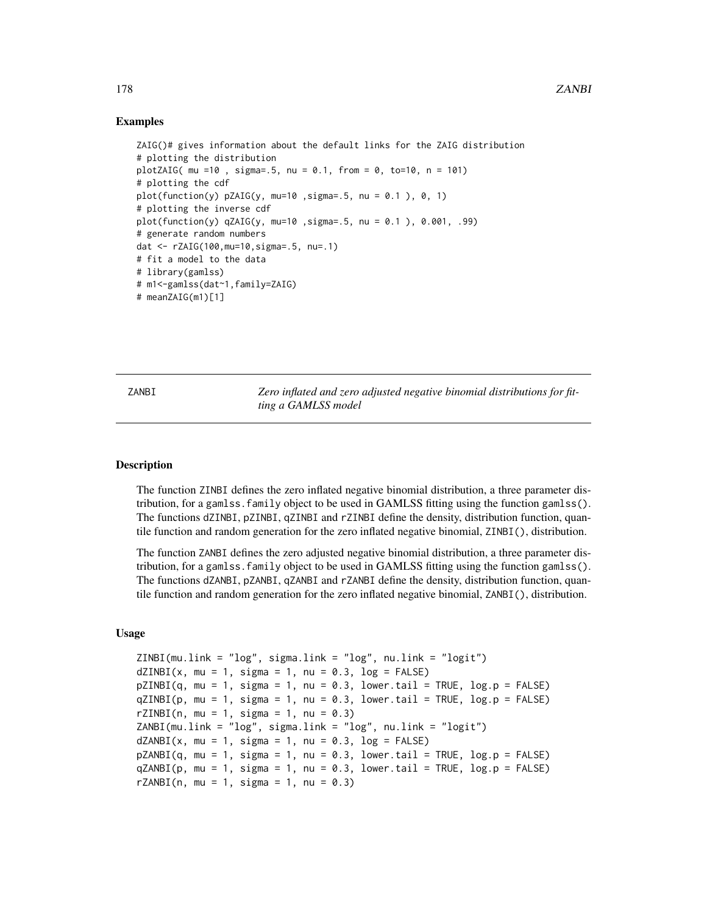### Examples

```
ZAIG()# gives information about the default links for the ZAIG distribution
# plotting the distribution
plotZAIG( mu =10 , sigma=.5, nu = 0.1, from = 0, to=10, n = 101)
# plotting the cdf
plot(function(y) pZAIG(y, mu=10 ,sigma=.5, nu = 0.1 ), 0, 1)
# plotting the inverse cdf
plot(function(y) qZAIG(y, mu=10 ,sigma=.5, nu = 0.1 ), 0.001, .99)
# generate random numbers
dat <- rZAIG(100,mu=10,sigma=.5, nu=.1)
# fit a model to the data
# library(gamlss)
# m1<-gamlss(dat~1,family=ZAIG)
# meanZAIG(m1)[1]
```

---

## ZANBI — *Zero inflated and zero adjusted negative binomial distributions for fitting a GAMLSS model*

---

### Description

The function ZINBI defines the zero inflated negative binomial distribution, a three parameter distribution, for a gamlss.family object to be used in GAMLSS fitting using the function gamlss(). The functions dZINBI, pZINBI, qZINBI and rZINBI define the density, distribution function, quantile function and random generation for the zero inflated negative binomial, ZINBI(), distribution.

The function ZANBI defines the zero adjusted negative binomial distribution, a three parameter distribution, for a gamlss.family object to be used in GAMLSS fitting using the function gamlss(). The functions dZANBI, pZANBI, qZANBI and rZANBI define the density, distribution function, quantile function and random generation for the zero inflated negative binomial, ZANBI(), distribution.

### Usage

```
ZINBI(mu.link = "log", sigma.link = "log", nu.link = "logit")
dZINBI(x, mu = 1, sigma = 1, nu = 0.3, log = FALSE)
pZINBI(q, mu = 1, sigma = 1, nu = 0.3, lower.tail = TRUE, log.p = FALSE)
qZINBI(p, mu = 1, sigma = 1, nu = 0.3, lower.tail = TRUE, log.p = FALSE)
rZINBI(n, mu = 1, sigma = 1, nu = 0.3)
ZANBI(mu.link = "log", sigma.link = "log", nu.link = "logit")
dZANBI(x, mu = 1, sigma = 1, nu = 0.3, log = FALSE)
pZANBI(q, mu = 1, sigma = 1, nu = 0.3, lower.tail = TRUE, log.p = FALSE)
qZANBI(p, mu = 1, sigma = 1, nu = 0.3, lower.tail = TRUE, log.p = FALSE)
rZANBI(n, mu = 1, sigma = 1, nu = 0.3)
```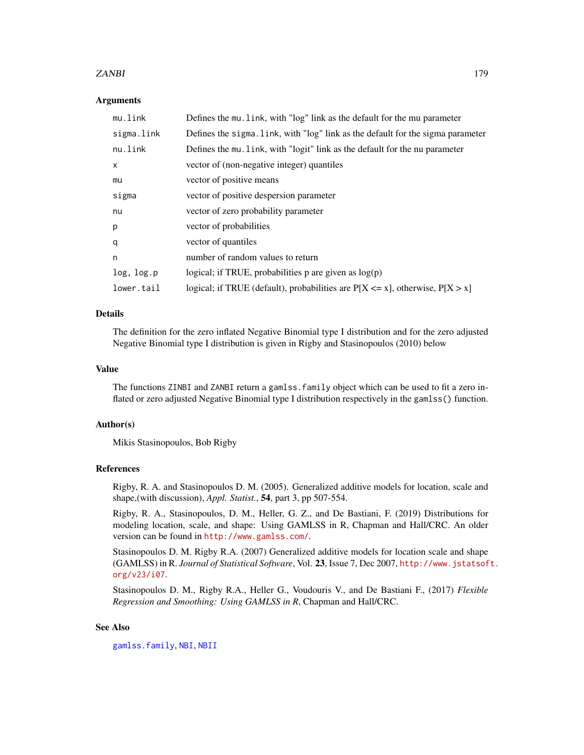### Arguments

| | |
|---|---|
| `mu.link` | Defines the `mu.link`, with "log" link as the default for the mu parameter |
| `sigma.link` | Defines the `sigma.link`, with "log" link as the default for the sigma parameter |
| `nu.link` | Defines the `mu.link`, with "logit" link as the default for the nu parameter |
| `x` | vector of (non-negative integer) quantiles |
| `mu` | vector of positive means |
| `sigma` | vector of positive despersion parameter |
| `nu` | vector of zero probability parameter |
| `p` | vector of probabilities |
| `q` | vector of quantiles |
| `n` | number of random values to return |
| `log, log.p` | logical; if TRUE, probabilities p are given as log(p) |
| `lower.tail` | logical; if TRUE (default), probabilities are P[X <= x], otherwise, P[X > x] |

### Details

The definition for the zero inflated Negative Binomial type I distribution and for the zero adjusted Negative Binomial type I distribution is given in Rigby and Stasinopoulos (2010) below

### Value

The functions `ZINBI` and `ZANBI` return a `gamlss.family` object which can be used to fit a zero inflated or zero adjusted Negative Binomial type I distribution respectively in the `gamlss()` function.

### Author(s)

Mikis Stasinopoulos, Bob Rigby

### References

Rigby, R. A. and Stasinopoulos D. M. (2005). Generalized additive models for location, scale and shape,(with discussion), *Appl. Statist.*, **54**, part 3, pp 507-554.

Rigby, R. A., Stasinopoulos, D. M., Heller, G. Z., and De Bastiani, F. (2019) Distributions for modeling location, scale, and shape: Using GAMLSS in R, Chapman and Hall/CRC. An older version can be found in http://www.gamlss.com/.

Stasinopoulos D. M. Rigby R.A. (2007) Generalized additive models for location scale and shape (GAMLSS) in R. *Journal of Statistical Software*, Vol. **23**, Issue 7, Dec 2007, http://www.jstatsoft.org/v23/i07.

Stasinopoulos D. M., Rigby R.A., Heller G., Voudouris V., and De Bastiani F., (2017) *Flexible Regression and Smoothing: Using GAMLSS in R*, Chapman and Hall/CRC.

### See Also

`gamlss.family`, `NBI`, `NBII`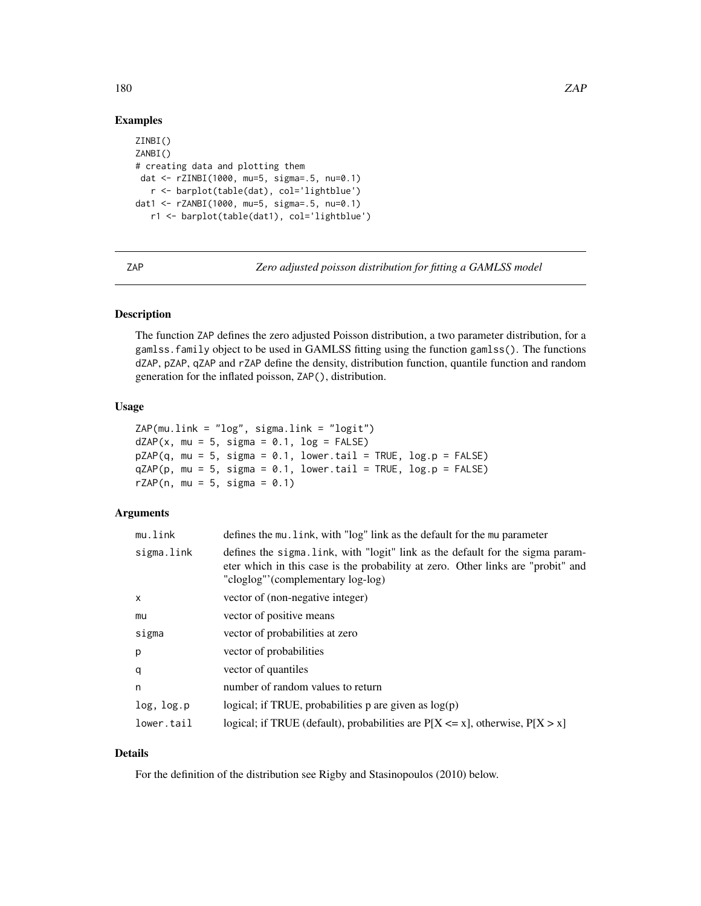## Examples

```
ZINBI()
ZANBI()
# creating data and plotting them
 dat <- rZINBI(1000, mu=5, sigma=.5, nu=0.1)
   r <- barplot(table(dat), col='lightblue')
dat1 <- rZANBI(1000, mu=5, sigma=.5, nu=0.1)
   r1 <- barplot(table(dat1), col='lightblue')
```

---

# ZAP *Zero adjusted poisson distribution for fitting a GAMLSS model*

---

## Description

The function ZAP defines the zero adjusted Poisson distribution, a two parameter distribution, for a gamlss.family object to be used in GAMLSS fitting using the function gamlss(). The functions dZAP, pZAP, qZAP and rZAP define the density, distribution function, quantile function and random generation for the inflated poisson, ZAP(), distribution.

## Usage

```
ZAP(mu.link = "log", sigma.link = "logit")
dZAP(x, mu = 5, sigma = 0.1, log = FALSE)
pZAP(q, mu = 5, sigma = 0.1, lower.tail = TRUE, log.p = FALSE)
qZAP(p, mu = 5, sigma = 0.1, lower.tail = TRUE, log.p = FALSE)
rZAP(n, mu = 5, sigma = 0.1)
```

## Arguments

| | |
|---|---|
| mu.link | defines the mu.link, with "log" link as the default for the mu parameter |
| sigma.link | defines the sigma.link, with "logit" link as the default for the sigma parameter which in this case is the probability at zero. Other links are "probit" and "cloglog"'(complementary log-log) |
| x | vector of (non-negative integer) |
| mu | vector of positive means |
| sigma | vector of probabilities at zero |
| p | vector of probabilities |
| q | vector of quantiles |
| n | number of random values to return |
| log, log.p | logical; if TRUE, probabilities p are given as log(p) |
| lower.tail | logical; if TRUE (default), probabilities are P[X <= x], otherwise, P[X > x] |

## Details

For the definition of the distribution see Rigby and Stasinopoulos (2010) below.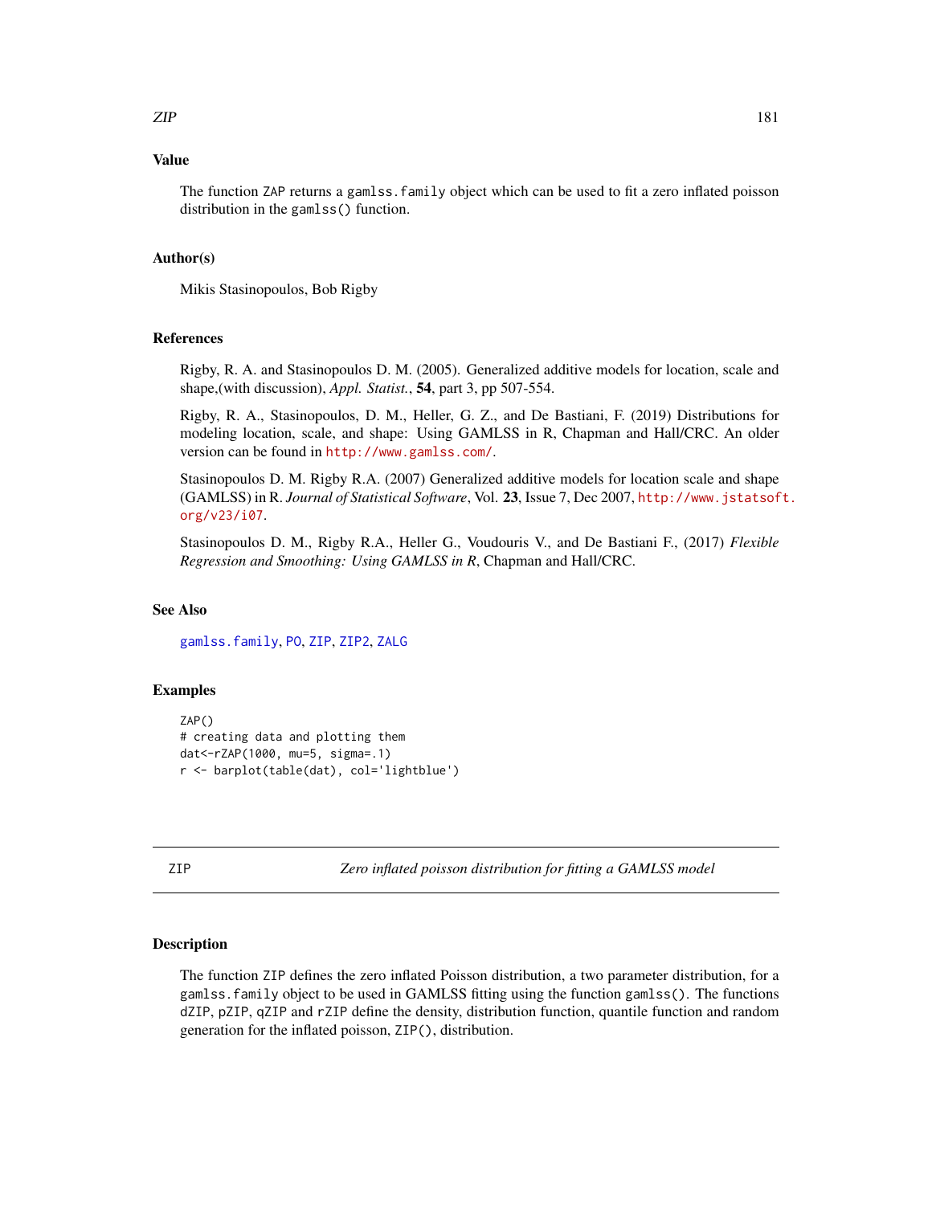## Value

The function ZAP returns a gamlss.family object which can be used to fit a zero inflated poisson distribution in the gamlss() function.

## Author(s)

Mikis Stasinopoulos, Bob Rigby

## References

Rigby, R. A. and Stasinopoulos D. M. (2005). Generalized additive models for location, scale and shape,(with discussion), *Appl. Statist.*, **54**, part 3, pp 507-554.

Rigby, R. A., Stasinopoulos, D. M., Heller, G. Z., and De Bastiani, F. (2019) Distributions for modeling location, scale, and shape: Using GAMLSS in R, Chapman and Hall/CRC. An older version can be found in http://www.gamlss.com/.

Stasinopoulos D. M. Rigby R.A. (2007) Generalized additive models for location scale and shape (GAMLSS) in R. *Journal of Statistical Software*, Vol. **23**, Issue 7, Dec 2007, http://www.jstatsoft.org/v23/i07.

Stasinopoulos D. M., Rigby R.A., Heller G., Voudouris V., and De Bastiani F., (2017) *Flexible Regression and Smoothing: Using GAMLSS in R*, Chapman and Hall/CRC.

## See Also

gamlss.family, PO, ZIP, ZIP2, ZALG

## Examples

```
ZAP()
# creating data and plotting them
dat<-rZAP(1000, mu=5, sigma=.1)
r <- barplot(table(dat), col='lightblue')
```

---

# ZIP — *Zero inflated poisson distribution for fitting a GAMLSS model*

## Description

The function ZIP defines the zero inflated Poisson distribution, a two parameter distribution, for a gamlss.family object to be used in GAMLSS fitting using the function gamlss(). The functions dZIP, pZIP, qZIP and rZIP define the density, distribution function, quantile function and random generation for the inflated poisson, ZIP(), distribution.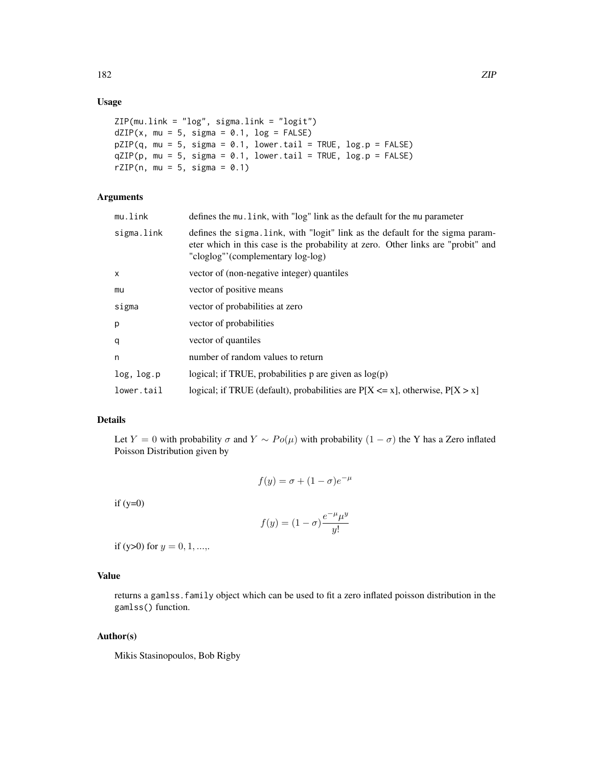## Usage

```
ZIP(mu.link = "log", sigma.link = "logit")
dZIP(x, mu = 5, sigma = 0.1, log = FALSE)
pZIP(q, mu = 5, sigma = 0.1, lower.tail = TRUE, log.p = FALSE)
qZIP(p, mu = 5, sigma = 0.1, lower.tail = TRUE, log.p = FALSE)
rZIP(n, mu = 5, sigma = 0.1)
```

## Arguments

| | |
|---|---|
| mu.link | defines the mu.link, with "log" link as the default for the mu parameter |
| sigma.link | defines the sigma.link, with "logit" link as the default for the sigma parameter which in this case is the probability at zero. Other links are "probit" and "cloglog"'(complementary log-log) |
| x | vector of (non-negative integer) quantiles |
| mu | vector of positive means |
| sigma | vector of probabilities at zero |
| p | vector of probabilities |
| q | vector of quantiles |
| n | number of random values to return |
| log, log.p | logical; if TRUE, probabilities p are given as log(p) |
| lower.tail | logical; if TRUE (default), probabilities are P[X <= x], otherwise, P[X > x] |

## Details

Let $Y = 0$ with probability $\sigma$ and $Y \sim Po(\mu)$ with probability $(1-\sigma)$ the Y has a Zero inflated Poisson Distribution given by

$$f(y) = \sigma + (1-\sigma)e^{-\mu}$$

if (y=0)

$$f(y) = (1-\sigma)\frac{e^{-\mu}\mu^y}{y!}$$

if (y>0) for $y = 0, 1, ...,$.

## Value

returns a gamlss.family object which can be used to fit a zero inflated poisson distribution in the gamlss() function.

## Author(s)

Mikis Stasinopoulos, Bob Rigby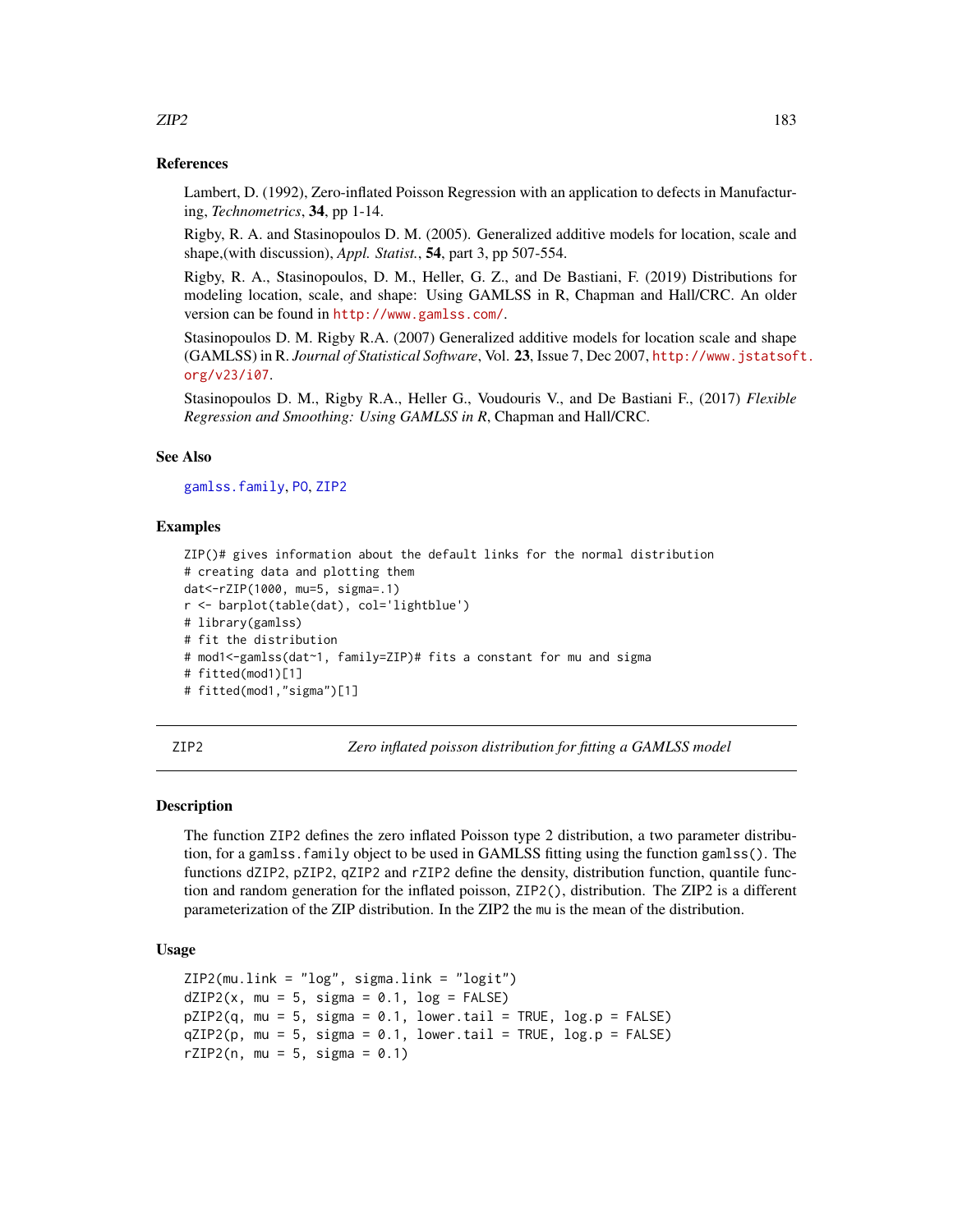### References

Lambert, D. (1992), Zero-inflated Poisson Regression with an application to defects in Manufacturing, *Technometrics*, **34**, pp 1-14.

Rigby, R. A. and Stasinopoulos D. M. (2005). Generalized additive models for location, scale and shape,(with discussion), *Appl. Statist.*, **54**, part 3, pp 507-554.

Rigby, R. A., Stasinopoulos, D. M., Heller, G. Z., and De Bastiani, F. (2019) Distributions for modeling location, scale, and shape: Using GAMLSS in R, Chapman and Hall/CRC. An older version can be found in http://www.gamlss.com/.

Stasinopoulos D. M. Rigby R.A. (2007) Generalized additive models for location scale and shape (GAMLSS) in R. *Journal of Statistical Software*, Vol. **23**, Issue 7, Dec 2007, http://www.jstatsoft.org/v23/i07.

Stasinopoulos D. M., Rigby R.A., Heller G., Voudouris V., and De Bastiani F., (2017) *Flexible Regression and Smoothing: Using GAMLSS in R*, Chapman and Hall/CRC.

### See Also

gamlss.family, PO, ZIP2

### Examples

```
ZIP()# gives information about the default links for the normal distribution
# creating data and plotting them
dat<-rZIP(1000, mu=5, sigma=.1)
r <- barplot(table(dat), col='lightblue')
# library(gamlss)
# fit the distribution
# mod1<-gamlss(dat~1, family=ZIP)# fits a constant for mu and sigma
# fitted(mod1)[1]
# fitted(mod1,"sigma")[1]
```

---

## ZIP2 *Zero inflated poisson distribution for fitting a GAMLSS model*

### Description

The function ZIP2 defines the zero inflated Poisson type 2 distribution, a two parameter distribution, for a gamlss.family object to be used in GAMLSS fitting using the function gamlss(). The functions dZIP2, pZIP2, qZIP2 and rZIP2 define the density, distribution function, quantile function and random generation for the inflated poisson, ZIP2(), distribution. The ZIP2 is a different parameterization of the ZIP distribution. In the ZIP2 the mu is the mean of the distribution.

### Usage

```
ZIP2(mu.link = "log", sigma.link = "logit")
dZIP2(x, mu = 5, sigma = 0.1, log = FALSE)
pZIP2(q, mu = 5, sigma = 0.1, lower.tail = TRUE, log.p = FALSE)
qZIP2(p, mu = 5, sigma = 0.1, lower.tail = TRUE, log.p = FALSE)
rZIP2(n, mu = 5, sigma = 0.1)
```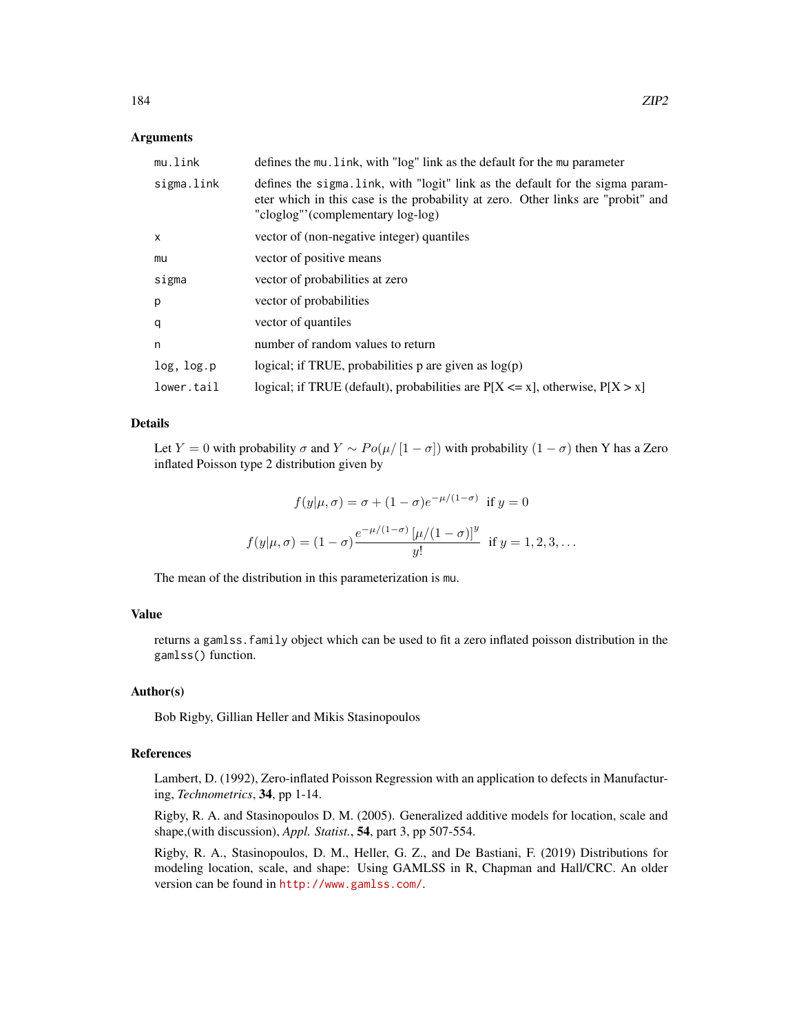### Arguments

| | |
|---|---|
| `mu.link` | defines the `mu.link`, with "log" link as the default for the `mu` parameter |
| `sigma.link` | defines the `sigma.link`, with "logit" link as the default for the sigma parameter which in this case is the probability at zero. Other links are "probit" and "cloglog"'(complementary log-log) |
| `x` | vector of (non-negative integer) quantiles |
| `mu` | vector of positive means |
| `sigma` | vector of probabilities at zero |
| `p` | vector of probabilities |
| `q` | vector of quantiles |
| `n` | number of random values to return |
| `log, log.p` | logical; if TRUE, probabilities p are given as log(p) |
| `lower.tail` | logical; if TRUE (default), probabilities are P[X <= x], otherwise, P[X > x] |

### Details

Let $Y = 0$ with probability $\sigma$ and $Y \sim Po(\mu/[1-\sigma])$ with probability $(1-\sigma)$ then Y has a Zero inflated Poisson type 2 distribution given by

$$f(y|\mu, \sigma) = \sigma + (1-\sigma)e^{-\mu/(1-\sigma)} \;\; \text{if } y = 0$$

$$f(y|\mu, \sigma) = (1-\sigma)\frac{e^{-\mu/(1-\sigma)}\left[\mu/(1-\sigma)\right]^y}{y!} \;\; \text{if } y = 1, 2, 3, \ldots$$

The mean of the distribution in this parameterization is `mu`.

### Value

returns a `gamlss.family` object which can be used to fit a zero inflated poisson distribution in the `gamlss()` function.

### Author(s)

Bob Rigby, Gillian Heller and Mikis Stasinopoulos

### References

Lambert, D. (1992), Zero-inflated Poisson Regression with an application to defects in Manufacturing, *Technometrics*, **34**, pp 1-14.

Rigby, R. A. and Stasinopoulos D. M. (2005). Generalized additive models for location, scale and shape,(with discussion), *Appl. Statist.*, **54**, part 3, pp 507-554.

Rigby, R. A., Stasinopoulos, D. M., Heller, G. Z., and De Bastiani, F. (2019) Distributions for modeling location, scale, and shape: Using GAMLSS in R, Chapman and Hall/CRC. An older version can be found in http://www.gamlss.com/.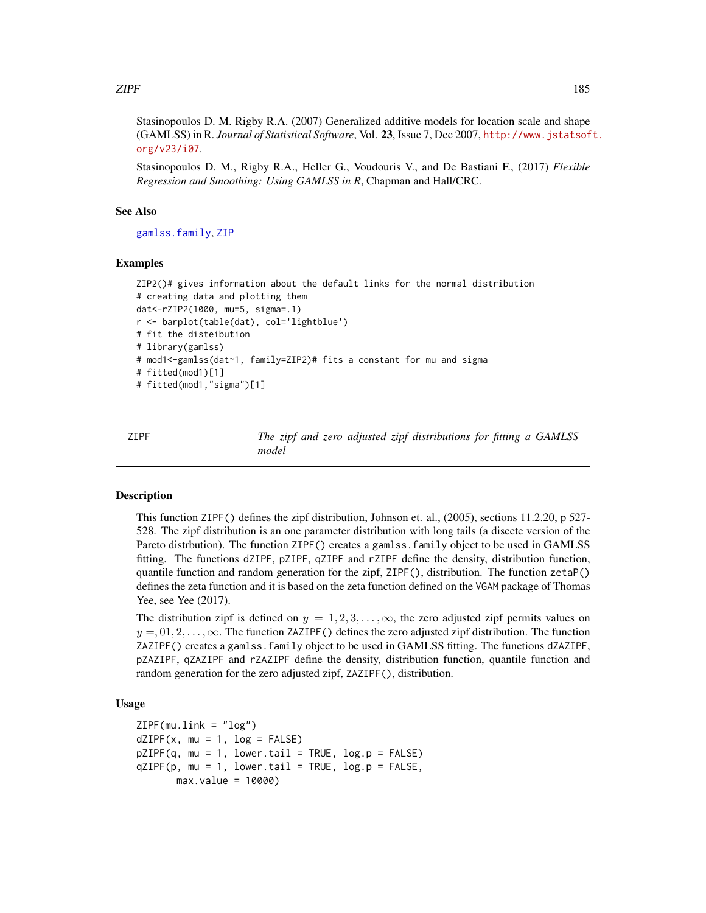Stasinopoulos D. M. Rigby R.A. (2007) Generalized additive models for location scale and shape (GAMLSS) in R. *Journal of Statistical Software*, Vol. **23**, Issue 7, Dec 2007, http://www.jstatsoft.org/v23/i07.

Stasinopoulos D. M., Rigby R.A., Heller G., Voudouris V., and De Bastiani F., (2017) *Flexible Regression and Smoothing: Using GAMLSS in R*, Chapman and Hall/CRC.

### See Also

gamlss.family, ZIP

### Examples

```
ZIP2()# gives information about the default links for the normal distribution
# creating data and plotting them
dat<-rZIP2(1000, mu=5, sigma=.1)
r <- barplot(table(dat), col='lightblue')
# fit the disteibution
# library(gamlss)
# mod1<-gamlss(dat~1, family=ZIP2)# fits a constant for mu and sigma
# fitted(mod1)[1]
# fitted(mod1,"sigma")[1]
```

---

## ZIPF — *The zipf and zero adjusted zipf distributions for fitting a GAMLSS model*

### Description

This function ZIPF() defines the zipf distribution, Johnson et. al., (2005), sections 11.2.20, p 527-528. The zipf distribution is an one parameter distribution with long tails (a discete version of the Pareto distrbution). The function ZIPF() creates a gamlss.family object to be used in GAMLSS fitting. The functions dZIPF, pZIPF, qZIPF and rZIPF define the density, distribution function, quantile function and random generation for the zipf, ZIPF(), distribution. The function zetaP() defines the zeta function and it is based on the zeta function defined on the VGAM package of Thomas Yee, see Yee (2017).

The distribution zipf is defined on $y = 1, 2, 3, \ldots, \infty$, the zero adjusted zipf permits values on $y =, 01, 2, \ldots, \infty$. The function ZAZIPF() defines the zero adjusted zipf distribution. The function ZAZIPF() creates a gamlss.family object to be used in GAMLSS fitting. The functions dZAZIPF, pZAZIPF, qZAZIPF and rZAZIPF define the density, distribution function, quantile function and random generation for the zero adjusted zipf, ZAZIPF(), distribution.

### Usage

```
ZIPF(mu.link = "log")
dZIPF(x, mu = 1, log = FALSE)
pZIPF(q, mu = 1, lower.tail = TRUE, log.p = FALSE)
qZIPF(p, mu = 1, lower.tail = TRUE, log.p = FALSE,
       max.value = 10000)
```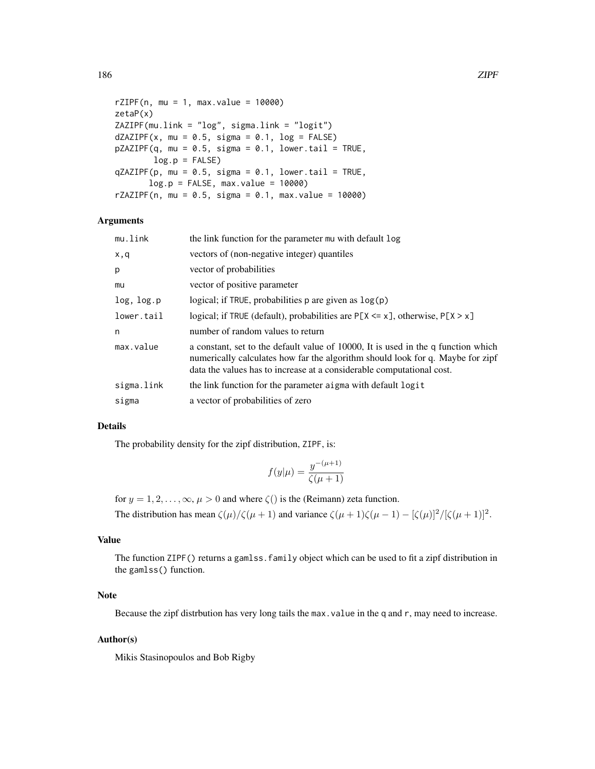```
rZIPF(n, mu = 1, max.value = 10000)
zetaP(x)
ZAZIPF(mu.link = "log", sigma.link = "logit")
dZAZIPF(x, mu = 0.5, sigma = 0.1, log = FALSE)
pZAZIPF(q, mu = 0.5, sigma = 0.1, lower.tail = TRUE,
        log.p = FALSE)
qZAZIPF(p, mu = 0.5, sigma = 0.1, lower.tail = TRUE,
       log.p = FALSE, max.value = 10000)
rZAZIPF(n, mu = 0.5, sigma = 0.1, max.value = 10000)
```

## Arguments

| | |
|---|---|
| mu.link | the link function for the parameter mu with default log |
| x,q | vectors of (non-negative integer) quantiles |
| p | vector of probabilities |
| mu | vector of positive parameter |
| log, log.p | logical; if TRUE, probabilities p are given as log(p) |
| lower.tail | logical; if TRUE (default), probabilities are P[X <= x], otherwise, P[X > x] |
| n | number of random values to return |
| max.value | a constant, set to the default value of 10000, It is used in the q function which numerically calculates how far the algorithm should look for q. Maybe for zipf data the values has to increase at a considerable computational cost. |
| sigma.link | the link function for the parameter aigma with default logit |
| sigma | a vector of probabilities of zero |

## Details

The probability density for the zipf distribution, ZIPF, is:

$$f(y|\mu) = \frac{y^{-(\mu+1)}}{\zeta(\mu+1)}$$

for $y = 1, 2, \ldots, \infty$, $\mu > 0$ and where $\zeta()$ is the (Reimann) zeta function.

The distribution has mean $\zeta(\mu)/\zeta(\mu + 1)$ and variance $\zeta(\mu + 1)\zeta(\mu - 1) - [\zeta(\mu)]^2/[\zeta(\mu + 1)]^2$.

## Value

The function ZIPF() returns a gamlss.family object which can be used to fit a zipf distribution in the gamlss() function.

## Note

Because the zipf distrbution has very long tails the max.value in the q and r, may need to increase.

## Author(s)

Mikis Stasinopoulos and Bob Rigby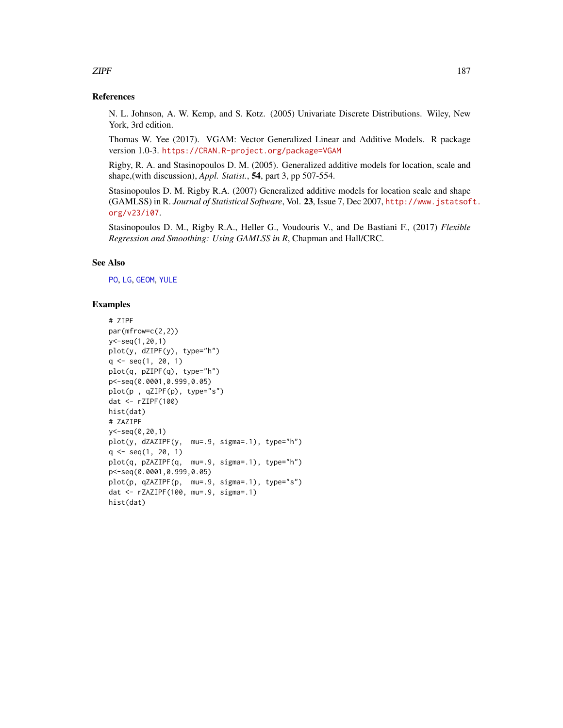## References

N. L. Johnson, A. W. Kemp, and S. Kotz. (2005) Univariate Discrete Distributions. Wiley, New York, 3rd edition.

Thomas W. Yee (2017). VGAM: Vector Generalized Linear and Additive Models. R package version 1.0-3. https://CRAN.R-project.org/package=VGAM

Rigby, R. A. and Stasinopoulos D. M. (2005). Generalized additive models for location, scale and shape,(with discussion), *Appl. Statist.*, **54**, part 3, pp 507-554.

Stasinopoulos D. M. Rigby R.A. (2007) Generalized additive models for location scale and shape (GAMLSS) in R. *Journal of Statistical Software*, Vol. **23**, Issue 7, Dec 2007, http://www.jstatsoft.org/v23/i07.

Stasinopoulos D. M., Rigby R.A., Heller G., Voudouris V., and De Bastiani F., (2017) *Flexible Regression and Smoothing: Using GAMLSS in R*, Chapman and Hall/CRC.

## See Also

PO, LG, GEOM, YULE

## Examples

```
# ZIPF
par(mfrow=c(2,2))
y<-seq(1,20,1)
plot(y, dZIPF(y), type="h")
q <- seq(1, 20, 1)
plot(q, pZIPF(q), type="h")
p<-seq(0.0001,0.999,0.05)
plot(p , qZIPF(p), type="s")
dat <- rZIPF(100)
hist(dat)
# ZAZIPF
y<-seq(0,20,1)
plot(y, dZAZIPF(y,  mu=.9, sigma=.1), type="h")
q <- seq(1, 20, 1)
plot(q, pZAZIPF(q,  mu=.9, sigma=.1), type="h")
p<-seq(0.0001,0.999,0.05)
plot(p, qZAZIPF(p,  mu=.9, sigma=.1), type="s")
dat <- rZAZIPF(100, mu=.9, sigma=.1)
hist(dat)
```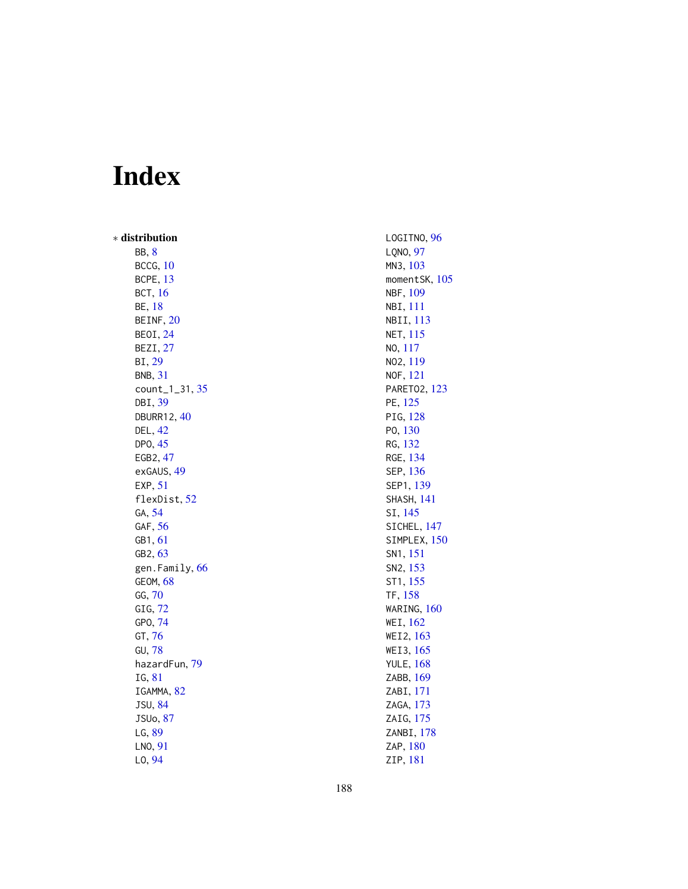# Index

∗ **distribution**

- BB, 8
- BCCG, 10
- BCPE, 13
- BCT, 16
- BE, 18
- BEINF, 20
- BEOI, 24
- BEZI, 27
- BI, 29
- BNB, 31
- count_1_31, 35
- DBI, 39
- DBURR12, 40
- DEL, 42
- DPO, 45
- EGB2, 47
- exGAUS, 49
- EXP, 51
- flexDist, 52
- GA, 54
- GAF, 56
- GB1, 61
- GB2, 63
- gen.Family, 66
- GEOM, 68
- GG, 70
- GIG, 72
- GPO, 74
- GT, 76
- GU, 78
- hazardFun, 79
- IG, 81
- IGAMMA, 82
- JSU, 84
- JSUo, 87
- LG, 89
- LNO, 91
- LO, 94
- LOGITNO, 96
- LQNO, 97
- MN3, 103
- momentSK, 105
- NBF, 109
- NBI, 111
- NBII, 113
- NET, 115
- NO, 117
- NO2, 119
- NOF, 121
- PARETO2, 123
- PE, 125
- PIG, 128
- PO, 130
- RG, 132
- RGE, 134
- SEP, 136
- SEP1, 139
- SHASH, 141
- SI, 145
- SICHEL, 147
- SIMPLEX, 150
- SN1, 151
- SN2, 153
- ST1, 155
- TF, 158
- WARING, 160
- WEI, 162
- WEI2, 163
- WEI3, 165
- YULE, 168
- ZABB, 169
- ZABI, 171
- ZAGA, 173
- ZAIG, 175
- ZANBI, 178
- ZAP, 180
- ZIP, 181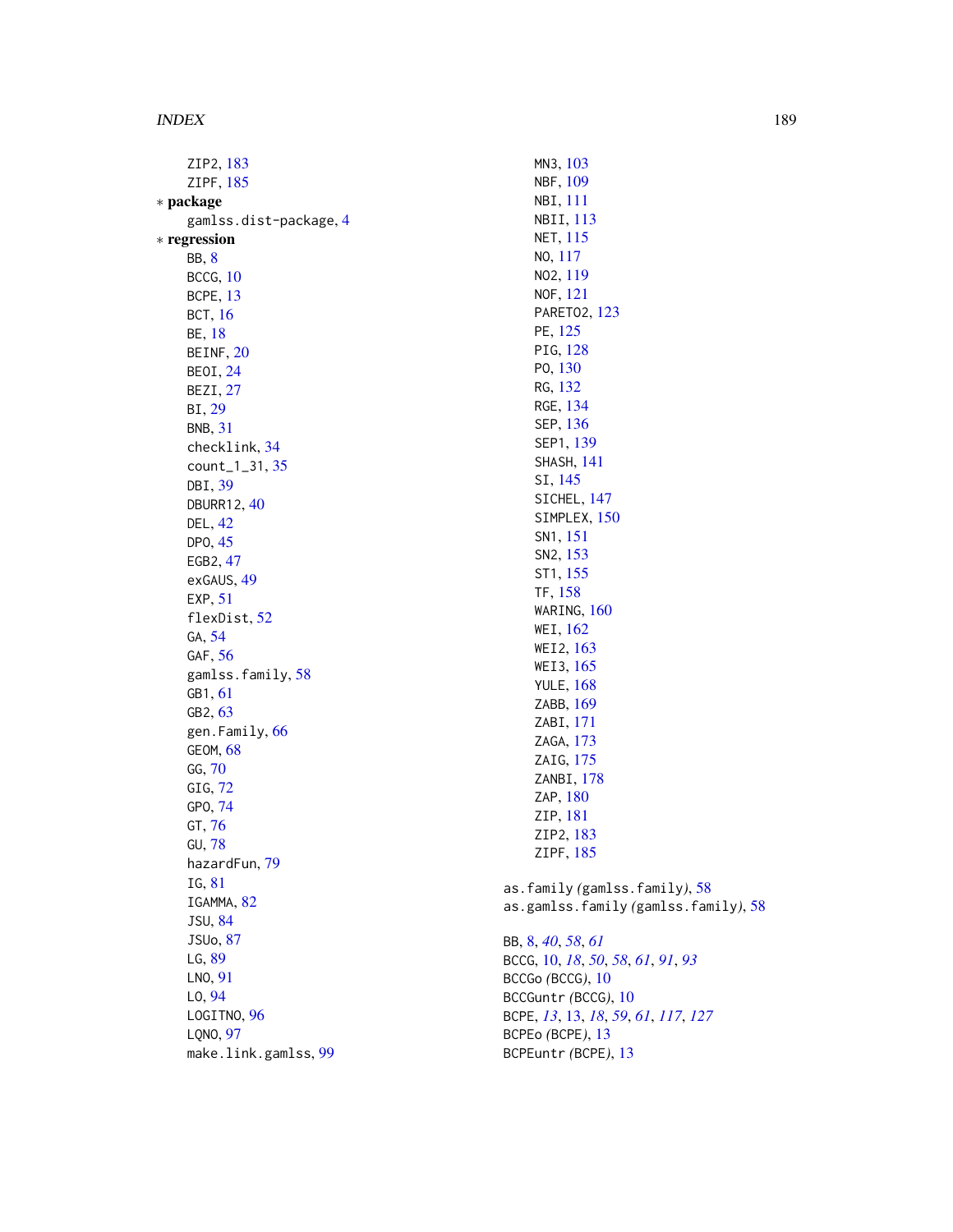ZIP2, 183
ZIPF, 185

∗ **package**

gamlss.dist-package, 4

∗ **regression**

BB, 8
BCCG, 10
BCPE, 13
BCT, 16
BE, 18
BEINF, 20
BEOI, 24
BEZI, 27
BI, 29
BNB, 31
checklink, 34
count_1_31, 35
DBI, 39
DBURR12, 40
DEL, 42
DPO, 45
EGB2, 47
exGAUS, 49
EXP, 51
flexDist, 52
GA, 54
GAF, 56
gamlss.family, 58
GB1, 61
GB2, 63
gen.Family, 66
GEOM, 68
GG, 70
GIG, 72
GPO, 74
GT, 76
GU, 78
hazardFun, 79
IG, 81
IGAMMA, 82
JSU, 84
JSUo, 87
LG, 89
LNO, 91
LO, 94
LOGITNO, 96
LQNO, 97
make.link.gamlss, 99
MN3, 103
NBF, 109
NBI, 111
NBII, 113
NET, 115
NO, 117
NO2, 119
NOF, 121
PARETO2, 123
PE, 125
PIG, 128
PO, 130
RG, 132
RGE, 134
SEP, 136
SEP1, 139
SHASH, 141
SI, 145
SICHEL, 147
SIMPLEX, 150
SN1, 151
SN2, 153
ST1, 155
TF, 158
WARING, 160
WEI, 162
WEI2, 163
WEI3, 165
YULE, 168
ZABB, 169
ZABI, 171
ZAGA, 173
ZAIG, 175
ZANBI, 178
ZAP, 180
ZIP, 181
ZIP2, 183
ZIPF, 185

as.family *(gamlss.family)*, 58
as.gamlss.family *(gamlss.family)*, 58

BB, 8, *40*, *58*, *61*
BCCG, 10, *18*, *50*, *58*, *61*, *91*, *93*
BCCGo *(BCCG)*, 10
BCCGuntr *(BCCG)*, 10
BCPE, *13*, 13, *18*, *59*, *61*, *117*, *127*
BCPEo *(BCPE)*, 13
BCPEuntr *(BCPE)*, 13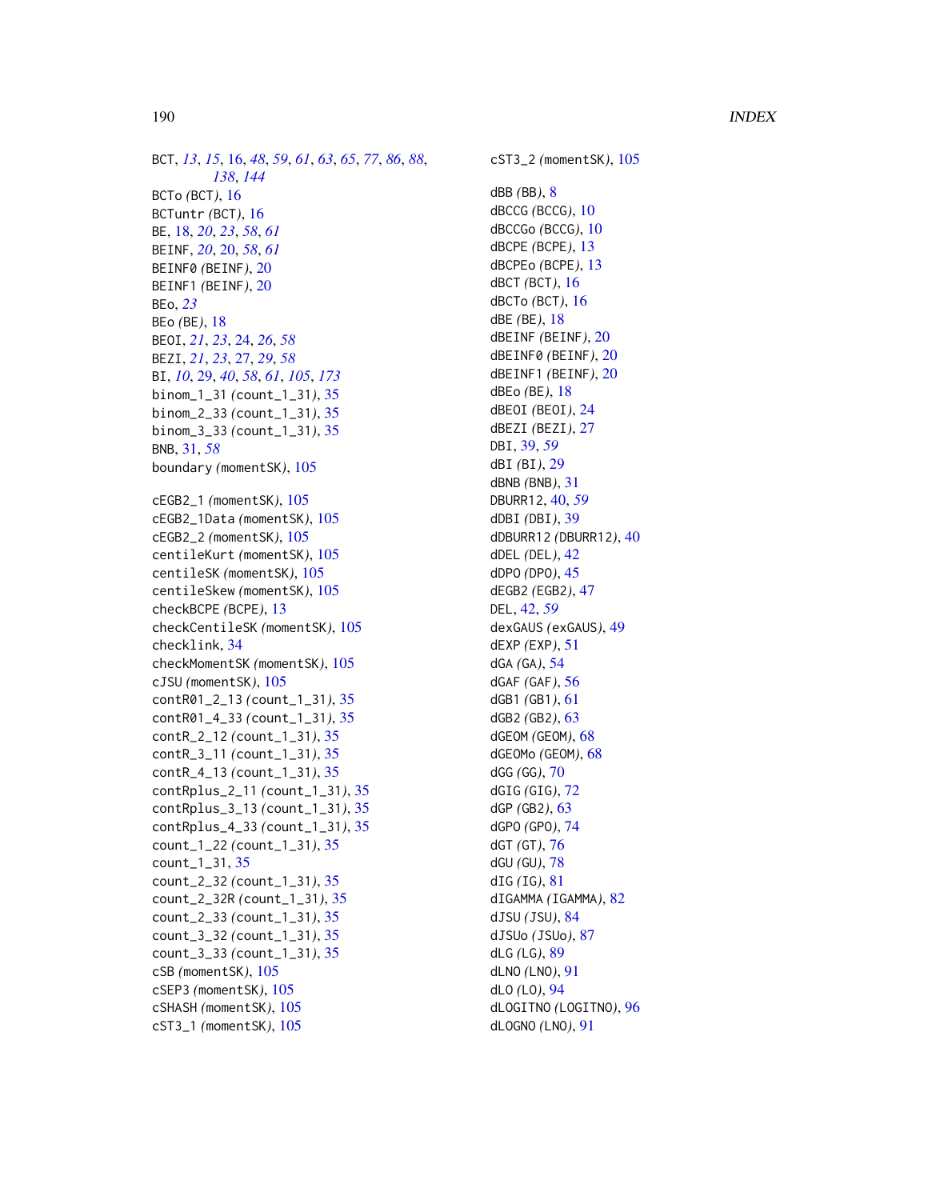BCT, *13*, *15*, 16, *48*, *59*, *61*, *63*, *65*, *77*, *86*, *88*, *138*, *144*
BCTo *(BCT)*, 16
BCTuntr *(BCT)*, 16
BE, 18, *20*, *23*, *58*, *61*
BEINF, *20*, 20, *58*, *61*
BEINF0 *(BEINF)*, 20
BEINF1 *(BEINF)*, 20
BEo, *23*
BEo *(BE)*, 18
BEOI, *21*, *23*, 24, *26*, *58*
BEZI, *21*, *23*, 27, *29*, *58*
BI, *10*, 29, *40*, *58*, *61*, *105*, *173*
binom_1_31 *(count_1_31)*, 35
binom_2_33 *(count_1_31)*, 35
binom_3_33 *(count_1_31)*, 35
BNB, 31, *58*
boundary *(momentSK)*, 105

cEGB2_1 *(momentSK)*, 105
cEGB2_1Data *(momentSK)*, 105
cEGB2_2 *(momentSK)*, 105
centileKurt *(momentSK)*, 105
centileSK *(momentSK)*, 105
centileSkew *(momentSK)*, 105
checkBCPE *(BCPE)*, 13
checkCentileSK *(momentSK)*, 105
checklink, 34
checkMomentSK *(momentSK)*, 105
cJSU *(momentSK)*, 105
contR01_2_13 *(count_1_31)*, 35
contR01_4_33 *(count_1_31)*, 35
contR_2_12 *(count_1_31)*, 35
contR_3_11 *(count_1_31)*, 35
contR_4_13 *(count_1_31)*, 35
contRplus_2_11 *(count_1_31)*, 35
contRplus_3_13 *(count_1_31)*, 35
contRplus_4_33 *(count_1_31)*, 35
count_1_22 *(count_1_31)*, 35
count_1_31, 35
count_2_32 *(count_1_31)*, 35
count_2_32R *(count_1_31)*, 35
count_2_33 *(count_1_31)*, 35
count_3_32 *(count_1_31)*, 35
count_3_33 *(count_1_31)*, 35
cSB *(momentSK)*, 105
cSEP3 *(momentSK)*, 105
cSHASH *(momentSK)*, 105
cST3_1 *(momentSK)*, 105
cST3_2 *(momentSK)*, 105

dBB *(BB)*, 8
dBCCG *(BCCG)*, 10
dBCCGo *(BCCG)*, 10
dBCPE *(BCPE)*, 13
dBCPEo *(BCPE)*, 13
dBCT *(BCT)*, 16
dBCTo *(BCT)*, 16
dBE *(BE)*, 18
dBEINF *(BEINF)*, 20
dBEINF0 *(BEINF)*, 20
dBEINF1 *(BEINF)*, 20
dBEo *(BE)*, 18
dBEOI *(BEOI)*, 24
dBEZI *(BEZI)*, 27
DBI, 39, *59*
dBI *(BI)*, 29
dBNB *(BNB)*, 31
DBURR12, 40, *59*
dDBI *(DBI)*, 39
dDBURR12 *(DBURR12)*, 40
dDEL *(DEL)*, 42
dDPO *(DPO)*, 45
dEGB2 *(EGB2)*, 47
DEL, 42, *59*
dexGAUS *(exGAUS)*, 49
dEXP *(EXP)*, 51
dGA *(GA)*, 54
dGAF *(GAF)*, 56
dGB1 *(GB1)*, 61
dGB2 *(GB2)*, 63
dGEOM *(GEOM)*, 68
dGEOMo *(GEOM)*, 68
dGG *(GG)*, 70
dGIG *(GIG)*, 72
dGP *(GB2)*, 63
dGPO *(GPO)*, 74
dGT *(GT)*, 76
dGU *(GU)*, 78
dIG *(IG)*, 81
dIGAMMA *(IGAMMA)*, 82
dJSU *(JSU)*, 84
dJSUo *(JSUo)*, 87
dLG *(LG)*, 89
dLNO *(LNO)*, 91
dLO *(LO)*, 94
dLOGITNO *(LOGITNO)*, 96
dLOGNO *(LNO)*, 91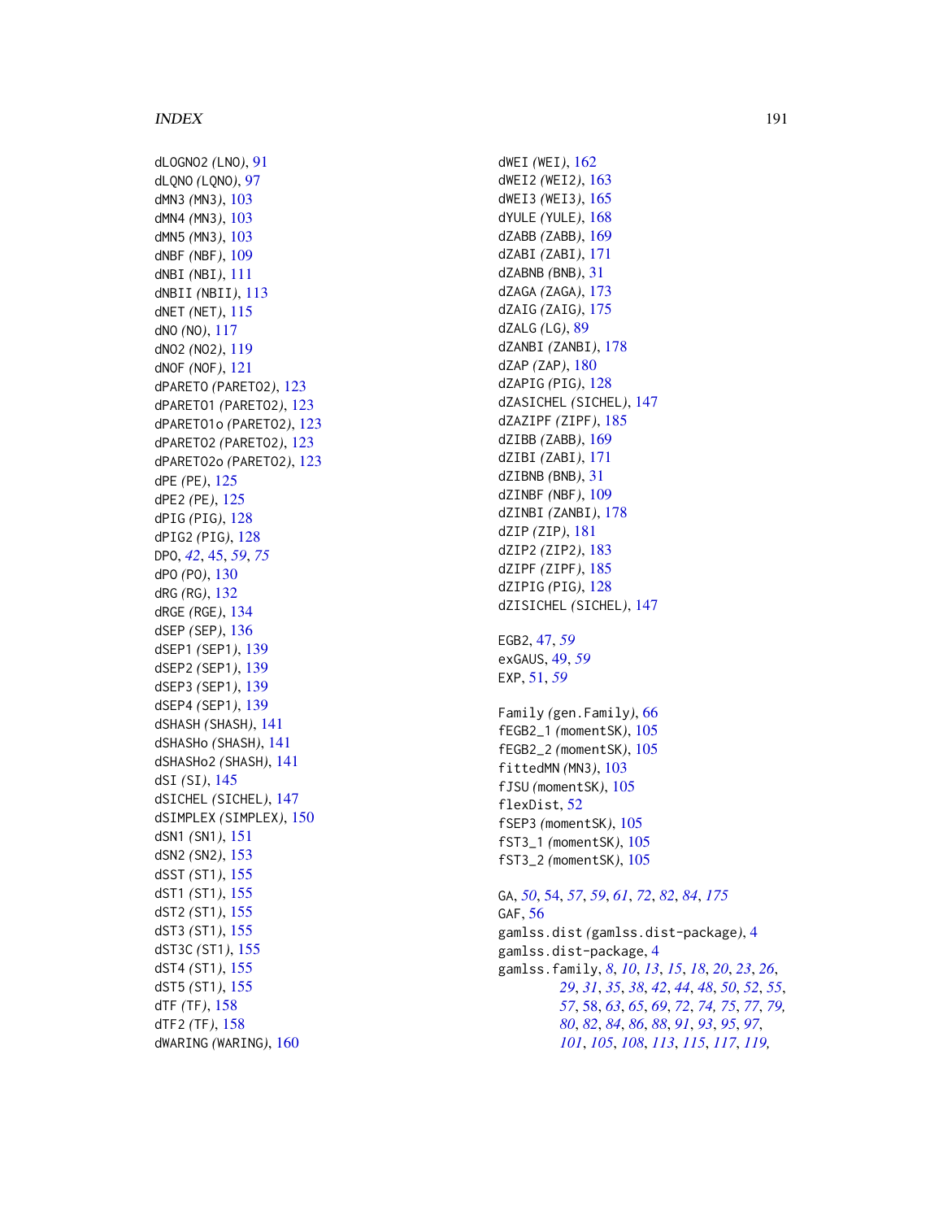dLOGNO2 *(LNO)*, 91
dLQNO *(LQNO)*, 97
dMN3 *(MN3)*, 103
dMN4 *(MN3)*, 103
dMN5 *(MN3)*, 103
dNBF *(NBF)*, 109
dNBI *(NBI)*, 111
dNBII *(NBII)*, 113
dNET *(NET)*, 115
dNO *(NO)*, 117
dNO2 *(NO2)*, 119
dNOF *(NOF)*, 121
dPARETO *(PARETO2)*, 123
dPARETO1 *(PARETO2)*, 123
dPARETO1o *(PARETO2)*, 123
dPARETO2 *(PARETO2)*, 123
dPARETO2o *(PARETO2)*, 123
dPE *(PE)*, 125
dPE2 *(PE)*, 125
dPIG *(PIG)*, 128
dPIG2 *(PIG)*, 128
DPO, *42*, 45, *59*, *75*
dPO *(PO)*, 130
dRG *(RG)*, 132
dRGE *(RGE)*, 134
dSEP *(SEP)*, 136
dSEP1 *(SEP1)*, 139
dSEP2 *(SEP1)*, 139
dSEP3 *(SEP1)*, 139
dSEP4 *(SEP1)*, 139
dSHASH *(SHASH)*, 141
dSHASHo *(SHASH)*, 141
dSHASHo2 *(SHASH)*, 141
dSI *(SI)*, 145
dSICHEL *(SICHEL)*, 147
dSIMPLEX *(SIMPLEX)*, 150
dSN1 *(SN1)*, 151
dSN2 *(SN2)*, 153
dSST *(ST1)*, 155
dST1 *(ST1)*, 155
dST2 *(ST1)*, 155
dST3 *(ST1)*, 155
dST3C *(ST1)*, 155
dST4 *(ST1)*, 155
dST5 *(ST1)*, 155
dTF *(TF)*, 158
dTF2 *(TF)*, 158
dWARING *(WARING)*, 160
dWEI *(WEI)*, 162
dWEI2 *(WEI2)*, 163
dWEI3 *(WEI3)*, 165
dYULE *(YULE)*, 168
dZABB *(ZABB)*, 169
dZABI *(ZABI)*, 171
dZABNB *(BNB)*, 31
dZAGA *(ZAGA)*, 173
dZAIG *(ZAIG)*, 175
dZALG *(LG)*, 89
dZANBI *(ZANBI)*, 178
dZAP *(ZAP)*, 180
dZAPIG *(PIG)*, 128
dZASICHEL *(SICHEL)*, 147
dZAZIPF *(ZIPF)*, 185
dZIBB *(ZABB)*, 169
dZIBI *(ZABI)*, 171
dZIBNB *(BNB)*, 31
dZINBF *(NBF)*, 109
dZINBI *(ZANBI)*, 178
dZIP *(ZIP)*, 181
dZIP2 *(ZIP2)*, 183
dZIPF *(ZIPF)*, 185
dZIPIG *(PIG)*, 128
dZISICHEL *(SICHEL)*, 147

EGB2, 47, *59*
exGAUS, 49, *59*
EXP, 51, *59*

Family *(gen.Family)*, 66
fEGB2_1 *(momentSK)*, 105
fEGB2_2 *(momentSK)*, 105
fittedMN *(MN3)*, 103
fJSU *(momentSK)*, 105
flexDist, 52
fSEP3 *(momentSK)*, 105
fST3_1 *(momentSK)*, 105
fST3_2 *(momentSK)*, 105

GA, *50*, 54, *57*, *59*, *61*, *72*, *82*, *84*, *175*
GAF, 56
gamlss.dist *(gamlss.dist-package)*, 4
gamlss.dist-package, 4
gamlss.family, *8*, *10*, *13*, *15*, *18*, *20*, *23*, *26*, *29*, *31*, *35*, *38*, *42*, *44*, *48*, *50*, *52*, *55*, *57*, 58, *63*, *65*, *69*, *72*, *74*, *75*, *77*, *79*, *80*, *82*, *84*, *86*, *88*, *91*, *93*, *95*, *97*, *101*, *105*, *108*, *113*, *115*, *117*, *119*,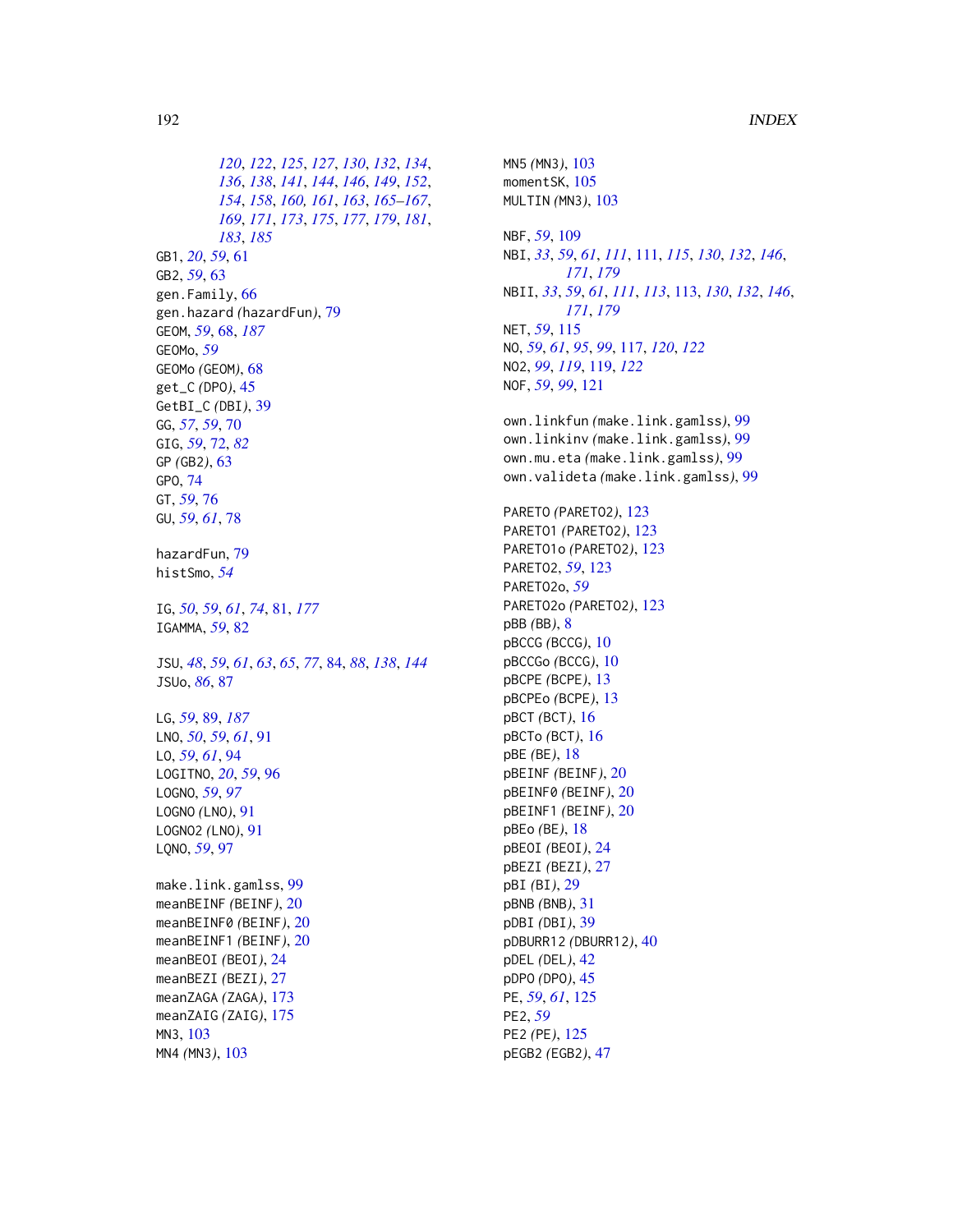*120*, *122*, *125*, *127*, *130*, *132*, *134*, *136*, *138*, *141*, *144*, *146*, *149*, *152*, *154*, *158*, *160, 161*, *163*, *165–167*, *169*, *171*, *173*, *175*, *177*, *179*, *181*, *183*, *185*

GB1, *20*, *59*, 61
GB2, *59*, 63
gen.Family, 66
gen.hazard *(*hazardFun*)*, 79
GEOM, *59*, 68, *187*
GEOMo, *59*
GEOMo *(*GEOM*)*, 68
get_C *(*DPO*)*, 45
GetBI_C *(*DBI*)*, 39
GG, *57*, *59*, 70
GIG, *59*, 72, *82*
GP *(*GB2*)*, 63
GPO, 74
GT, *59*, 76
GU, *59*, *61*, 78

hazardFun, 79
histSmo, *54*

IG, *50*, *59*, *61*, *74*, 81, *177*
IGAMMA, *59*, 82

JSU, *48*, *59*, *61*, *63*, *65*, *77*, 84, *88*, *138*, *144*
JSUo, *86*, 87

LG, *59*, 89, *187*
LNO, *50*, *59*, *61*, 91
LO, *59*, *61*, 94
LOGITNO, *20*, *59*, 96
LOGNO, *59*, *97*
LOGNO *(*LNO*)*, 91
LOGNO2 *(*LNO*)*, 91
LQNO, *59*, 97

make.link.gamlss, 99
meanBEINF *(*BEINF*)*, 20
meanBEINF0 *(*BEINF*)*, 20
meanBEINF1 *(*BEINF*)*, 20
meanBEOI *(*BEOI*)*, 24
meanBEZI *(*BEZI*)*, 27
meanZAGA *(*ZAGA*)*, 173
meanZAIG *(*ZAIG*)*, 175
MN3, 103
MN4 *(*MN3*)*, 103
MN5 *(*MN3*)*, 103
momentSK, 105
MULTIN *(*MN3*)*, 103

NBF, *59*, 109
NBI, *33*, *59*, *61*, *111*, 111, *115*, *130*, *132*, *146*, *171*, *179*
NBII, *33*, *59*, *61*, *111*, *113*, 113, *130*, *132*, *146*, *171*, *179*
NET, *59*, 115
NO, *59*, *61*, *95*, *99*, 117, *120*, *122*
NO2, *99*, *119*, 119, *122*
NOF, *59*, *99*, 121

own.linkfun *(*make.link.gamlss*)*, 99
own.linkinv *(*make.link.gamlss*)*, 99
own.mu.eta *(*make.link.gamlss*)*, 99
own.valideta *(*make.link.gamlss*)*, 99

PARETO *(*PARETO2*)*, 123
PARETO1 *(*PARETO2*)*, 123
PARETO1o *(*PARETO2*)*, 123
PARETO2, *59*, 123
PARETO2o, *59*
PARETO2o *(*PARETO2*)*, 123
pBB *(*BB*)*, 8
pBCCG *(*BCCG*)*, 10
pBCCGo *(*BCCG*)*, 10
pBCPE *(*BCPE*)*, 13
pBCPEo *(*BCPE*)*, 13
pBCT *(*BCT*)*, 16
pBCTo *(*BCT*)*, 16
pBE *(*BE*)*, 18
pBEINF *(*BEINF*)*, 20
pBEINF0 *(*BEINF*)*, 20
pBEINF1 *(*BEINF*)*, 20
pBEo *(*BE*)*, 18
pBEOI *(*BEOI*)*, 24
pBEZI *(*BEZI*)*, 27
pBI *(*BI*)*, 29
pBNB *(*BNB*)*, 31
pDBI *(*DBI*)*, 39
pDBURR12 *(*DBURR12*)*, 40
pDEL *(*DEL*)*, 42
pDPO *(*DPO*)*, 45
PE, *59*, *61*, 125
PE2, *59*
PE2 *(*PE*)*, 125
pEGB2 *(*EGB2*)*, 47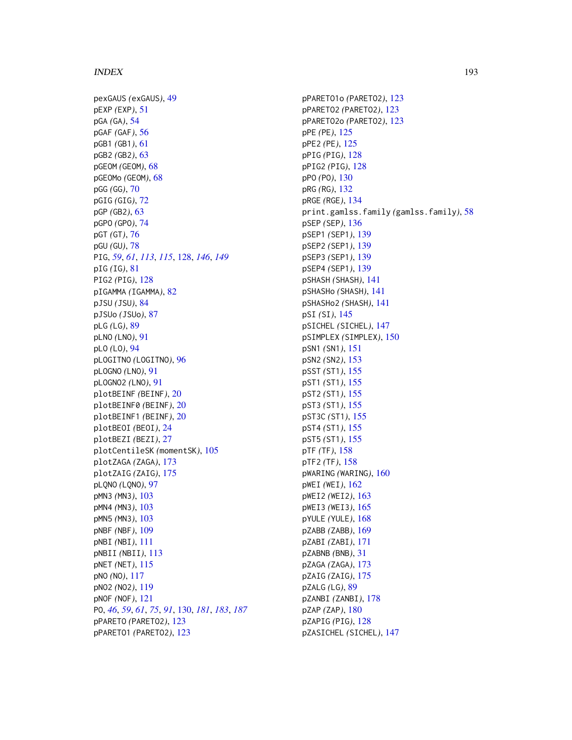pexGAUS *(exGAUS)*, 49
pEXP *(EXP)*, 51
pGA *(GA)*, 54
pGAF *(GAF)*, 56
pGB1 *(GB1)*, 61
pGB2 *(GB2)*, 63
pGEOM *(GEOM)*, 68
pGEOMo *(GEOM)*, 68
pGG *(GG)*, 70
pGIG *(GIG)*, 72
pGP *(GB2)*, 63
pGPO *(GPO)*, 74
pGT *(GT)*, 76
pGU *(GU)*, 78
PIG, *59*, *61*, *113*, *115*, 128, *146*, *149*
pIG *(IG)*, 81
PIG2 *(PIG)*, 128
pIGAMMA *(IGAMMA)*, 82
pJSU *(JSU)*, 84
pJSUo *(JSUo)*, 87
pLG *(LG)*, 89
pLNO *(LNO)*, 91
pLO *(LO)*, 94
pLOGITNO *(LOGITNO)*, 96
pLOGNO *(LNO)*, 91
pLOGNO2 *(LNO)*, 91
plotBEINF *(BEINF)*, 20
plotBEINF0 *(BEINF)*, 20
plotBEINF1 *(BEINF)*, 20
plotBEOI *(BEOI)*, 24
plotBEZI *(BEZI)*, 27
plotCentileSK *(momentSK)*, 105
plotZAGA *(ZAGA)*, 173
plotZAIG *(ZAIG)*, 175
pLQNO *(LQNO)*, 97
pMN3 *(MN3)*, 103
pMN4 *(MN3)*, 103
pMN5 *(MN3)*, 103
pNBF *(NBF)*, 109
pNBI *(NBI)*, 111
pNBII *(NBII)*, 113
pNET *(NET)*, 115
pNO *(NO)*, 117
pNO2 *(NO2)*, 119
pNOF *(NOF)*, 121
PO, *46*, *59*, *61*, *75*, *91*, 130, *181*, *183*, *187*
pPARETO *(PARETO2)*, 123
pPARETO1 *(PARETO2)*, 123
pPARETO1o *(PARETO2)*, 123
pPARETO2 *(PARETO2)*, 123
pPARETO2o *(PARETO2)*, 123
pPE *(PE)*, 125
pPE2 *(PE)*, 125
pPIG *(PIG)*, 128
pPIG2 *(PIG)*, 128
pPO *(PO)*, 130
pRG *(RG)*, 132
pRGE *(RGE)*, 134
print.gamlss.family *(gamlss.family)*, 58
pSEP *(SEP)*, 136
pSEP1 *(SEP1)*, 139
pSEP2 *(SEP1)*, 139
pSEP3 *(SEP1)*, 139
pSEP4 *(SEP1)*, 139
pSHASH *(SHASH)*, 141
pSHASHo *(SHASH)*, 141
pSHASHo2 *(SHASH)*, 141
pSI *(SI)*, 145
pSICHEL *(SICHEL)*, 147
pSIMPLEX *(SIMPLEX)*, 150
pSN1 *(SN1)*, 151
pSN2 *(SN2)*, 153
pSST *(ST1)*, 155
pST1 *(ST1)*, 155
pST2 *(ST1)*, 155
pST3 *(ST1)*, 155
pST3C *(ST1)*, 155
pST4 *(ST1)*, 155
pST5 *(ST1)*, 155
pTF *(TF)*, 158
pTF2 *(TF)*, 158
pWARING *(WARING)*, 160
pWEI *(WEI)*, 162
pWEI2 *(WEI2)*, 163
pWEI3 *(WEI3)*, 165
pYULE *(YULE)*, 168
pZABB *(ZABB)*, 169
pZABI *(ZABI)*, 171
pZABNB *(BNB)*, 31
pZAGA *(ZAGA)*, 173
pZAIG *(ZAIG)*, 175
pZALG *(LG)*, 89
pZANBI *(ZANBI)*, 178
pZAP *(ZAP)*, 180
pZAPIG *(PIG)*, 128
pZASICHEL *(SICHEL)*, 147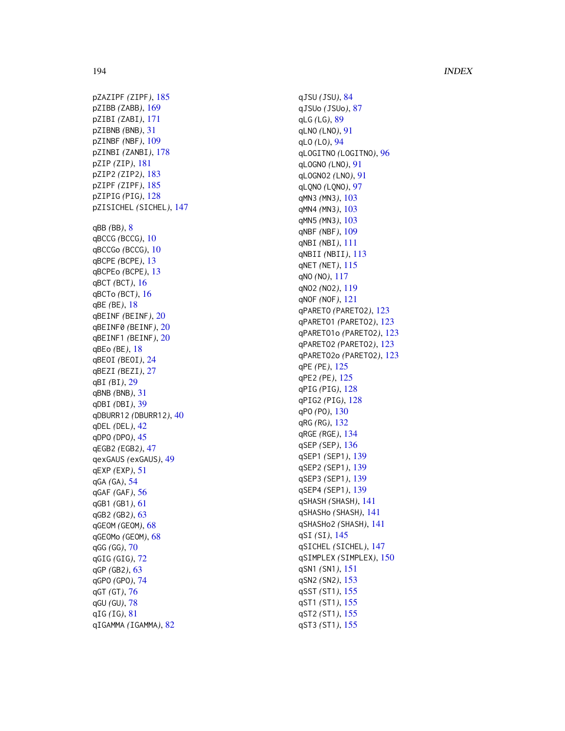pZAZIPF *(ZIPF)*, 185
pZIBB *(ZABB)*, 169
pZIBI *(ZABI)*, 171
pZIBNB *(BNB)*, 31
pZINBF *(NBF)*, 109
pZINBI *(ZANBI)*, 178
pZIP *(ZIP)*, 181
pZIP2 *(ZIP2)*, 183
pZIPF *(ZIPF)*, 185
pZIPIG *(PIG)*, 128
pZISICHEL *(SICHEL)*, 147

qBB *(BB)*, 8
qBCCG *(BCCG)*, 10
qBCCGo *(BCCG)*, 10
qBCPE *(BCPE)*, 13
qBCPEo *(BCPE)*, 13
qBCT *(BCT)*, 16
qBCTo *(BCT)*, 16
qBE *(BE)*, 18
qBEINF *(BEINF)*, 20
qBEINF0 *(BEINF)*, 20
qBEINF1 *(BEINF)*, 20
qBEo *(BE)*, 18
qBEOI *(BEOI)*, 24
qBEZI *(BEZI)*, 27
qBI *(BI)*, 29
qBNB *(BNB)*, 31
qDBI *(DBI)*, 39
qDBURR12 *(DBURR12)*, 40
qDEL *(DEL)*, 42
qDPO *(DPO)*, 45
qEGB2 *(EGB2)*, 47
qexGAUS *(exGAUS)*, 49
qEXP *(EXP)*, 51
qGA *(GA)*, 54
qGAF *(GAF)*, 56
qGB1 *(GB1)*, 61
qGB2 *(GB2)*, 63
qGEOM *(GEOM)*, 68
qGEOMo *(GEOM)*, 68
qGG *(GG)*, 70
qGIG *(GIG)*, 72
qGP *(GB2)*, 63
qGPO *(GPO)*, 74
qGT *(GT)*, 76
qGU *(GU)*, 78
qIG *(IG)*, 81
qIGAMMA *(IGAMMA)*, 82
qJSU *(JSU)*, 84
qJSUo *(JSUo)*, 87
qLG *(LG)*, 89
qLNO *(LNO)*, 91
qLO *(LO)*, 94
qLOGITNO *(LOGITNO)*, 96
qLOGNO *(LNO)*, 91
qLOGNO2 *(LNO)*, 91
qLQNO *(LQNO)*, 97
qMN3 *(MN3)*, 103
qMN4 *(MN3)*, 103
qMN5 *(MN3)*, 103
qNBF *(NBF)*, 109
qNBI *(NBI)*, 111
qNBII *(NBII)*, 113
qNET *(NET)*, 115
qNO *(NO)*, 117
qNO2 *(NO2)*, 119
qNOF *(NOF)*, 121
qPARETO *(PARETO2)*, 123
qPARETO1 *(PARETO2)*, 123
qPARETO1o *(PARETO2)*, 123
qPARETO2 *(PARETO2)*, 123
qPARETO2o *(PARETO2)*, 123
qPE *(PE)*, 125
qPE2 *(PE)*, 125
qPIG *(PIG)*, 128
qPIG2 *(PIG)*, 128
qPO *(PO)*, 130
qRG *(RG)*, 132
qRGE *(RGE)*, 134
qSEP *(SEP)*, 136
qSEP1 *(SEP1)*, 139
qSEP2 *(SEP1)*, 139
qSEP3 *(SEP1)*, 139
qSEP4 *(SEP1)*, 139
qSHASH *(SHASH)*, 141
qSHASHo *(SHASH)*, 141
qSHASHo2 *(SHASH)*, 141
qSI *(SI)*, 145
qSICHEL *(SICHEL)*, 147
qSIMPLEX *(SIMPLEX)*, 150
qSN1 *(SN1)*, 151
qSN2 *(SN2)*, 153
qSST *(ST1)*, 155
qST1 *(ST1)*, 155
qST2 *(ST1)*, 155
qST3 *(ST1)*, 155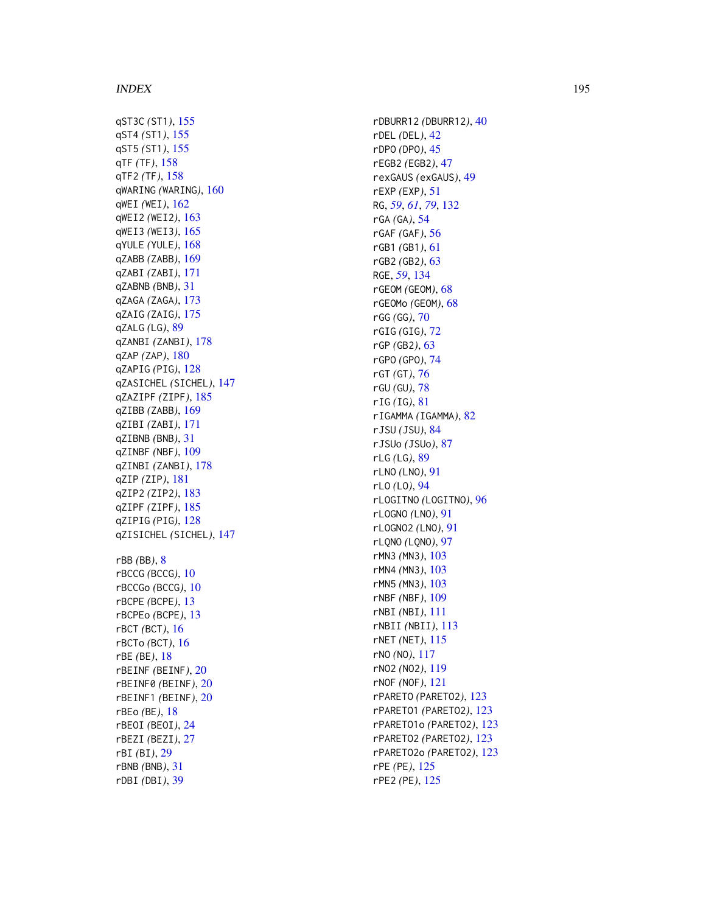qST3C *(ST1)*, 155
qST4 *(ST1)*, 155
qST5 *(ST1)*, 155
qTF *(TF)*, 158
qTF2 *(TF)*, 158
qWARING *(WARING)*, 160
qWEI *(WEI)*, 162
qWEI2 *(WEI2)*, 163
qWEI3 *(WEI3)*, 165
qYULE *(YULE)*, 168
qZABB *(ZABB)*, 169
qZABI *(ZABI)*, 171
qZABNB *(BNB)*, 31
qZAGA *(ZAGA)*, 173
qZAIG *(ZAIG)*, 175
qZALG *(LG)*, 89
qZANBI *(ZANBI)*, 178
qZAP *(ZAP)*, 180
qZAPIG *(PIG)*, 128
qZASICHEL *(SICHEL)*, 147
qZAZIPF *(ZIPF)*, 185
qZIBB *(ZABB)*, 169
qZIBI *(ZABI)*, 171
qZIBNB *(BNB)*, 31
qZINBF *(NBF)*, 109
qZINBI *(ZANBI)*, 178
qZIP *(ZIP)*, 181
qZIP2 *(ZIP2)*, 183
qZIPF *(ZIPF)*, 185
qZIPIG *(PIG)*, 128
qZISICHEL *(SICHEL)*, 147

rBB *(BB)*, 8
rBCCG *(BCCG)*, 10
rBCCGo *(BCCG)*, 10
rBCPE *(BCPE)*, 13
rBCPEo *(BCPE)*, 13
rBCT *(BCT)*, 16
rBCTo *(BCT)*, 16
rBE *(BE)*, 18
rBEINF *(BEINF)*, 20
rBEINF0 *(BEINF)*, 20
rBEINF1 *(BEINF)*, 20
rBEo *(BE)*, 18
rBEOI *(BEOI)*, 24
rBEZI *(BEZI)*, 27
rBI *(BI)*, 29
rBNB *(BNB)*, 31
rDBI *(DBI)*, 39
rDBURR12 *(DBURR12)*, 40
rDEL *(DEL)*, 42
rDPO *(DPO)*, 45
rEGB2 *(EGB2)*, 47
rexGAUS *(exGAUS)*, 49
rEXP *(EXP)*, 51
RG, *59*, *61*, *79*, 132
rGA *(GA)*, 54
rGAF *(GAF)*, 56
rGB1 *(GB1)*, 61
rGB2 *(GB2)*, 63
RGE, *59*, 134
rGEOM *(GEOM)*, 68
rGEOMo *(GEOM)*, 68
rGG *(GG)*, 70
rGIG *(GIG)*, 72
rGP *(GB2)*, 63
rGPO *(GPO)*, 74
rGT *(GT)*, 76
rGU *(GU)*, 78
rIG *(IG)*, 81
rIGAMMA *(IGAMMA)*, 82
rJSU *(JSU)*, 84
rJSUo *(JSUo)*, 87
rLG *(LG)*, 89
rLNO *(LNO)*, 91
rLO *(LO)*, 94
rLOGITNO *(LOGITNO)*, 96
rLOGNO *(LNO)*, 91
rLOGNO2 *(LNO)*, 91
rLQNO *(LQNO)*, 97
rMN3 *(MN3)*, 103
rMN4 *(MN3)*, 103
rMN5 *(MN3)*, 103
rNBF *(NBF)*, 109
rNBI *(NBI)*, 111
rNBII *(NBII)*, 113
rNET *(NET)*, 115
rNO *(NO)*, 117
rNO2 *(NO2)*, 119
rNOF *(NOF)*, 121
rPARETO *(PARETO2)*, 123
rPARETO1 *(PARETO2)*, 123
rPARETO1o *(PARETO2)*, 123
rPARETO2 *(PARETO2)*, 123
rPARETO2o *(PARETO2)*, 123
rPE *(PE)*, 125
rPE2 *(PE)*, 125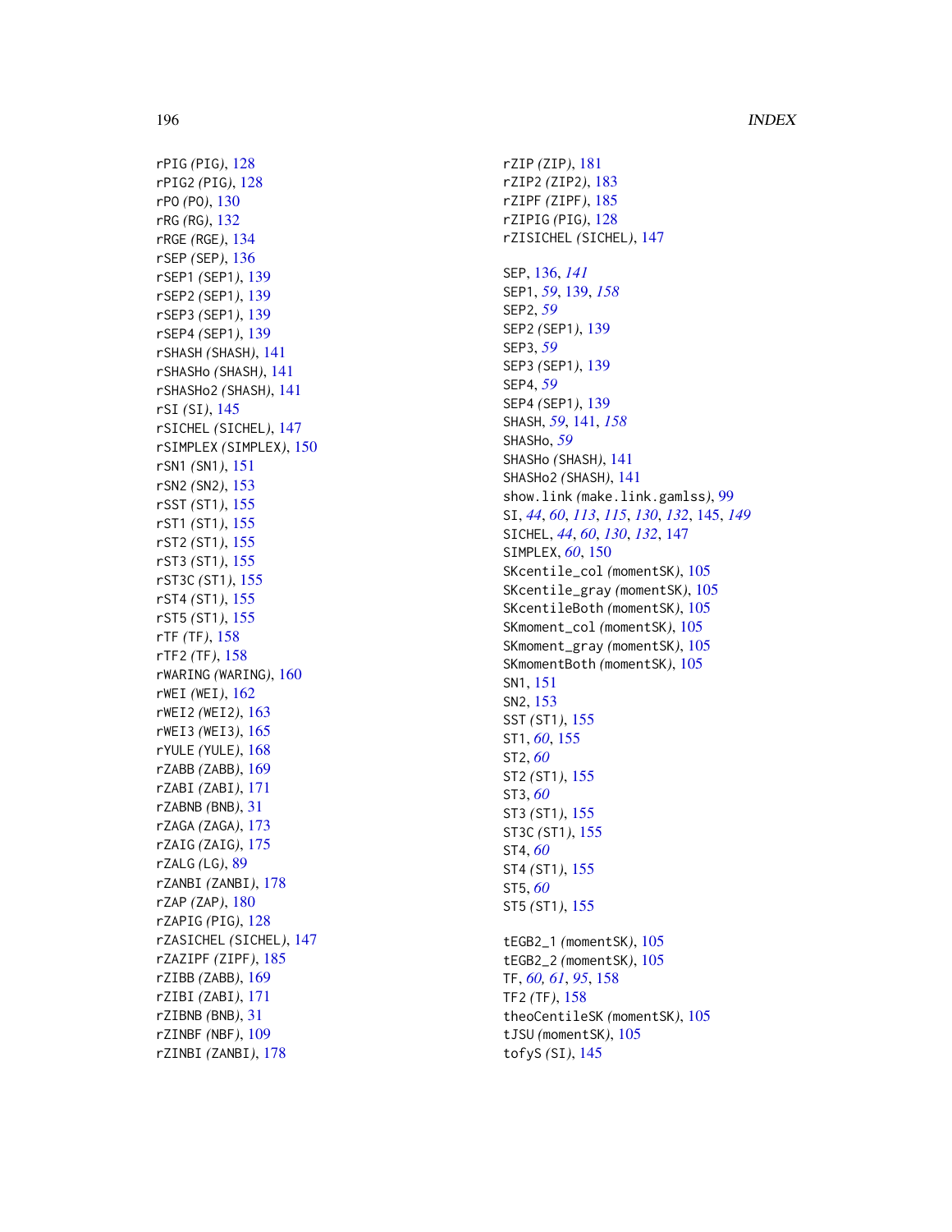rPIG *(PIG)*, 128
rPIG2 *(PIG)*, 128
rPO *(PO)*, 130
rRG *(RG)*, 132
rRGE *(RGE)*, 134
rSEP *(SEP)*, 136
rSEP1 *(SEP1)*, 139
rSEP2 *(SEP1)*, 139
rSEP3 *(SEP1)*, 139
rSEP4 *(SEP1)*, 139
rSHASH *(SHASH)*, 141
rSHASHo *(SHASH)*, 141
rSHASHo2 *(SHASH)*, 141
rSI *(SI)*, 145
rSICHEL *(SICHEL)*, 147
rSIMPLEX *(SIMPLEX)*, 150
rSN1 *(SN1)*, 151
rSN2 *(SN2)*, 153
rSST *(ST1)*, 155
rST1 *(ST1)*, 155
rST2 *(ST1)*, 155
rST3 *(ST1)*, 155
rST3C *(ST1)*, 155
rST4 *(ST1)*, 155
rST5 *(ST1)*, 155
rTF *(TF)*, 158
rTF2 *(TF)*, 158
rWARING *(WARING)*, 160
rWEI *(WEI)*, 162
rWEI2 *(WEI2)*, 163
rWEI3 *(WEI3)*, 165
rYULE *(YULE)*, 168
rZABB *(ZABB)*, 169
rZABI *(ZABI)*, 171
rZABNB *(BNB)*, 31
rZAGA *(ZAGA)*, 173
rZAIG *(ZAIG)*, 175
rZALG *(LG)*, 89
rZANBI *(ZANBI)*, 178
rZAP *(ZAP)*, 180
rZAPIG *(PIG)*, 128
rZASICHEL *(SICHEL)*, 147
rZAZIPF *(ZIPF)*, 185
rZIBB *(ZABB)*, 169
rZIBI *(ZABI)*, 171
rZIBNB *(BNB)*, 31
rZINBF *(NBF)*, 109
rZINBI *(ZANBI)*, 178
rZIP *(ZIP)*, 181
rZIP2 *(ZIP2)*, 183
rZIPF *(ZIPF)*, 185
rZIPIG *(PIG)*, 128
rZISICHEL *(SICHEL)*, 147

SEP, 136, *141*
SEP1, *59*, 139, *158*
SEP2, *59*
SEP2 *(SEP1)*, 139
SEP3, *59*
SEP3 *(SEP1)*, 139
SEP4, *59*
SEP4 *(SEP1)*, 139
SHASH, *59*, 141, *158*
SHASHo, *59*
SHASHo *(SHASH)*, 141
SHASHo2 *(SHASH)*, 141
show.link *(make.link.gamlss)*, 99
SI, *44*, *60*, *113*, *115*, *130*, *132*, 145, *149*
SICHEL, *44*, *60*, *130*, *132*, 147
SIMPLEX, *60*, 150
SKcentile_col *(momentSK)*, 105
SKcentile_gray *(momentSK)*, 105
SKcentileBoth *(momentSK)*, 105
SKmoment_col *(momentSK)*, 105
SKmoment_gray *(momentSK)*, 105
SKmomentBoth *(momentSK)*, 105
SN1, 151
SN2, 153
SST *(ST1)*, 155
ST1, *60*, 155
ST2, *60*
ST2 *(ST1)*, 155
ST3, *60*
ST3 *(ST1)*, 155
ST3C *(ST1)*, 155
ST4, *60*
ST4 *(ST1)*, 155
ST5, *60*
ST5 *(ST1)*, 155

tEGB2_1 *(momentSK)*, 105
tEGB2_2 *(momentSK)*, 105
TF, *60, 61*, *95*, 158
TF2 *(TF)*, 158
theoCentileSK *(momentSK)*, 105
tJSU *(momentSK)*, 105
tofyS *(SI)*, 145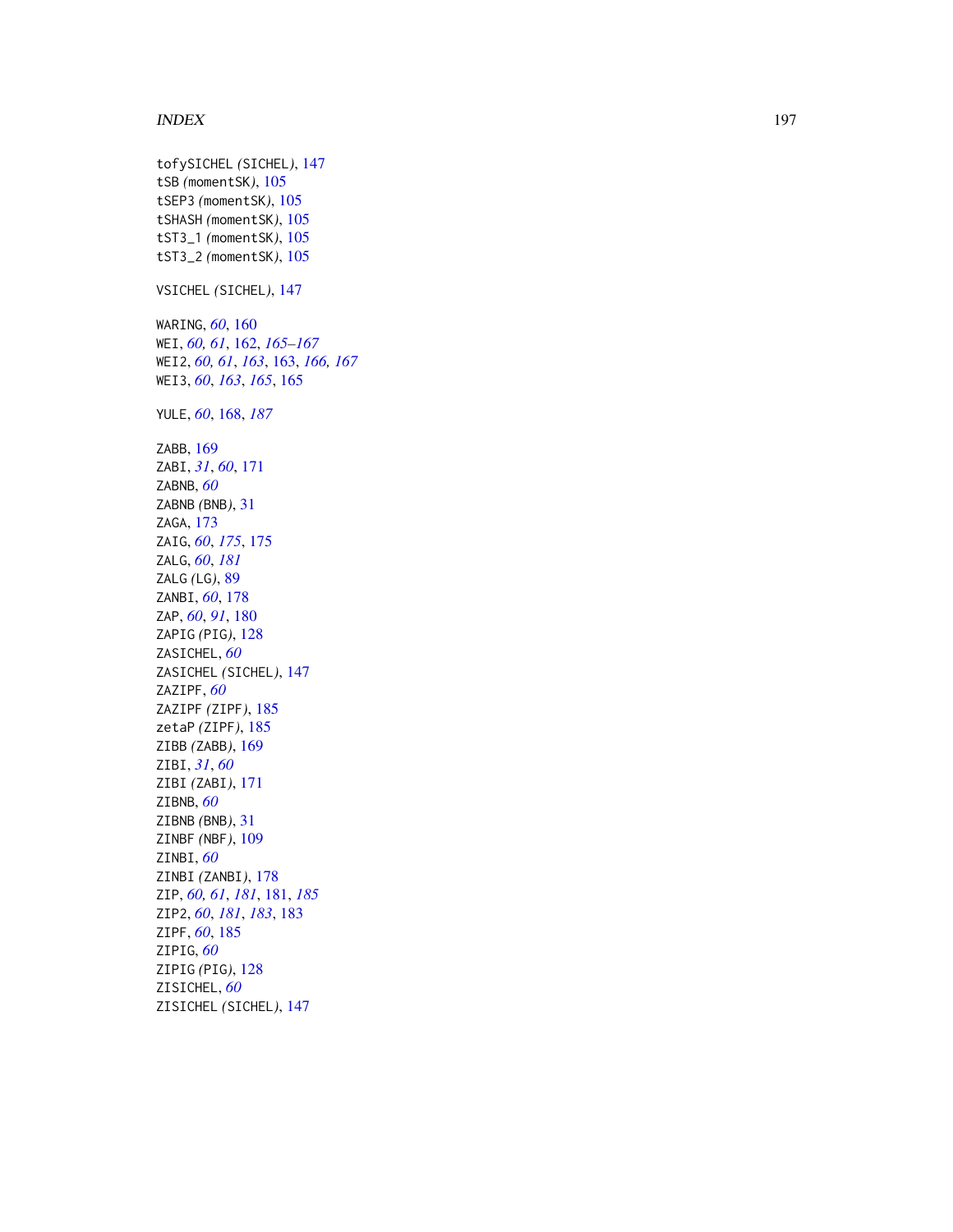tofySICHEL *(SICHEL)*, 147
tSB *(momentSK)*, 105
tSEP3 *(momentSK)*, 105
tSHASH *(momentSK)*, 105
tST3_1 *(momentSK)*, 105
tST3_2 *(momentSK)*, 105

VSICHEL *(SICHEL)*, 147

WARING, *60*, 160
WEI, *60, 61*, 162, *165–167*
WEI2, *60, 61*, *163*, 163, *166, 167*
WEI3, *60*, *163*, *165*, 165

YULE, *60*, 168, *187*

ZABB, 169
ZABI, *31*, *60*, 171
ZABNB, *60*
ZABNB *(BNB)*, 31
ZAGA, 173
ZAIG, *60*, *175*, 175
ZALG, *60*, *181*
ZALG *(LG)*, 89
ZANBI, *60*, 178
ZAP, *60*, *91*, 180
ZAPIG *(PIG)*, 128
ZASICHEL, *60*
ZASICHEL *(SICHEL)*, 147
ZAZIPF, *60*
ZAZIPF *(ZIPF)*, 185
zetaP *(ZIPF)*, 185
ZIBB *(ZABB)*, 169
ZIBI, *31*, *60*
ZIBI *(ZABI)*, 171
ZIBNB, *60*
ZIBNB *(BNB)*, 31
ZINBF *(NBF)*, 109
ZINBI, *60*
ZINBI *(ZANBI)*, 178
ZIP, *60, 61*, *181*, 181, *185*
ZIP2, *60*, *181*, *183*, 183
ZIPF, *60*, 185
ZIPIG, *60*
ZIPIG *(PIG)*, 128
ZISICHEL, *60*
ZISICHEL *(SICHEL)*, 147